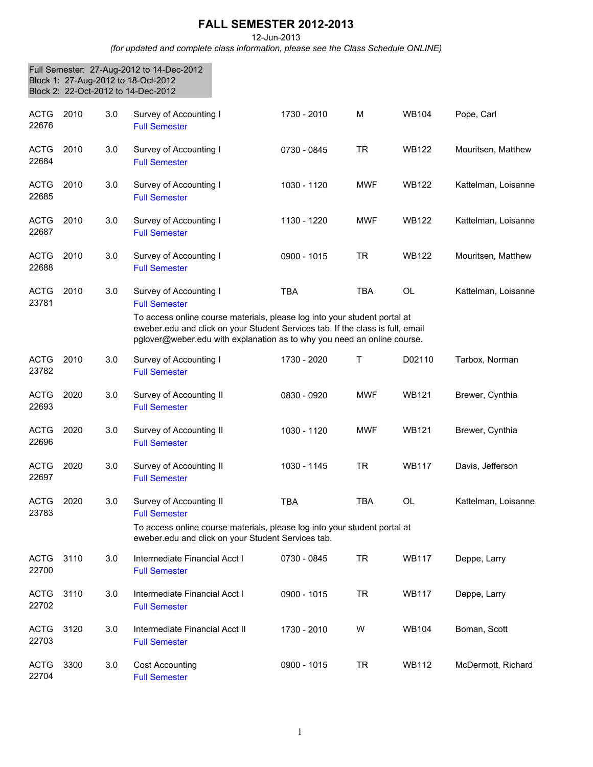# FALL SEMESTER 2012-2013

12-Jun-2013

*(for updated and complete class information, please see the Class Schedule ONLINE)*

Full Semester: 27-Aug-2012 to 14-Dec-2012
Block 1: 27-Aug-2012 to 18-Oct-2012
Block 2: 22-Oct-2012 to 14-Dec-2012

| | | | | | | | |
|---|---|---|---|---|---|---|---|
| ACTG 22676 | 2010 | 3.0 | Survey of Accounting I<br>Full Semester | 1730 - 2010 | M | WB104 | Pope, Carl |
| ACTG 22684 | 2010 | 3.0 | Survey of Accounting I<br>Full Semester | 0730 - 0845 | TR | WB122 | Mouritsen, Matthew |
| ACTG 22685 | 2010 | 3.0 | Survey of Accounting I<br>Full Semester | 1030 - 1120 | MWF | WB122 | Kattelman, Loisanne |
| ACTG 22687 | 2010 | 3.0 | Survey of Accounting I<br>Full Semester | 1130 - 1220 | MWF | WB122 | Kattelman, Loisanne |
| ACTG 22688 | 2010 | 3.0 | Survey of Accounting I<br>Full Semester | 0900 - 1015 | TR | WB122 | Mouritsen, Matthew |
| ACTG 23781 | 2010 | 3.0 | Survey of Accounting I<br>Full Semester<br>To access online course materials, please log into your student portal at eweber.edu and click on your Student Services tab. If the class is full, email pglover@weber.edu with explanation as to why you need an online course. | TBA | TBA | OL | Kattelman, Loisanne |
| ACTG 23782 | 2010 | 3.0 | Survey of Accounting I<br>Full Semester | 1730 - 2020 | T | D02110 | Tarbox, Norman |
| ACTG 22693 | 2020 | 3.0 | Survey of Accounting II<br>Full Semester | 0830 - 0920 | MWF | WB121 | Brewer, Cynthia |
| ACTG 22696 | 2020 | 3.0 | Survey of Accounting II<br>Full Semester | 1030 - 1120 | MWF | WB121 | Brewer, Cynthia |
| ACTG 22697 | 2020 | 3.0 | Survey of Accounting II<br>Full Semester | 1030 - 1145 | TR | WB117 | Davis, Jefferson |
| ACTG 23783 | 2020 | 3.0 | Survey of Accounting II<br>Full Semester<br>To access online course materials, please log into your student portal at eweber.edu and click on your Student Services tab. | TBA | TBA | OL | Kattelman, Loisanne |
| ACTG 22700 | 3110 | 3.0 | Intermediate Financial Acct I<br>Full Semester | 0730 - 0845 | TR | WB117 | Deppe, Larry |
| ACTG 22702 | 3110 | 3.0 | Intermediate Financial Acct I<br>Full Semester | 0900 - 1015 | TR | WB117 | Deppe, Larry |
| ACTG 22703 | 3120 | 3.0 | Intermediate Financial Acct II<br>Full Semester | 1730 - 2010 | W | WB104 | Boman, Scott |
| ACTG 22704 | 3300 | 3.0 | Cost Accounting<br>Full Semester | 0900 - 1015 | TR | WB112 | McDermott, Richard |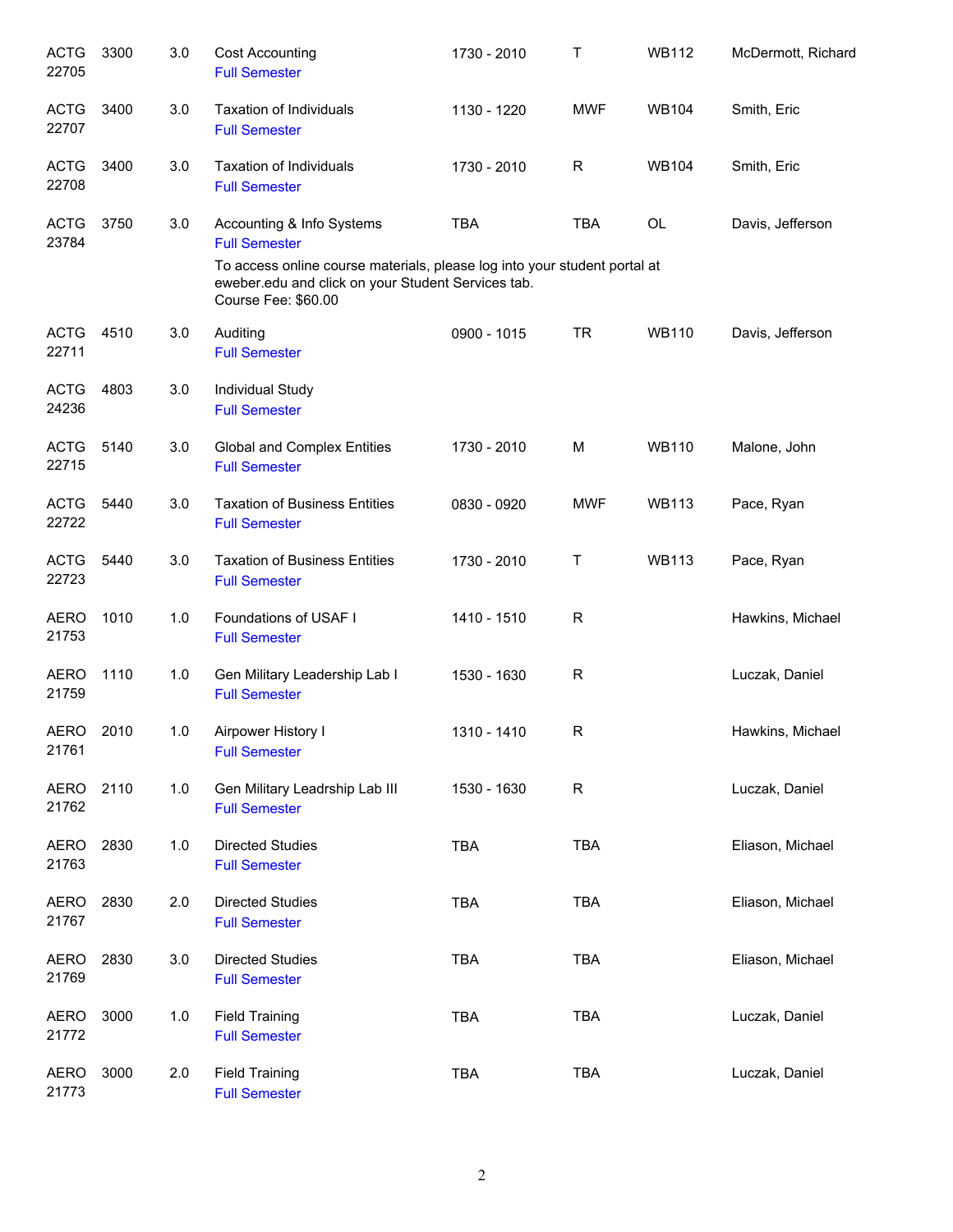| Subject / CRN | Course | Credits | Title | Time | Days | Room | Instructor |
|---|---|---|---|---|---|---|---|
| ACTG 22705 | 3300 | 3.0 | Cost Accounting<br>Full Semester | 1730 - 2010 | T | WB112 | McDermott, Richard |
| ACTG 22707 | 3400 | 3.0 | Taxation of Individuals<br>Full Semester | 1130 - 1220 | MWF | WB104 | Smith, Eric |
| ACTG 22708 | 3400 | 3.0 | Taxation of Individuals<br>Full Semester | 1730 - 2010 | R | WB104 | Smith, Eric |
| ACTG 23784 | 3750 | 3.0 | Accounting & Info Systems<br>Full Semester<br>To access online course materials, please log into your student portal at eweber.edu and click on your Student Services tab.<br>Course Fee: $60.00 | TBA | TBA | OL | Davis, Jefferson |
| ACTG 22711 | 4510 | 3.0 | Auditing<br>Full Semester | 0900 - 1015 | TR | WB110 | Davis, Jefferson |
| ACTG 24236 | 4803 | 3.0 | Individual Study<br>Full Semester | | | | |
| ACTG 22715 | 5140 | 3.0 | Global and Complex Entities<br>Full Semester | 1730 - 2010 | M | WB110 | Malone, John |
| ACTG 22722 | 5440 | 3.0 | Taxation of Business Entities<br>Full Semester | 0830 - 0920 | MWF | WB113 | Pace, Ryan |
| ACTG 22723 | 5440 | 3.0 | Taxation of Business Entities<br>Full Semester | 1730 - 2010 | T | WB113 | Pace, Ryan |
| AERO 21753 | 1010 | 1.0 | Foundations of USAF I<br>Full Semester | 1410 - 1510 | R | | Hawkins, Michael |
| AERO 21759 | 1110 | 1.0 | Gen Military Leadership Lab I<br>Full Semester | 1530 - 1630 | R | | Luczak, Daniel |
| AERO 21761 | 2010 | 1.0 | Airpower History I<br>Full Semester | 1310 - 1410 | R | | Hawkins, Michael |
| AERO 21762 | 2110 | 1.0 | Gen Military Leadrship Lab III<br>Full Semester | 1530 - 1630 | R | | Luczak, Daniel |
| AERO 21763 | 2830 | 1.0 | Directed Studies<br>Full Semester | TBA | TBA | | Eliason, Michael |
| AERO 21767 | 2830 | 2.0 | Directed Studies<br>Full Semester | TBA | TBA | | Eliason, Michael |
| AERO 21769 | 2830 | 3.0 | Directed Studies<br>Full Semester | TBA | TBA | | Eliason, Michael |
| AERO 21772 | 3000 | 1.0 | Field Training<br>Full Semester | TBA | TBA | | Luczak, Daniel |
| AERO 21773 | 3000 | 2.0 | Field Training<br>Full Semester | TBA | TBA | | Luczak, Daniel |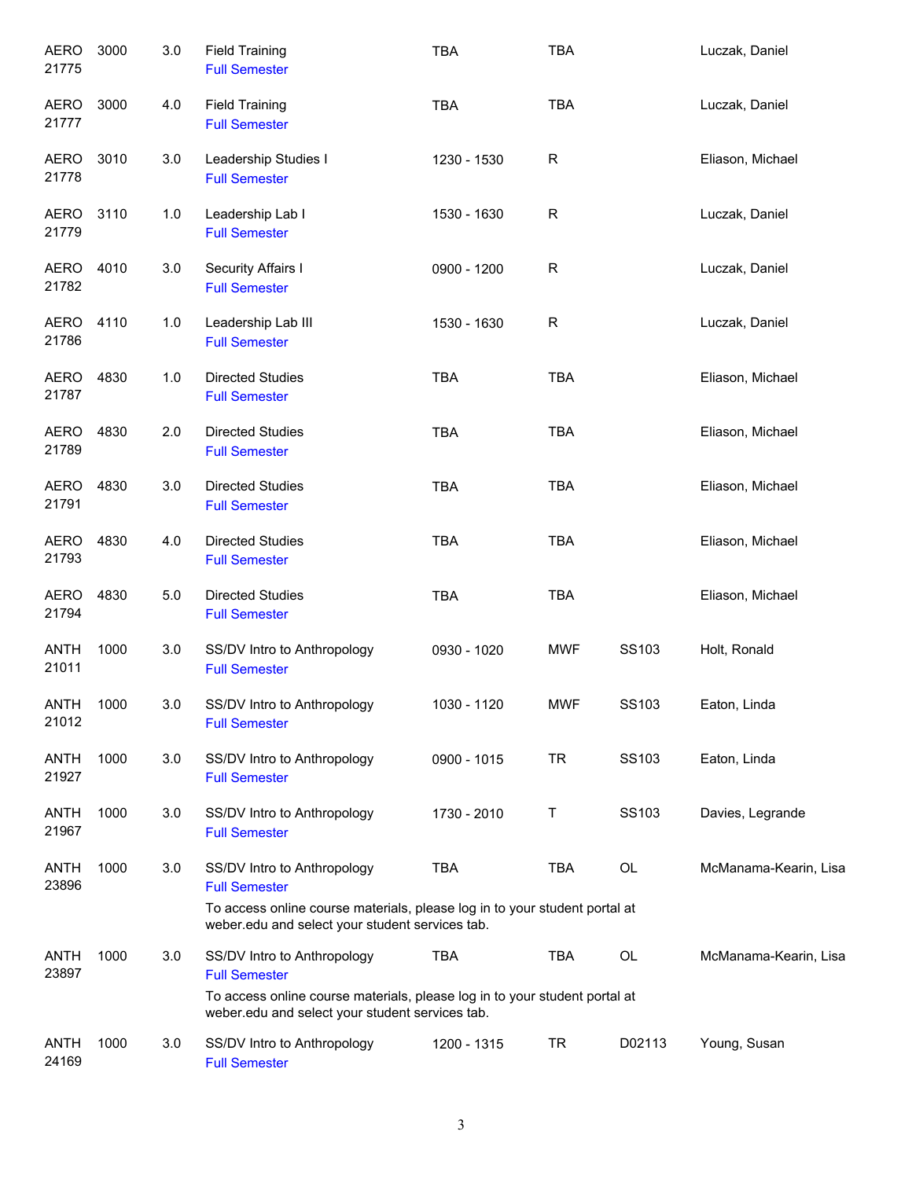| | | | | | | | |
|---|---|---|---|---|---|---|---|
| AERO 21775 | 3000 | 3.0 | Field Training<br>Full Semester | TBA | TBA | | Luczak, Daniel |
| AERO 21777 | 3000 | 4.0 | Field Training<br>Full Semester | TBA | TBA | | Luczak, Daniel |
| AERO 21778 | 3010 | 3.0 | Leadership Studies I<br>Full Semester | 1230 - 1530 | R | | Eliason, Michael |
| AERO 21779 | 3110 | 1.0 | Leadership Lab I<br>Full Semester | 1530 - 1630 | R | | Luczak, Daniel |
| AERO 21782 | 4010 | 3.0 | Security Affairs I<br>Full Semester | 0900 - 1200 | R | | Luczak, Daniel |
| AERO 21786 | 4110 | 1.0 | Leadership Lab III<br>Full Semester | 1530 - 1630 | R | | Luczak, Daniel |
| AERO 21787 | 4830 | 1.0 | Directed Studies<br>Full Semester | TBA | TBA | | Eliason, Michael |
| AERO 21789 | 4830 | 2.0 | Directed Studies<br>Full Semester | TBA | TBA | | Eliason, Michael |
| AERO 21791 | 4830 | 3.0 | Directed Studies<br>Full Semester | TBA | TBA | | Eliason, Michael |
| AERO 21793 | 4830 | 4.0 | Directed Studies<br>Full Semester | TBA | TBA | | Eliason, Michael |
| AERO 21794 | 4830 | 5.0 | Directed Studies<br>Full Semester | TBA | TBA | | Eliason, Michael |
| ANTH 21011 | 1000 | 3.0 | SS/DV Intro to Anthropology<br>Full Semester | 0930 - 1020 | MWF | SS103 | Holt, Ronald |
| ANTH 21012 | 1000 | 3.0 | SS/DV Intro to Anthropology<br>Full Semester | 1030 - 1120 | MWF | SS103 | Eaton, Linda |
| ANTH 21927 | 1000 | 3.0 | SS/DV Intro to Anthropology<br>Full Semester | 0900 - 1015 | TR | SS103 | Eaton, Linda |
| ANTH 21967 | 1000 | 3.0 | SS/DV Intro to Anthropology<br>Full Semester | 1730 - 2010 | T | SS103 | Davies, Legrande |
| ANTH 23896 | 1000 | 3.0 | SS/DV Intro to Anthropology<br>Full Semester<br>To access online course materials, please log in to your student portal at weber.edu and select your student services tab. | TBA | TBA | OL | McManama-Kearin, Lisa |
| ANTH 23897 | 1000 | 3.0 | SS/DV Intro to Anthropology<br>Full Semester<br>To access online course materials, please log in to your student portal at weber.edu and select your student services tab. | TBA | TBA | OL | McManama-Kearin, Lisa |
| ANTH 24169 | 1000 | 3.0 | SS/DV Intro to Anthropology<br>Full Semester | 1200 - 1315 | TR | D02113 | Young, Susan |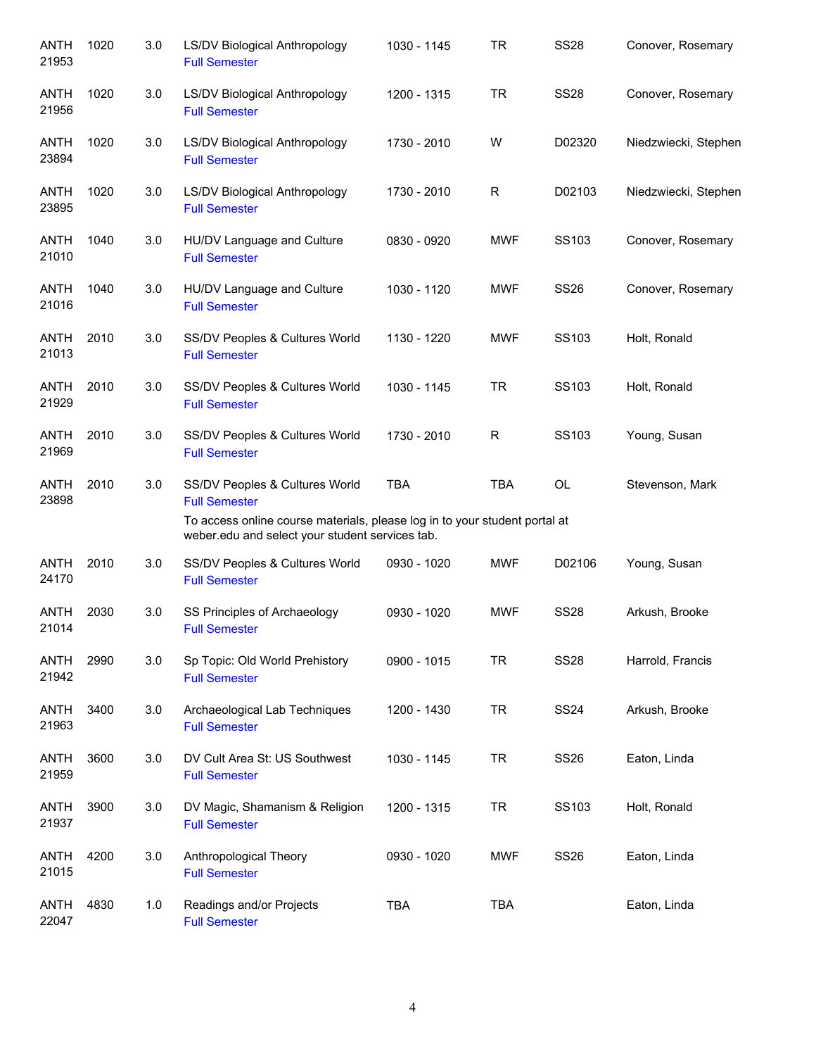| | | | | | | | |
|---|---|---|---|---|---|---|---|
| ANTH 21953 | 1020 | 3.0 | LS/DV Biological Anthropology<br>Full Semester | 1030 - 1145 | TR | SS28 | Conover, Rosemary |
| ANTH 21956 | 1020 | 3.0 | LS/DV Biological Anthropology<br>Full Semester | 1200 - 1315 | TR | SS28 | Conover, Rosemary |
| ANTH 23894 | 1020 | 3.0 | LS/DV Biological Anthropology<br>Full Semester | 1730 - 2010 | W | D02320 | Niedzwiecki, Stephen |
| ANTH 23895 | 1020 | 3.0 | LS/DV Biological Anthropology<br>Full Semester | 1730 - 2010 | R | D02103 | Niedzwiecki, Stephen |
| ANTH 21010 | 1040 | 3.0 | HU/DV Language and Culture<br>Full Semester | 0830 - 0920 | MWF | SS103 | Conover, Rosemary |
| ANTH 21016 | 1040 | 3.0 | HU/DV Language and Culture<br>Full Semester | 1030 - 1120 | MWF | SS26 | Conover, Rosemary |
| ANTH 21013 | 2010 | 3.0 | SS/DV Peoples & Cultures World<br>Full Semester | 1130 - 1220 | MWF | SS103 | Holt, Ronald |
| ANTH 21929 | 2010 | 3.0 | SS/DV Peoples & Cultures World<br>Full Semester | 1030 - 1145 | TR | SS103 | Holt, Ronald |
| ANTH 21969 | 2010 | 3.0 | SS/DV Peoples & Cultures World<br>Full Semester | 1730 - 2010 | R | SS103 | Young, Susan |
| ANTH 23898 | 2010 | 3.0 | SS/DV Peoples & Cultures World<br>Full Semester<br>To access online course materials, please log in to your student portal at weber.edu and select your student services tab. | TBA | TBA | OL | Stevenson, Mark |
| ANTH 24170 | 2010 | 3.0 | SS/DV Peoples & Cultures World<br>Full Semester | 0930 - 1020 | MWF | D02106 | Young, Susan |
| ANTH 21014 | 2030 | 3.0 | SS Principles of Archaeology<br>Full Semester | 0930 - 1020 | MWF | SS28 | Arkush, Brooke |
| ANTH 21942 | 2990 | 3.0 | Sp Topic: Old World Prehistory<br>Full Semester | 0900 - 1015 | TR | SS28 | Harrold, Francis |
| ANTH 21963 | 3400 | 3.0 | Archaeological Lab Techniques<br>Full Semester | 1200 - 1430 | TR | SS24 | Arkush, Brooke |
| ANTH 21959 | 3600 | 3.0 | DV Cult Area St: US Southwest<br>Full Semester | 1030 - 1145 | TR | SS26 | Eaton, Linda |
| ANTH 21937 | 3900 | 3.0 | DV Magic, Shamanism & Religion<br>Full Semester | 1200 - 1315 | TR | SS103 | Holt, Ronald |
| ANTH 21015 | 4200 | 3.0 | Anthropological Theory<br>Full Semester | 0930 - 1020 | MWF | SS26 | Eaton, Linda |
| ANTH 22047 | 4830 | 1.0 | Readings and/or Projects<br>Full Semester | TBA | TBA | | Eaton, Linda |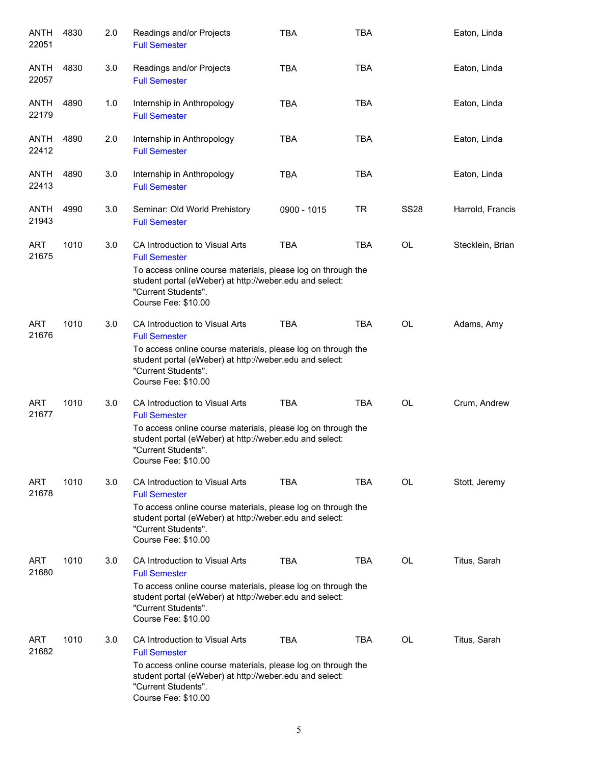| | | | | | | | |
|---|---|---|---|---|---|---|---|
| ANTH 22051 | 4830 | 2.0 | Readings and/or Projects<br>Full Semester | TBA | TBA | | Eaton, Linda |
| ANTH 22057 | 4830 | 3.0 | Readings and/or Projects<br>Full Semester | TBA | TBA | | Eaton, Linda |
| ANTH 22179 | 4890 | 1.0 | Internship in Anthropology<br>Full Semester | TBA | TBA | | Eaton, Linda |
| ANTH 22412 | 4890 | 2.0 | Internship in Anthropology<br>Full Semester | TBA | TBA | | Eaton, Linda |
| ANTH 22413 | 4890 | 3.0 | Internship in Anthropology<br>Full Semester | TBA | TBA | | Eaton, Linda |
| ANTH 21943 | 4990 | 3.0 | Seminar: Old World Prehistory<br>Full Semester | 0900 - 1015 | TR | SS28 | Harrold, Francis |
| ART 21675 | 1010 | 3.0 | CA Introduction to Visual Arts<br>Full Semester<br>To access online course materials, please log on through the student portal (eWeber) at http://weber.edu and select: "Current Students".<br>Course Fee: $10.00 | TBA | TBA | OL | Stecklein, Brian |
| ART 21676 | 1010 | 3.0 | CA Introduction to Visual Arts<br>Full Semester<br>To access online course materials, please log on through the student portal (eWeber) at http://weber.edu and select: "Current Students".<br>Course Fee: $10.00 | TBA | TBA | OL | Adams, Amy |
| ART 21677 | 1010 | 3.0 | CA Introduction to Visual Arts<br>Full Semester<br>To access online course materials, please log on through the student portal (eWeber) at http://weber.edu and select: "Current Students".<br>Course Fee: $10.00 | TBA | TBA | OL | Crum, Andrew |
| ART 21678 | 1010 | 3.0 | CA Introduction to Visual Arts<br>Full Semester<br>To access online course materials, please log on through the student portal (eWeber) at http://weber.edu and select: "Current Students".<br>Course Fee: $10.00 | TBA | TBA | OL | Stott, Jeremy |
| ART 21680 | 1010 | 3.0 | CA Introduction to Visual Arts<br>Full Semester<br>To access online course materials, please log on through the student portal (eWeber) at http://weber.edu and select: "Current Students".<br>Course Fee: $10.00 | TBA | TBA | OL | Titus, Sarah |
| ART 21682 | 1010 | 3.0 | CA Introduction to Visual Arts<br>Full Semester<br>To access online course materials, please log on through the student portal (eWeber) at http://weber.edu and select: "Current Students".<br>Course Fee: $10.00 | TBA | TBA | OL | Titus, Sarah |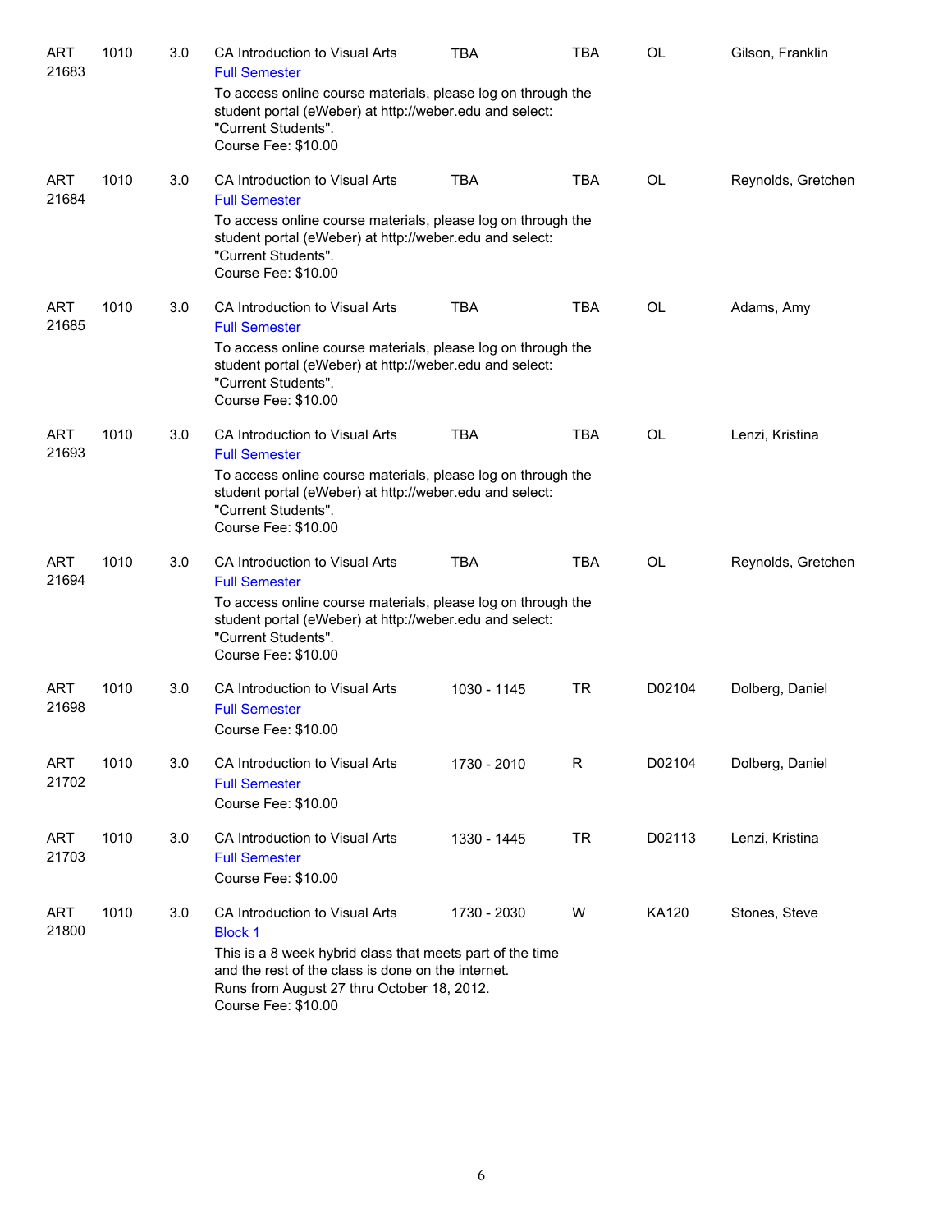| | | | | | | | |
|---|---|---|---|---|---|---|---|
| ART 21683 | 1010 | 3.0 | CA Introduction to Visual Arts<br>Full Semester<br>To access online course materials, please log on through the student portal (eWeber) at http://weber.edu and select: "Current Students".<br>Course Fee: $10.00 | TBA | TBA | OL | Gilson, Franklin |
| ART 21684 | 1010 | 3.0 | CA Introduction to Visual Arts<br>Full Semester<br>To access online course materials, please log on through the student portal (eWeber) at http://weber.edu and select: "Current Students".<br>Course Fee: $10.00 | TBA | TBA | OL | Reynolds, Gretchen |
| ART 21685 | 1010 | 3.0 | CA Introduction to Visual Arts<br>Full Semester<br>To access online course materials, please log on through the student portal (eWeber) at http://weber.edu and select: "Current Students".<br>Course Fee: $10.00 | TBA | TBA | OL | Adams, Amy |
| ART 21693 | 1010 | 3.0 | CA Introduction to Visual Arts<br>Full Semester<br>To access online course materials, please log on through the student portal (eWeber) at http://weber.edu and select: "Current Students".<br>Course Fee: $10.00 | TBA | TBA | OL | Lenzi, Kristina |
| ART 21694 | 1010 | 3.0 | CA Introduction to Visual Arts<br>Full Semester<br>To access online course materials, please log on through the student portal (eWeber) at http://weber.edu and select: "Current Students".<br>Course Fee: $10.00 | TBA | TBA | OL | Reynolds, Gretchen |
| ART 21698 | 1010 | 3.0 | CA Introduction to Visual Arts<br>Full Semester<br>Course Fee: $10.00 | 1030 - 1145 | TR | D02104 | Dolberg, Daniel |
| ART 21702 | 1010 | 3.0 | CA Introduction to Visual Arts<br>Full Semester<br>Course Fee: $10.00 | 1730 - 2010 | R | D02104 | Dolberg, Daniel |
| ART 21703 | 1010 | 3.0 | CA Introduction to Visual Arts<br>Full Semester<br>Course Fee: $10.00 | 1330 - 1445 | TR | D02113 | Lenzi, Kristina |
| ART 21800 | 1010 | 3.0 | CA Introduction to Visual Arts<br>Block 1<br>This is a 8 week hybrid class that meets part of the time and the rest of the class is done on the internet.<br>Runs from August 27 thru October 18, 2012.<br>Course Fee: $10.00 | 1730 - 2030 | W | KA120 | Stones, Steve |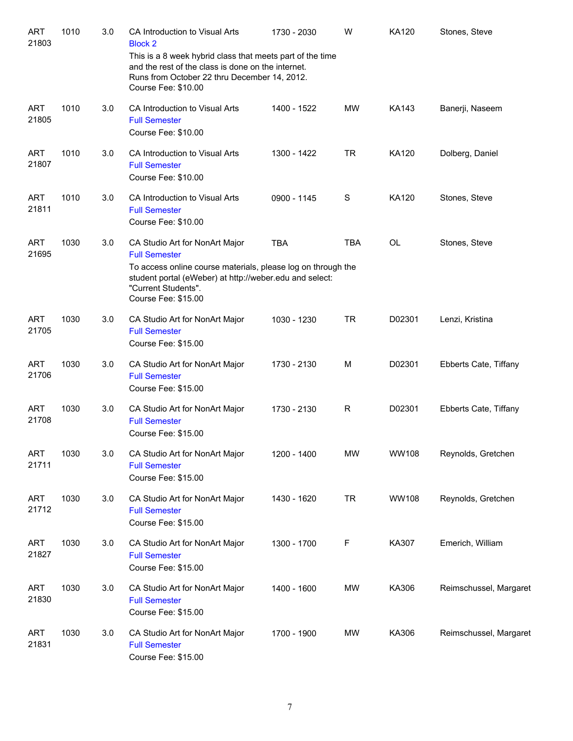| | | | | | | | |
|---|---|---|---|---|---|---|---|
| ART 21803 | 1010 | 3.0 | CA Introduction to Visual Arts<br>Block 2<br>This is a 8 week hybrid class that meets part of the time and the rest of the class is done on the internet.<br>Runs from October 22 thru December 14, 2012.<br>Course Fee: $10.00 | 1730 - 2030 | W | KA120 | Stones, Steve |
| ART 21805 | 1010 | 3.0 | CA Introduction to Visual Arts<br>Full Semester<br>Course Fee: $10.00 | 1400 - 1522 | MW | KA143 | Banerji, Naseem |
| ART 21807 | 1010 | 3.0 | CA Introduction to Visual Arts<br>Full Semester<br>Course Fee: $10.00 | 1300 - 1422 | TR | KA120 | Dolberg, Daniel |
| ART 21811 | 1010 | 3.0 | CA Introduction to Visual Arts<br>Full Semester<br>Course Fee: $10.00 | 0900 - 1145 | S | KA120 | Stones, Steve |
| ART 21695 | 1030 | 3.0 | CA Studio Art for NonArt Major<br>Full Semester<br>To access online course materials, please log on through the student portal (eWeber) at http://weber.edu and select: "Current Students".<br>Course Fee: $15.00 | TBA | TBA | OL | Stones, Steve |
| ART 21705 | 1030 | 3.0 | CA Studio Art for NonArt Major<br>Full Semester<br>Course Fee: $15.00 | 1030 - 1230 | TR | D02301 | Lenzi, Kristina |
| ART 21706 | 1030 | 3.0 | CA Studio Art for NonArt Major<br>Full Semester<br>Course Fee: $15.00 | 1730 - 2130 | M | D02301 | Ebberts Cate, Tiffany |
| ART 21708 | 1030 | 3.0 | CA Studio Art for NonArt Major<br>Full Semester<br>Course Fee: $15.00 | 1730 - 2130 | R | D02301 | Ebberts Cate, Tiffany |
| ART 21711 | 1030 | 3.0 | CA Studio Art for NonArt Major<br>Full Semester<br>Course Fee: $15.00 | 1200 - 1400 | MW | WW108 | Reynolds, Gretchen |
| ART 21712 | 1030 | 3.0 | CA Studio Art for NonArt Major<br>Full Semester<br>Course Fee: $15.00 | 1430 - 1620 | TR | WW108 | Reynolds, Gretchen |
| ART 21827 | 1030 | 3.0 | CA Studio Art for NonArt Major<br>Full Semester<br>Course Fee: $15.00 | 1300 - 1700 | F | KA307 | Emerich, William |
| ART 21830 | 1030 | 3.0 | CA Studio Art for NonArt Major<br>Full Semester<br>Course Fee: $15.00 | 1400 - 1600 | MW | KA306 | Reimschussel, Margaret |
| ART 21831 | 1030 | 3.0 | CA Studio Art for NonArt Major<br>Full Semester<br>Course Fee: $15.00 | 1700 - 1900 | MW | KA306 | Reimschussel, Margaret |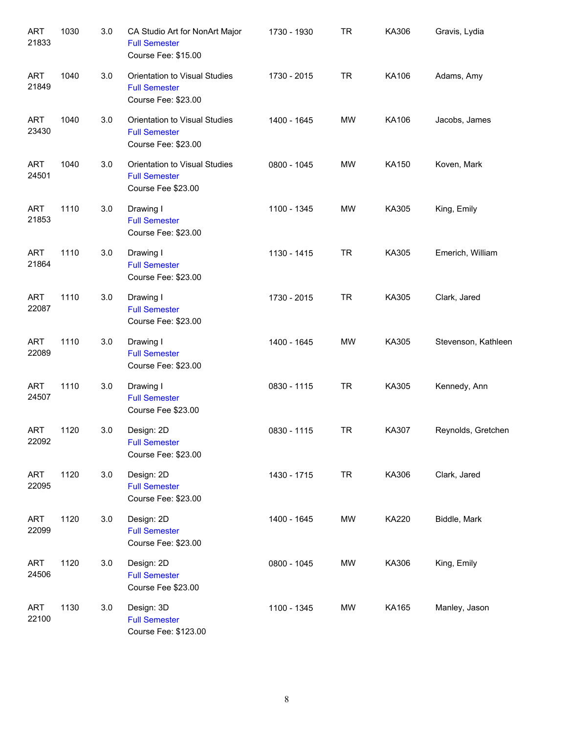| | | | | | | | |
|---|---|---|---|---|---|---|---|
| ART 21833 | 1030 | 3.0 | CA Studio Art for NonArt Major<br>Full Semester<br>Course Fee: $15.00 | 1730 - 1930 | TR | KA306 | Gravis, Lydia |
| ART 21849 | 1040 | 3.0 | Orientation to Visual Studies<br>Full Semester<br>Course Fee: $23.00 | 1730 - 2015 | TR | KA106 | Adams, Amy |
| ART 23430 | 1040 | 3.0 | Orientation to Visual Studies<br>Full Semester<br>Course Fee: $23.00 | 1400 - 1645 | MW | KA106 | Jacobs, James |
| ART 24501 | 1040 | 3.0 | Orientation to Visual Studies<br>Full Semester<br>Course Fee $23.00 | 0800 - 1045 | MW | KA150 | Koven, Mark |
| ART 21853 | 1110 | 3.0 | Drawing I<br>Full Semester<br>Course Fee: $23.00 | 1100 - 1345 | MW | KA305 | King, Emily |
| ART 21864 | 1110 | 3.0 | Drawing I<br>Full Semester<br>Course Fee: $23.00 | 1130 - 1415 | TR | KA305 | Emerich, William |
| ART 22087 | 1110 | 3.0 | Drawing I<br>Full Semester<br>Course Fee: $23.00 | 1730 - 2015 | TR | KA305 | Clark, Jared |
| ART 22089 | 1110 | 3.0 | Drawing I<br>Full Semester<br>Course Fee: $23.00 | 1400 - 1645 | MW | KA305 | Stevenson, Kathleen |
| ART 24507 | 1110 | 3.0 | Drawing I<br>Full Semester<br>Course Fee $23.00 | 0830 - 1115 | TR | KA305 | Kennedy, Ann |
| ART 22092 | 1120 | 3.0 | Design: 2D<br>Full Semester<br>Course Fee: $23.00 | 0830 - 1115 | TR | KA307 | Reynolds, Gretchen |
| ART 22095 | 1120 | 3.0 | Design: 2D<br>Full Semester<br>Course Fee: $23.00 | 1430 - 1715 | TR | KA306 | Clark, Jared |
| ART 22099 | 1120 | 3.0 | Design: 2D<br>Full Semester<br>Course Fee: $23.00 | 1400 - 1645 | MW | KA220 | Biddle, Mark |
| ART 24506 | 1120 | 3.0 | Design: 2D<br>Full Semester<br>Course Fee $23.00 | 0800 - 1045 | MW | KA306 | King, Emily |
| ART 22100 | 1130 | 3.0 | Design: 3D<br>Full Semester<br>Course Fee: $123.00 | 1100 - 1345 | MW | KA165 | Manley, Jason |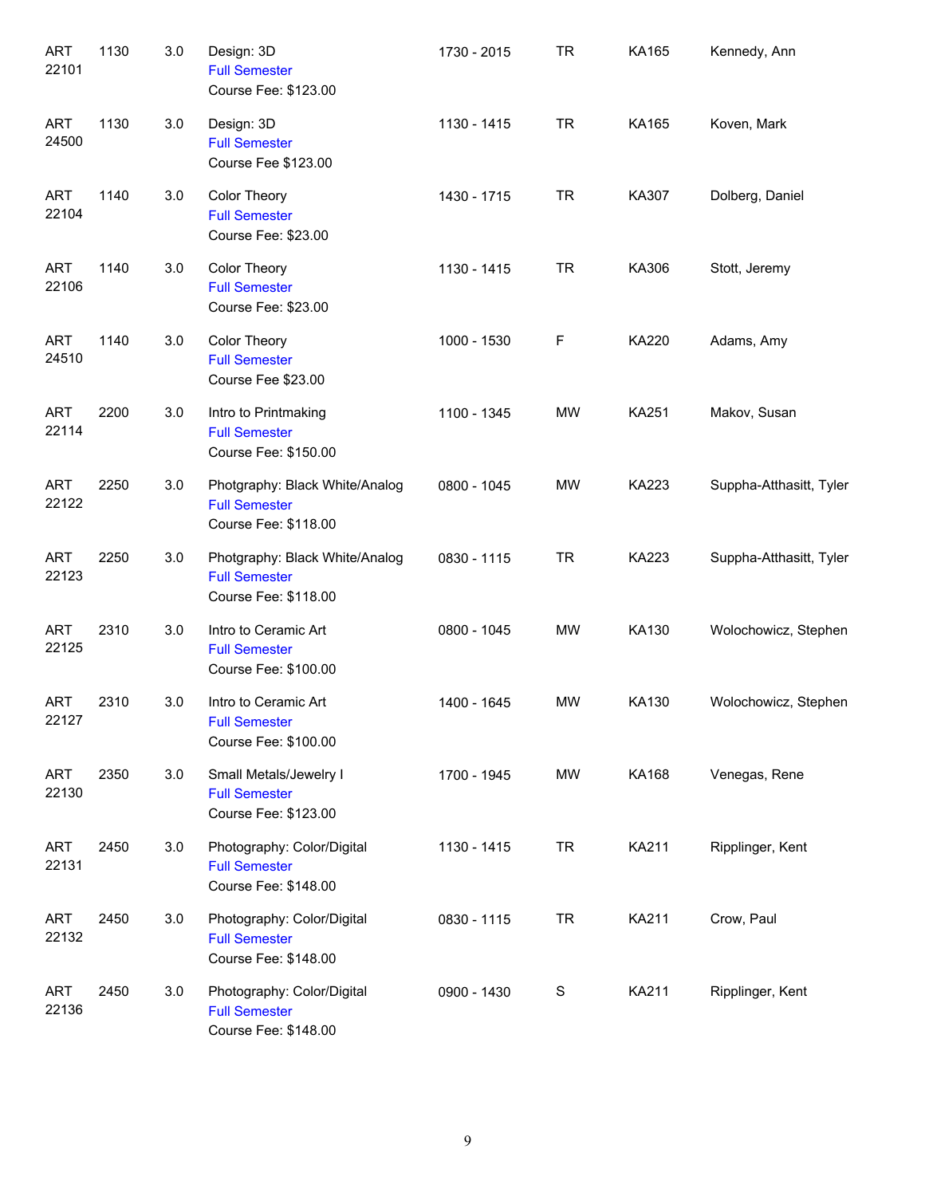| | | | | | | | |
|---|---|---|---|---|---|---|---|
| ART 22101 | 1130 | 3.0 | Design: 3D<br>Full Semester<br>Course Fee: $123.00 | 1730 - 2015 | TR | KA165 | Kennedy, Ann |
| ART 24500 | 1130 | 3.0 | Design: 3D<br>Full Semester<br>Course Fee $123.00 | 1130 - 1415 | TR | KA165 | Koven, Mark |
| ART 22104 | 1140 | 3.0 | Color Theory<br>Full Semester<br>Course Fee: $23.00 | 1430 - 1715 | TR | KA307 | Dolberg, Daniel |
| ART 22106 | 1140 | 3.0 | Color Theory<br>Full Semester<br>Course Fee: $23.00 | 1130 - 1415 | TR | KA306 | Stott, Jeremy |
| ART 24510 | 1140 | 3.0 | Color Theory<br>Full Semester<br>Course Fee $23.00 | 1000 - 1530 | F | KA220 | Adams, Amy |
| ART 22114 | 2200 | 3.0 | Intro to Printmaking<br>Full Semester<br>Course Fee: $150.00 | 1100 - 1345 | MW | KA251 | Makov, Susan |
| ART 22122 | 2250 | 3.0 | Photgraphy: Black White/Analog<br>Full Semester<br>Course Fee: $118.00 | 0800 - 1045 | MW | KA223 | Suppha-Atthasitt, Tyler |
| ART 22123 | 2250 | 3.0 | Photgraphy: Black White/Analog<br>Full Semester<br>Course Fee: $118.00 | 0830 - 1115 | TR | KA223 | Suppha-Atthasitt, Tyler |
| ART 22125 | 2310 | 3.0 | Intro to Ceramic Art<br>Full Semester<br>Course Fee: $100.00 | 0800 - 1045 | MW | KA130 | Wolochowicz, Stephen |
| ART 22127 | 2310 | 3.0 | Intro to Ceramic Art<br>Full Semester<br>Course Fee: $100.00 | 1400 - 1645 | MW | KA130 | Wolochowicz, Stephen |
| ART 22130 | 2350 | 3.0 | Small Metals/Jewelry I<br>Full Semester<br>Course Fee: $123.00 | 1700 - 1945 | MW | KA168 | Venegas, Rene |
| ART 22131 | 2450 | 3.0 | Photography: Color/Digital<br>Full Semester<br>Course Fee: $148.00 | 1130 - 1415 | TR | KA211 | Ripplinger, Kent |
| ART 22132 | 2450 | 3.0 | Photography: Color/Digital<br>Full Semester<br>Course Fee: $148.00 | 0830 - 1115 | TR | KA211 | Crow, Paul |
| ART 22136 | 2450 | 3.0 | Photography: Color/Digital<br>Full Semester<br>Course Fee: $148.00 | 0900 - 1430 | S | KA211 | Ripplinger, Kent |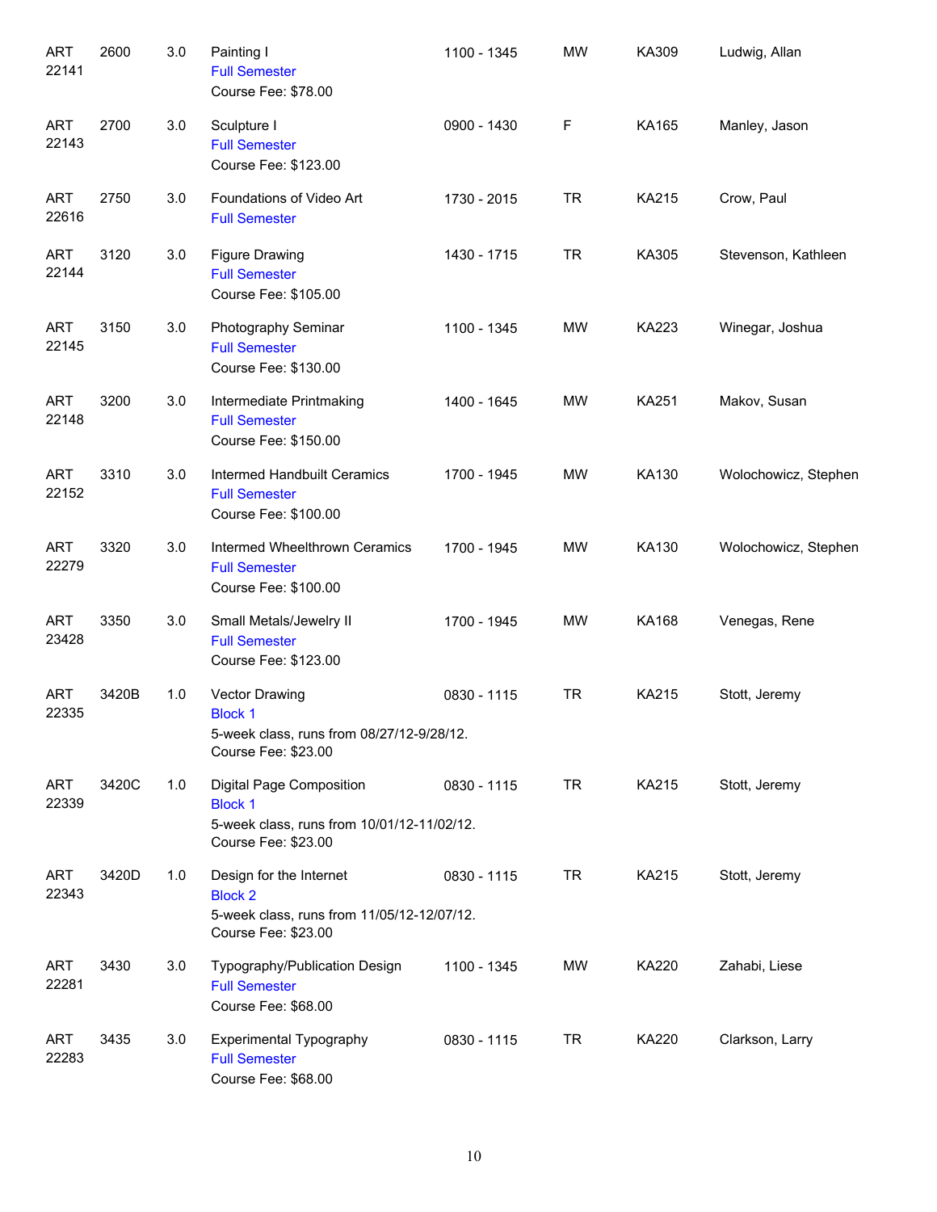| | | | | | | | |
|---|---|---|---|---|---|---|---|
| ART 22141 | 2600 | 3.0 | Painting I<br>Full Semester<br>Course Fee: $78.00 | 1100 - 1345 | MW | KA309 | Ludwig, Allan |
| ART 22143 | 2700 | 3.0 | Sculpture I<br>Full Semester<br>Course Fee: $123.00 | 0900 - 1430 | F | KA165 | Manley, Jason |
| ART 22616 | 2750 | 3.0 | Foundations of Video Art<br>Full Semester | 1730 - 2015 | TR | KA215 | Crow, Paul |
| ART 22144 | 3120 | 3.0 | Figure Drawing<br>Full Semester<br>Course Fee: $105.00 | 1430 - 1715 | TR | KA305 | Stevenson, Kathleen |
| ART 22145 | 3150 | 3.0 | Photography Seminar<br>Full Semester<br>Course Fee: $130.00 | 1100 - 1345 | MW | KA223 | Winegar, Joshua |
| ART 22148 | 3200 | 3.0 | Intermediate Printmaking<br>Full Semester<br>Course Fee: $150.00 | 1400 - 1645 | MW | KA251 | Makov, Susan |
| ART 22152 | 3310 | 3.0 | Intermed Handbuilt Ceramics<br>Full Semester<br>Course Fee: $100.00 | 1700 - 1945 | MW | KA130 | Wolochowicz, Stephen |
| ART 22279 | 3320 | 3.0 | Intermed Wheelthrown Ceramics<br>Full Semester<br>Course Fee: $100.00 | 1700 - 1945 | MW | KA130 | Wolochowicz, Stephen |
| ART 23428 | 3350 | 3.0 | Small Metals/Jewelry II<br>Full Semester<br>Course Fee: $123.00 | 1700 - 1945 | MW | KA168 | Venegas, Rene |
| ART 22335 | 3420B | 1.0 | Vector Drawing<br>Block 1<br>5-week class, runs from 08/27/12-9/28/12.<br>Course Fee: $23.00 | 0830 - 1115 | TR | KA215 | Stott, Jeremy |
| ART 22339 | 3420C | 1.0 | Digital Page Composition<br>Block 1<br>5-week class, runs from 10/01/12-11/02/12.<br>Course Fee: $23.00 | 0830 - 1115 | TR | KA215 | Stott, Jeremy |
| ART 22343 | 3420D | 1.0 | Design for the Internet<br>Block 2<br>5-week class, runs from 11/05/12-12/07/12.<br>Course Fee: $23.00 | 0830 - 1115 | TR | KA215 | Stott, Jeremy |
| ART 22281 | 3430 | 3.0 | Typography/Publication Design<br>Full Semester<br>Course Fee: $68.00 | 1100 - 1345 | MW | KA220 | Zahabi, Liese |
| ART 22283 | 3435 | 3.0 | Experimental Typography<br>Full Semester<br>Course Fee: $68.00 | 0830 - 1115 | TR | KA220 | Clarkson, Larry |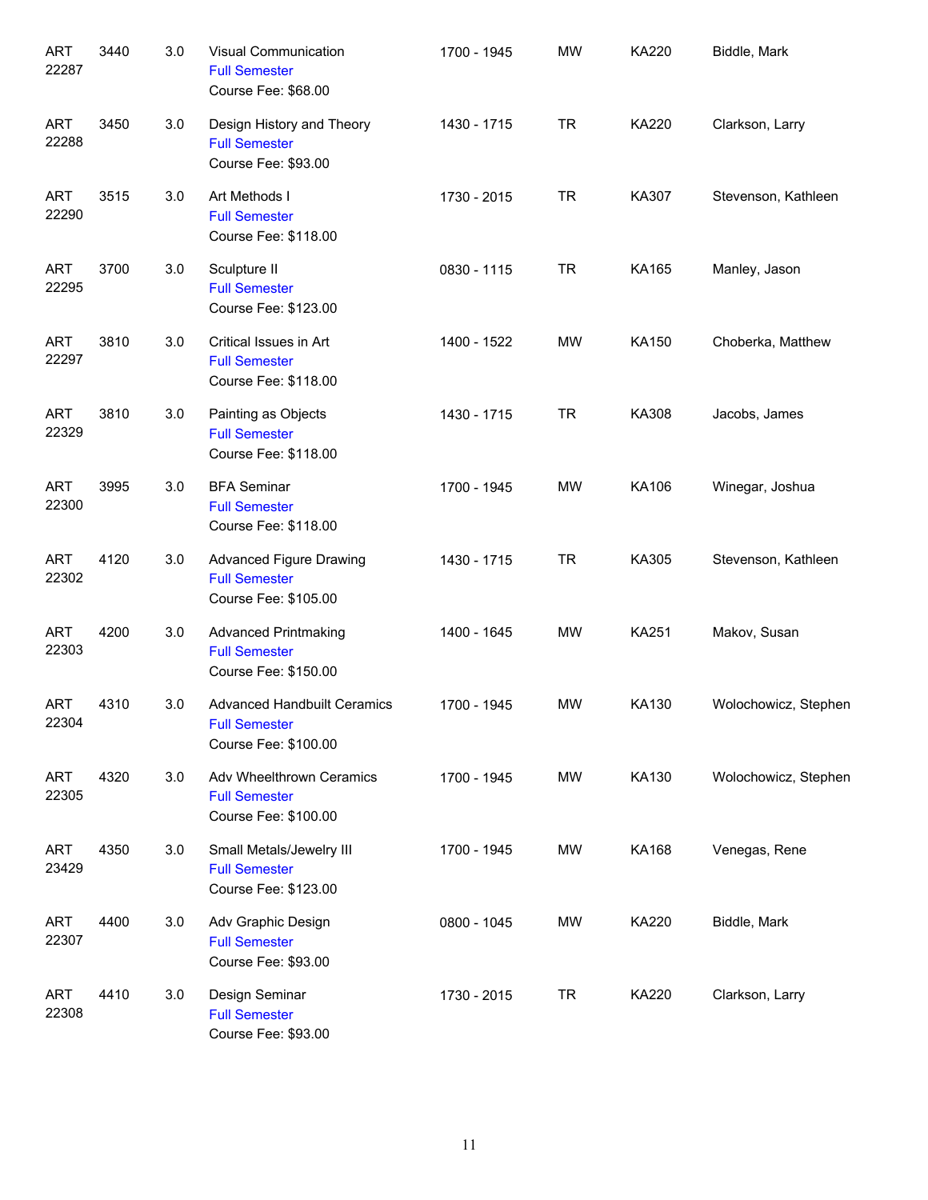| | | | | | | | |
|---|---|---|---|---|---|---|---|
| ART 22287 | 3440 | 3.0 | Visual Communication<br>Full Semester<br>Course Fee: $68.00 | 1700 - 1945 | MW | KA220 | Biddle, Mark |
| ART 22288 | 3450 | 3.0 | Design History and Theory<br>Full Semester<br>Course Fee: $93.00 | 1430 - 1715 | TR | KA220 | Clarkson, Larry |
| ART 22290 | 3515 | 3.0 | Art Methods I<br>Full Semester<br>Course Fee: $118.00 | 1730 - 2015 | TR | KA307 | Stevenson, Kathleen |
| ART 22295 | 3700 | 3.0 | Sculpture II<br>Full Semester<br>Course Fee: $123.00 | 0830 - 1115 | TR | KA165 | Manley, Jason |
| ART 22297 | 3810 | 3.0 | Critical Issues in Art<br>Full Semester<br>Course Fee: $118.00 | 1400 - 1522 | MW | KA150 | Choberka, Matthew |
| ART 22329 | 3810 | 3.0 | Painting as Objects<br>Full Semester<br>Course Fee: $118.00 | 1430 - 1715 | TR | KA308 | Jacobs, James |
| ART 22300 | 3995 | 3.0 | BFA Seminar<br>Full Semester<br>Course Fee: $118.00 | 1700 - 1945 | MW | KA106 | Winegar, Joshua |
| ART 22302 | 4120 | 3.0 | Advanced Figure Drawing<br>Full Semester<br>Course Fee: $105.00 | 1430 - 1715 | TR | KA305 | Stevenson, Kathleen |
| ART 22303 | 4200 | 3.0 | Advanced Printmaking<br>Full Semester<br>Course Fee: $150.00 | 1400 - 1645 | MW | KA251 | Makov, Susan |
| ART 22304 | 4310 | 3.0 | Advanced Handbuilt Ceramics<br>Full Semester<br>Course Fee: $100.00 | 1700 - 1945 | MW | KA130 | Wolochowicz, Stephen |
| ART 22305 | 4320 | 3.0 | Adv Wheelthrown Ceramics<br>Full Semester<br>Course Fee: $100.00 | 1700 - 1945 | MW | KA130 | Wolochowicz, Stephen |
| ART 23429 | 4350 | 3.0 | Small Metals/Jewelry III<br>Full Semester<br>Course Fee: $123.00 | 1700 - 1945 | MW | KA168 | Venegas, Rene |
| ART 22307 | 4400 | 3.0 | Adv Graphic Design<br>Full Semester<br>Course Fee: $93.00 | 0800 - 1045 | MW | KA220 | Biddle, Mark |
| ART 22308 | 4410 | 3.0 | Design Seminar<br>Full Semester<br>Course Fee: $93.00 | 1730 - 2015 | TR | KA220 | Clarkson, Larry |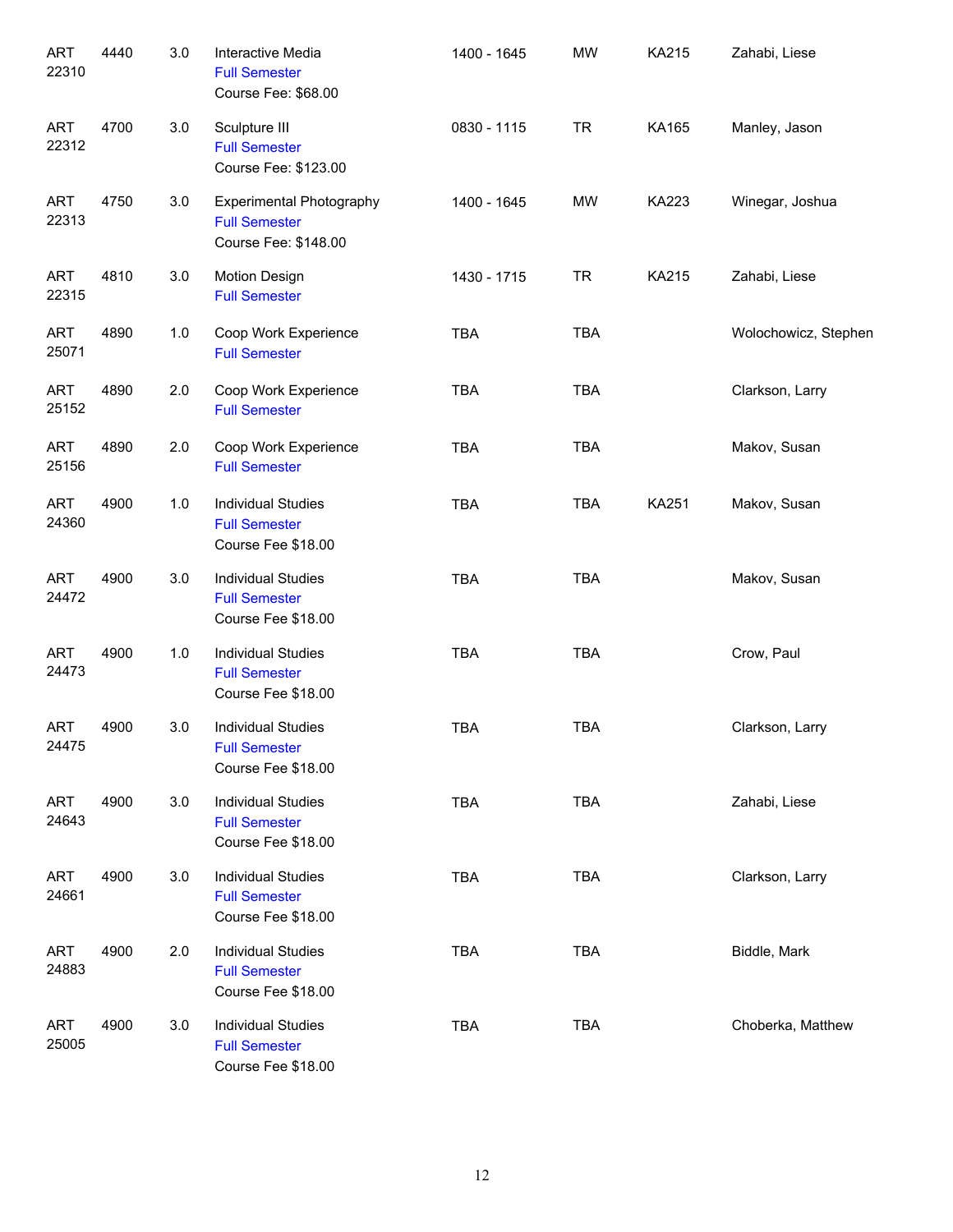| | | | | | | | |
|---|---|---|---|---|---|---|---|
| ART 22310 | 4440 | 3.0 | Interactive Media<br>Full Semester<br>Course Fee: $68.00 | 1400 - 1645 | MW | KA215 | Zahabi, Liese |
| ART 22312 | 4700 | 3.0 | Sculpture III<br>Full Semester<br>Course Fee: $123.00 | 0830 - 1115 | TR | KA165 | Manley, Jason |
| ART 22313 | 4750 | 3.0 | Experimental Photography<br>Full Semester<br>Course Fee: $148.00 | 1400 - 1645 | MW | KA223 | Winegar, Joshua |
| ART 22315 | 4810 | 3.0 | Motion Design<br>Full Semester | 1430 - 1715 | TR | KA215 | Zahabi, Liese |
| ART 25071 | 4890 | 1.0 | Coop Work Experience<br>Full Semester | TBA | TBA | | Wolochowicz, Stephen |
| ART 25152 | 4890 | 2.0 | Coop Work Experience<br>Full Semester | TBA | TBA | | Clarkson, Larry |
| ART 25156 | 4890 | 2.0 | Coop Work Experience<br>Full Semester | TBA | TBA | | Makov, Susan |
| ART 24360 | 4900 | 1.0 | Individual Studies<br>Full Semester<br>Course Fee $18.00 | TBA | TBA | KA251 | Makov, Susan |
| ART 24472 | 4900 | 3.0 | Individual Studies<br>Full Semester<br>Course Fee $18.00 | TBA | TBA | | Makov, Susan |
| ART 24473 | 4900 | 1.0 | Individual Studies<br>Full Semester<br>Course Fee $18.00 | TBA | TBA | | Crow, Paul |
| ART 24475 | 4900 | 3.0 | Individual Studies<br>Full Semester<br>Course Fee $18.00 | TBA | TBA | | Clarkson, Larry |
| ART 24643 | 4900 | 3.0 | Individual Studies<br>Full Semester<br>Course Fee $18.00 | TBA | TBA | | Zahabi, Liese |
| ART 24661 | 4900 | 3.0 | Individual Studies<br>Full Semester<br>Course Fee $18.00 | TBA | TBA | | Clarkson, Larry |
| ART 24883 | 4900 | 2.0 | Individual Studies<br>Full Semester<br>Course Fee $18.00 | TBA | TBA | | Biddle, Mark |
| ART 25005 | 4900 | 3.0 | Individual Studies<br>Full Semester<br>Course Fee $18.00 | TBA | TBA | | Choberka, Matthew |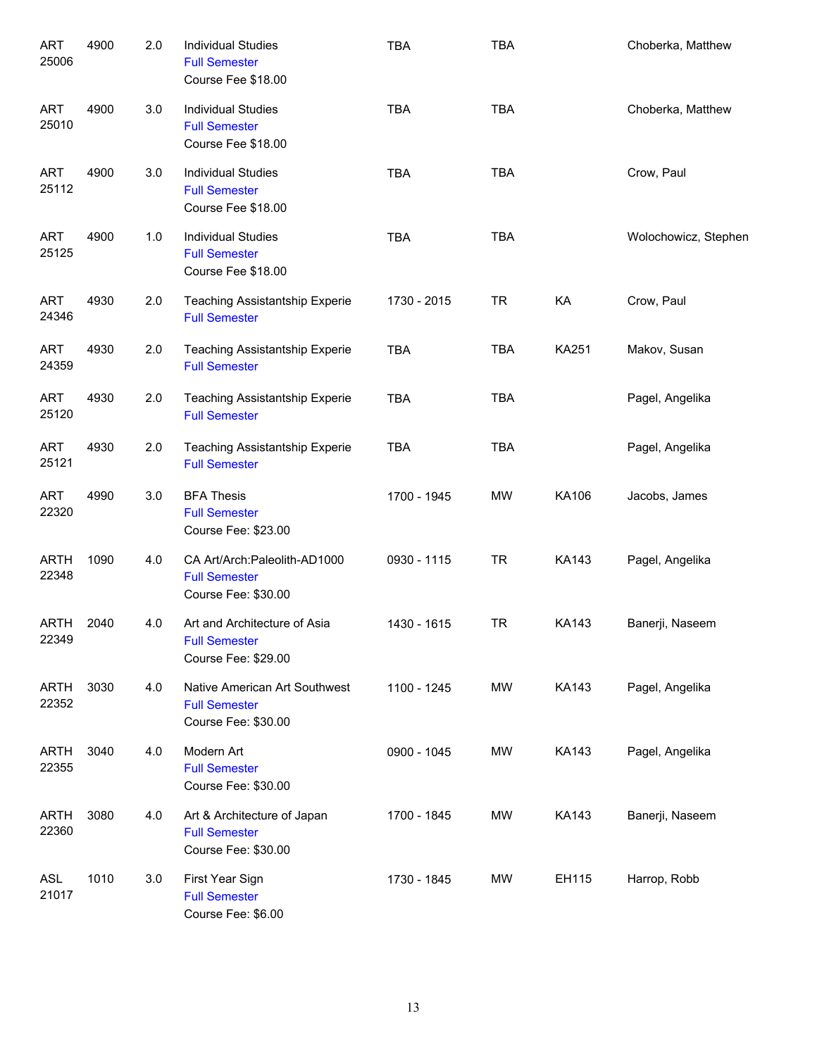| | | | | | | | |
|---|---|---|---|---|---|---|---|
| ART 25006 | 4900 | 2.0 | Individual Studies<br>Full Semester<br>Course Fee $18.00 | TBA | TBA | | Choberka, Matthew |
| ART 25010 | 4900 | 3.0 | Individual Studies<br>Full Semester<br>Course Fee $18.00 | TBA | TBA | | Choberka, Matthew |
| ART 25112 | 4900 | 3.0 | Individual Studies<br>Full Semester<br>Course Fee $18.00 | TBA | TBA | | Crow, Paul |
| ART 25125 | 4900 | 1.0 | Individual Studies<br>Full Semester<br>Course Fee $18.00 | TBA | TBA | | Wolochowicz, Stephen |
| ART 24346 | 4930 | 2.0 | Teaching Assistantship Experie<br>Full Semester | 1730 - 2015 | TR | KA | Crow, Paul |
| ART 24359 | 4930 | 2.0 | Teaching Assistantship Experie<br>Full Semester | TBA | TBA | KA251 | Makov, Susan |
| ART 25120 | 4930 | 2.0 | Teaching Assistantship Experie<br>Full Semester | TBA | TBA | | Pagel, Angelika |
| ART 25121 | 4930 | 2.0 | Teaching Assistantship Experie<br>Full Semester | TBA | TBA | | Pagel, Angelika |
| ART 22320 | 4990 | 3.0 | BFA Thesis<br>Full Semester<br>Course Fee: $23.00 | 1700 - 1945 | MW | KA106 | Jacobs, James |
| ARTH 22348 | 1090 | 4.0 | CA Art/Arch:Paleolith-AD1000<br>Full Semester<br>Course Fee: $30.00 | 0930 - 1115 | TR | KA143 | Pagel, Angelika |
| ARTH 22349 | 2040 | 4.0 | Art and Architecture of Asia<br>Full Semester<br>Course Fee: $29.00 | 1430 - 1615 | TR | KA143 | Banerji, Naseem |
| ARTH 22352 | 3030 | 4.0 | Native American Art Southwest<br>Full Semester<br>Course Fee: $30.00 | 1100 - 1245 | MW | KA143 | Pagel, Angelika |
| ARTH 22355 | 3040 | 4.0 | Modern Art<br>Full Semester<br>Course Fee: $30.00 | 0900 - 1045 | MW | KA143 | Pagel, Angelika |
| ARTH 22360 | 3080 | 4.0 | Art & Architecture of Japan<br>Full Semester<br>Course Fee: $30.00 | 1700 - 1845 | MW | KA143 | Banerji, Naseem |
| ASL 21017 | 1010 | 3.0 | First Year Sign<br>Full Semester<br>Course Fee: $6.00 | 1730 - 1845 | MW | EH115 | Harrop, Robb |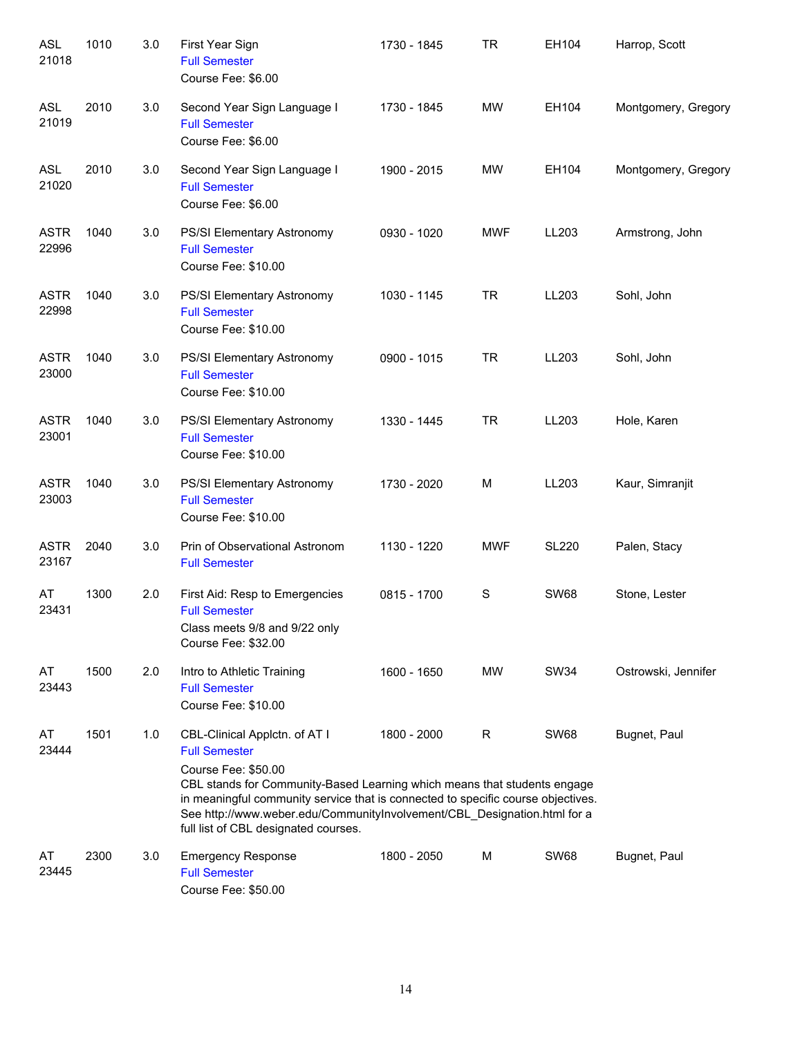| | | | | | | | |
|---|---|---|---|---|---|---|---|
| ASL 21018 | 1010 | 3.0 | First Year Sign<br>Full Semester<br>Course Fee: $6.00 | 1730 - 1845 | TR | EH104 | Harrop, Scott |
| ASL 21019 | 2010 | 3.0 | Second Year Sign Language I<br>Full Semester<br>Course Fee: $6.00 | 1730 - 1845 | MW | EH104 | Montgomery, Gregory |
| ASL 21020 | 2010 | 3.0 | Second Year Sign Language I<br>Full Semester<br>Course Fee: $6.00 | 1900 - 2015 | MW | EH104 | Montgomery, Gregory |
| ASTR 22996 | 1040 | 3.0 | PS/SI Elementary Astronomy<br>Full Semester<br>Course Fee: $10.00 | 0930 - 1020 | MWF | LL203 | Armstrong, John |
| ASTR 22998 | 1040 | 3.0 | PS/SI Elementary Astronomy<br>Full Semester<br>Course Fee: $10.00 | 1030 - 1145 | TR | LL203 | Sohl, John |
| ASTR 23000 | 1040 | 3.0 | PS/SI Elementary Astronomy<br>Full Semester<br>Course Fee: $10.00 | 0900 - 1015 | TR | LL203 | Sohl, John |
| ASTR 23001 | 1040 | 3.0 | PS/SI Elementary Astronomy<br>Full Semester<br>Course Fee: $10.00 | 1330 - 1445 | TR | LL203 | Hole, Karen |
| ASTR 23003 | 1040 | 3.0 | PS/SI Elementary Astronomy<br>Full Semester<br>Course Fee: $10.00 | 1730 - 2020 | M | LL203 | Kaur, Simranjit |
| ASTR 23167 | 2040 | 3.0 | Prin of Observational Astronom<br>Full Semester | 1130 - 1220 | MWF | SL220 | Palen, Stacy |
| AT 23431 | 1300 | 2.0 | First Aid: Resp to Emergencies<br>Full Semester<br>Class meets 9/8 and 9/22 only<br>Course Fee: $32.00 | 0815 - 1700 | S | SW68 | Stone, Lester |
| AT 23443 | 1500 | 2.0 | Intro to Athletic Training<br>Full Semester<br>Course Fee: $10.00 | 1600 - 1650 | MW | SW34 | Ostrowski, Jennifer |
| AT 23444 | 1501 | 1.0 | CBL-Clinical Applctn. of AT I<br>Full Semester<br>Course Fee: $50.00<br>CBL stands for Community-Based Learning which means that students engage in meaningful community service that is connected to specific course objectives. See http://www.weber.edu/CommunityInvolvement/CBL_Designation.html for a full list of CBL designated courses. | 1800 - 2000 | R | SW68 | Bugnet, Paul |
| AT 23445 | 2300 | 3.0 | Emergency Response<br>Full Semester<br>Course Fee: $50.00 | 1800 - 2050 | M | SW68 | Bugnet, Paul |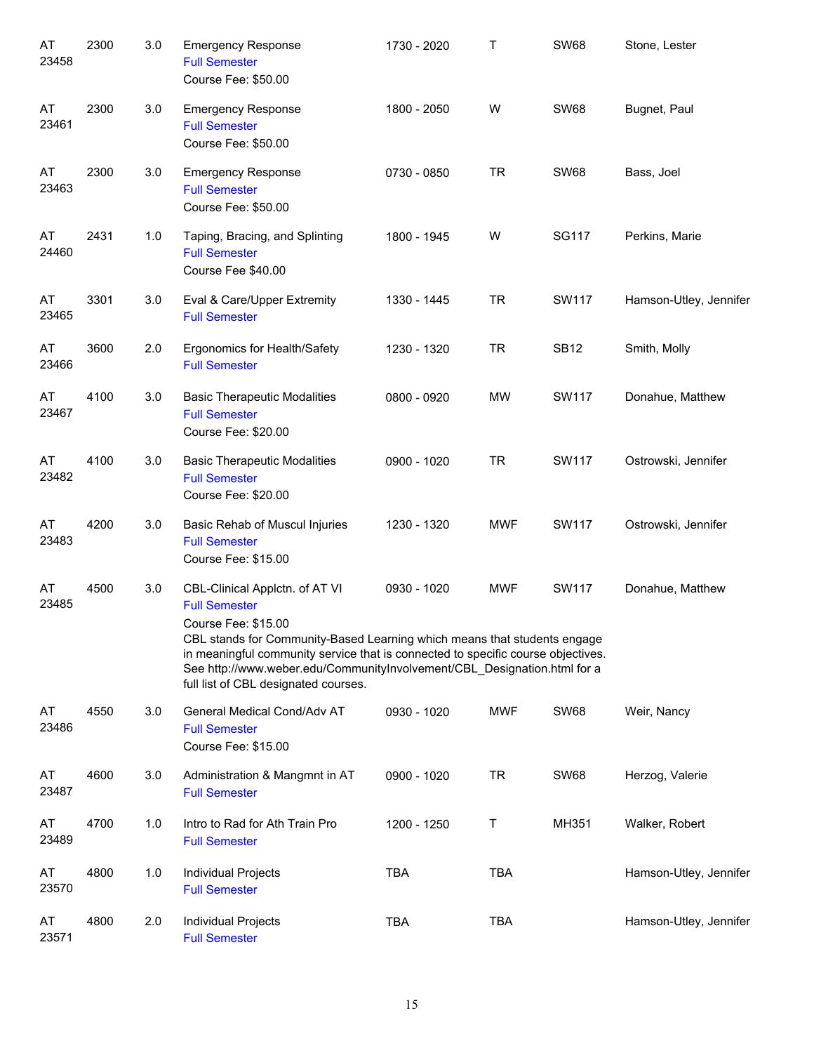| | | | | | | | |
|---|---|---|---|---|---|---|---|
| AT 23458 | 2300 | 3.0 | Emergency Response<br>Full Semester<br>Course Fee: $50.00 | 1730 - 2020 | T | SW68 | Stone, Lester |
| AT 23461 | 2300 | 3.0 | Emergency Response<br>Full Semester<br>Course Fee: $50.00 | 1800 - 2050 | W | SW68 | Bugnet, Paul |
| AT 23463 | 2300 | 3.0 | Emergency Response<br>Full Semester<br>Course Fee: $50.00 | 0730 - 0850 | TR | SW68 | Bass, Joel |
| AT 24460 | 2431 | 1.0 | Taping, Bracing, and Splinting<br>Full Semester<br>Course Fee $40.00 | 1800 - 1945 | W | SG117 | Perkins, Marie |
| AT 23465 | 3301 | 3.0 | Eval & Care/Upper Extremity<br>Full Semester | 1330 - 1445 | TR | SW117 | Hamson-Utley, Jennifer |
| AT 23466 | 3600 | 2.0 | Ergonomics for Health/Safety<br>Full Semester | 1230 - 1320 | TR | SB12 | Smith, Molly |
| AT 23467 | 4100 | 3.0 | Basic Therapeutic Modalities<br>Full Semester<br>Course Fee: $20.00 | 0800 - 0920 | MW | SW117 | Donahue, Matthew |
| AT 23482 | 4100 | 3.0 | Basic Therapeutic Modalities<br>Full Semester<br>Course Fee: $20.00 | 0900 - 1020 | TR | SW117 | Ostrowski, Jennifer |
| AT 23483 | 4200 | 3.0 | Basic Rehab of Muscul Injuries<br>Full Semester<br>Course Fee: $15.00 | 1230 - 1320 | MWF | SW117 | Ostrowski, Jennifer |
| AT 23485 | 4500 | 3.0 | CBL-Clinical Applctn. of AT VI<br>Full Semester<br>Course Fee: $15.00<br>CBL stands for Community-Based Learning which means that students engage in meaningful community service that is connected to specific course objectives. See http://www.weber.edu/CommunityInvolvement/CBL_Designation.html for a full list of CBL designated courses. | 0930 - 1020 | MWF | SW117 | Donahue, Matthew |
| AT 23486 | 4550 | 3.0 | General Medical Cond/Adv AT<br>Full Semester<br>Course Fee: $15.00 | 0930 - 1020 | MWF | SW68 | Weir, Nancy |
| AT 23487 | 4600 | 3.0 | Administration & Mangmnt in AT<br>Full Semester | 0900 - 1020 | TR | SW68 | Herzog, Valerie |
| AT 23489 | 4700 | 1.0 | Intro to Rad for Ath Train Pro<br>Full Semester | 1200 - 1250 | T | MH351 | Walker, Robert |
| AT 23570 | 4800 | 1.0 | Individual Projects<br>Full Semester | TBA | TBA | | Hamson-Utley, Jennifer |
| AT 23571 | 4800 | 2.0 | Individual Projects<br>Full Semester | TBA | TBA | | Hamson-Utley, Jennifer |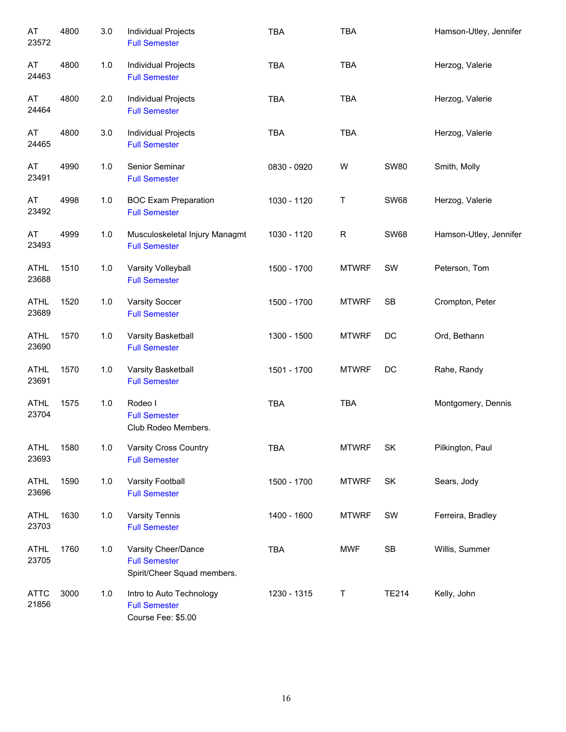| | | | | | | | |
|---|---|---|---|---|---|---|---|
| AT 23572 | 4800 | 3.0 | Individual Projects<br>Full Semester | TBA | TBA | | Hamson-Utley, Jennifer |
| AT 24463 | 4800 | 1.0 | Individual Projects<br>Full Semester | TBA | TBA | | Herzog, Valerie |
| AT 24464 | 4800 | 2.0 | Individual Projects<br>Full Semester | TBA | TBA | | Herzog, Valerie |
| AT 24465 | 4800 | 3.0 | Individual Projects<br>Full Semester | TBA | TBA | | Herzog, Valerie |
| AT 23491 | 4990 | 1.0 | Senior Seminar<br>Full Semester | 0830 - 0920 | W | SW80 | Smith, Molly |
| AT 23492 | 4998 | 1.0 | BOC Exam Preparation<br>Full Semester | 1030 - 1120 | T | SW68 | Herzog, Valerie |
| AT 23493 | 4999 | 1.0 | Musculoskeletal Injury Managmt<br>Full Semester | 1030 - 1120 | R | SW68 | Hamson-Utley, Jennifer |
| ATHL 23688 | 1510 | 1.0 | Varsity Volleyball<br>Full Semester | 1500 - 1700 | MTWRF | SW | Peterson, Tom |
| ATHL 23689 | 1520 | 1.0 | Varsity Soccer<br>Full Semester | 1500 - 1700 | MTWRF | SB | Crompton, Peter |
| ATHL 23690 | 1570 | 1.0 | Varsity Basketball<br>Full Semester | 1300 - 1500 | MTWRF | DC | Ord, Bethann |
| ATHL 23691 | 1570 | 1.0 | Varsity Basketball<br>Full Semester | 1501 - 1700 | MTWRF | DC | Rahe, Randy |
| ATHL 23704 | 1575 | 1.0 | Rodeo I<br>Full Semester<br>Club Rodeo Members. | TBA | TBA | | Montgomery, Dennis |
| ATHL 23693 | 1580 | 1.0 | Varsity Cross Country<br>Full Semester | TBA | MTWRF | SK | Pilkington, Paul |
| ATHL 23696 | 1590 | 1.0 | Varsity Football<br>Full Semester | 1500 - 1700 | MTWRF | SK | Sears, Jody |
| ATHL 23703 | 1630 | 1.0 | Varsity Tennis<br>Full Semester | 1400 - 1600 | MTWRF | SW | Ferreira, Bradley |
| ATHL 23705 | 1760 | 1.0 | Varsity Cheer/Dance<br>Full Semester<br>Spirit/Cheer Squad members. | TBA | MWF | SB | Willis, Summer |
| ATTC 21856 | 3000 | 1.0 | Intro to Auto Technology<br>Full Semester<br>Course Fee: $5.00 | 1230 - 1315 | T | TE214 | Kelly, John |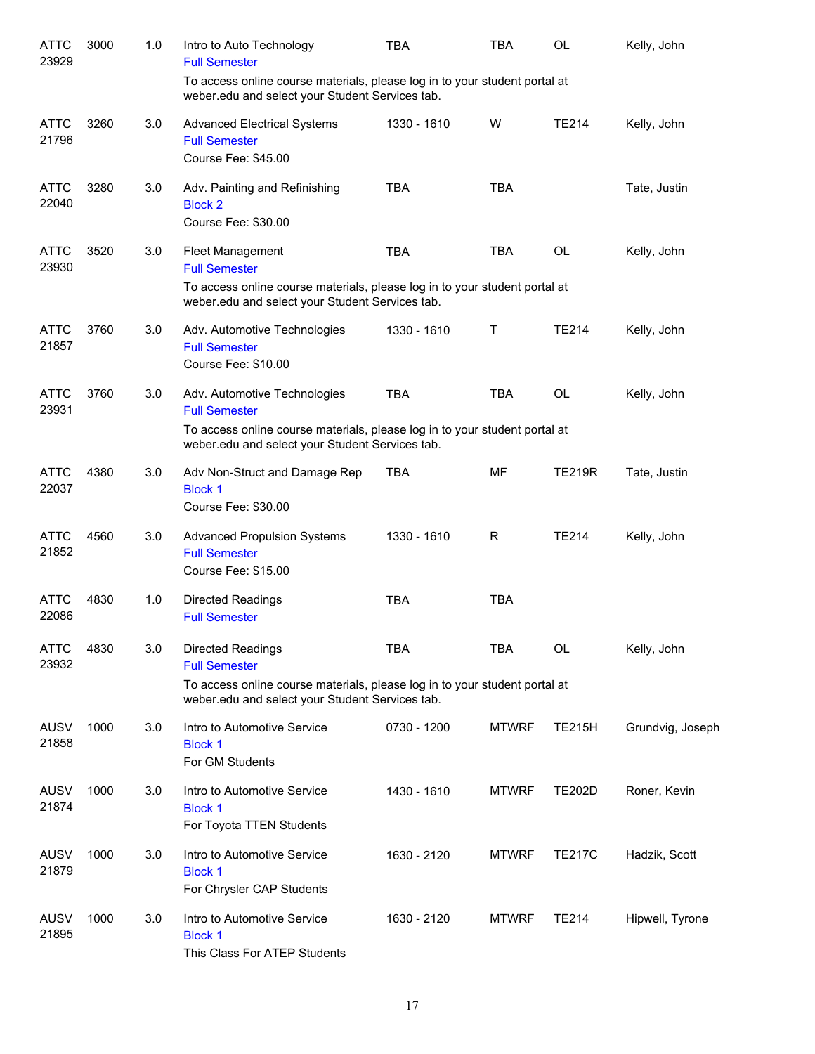| Subject / CRN | Course | Credits | Title | Time | Days | Room | Instructor |
|---|---|---|---|---|---|---|---|
| ATTC 23929 | 3000 | 1.0 | Intro to Auto Technology<br>Full Semester<br>To access online course materials, please log in to your student portal at weber.edu and select your Student Services tab. | TBA | TBA | OL | Kelly, John |
| ATTC 21796 | 3260 | 3.0 | Advanced Electrical Systems<br>Full Semester<br>Course Fee: $45.00 | 1330 - 1610 | W | TE214 | Kelly, John |
| ATTC 22040 | 3280 | 3.0 | Adv. Painting and Refinishing<br>Block 2<br>Course Fee: $30.00 | TBA | TBA | | Tate, Justin |
| ATTC 23930 | 3520 | 3.0 | Fleet Management<br>Full Semester<br>To access online course materials, please log in to your student portal at weber.edu and select your Student Services tab. | TBA | TBA | OL | Kelly, John |
| ATTC 21857 | 3760 | 3.0 | Adv. Automotive Technologies<br>Full Semester<br>Course Fee: $10.00 | 1330 - 1610 | T | TE214 | Kelly, John |
| ATTC 23931 | 3760 | 3.0 | Adv. Automotive Technologies<br>Full Semester<br>To access online course materials, please log in to your student portal at weber.edu and select your Student Services tab. | TBA | TBA | OL | Kelly, John |
| ATTC 22037 | 4380 | 3.0 | Adv Non-Struct and Damage Rep<br>Block 1<br>Course Fee: $30.00 | TBA | MF | TE219R | Tate, Justin |
| ATTC 21852 | 4560 | 3.0 | Advanced Propulsion Systems<br>Full Semester<br>Course Fee: $15.00 | 1330 - 1610 | R | TE214 | Kelly, John |
| ATTC 22086 | 4830 | 1.0 | Directed Readings<br>Full Semester | TBA | TBA | | |
| ATTC 23932 | 4830 | 3.0 | Directed Readings<br>Full Semester<br>To access online course materials, please log in to your student portal at weber.edu and select your Student Services tab. | TBA | TBA | OL | Kelly, John |
| AUSV 21858 | 1000 | 3.0 | Intro to Automotive Service<br>Block 1<br>For GM Students | 0730 - 1200 | MTWRF | TE215H | Grundvig, Joseph |
| AUSV 21874 | 1000 | 3.0 | Intro to Automotive Service<br>Block 1<br>For Toyota TTEN Students | 1430 - 1610 | MTWRF | TE202D | Roner, Kevin |
| AUSV 21879 | 1000 | 3.0 | Intro to Automotive Service<br>Block 1<br>For Chrysler CAP Students | 1630 - 2120 | MTWRF | TE217C | Hadzik, Scott |
| AUSV 21895 | 1000 | 3.0 | Intro to Automotive Service<br>Block 1<br>This Class For ATEP Students | 1630 - 2120 | MTWRF | TE214 | Hipwell, Tyrone |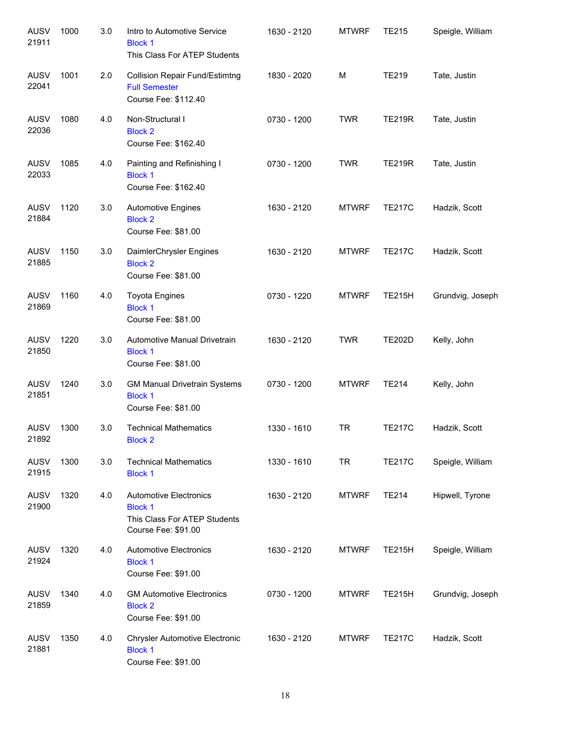| | | | | | | | |
|---|---|---|---|---|---|---|---|
| AUSV 21911 | 1000 | 3.0 | Intro to Automotive Service<br>Block 1<br>This Class For ATEP Students | 1630 - 2120 | MTWRF | TE215 | Speigle, William |
| AUSV 22041 | 1001 | 2.0 | Collision Repair Fund/Estimtng<br>Full Semester<br>Course Fee: $112.40 | 1830 - 2020 | M | TE219 | Tate, Justin |
| AUSV 22036 | 1080 | 4.0 | Non-Structural I<br>Block 2<br>Course Fee: $162.40 | 0730 - 1200 | TWR | TE219R | Tate, Justin |
| AUSV 22033 | 1085 | 4.0 | Painting and Refinishing I<br>Block 1<br>Course Fee: $162.40 | 0730 - 1200 | TWR | TE219R | Tate, Justin |
| AUSV 21884 | 1120 | 3.0 | Automotive Engines<br>Block 2<br>Course Fee: $81.00 | 1630 - 2120 | MTWRF | TE217C | Hadzik, Scott |
| AUSV 21885 | 1150 | 3.0 | DaimlerChrysler Engines<br>Block 2<br>Course Fee: $81.00 | 1630 - 2120 | MTWRF | TE217C | Hadzik, Scott |
| AUSV 21869 | 1160 | 4.0 | Toyota Engines<br>Block 1<br>Course Fee: $81.00 | 0730 - 1220 | MTWRF | TE215H | Grundvig, Joseph |
| AUSV 21850 | 1220 | 3.0 | Automotive Manual Drivetrain<br>Block 1<br>Course Fee: $81.00 | 1630 - 2120 | TWR | TE202D | Kelly, John |
| AUSV 21851 | 1240 | 3.0 | GM Manual Drivetrain Systems<br>Block 1<br>Course Fee: $81.00 | 0730 - 1200 | MTWRF | TE214 | Kelly, John |
| AUSV 21892 | 1300 | 3.0 | Technical Mathematics<br>Block 2 | 1330 - 1610 | TR | TE217C | Hadzik, Scott |
| AUSV 21915 | 1300 | 3.0 | Technical Mathematics<br>Block 1 | 1330 - 1610 | TR | TE217C | Speigle, William |
| AUSV 21900 | 1320 | 4.0 | Automotive Electronics<br>Block 1<br>This Class For ATEP Students<br>Course Fee: $91.00 | 1630 - 2120 | MTWRF | TE214 | Hipwell, Tyrone |
| AUSV 21924 | 1320 | 4.0 | Automotive Electronics<br>Block 1<br>Course Fee: $91.00 | 1630 - 2120 | MTWRF | TE215H | Speigle, William |
| AUSV 21859 | 1340 | 4.0 | GM Automotive Electronics<br>Block 2<br>Course Fee: $91.00 | 0730 - 1200 | MTWRF | TE215H | Grundvig, Joseph |
| AUSV 21881 | 1350 | 4.0 | Chrysler Automotive Electronic<br>Block 1<br>Course Fee: $91.00 | 1630 - 2120 | MTWRF | TE217C | Hadzik, Scott |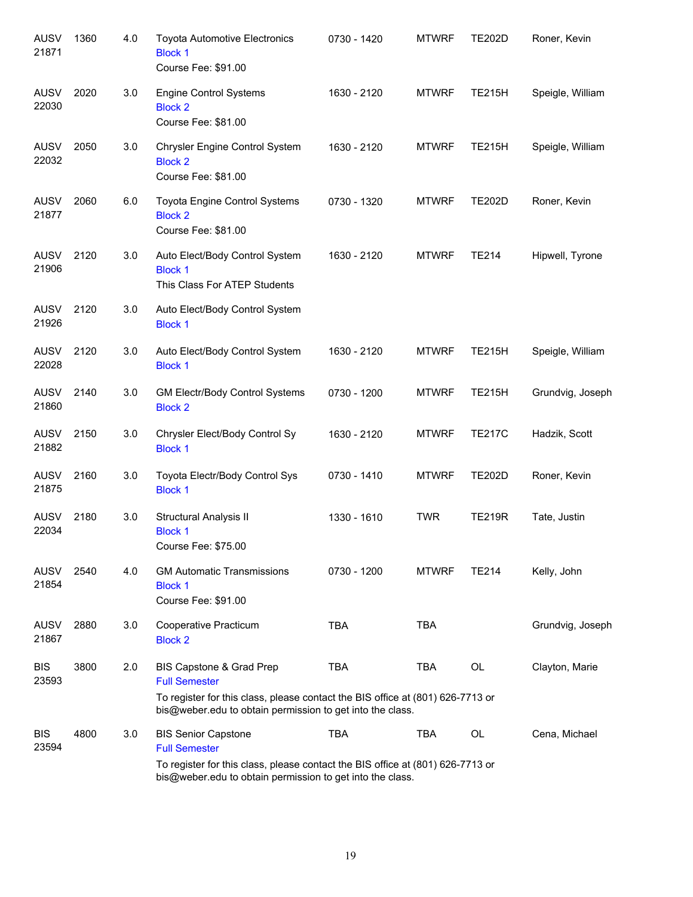| Subject / CRN | Course | Credits | Title | Time | Days | Room | Instructor |
|---|---|---|---|---|---|---|---|
| AUSV 21871 | 1360 | 4.0 | Toyota Automotive Electronics<br>Block 1<br>Course Fee: $91.00 | 0730 - 1420 | MTWRF | TE202D | Roner, Kevin |
| AUSV 22030 | 2020 | 3.0 | Engine Control Systems<br>Block 2<br>Course Fee: $81.00 | 1630 - 2120 | MTWRF | TE215H | Speigle, William |
| AUSV 22032 | 2050 | 3.0 | Chrysler Engine Control System<br>Block 2<br>Course Fee: $81.00 | 1630 - 2120 | MTWRF | TE215H | Speigle, William |
| AUSV 21877 | 2060 | 6.0 | Toyota Engine Control Systems<br>Block 2<br>Course Fee: $81.00 | 0730 - 1320 | MTWRF | TE202D | Roner, Kevin |
| AUSV 21906 | 2120 | 3.0 | Auto Elect/Body Control System<br>Block 1<br>This Class For ATEP Students | 1630 - 2120 | MTWRF | TE214 | Hipwell, Tyrone |
| AUSV 21926 | 2120 | 3.0 | Auto Elect/Body Control System<br>Block 1 | | | | |
| AUSV 22028 | 2120 | 3.0 | Auto Elect/Body Control System<br>Block 1 | 1630 - 2120 | MTWRF | TE215H | Speigle, William |
| AUSV 21860 | 2140 | 3.0 | GM Electr/Body Control Systems<br>Block 2 | 0730 - 1200 | MTWRF | TE215H | Grundvig, Joseph |
| AUSV 21882 | 2150 | 3.0 | Chrysler Elect/Body Control Sy<br>Block 1 | 1630 - 2120 | MTWRF | TE217C | Hadzik, Scott |
| AUSV 21875 | 2160 | 3.0 | Toyota Electr/Body Control Sys<br>Block 1 | 0730 - 1410 | MTWRF | TE202D | Roner, Kevin |
| AUSV 22034 | 2180 | 3.0 | Structural Analysis II<br>Block 1<br>Course Fee: $75.00 | 1330 - 1610 | TWR | TE219R | Tate, Justin |
| AUSV 21854 | 2540 | 4.0 | GM Automatic Transmissions<br>Block 1<br>Course Fee: $91.00 | 0730 - 1200 | MTWRF | TE214 | Kelly, John |
| AUSV 21867 | 2880 | 3.0 | Cooperative Practicum<br>Block 2 | TBA | TBA | | Grundvig, Joseph |
| BIS 23593 | 3800 | 2.0 | BIS Capstone & Grad Prep<br>Full Semester<br>To register for this class, please contact the BIS office at (801) 626-7713 or bis@weber.edu to obtain permission to get into the class. | TBA | TBA | OL | Clayton, Marie |
| BIS 23594 | 4800 | 3.0 | BIS Senior Capstone<br>Full Semester<br>To register for this class, please contact the BIS office at (801) 626-7713 or bis@weber.edu to obtain permission to get into the class. | TBA | TBA | OL | Cena, Michael |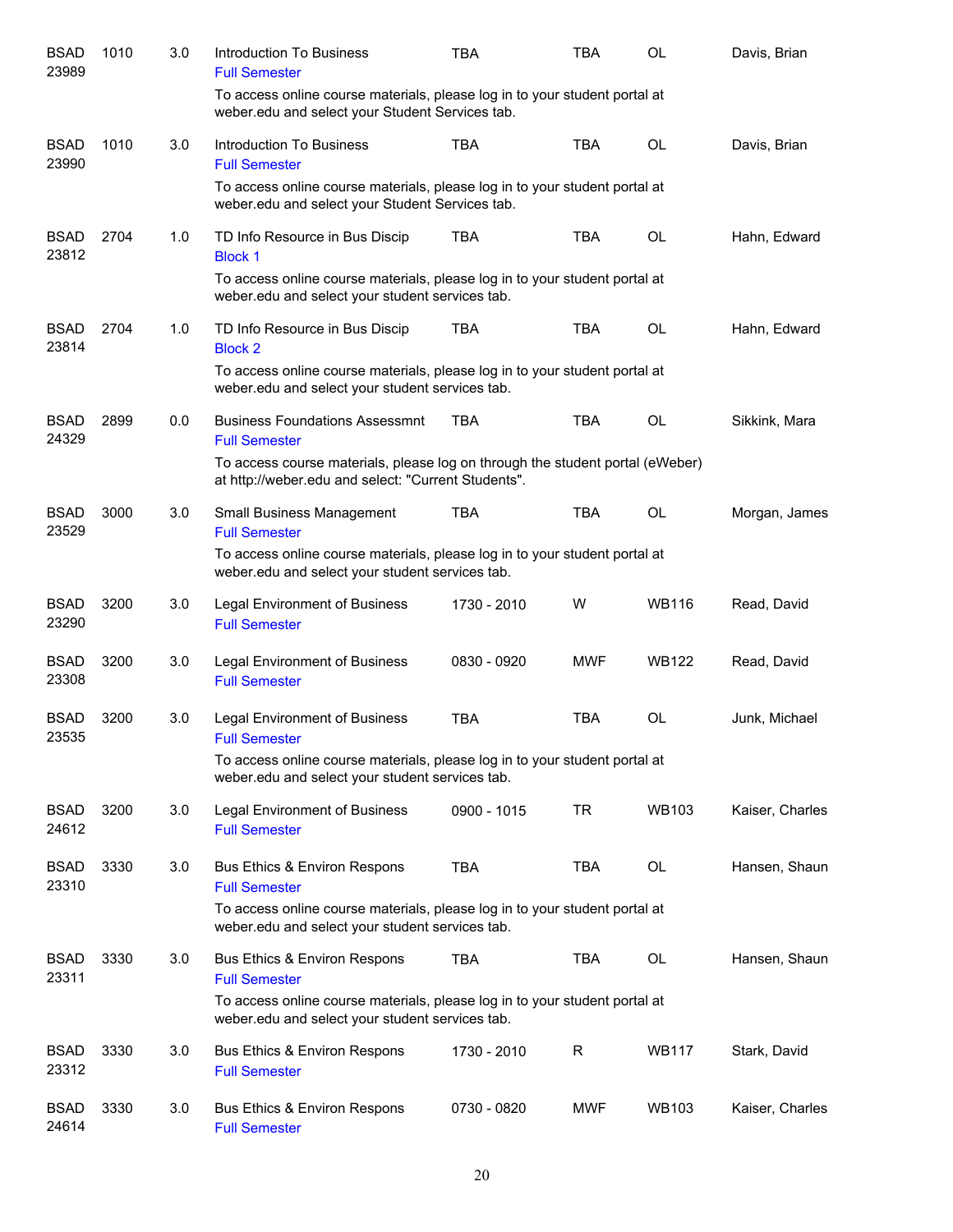| | | | | | | | |
|---|---|---|---|---|---|---|---|
| BSAD 23989 | 1010 | 3.0 | Introduction To Business<br>Full Semester<br>To access online course materials, please log in to your student portal at weber.edu and select your Student Services tab. | TBA | TBA | OL | Davis, Brian |
| BSAD 23990 | 1010 | 3.0 | Introduction To Business<br>Full Semester<br>To access online course materials, please log in to your student portal at weber.edu and select your Student Services tab. | TBA | TBA | OL | Davis, Brian |
| BSAD 23812 | 2704 | 1.0 | TD Info Resource in Bus Discip<br>Block 1<br>To access online course materials, please log in to your student portal at weber.edu and select your student services tab. | TBA | TBA | OL | Hahn, Edward |
| BSAD 23814 | 2704 | 1.0 | TD Info Resource in Bus Discip<br>Block 2<br>To access online course materials, please log in to your student portal at weber.edu and select your student services tab. | TBA | TBA | OL | Hahn, Edward |
| BSAD 24329 | 2899 | 0.0 | Business Foundations Assessmnt<br>Full Semester<br>To access course materials, please log on through the student portal (eWeber) at http://weber.edu and select: "Current Students". | TBA | TBA | OL | Sikkink, Mara |
| BSAD 23529 | 3000 | 3.0 | Small Business Management<br>Full Semester<br>To access online course materials, please log in to your student portal at weber.edu and select your student services tab. | TBA | TBA | OL | Morgan, James |
| BSAD 23290 | 3200 | 3.0 | Legal Environment of Business<br>Full Semester | 1730 - 2010 | W | WB116 | Read, David |
| BSAD 23308 | 3200 | 3.0 | Legal Environment of Business<br>Full Semester | 0830 - 0920 | MWF | WB122 | Read, David |
| BSAD 23535 | 3200 | 3.0 | Legal Environment of Business<br>Full Semester<br>To access online course materials, please log in to your student portal at weber.edu and select your student services tab. | TBA | TBA | OL | Junk, Michael |
| BSAD 24612 | 3200 | 3.0 | Legal Environment of Business<br>Full Semester | 0900 - 1015 | TR | WB103 | Kaiser, Charles |
| BSAD 23310 | 3330 | 3.0 | Bus Ethics & Environ Respons<br>Full Semester<br>To access online course materials, please log in to your student portal at weber.edu and select your student services tab. | TBA | TBA | OL | Hansen, Shaun |
| BSAD 23311 | 3330 | 3.0 | Bus Ethics & Environ Respons<br>Full Semester<br>To access online course materials, please log in to your student portal at weber.edu and select your student services tab. | TBA | TBA | OL | Hansen, Shaun |
| BSAD 23312 | 3330 | 3.0 | Bus Ethics & Environ Respons<br>Full Semester | 1730 - 2010 | R | WB117 | Stark, David |
| BSAD 24614 | 3330 | 3.0 | Bus Ethics & Environ Respons<br>Full Semester | 0730 - 0820 | MWF | WB103 | Kaiser, Charles |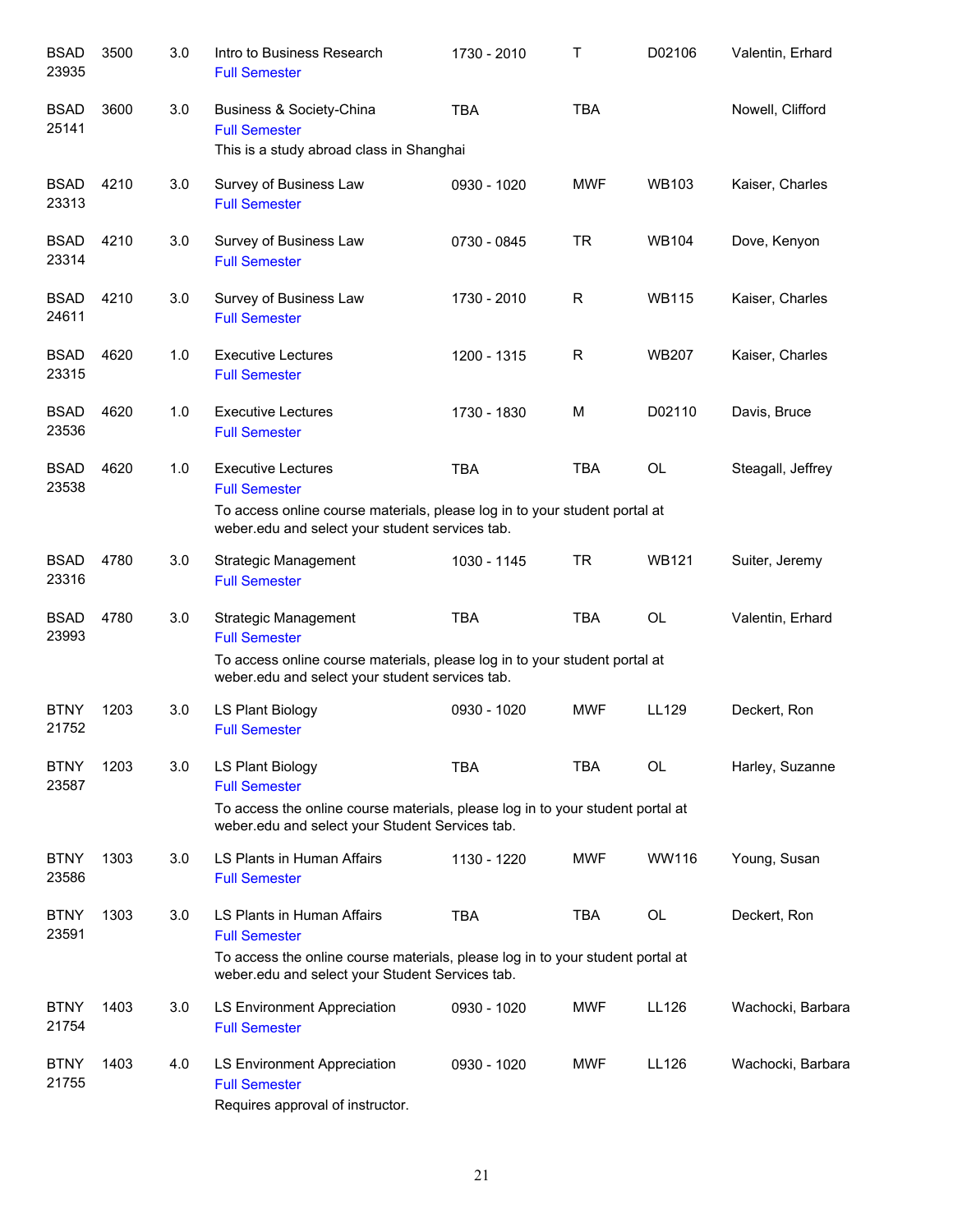| Subject | Course | Credits | Title | Time | Days | Room | Instructor |
|---|---|---|---|---|---|---|---|
| BSAD 23935 | 3500 | 3.0 | Intro to Business Research<br>Full Semester | 1730 - 2010 | T | D02106 | Valentin, Erhard |
| BSAD 25141 | 3600 | 3.0 | Business & Society-China<br>Full Semester<br>This is a study abroad class in Shanghai | TBA | TBA | | Nowell, Clifford |
| BSAD 23313 | 4210 | 3.0 | Survey of Business Law<br>Full Semester | 0930 - 1020 | MWF | WB103 | Kaiser, Charles |
| BSAD 23314 | 4210 | 3.0 | Survey of Business Law<br>Full Semester | 0730 - 0845 | TR | WB104 | Dove, Kenyon |
| BSAD 24611 | 4210 | 3.0 | Survey of Business Law<br>Full Semester | 1730 - 2010 | R | WB115 | Kaiser, Charles |
| BSAD 23315 | 4620 | 1.0 | Executive Lectures<br>Full Semester | 1200 - 1315 | R | WB207 | Kaiser, Charles |
| BSAD 23536 | 4620 | 1.0 | Executive Lectures<br>Full Semester | 1730 - 1830 | M | D02110 | Davis, Bruce |
| BSAD 23538 | 4620 | 1.0 | Executive Lectures<br>Full Semester<br>To access online course materials, please log in to your student portal at weber.edu and select your student services tab. | TBA | TBA | OL | Steagall, Jeffrey |
| BSAD 23316 | 4780 | 3.0 | Strategic Management<br>Full Semester | 1030 - 1145 | TR | WB121 | Suiter, Jeremy |
| BSAD 23993 | 4780 | 3.0 | Strategic Management<br>Full Semester<br>To access online course materials, please log in to your student portal at weber.edu and select your student services tab. | TBA | TBA | OL | Valentin, Erhard |
| BTNY 21752 | 1203 | 3.0 | LS Plant Biology<br>Full Semester | 0930 - 1020 | MWF | LL129 | Deckert, Ron |
| BTNY 23587 | 1203 | 3.0 | LS Plant Biology<br>Full Semester<br>To access the online course materials, please log in to your student portal at weber.edu and select your Student Services tab. | TBA | TBA | OL | Harley, Suzanne |
| BTNY 23586 | 1303 | 3.0 | LS Plants in Human Affairs<br>Full Semester | 1130 - 1220 | MWF | WW116 | Young, Susan |
| BTNY 23591 | 1303 | 3.0 | LS Plants in Human Affairs<br>Full Semester<br>To access the online course materials, please log in to your student portal at weber.edu and select your Student Services tab. | TBA | TBA | OL | Deckert, Ron |
| BTNY 21754 | 1403 | 3.0 | LS Environment Appreciation<br>Full Semester | 0930 - 1020 | MWF | LL126 | Wachocki, Barbara |
| BTNY 21755 | 1403 | 4.0 | LS Environment Appreciation<br>Full Semester<br>Requires approval of instructor. | 0930 - 1020 | MWF | LL126 | Wachocki, Barbara |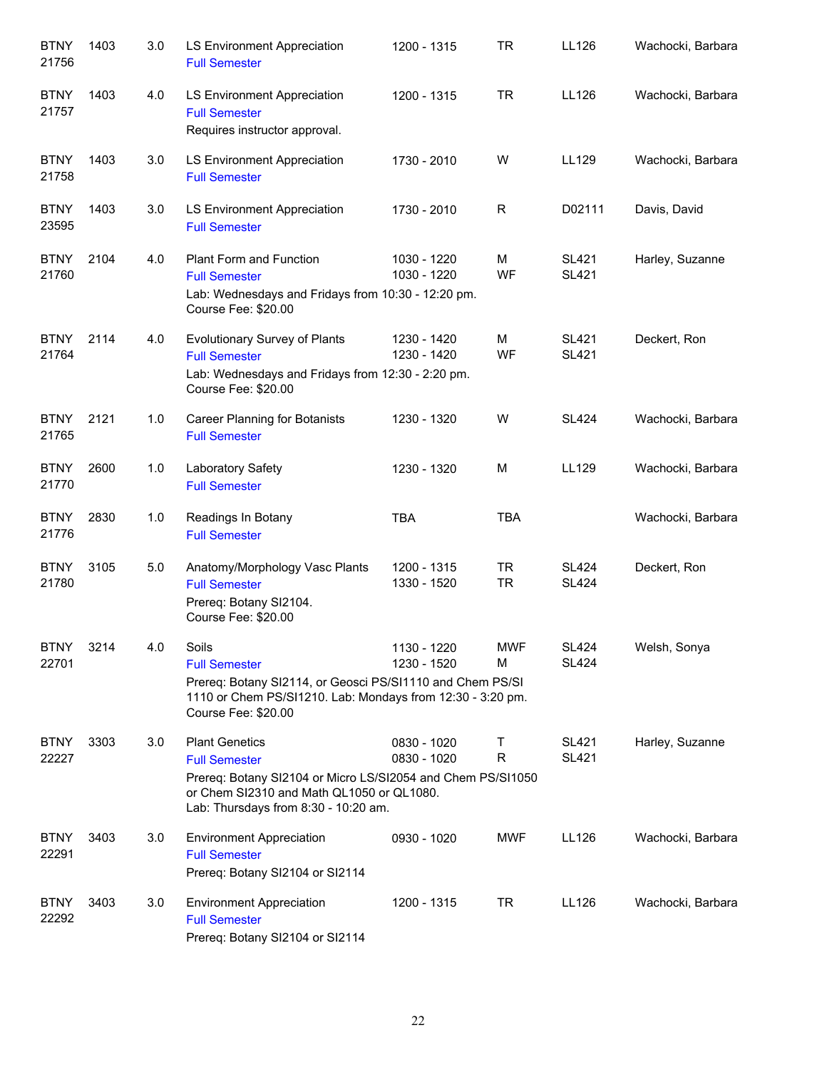| Subject/CRN | Course | Credits | Title | Time | Days | Room | Instructor |
|---|---|---|---|---|---|---|---|
| BTNY 21756 | 1403 | 3.0 | LS Environment Appreciation<br>Full Semester | 1200 - 1315 | TR | LL126 | Wachocki, Barbara |
| BTNY 21757 | 1403 | 4.0 | LS Environment Appreciation<br>Full Semester<br>Requires instructor approval. | 1200 - 1315 | TR | LL126 | Wachocki, Barbara |
| BTNY 21758 | 1403 | 3.0 | LS Environment Appreciation<br>Full Semester | 1730 - 2010 | W | LL129 | Wachocki, Barbara |
| BTNY 23595 | 1403 | 3.0 | LS Environment Appreciation<br>Full Semester | 1730 - 2010 | R | D02111 | Davis, David |
| BTNY 21760 | 2104 | 4.0 | Plant Form and Function<br>Full Semester<br>Lab: Wednesdays and Fridays from 10:30 - 12:20 pm.<br>Course Fee: $20.00 | 1030 - 1220<br>1030 - 1220 | M<br>WF | SL421<br>SL421 | Harley, Suzanne |
| BTNY 21764 | 2114 | 4.0 | Evolutionary Survey of Plants<br>Full Semester<br>Lab: Wednesdays and Fridays from 12:30 - 2:20 pm.<br>Course Fee: $20.00 | 1230 - 1420<br>1230 - 1420 | M<br>WF | SL421<br>SL421 | Deckert, Ron |
| BTNY 21765 | 2121 | 1.0 | Career Planning for Botanists<br>Full Semester | 1230 - 1320 | W | SL424 | Wachocki, Barbara |
| BTNY 21770 | 2600 | 1.0 | Laboratory Safety<br>Full Semester | 1230 - 1320 | M | LL129 | Wachocki, Barbara |
| BTNY 21776 | 2830 | 1.0 | Readings In Botany<br>Full Semester | TBA | TBA | | Wachocki, Barbara |
| BTNY 21780 | 3105 | 5.0 | Anatomy/Morphology Vasc Plants<br>Full Semester<br>Prereq: Botany SI2104.<br>Course Fee: $20.00 | 1200 - 1315<br>1330 - 1520 | TR<br>TR | SL424<br>SL424 | Deckert, Ron |
| BTNY 22701 | 3214 | 4.0 | Soils<br>Full Semester<br>Prereq: Botany SI2114, or Geosci PS/SI1110 and Chem PS/SI 1110 or Chem PS/SI1210. Lab: Mondays from 12:30 - 3:20 pm.<br>Course Fee: $20.00 | 1130 - 1220<br>1230 - 1520 | MWF<br>M | SL424<br>SL424 | Welsh, Sonya |
| BTNY 22227 | 3303 | 3.0 | Plant Genetics<br>Full Semester<br>Prereq: Botany SI2104 or Micro LS/SI2054 and Chem PS/SI1050 or Chem SI2310 and Math QL1050 or QL1080.<br>Lab: Thursdays from 8:30 - 10:20 am. | 0830 - 1020<br>0830 - 1020 | T<br>R | SL421<br>SL421 | Harley, Suzanne |
| BTNY 22291 | 3403 | 3.0 | Environment Appreciation<br>Full Semester<br>Prereq: Botany SI2104 or SI2114 | 0930 - 1020 | MWF | LL126 | Wachocki, Barbara |
| BTNY 22292 | 3403 | 3.0 | Environment Appreciation<br>Full Semester<br>Prereq: Botany SI2104 or SI2114 | 1200 - 1315 | TR | LL126 | Wachocki, Barbara |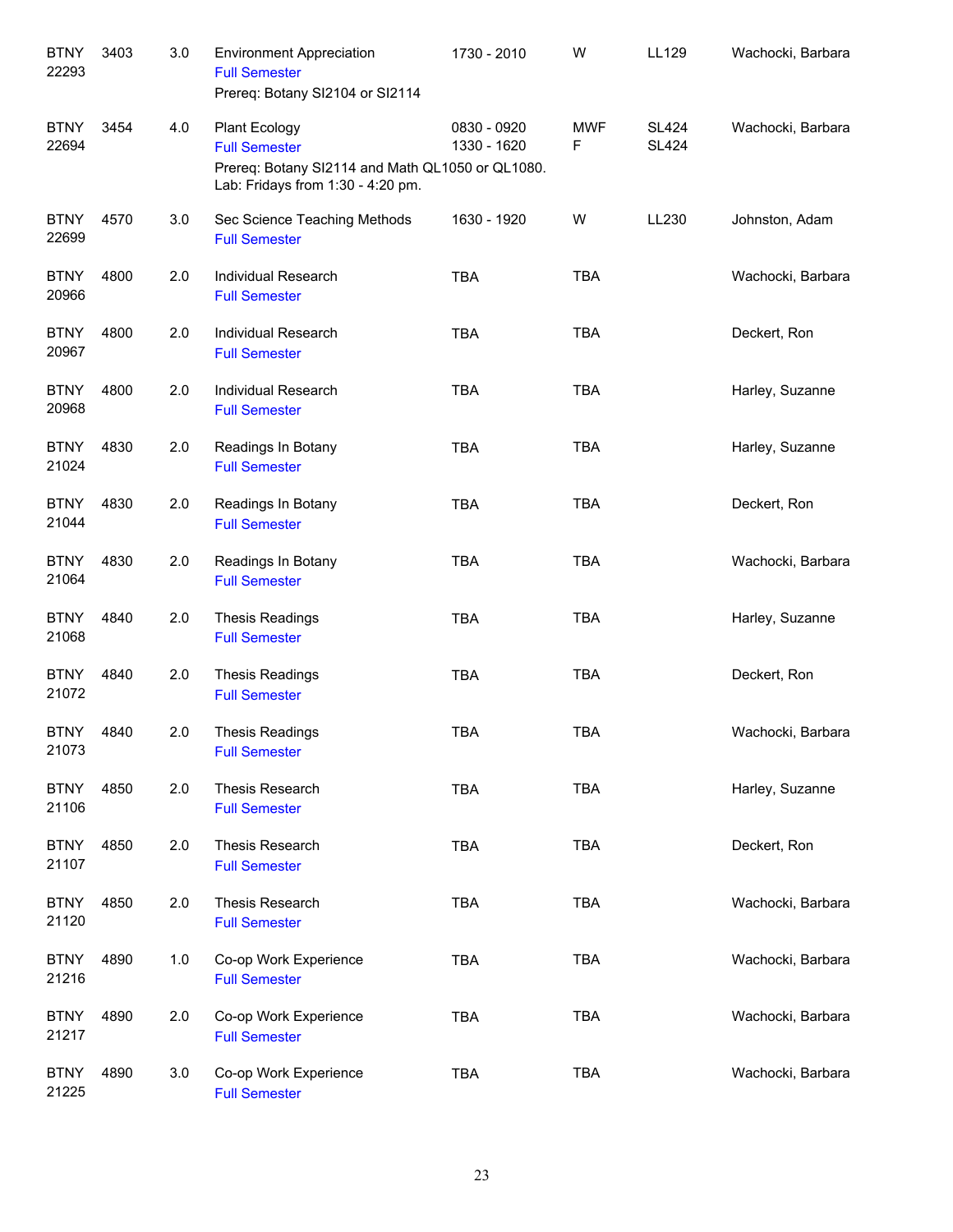| | | | | | | | |
|---|---|---|---|---|---|---|---|
| BTNY 22293 | 3403 | 3.0 | Environment Appreciation<br>Full Semester<br>Prereq: Botany SI2104 or SI2114 | 1730 - 2010 | W | LL129 | Wachocki, Barbara |
| BTNY 22694 | 3454 | 4.0 | Plant Ecology<br>Full Semester<br>Prereq: Botany SI2114 and Math QL1050 or QL1080. Lab: Fridays from 1:30 - 4:20 pm. | 0830 - 0920<br>1330 - 1620 | MWF<br>F | SL424<br>SL424 | Wachocki, Barbara |
| BTNY 22699 | 4570 | 3.0 | Sec Science Teaching Methods<br>Full Semester | 1630 - 1920 | W | LL230 | Johnston, Adam |
| BTNY 20966 | 4800 | 2.0 | Individual Research<br>Full Semester | TBA | TBA | | Wachocki, Barbara |
| BTNY 20967 | 4800 | 2.0 | Individual Research<br>Full Semester | TBA | TBA | | Deckert, Ron |
| BTNY 20968 | 4800 | 2.0 | Individual Research<br>Full Semester | TBA | TBA | | Harley, Suzanne |
| BTNY 21024 | 4830 | 2.0 | Readings In Botany<br>Full Semester | TBA | TBA | | Harley, Suzanne |
| BTNY 21044 | 4830 | 2.0 | Readings In Botany<br>Full Semester | TBA | TBA | | Deckert, Ron |
| BTNY 21064 | 4830 | 2.0 | Readings In Botany<br>Full Semester | TBA | TBA | | Wachocki, Barbara |
| BTNY 21068 | 4840 | 2.0 | Thesis Readings<br>Full Semester | TBA | TBA | | Harley, Suzanne |
| BTNY 21072 | 4840 | 2.0 | Thesis Readings<br>Full Semester | TBA | TBA | | Deckert, Ron |
| BTNY 21073 | 4840 | 2.0 | Thesis Readings<br>Full Semester | TBA | TBA | | Wachocki, Barbara |
| BTNY 21106 | 4850 | 2.0 | Thesis Research<br>Full Semester | TBA | TBA | | Harley, Suzanne |
| BTNY 21107 | 4850 | 2.0 | Thesis Research<br>Full Semester | TBA | TBA | | Deckert, Ron |
| BTNY 21120 | 4850 | 2.0 | Thesis Research<br>Full Semester | TBA | TBA | | Wachocki, Barbara |
| BTNY 21216 | 4890 | 1.0 | Co-op Work Experience<br>Full Semester | TBA | TBA | | Wachocki, Barbara |
| BTNY 21217 | 4890 | 2.0 | Co-op Work Experience<br>Full Semester | TBA | TBA | | Wachocki, Barbara |
| BTNY 21225 | 4890 | 3.0 | Co-op Work Experience<br>Full Semester | TBA | TBA | | Wachocki, Barbara |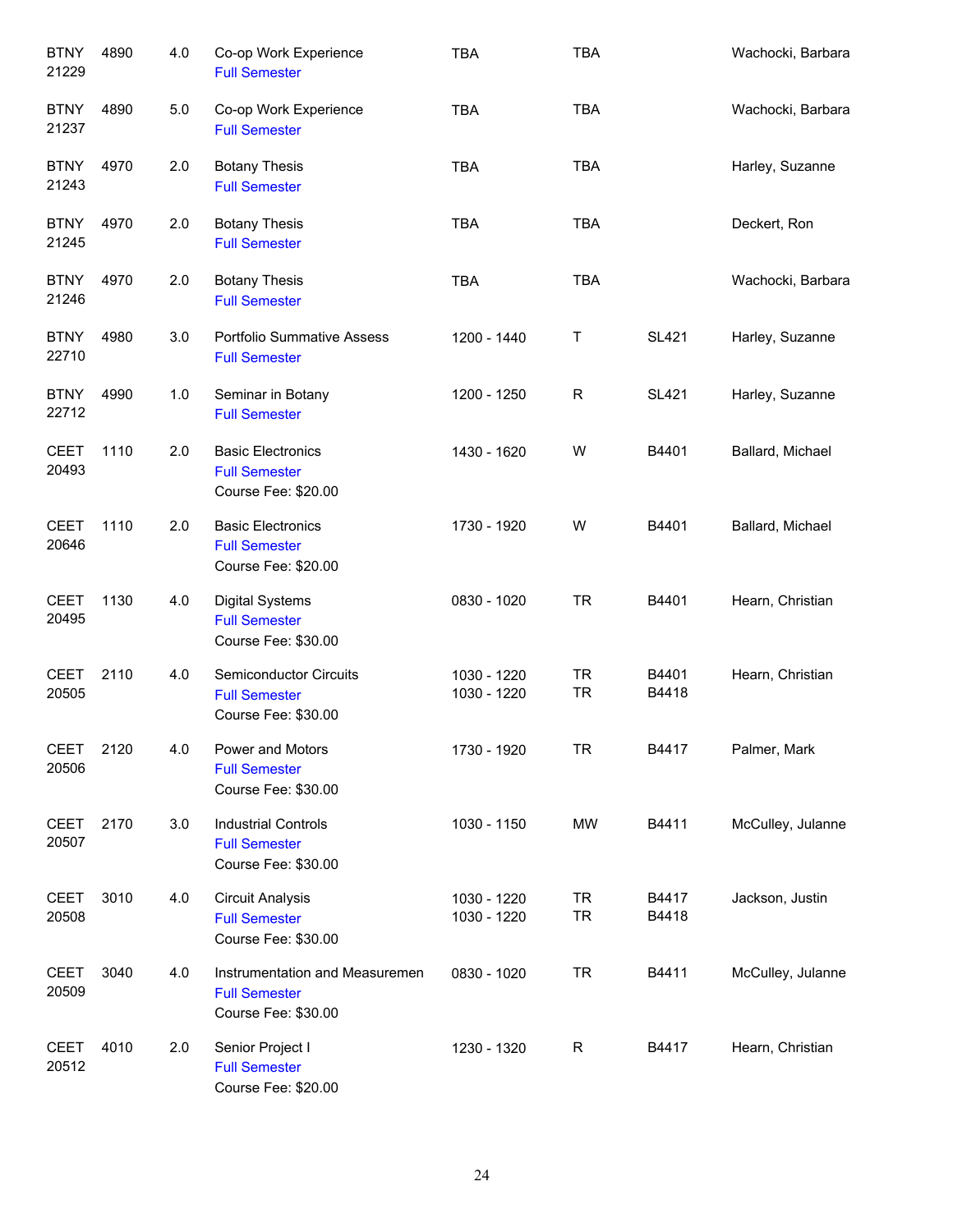| | | | | | | | |
|---|---|---|---|---|---|---|---|
| BTNY 21229 | 4890 | 4.0 | Co-op Work Experience<br>Full Semester | TBA | TBA | | Wachocki, Barbara |
| BTNY 21237 | 4890 | 5.0 | Co-op Work Experience<br>Full Semester | TBA | TBA | | Wachocki, Barbara |
| BTNY 21243 | 4970 | 2.0 | Botany Thesis<br>Full Semester | TBA | TBA | | Harley, Suzanne |
| BTNY 21245 | 4970 | 2.0 | Botany Thesis<br>Full Semester | TBA | TBA | | Deckert, Ron |
| BTNY 21246 | 4970 | 2.0 | Botany Thesis<br>Full Semester | TBA | TBA | | Wachocki, Barbara |
| BTNY 22710 | 4980 | 3.0 | Portfolio Summative Assess<br>Full Semester | 1200 - 1440 | T | SL421 | Harley, Suzanne |
| BTNY 22712 | 4990 | 1.0 | Seminar in Botany<br>Full Semester | 1200 - 1250 | R | SL421 | Harley, Suzanne |
| CEET 20493 | 1110 | 2.0 | Basic Electronics<br>Full Semester<br>Course Fee: $20.00 | 1430 - 1620 | W | B4401 | Ballard, Michael |
| CEET 20646 | 1110 | 2.0 | Basic Electronics<br>Full Semester<br>Course Fee: $20.00 | 1730 - 1920 | W | B4401 | Ballard, Michael |
| CEET 20495 | 1130 | 4.0 | Digital Systems<br>Full Semester<br>Course Fee: $30.00 | 0830 - 1020 | TR | B4401 | Hearn, Christian |
| CEET 20505 | 2110 | 4.0 | Semiconductor Circuits<br>Full Semester<br>Course Fee: $30.00 | 1030 - 1220<br>1030 - 1220 | TR<br>TR | B4401<br>B4418 | Hearn, Christian |
| CEET 20506 | 2120 | 4.0 | Power and Motors<br>Full Semester<br>Course Fee: $30.00 | 1730 - 1920 | TR | B4417 | Palmer, Mark |
| CEET 20507 | 2170 | 3.0 | Industrial Controls<br>Full Semester<br>Course Fee: $30.00 | 1030 - 1150 | MW | B4411 | McCulley, Julanne |
| CEET 20508 | 3010 | 4.0 | Circuit Analysis<br>Full Semester<br>Course Fee: $30.00 | 1030 - 1220<br>1030 - 1220 | TR<br>TR | B4417<br>B4418 | Jackson, Justin |
| CEET 20509 | 3040 | 4.0 | Instrumentation and Measuremen<br>Full Semester<br>Course Fee: $30.00 | 0830 - 1020 | TR | B4411 | McCulley, Julanne |
| CEET 20512 | 4010 | 2.0 | Senior Project I<br>Full Semester<br>Course Fee: $20.00 | 1230 - 1320 | R | B4417 | Hearn, Christian |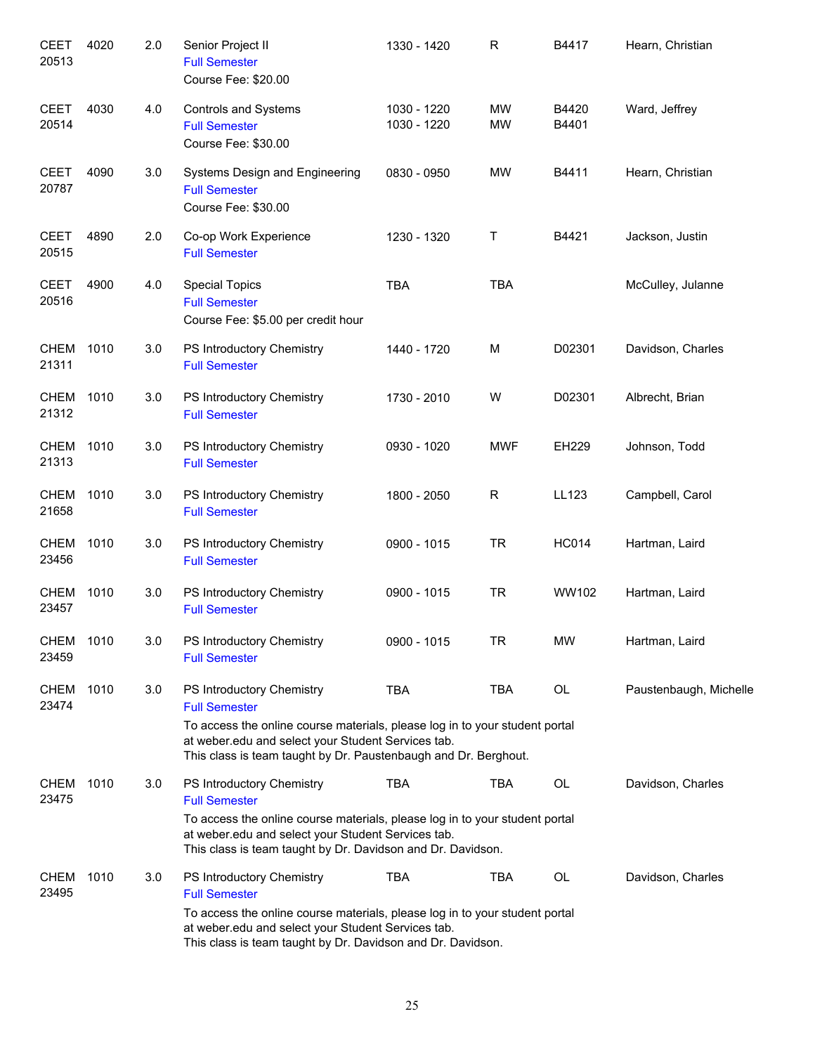| | | | | | | | |
|---|---|---|---|---|---|---|---|
| CEET 20513 | 4020 | 2.0 | Senior Project II<br>Full Semester<br>Course Fee: $20.00 | 1330 - 1420 | R | B4417 | Hearn, Christian |
| CEET 20514 | 4030 | 4.0 | Controls and Systems<br>Full Semester<br>Course Fee: $30.00 | 1030 - 1220<br>1030 - 1220 | MW<br>MW | B4420<br>B4401 | Ward, Jeffrey |
| CEET 20787 | 4090 | 3.0 | Systems Design and Engineering<br>Full Semester<br>Course Fee: $30.00 | 0830 - 0950 | MW | B4411 | Hearn, Christian |
| CEET 20515 | 4890 | 2.0 | Co-op Work Experience<br>Full Semester | 1230 - 1320 | T | B4421 | Jackson, Justin |
| CEET 20516 | 4900 | 4.0 | Special Topics<br>Full Semester<br>Course Fee: $5.00 per credit hour | TBA | TBA | | McCulley, Julanne |
| CHEM 21311 | 1010 | 3.0 | PS Introductory Chemistry<br>Full Semester | 1440 - 1720 | M | D02301 | Davidson, Charles |
| CHEM 21312 | 1010 | 3.0 | PS Introductory Chemistry<br>Full Semester | 1730 - 2010 | W | D02301 | Albrecht, Brian |
| CHEM 21313 | 1010 | 3.0 | PS Introductory Chemistry<br>Full Semester | 0930 - 1020 | MWF | EH229 | Johnson, Todd |
| CHEM 21658 | 1010 | 3.0 | PS Introductory Chemistry<br>Full Semester | 1800 - 2050 | R | LL123 | Campbell, Carol |
| CHEM 23456 | 1010 | 3.0 | PS Introductory Chemistry<br>Full Semester | 0900 - 1015 | TR | HC014 | Hartman, Laird |
| CHEM 23457 | 1010 | 3.0 | PS Introductory Chemistry<br>Full Semester | 0900 - 1015 | TR | WW102 | Hartman, Laird |
| CHEM 23459 | 1010 | 3.0 | PS Introductory Chemistry<br>Full Semester | 0900 - 1015 | TR | MW | Hartman, Laird |
| CHEM 23474 | 1010 | 3.0 | PS Introductory Chemistry<br>Full Semester<br>To access the online course materials, please log in to your student portal at weber.edu and select your Student Services tab.<br>This class is team taught by Dr. Paustenbaugh and Dr. Berghout. | TBA | TBA | OL | Paustenbaugh, Michelle |
| CHEM 23475 | 1010 | 3.0 | PS Introductory Chemistry<br>Full Semester<br>To access the online course materials, please log in to your student portal at weber.edu and select your Student Services tab.<br>This class is team taught by Dr. Davidson and Dr. Davidson. | TBA | TBA | OL | Davidson, Charles |
| CHEM 23495 | 1010 | 3.0 | PS Introductory Chemistry<br>Full Semester<br>To access the online course materials, please log in to your student portal at weber.edu and select your Student Services tab.<br>This class is team taught by Dr. Davidson and Dr. Davidson. | TBA | TBA | OL | Davidson, Charles |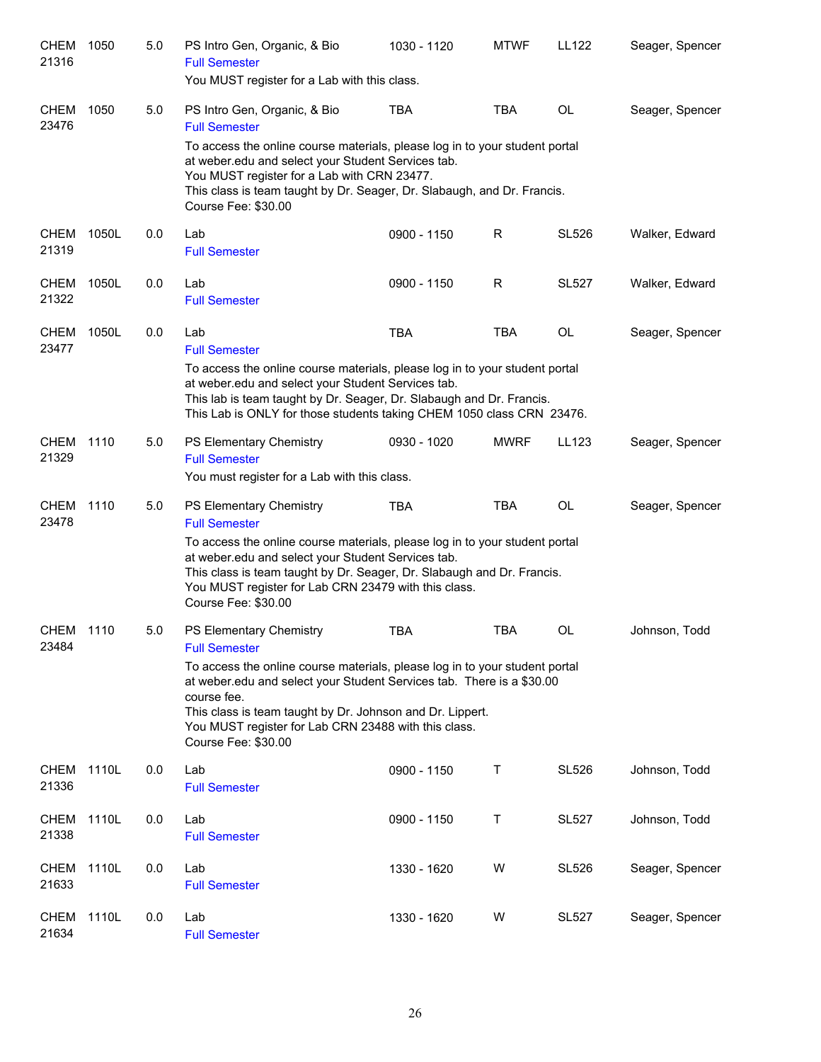| | | | | | | | |
|---|---|---|---|---|---|---|---|
| CHEM 21316 | 1050 | 5.0 | PS Intro Gen, Organic, & Bio<br>Full Semester<br>You MUST register for a Lab with this class. | 1030 - 1120 | MTWF | LL122 | Seager, Spencer |
| CHEM 23476 | 1050 | 5.0 | PS Intro Gen, Organic, & Bio<br>Full Semester<br>To access the online course materials, please log in to your student portal at weber.edu and select your Student Services tab.<br>You MUST register for a Lab with CRN 23477.<br>This class is team taught by Dr. Seager, Dr. Slabaugh, and Dr. Francis.<br>Course Fee: $30.00 | TBA | TBA | OL | Seager, Spencer |
| CHEM 21319 | 1050L | 0.0 | Lab<br>Full Semester | 0900 - 1150 | R | SL526 | Walker, Edward |
| CHEM 21322 | 1050L | 0.0 | Lab<br>Full Semester | 0900 - 1150 | R | SL527 | Walker, Edward |
| CHEM 23477 | 1050L | 0.0 | Lab<br>Full Semester<br>To access the online course materials, please log in to your student portal at weber.edu and select your Student Services tab.<br>This lab is team taught by Dr. Seager, Dr. Slabaugh and Dr. Francis.<br>This Lab is ONLY for those students taking CHEM 1050 class CRN 23476. | TBA | TBA | OL | Seager, Spencer |
| CHEM 21329 | 1110 | 5.0 | PS Elementary Chemistry<br>Full Semester<br>You must register for a Lab with this class. | 0930 - 1020 | MWRF | LL123 | Seager, Spencer |
| CHEM 23478 | 1110 | 5.0 | PS Elementary Chemistry<br>Full Semester<br>To access the online course materials, please log in to your student portal at weber.edu and select your Student Services tab.<br>This class is team taught by Dr. Seager, Dr. Slabaugh and Dr. Francis.<br>You MUST register for Lab CRN 23479 with this class.<br>Course Fee: $30.00 | TBA | TBA | OL | Seager, Spencer |
| CHEM 23484 | 1110 | 5.0 | PS Elementary Chemistry<br>Full Semester<br>To access the online course materials, please log in to your student portal at weber.edu and select your Student Services tab. There is a $30.00 course fee.<br>This class is team taught by Dr. Johnson and Dr. Lippert.<br>You MUST register for Lab CRN 23488 with this class.<br>Course Fee: $30.00 | TBA | TBA | OL | Johnson, Todd |
| CHEM 21336 | 1110L | 0.0 | Lab<br>Full Semester | 0900 - 1150 | T | SL526 | Johnson, Todd |
| CHEM 21338 | 1110L | 0.0 | Lab<br>Full Semester | 0900 - 1150 | T | SL527 | Johnson, Todd |
| CHEM 21633 | 1110L | 0.0 | Lab<br>Full Semester | 1330 - 1620 | W | SL526 | Seager, Spencer |
| CHEM 21634 | 1110L | 0.0 | Lab<br>Full Semester | 1330 - 1620 | W | SL527 | Seager, Spencer |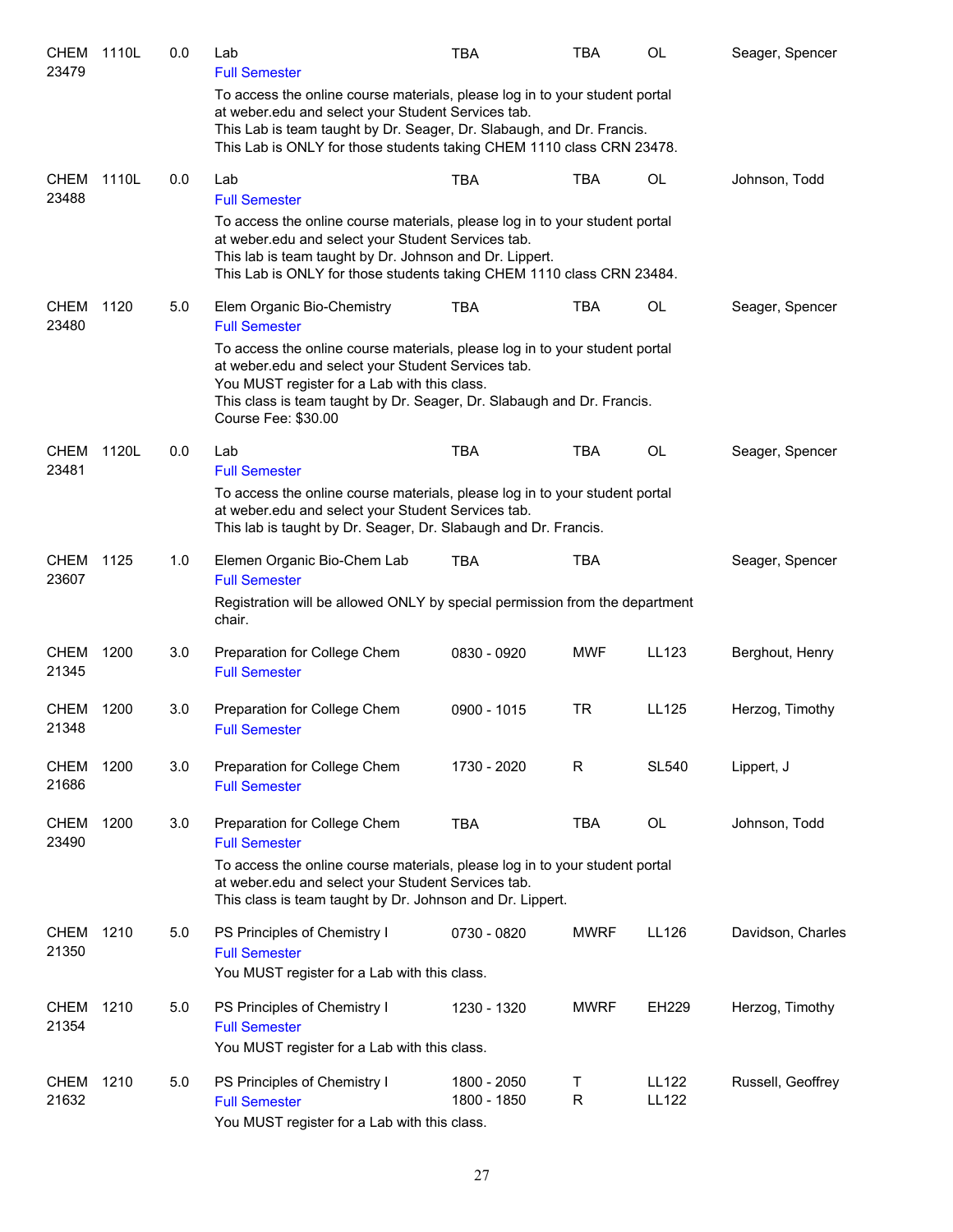| Subject/CRN | Course | Credits | Title | Time | Days | Room | Instructor |
|---|---|---|---|---|---|---|---|
| CHEM 23479 | 1110L | 0.0 | Lab<br>Full Semester<br>To access the online course materials, please log in to your student portal at weber.edu and select your Student Services tab.<br>This Lab is team taught by Dr. Seager, Dr. Slabaugh, and Dr. Francis.<br>This Lab is ONLY for those students taking CHEM 1110 class CRN 23478. | TBA | TBA | OL | Seager, Spencer |
| CHEM 23488 | 1110L | 0.0 | Lab<br>Full Semester<br>To access the online course materials, please log in to your student portal at weber.edu and select your Student Services tab.<br>This lab is team taught by Dr. Johnson and Dr. Lippert.<br>This Lab is ONLY for those students taking CHEM 1110 class CRN 23484. | TBA | TBA | OL | Johnson, Todd |
| CHEM 23480 | 1120 | 5.0 | Elem Organic Bio-Chemistry<br>Full Semester<br>To access the online course materials, please log in to your student portal at weber.edu and select your Student Services tab.<br>You MUST register for a Lab with this class.<br>This class is team taught by Dr. Seager, Dr. Slabaugh and Dr. Francis.<br>Course Fee: $30.00 | TBA | TBA | OL | Seager, Spencer |
| CHEM 23481 | 1120L | 0.0 | Lab<br>Full Semester<br>To access the online course materials, please log in to your student portal at weber.edu and select your Student Services tab.<br>This lab is taught by Dr. Seager, Dr. Slabaugh and Dr. Francis. | TBA | TBA | OL | Seager, Spencer |
| CHEM 23607 | 1125 | 1.0 | Elemen Organic Bio-Chem Lab<br>Full Semester<br>Registration will be allowed ONLY by special permission from the department chair. | TBA | TBA | | Seager, Spencer |
| CHEM 21345 | 1200 | 3.0 | Preparation for College Chem<br>Full Semester | 0830 - 0920 | MWF | LL123 | Berghout, Henry |
| CHEM 21348 | 1200 | 3.0 | Preparation for College Chem<br>Full Semester | 0900 - 1015 | TR | LL125 | Herzog, Timothy |
| CHEM 21686 | 1200 | 3.0 | Preparation for College Chem<br>Full Semester | 1730 - 2020 | R | SL540 | Lippert, J |
| CHEM 23490 | 1200 | 3.0 | Preparation for College Chem<br>Full Semester<br>To access the online course materials, please log in to your student portal at weber.edu and select your Student Services tab.<br>This class is team taught by Dr. Johnson and Dr. Lippert. | TBA | TBA | OL | Johnson, Todd |
| CHEM 21350 | 1210 | 5.0 | PS Principles of Chemistry I<br>Full Semester<br>You MUST register for a Lab with this class. | 0730 - 0820 | MWRF | LL126 | Davidson, Charles |
| CHEM 21354 | 1210 | 5.0 | PS Principles of Chemistry I<br>Full Semester<br>You MUST register for a Lab with this class. | 1230 - 1320 | MWRF | EH229 | Herzog, Timothy |
| CHEM 21632 | 1210 | 5.0 | PS Principles of Chemistry I<br>Full Semester<br>You MUST register for a Lab with this class. | 1800 - 2050<br>1800 - 1850 | T<br>R | LL122<br>LL122 | Russell, Geoffrey |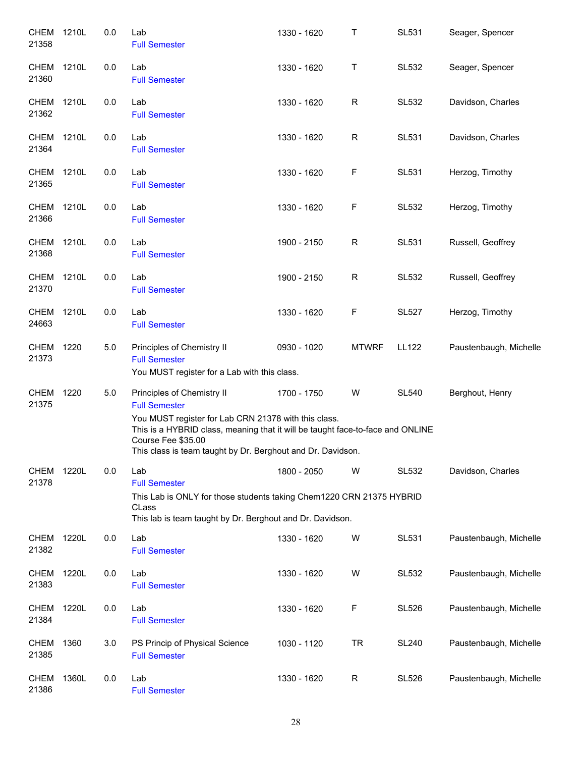| | | | | | | | |
|---|---|---|---|---|---|---|---|
| CHEM 21358 | 1210L | 0.0 | Lab<br>Full Semester | 1330 - 1620 | T | SL531 | Seager, Spencer |
| CHEM 21360 | 1210L | 0.0 | Lab<br>Full Semester | 1330 - 1620 | T | SL532 | Seager, Spencer |
| CHEM 21362 | 1210L | 0.0 | Lab<br>Full Semester | 1330 - 1620 | R | SL532 | Davidson, Charles |
| CHEM 21364 | 1210L | 0.0 | Lab<br>Full Semester | 1330 - 1620 | R | SL531 | Davidson, Charles |
| CHEM 21365 | 1210L | 0.0 | Lab<br>Full Semester | 1330 - 1620 | F | SL531 | Herzog, Timothy |
| CHEM 21366 | 1210L | 0.0 | Lab<br>Full Semester | 1330 - 1620 | F | SL532 | Herzog, Timothy |
| CHEM 21368 | 1210L | 0.0 | Lab<br>Full Semester | 1900 - 2150 | R | SL531 | Russell, Geoffrey |
| CHEM 21370 | 1210L | 0.0 | Lab<br>Full Semester | 1900 - 2150 | R | SL532 | Russell, Geoffrey |
| CHEM 24663 | 1210L | 0.0 | Lab<br>Full Semester | 1330 - 1620 | F | SL527 | Herzog, Timothy |
| CHEM 21373 | 1220 | 5.0 | Principles of Chemistry II<br>Full Semester<br>You MUST register for a Lab with this class. | 0930 - 1020 | MTWRF | LL122 | Paustenbaugh, Michelle |
| CHEM 21375 | 1220 | 5.0 | Principles of Chemistry II<br>Full Semester<br>You MUST register for Lab CRN 21378 with this class.<br>This is a HYBRID class, meaning that it will be taught face-to-face and ONLINE<br>Course Fee $35.00<br>This class is team taught by Dr. Berghout and Dr. Davidson. | 1700 - 1750 | W | SL540 | Berghout, Henry |
| CHEM 21378 | 1220L | 0.0 | Lab<br>Full Semester<br>This Lab is ONLY for those students taking Chem1220 CRN 21375 HYBRID CLass<br>This lab is team taught by Dr. Berghout and Dr. Davidson. | 1800 - 2050 | W | SL532 | Davidson, Charles |
| CHEM 21382 | 1220L | 0.0 | Lab<br>Full Semester | 1330 - 1620 | W | SL531 | Paustenbaugh, Michelle |
| CHEM 21383 | 1220L | 0.0 | Lab<br>Full Semester | 1330 - 1620 | W | SL532 | Paustenbaugh, Michelle |
| CHEM 21384 | 1220L | 0.0 | Lab<br>Full Semester | 1330 - 1620 | F | SL526 | Paustenbaugh, Michelle |
| CHEM 21385 | 1360 | 3.0 | PS Princip of Physical Science<br>Full Semester | 1030 - 1120 | TR | SL240 | Paustenbaugh, Michelle |
| CHEM 21386 | 1360L | 0.0 | Lab<br>Full Semester | 1330 - 1620 | R | SL526 | Paustenbaugh, Michelle |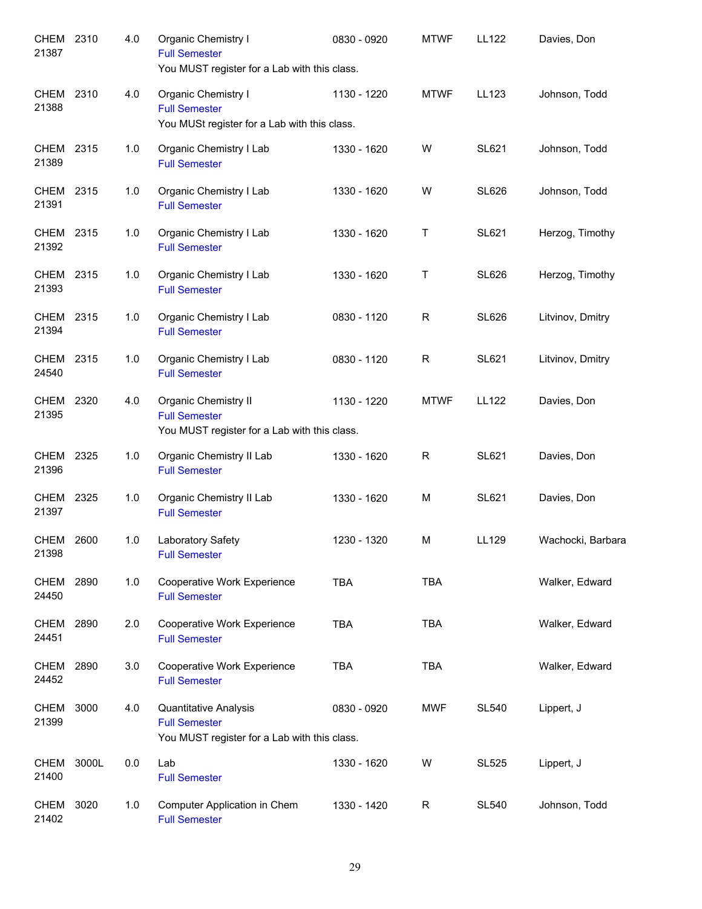| | | | | | | | |
|---|---|---|---|---|---|---|---|
| CHEM 21387 | 2310 | 4.0 | Organic Chemistry I<br>Full Semester<br>You MUST register for a Lab with this class. | 0830 - 0920 | MTWF | LL122 | Davies, Don |
| CHEM 21388 | 2310 | 4.0 | Organic Chemistry I<br>Full Semester<br>You MUSt register for a Lab with this class. | 1130 - 1220 | MTWF | LL123 | Johnson, Todd |
| CHEM 21389 | 2315 | 1.0 | Organic Chemistry I Lab<br>Full Semester | 1330 - 1620 | W | SL621 | Johnson, Todd |
| CHEM 21391 | 2315 | 1.0 | Organic Chemistry I Lab<br>Full Semester | 1330 - 1620 | W | SL626 | Johnson, Todd |
| CHEM 21392 | 2315 | 1.0 | Organic Chemistry I Lab<br>Full Semester | 1330 - 1620 | T | SL621 | Herzog, Timothy |
| CHEM 21393 | 2315 | 1.0 | Organic Chemistry I Lab<br>Full Semester | 1330 - 1620 | T | SL626 | Herzog, Timothy |
| CHEM 21394 | 2315 | 1.0 | Organic Chemistry I Lab<br>Full Semester | 0830 - 1120 | R | SL626 | Litvinov, Dmitry |
| CHEM 24540 | 2315 | 1.0 | Organic Chemistry I Lab<br>Full Semester | 0830 - 1120 | R | SL621 | Litvinov, Dmitry |
| CHEM 21395 | 2320 | 4.0 | Organic Chemistry II<br>Full Semester<br>You MUST register for a Lab with this class. | 1130 - 1220 | MTWF | LL122 | Davies, Don |
| CHEM 21396 | 2325 | 1.0 | Organic Chemistry II Lab<br>Full Semester | 1330 - 1620 | R | SL621 | Davies, Don |
| CHEM 21397 | 2325 | 1.0 | Organic Chemistry II Lab<br>Full Semester | 1330 - 1620 | M | SL621 | Davies, Don |
| CHEM 21398 | 2600 | 1.0 | Laboratory Safety<br>Full Semester | 1230 - 1320 | M | LL129 | Wachocki, Barbara |
| CHEM 24450 | 2890 | 1.0 | Cooperative Work Experience<br>Full Semester | TBA | TBA | | Walker, Edward |
| CHEM 24451 | 2890 | 2.0 | Cooperative Work Experience<br>Full Semester | TBA | TBA | | Walker, Edward |
| CHEM 24452 | 2890 | 3.0 | Cooperative Work Experience<br>Full Semester | TBA | TBA | | Walker, Edward |
| CHEM 21399 | 3000 | 4.0 | Quantitative Analysis<br>Full Semester<br>You MUST register for a Lab with this class. | 0830 - 0920 | MWF | SL540 | Lippert, J |
| CHEM 21400 | 3000L | 0.0 | Lab<br>Full Semester | 1330 - 1620 | W | SL525 | Lippert, J |
| CHEM 21402 | 3020 | 1.0 | Computer Application in Chem<br>Full Semester | 1330 - 1420 | R | SL540 | Johnson, Todd |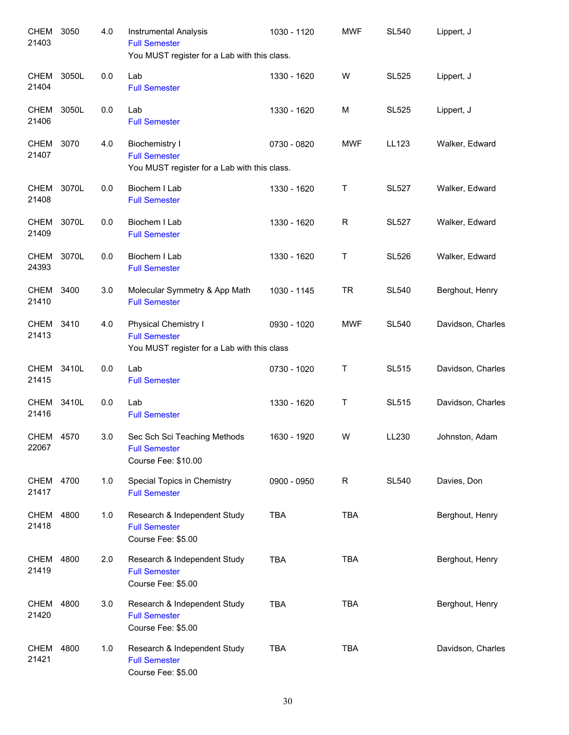| Dept / CRN | Course | Credits | Title / Notes | Time | Days | Room | Instructor |
|---|---|---|---|---|---|---|---|
| CHEM 21403 | 3050 | 4.0 | Instrumental Analysis<br>Full Semester<br>You MUST register for a Lab with this class. | 1030 - 1120 | MWF | SL540 | Lippert, J |
| CHEM 21404 | 3050L | 0.0 | Lab<br>Full Semester | 1330 - 1620 | W | SL525 | Lippert, J |
| CHEM 21406 | 3050L | 0.0 | Lab<br>Full Semester | 1330 - 1620 | M | SL525 | Lippert, J |
| CHEM 21407 | 3070 | 4.0 | Biochemistry I<br>Full Semester<br>You MUST register for a Lab with this class. | 0730 - 0820 | MWF | LL123 | Walker, Edward |
| CHEM 21408 | 3070L | 0.0 | Biochem I Lab<br>Full Semester | 1330 - 1620 | T | SL527 | Walker, Edward |
| CHEM 21409 | 3070L | 0.0 | Biochem I Lab<br>Full Semester | 1330 - 1620 | R | SL527 | Walker, Edward |
| CHEM 24393 | 3070L | 0.0 | Biochem I Lab<br>Full Semester | 1330 - 1620 | T | SL526 | Walker, Edward |
| CHEM 21410 | 3400 | 3.0 | Molecular Symmetry & App Math<br>Full Semester | 1030 - 1145 | TR | SL540 | Berghout, Henry |
| CHEM 21413 | 3410 | 4.0 | Physical Chemistry I<br>Full Semester<br>You MUST register for a Lab with this class | 0930 - 1020 | MWF | SL540 | Davidson, Charles |
| CHEM 21415 | 3410L | 0.0 | Lab<br>Full Semester | 0730 - 1020 | T | SL515 | Davidson, Charles |
| CHEM 21416 | 3410L | 0.0 | Lab<br>Full Semester | 1330 - 1620 | T | SL515 | Davidson, Charles |
| CHEM 22067 | 4570 | 3.0 | Sec Sch Sci Teaching Methods<br>Full Semester<br>Course Fee: $10.00 | 1630 - 1920 | W | LL230 | Johnston, Adam |
| CHEM 21417 | 4700 | 1.0 | Special Topics in Chemistry<br>Full Semester | 0900 - 0950 | R | SL540 | Davies, Don |
| CHEM 21418 | 4800 | 1.0 | Research & Independent Study<br>Full Semester<br>Course Fee: $5.00 | TBA | TBA | | Berghout, Henry |
| CHEM 21419 | 4800 | 2.0 | Research & Independent Study<br>Full Semester<br>Course Fee: $5.00 | TBA | TBA | | Berghout, Henry |
| CHEM 21420 | 4800 | 3.0 | Research & Independent Study<br>Full Semester<br>Course Fee: $5.00 | TBA | TBA | | Berghout, Henry |
| CHEM 21421 | 4800 | 1.0 | Research & Independent Study<br>Full Semester<br>Course Fee: $5.00 | TBA | TBA | | Davidson, Charles |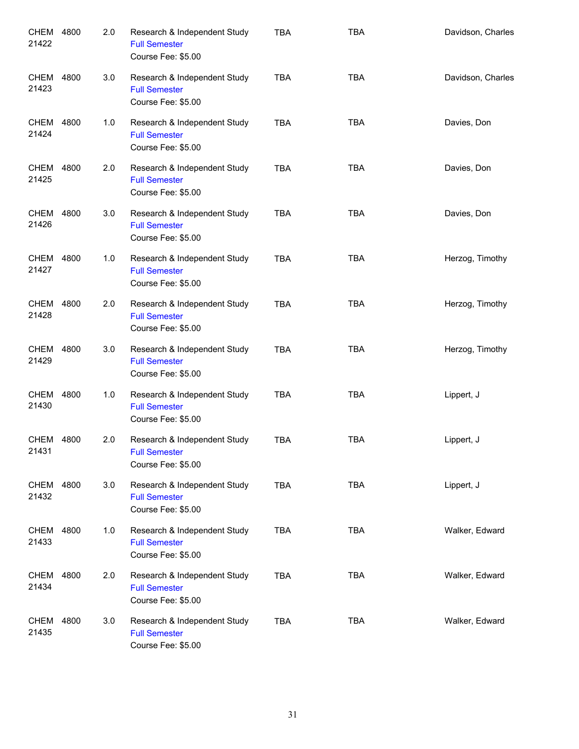| | | | | | | |
|---|---|---|---|---|---|---|
| CHEM 21422 | 4800 | 2.0 | Research & Independent Study<br>Full Semester<br>Course Fee: $5.00 | TBA | TBA | Davidson, Charles |
| CHEM 21423 | 4800 | 3.0 | Research & Independent Study<br>Full Semester<br>Course Fee: $5.00 | TBA | TBA | Davidson, Charles |
| CHEM 21424 | 4800 | 1.0 | Research & Independent Study<br>Full Semester<br>Course Fee: $5.00 | TBA | TBA | Davies, Don |
| CHEM 21425 | 4800 | 2.0 | Research & Independent Study<br>Full Semester<br>Course Fee: $5.00 | TBA | TBA | Davies, Don |
| CHEM 21426 | 4800 | 3.0 | Research & Independent Study<br>Full Semester<br>Course Fee: $5.00 | TBA | TBA | Davies, Don |
| CHEM 21427 | 4800 | 1.0 | Research & Independent Study<br>Full Semester<br>Course Fee: $5.00 | TBA | TBA | Herzog, Timothy |
| CHEM 21428 | 4800 | 2.0 | Research & Independent Study<br>Full Semester<br>Course Fee: $5.00 | TBA | TBA | Herzog, Timothy |
| CHEM 21429 | 4800 | 3.0 | Research & Independent Study<br>Full Semester<br>Course Fee: $5.00 | TBA | TBA | Herzog, Timothy |
| CHEM 21430 | 4800 | 1.0 | Research & Independent Study<br>Full Semester<br>Course Fee: $5.00 | TBA | TBA | Lippert, J |
| CHEM 21431 | 4800 | 2.0 | Research & Independent Study<br>Full Semester<br>Course Fee: $5.00 | TBA | TBA | Lippert, J |
| CHEM 21432 | 4800 | 3.0 | Research & Independent Study<br>Full Semester<br>Course Fee: $5.00 | TBA | TBA | Lippert, J |
| CHEM 21433 | 4800 | 1.0 | Research & Independent Study<br>Full Semester<br>Course Fee: $5.00 | TBA | TBA | Walker, Edward |
| CHEM 21434 | 4800 | 2.0 | Research & Independent Study<br>Full Semester<br>Course Fee: $5.00 | TBA | TBA | Walker, Edward |
| CHEM 21435 | 4800 | 3.0 | Research & Independent Study<br>Full Semester<br>Course Fee: $5.00 | TBA | TBA | Walker, Edward |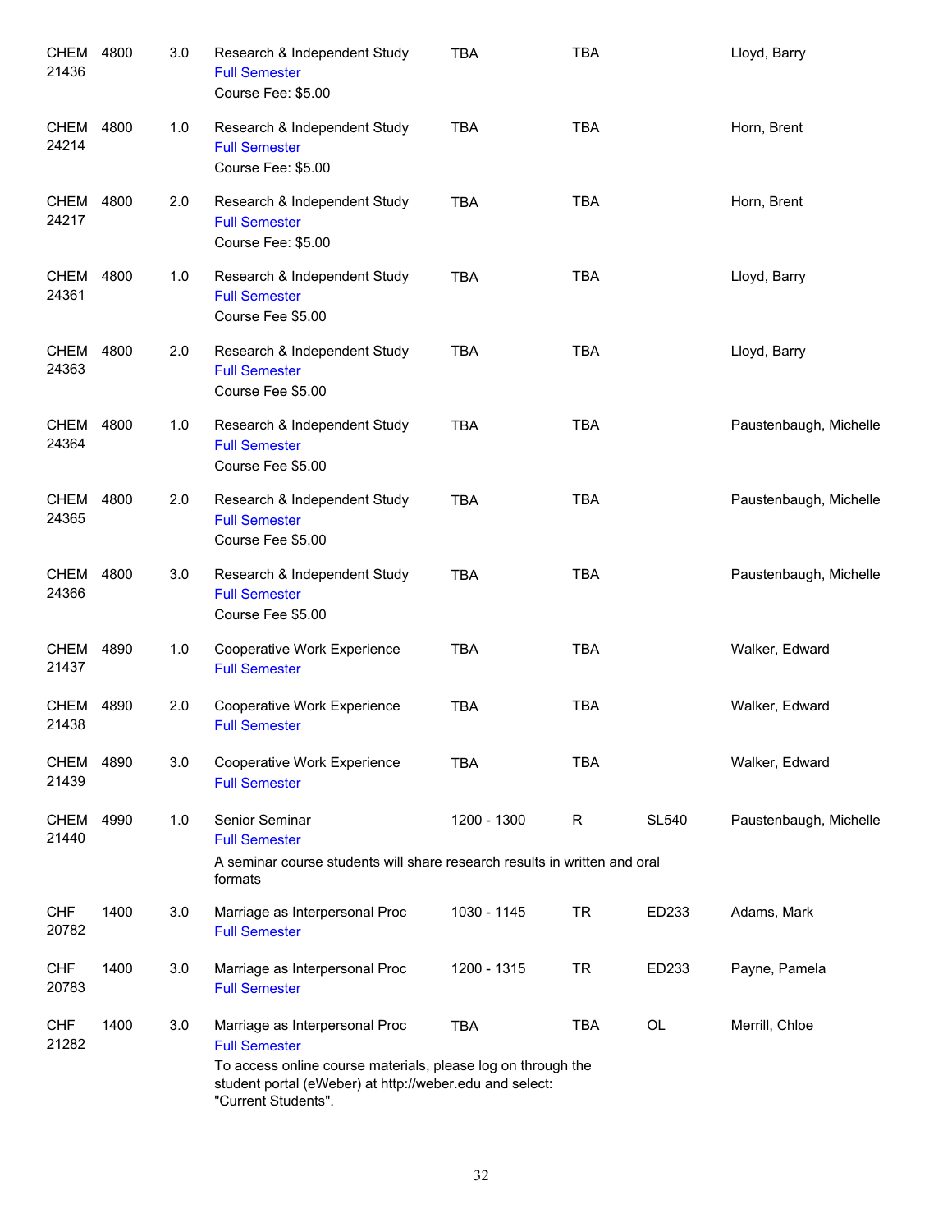| | | | | | | | |
|---|---|---|---|---|---|---|---|
| CHEM 21436 | 4800 | 3.0 | Research & Independent Study<br>Full Semester<br>Course Fee: $5.00 | TBA | TBA | | Lloyd, Barry |
| CHEM 24214 | 4800 | 1.0 | Research & Independent Study<br>Full Semester<br>Course Fee: $5.00 | TBA | TBA | | Horn, Brent |
| CHEM 24217 | 4800 | 2.0 | Research & Independent Study<br>Full Semester<br>Course Fee: $5.00 | TBA | TBA | | Horn, Brent |
| CHEM 24361 | 4800 | 1.0 | Research & Independent Study<br>Full Semester<br>Course Fee $5.00 | TBA | TBA | | Lloyd, Barry |
| CHEM 24363 | 4800 | 2.0 | Research & Independent Study<br>Full Semester<br>Course Fee $5.00 | TBA | TBA | | Lloyd, Barry |
| CHEM 24364 | 4800 | 1.0 | Research & Independent Study<br>Full Semester<br>Course Fee $5.00 | TBA | TBA | | Paustenbaugh, Michelle |
| CHEM 24365 | 4800 | 2.0 | Research & Independent Study<br>Full Semester<br>Course Fee $5.00 | TBA | TBA | | Paustenbaugh, Michelle |
| CHEM 24366 | 4800 | 3.0 | Research & Independent Study<br>Full Semester<br>Course Fee $5.00 | TBA | TBA | | Paustenbaugh, Michelle |
| CHEM 21437 | 4890 | 1.0 | Cooperative Work Experience<br>Full Semester | TBA | TBA | | Walker, Edward |
| CHEM 21438 | 4890 | 2.0 | Cooperative Work Experience<br>Full Semester | TBA | TBA | | Walker, Edward |
| CHEM 21439 | 4890 | 3.0 | Cooperative Work Experience<br>Full Semester | TBA | TBA | | Walker, Edward |
| CHEM 21440 | 4990 | 1.0 | Senior Seminar<br>Full Semester<br>A seminar course students will share research results in written and oral formats | 1200 - 1300 | R | SL540 | Paustenbaugh, Michelle |
| CHF 20782 | 1400 | 3.0 | Marriage as Interpersonal Proc<br>Full Semester | 1030 - 1145 | TR | ED233 | Adams, Mark |
| CHF 20783 | 1400 | 3.0 | Marriage as Interpersonal Proc<br>Full Semester | 1200 - 1315 | TR | ED233 | Payne, Pamela |
| CHF 21282 | 1400 | 3.0 | Marriage as Interpersonal Proc<br>Full Semester<br>To access online course materials, please log on through the student portal (eWeber) at http://weber.edu and select: "Current Students". | TBA | TBA | OL | Merrill, Chloe |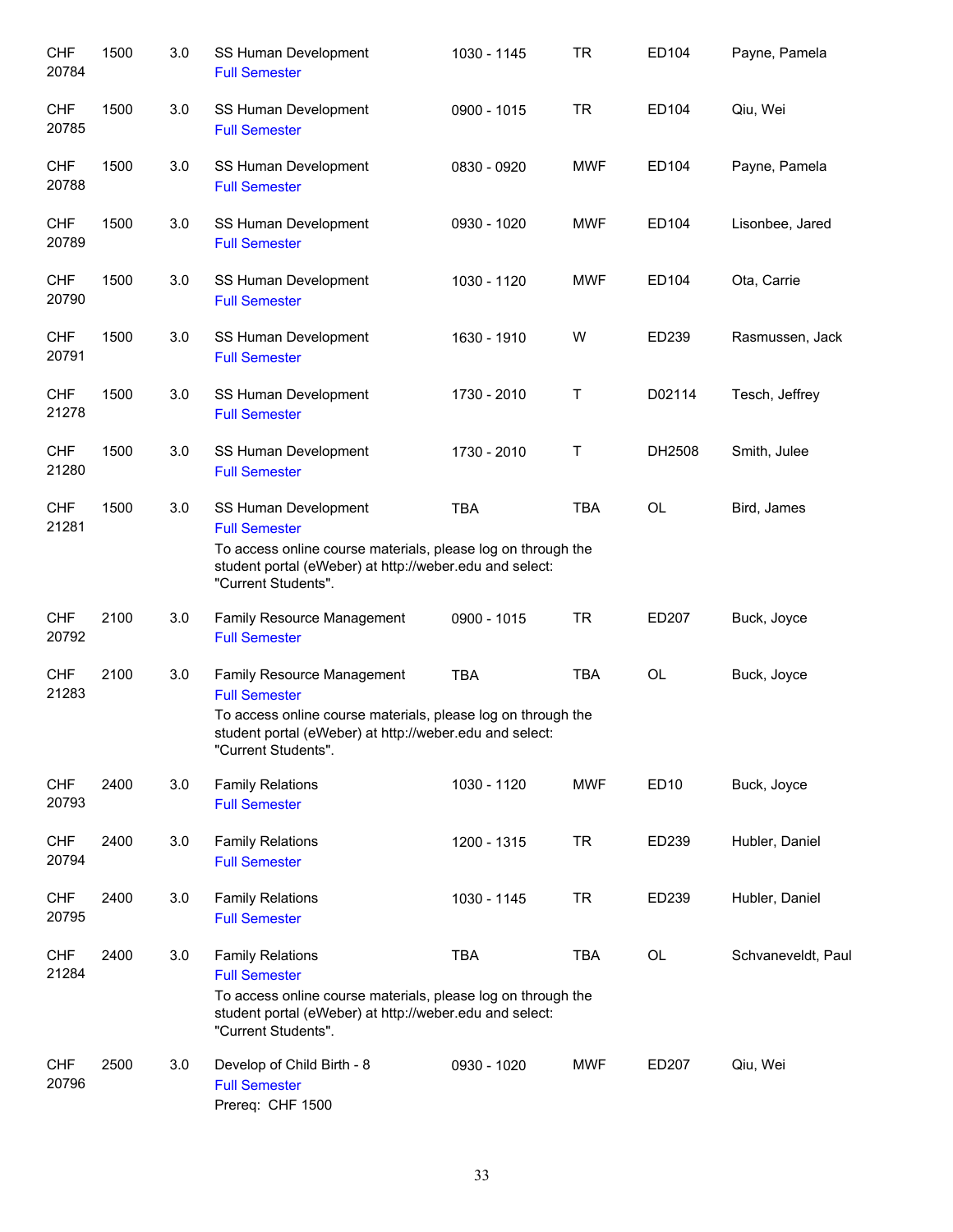| | | | | | | | |
|---|---|---|---|---|---|---|---|
| CHF 20784 | 1500 | 3.0 | SS Human Development<br>Full Semester | 1030 - 1145 | TR | ED104 | Payne, Pamela |
| CHF 20785 | 1500 | 3.0 | SS Human Development<br>Full Semester | 0900 - 1015 | TR | ED104 | Qiu, Wei |
| CHF 20788 | 1500 | 3.0 | SS Human Development<br>Full Semester | 0830 - 0920 | MWF | ED104 | Payne, Pamela |
| CHF 20789 | 1500 | 3.0 | SS Human Development<br>Full Semester | 0930 - 1020 | MWF | ED104 | Lisonbee, Jared |
| CHF 20790 | 1500 | 3.0 | SS Human Development<br>Full Semester | 1030 - 1120 | MWF | ED104 | Ota, Carrie |
| CHF 20791 | 1500 | 3.0 | SS Human Development<br>Full Semester | 1630 - 1910 | W | ED239 | Rasmussen, Jack |
| CHF 21278 | 1500 | 3.0 | SS Human Development<br>Full Semester | 1730 - 2010 | T | D02114 | Tesch, Jeffrey |
| CHF 21280 | 1500 | 3.0 | SS Human Development<br>Full Semester | 1730 - 2010 | T | DH2508 | Smith, Julee |
| CHF 21281 | 1500 | 3.0 | SS Human Development<br>Full Semester<br>To access online course materials, please log on through the student portal (eWeber) at http://weber.edu and select: "Current Students". | TBA | TBA | OL | Bird, James |
| CHF 20792 | 2100 | 3.0 | Family Resource Management<br>Full Semester | 0900 - 1015 | TR | ED207 | Buck, Joyce |
| CHF 21283 | 2100 | 3.0 | Family Resource Management<br>Full Semester<br>To access online course materials, please log on through the student portal (eWeber) at http://weber.edu and select: "Current Students". | TBA | TBA | OL | Buck, Joyce |
| CHF 20793 | 2400 | 3.0 | Family Relations<br>Full Semester | 1030 - 1120 | MWF | ED10 | Buck, Joyce |
| CHF 20794 | 2400 | 3.0 | Family Relations<br>Full Semester | 1200 - 1315 | TR | ED239 | Hubler, Daniel |
| CHF 20795 | 2400 | 3.0 | Family Relations<br>Full Semester | 1030 - 1145 | TR | ED239 | Hubler, Daniel |
| CHF 21284 | 2400 | 3.0 | Family Relations<br>Full Semester<br>To access online course materials, please log on through the student portal (eWeber) at http://weber.edu and select: "Current Students". | TBA | TBA | OL | Schvaneveldt, Paul |
| CHF 20796 | 2500 | 3.0 | Develop of Child Birth - 8<br>Full Semester<br>Prereq: CHF 1500 | 0930 - 1020 | MWF | ED207 | Qiu, Wei |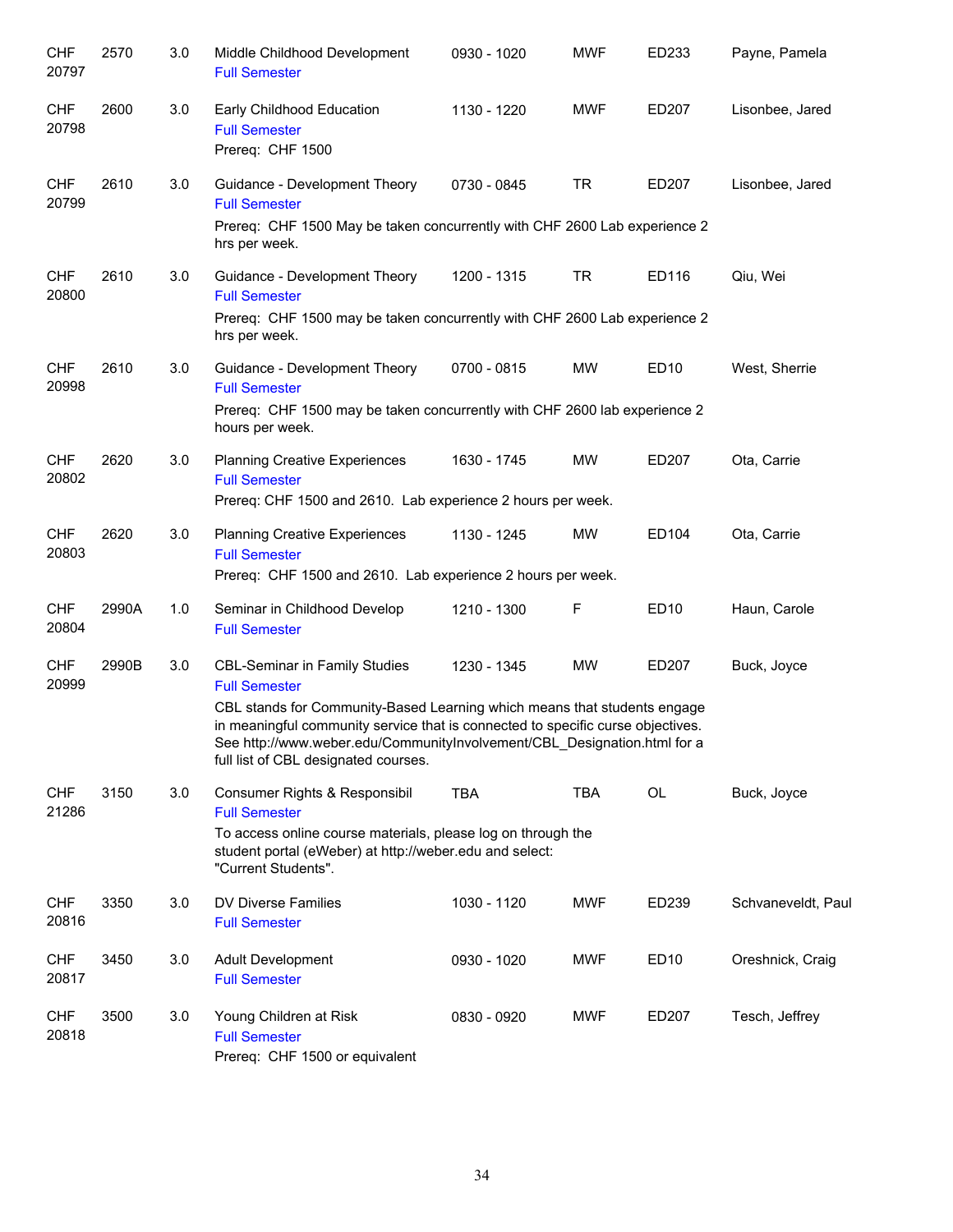| | | | | | | | |
|---|---|---|---|---|---|---|---|
| CHF 20797 | 2570 | 3.0 | Middle Childhood Development<br>Full Semester | 0930 - 1020 | MWF | ED233 | Payne, Pamela |
| CHF 20798 | 2600 | 3.0 | Early Childhood Education<br>Full Semester<br>Prereq: CHF 1500 | 1130 - 1220 | MWF | ED207 | Lisonbee, Jared |
| CHF 20799 | 2610 | 3.0 | Guidance - Development Theory<br>Full Semester<br>Prereq: CHF 1500 May be taken concurrently with CHF 2600 Lab experience 2 hrs per week. | 0730 - 0845 | TR | ED207 | Lisonbee, Jared |
| CHF 20800 | 2610 | 3.0 | Guidance - Development Theory<br>Full Semester<br>Prereq: CHF 1500 may be taken concurrently with CHF 2600 Lab experience 2 hrs per week. | 1200 - 1315 | TR | ED116 | Qiu, Wei |
| CHF 20998 | 2610 | 3.0 | Guidance - Development Theory<br>Full Semester<br>Prereq: CHF 1500 may be taken concurrently with CHF 2600 lab experience 2 hours per week. | 0700 - 0815 | MW | ED10 | West, Sherrie |
| CHF 20802 | 2620 | 3.0 | Planning Creative Experiences<br>Full Semester<br>Prereq: CHF 1500 and 2610. Lab experience 2 hours per week. | 1630 - 1745 | MW | ED207 | Ota, Carrie |
| CHF 20803 | 2620 | 3.0 | Planning Creative Experiences<br>Full Semester<br>Prereq: CHF 1500 and 2610. Lab experience 2 hours per week. | 1130 - 1245 | MW | ED104 | Ota, Carrie |
| CHF 20804 | 2990A | 1.0 | Seminar in Childhood Develop<br>Full Semester | 1210 - 1300 | F | ED10 | Haun, Carole |
| CHF 20999 | 2990B | 3.0 | CBL-Seminar in Family Studies<br>Full Semester<br>CBL stands for Community-Based Learning which means that students engage in meaningful community service that is connected to specific curse objectives. See http://www.weber.edu/CommunityInvolvement/CBL_Designation.html for a full list of CBL designated courses. | 1230 - 1345 | MW | ED207 | Buck, Joyce |
| CHF 21286 | 3150 | 3.0 | Consumer Rights & Responsibil<br>Full Semester<br>To access online course materials, please log on through the student portal (eWeber) at http://weber.edu and select: "Current Students". | TBA | TBA | OL | Buck, Joyce |
| CHF 20816 | 3350 | 3.0 | DV Diverse Families<br>Full Semester | 1030 - 1120 | MWF | ED239 | Schvaneveldt, Paul |
| CHF 20817 | 3450 | 3.0 | Adult Development<br>Full Semester | 0930 - 1020 | MWF | ED10 | Oreshnick, Craig |
| CHF 20818 | 3500 | 3.0 | Young Children at Risk<br>Full Semester<br>Prereq: CHF 1500 or equivalent | 0830 - 0920 | MWF | ED207 | Tesch, Jeffrey |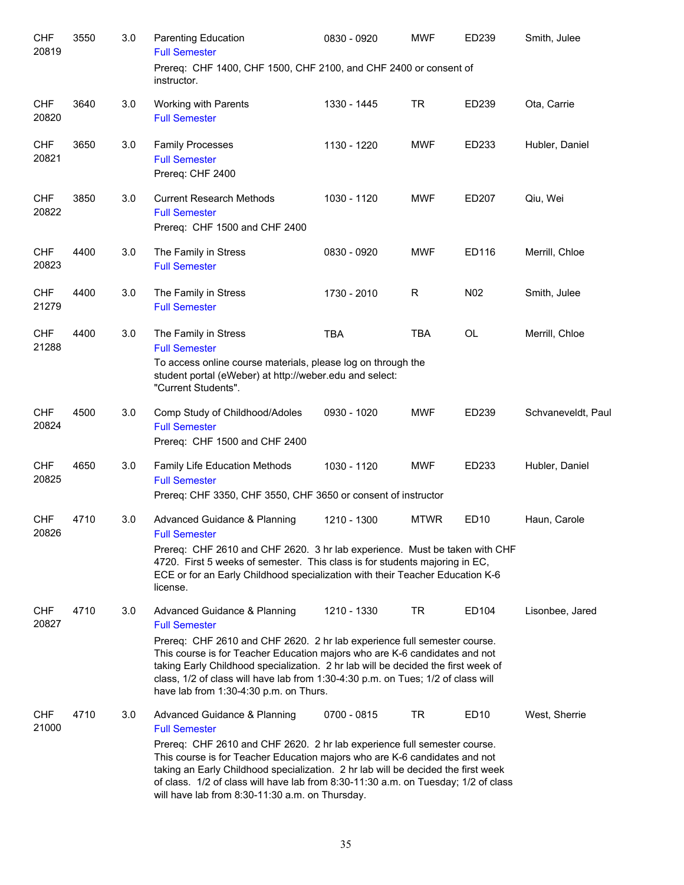| | | | | | | | |
|---|---|---|---|---|---|---|---|
| CHF 20819 | 3550 | 3.0 | Parenting Education<br>Full Semester<br>Prereq: CHF 1400, CHF 1500, CHF 2100, and CHF 2400 or consent of instructor. | 0830 - 0920 | MWF | ED239 | Smith, Julee |
| CHF 20820 | 3640 | 3.0 | Working with Parents<br>Full Semester | 1330 - 1445 | TR | ED239 | Ota, Carrie |
| CHF 20821 | 3650 | 3.0 | Family Processes<br>Full Semester<br>Prereq: CHF 2400 | 1130 - 1220 | MWF | ED233 | Hubler, Daniel |
| CHF 20822 | 3850 | 3.0 | Current Research Methods<br>Full Semester<br>Prereq: CHF 1500 and CHF 2400 | 1030 - 1120 | MWF | ED207 | Qiu, Wei |
| CHF 20823 | 4400 | 3.0 | The Family in Stress<br>Full Semester | 0830 - 0920 | MWF | ED116 | Merrill, Chloe |
| CHF 21279 | 4400 | 3.0 | The Family in Stress<br>Full Semester | 1730 - 2010 | R | N02 | Smith, Julee |
| CHF 21288 | 4400 | 3.0 | The Family in Stress<br>Full Semester<br>To access online course materials, please log on through the student portal (eWeber) at http://weber.edu and select: "Current Students". | TBA | TBA | OL | Merrill, Chloe |
| CHF 20824 | 4500 | 3.0 | Comp Study of Childhood/Adoles<br>Full Semester<br>Prereq: CHF 1500 and CHF 2400 | 0930 - 1020 | MWF | ED239 | Schvaneveldt, Paul |
| CHF 20825 | 4650 | 3.0 | Family Life Education Methods<br>Full Semester<br>Prereq: CHF 3350, CHF 3550, CHF 3650 or consent of instructor | 1030 - 1120 | MWF | ED233 | Hubler, Daniel |
| CHF 20826 | 4710 | 3.0 | Advanced Guidance & Planning<br>Full Semester<br>Prereq: CHF 2610 and CHF 2620. 3 hr lab experience. Must be taken with CHF 4720. First 5 weeks of semester. This class is for students majoring in EC, ECE or for an Early Childhood specialization with their Teacher Education K-6 license. | 1210 - 1300 | MTWR | ED10 | Haun, Carole |
| CHF 20827 | 4710 | 3.0 | Advanced Guidance & Planning<br>Full Semester<br>Prereq: CHF 2610 and CHF 2620. 2 hr lab experience full semester course. This course is for Teacher Education majors who are K-6 candidates and not taking Early Childhood specialization. 2 hr lab will be decided the first week of class, 1/2 of class will have lab from 1:30-4:30 p.m. on Tues; 1/2 of class will have lab from 1:30-4:30 p.m. on Thurs. | 1210 - 1330 | TR | ED104 | Lisonbee, Jared |
| CHF 21000 | 4710 | 3.0 | Advanced Guidance & Planning<br>Full Semester<br>Prereq: CHF 2610 and CHF 2620. 2 hr lab experience full semester course. This course is for Teacher Education majors who are K-6 candidates and not taking an Early Childhood specialization. 2 hr lab will be decided the first week of class. 1/2 of class will have lab from 8:30-11:30 a.m. on Tuesday; 1/2 of class will have lab from 8:30-11:30 a.m. on Thursday. | 0700 - 0815 | TR | ED10 | West, Sherrie |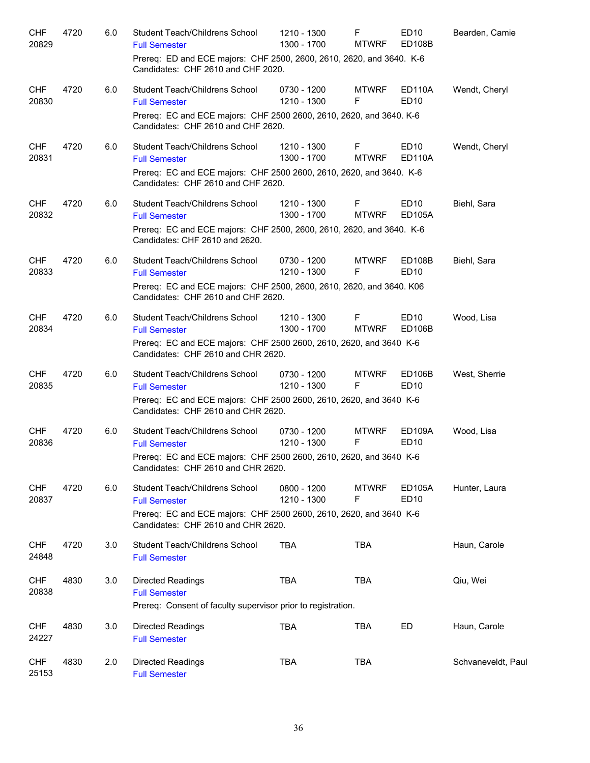| | | | | | | | |
|---|---|---|---|---|---|---|---|
| CHF 20829 | 4720 | 6.0 | Student Teach/Childrens School<br>Full Semester | 1210 - 1300<br>1300 - 1700 | F<br>MTWRF | ED10<br>ED108B | Bearden, Camie |
| | | | Prereq: ED and ECE majors: CHF 2500, 2600, 2610, 2620, and 3640. K-6 Candidates: CHF 2610 and CHF 2020. | | | | |
| CHF 20830 | 4720 | 6.0 | Student Teach/Childrens School<br>Full Semester | 0730 - 1200<br>1210 - 1300 | MTWRF<br>F | ED110A<br>ED10 | Wendt, Cheryl |
| | | | Prereq: EC and ECE majors: CHF 2500 2600, 2610, 2620, and 3640. K-6 Candidates: CHF 2610 and CHF 2620. | | | | |
| CHF 20831 | 4720 | 6.0 | Student Teach/Childrens School<br>Full Semester | 1210 - 1300<br>1300 - 1700 | F<br>MTWRF | ED10<br>ED110A | Wendt, Cheryl |
| | | | Prereq: EC and ECE majors: CHF 2500 2600, 2610, 2620, and 3640. K-6 Candidates: CHF 2610 and CHF 2620. | | | | |
| CHF 20832 | 4720 | 6.0 | Student Teach/Childrens School<br>Full Semester | 1210 - 1300<br>1300 - 1700 | F<br>MTWRF | ED10<br>ED105A | Biehl, Sara |
| | | | Prereq: EC and ECE majors: CHF 2500, 2600, 2610, 2620, and 3640. K-6 Candidates: CHF 2610 and 2620. | | | | |
| CHF 20833 | 4720 | 6.0 | Student Teach/Childrens School<br>Full Semester | 0730 - 1200<br>1210 - 1300 | MTWRF<br>F | ED108B<br>ED10 | Biehl, Sara |
| | | | Prereq: EC and ECE majors: CHF 2500, 2600, 2610, 2620, and 3640. K06 Candidates: CHF 2610 and CHF 2620. | | | | |
| CHF 20834 | 4720 | 6.0 | Student Teach/Childrens School<br>Full Semester | 1210 - 1300<br>1300 - 1700 | F<br>MTWRF | ED10<br>ED106B | Wood, Lisa |
| | | | Prereq: EC and ECE majors: CHF 2500 2600, 2610, 2620, and 3640 K-6 Candidates: CHF 2610 and CHR 2620. | | | | |
| CHF 20835 | 4720 | 6.0 | Student Teach/Childrens School<br>Full Semester | 0730 - 1200<br>1210 - 1300 | MTWRF<br>F | ED106B<br>ED10 | West, Sherrie |
| | | | Prereq: EC and ECE majors: CHF 2500 2600, 2610, 2620, and 3640 K-6 Candidates: CHF 2610 and CHR 2620. | | | | |
| CHF 20836 | 4720 | 6.0 | Student Teach/Childrens School<br>Full Semester | 0730 - 1200<br>1210 - 1300 | MTWRF<br>F | ED109A<br>ED10 | Wood, Lisa |
| | | | Prereq: EC and ECE majors: CHF 2500 2600, 2610, 2620, and 3640 K-6 Candidates: CHF 2610 and CHR 2620. | | | | |
| CHF 20837 | 4720 | 6.0 | Student Teach/Childrens School<br>Full Semester | 0800 - 1200<br>1210 - 1300 | MTWRF<br>F | ED105A<br>ED10 | Hunter, Laura |
| | | | Prereq: EC and ECE majors: CHF 2500 2600, 2610, 2620, and 3640 K-6 Candidates: CHF 2610 and CHR 2620. | | | | |
| CHF 24848 | 4720 | 3.0 | Student Teach/Childrens School<br>Full Semester | TBA | TBA | | Haun, Carole |
| CHF 20838 | 4830 | 3.0 | Directed Readings<br>Full Semester | TBA | TBA | | Qiu, Wei |
| | | | Prereq: Consent of faculty supervisor prior to registration. | | | | |
| CHF 24227 | 4830 | 3.0 | Directed Readings<br>Full Semester | TBA | TBA | ED | Haun, Carole |
| CHF 25153 | 4830 | 2.0 | Directed Readings<br>Full Semester | TBA | TBA | | Schvaneveldt, Paul |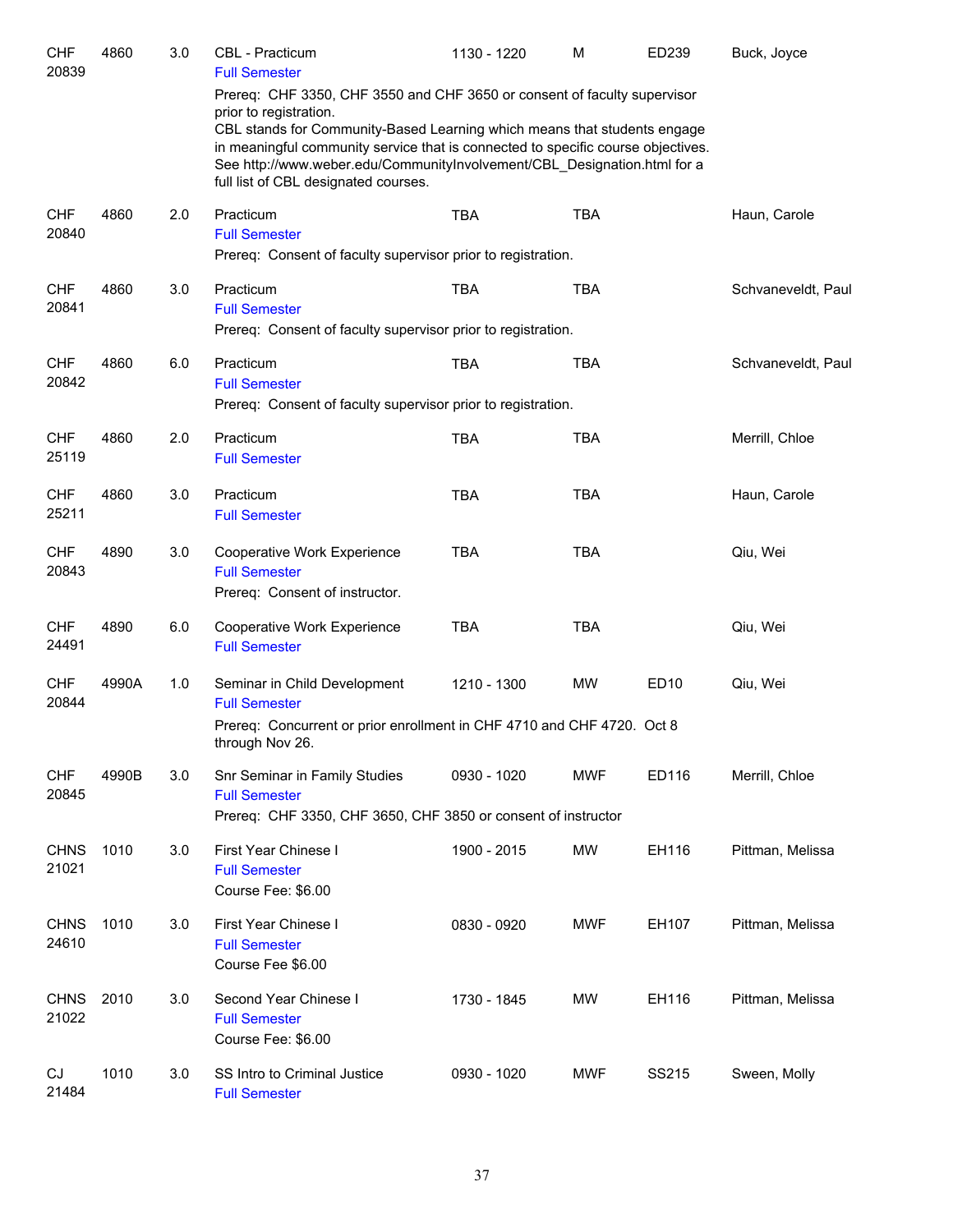| Subject / CRN | Course | Credits | Title | Time | Days | Room | Instructor |
|---|---|---|---|---|---|---|---|
| CHF 20839 | 4860 | 3.0 | CBL - Practicum<br>Full Semester<br>Prereq: CHF 3350, CHF 3550 and CHF 3650 or consent of faculty supervisor prior to registration.<br>CBL stands for Community-Based Learning which means that students engage in meaningful community service that is connected to specific course objectives. See http://www.weber.edu/CommunityInvolvement/CBL_Designation.html for a full list of CBL designated courses. | 1130 - 1220 | M | ED239 | Buck, Joyce |
| CHF 20840 | 4860 | 2.0 | Practicum<br>Full Semester<br>Prereq: Consent of faculty supervisor prior to registration. | TBA | TBA | | Haun, Carole |
| CHF 20841 | 4860 | 3.0 | Practicum<br>Full Semester<br>Prereq: Consent of faculty supervisor prior to registration. | TBA | TBA | | Schvaneveldt, Paul |
| CHF 20842 | 4860 | 6.0 | Practicum<br>Full Semester<br>Prereq: Consent of faculty supervisor prior to registration. | TBA | TBA | | Schvaneveldt, Paul |
| CHF 25119 | 4860 | 2.0 | Practicum<br>Full Semester | TBA | TBA | | Merrill, Chloe |
| CHF 25211 | 4860 | 3.0 | Practicum<br>Full Semester | TBA | TBA | | Haun, Carole |
| CHF 20843 | 4890 | 3.0 | Cooperative Work Experience<br>Full Semester<br>Prereq: Consent of instructor. | TBA | TBA | | Qiu, Wei |
| CHF 24491 | 4890 | 6.0 | Cooperative Work Experience<br>Full Semester | TBA | TBA | | Qiu, Wei |
| CHF 20844 | 4990A | 1.0 | Seminar in Child Development<br>Full Semester<br>Prereq: Concurrent or prior enrollment in CHF 4710 and CHF 4720. Oct 8 through Nov 26. | 1210 - 1300 | MW | ED10 | Qiu, Wei |
| CHF 20845 | 4990B | 3.0 | Snr Seminar in Family Studies<br>Full Semester<br>Prereq: CHF 3350, CHF 3650, CHF 3850 or consent of instructor | 0930 - 1020 | MWF | ED116 | Merrill, Chloe |
| CHNS 21021 | 1010 | 3.0 | First Year Chinese I<br>Full Semester<br>Course Fee: $6.00 | 1900 - 2015 | MW | EH116 | Pittman, Melissa |
| CHNS 24610 | 1010 | 3.0 | First Year Chinese I<br>Full Semester<br>Course Fee $6.00 | 0830 - 0920 | MWF | EH107 | Pittman, Melissa |
| CHNS 21022 | 2010 | 3.0 | Second Year Chinese I<br>Full Semester<br>Course Fee: $6.00 | 1730 - 1845 | MW | EH116 | Pittman, Melissa |
| CJ 21484 | 1010 | 3.0 | SS Intro to Criminal Justice<br>Full Semester | 0930 - 1020 | MWF | SS215 | Sween, Molly |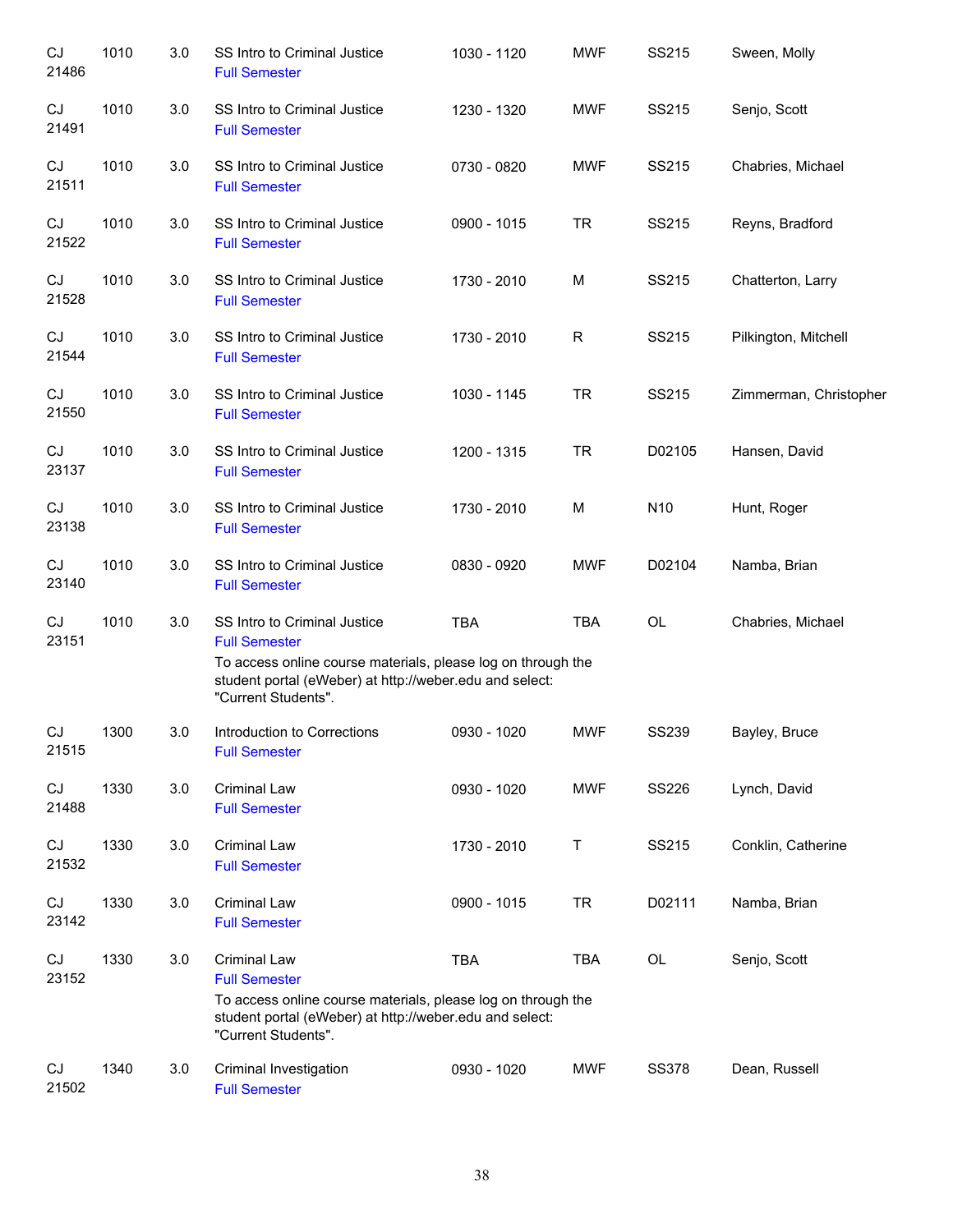| | | | | | | | |
|---|---|---|---|---|---|---|---|
| CJ 21486 | 1010 | 3.0 | SS Intro to Criminal Justice<br>Full Semester | 1030 - 1120 | MWF | SS215 | Sween, Molly |
| CJ 21491 | 1010 | 3.0 | SS Intro to Criminal Justice<br>Full Semester | 1230 - 1320 | MWF | SS215 | Senjo, Scott |
| CJ 21511 | 1010 | 3.0 | SS Intro to Criminal Justice<br>Full Semester | 0730 - 0820 | MWF | SS215 | Chabries, Michael |
| CJ 21522 | 1010 | 3.0 | SS Intro to Criminal Justice<br>Full Semester | 0900 - 1015 | TR | SS215 | Reyns, Bradford |
| CJ 21528 | 1010 | 3.0 | SS Intro to Criminal Justice<br>Full Semester | 1730 - 2010 | M | SS215 | Chatterton, Larry |
| CJ 21544 | 1010 | 3.0 | SS Intro to Criminal Justice<br>Full Semester | 1730 - 2010 | R | SS215 | Pilkington, Mitchell |
| CJ 21550 | 1010 | 3.0 | SS Intro to Criminal Justice<br>Full Semester | 1030 - 1145 | TR | SS215 | Zimmerman, Christopher |
| CJ 23137 | 1010 | 3.0 | SS Intro to Criminal Justice<br>Full Semester | 1200 - 1315 | TR | D02105 | Hansen, David |
| CJ 23138 | 1010 | 3.0 | SS Intro to Criminal Justice<br>Full Semester | 1730 - 2010 | M | N10 | Hunt, Roger |
| CJ 23140 | 1010 | 3.0 | SS Intro to Criminal Justice<br>Full Semester | 0830 - 0920 | MWF | D02104 | Namba, Brian |
| CJ 23151 | 1010 | 3.0 | SS Intro to Criminal Justice<br>Full Semester<br>To access online course materials, please log on through the student portal (eWeber) at http://weber.edu and select: "Current Students". | TBA | TBA | OL | Chabries, Michael |
| CJ 21515 | 1300 | 3.0 | Introduction to Corrections<br>Full Semester | 0930 - 1020 | MWF | SS239 | Bayley, Bruce |
| CJ 21488 | 1330 | 3.0 | Criminal Law<br>Full Semester | 0930 - 1020 | MWF | SS226 | Lynch, David |
| CJ 21532 | 1330 | 3.0 | Criminal Law<br>Full Semester | 1730 - 2010 | T | SS215 | Conklin, Catherine |
| CJ 23142 | 1330 | 3.0 | Criminal Law<br>Full Semester | 0900 - 1015 | TR | D02111 | Namba, Brian |
| CJ 23152 | 1330 | 3.0 | Criminal Law<br>Full Semester<br>To access online course materials, please log on through the student portal (eWeber) at http://weber.edu and select: "Current Students". | TBA | TBA | OL | Senjo, Scott |
| CJ 21502 | 1340 | 3.0 | Criminal Investigation<br>Full Semester | 0930 - 1020 | MWF | SS378 | Dean, Russell |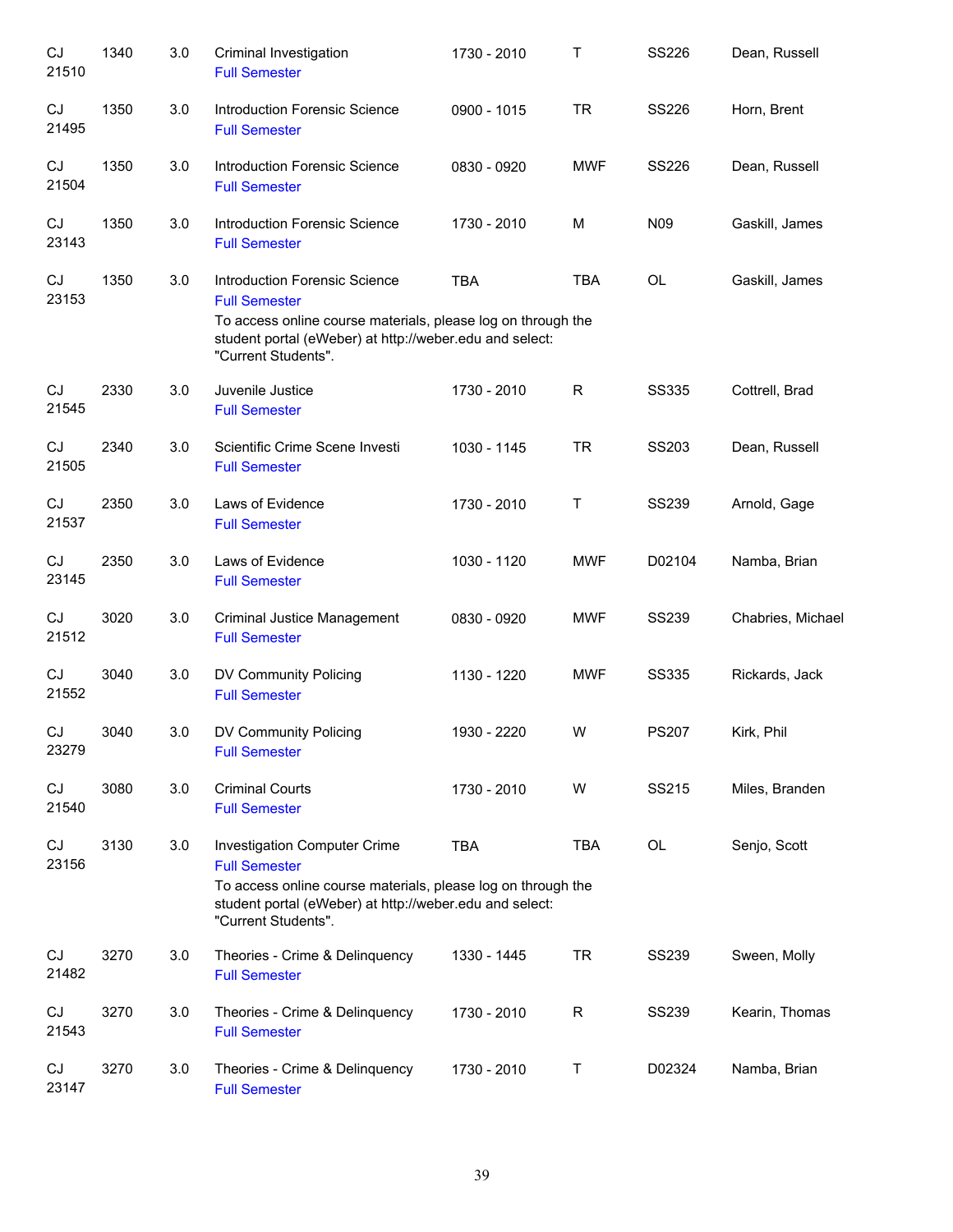| | | | | | | | |
|---|---|---|---|---|---|---|---|
| CJ 21510 | 1340 | 3.0 | Criminal Investigation<br>Full Semester | 1730 - 2010 | T | SS226 | Dean, Russell |
| CJ 21495 | 1350 | 3.0 | Introduction Forensic Science<br>Full Semester | 0900 - 1015 | TR | SS226 | Horn, Brent |
| CJ 21504 | 1350 | 3.0 | Introduction Forensic Science<br>Full Semester | 0830 - 0920 | MWF | SS226 | Dean, Russell |
| CJ 23143 | 1350 | 3.0 | Introduction Forensic Science<br>Full Semester | 1730 - 2010 | M | N09 | Gaskill, James |
| CJ 23153 | 1350 | 3.0 | Introduction Forensic Science<br>Full Semester<br>To access online course materials, please log on through the student portal (eWeber) at http://weber.edu and select: "Current Students". | TBA | TBA | OL | Gaskill, James |
| CJ 21545 | 2330 | 3.0 | Juvenile Justice<br>Full Semester | 1730 - 2010 | R | SS335 | Cottrell, Brad |
| CJ 21505 | 2340 | 3.0 | Scientific Crime Scene Investi<br>Full Semester | 1030 - 1145 | TR | SS203 | Dean, Russell |
| CJ 21537 | 2350 | 3.0 | Laws of Evidence<br>Full Semester | 1730 - 2010 | T | SS239 | Arnold, Gage |
| CJ 23145 | 2350 | 3.0 | Laws of Evidence<br>Full Semester | 1030 - 1120 | MWF | D02104 | Namba, Brian |
| CJ 21512 | 3020 | 3.0 | Criminal Justice Management<br>Full Semester | 0830 - 0920 | MWF | SS239 | Chabries, Michael |
| CJ 21552 | 3040 | 3.0 | DV Community Policing<br>Full Semester | 1130 - 1220 | MWF | SS335 | Rickards, Jack |
| CJ 23279 | 3040 | 3.0 | DV Community Policing<br>Full Semester | 1930 - 2220 | W | PS207 | Kirk, Phil |
| CJ 21540 | 3080 | 3.0 | Criminal Courts<br>Full Semester | 1730 - 2010 | W | SS215 | Miles, Branden |
| CJ 23156 | 3130 | 3.0 | Investigation Computer Crime<br>Full Semester<br>To access online course materials, please log on through the student portal (eWeber) at http://weber.edu and select: "Current Students". | TBA | TBA | OL | Senjo, Scott |
| CJ 21482 | 3270 | 3.0 | Theories - Crime & Delinquency<br>Full Semester | 1330 - 1445 | TR | SS239 | Sween, Molly |
| CJ 21543 | 3270 | 3.0 | Theories - Crime & Delinquency<br>Full Semester | 1730 - 2010 | R | SS239 | Kearin, Thomas |
| CJ 23147 | 3270 | 3.0 | Theories - Crime & Delinquency<br>Full Semester | 1730 - 2010 | T | D02324 | Namba, Brian |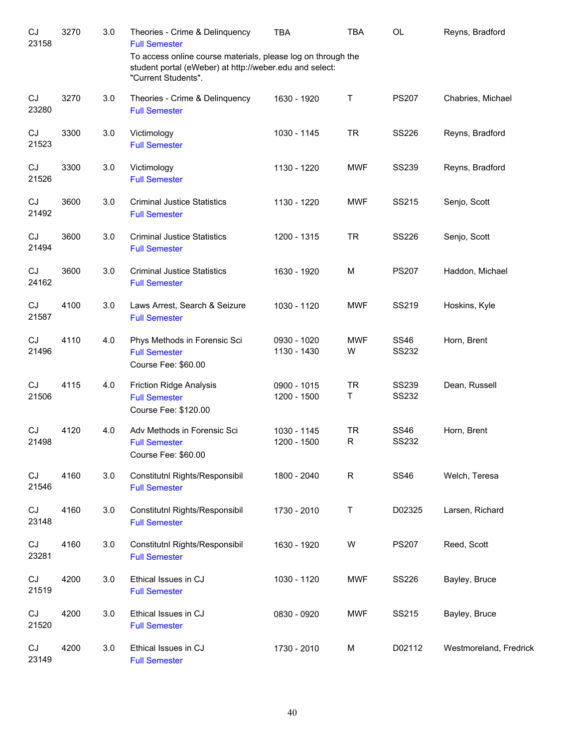| Subject / CRN | Course | Credits | Title | Time | Days | Room | Instructor |
|---|---|---|---|---|---|---|---|
| CJ 23158 | 3270 | 3.0 | Theories - Crime & Delinquency<br>Full Semester<br>To access online course materials, please log on through the student portal (eWeber) at http://weber.edu and select: "Current Students". | TBA | TBA | OL | Reyns, Bradford |
| CJ 23280 | 3270 | 3.0 | Theories - Crime & Delinquency<br>Full Semester | 1630 - 1920 | T | PS207 | Chabries, Michael |
| CJ 21523 | 3300 | 3.0 | Victimology<br>Full Semester | 1030 - 1145 | TR | SS226 | Reyns, Bradford |
| CJ 21526 | 3300 | 3.0 | Victimology<br>Full Semester | 1130 - 1220 | MWF | SS239 | Reyns, Bradford |
| CJ 21492 | 3600 | 3.0 | Criminal Justice Statistics<br>Full Semester | 1130 - 1220 | MWF | SS215 | Senjo, Scott |
| CJ 21494 | 3600 | 3.0 | Criminal Justice Statistics<br>Full Semester | 1200 - 1315 | TR | SS226 | Senjo, Scott |
| CJ 24162 | 3600 | 3.0 | Criminal Justice Statistics<br>Full Semester | 1630 - 1920 | M | PS207 | Haddon, Michael |
| CJ 21587 | 4100 | 3.0 | Laws Arrest, Search & Seizure<br>Full Semester | 1030 - 1120 | MWF | SS219 | Hoskins, Kyle |
| CJ 21496 | 4110 | 4.0 | Phys Methods in Forensic Sci<br>Full Semester<br>Course Fee: $60.00 | 0930 - 1020<br>1130 - 1430 | MWF<br>W | SS46<br>SS232 | Horn, Brent |
| CJ 21506 | 4115 | 4.0 | Friction Ridge Analysis<br>Full Semester<br>Course Fee: $120.00 | 0900 - 1015<br>1200 - 1500 | TR<br>T | SS239<br>SS232 | Dean, Russell |
| CJ 21498 | 4120 | 4.0 | Adv Methods in Forensic Sci<br>Full Semester<br>Course Fee: $60.00 | 1030 - 1145<br>1200 - 1500 | TR<br>R | SS46<br>SS232 | Horn, Brent |
| CJ 21546 | 4160 | 3.0 | Constitutnl Rights/Responsibil<br>Full Semester | 1800 - 2040 | R | SS46 | Welch, Teresa |
| CJ 23148 | 4160 | 3.0 | Constitutnl Rights/Responsibil<br>Full Semester | 1730 - 2010 | T | D02325 | Larsen, Richard |
| CJ 23281 | 4160 | 3.0 | Constitutnl Rights/Responsibil<br>Full Semester | 1630 - 1920 | W | PS207 | Reed, Scott |
| CJ 21519 | 4200 | 3.0 | Ethical Issues in CJ<br>Full Semester | 1030 - 1120 | MWF | SS226 | Bayley, Bruce |
| CJ 21520 | 4200 | 3.0 | Ethical Issues in CJ<br>Full Semester | 0830 - 0920 | MWF | SS215 | Bayley, Bruce |
| CJ 23149 | 4200 | 3.0 | Ethical Issues in CJ<br>Full Semester | 1730 - 2010 | M | D02112 | Westmoreland, Fredrick |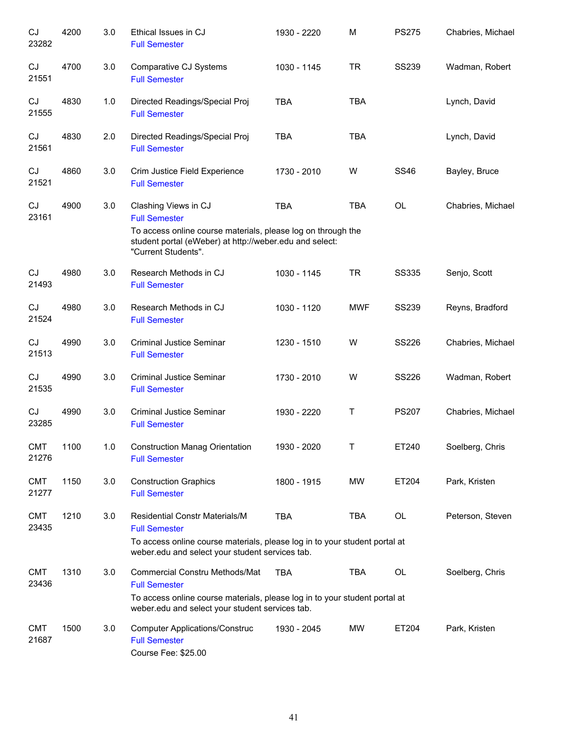| Dept / CRN | Course | Credits | Title | Time | Days | Room | Instructor |
|---|---|---|---|---|---|---|---|
| CJ 23282 | 4200 | 3.0 | Ethical Issues in CJ<br>Full Semester | 1930 - 2220 | M | PS275 | Chabries, Michael |
| CJ 21551 | 4700 | 3.0 | Comparative CJ Systems<br>Full Semester | 1030 - 1145 | TR | SS239 | Wadman, Robert |
| CJ 21555 | 4830 | 1.0 | Directed Readings/Special Proj<br>Full Semester | TBA | TBA | | Lynch, David |
| CJ 21561 | 4830 | 2.0 | Directed Readings/Special Proj<br>Full Semester | TBA | TBA | | Lynch, David |
| CJ 21521 | 4860 | 3.0 | Crim Justice Field Experience<br>Full Semester | 1730 - 2010 | W | SS46 | Bayley, Bruce |
| CJ 23161 | 4900 | 3.0 | Clashing Views in CJ<br>Full Semester<br>To access online course materials, please log on through the student portal (eWeber) at http://weber.edu and select: "Current Students". | TBA | TBA | OL | Chabries, Michael |
| CJ 21493 | 4980 | 3.0 | Research Methods in CJ<br>Full Semester | 1030 - 1145 | TR | SS335 | Senjo, Scott |
| CJ 21524 | 4980 | 3.0 | Research Methods in CJ<br>Full Semester | 1030 - 1120 | MWF | SS239 | Reyns, Bradford |
| CJ 21513 | 4990 | 3.0 | Criminal Justice Seminar<br>Full Semester | 1230 - 1510 | W | SS226 | Chabries, Michael |
| CJ 21535 | 4990 | 3.0 | Criminal Justice Seminar<br>Full Semester | 1730 - 2010 | W | SS226 | Wadman, Robert |
| CJ 23285 | 4990 | 3.0 | Criminal Justice Seminar<br>Full Semester | 1930 - 2220 | T | PS207 | Chabries, Michael |
| CMT 21276 | 1100 | 1.0 | Construction Manag Orientation<br>Full Semester | 1930 - 2020 | T | ET240 | Soelberg, Chris |
| CMT 21277 | 1150 | 3.0 | Construction Graphics<br>Full Semester | 1800 - 1915 | MW | ET204 | Park, Kristen |
| CMT 23435 | 1210 | 3.0 | Residential Constr Materials/M<br>Full Semester<br>To access online course materials, please log in to your student portal at weber.edu and select your student services tab. | TBA | TBA | OL | Peterson, Steven |
| CMT 23436 | 1310 | 3.0 | Commercial Constru Methods/Mat<br>Full Semester<br>To access online course materials, please log in to your student portal at weber.edu and select your student services tab. | TBA | TBA | OL | Soelberg, Chris |
| CMT 21687 | 1500 | 3.0 | Computer Applications/Construc<br>Full Semester<br>Course Fee: $25.00 | 1930 - 2045 | MW | ET204 | Park, Kristen |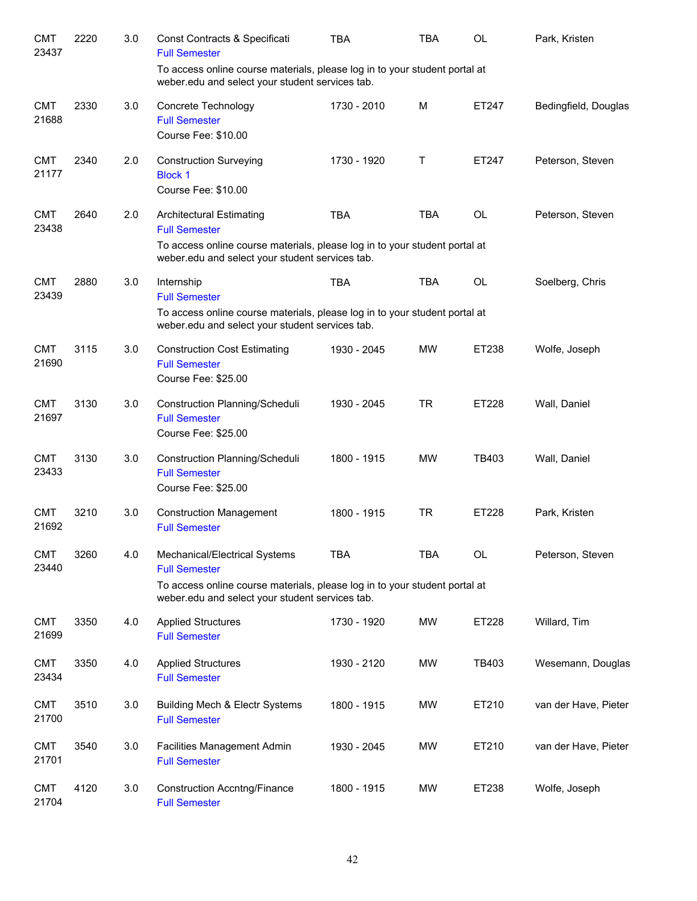| | | | | | | | |
|---|---|---|---|---|---|---|---|
| CMT 23437 | 2220 | 3.0 | Const Contracts & Specificati<br>Full Semester<br>To access online course materials, please log in to your student portal at weber.edu and select your student services tab. | TBA | TBA | OL | Park, Kristen |
| CMT 21688 | 2330 | 3.0 | Concrete Technology<br>Full Semester<br>Course Fee: $10.00 | 1730 - 2010 | M | ET247 | Bedingfield, Douglas |
| CMT 21177 | 2340 | 2.0 | Construction Surveying<br>Block 1<br>Course Fee: $10.00 | 1730 - 1920 | T | ET247 | Peterson, Steven |
| CMT 23438 | 2640 | 2.0 | Architectural Estimating<br>Full Semester<br>To access online course materials, please log in to your student portal at weber.edu and select your student services tab. | TBA | TBA | OL | Peterson, Steven |
| CMT 23439 | 2880 | 3.0 | Internship<br>Full Semester<br>To access online course materials, please log in to your student portal at weber.edu and select your student services tab. | TBA | TBA | OL | Soelberg, Chris |
| CMT 21690 | 3115 | 3.0 | Construction Cost Estimating<br>Full Semester<br>Course Fee: $25.00 | 1930 - 2045 | MW | ET238 | Wolfe, Joseph |
| CMT 21697 | 3130 | 3.0 | Construction Planning/Scheduli<br>Full Semester<br>Course Fee: $25.00 | 1930 - 2045 | TR | ET228 | Wall, Daniel |
| CMT 23433 | 3130 | 3.0 | Construction Planning/Scheduli<br>Full Semester<br>Course Fee: $25.00 | 1800 - 1915 | MW | TB403 | Wall, Daniel |
| CMT 21692 | 3210 | 3.0 | Construction Management<br>Full Semester | 1800 - 1915 | TR | ET228 | Park, Kristen |
| CMT 23440 | 3260 | 4.0 | Mechanical/Electrical Systems<br>Full Semester<br>To access online course materials, please log in to your student portal at weber.edu and select your student services tab. | TBA | TBA | OL | Peterson, Steven |
| CMT 21699 | 3350 | 4.0 | Applied Structures<br>Full Semester | 1730 - 1920 | MW | ET228 | Willard, Tim |
| CMT 23434 | 3350 | 4.0 | Applied Structures<br>Full Semester | 1930 - 2120 | MW | TB403 | Wesemann, Douglas |
| CMT 21700 | 3510 | 3.0 | Building Mech & Electr Systems<br>Full Semester | 1800 - 1915 | MW | ET210 | van der Have, Pieter |
| CMT 21701 | 3540 | 3.0 | Facilities Management Admin<br>Full Semester | 1930 - 2045 | MW | ET210 | van der Have, Pieter |
| CMT 21704 | 4120 | 3.0 | Construction Accntng/Finance<br>Full Semester | 1800 - 1915 | MW | ET238 | Wolfe, Joseph |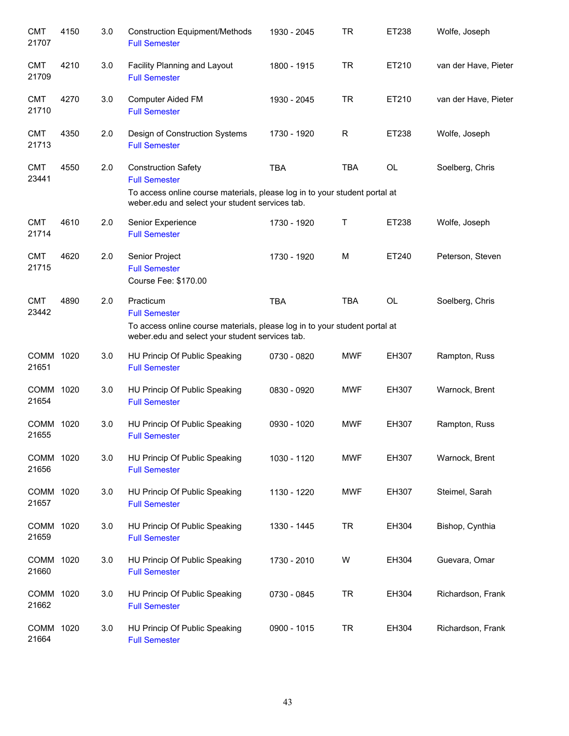| Subject / CRN | Course | Credits | Title | Time | Days | Room | Instructor |
|---|---|---|---|---|---|---|---|
| CMT 21707 | 4150 | 3.0 | Construction Equipment/Methods<br>Full Semester | 1930 - 2045 | TR | ET238 | Wolfe, Joseph |
| CMT 21709 | 4210 | 3.0 | Facility Planning and Layout<br>Full Semester | 1800 - 1915 | TR | ET210 | van der Have, Pieter |
| CMT 21710 | 4270 | 3.0 | Computer Aided FM<br>Full Semester | 1930 - 2045 | TR | ET210 | van der Have, Pieter |
| CMT 21713 | 4350 | 2.0 | Design of Construction Systems<br>Full Semester | 1730 - 1920 | R | ET238 | Wolfe, Joseph |
| CMT 23441 | 4550 | 2.0 | Construction Safety<br>Full Semester<br>To access online course materials, please log in to your student portal at weber.edu and select your student services tab. | TBA | TBA | OL | Soelberg, Chris |
| CMT 21714 | 4610 | 2.0 | Senior Experience<br>Full Semester | 1730 - 1920 | T | ET238 | Wolfe, Joseph |
| CMT 21715 | 4620 | 2.0 | Senior Project<br>Full Semester<br>Course Fee: $170.00 | 1730 - 1920 | M | ET240 | Peterson, Steven |
| CMT 23442 | 4890 | 2.0 | Practicum<br>Full Semester<br>To access online course materials, please log in to your student portal at weber.edu and select your student services tab. | TBA | TBA | OL | Soelberg, Chris |
| COMM 21651 | 1020 | 3.0 | HU Princip Of Public Speaking<br>Full Semester | 0730 - 0820 | MWF | EH307 | Rampton, Russ |
| COMM 21654 | 1020 | 3.0 | HU Princip Of Public Speaking<br>Full Semester | 0830 - 0920 | MWF | EH307 | Warnock, Brent |
| COMM 21655 | 1020 | 3.0 | HU Princip Of Public Speaking<br>Full Semester | 0930 - 1020 | MWF | EH307 | Rampton, Russ |
| COMM 21656 | 1020 | 3.0 | HU Princip Of Public Speaking<br>Full Semester | 1030 - 1120 | MWF | EH307 | Warnock, Brent |
| COMM 21657 | 1020 | 3.0 | HU Princip Of Public Speaking<br>Full Semester | 1130 - 1220 | MWF | EH307 | Steimel, Sarah |
| COMM 21659 | 1020 | 3.0 | HU Princip Of Public Speaking<br>Full Semester | 1330 - 1445 | TR | EH304 | Bishop, Cynthia |
| COMM 21660 | 1020 | 3.0 | HU Princip Of Public Speaking<br>Full Semester | 1730 - 2010 | W | EH304 | Guevara, Omar |
| COMM 21662 | 1020 | 3.0 | HU Princip Of Public Speaking<br>Full Semester | 0730 - 0845 | TR | EH304 | Richardson, Frank |
| COMM 21664 | 1020 | 3.0 | HU Princip Of Public Speaking<br>Full Semester | 0900 - 1015 | TR | EH304 | Richardson, Frank |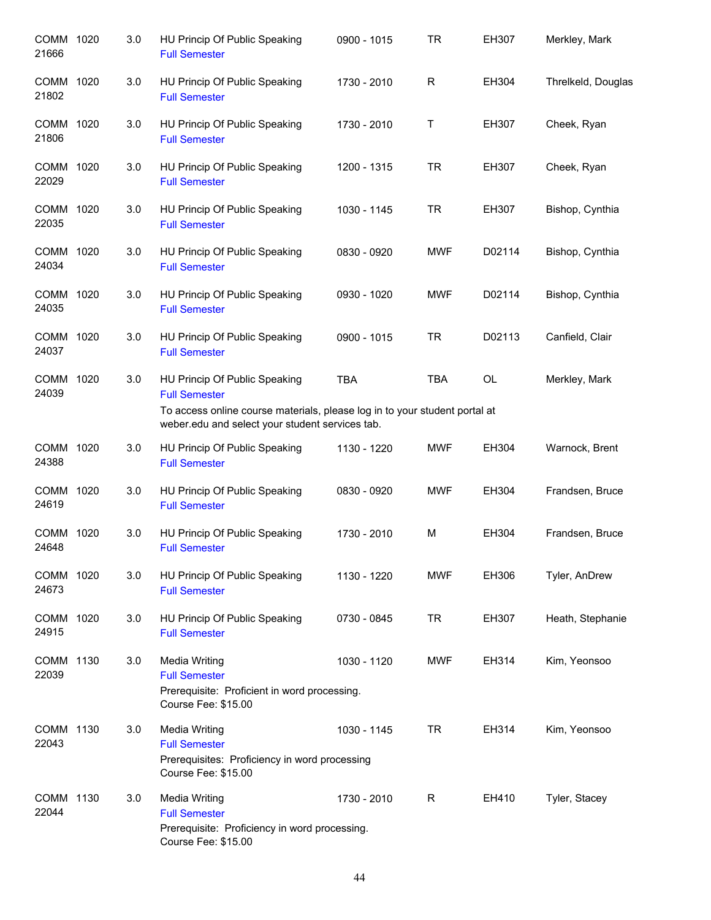| | | | | | | | |
|---|---|---|---|---|---|---|---|
| COMM 21666 | 1020 | 3.0 | HU Princip Of Public Speaking<br>Full Semester | 0900 - 1015 | TR | EH307 | Merkley, Mark |
| COMM 21802 | 1020 | 3.0 | HU Princip Of Public Speaking<br>Full Semester | 1730 - 2010 | R | EH304 | Threlkeld, Douglas |
| COMM 21806 | 1020 | 3.0 | HU Princip Of Public Speaking<br>Full Semester | 1730 - 2010 | T | EH307 | Cheek, Ryan |
| COMM 22029 | 1020 | 3.0 | HU Princip Of Public Speaking<br>Full Semester | 1200 - 1315 | TR | EH307 | Cheek, Ryan |
| COMM 22035 | 1020 | 3.0 | HU Princip Of Public Speaking<br>Full Semester | 1030 - 1145 | TR | EH307 | Bishop, Cynthia |
| COMM 24034 | 1020 | 3.0 | HU Princip Of Public Speaking<br>Full Semester | 0830 - 0920 | MWF | D02114 | Bishop, Cynthia |
| COMM 24035 | 1020 | 3.0 | HU Princip Of Public Speaking<br>Full Semester | 0930 - 1020 | MWF | D02114 | Bishop, Cynthia |
| COMM 24037 | 1020 | 3.0 | HU Princip Of Public Speaking<br>Full Semester | 0900 - 1015 | TR | D02113 | Canfield, Clair |
| COMM 24039 | 1020 | 3.0 | HU Princip Of Public Speaking<br>Full Semester<br>To access online course materials, please log in to your student portal at weber.edu and select your student services tab. | TBA | TBA | OL | Merkley, Mark |
| COMM 24388 | 1020 | 3.0 | HU Princip Of Public Speaking<br>Full Semester | 1130 - 1220 | MWF | EH304 | Warnock, Brent |
| COMM 24619 | 1020 | 3.0 | HU Princip Of Public Speaking<br>Full Semester | 0830 - 0920 | MWF | EH304 | Frandsen, Bruce |
| COMM 24648 | 1020 | 3.0 | HU Princip Of Public Speaking<br>Full Semester | 1730 - 2010 | M | EH304 | Frandsen, Bruce |
| COMM 24673 | 1020 | 3.0 | HU Princip Of Public Speaking<br>Full Semester | 1130 - 1220 | MWF | EH306 | Tyler, AnDrew |
| COMM 24915 | 1020 | 3.0 | HU Princip Of Public Speaking<br>Full Semester | 0730 - 0845 | TR | EH307 | Heath, Stephanie |
| COMM 22039 | 1130 | 3.0 | Media Writing<br>Full Semester<br>Prerequisite: Proficient in word processing.<br>Course Fee: $15.00 | 1030 - 1120 | MWF | EH314 | Kim, Yeonsoo |
| COMM 22043 | 1130 | 3.0 | Media Writing<br>Full Semester<br>Prerequisites: Proficiency in word processing<br>Course Fee: $15.00 | 1030 - 1145 | TR | EH314 | Kim, Yeonsoo |
| COMM 22044 | 1130 | 3.0 | Media Writing<br>Full Semester<br>Prerequisite: Proficiency in word processing.<br>Course Fee: $15.00 | 1730 - 2010 | R | EH410 | Tyler, Stacey |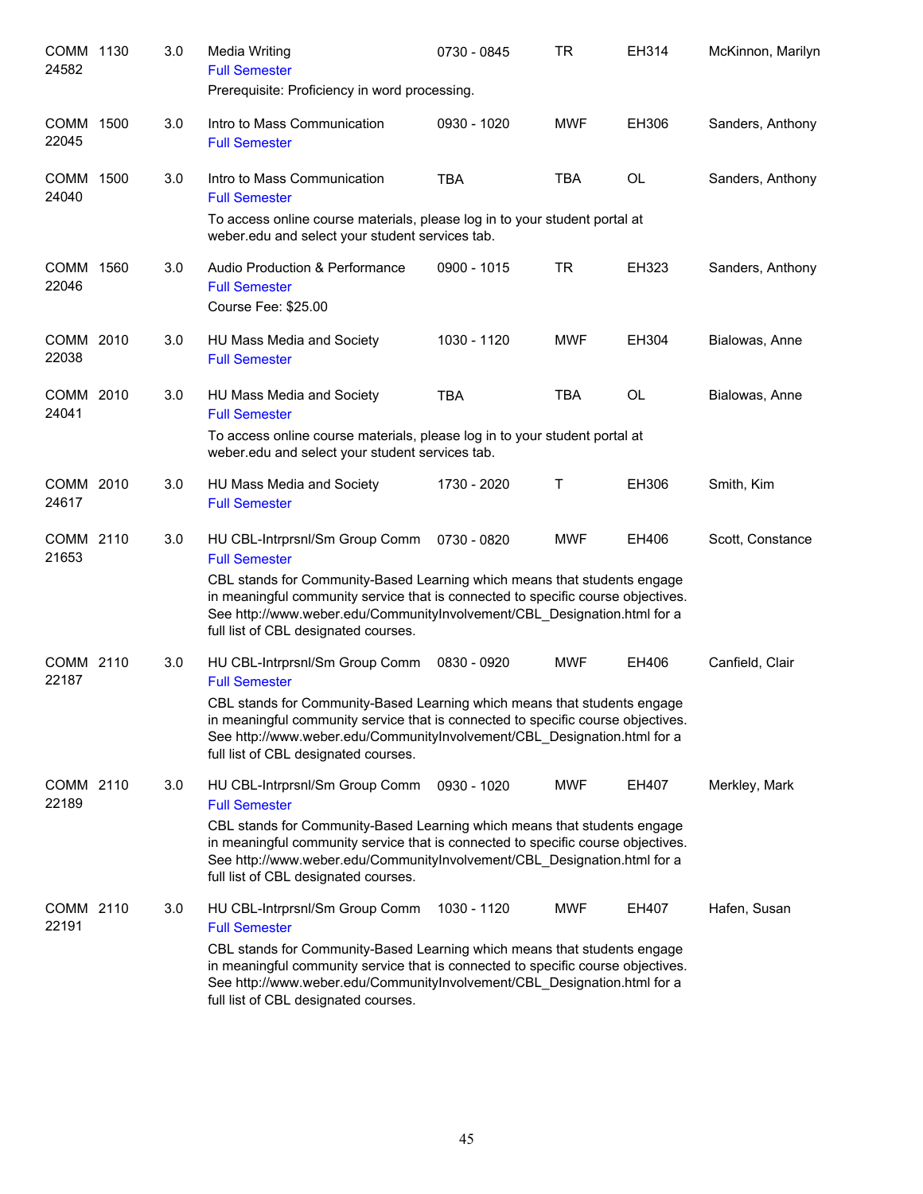| | | | | | | | |
|---|---|---|---|---|---|---|---|
| COMM 24582 | 1130 | 3.0 | Media Writing<br>Full Semester<br>Prerequisite: Proficiency in word processing. | 0730 - 0845 | TR | EH314 | McKinnon, Marilyn |
| COMM 22045 | 1500 | 3.0 | Intro to Mass Communication<br>Full Semester | 0930 - 1020 | MWF | EH306 | Sanders, Anthony |
| COMM 24040 | 1500 | 3.0 | Intro to Mass Communication<br>Full Semester<br>To access online course materials, please log in to your student portal at weber.edu and select your student services tab. | TBA | TBA | OL | Sanders, Anthony |
| COMM 22046 | 1560 | 3.0 | Audio Production & Performance<br>Full Semester<br>Course Fee: $25.00 | 0900 - 1015 | TR | EH323 | Sanders, Anthony |
| COMM 22038 | 2010 | 3.0 | HU Mass Media and Society<br>Full Semester | 1030 - 1120 | MWF | EH304 | Bialowas, Anne |
| COMM 24041 | 2010 | 3.0 | HU Mass Media and Society<br>Full Semester<br>To access online course materials, please log in to your student portal at weber.edu and select your student services tab. | TBA | TBA | OL | Bialowas, Anne |
| COMM 24617 | 2010 | 3.0 | HU Mass Media and Society<br>Full Semester | 1730 - 2020 | T | EH306 | Smith, Kim |
| COMM 21653 | 2110 | 3.0 | HU CBL-Intrprsnl/Sm Group Comm<br>Full Semester<br>CBL stands for Community-Based Learning which means that students engage in meaningful community service that is connected to specific course objectives. See http://www.weber.edu/CommunityInvolvement/CBL_Designation.html for a full list of CBL designated courses. | 0730 - 0820 | MWF | EH406 | Scott, Constance |
| COMM 22187 | 2110 | 3.0 | HU CBL-Intrprsnl/Sm Group Comm<br>Full Semester<br>CBL stands for Community-Based Learning which means that students engage in meaningful community service that is connected to specific course objectives. See http://www.weber.edu/CommunityInvolvement/CBL_Designation.html for a full list of CBL designated courses. | 0830 - 0920 | MWF | EH406 | Canfield, Clair |
| COMM 22189 | 2110 | 3.0 | HU CBL-Intrprsnl/Sm Group Comm<br>Full Semester<br>CBL stands for Community-Based Learning which means that students engage in meaningful community service that is connected to specific course objectives. See http://www.weber.edu/CommunityInvolvement/CBL_Designation.html for a full list of CBL designated courses. | 0930 - 1020 | MWF | EH407 | Merkley, Mark |
| COMM 22191 | 2110 | 3.0 | HU CBL-Intrprsnl/Sm Group Comm<br>Full Semester<br>CBL stands for Community-Based Learning which means that students engage in meaningful community service that is connected to specific course objectives. See http://www.weber.edu/CommunityInvolvement/CBL_Designation.html for a full list of CBL designated courses. | 1030 - 1120 | MWF | EH407 | Hafen, Susan |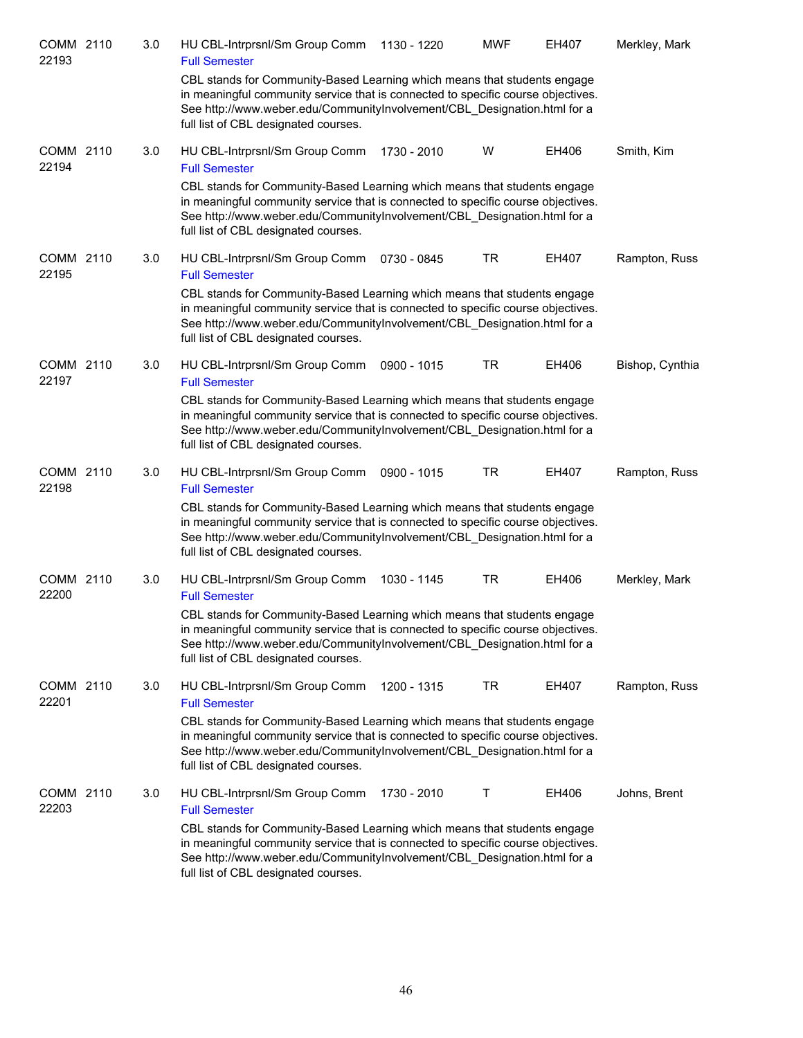COMM 2110 22193 | 3.0 | HU CBL-Intrprsnl/Sm Group Comm | 1130 - 1220 | MWF | EH407 | Merkley, Mark

Full Semester

CBL stands for Community-Based Learning which means that students engage in meaningful community service that is connected to specific course objectives. See http://www.weber.edu/CommunityInvolvement/CBL_Designation.html for a full list of CBL designated courses.

COMM 2110 22194 | 3.0 | HU CBL-Intrprsnl/Sm Group Comm | 1730 - 2010 | W | EH406 | Smith, Kim

Full Semester

CBL stands for Community-Based Learning which means that students engage in meaningful community service that is connected to specific course objectives. See http://www.weber.edu/CommunityInvolvement/CBL_Designation.html for a full list of CBL designated courses.

COMM 2110 22195 | 3.0 | HU CBL-Intrprsnl/Sm Group Comm | 0730 - 0845 | TR | EH407 | Rampton, Russ

Full Semester

CBL stands for Community-Based Learning which means that students engage in meaningful community service that is connected to specific course objectives. See http://www.weber.edu/CommunityInvolvement/CBL_Designation.html for a full list of CBL designated courses.

COMM 2110 22197 | 3.0 | HU CBL-Intrprsnl/Sm Group Comm | 0900 - 1015 | TR | EH406 | Bishop, Cynthia

Full Semester

CBL stands for Community-Based Learning which means that students engage in meaningful community service that is connected to specific course objectives. See http://www.weber.edu/CommunityInvolvement/CBL_Designation.html for a full list of CBL designated courses.

COMM 2110 22198 | 3.0 | HU CBL-Intrprsnl/Sm Group Comm | 0900 - 1015 | TR | EH407 | Rampton, Russ

Full Semester

CBL stands for Community-Based Learning which means that students engage in meaningful community service that is connected to specific course objectives. See http://www.weber.edu/CommunityInvolvement/CBL_Designation.html for a full list of CBL designated courses.

COMM 2110 22200 | 3.0 | HU CBL-Intrprsnl/Sm Group Comm | 1030 - 1145 | TR | EH406 | Merkley, Mark

Full Semester

CBL stands for Community-Based Learning which means that students engage in meaningful community service that is connected to specific course objectives. See http://www.weber.edu/CommunityInvolvement/CBL_Designation.html for a full list of CBL designated courses.

COMM 2110 22201 | 3.0 | HU CBL-Intrprsnl/Sm Group Comm | 1200 - 1315 | TR | EH407 | Rampton, Russ

Full Semester

CBL stands for Community-Based Learning which means that students engage in meaningful community service that is connected to specific course objectives. See http://www.weber.edu/CommunityInvolvement/CBL_Designation.html for a full list of CBL designated courses.

COMM 2110 22203 | 3.0 | HU CBL-Intrprsnl/Sm Group Comm | 1730 - 2010 | T | EH406 | Johns, Brent

Full Semester

CBL stands for Community-Based Learning which means that students engage in meaningful community service that is connected to specific course objectives. See http://www.weber.edu/CommunityInvolvement/CBL_Designation.html for a full list of CBL designated courses.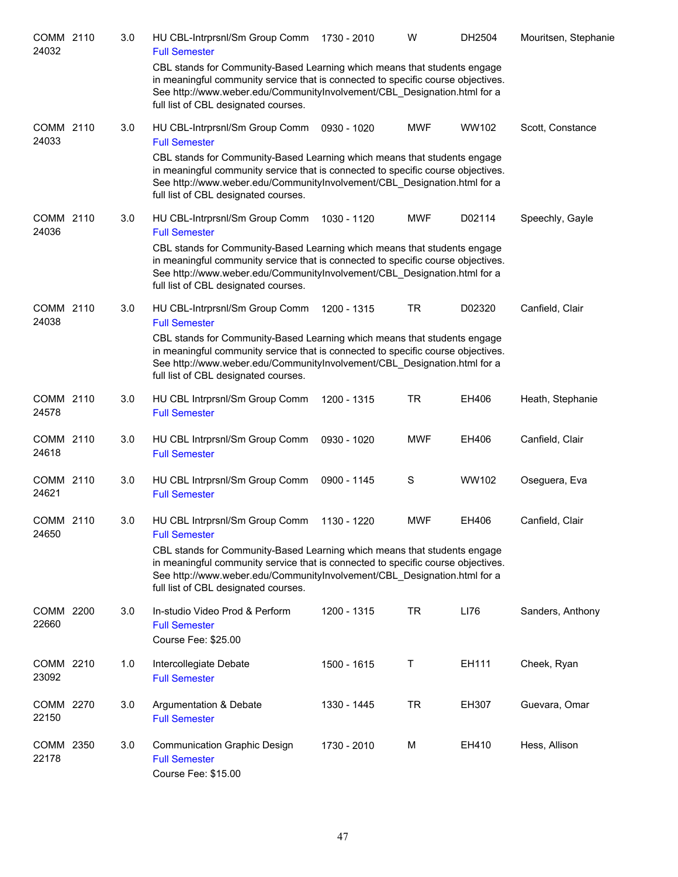| Course | CRN | Credits | Title | Time | Days | Room | Instructor |
|---|---|---|---|---|---|---|---|
| COMM 2110 | 24032 | 3.0 | HU CBL-Intrprsnl/Sm Group Comm<br>Full Semester<br>CBL stands for Community-Based Learning which means that students engage in meaningful community service that is connected to specific course objectives. See http://www.weber.edu/CommunityInvolvement/CBL_Designation.html for a full list of CBL designated courses. | 1730 - 2010 | W | DH2504 | Mouritsen, Stephanie |
| COMM 2110 | 24033 | 3.0 | HU CBL-Intrprsnl/Sm Group Comm<br>Full Semester<br>CBL stands for Community-Based Learning which means that students engage in meaningful community service that is connected to specific course objectives. See http://www.weber.edu/CommunityInvolvement/CBL_Designation.html for a full list of CBL designated courses. | 0930 - 1020 | MWF | WW102 | Scott, Constance |
| COMM 2110 | 24036 | 3.0 | HU CBL-Intrprsnl/Sm Group Comm<br>Full Semester<br>CBL stands for Community-Based Learning which means that students engage in meaningful community service that is connected to specific course objectives. See http://www.weber.edu/CommunityInvolvement/CBL_Designation.html for a full list of CBL designated courses. | 1030 - 1120 | MWF | D02114 | Speechly, Gayle |
| COMM 2110 | 24038 | 3.0 | HU CBL-Intrprsnl/Sm Group Comm<br>Full Semester<br>CBL stands for Community-Based Learning which means that students engage in meaningful community service that is connected to specific course objectives. See http://www.weber.edu/CommunityInvolvement/CBL_Designation.html for a full list of CBL designated courses. | 1200 - 1315 | TR | D02320 | Canfield, Clair |
| COMM 2110 | 24578 | 3.0 | HU CBL Intrprsnl/Sm Group Comm<br>Full Semester | 1200 - 1315 | TR | EH406 | Heath, Stephanie |
| COMM 2110 | 24618 | 3.0 | HU CBL Intrprsnl/Sm Group Comm<br>Full Semester | 0930 - 1020 | MWF | EH406 | Canfield, Clair |
| COMM 2110 | 24621 | 3.0 | HU CBL Intrprsnl/Sm Group Comm<br>Full Semester | 0900 - 1145 | S | WW102 | Oseguera, Eva |
| COMM 2110 | 24650 | 3.0 | HU CBL Intrprsnl/Sm Group Comm<br>Full Semester<br>CBL stands for Community-Based Learning which means that students engage in meaningful community service that is connected to specific course objectives. See http://www.weber.edu/CommunityInvolvement/CBL_Designation.html for a full list of CBL designated courses. | 1130 - 1220 | MWF | EH406 | Canfield, Clair |
| COMM 2200 | 22660 | 3.0 | In-studio Video Prod & Perform<br>Full Semester<br>Course Fee: $25.00 | 1200 - 1315 | TR | LI76 | Sanders, Anthony |
| COMM 2210 | 23092 | 1.0 | Intercollegiate Debate<br>Full Semester | 1500 - 1615 | T | EH111 | Cheek, Ryan |
| COMM 2270 | 22150 | 3.0 | Argumentation & Debate<br>Full Semester | 1330 - 1445 | TR | EH307 | Guevara, Omar |
| COMM 2350 | 22178 | 3.0 | Communication Graphic Design<br>Full Semester<br>Course Fee: $15.00 | 1730 - 2010 | M | EH410 | Hess, Allison |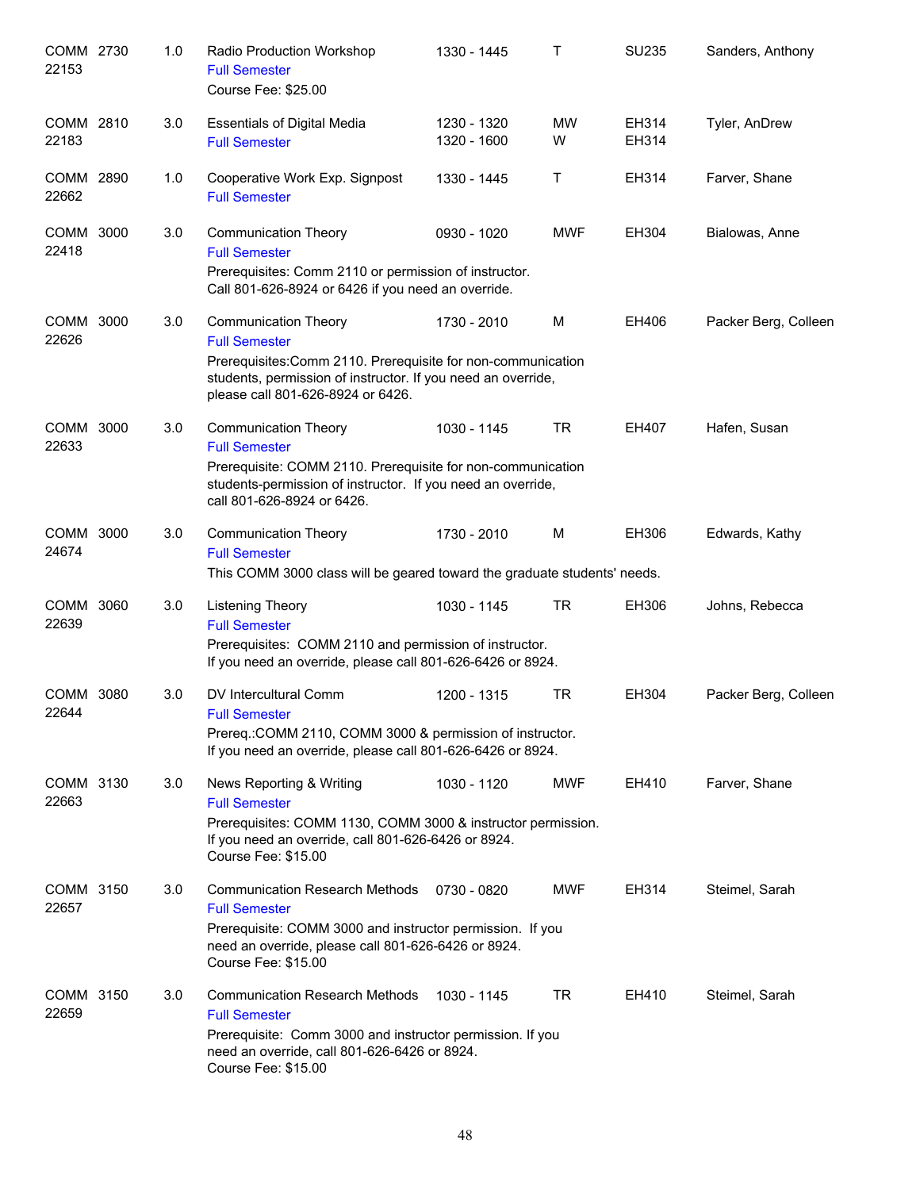| Course | | Credits | Title | Time | Days | Room | Instructor |
|---|---|---|---|---|---|---|---|
| COMM 22153 | 2730 | 1.0 | Radio Production Workshop<br>Full Semester<br>Course Fee: $25.00 | 1330 - 1445 | T | SU235 | Sanders, Anthony |
| COMM 22183 | 2810 | 3.0 | Essentials of Digital Media<br>Full Semester | 1230 - 1320<br>1320 - 1600 | MW<br>W | EH314<br>EH314 | Tyler, AnDrew |
| COMM 22662 | 2890 | 1.0 | Cooperative Work Exp. Signpost<br>Full Semester | 1330 - 1445 | T | EH314 | Farver, Shane |
| COMM 22418 | 3000 | 3.0 | Communication Theory<br>Full Semester<br>Prerequisites: Comm 2110 or permission of instructor. Call 801-626-8924 or 6426 if you need an override. | 0930 - 1020 | MWF | EH304 | Bialowas, Anne |
| COMM 22626 | 3000 | 3.0 | Communication Theory<br>Full Semester<br>Prerequisites:Comm 2110. Prerequisite for non-communication students, permission of instructor. If you need an override, please call 801-626-8924 or 6426. | 1730 - 2010 | M | EH406 | Packer Berg, Colleen |
| COMM 22633 | 3000 | 3.0 | Communication Theory<br>Full Semester<br>Prerequisite: COMM 2110. Prerequisite for non-communication students-permission of instructor. If you need an override, call 801-626-8924 or 6426. | 1030 - 1145 | TR | EH407 | Hafen, Susan |
| COMM 24674 | 3000 | 3.0 | Communication Theory<br>Full Semester<br>This COMM 3000 class will be geared toward the graduate students' needs. | 1730 - 2010 | M | EH306 | Edwards, Kathy |
| COMM 22639 | 3060 | 3.0 | Listening Theory<br>Full Semester<br>Prerequisites: COMM 2110 and permission of instructor. If you need an override, please call 801-626-6426 or 8924. | 1030 - 1145 | TR | EH306 | Johns, Rebecca |
| COMM 22644 | 3080 | 3.0 | DV Intercultural Comm<br>Full Semester<br>Prereq.:COMM 2110, COMM 3000 & permission of instructor. If you need an override, please call 801-626-6426 or 8924. | 1200 - 1315 | TR | EH304 | Packer Berg, Colleen |
| COMM 22663 | 3130 | 3.0 | News Reporting & Writing<br>Full Semester<br>Prerequisites: COMM 1130, COMM 3000 & instructor permission. If you need an override, call 801-626-6426 or 8924.<br>Course Fee: $15.00 | 1030 - 1120 | MWF | EH410 | Farver, Shane |
| COMM 22657 | 3150 | 3.0 | Communication Research Methods<br>Full Semester<br>Prerequisite: COMM 3000 and instructor permission. If you need an override, please call 801-626-6426 or 8924.<br>Course Fee: $15.00 | 0730 - 0820 | MWF | EH314 | Steimel, Sarah |
| COMM 22659 | 3150 | 3.0 | Communication Research Methods<br>Full Semester<br>Prerequisite: Comm 3000 and instructor permission. If you need an override, call 801-626-6426 or 8924.<br>Course Fee: $15.00 | 1030 - 1145 | TR | EH410 | Steimel, Sarah |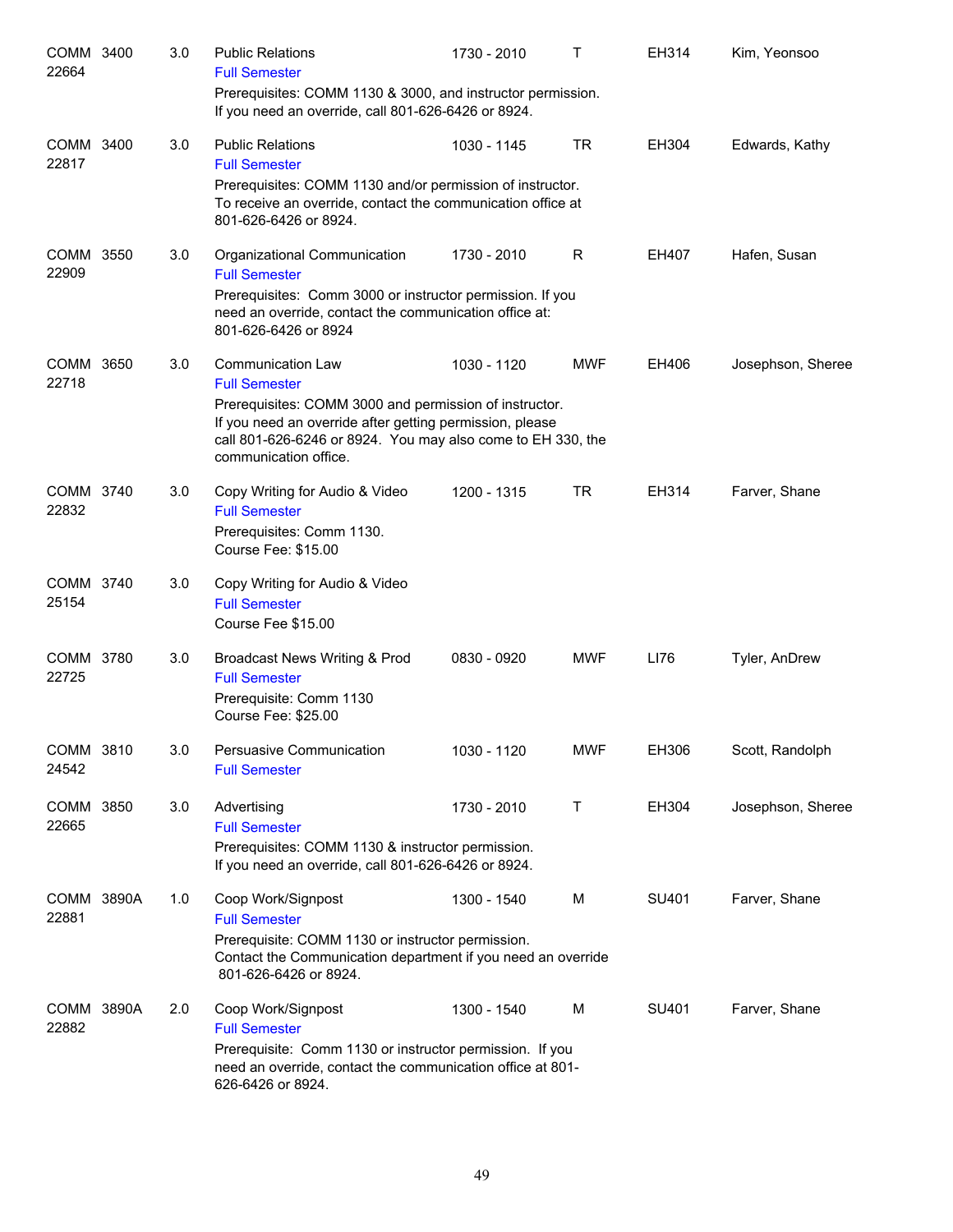| Course | Number | Credits | Title | Time | Days | Room | Instructor |
|---|---|---|---|---|---|---|---|
| COMM 22664 | 3400 | 3.0 | Public Relations<br>Full Semester<br>Prerequisites: COMM 1130 & 3000, and instructor permission. If you need an override, call 801-626-6426 or 8924. | 1730 - 2010 | T | EH314 | Kim, Yeonsoo |
| COMM 22817 | 3400 | 3.0 | Public Relations<br>Full Semester<br>Prerequisites: COMM 1130 and/or permission of instructor. To receive an override, contact the communication office at 801-626-6426 or 8924. | 1030 - 1145 | TR | EH304 | Edwards, Kathy |
| COMM 22909 | 3550 | 3.0 | Organizational Communication<br>Full Semester<br>Prerequisites: Comm 3000 or instructor permission. If you need an override, contact the communication office at: 801-626-6426 or 8924 | 1730 - 2010 | R | EH407 | Hafen, Susan |
| COMM 22718 | 3650 | 3.0 | Communication Law<br>Full Semester<br>Prerequisites: COMM 3000 and permission of instructor. If you need an override after getting permission, please call 801-626-6246 or 8924. You may also come to EH 330, the communication office. | 1030 - 1120 | MWF | EH406 | Josephson, Sheree |
| COMM 22832 | 3740 | 3.0 | Copy Writing for Audio & Video<br>Full Semester<br>Prerequisites: Comm 1130.<br>Course Fee: $15.00 | 1200 - 1315 | TR | EH314 | Farver, Shane |
| COMM 25154 | 3740 | 3.0 | Copy Writing for Audio & Video<br>Full Semester<br>Course Fee $15.00 | | | | |
| COMM 22725 | 3780 | 3.0 | Broadcast News Writing & Prod<br>Full Semester<br>Prerequisite: Comm 1130<br>Course Fee: $25.00 | 0830 - 0920 | MWF | LI76 | Tyler, AnDrew |
| COMM 24542 | 3810 | 3.0 | Persuasive Communication<br>Full Semester | 1030 - 1120 | MWF | EH306 | Scott, Randolph |
| COMM 22665 | 3850 | 3.0 | Advertising<br>Full Semester<br>Prerequisites: COMM 1130 & instructor permission. If you need an override, call 801-626-6426 or 8924. | 1730 - 2010 | T | EH304 | Josephson, Sheree |
| COMM 22881 | 3890A | 1.0 | Coop Work/Signpost<br>Full Semester<br>Prerequisite: COMM 1130 or instructor permission. Contact the Communication department if you need an override 801-626-6426 or 8924. | 1300 - 1540 | M | SU401 | Farver, Shane |
| COMM 22882 | 3890A | 2.0 | Coop Work/Signpost<br>Full Semester<br>Prerequisite: Comm 1130 or instructor permission. If you need an override, contact the communication office at 801-626-6426 or 8924. | 1300 - 1540 | M | SU401 | Farver, Shane |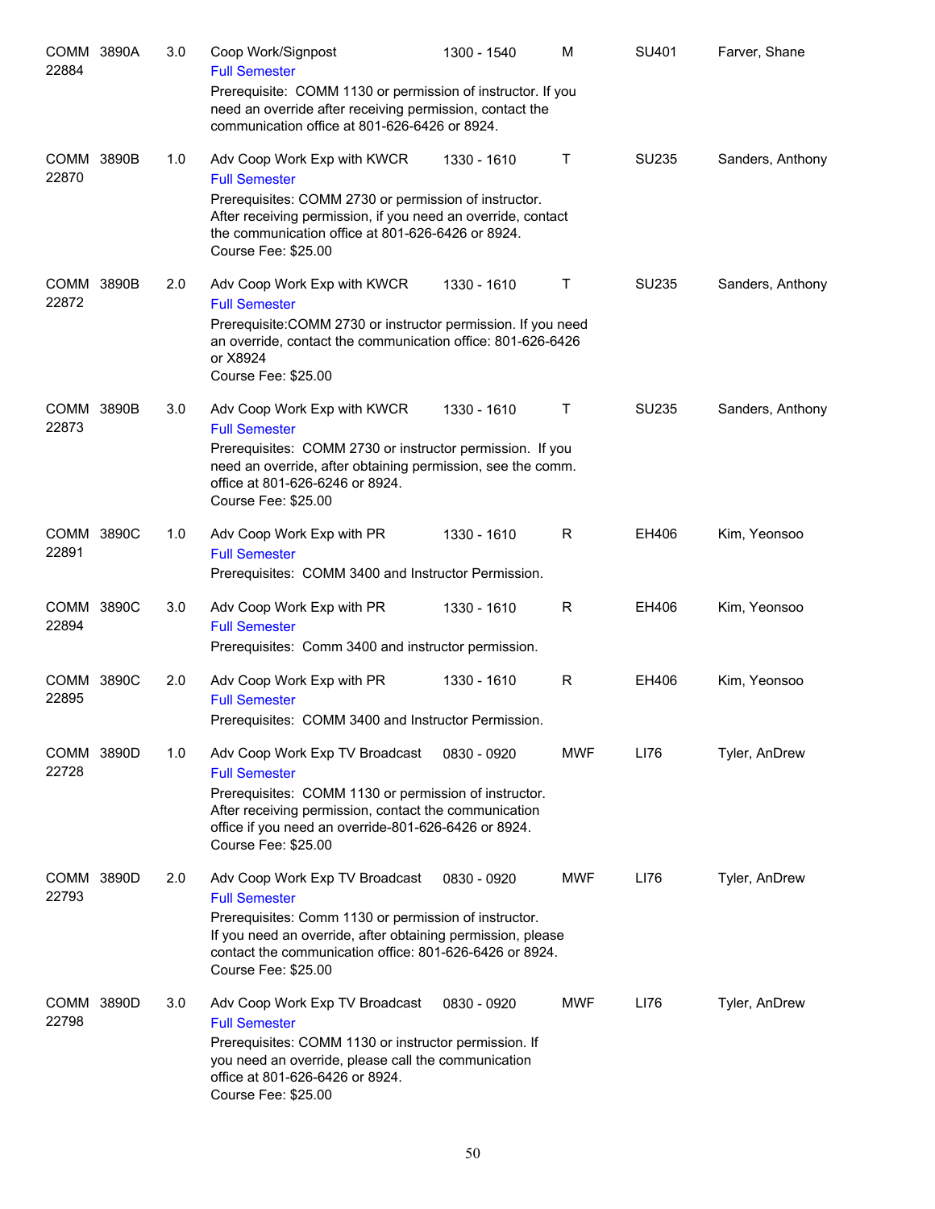COMM 3890A 3.0 Coop Work/Signpost 1300 - 1540 M SU401 Farver, Shane
22884
Full Semester
Prerequisite: COMM 1130 or permission of instructor. If you need an override after receiving permission, contact the communication office at 801-626-6426 or 8924.

COMM 3890B 1.0 Adv Coop Work Exp with KWCR 1330 - 1610 T SU235 Sanders, Anthony
22870
Full Semester
Prerequisites: COMM 2730 or permission of instructor. After receiving permission, if you need an override, contact the communication office at 801-626-6426 or 8924.
Course Fee: $25.00

COMM 3890B 2.0 Adv Coop Work Exp with KWCR 1330 - 1610 T SU235 Sanders, Anthony
22872
Full Semester
Prerequisite:COMM 2730 or instructor permission. If you need an override, contact the communication office: 801-626-6426 or X8924
Course Fee: $25.00

COMM 3890B 3.0 Adv Coop Work Exp with KWCR 1330 - 1610 T SU235 Sanders, Anthony
22873
Full Semester
Prerequisites: COMM 2730 or instructor permission. If you need an override, after obtaining permission, see the comm. office at 801-626-6246 or 8924.
Course Fee: $25.00

COMM 3890C 1.0 Adv Coop Work Exp with PR 1330 - 1610 R EH406 Kim, Yeonsoo
22891
Full Semester
Prerequisites: COMM 3400 and Instructor Permission.

COMM 3890C 3.0 Adv Coop Work Exp with PR 1330 - 1610 R EH406 Kim, Yeonsoo
22894
Full Semester
Prerequisites: Comm 3400 and instructor permission.

COMM 3890C 2.0 Adv Coop Work Exp with PR 1330 - 1610 R EH406 Kim, Yeonsoo
22895
Full Semester
Prerequisites: COMM 3400 and Instructor Permission.

COMM 3890D 1.0 Adv Coop Work Exp TV Broadcast 0830 - 0920 MWF LI76 Tyler, AnDrew
22728
Full Semester
Prerequisites: COMM 1130 or permission of instructor. After receiving permission, contact the communication office if you need an override-801-626-6426 or 8924.
Course Fee: $25.00

COMM 3890D 2.0 Adv Coop Work Exp TV Broadcast 0830 - 0920 MWF LI76 Tyler, AnDrew
22793
Full Semester
Prerequisites: Comm 1130 or permission of instructor. If you need an override, after obtaining permission, please contact the communication office: 801-626-6426 or 8924.
Course Fee: $25.00

COMM 3890D 3.0 Adv Coop Work Exp TV Broadcast 0830 - 0920 MWF LI76 Tyler, AnDrew
22798
Full Semester
Prerequisites: COMM 1130 or instructor permission. If you need an override, please call the communication office at 801-626-6426 or 8924.
Course Fee: $25.00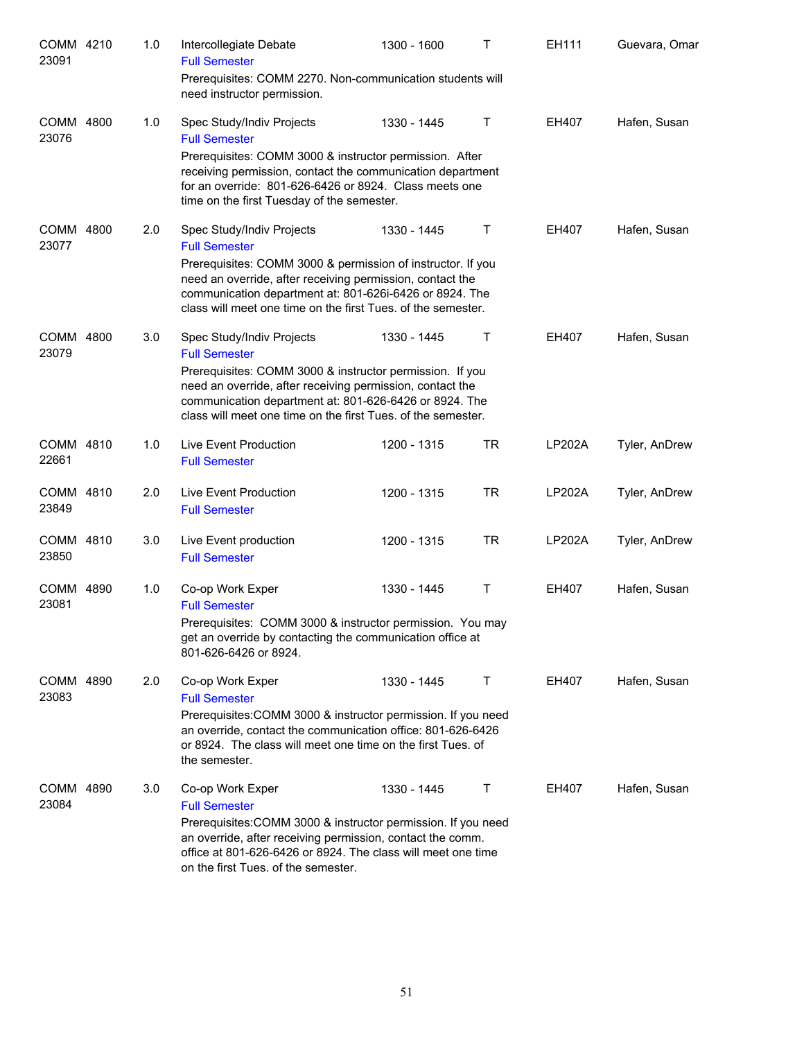| | | | | | | | |
|---|---|---|---|---|---|---|---|
| COMM 23091 | 4210 | 1.0 | Intercollegiate Debate<br>Full Semester<br>Prerequisites: COMM 2270. Non-communication students will need instructor permission. | 1300 - 1600 | T | EH111 | Guevara, Omar |
| COMM 23076 | 4800 | 1.0 | Spec Study/Indiv Projects<br>Full Semester<br>Prerequisites: COMM 3000 & instructor permission. After receiving permission, contact the communication department for an override: 801-626-6426 or 8924. Class meets one time on the first Tuesday of the semester. | 1330 - 1445 | T | EH407 | Hafen, Susan |
| COMM 23077 | 4800 | 2.0 | Spec Study/Indiv Projects<br>Full Semester<br>Prerequisites: COMM 3000 & permission of instructor. If you need an override, after receiving permission, contact the communication department at: 801-626i-6426 or 8924. The class will meet one time on the first Tues. of the semester. | 1330 - 1445 | T | EH407 | Hafen, Susan |
| COMM 23079 | 4800 | 3.0 | Spec Study/Indiv Projects<br>Full Semester<br>Prerequisites: COMM 3000 & instructor permission. If you need an override, after receiving permission, contact the communication department at: 801-626-6426 or 8924. The class will meet one time on the first Tues. of the semester. | 1330 - 1445 | T | EH407 | Hafen, Susan |
| COMM 22661 | 4810 | 1.0 | Live Event Production<br>Full Semester | 1200 - 1315 | TR | LP202A | Tyler, AnDrew |
| COMM 23849 | 4810 | 2.0 | Live Event Production<br>Full Semester | 1200 - 1315 | TR | LP202A | Tyler, AnDrew |
| COMM 23850 | 4810 | 3.0 | Live Event production<br>Full Semester | 1200 - 1315 | TR | LP202A | Tyler, AnDrew |
| COMM 23081 | 4890 | 1.0 | Co-op Work Exper<br>Full Semester<br>Prerequisites: COMM 3000 & instructor permission. You may get an override by contacting the communication office at 801-626-6426 or 8924. | 1330 - 1445 | T | EH407 | Hafen, Susan |
| COMM 23083 | 4890 | 2.0 | Co-op Work Exper<br>Full Semester<br>Prerequisites:COMM 3000 & instructor permission. If you need an override, contact the communication office: 801-626-6426 or 8924. The class will meet one time on the first Tues. of the semester. | 1330 - 1445 | T | EH407 | Hafen, Susan |
| COMM 23084 | 4890 | 3.0 | Co-op Work Exper<br>Full Semester<br>Prerequisites:COMM 3000 & instructor permission. If you need an override, after receiving permission, contact the comm. office at 801-626-6426 or 8924. The class will meet one time on the first Tues. of the semester. | 1330 - 1445 | T | EH407 | Hafen, Susan |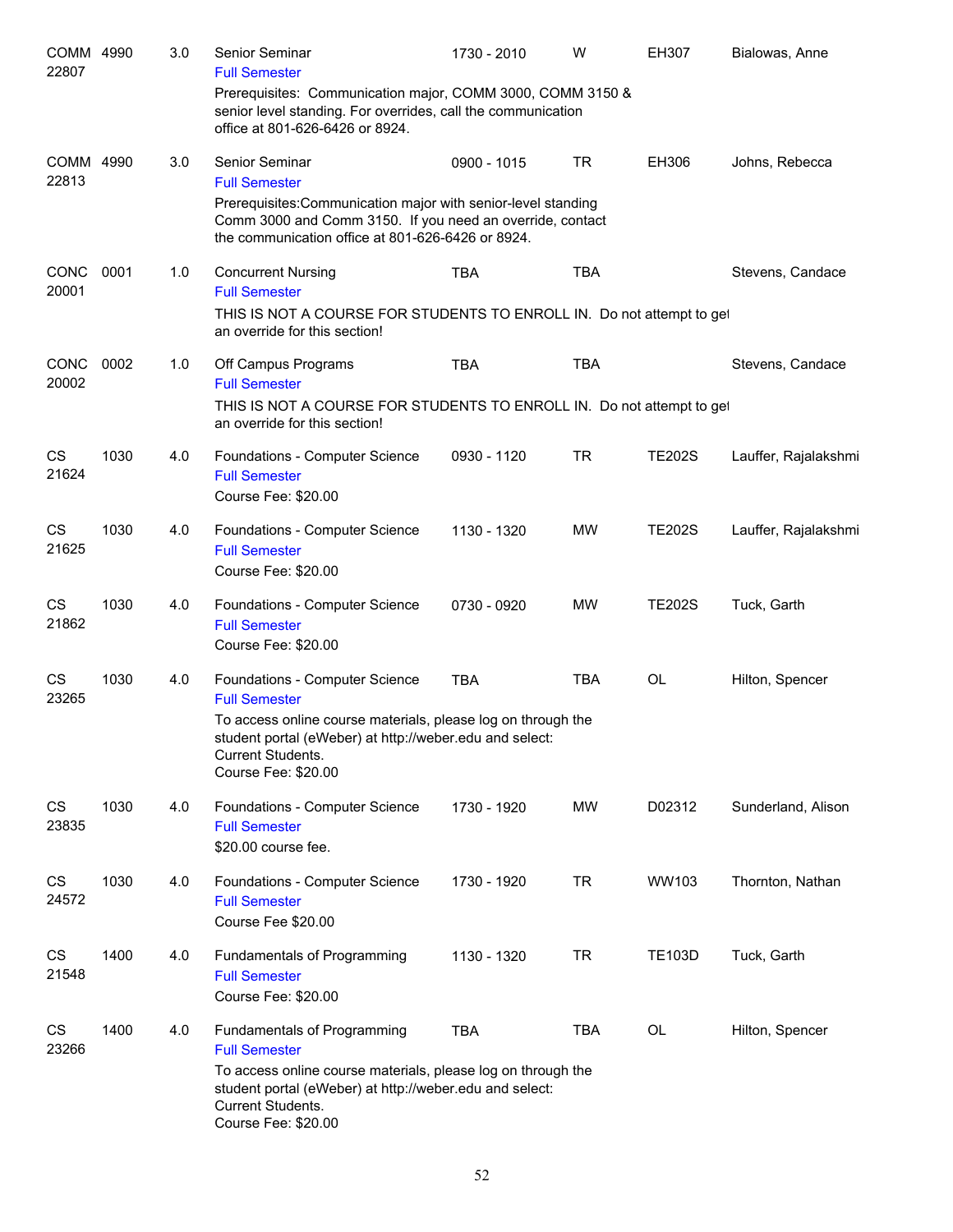| Course | | Credits | Title | Time | Days | Room | Instructor |
|---|---|---|---|---|---|---|---|
| COMM 22807 | 4990 | 3.0 | Senior Seminar<br>Full Semester<br>Prerequisites: Communication major, COMM 3000, COMM 3150 & senior level standing. For overrides, call the communication office at 801-626-6426 or 8924. | 1730 - 2010 | W | EH307 | Bialowas, Anne |
| COMM 22813 | 4990 | 3.0 | Senior Seminar<br>Full Semester<br>Prerequisites:Communication major with senior-level standing Comm 3000 and Comm 3150. If you need an override, contact the communication office at 801-626-6426 or 8924. | 0900 - 1015 | TR | EH306 | Johns, Rebecca |
| CONC 20001 | 0001 | 1.0 | Concurrent Nursing<br>Full Semester<br>THIS IS NOT A COURSE FOR STUDENTS TO ENROLL IN. Do not attempt to get an override for this section! | TBA | TBA | | Stevens, Candace |
| CONC 20002 | 0002 | 1.0 | Off Campus Programs<br>Full Semester<br>THIS IS NOT A COURSE FOR STUDENTS TO ENROLL IN. Do not attempt to get an override for this section! | TBA | TBA | | Stevens, Candace |
| CS 21624 | 1030 | 4.0 | Foundations - Computer Science<br>Full Semester<br>Course Fee: $20.00 | 0930 - 1120 | TR | TE202S | Lauffer, Rajalakshmi |
| CS 21625 | 1030 | 4.0 | Foundations - Computer Science<br>Full Semester<br>Course Fee: $20.00 | 1130 - 1320 | MW | TE202S | Lauffer, Rajalakshmi |
| CS 21862 | 1030 | 4.0 | Foundations - Computer Science<br>Full Semester<br>Course Fee: $20.00 | 0730 - 0920 | MW | TE202S | Tuck, Garth |
| CS 23265 | 1030 | 4.0 | Foundations - Computer Science<br>Full Semester<br>To access online course materials, please log on through the student portal (eWeber) at http://weber.edu and select: Current Students.<br>Course Fee: $20.00 | TBA | TBA | OL | Hilton, Spencer |
| CS 23835 | 1030 | 4.0 | Foundations - Computer Science<br>Full Semester<br>$20.00 course fee. | 1730 - 1920 | MW | D02312 | Sunderland, Alison |
| CS 24572 | 1030 | 4.0 | Foundations - Computer Science<br>Full Semester<br>Course Fee $20.00 | 1730 - 1920 | TR | WW103 | Thornton, Nathan |
| CS 21548 | 1400 | 4.0 | Fundamentals of Programming<br>Full Semester<br>Course Fee: $20.00 | 1130 - 1320 | TR | TE103D | Tuck, Garth |
| CS 23266 | 1400 | 4.0 | Fundamentals of Programming<br>Full Semester<br>To access online course materials, please log on through the student portal (eWeber) at http://weber.edu and select: Current Students.<br>Course Fee: $20.00 | TBA | TBA | OL | Hilton, Spencer |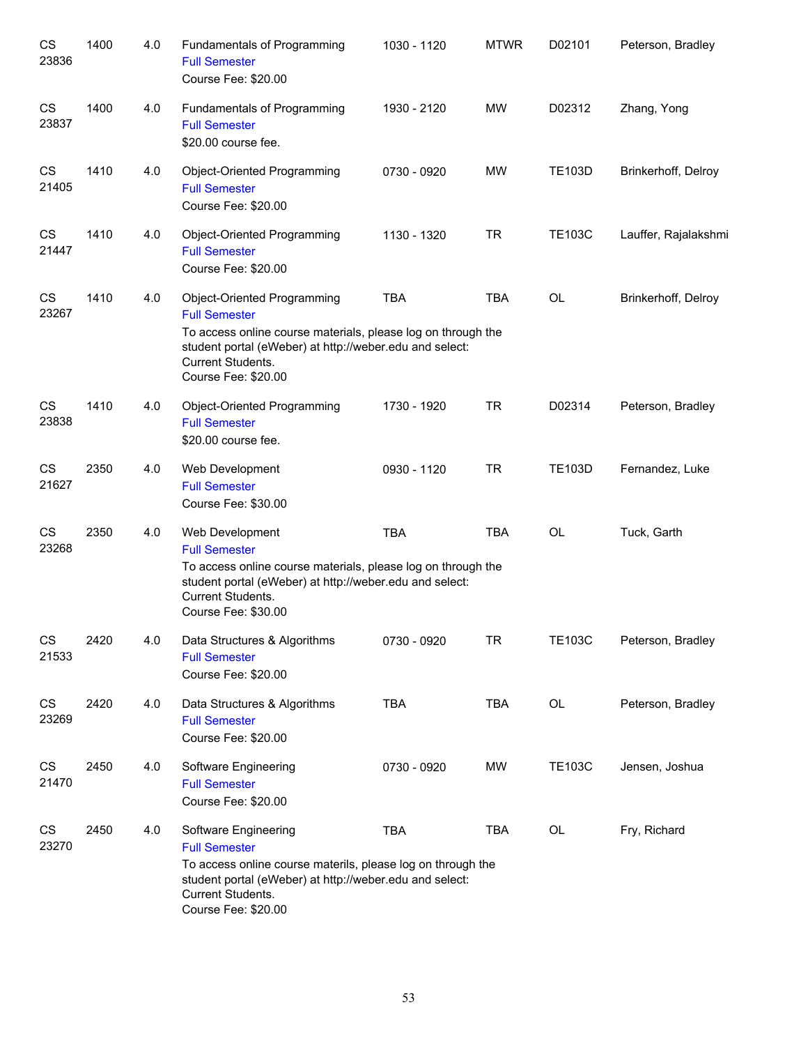| | | | | | | | |
|---|---|---|---|---|---|---|---|
| CS 23836 | 1400 | 4.0 | Fundamentals of Programming<br>Full Semester<br>Course Fee: $20.00 | 1030 - 1120 | MTWR | D02101 | Peterson, Bradley |
| CS 23837 | 1400 | 4.0 | Fundamentals of Programming<br>Full Semester<br>$20.00 course fee. | 1930 - 2120 | MW | D02312 | Zhang, Yong |
| CS 21405 | 1410 | 4.0 | Object-Oriented Programming<br>Full Semester<br>Course Fee: $20.00 | 0730 - 0920 | MW | TE103D | Brinkerhoff, Delroy |
| CS 21447 | 1410 | 4.0 | Object-Oriented Programming<br>Full Semester<br>Course Fee: $20.00 | 1130 - 1320 | TR | TE103C | Lauffer, Rajalakshmi |
| CS 23267 | 1410 | 4.0 | Object-Oriented Programming<br>Full Semester<br>To access online course materials, please log on through the student portal (eWeber) at http://weber.edu and select: Current Students.<br>Course Fee: $20.00 | TBA | TBA | OL | Brinkerhoff, Delroy |
| CS 23838 | 1410 | 4.0 | Object-Oriented Programming<br>Full Semester<br>$20.00 course fee. | 1730 - 1920 | TR | D02314 | Peterson, Bradley |
| CS 21627 | 2350 | 4.0 | Web Development<br>Full Semester<br>Course Fee: $30.00 | 0930 - 1120 | TR | TE103D | Fernandez, Luke |
| CS 23268 | 2350 | 4.0 | Web Development<br>Full Semester<br>To access online course materials, please log on through the student portal (eWeber) at http://weber.edu and select: Current Students.<br>Course Fee: $30.00 | TBA | TBA | OL | Tuck, Garth |
| CS 21533 | 2420 | 4.0 | Data Structures & Algorithms<br>Full Semester<br>Course Fee: $20.00 | 0730 - 0920 | TR | TE103C | Peterson, Bradley |
| CS 23269 | 2420 | 4.0 | Data Structures & Algorithms<br>Full Semester<br>Course Fee: $20.00 | TBA | TBA | OL | Peterson, Bradley |
| CS 21470 | 2450 | 4.0 | Software Engineering<br>Full Semester<br>Course Fee: $20.00 | 0730 - 0920 | MW | TE103C | Jensen, Joshua |
| CS 23270 | 2450 | 4.0 | Software Engineering<br>Full Semester<br>To access online course materils, please log on through the student portal (eWeber) at http://weber.edu and select: Current Students.<br>Course Fee: $20.00 | TBA | TBA | OL | Fry, Richard |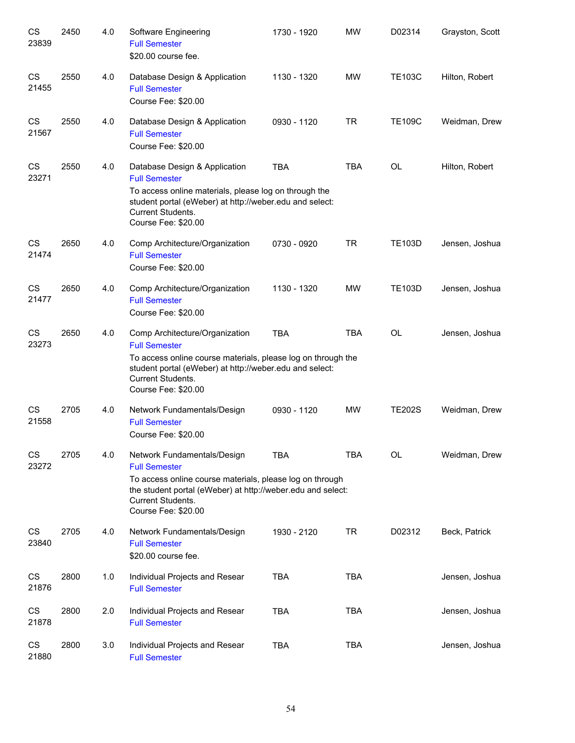| | | | | | | | |
|---|---|---|---|---|---|---|---|
| CS 23839 | 2450 | 4.0 | Software Engineering<br>Full Semester<br>$20.00 course fee. | 1730 - 1920 | MW | D02314 | Grayston, Scott |
| CS 21455 | 2550 | 4.0 | Database Design & Application<br>Full Semester<br>Course Fee: $20.00 | 1130 - 1320 | MW | TE103C | Hilton, Robert |
| CS 21567 | 2550 | 4.0 | Database Design & Application<br>Full Semester<br>Course Fee: $20.00 | 0930 - 1120 | TR | TE109C | Weidman, Drew |
| CS 23271 | 2550 | 4.0 | Database Design & Application<br>Full Semester<br>To access online materials, please log on through the student portal (eWeber) at http://weber.edu and select: Current Students.<br>Course Fee: $20.00 | TBA | TBA | OL | Hilton, Robert |
| CS 21474 | 2650 | 4.0 | Comp Architecture/Organization<br>Full Semester<br>Course Fee: $20.00 | 0730 - 0920 | TR | TE103D | Jensen, Joshua |
| CS 21477 | 2650 | 4.0 | Comp Architecture/Organization<br>Full Semester<br>Course Fee: $20.00 | 1130 - 1320 | MW | TE103D | Jensen, Joshua |
| CS 23273 | 2650 | 4.0 | Comp Architecture/Organization<br>Full Semester<br>To access online course materials, please log on through the student portal (eWeber) at http://weber.edu and select: Current Students.<br>Course Fee: $20.00 | TBA | TBA | OL | Jensen, Joshua |
| CS 21558 | 2705 | 4.0 | Network Fundamentals/Design<br>Full Semester<br>Course Fee: $20.00 | 0930 - 1120 | MW | TE202S | Weidman, Drew |
| CS 23272 | 2705 | 4.0 | Network Fundamentals/Design<br>Full Semester<br>To access online course materials, please log on through the student portal (eWeber) at http://weber.edu and select: Current Students.<br>Course Fee: $20.00 | TBA | TBA | OL | Weidman, Drew |
| CS 23840 | 2705 | 4.0 | Network Fundamentals/Design<br>Full Semester<br>$20.00 course fee. | 1930 - 2120 | TR | D02312 | Beck, Patrick |
| CS 21876 | 2800 | 1.0 | Individual Projects and Resear<br>Full Semester | TBA | TBA | | Jensen, Joshua |
| CS 21878 | 2800 | 2.0 | Individual Projects and Resear<br>Full Semester | TBA | TBA | | Jensen, Joshua |
| CS 21880 | 2800 | 3.0 | Individual Projects and Resear<br>Full Semester | TBA | TBA | | Jensen, Joshua |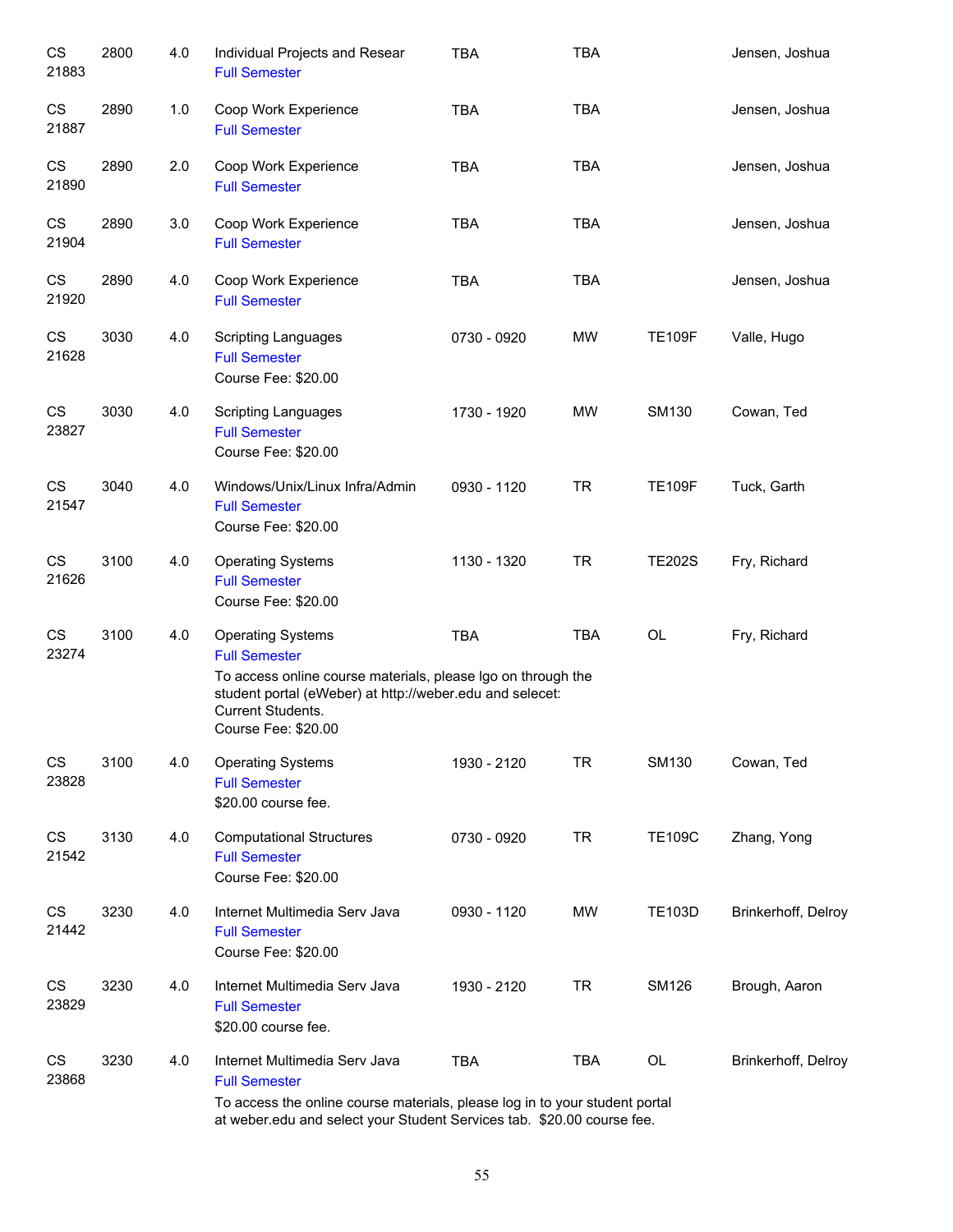| Subject | Course | Credits | Title | Time | Days | Room | Instructor |
|---|---|---|---|---|---|---|---|
| CS 21883 | 2800 | 4.0 | Individual Projects and Resear<br>Full Semester | TBA | TBA | | Jensen, Joshua |
| CS 21887 | 2890 | 1.0 | Coop Work Experience<br>Full Semester | TBA | TBA | | Jensen, Joshua |
| CS 21890 | 2890 | 2.0 | Coop Work Experience<br>Full Semester | TBA | TBA | | Jensen, Joshua |
| CS 21904 | 2890 | 3.0 | Coop Work Experience<br>Full Semester | TBA | TBA | | Jensen, Joshua |
| CS 21920 | 2890 | 4.0 | Coop Work Experience<br>Full Semester | TBA | TBA | | Jensen, Joshua |
| CS 21628 | 3030 | 4.0 | Scripting Languages<br>Full Semester<br>Course Fee: $20.00 | 0730 - 0920 | MW | TE109F | Valle, Hugo |
| CS 23827 | 3030 | 4.0 | Scripting Languages<br>Full Semester<br>Course Fee: $20.00 | 1730 - 1920 | MW | SM130 | Cowan, Ted |
| CS 21547 | 3040 | 4.0 | Windows/Unix/Linux Infra/Admin<br>Full Semester<br>Course Fee: $20.00 | 0930 - 1120 | TR | TE109F | Tuck, Garth |
| CS 21626 | 3100 | 4.0 | Operating Systems<br>Full Semester<br>Course Fee: $20.00 | 1130 - 1320 | TR | TE202S | Fry, Richard |
| CS 23274 | 3100 | 4.0 | Operating Systems<br>Full Semester<br>To access online course materials, please lgo on through the student portal (eWeber) at http://weber.edu and selecet: Current Students.<br>Course Fee: $20.00 | TBA | TBA | OL | Fry, Richard |
| CS 23828 | 3100 | 4.0 | Operating Systems<br>Full Semester<br>$20.00 course fee. | 1930 - 2120 | TR | SM130 | Cowan, Ted |
| CS 21542 | 3130 | 4.0 | Computational Structures<br>Full Semester<br>Course Fee: $20.00 | 0730 - 0920 | TR | TE109C | Zhang, Yong |
| CS 21442 | 3230 | 4.0 | Internet Multimedia Serv Java<br>Full Semester<br>Course Fee: $20.00 | 0930 - 1120 | MW | TE103D | Brinkerhoff, Delroy |
| CS 23829 | 3230 | 4.0 | Internet Multimedia Serv Java<br>Full Semester<br>$20.00 course fee. | 1930 - 2120 | TR | SM126 | Brough, Aaron |
| CS 23868 | 3230 | 4.0 | Internet Multimedia Serv Java<br>Full Semester<br>To access the online course materials, please log in to your student portal at weber.edu and select your Student Services tab. $20.00 course fee. | TBA | TBA | OL | Brinkerhoff, Delroy |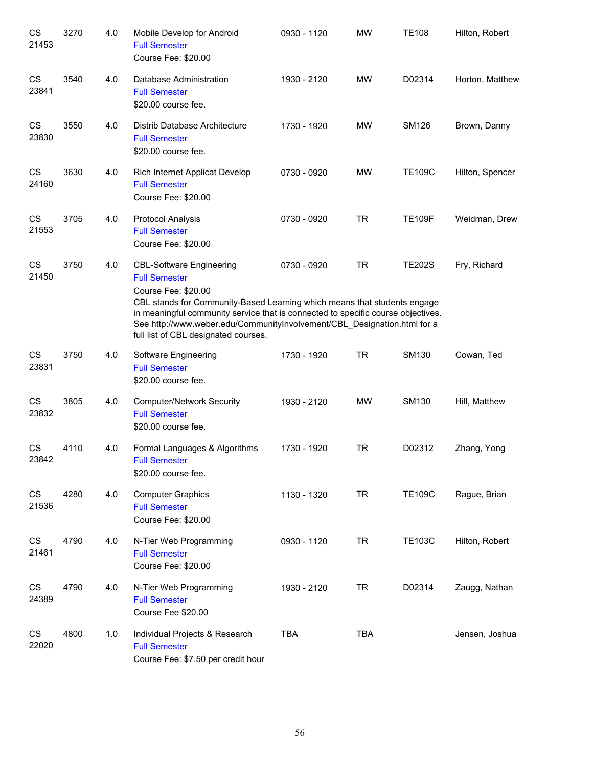| | | | | | | | |
|---|---|---|---|---|---|---|---|
| CS 21453 | 3270 | 4.0 | Mobile Develop for Android<br>Full Semester<br>Course Fee: $20.00 | 0930 - 1120 | MW | TE108 | Hilton, Robert |
| CS 23841 | 3540 | 4.0 | Database Administration<br>Full Semester<br>$20.00 course fee. | 1930 - 2120 | MW | D02314 | Horton, Matthew |
| CS 23830 | 3550 | 4.0 | Distrib Database Architecture<br>Full Semester<br>$20.00 course fee. | 1730 - 1920 | MW | SM126 | Brown, Danny |
| CS 24160 | 3630 | 4.0 | Rich Internet Applicat Develop<br>Full Semester<br>Course Fee: $20.00 | 0730 - 0920 | MW | TE109C | Hilton, Spencer |
| CS 21553 | 3705 | 4.0 | Protocol Analysis<br>Full Semester<br>Course Fee: $20.00 | 0730 - 0920 | TR | TE109F | Weidman, Drew |
| CS 21450 | 3750 | 4.0 | CBL-Software Engineering<br>Full Semester<br>Course Fee: $20.00<br>CBL stands for Community-Based Learning which means that students engage in meaningful community service that is connected to specific course objectives. See http://www.weber.edu/CommunityInvolvement/CBL_Designation.html for a full list of CBL designated courses. | 0730 - 0920 | TR | TE202S | Fry, Richard |
| CS 23831 | 3750 | 4.0 | Software Engineering<br>Full Semester<br>$20.00 course fee. | 1730 - 1920 | TR | SM130 | Cowan, Ted |
| CS 23832 | 3805 | 4.0 | Computer/Network Security<br>Full Semester<br>$20.00 course fee. | 1930 - 2120 | MW | SM130 | Hill, Matthew |
| CS 23842 | 4110 | 4.0 | Formal Languages & Algorithms<br>Full Semester<br>$20.00 course fee. | 1730 - 1920 | TR | D02312 | Zhang, Yong |
| CS 21536 | 4280 | 4.0 | Computer Graphics<br>Full Semester<br>Course Fee: $20.00 | 1130 - 1320 | TR | TE109C | Rague, Brian |
| CS 21461 | 4790 | 4.0 | N-Tier Web Programming<br>Full Semester<br>Course Fee: $20.00 | 0930 - 1120 | TR | TE103C | Hilton, Robert |
| CS 24389 | 4790 | 4.0 | N-Tier Web Programming<br>Full Semester<br>Course Fee $20.00 | 1930 - 2120 | TR | D02314 | Zaugg, Nathan |
| CS 22020 | 4800 | 1.0 | Individual Projects & Research<br>Full Semester<br>Course Fee: $7.50 per credit hour | TBA | TBA | | Jensen, Joshua |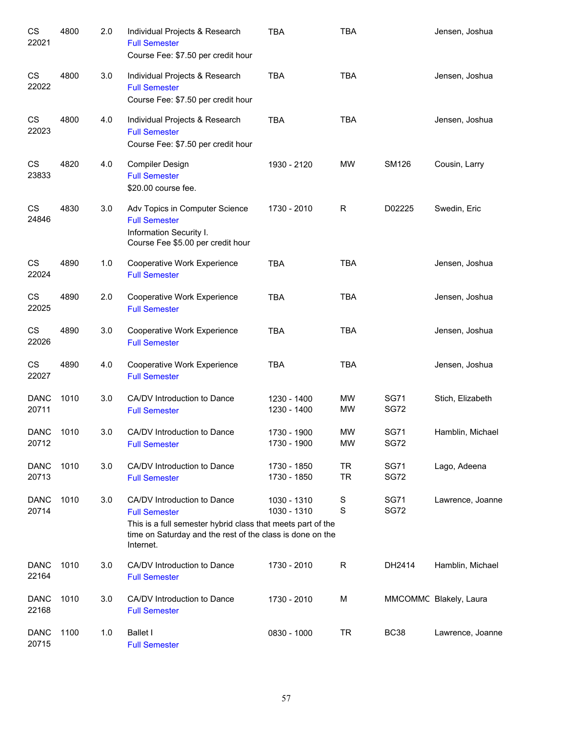| Subject / CRN | Course | Credits | Title / Notes | Time | Days | Room | Instructor |
|---|---|---|---|---|---|---|---|
| CS 22021 | 4800 | 2.0 | Individual Projects & Research<br>Full Semester<br>Course Fee: $7.50 per credit hour | TBA | TBA | | Jensen, Joshua |
| CS 22022 | 4800 | 3.0 | Individual Projects & Research<br>Full Semester<br>Course Fee: $7.50 per credit hour | TBA | TBA | | Jensen, Joshua |
| CS 22023 | 4800 | 4.0 | Individual Projects & Research<br>Full Semester<br>Course Fee: $7.50 per credit hour | TBA | TBA | | Jensen, Joshua |
| CS 23833 | 4820 | 4.0 | Compiler Design<br>Full Semester<br>$20.00 course fee. | 1930 - 2120 | MW | SM126 | Cousin, Larry |
| CS 24846 | 4830 | 3.0 | Adv Topics in Computer Science<br>Full Semester<br>Information Security I.<br>Course Fee $5.00 per credit hour | 1730 - 2010 | R | D02225 | Swedin, Eric |
| CS 22024 | 4890 | 1.0 | Cooperative Work Experience<br>Full Semester | TBA | TBA | | Jensen, Joshua |
| CS 22025 | 4890 | 2.0 | Cooperative Work Experience<br>Full Semester | TBA | TBA | | Jensen, Joshua |
| CS 22026 | 4890 | 3.0 | Cooperative Work Experience<br>Full Semester | TBA | TBA | | Jensen, Joshua |
| CS 22027 | 4890 | 4.0 | Cooperative Work Experience<br>Full Semester | TBA | TBA | | Jensen, Joshua |
| DANC 20711 | 1010 | 3.0 | CA/DV Introduction to Dance<br>Full Semester | 1230 - 1400<br>1230 - 1400 | MW<br>MW | SG71<br>SG72 | Stich, Elizabeth |
| DANC 20712 | 1010 | 3.0 | CA/DV Introduction to Dance<br>Full Semester | 1730 - 1900<br>1730 - 1900 | MW<br>MW | SG71<br>SG72 | Hamblin, Michael |
| DANC 20713 | 1010 | 3.0 | CA/DV Introduction to Dance<br>Full Semester | 1730 - 1850<br>1730 - 1850 | TR<br>TR | SG71<br>SG72 | Lago, Adeena |
| DANC 20714 | 1010 | 3.0 | CA/DV Introduction to Dance<br>Full Semester<br>This is a full semester hybrid class that meets part of the time on Saturday and the rest of the class is done on the Internet. | 1030 - 1310<br>1030 - 1310 | S<br>S | SG71<br>SG72 | Lawrence, Joanne |
| DANC 22164 | 1010 | 3.0 | CA/DV Introduction to Dance<br>Full Semester | 1730 - 2010 | R | DH2414 | Hamblin, Michael |
| DANC 22168 | 1010 | 3.0 | CA/DV Introduction to Dance<br>Full Semester | 1730 - 2010 | M | MMCOMMC | Blakely, Laura |
| DANC 20715 | 1100 | 1.0 | Ballet I<br>Full Semester | 0830 - 1000 | TR | BC38 | Lawrence, Joanne |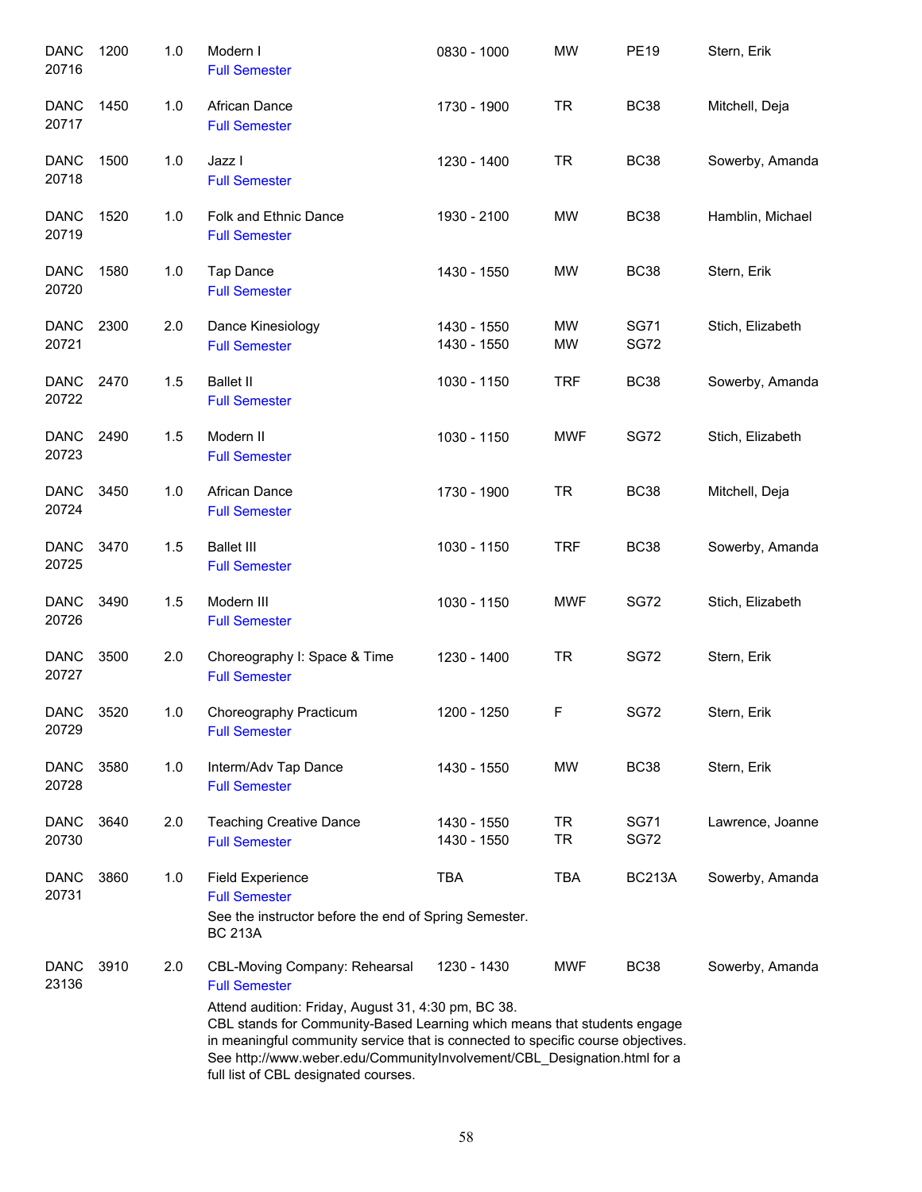| Subject / CRN | Course | Credits | Title | Time | Days | Room | Instructor |
|---|---|---|---|---|---|---|---|
| DANC 20716 | 1200 | 1.0 | Modern I<br>Full Semester | 0830 - 1000 | MW | PE19 | Stern, Erik |
| DANC 20717 | 1450 | 1.0 | African Dance<br>Full Semester | 1730 - 1900 | TR | BC38 | Mitchell, Deja |
| DANC 20718 | 1500 | 1.0 | Jazz I<br>Full Semester | 1230 - 1400 | TR | BC38 | Sowerby, Amanda |
| DANC 20719 | 1520 | 1.0 | Folk and Ethnic Dance<br>Full Semester | 1930 - 2100 | MW | BC38 | Hamblin, Michael |
| DANC 20720 | 1580 | 1.0 | Tap Dance<br>Full Semester | 1430 - 1550 | MW | BC38 | Stern, Erik |
| DANC 20721 | 2300 | 2.0 | Dance Kinesiology<br>Full Semester | 1430 - 1550<br>1430 - 1550 | MW<br>MW | SG71<br>SG72 | Stich, Elizabeth |
| DANC 20722 | 2470 | 1.5 | Ballet II<br>Full Semester | 1030 - 1150 | TRF | BC38 | Sowerby, Amanda |
| DANC 20723 | 2490 | 1.5 | Modern II<br>Full Semester | 1030 - 1150 | MWF | SG72 | Stich, Elizabeth |
| DANC 20724 | 3450 | 1.0 | African Dance<br>Full Semester | 1730 - 1900 | TR | BC38 | Mitchell, Deja |
| DANC 20725 | 3470 | 1.5 | Ballet III<br>Full Semester | 1030 - 1150 | TRF | BC38 | Sowerby, Amanda |
| DANC 20726 | 3490 | 1.5 | Modern III<br>Full Semester | 1030 - 1150 | MWF | SG72 | Stich, Elizabeth |
| DANC 20727 | 3500 | 2.0 | Choreography I: Space & Time<br>Full Semester | 1230 - 1400 | TR | SG72 | Stern, Erik |
| DANC 20729 | 3520 | 1.0 | Choreography Practicum<br>Full Semester | 1200 - 1250 | F | SG72 | Stern, Erik |
| DANC 20728 | 3580 | 1.0 | Interm/Adv Tap Dance<br>Full Semester | 1430 - 1550 | MW | BC38 | Stern, Erik |
| DANC 20730 | 3640 | 2.0 | Teaching Creative Dance<br>Full Semester | 1430 - 1550<br>1430 - 1550 | TR<br>TR | SG71<br>SG72 | Lawrence, Joanne |
| DANC 20731 | 3860 | 1.0 | Field Experience<br>Full Semester<br>See the instructor before the end of Spring Semester. BC 213A | TBA | TBA | BC213A | Sowerby, Amanda |
| DANC 23136 | 3910 | 2.0 | CBL-Moving Company: Rehearsal<br>Full Semester<br>Attend audition: Friday, August 31, 4:30 pm, BC 38. CBL stands for Community-Based Learning which means that students engage in meaningful community service that is connected to specific course objectives. See http://www.weber.edu/CommunityInvolvement/CBL_Designation.html for a full list of CBL designated courses. | 1230 - 1430 | MWF | BC38 | Sowerby, Amanda |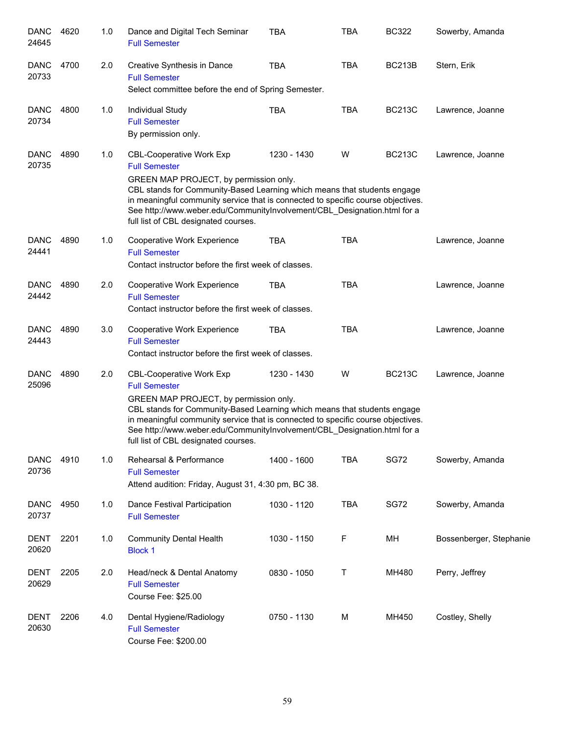| Course | Number | Credits | Title | Time | Days | Room | Instructor |
|---|---|---|---|---|---|---|---|
| DANC 24645 | 4620 | 1.0 | Dance and Digital Tech Seminar<br>Full Semester | TBA | TBA | BC322 | Sowerby, Amanda |
| DANC 20733 | 4700 | 2.0 | Creative Synthesis in Dance<br>Full Semester<br>Select committee before the end of Spring Semester. | TBA | TBA | BC213B | Stern, Erik |
| DANC 20734 | 4800 | 1.0 | Individual Study<br>Full Semester<br>By permission only. | TBA | TBA | BC213C | Lawrence, Joanne |
| DANC 20735 | 4890 | 1.0 | CBL-Cooperative Work Exp<br>Full Semester<br>GREEN MAP PROJECT, by permission only.<br>CBL stands for Community-Based Learning which means that students engage in meaningful community service that is connected to specific course objectives. See http://www.weber.edu/CommunityInvolvement/CBL_Designation.html for a full list of CBL designated courses. | 1230 - 1430 | W | BC213C | Lawrence, Joanne |
| DANC 24441 | 4890 | 1.0 | Cooperative Work Experience<br>Full Semester<br>Contact instructor before the first week of classes. | TBA | TBA | | Lawrence, Joanne |
| DANC 24442 | 4890 | 2.0 | Cooperative Work Experience<br>Full Semester<br>Contact instructor before the first week of classes. | TBA | TBA | | Lawrence, Joanne |
| DANC 24443 | 4890 | 3.0 | Cooperative Work Experience<br>Full Semester<br>Contact instructor before the first week of classes. | TBA | TBA | | Lawrence, Joanne |
| DANC 25096 | 4890 | 2.0 | CBL-Cooperative Work Exp<br>Full Semester<br>GREEN MAP PROJECT, by permission only.<br>CBL stands for Community-Based Learning which means that students engage in meaningful community service that is connected to specific course objectives. See http://www.weber.edu/CommunityInvolvement/CBL_Designation.html for a full list of CBL designated courses. | 1230 - 1430 | W | BC213C | Lawrence, Joanne |
| DANC 20736 | 4910 | 1.0 | Rehearsal & Performance<br>Full Semester<br>Attend audition: Friday, August 31, 4:30 pm, BC 38. | 1400 - 1600 | TBA | SG72 | Sowerby, Amanda |
| DANC 20737 | 4950 | 1.0 | Dance Festival Participation<br>Full Semester | 1030 - 1120 | TBA | SG72 | Sowerby, Amanda |
| DENT 20620 | 2201 | 1.0 | Community Dental Health<br>Block 1 | 1030 - 1150 | F | MH | Bossenberger, Stephanie |
| DENT 20629 | 2205 | 2.0 | Head/neck & Dental Anatomy<br>Full Semester<br>Course Fee: $25.00 | 0830 - 1050 | T | MH480 | Perry, Jeffrey |
| DENT 20630 | 2206 | 4.0 | Dental Hygiene/Radiology<br>Full Semester<br>Course Fee: $200.00 | 0750 - 1130 | M | MH450 | Costley, Shelly |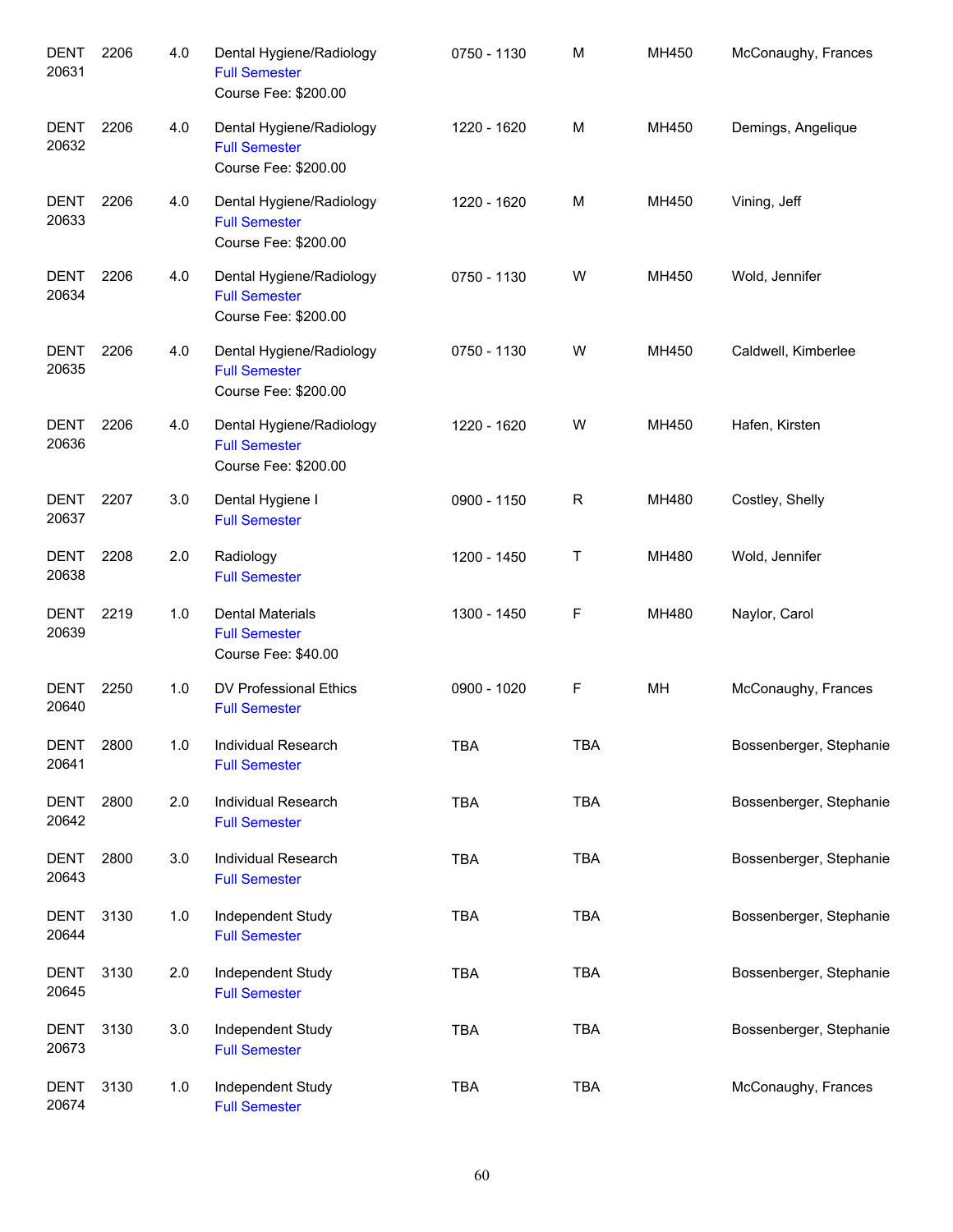| | | | | | | | |
|---|---|---|---|---|---|---|---|
| DENT 20631 | 2206 | 4.0 | Dental Hygiene/Radiology<br>Full Semester<br>Course Fee: $200.00 | 0750 - 1130 | M | MH450 | McConaughy, Frances |
| DENT 20632 | 2206 | 4.0 | Dental Hygiene/Radiology<br>Full Semester<br>Course Fee: $200.00 | 1220 - 1620 | M | MH450 | Demings, Angelique |
| DENT 20633 | 2206 | 4.0 | Dental Hygiene/Radiology<br>Full Semester<br>Course Fee: $200.00 | 1220 - 1620 | M | MH450 | Vining, Jeff |
| DENT 20634 | 2206 | 4.0 | Dental Hygiene/Radiology<br>Full Semester<br>Course Fee: $200.00 | 0750 - 1130 | W | MH450 | Wold, Jennifer |
| DENT 20635 | 2206 | 4.0 | Dental Hygiene/Radiology<br>Full Semester<br>Course Fee: $200.00 | 0750 - 1130 | W | MH450 | Caldwell, Kimberlee |
| DENT 20636 | 2206 | 4.0 | Dental Hygiene/Radiology<br>Full Semester<br>Course Fee: $200.00 | 1220 - 1620 | W | MH450 | Hafen, Kirsten |
| DENT 20637 | 2207 | 3.0 | Dental Hygiene I<br>Full Semester | 0900 - 1150 | R | MH480 | Costley, Shelly |
| DENT 20638 | 2208 | 2.0 | Radiology<br>Full Semester | 1200 - 1450 | T | MH480 | Wold, Jennifer |
| DENT 20639 | 2219 | 1.0 | Dental Materials<br>Full Semester<br>Course Fee: $40.00 | 1300 - 1450 | F | MH480 | Naylor, Carol |
| DENT 20640 | 2250 | 1.0 | DV Professional Ethics<br>Full Semester | 0900 - 1020 | F | MH | McConaughy, Frances |
| DENT 20641 | 2800 | 1.0 | Individual Research<br>Full Semester | TBA | TBA | | Bossenberger, Stephanie |
| DENT 20642 | 2800 | 2.0 | Individual Research<br>Full Semester | TBA | TBA | | Bossenberger, Stephanie |
| DENT 20643 | 2800 | 3.0 | Individual Research<br>Full Semester | TBA | TBA | | Bossenberger, Stephanie |
| DENT 20644 | 3130 | 1.0 | Independent Study<br>Full Semester | TBA | TBA | | Bossenberger, Stephanie |
| DENT 20645 | 3130 | 2.0 | Independent Study<br>Full Semester | TBA | TBA | | Bossenberger, Stephanie |
| DENT 20673 | 3130 | 3.0 | Independent Study<br>Full Semester | TBA | TBA | | Bossenberger, Stephanie |
| DENT 20674 | 3130 | 1.0 | Independent Study<br>Full Semester | TBA | TBA | | McConaughy, Frances |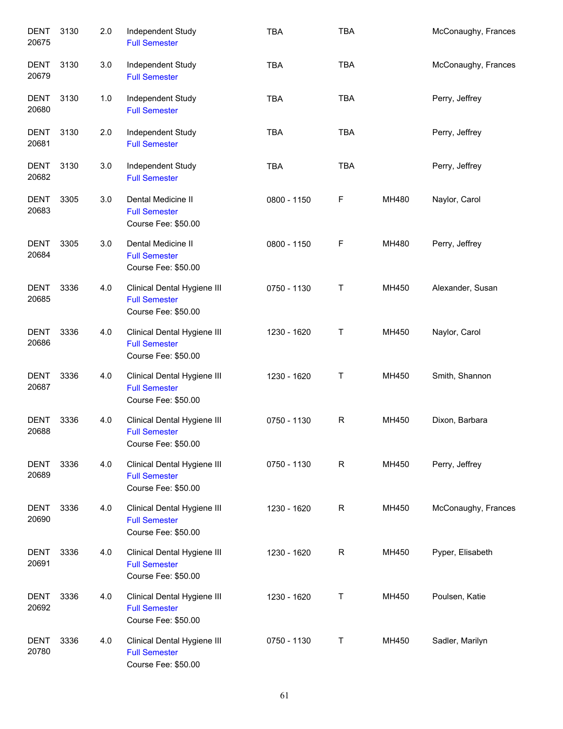| | | | | | | | |
|---|---|---|---|---|---|---|---|
| DENT 20675 | 3130 | 2.0 | Independent Study<br>Full Semester | TBA | TBA | | McConaughy, Frances |
| DENT 20679 | 3130 | 3.0 | Independent Study<br>Full Semester | TBA | TBA | | McConaughy, Frances |
| DENT 20680 | 3130 | 1.0 | Independent Study<br>Full Semester | TBA | TBA | | Perry, Jeffrey |
| DENT 20681 | 3130 | 2.0 | Independent Study<br>Full Semester | TBA | TBA | | Perry, Jeffrey |
| DENT 20682 | 3130 | 3.0 | Independent Study<br>Full Semester | TBA | TBA | | Perry, Jeffrey |
| DENT 20683 | 3305 | 3.0 | Dental Medicine II<br>Full Semester<br>Course Fee: $50.00 | 0800 - 1150 | F | MH480 | Naylor, Carol |
| DENT 20684 | 3305 | 3.0 | Dental Medicine II<br>Full Semester<br>Course Fee: $50.00 | 0800 - 1150 | F | MH480 | Perry, Jeffrey |
| DENT 20685 | 3336 | 4.0 | Clinical Dental Hygiene III<br>Full Semester<br>Course Fee: $50.00 | 0750 - 1130 | T | MH450 | Alexander, Susan |
| DENT 20686 | 3336 | 4.0 | Clinical Dental Hygiene III<br>Full Semester<br>Course Fee: $50.00 | 1230 - 1620 | T | MH450 | Naylor, Carol |
| DENT 20687 | 3336 | 4.0 | Clinical Dental Hygiene III<br>Full Semester<br>Course Fee: $50.00 | 1230 - 1620 | T | MH450 | Smith, Shannon |
| DENT 20688 | 3336 | 4.0 | Clinical Dental Hygiene III<br>Full Semester<br>Course Fee: $50.00 | 0750 - 1130 | R | MH450 | Dixon, Barbara |
| DENT 20689 | 3336 | 4.0 | Clinical Dental Hygiene III<br>Full Semester<br>Course Fee: $50.00 | 0750 - 1130 | R | MH450 | Perry, Jeffrey |
| DENT 20690 | 3336 | 4.0 | Clinical Dental Hygiene III<br>Full Semester<br>Course Fee: $50.00 | 1230 - 1620 | R | MH450 | McConaughy, Frances |
| DENT 20691 | 3336 | 4.0 | Clinical Dental Hygiene III<br>Full Semester<br>Course Fee: $50.00 | 1230 - 1620 | R | MH450 | Pyper, Elisabeth |
| DENT 20692 | 3336 | 4.0 | Clinical Dental Hygiene III<br>Full Semester<br>Course Fee: $50.00 | 1230 - 1620 | T | MH450 | Poulsen, Katie |
| DENT 20780 | 3336 | 4.0 | Clinical Dental Hygiene III<br>Full Semester<br>Course Fee: $50.00 | 0750 - 1130 | T | MH450 | Sadler, Marilyn |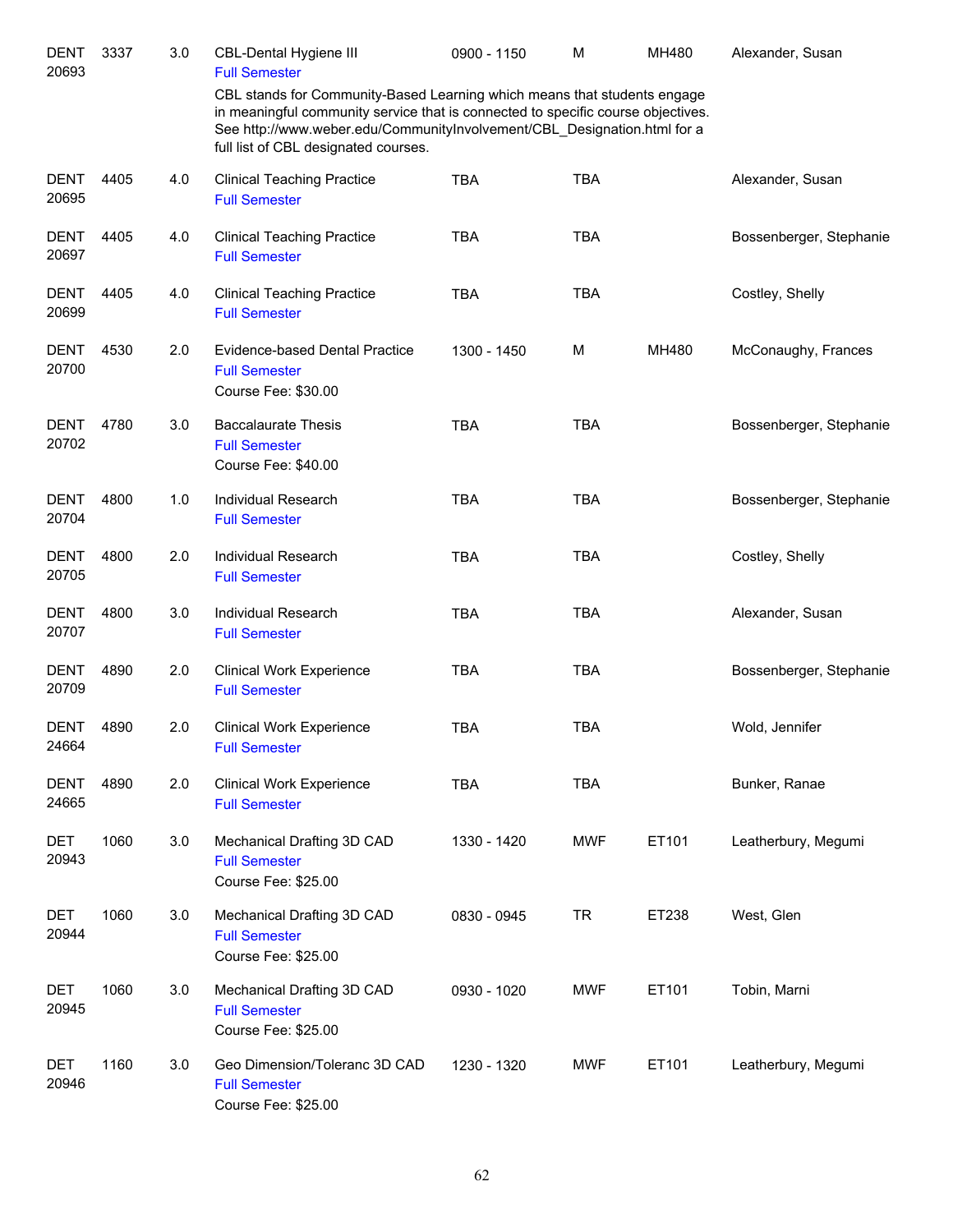| | | | | | | | |
|---|---|---|---|---|---|---|---|
| DENT 20693 | 3337 | 3.0 | CBL-Dental Hygiene III<br>Full Semester<br>CBL stands for Community-Based Learning which means that students engage in meaningful community service that is connected to specific course objectives. See http://www.weber.edu/CommunityInvolvement/CBL_Designation.html for a full list of CBL designated courses. | 0900 - 1150 | M | MH480 | Alexander, Susan |
| DENT 20695 | 4405 | 4.0 | Clinical Teaching Practice<br>Full Semester | TBA | TBA | | Alexander, Susan |
| DENT 20697 | 4405 | 4.0 | Clinical Teaching Practice<br>Full Semester | TBA | TBA | | Bossenberger, Stephanie |
| DENT 20699 | 4405 | 4.0 | Clinical Teaching Practice<br>Full Semester | TBA | TBA | | Costley, Shelly |
| DENT 20700 | 4530 | 2.0 | Evidence-based Dental Practice<br>Full Semester<br>Course Fee: $30.00 | 1300 - 1450 | M | MH480 | McConaughy, Frances |
| DENT 20702 | 4780 | 3.0 | Baccalaurate Thesis<br>Full Semester<br>Course Fee: $40.00 | TBA | TBA | | Bossenberger, Stephanie |
| DENT 20704 | 4800 | 1.0 | Individual Research<br>Full Semester | TBA | TBA | | Bossenberger, Stephanie |
| DENT 20705 | 4800 | 2.0 | Individual Research<br>Full Semester | TBA | TBA | | Costley, Shelly |
| DENT 20707 | 4800 | 3.0 | Individual Research<br>Full Semester | TBA | TBA | | Alexander, Susan |
| DENT 20709 | 4890 | 2.0 | Clinical Work Experience<br>Full Semester | TBA | TBA | | Bossenberger, Stephanie |
| DENT 24664 | 4890 | 2.0 | Clinical Work Experience<br>Full Semester | TBA | TBA | | Wold, Jennifer |
| DENT 24665 | 4890 | 2.0 | Clinical Work Experience<br>Full Semester | TBA | TBA | | Bunker, Ranae |
| DET 20943 | 1060 | 3.0 | Mechanical Drafting 3D CAD<br>Full Semester<br>Course Fee: $25.00 | 1330 - 1420 | MWF | ET101 | Leatherbury, Megumi |
| DET 20944 | 1060 | 3.0 | Mechanical Drafting 3D CAD<br>Full Semester<br>Course Fee: $25.00 | 0830 - 0945 | TR | ET238 | West, Glen |
| DET 20945 | 1060 | 3.0 | Mechanical Drafting 3D CAD<br>Full Semester<br>Course Fee: $25.00 | 0930 - 1020 | MWF | ET101 | Tobin, Marni |
| DET 20946 | 1160 | 3.0 | Geo Dimension/Toleranc 3D CAD<br>Full Semester<br>Course Fee: $25.00 | 1230 - 1320 | MWF | ET101 | Leatherbury, Megumi |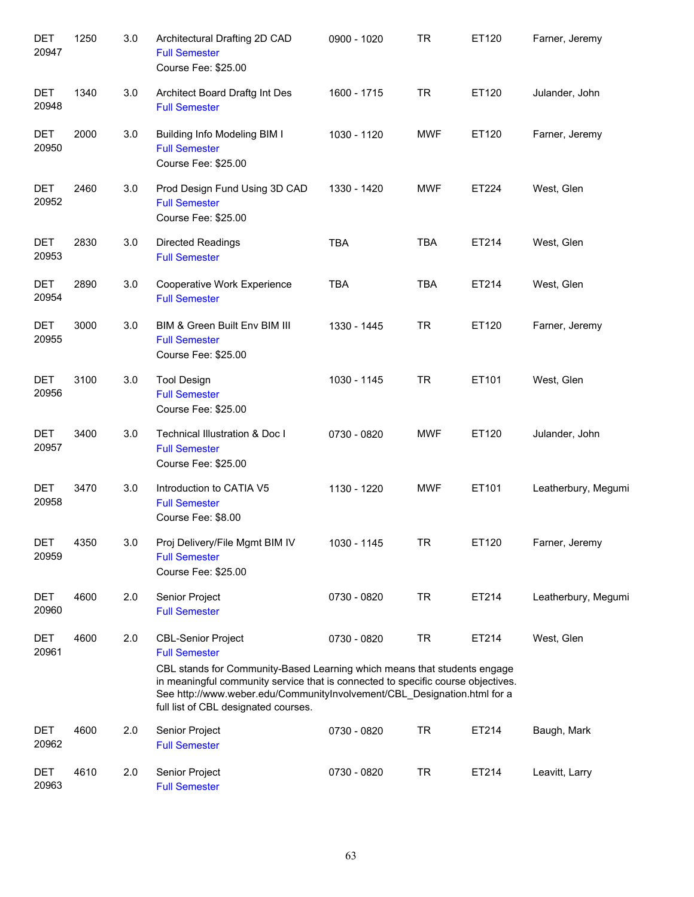| | | | | | | | |
|---|---|---|---|---|---|---|---|
| DET 20947 | 1250 | 3.0 | Architectural Drafting 2D CAD<br>Full Semester<br>Course Fee: $25.00 | 0900 - 1020 | TR | ET120 | Farner, Jeremy |
| DET 20948 | 1340 | 3.0 | Architect Board Draftg Int Des<br>Full Semester | 1600 - 1715 | TR | ET120 | Julander, John |
| DET 20950 | 2000 | 3.0 | Building Info Modeling BIM I<br>Full Semester<br>Course Fee: $25.00 | 1030 - 1120 | MWF | ET120 | Farner, Jeremy |
| DET 20952 | 2460 | 3.0 | Prod Design Fund Using 3D CAD<br>Full Semester<br>Course Fee: $25.00 | 1330 - 1420 | MWF | ET224 | West, Glen |
| DET 20953 | 2830 | 3.0 | Directed Readings<br>Full Semester | TBA | TBA | ET214 | West, Glen |
| DET 20954 | 2890 | 3.0 | Cooperative Work Experience<br>Full Semester | TBA | TBA | ET214 | West, Glen |
| DET 20955 | 3000 | 3.0 | BIM & Green Built Env BIM III<br>Full Semester<br>Course Fee: $25.00 | 1330 - 1445 | TR | ET120 | Farner, Jeremy |
| DET 20956 | 3100 | 3.0 | Tool Design<br>Full Semester<br>Course Fee: $25.00 | 1030 - 1145 | TR | ET101 | West, Glen |
| DET 20957 | 3400 | 3.0 | Technical Illustration & Doc I<br>Full Semester<br>Course Fee: $25.00 | 0730 - 0820 | MWF | ET120 | Julander, John |
| DET 20958 | 3470 | 3.0 | Introduction to CATIA V5<br>Full Semester<br>Course Fee: $8.00 | 1130 - 1220 | MWF | ET101 | Leatherbury, Megumi |
| DET 20959 | 4350 | 3.0 | Proj Delivery/File Mgmt BIM IV<br>Full Semester<br>Course Fee: $25.00 | 1030 - 1145 | TR | ET120 | Farner, Jeremy |
| DET 20960 | 4600 | 2.0 | Senior Project<br>Full Semester | 0730 - 0820 | TR | ET214 | Leatherbury, Megumi |
| DET 20961 | 4600 | 2.0 | CBL-Senior Project<br>Full Semester<br>CBL stands for Community-Based Learning which means that students engage in meaningful community service that is connected to specific course objectives. See http://www.weber.edu/CommunityInvolvement/CBL_Designation.html for a full list of CBL designated courses. | 0730 - 0820 | TR | ET214 | West, Glen |
| DET 20962 | 4600 | 2.0 | Senior Project<br>Full Semester | 0730 - 0820 | TR | ET214 | Baugh, Mark |
| DET 20963 | 4610 | 2.0 | Senior Project<br>Full Semester | 0730 - 0820 | TR | ET214 | Leavitt, Larry |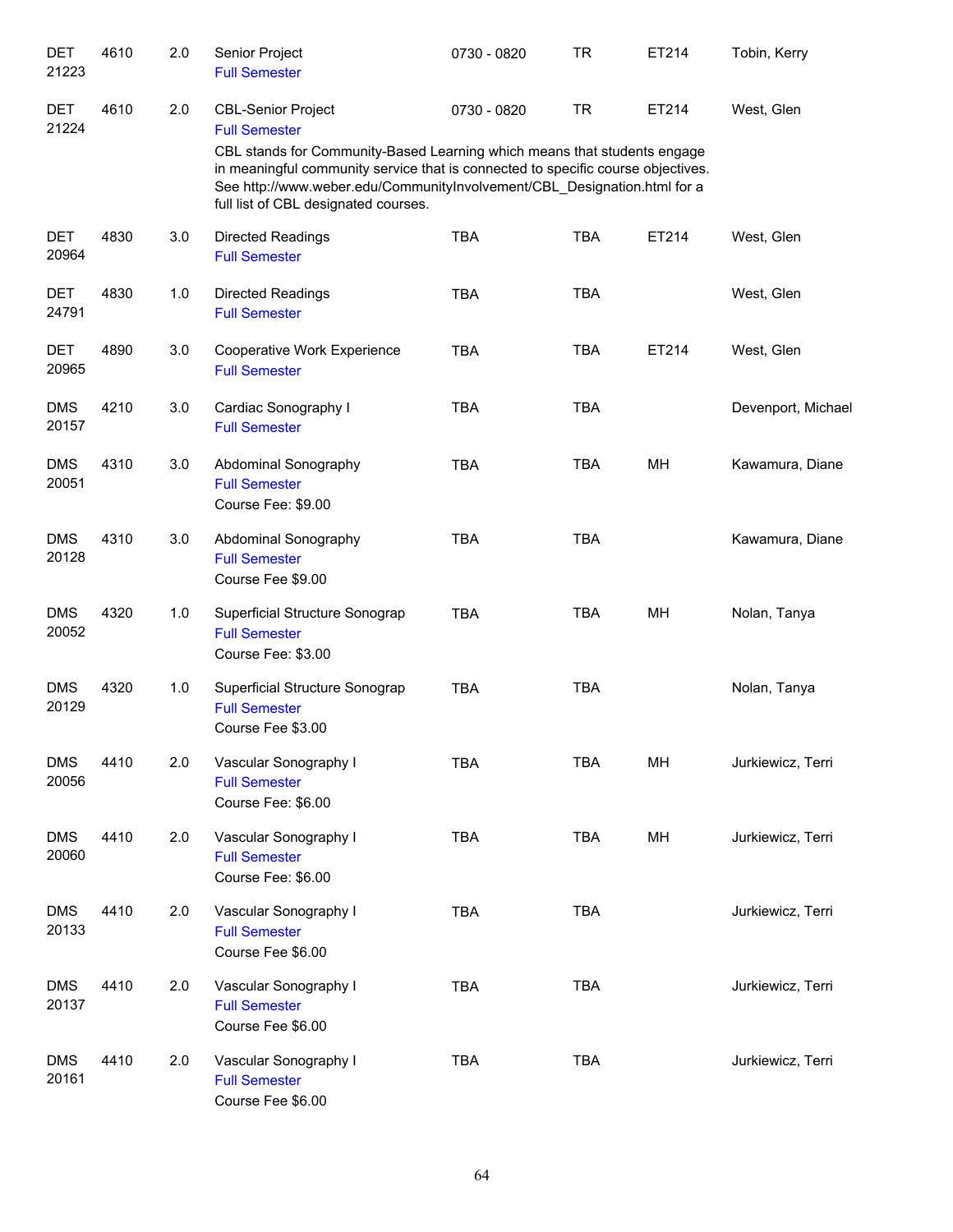| | | | | | | | |
|---|---|---|---|---|---|---|---|
| DET 21223 | 4610 | 2.0 | Senior Project<br>Full Semester | 0730 - 0820 | TR | ET214 | Tobin, Kerry |
| DET 21224 | 4610 | 2.0 | CBL-Senior Project<br>Full Semester<br>CBL stands for Community-Based Learning which means that students engage in meaningful community service that is connected to specific course objectives. See http://www.weber.edu/CommunityInvolvement/CBL_Designation.html for a full list of CBL designated courses. | 0730 - 0820 | TR | ET214 | West, Glen |
| DET 20964 | 4830 | 3.0 | Directed Readings<br>Full Semester | TBA | TBA | ET214 | West, Glen |
| DET 24791 | 4830 | 1.0 | Directed Readings<br>Full Semester | TBA | TBA | | West, Glen |
| DET 20965 | 4890 | 3.0 | Cooperative Work Experience<br>Full Semester | TBA | TBA | ET214 | West, Glen |
| DMS 20157 | 4210 | 3.0 | Cardiac Sonography I<br>Full Semester | TBA | TBA | | Devenport, Michael |
| DMS 20051 | 4310 | 3.0 | Abdominal Sonography<br>Full Semester<br>Course Fee: $9.00 | TBA | TBA | MH | Kawamura, Diane |
| DMS 20128 | 4310 | 3.0 | Abdominal Sonography<br>Full Semester<br>Course Fee $9.00 | TBA | TBA | | Kawamura, Diane |
| DMS 20052 | 4320 | 1.0 | Superficial Structure Sonograp<br>Full Semester<br>Course Fee: $3.00 | TBA | TBA | MH | Nolan, Tanya |
| DMS 20129 | 4320 | 1.0 | Superficial Structure Sonograp<br>Full Semester<br>Course Fee $3.00 | TBA | TBA | | Nolan, Tanya |
| DMS 20056 | 4410 | 2.0 | Vascular Sonography I<br>Full Semester<br>Course Fee: $6.00 | TBA | TBA | MH | Jurkiewicz, Terri |
| DMS 20060 | 4410 | 2.0 | Vascular Sonography I<br>Full Semester<br>Course Fee: $6.00 | TBA | TBA | MH | Jurkiewicz, Terri |
| DMS 20133 | 4410 | 2.0 | Vascular Sonography I<br>Full Semester<br>Course Fee $6.00 | TBA | TBA | | Jurkiewicz, Terri |
| DMS 20137 | 4410 | 2.0 | Vascular Sonography I<br>Full Semester<br>Course Fee $6.00 | TBA | TBA | | Jurkiewicz, Terri |
| DMS 20161 | 4410 | 2.0 | Vascular Sonography I<br>Full Semester<br>Course Fee $6.00 | TBA | TBA | | Jurkiewicz, Terri |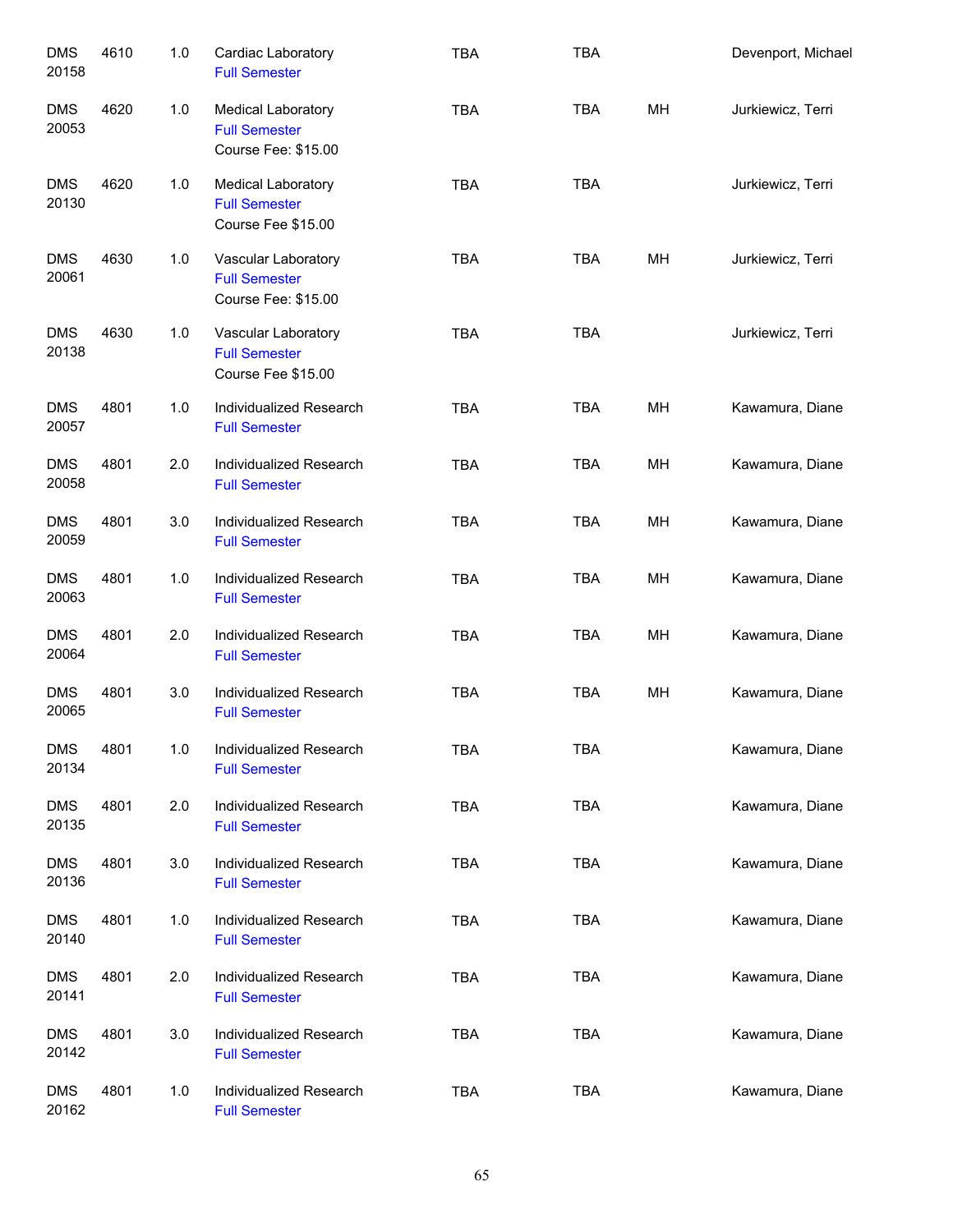| | | | | | | | |
|---|---|---|---|---|---|---|---|
| DMS 20158 | 4610 | 1.0 | Cardiac Laboratory<br>Full Semester | TBA | TBA | | Devenport, Michael |
| DMS 20053 | 4620 | 1.0 | Medical Laboratory<br>Full Semester<br>Course Fee: $15.00 | TBA | TBA | MH | Jurkiewicz, Terri |
| DMS 20130 | 4620 | 1.0 | Medical Laboratory<br>Full Semester<br>Course Fee $15.00 | TBA | TBA | | Jurkiewicz, Terri |
| DMS 20061 | 4630 | 1.0 | Vascular Laboratory<br>Full Semester<br>Course Fee: $15.00 | TBA | TBA | MH | Jurkiewicz, Terri |
| DMS 20138 | 4630 | 1.0 | Vascular Laboratory<br>Full Semester<br>Course Fee $15.00 | TBA | TBA | | Jurkiewicz, Terri |
| DMS 20057 | 4801 | 1.0 | Individualized Research<br>Full Semester | TBA | TBA | MH | Kawamura, Diane |
| DMS 20058 | 4801 | 2.0 | Individualized Research<br>Full Semester | TBA | TBA | MH | Kawamura, Diane |
| DMS 20059 | 4801 | 3.0 | Individualized Research<br>Full Semester | TBA | TBA | MH | Kawamura, Diane |
| DMS 20063 | 4801 | 1.0 | Individualized Research<br>Full Semester | TBA | TBA | MH | Kawamura, Diane |
| DMS 20064 | 4801 | 2.0 | Individualized Research<br>Full Semester | TBA | TBA | MH | Kawamura, Diane |
| DMS 20065 | 4801 | 3.0 | Individualized Research<br>Full Semester | TBA | TBA | MH | Kawamura, Diane |
| DMS 20134 | 4801 | 1.0 | Individualized Research<br>Full Semester | TBA | TBA | | Kawamura, Diane |
| DMS 20135 | 4801 | 2.0 | Individualized Research<br>Full Semester | TBA | TBA | | Kawamura, Diane |
| DMS 20136 | 4801 | 3.0 | Individualized Research<br>Full Semester | TBA | TBA | | Kawamura, Diane |
| DMS 20140 | 4801 | 1.0 | Individualized Research<br>Full Semester | TBA | TBA | | Kawamura, Diane |
| DMS 20141 | 4801 | 2.0 | Individualized Research<br>Full Semester | TBA | TBA | | Kawamura, Diane |
| DMS 20142 | 4801 | 3.0 | Individualized Research<br>Full Semester | TBA | TBA | | Kawamura, Diane |
| DMS 20162 | 4801 | 1.0 | Individualized Research<br>Full Semester | TBA | TBA | | Kawamura, Diane |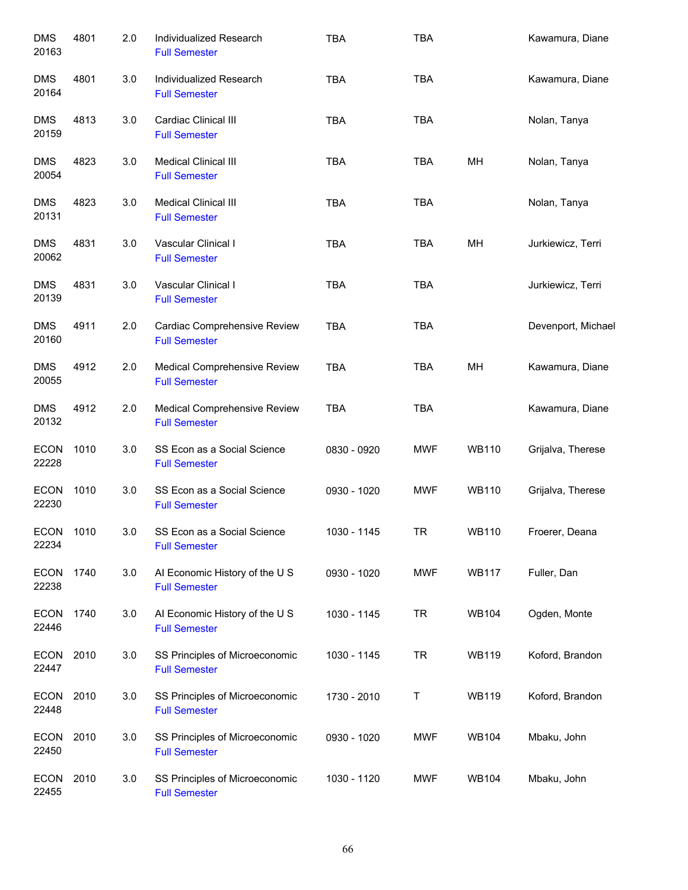| | | | | | | | |
|---|---|---|---|---|---|---|---|
| DMS 20163 | 4801 | 2.0 | Individualized Research Full Semester | TBA | TBA | | Kawamura, Diane |
| DMS 20164 | 4801 | 3.0 | Individualized Research Full Semester | TBA | TBA | | Kawamura, Diane |
| DMS 20159 | 4813 | 3.0 | Cardiac Clinical III Full Semester | TBA | TBA | | Nolan, Tanya |
| DMS 20054 | 4823 | 3.0 | Medical Clinical III Full Semester | TBA | TBA | MH | Nolan, Tanya |
| DMS 20131 | 4823 | 3.0 | Medical Clinical III Full Semester | TBA | TBA | | Nolan, Tanya |
| DMS 20062 | 4831 | 3.0 | Vascular Clinical I Full Semester | TBA | TBA | MH | Jurkiewicz, Terri |
| DMS 20139 | 4831 | 3.0 | Vascular Clinical I Full Semester | TBA | TBA | | Jurkiewicz, Terri |
| DMS 20160 | 4911 | 2.0 | Cardiac Comprehensive Review Full Semester | TBA | TBA | | Devenport, Michael |
| DMS 20055 | 4912 | 2.0 | Medical Comprehensive Review Full Semester | TBA | TBA | MH | Kawamura, Diane |
| DMS 20132 | 4912 | 2.0 | Medical Comprehensive Review Full Semester | TBA | TBA | | Kawamura, Diane |
| ECON 22228 | 1010 | 3.0 | SS Econ as a Social Science Full Semester | 0830 - 0920 | MWF | WB110 | Grijalva, Therese |
| ECON 22230 | 1010 | 3.0 | SS Econ as a Social Science Full Semester | 0930 - 1020 | MWF | WB110 | Grijalva, Therese |
| ECON 22234 | 1010 | 3.0 | SS Econ as a Social Science Full Semester | 1030 - 1145 | TR | WB110 | Froerer, Deana |
| ECON 22238 | 1740 | 3.0 | AI Economic History of the U S Full Semester | 0930 - 1020 | MWF | WB117 | Fuller, Dan |
| ECON 22446 | 1740 | 3.0 | AI Economic History of the U S Full Semester | 1030 - 1145 | TR | WB104 | Ogden, Monte |
| ECON 22447 | 2010 | 3.0 | SS Principles of Microeconomic Full Semester | 1030 - 1145 | TR | WB119 | Koford, Brandon |
| ECON 22448 | 2010 | 3.0 | SS Principles of Microeconomic Full Semester | 1730 - 2010 | T | WB119 | Koford, Brandon |
| ECON 22450 | 2010 | 3.0 | SS Principles of Microeconomic Full Semester | 0930 - 1020 | MWF | WB104 | Mbaku, John |
| ECON 22455 | 2010 | 3.0 | SS Principles of Microeconomic Full Semester | 1030 - 1120 | MWF | WB104 | Mbaku, John |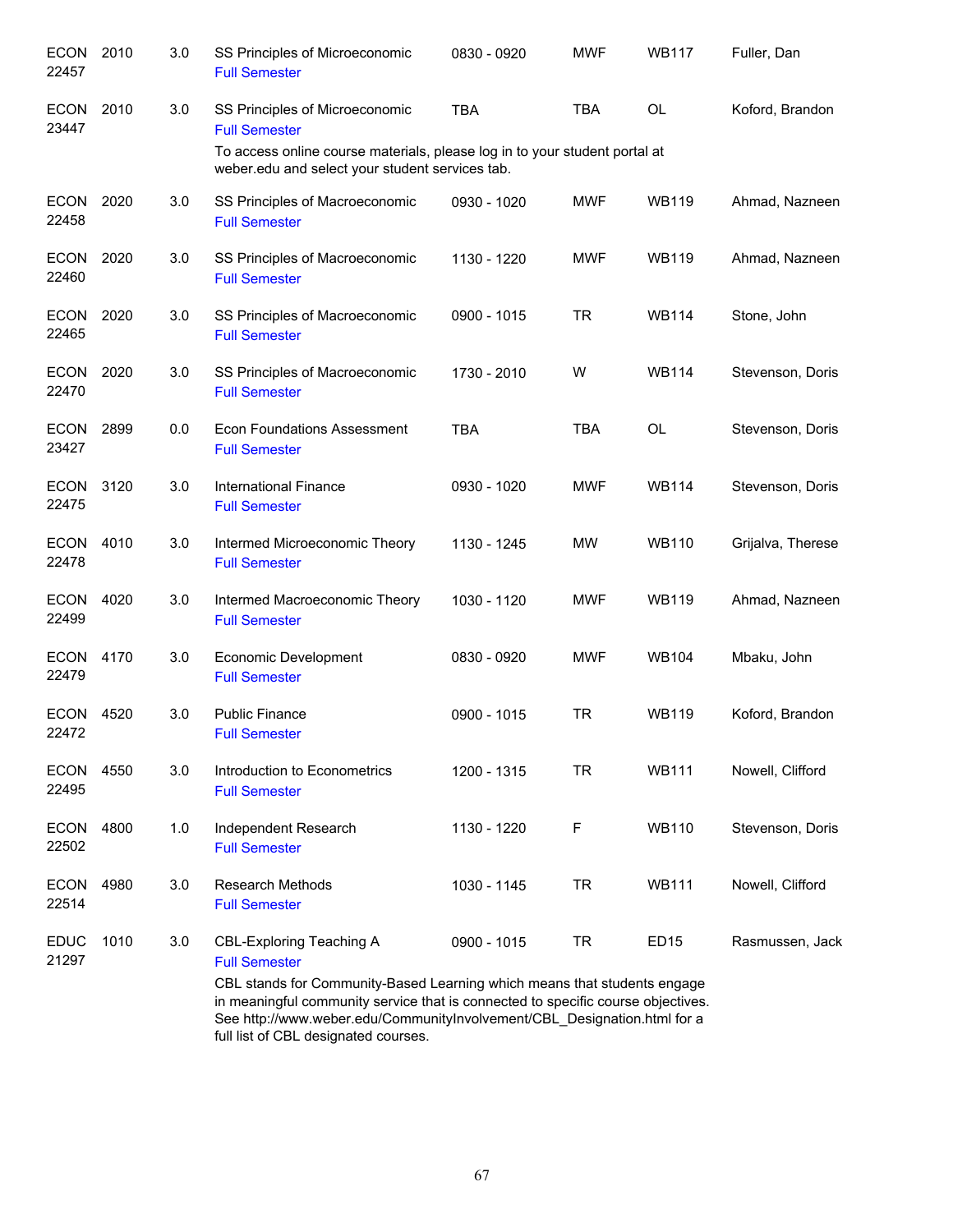| | | | | | | | |
|---|---|---|---|---|---|---|---|
| ECON 22457 | 2010 | 3.0 | SS Principles of Microeconomic<br>Full Semester | 0830 - 0920 | MWF | WB117 | Fuller, Dan |
| ECON 23447 | 2010 | 3.0 | SS Principles of Microeconomic<br>Full Semester<br>To access online course materials, please log in to your student portal at weber.edu and select your student services tab. | TBA | TBA | OL | Koford, Brandon |
| ECON 22458 | 2020 | 3.0 | SS Principles of Macroeconomic<br>Full Semester | 0930 - 1020 | MWF | WB119 | Ahmad, Nazneen |
| ECON 22460 | 2020 | 3.0 | SS Principles of Macroeconomic<br>Full Semester | 1130 - 1220 | MWF | WB119 | Ahmad, Nazneen |
| ECON 22465 | 2020 | 3.0 | SS Principles of Macroeconomic<br>Full Semester | 0900 - 1015 | TR | WB114 | Stone, John |
| ECON 22470 | 2020 | 3.0 | SS Principles of Macroeconomic<br>Full Semester | 1730 - 2010 | W | WB114 | Stevenson, Doris |
| ECON 23427 | 2899 | 0.0 | Econ Foundations Assessment<br>Full Semester | TBA | TBA | OL | Stevenson, Doris |
| ECON 22475 | 3120 | 3.0 | International Finance<br>Full Semester | 0930 - 1020 | MWF | WB114 | Stevenson, Doris |
| ECON 22478 | 4010 | 3.0 | Intermed Microeconomic Theory<br>Full Semester | 1130 - 1245 | MW | WB110 | Grijalva, Therese |
| ECON 22499 | 4020 | 3.0 | Intermed Macroeconomic Theory<br>Full Semester | 1030 - 1120 | MWF | WB119 | Ahmad, Nazneen |
| ECON 22479 | 4170 | 3.0 | Economic Development<br>Full Semester | 0830 - 0920 | MWF | WB104 | Mbaku, John |
| ECON 22472 | 4520 | 3.0 | Public Finance<br>Full Semester | 0900 - 1015 | TR | WB119 | Koford, Brandon |
| ECON 22495 | 4550 | 3.0 | Introduction to Econometrics<br>Full Semester | 1200 - 1315 | TR | WB111 | Nowell, Clifford |
| ECON 22502 | 4800 | 1.0 | Independent Research<br>Full Semester | 1130 - 1220 | F | WB110 | Stevenson, Doris |
| ECON 22514 | 4980 | 3.0 | Research Methods<br>Full Semester | 1030 - 1145 | TR | WB111 | Nowell, Clifford |
| EDUC 21297 | 1010 | 3.0 | CBL-Exploring Teaching A<br>Full Semester<br>CBL stands for Community-Based Learning which means that students engage in meaningful community service that is connected to specific course objectives. See http://www.weber.edu/CommunityInvolvement/CBL_Designation.html for a full list of CBL designated courses. | 0900 - 1015 | TR | ED15 | Rasmussen, Jack |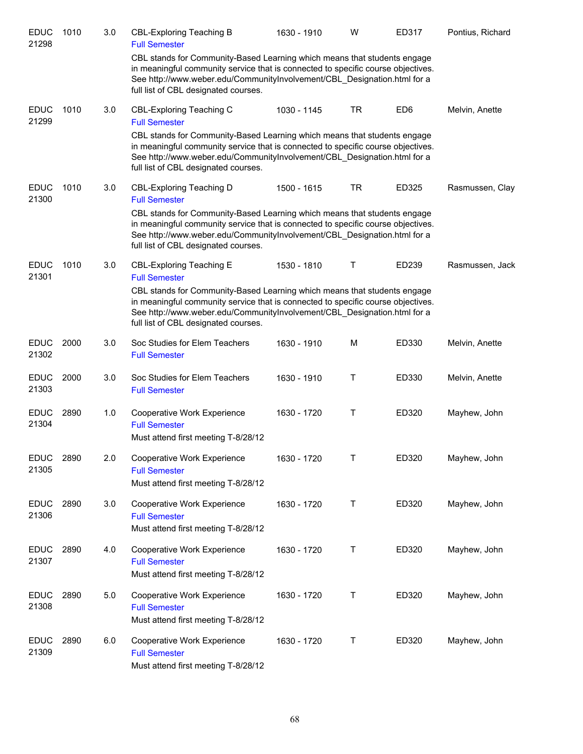| Subject/CRN | Course | Credits | Title | Time | Days | Room | Instructor |
|---|---|---|---|---|---|---|---|
| EDUC 21298 | 1010 | 3.0 | CBL-Exploring Teaching B<br>Full Semester<br>CBL stands for Community-Based Learning which means that students engage in meaningful community service that is connected to specific course objectives. See http://www.weber.edu/CommunityInvolvement/CBL_Designation.html for a full list of CBL designated courses. | 1630 - 1910 | W | ED317 | Pontius, Richard |
| EDUC 21299 | 1010 | 3.0 | CBL-Exploring Teaching C<br>Full Semester<br>CBL stands for Community-Based Learning which means that students engage in meaningful community service that is connected to specific course objectives. See http://www.weber.edu/CommunityInvolvement/CBL_Designation.html for a full list of CBL designated courses. | 1030 - 1145 | TR | ED6 | Melvin, Anette |
| EDUC 21300 | 1010 | 3.0 | CBL-Exploring Teaching D<br>Full Semester<br>CBL stands for Community-Based Learning which means that students engage in meaningful community service that is connected to specific course objectives. See http://www.weber.edu/CommunityInvolvement/CBL_Designation.html for a full list of CBL designated courses. | 1500 - 1615 | TR | ED325 | Rasmussen, Clay |
| EDUC 21301 | 1010 | 3.0 | CBL-Exploring Teaching E<br>Full Semester<br>CBL stands for Community-Based Learning which means that students engage in meaningful community service that is connected to specific course objectives. See http://www.weber.edu/CommunityInvolvement/CBL_Designation.html for a full list of CBL designated courses. | 1530 - 1810 | T | ED239 | Rasmussen, Jack |
| EDUC 21302 | 2000 | 3.0 | Soc Studies for Elem Teachers<br>Full Semester | 1630 - 1910 | M | ED330 | Melvin, Anette |
| EDUC 21303 | 2000 | 3.0 | Soc Studies for Elem Teachers<br>Full Semester | 1630 - 1910 | T | ED330 | Melvin, Anette |
| EDUC 21304 | 2890 | 1.0 | Cooperative Work Experience<br>Full Semester<br>Must attend first meeting T-8/28/12 | 1630 - 1720 | T | ED320 | Mayhew, John |
| EDUC 21305 | 2890 | 2.0 | Cooperative Work Experience<br>Full Semester<br>Must attend first meeting T-8/28/12 | 1630 - 1720 | T | ED320 | Mayhew, John |
| EDUC 21306 | 2890 | 3.0 | Cooperative Work Experience<br>Full Semester<br>Must attend first meeting T-8/28/12 | 1630 - 1720 | T | ED320 | Mayhew, John |
| EDUC 21307 | 2890 | 4.0 | Cooperative Work Experience<br>Full Semester<br>Must attend first meeting T-8/28/12 | 1630 - 1720 | T | ED320 | Mayhew, John |
| EDUC 21308 | 2890 | 5.0 | Cooperative Work Experience<br>Full Semester<br>Must attend first meeting T-8/28/12 | 1630 - 1720 | T | ED320 | Mayhew, John |
| EDUC 21309 | 2890 | 6.0 | Cooperative Work Experience<br>Full Semester<br>Must attend first meeting T-8/28/12 | 1630 - 1720 | T | ED320 | Mayhew, John |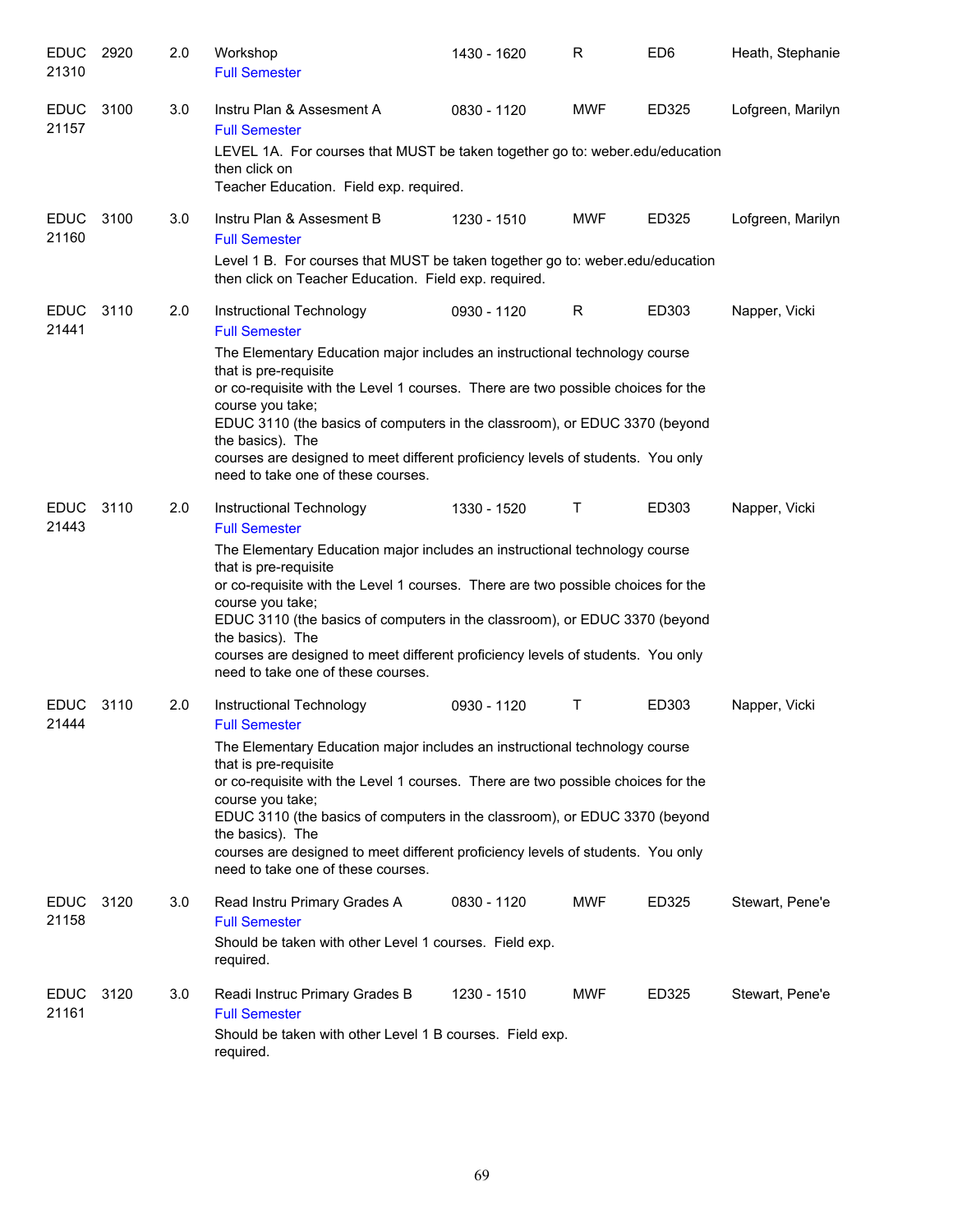| | | | | | | | |
|---|---|---|---|---|---|---|---|
| EDUC 21310 | 2920 | 2.0 | Workshop<br>Full Semester | 1430 - 1620 | R | ED6 | Heath, Stephanie |
| EDUC 21157 | 3100 | 3.0 | Instru Plan & Assesment A<br>Full Semester<br>LEVEL 1A. For courses that MUST be taken together go to: weber.edu/education then click on Teacher Education. Field exp. required. | 0830 - 1120 | MWF | ED325 | Lofgreen, Marilyn |
| EDUC 21160 | 3100 | 3.0 | Instru Plan & Assesment B<br>Full Semester<br>Level 1 B. For courses that MUST be taken together go to: weber.edu/education then click on Teacher Education. Field exp. required. | 1230 - 1510 | MWF | ED325 | Lofgreen, Marilyn |
| EDUC 21441 | 3110 | 2.0 | Instructional Technology<br>Full Semester<br>The Elementary Education major includes an instructional technology course that is pre-requisite or co-requisite with the Level 1 courses. There are two possible choices for the course you take; EDUC 3110 (the basics of computers in the classroom), or EDUC 3370 (beyond the basics). The courses are designed to meet different proficiency levels of students. You only need to take one of these courses. | 0930 - 1120 | R | ED303 | Napper, Vicki |
| EDUC 21443 | 3110 | 2.0 | Instructional Technology<br>Full Semester<br>The Elementary Education major includes an instructional technology course that is pre-requisite or co-requisite with the Level 1 courses. There are two possible choices for the course you take; EDUC 3110 (the basics of computers in the classroom), or EDUC 3370 (beyond the basics). The courses are designed to meet different proficiency levels of students. You only need to take one of these courses. | 1330 - 1520 | T | ED303 | Napper, Vicki |
| EDUC 21444 | 3110 | 2.0 | Instructional Technology<br>Full Semester<br>The Elementary Education major includes an instructional technology course that is pre-requisite or co-requisite with the Level 1 courses. There are two possible choices for the course you take; EDUC 3110 (the basics of computers in the classroom), or EDUC 3370 (beyond the basics). The courses are designed to meet different proficiency levels of students. You only need to take one of these courses. | 0930 - 1120 | T | ED303 | Napper, Vicki |
| EDUC 21158 | 3120 | 3.0 | Read Instru Primary Grades A<br>Full Semester<br>Should be taken with other Level 1 courses. Field exp. required. | 0830 - 1120 | MWF | ED325 | Stewart, Pene'e |
| EDUC 21161 | 3120 | 3.0 | Readi Instruc Primary Grades B<br>Full Semester<br>Should be taken with other Level 1 B courses. Field exp. required. | 1230 - 1510 | MWF | ED325 | Stewart, Pene'e |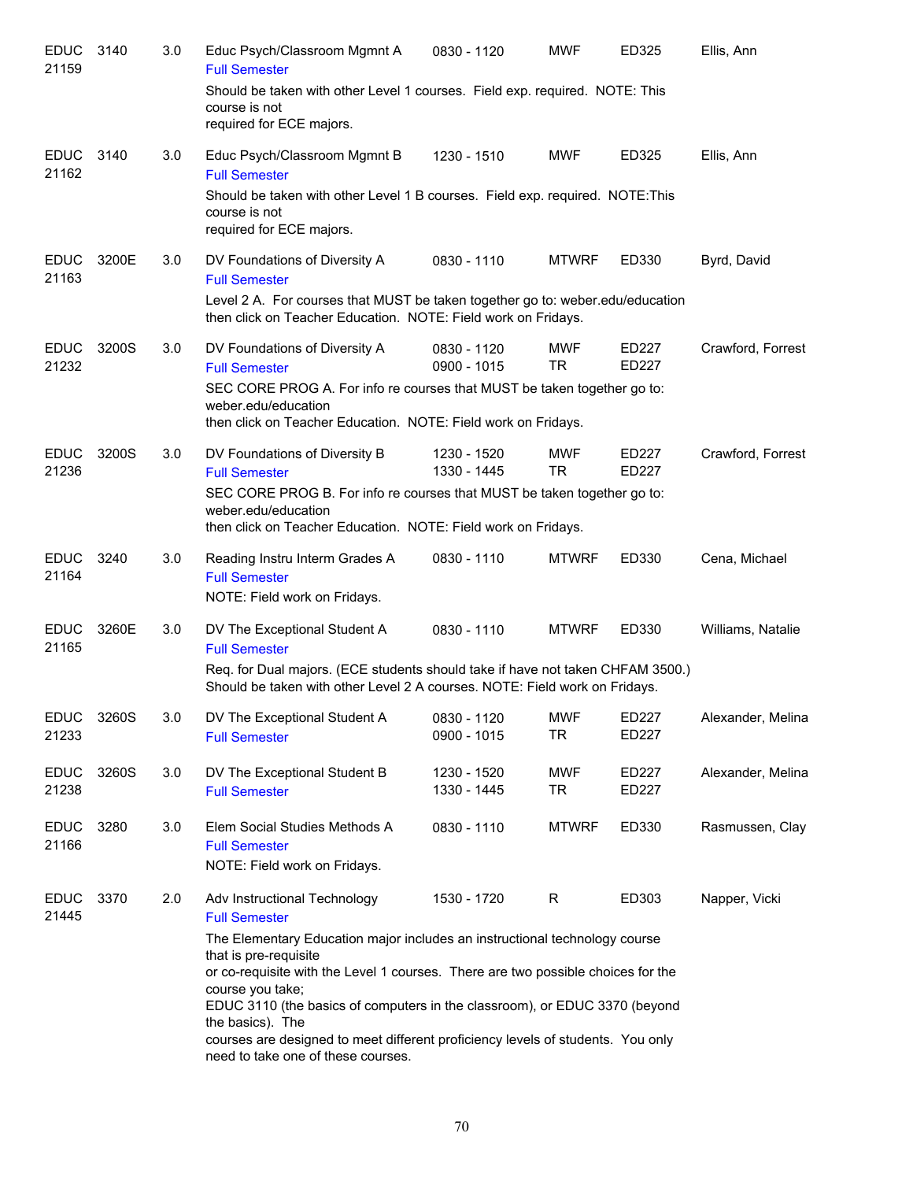EDUC 21159 | 3140 | 3.0 | Educ Psych/Classroom Mgmnt A | 0830 - 1120 | MWF | ED325 | Ellis, Ann

Full Semester

Should be taken with other Level 1 courses. Field exp. required. NOTE: This course is not required for ECE majors.

EDUC 21162 | 3140 | 3.0 | Educ Psych/Classroom Mgmnt B | 1230 - 1510 | MWF | ED325 | Ellis, Ann

Full Semester

Should be taken with other Level 1 B courses. Field exp. required. NOTE:This course is not required for ECE majors.

EDUC 21163 | 3200E | 3.0 | DV Foundations of Diversity A | 0830 - 1110 | MTWRF | ED330 | Byrd, David

Full Semester

Level 2 A. For courses that MUST be taken together go to: weber.edu/education then click on Teacher Education. NOTE: Field work on Fridays.

EDUC 21232 | 3200S | 3.0 | DV Foundations of Diversity A | 0830 - 1120 / 0900 - 1015 | MWF / TR | ED227 / ED227 | Crawford, Forrest

Full Semester

SEC CORE PROG A. For info re courses that MUST be taken together go to: weber.edu/education then click on Teacher Education. NOTE: Field work on Fridays.

EDUC 21236 | 3200S | 3.0 | DV Foundations of Diversity B | 1230 - 1520 / 1330 - 1445 | MWF / TR | ED227 / ED227 | Crawford, Forrest

Full Semester

SEC CORE PROG B. For info re courses that MUST be taken together go to: weber.edu/education then click on Teacher Education. NOTE: Field work on Fridays.

EDUC 21164 | 3240 | 3.0 | Reading Instru Interm Grades A | 0830 - 1110 | MTWRF | ED330 | Cena, Michael

Full Semester

NOTE: Field work on Fridays.

EDUC 21165 | 3260E | 3.0 | DV The Exceptional Student A | 0830 - 1110 | MTWRF | ED330 | Williams, Natalie

Full Semester

Req. for Dual majors. (ECE students should take if have not taken CHFAM 3500.) Should be taken with other Level 2 A courses. NOTE: Field work on Fridays.

EDUC 21233 | 3260S | 3.0 | DV The Exceptional Student A | 0830 - 1120 / 0900 - 1015 | MWF / TR | ED227 / ED227 | Alexander, Melina

Full Semester

EDUC 21238 | 3260S | 3.0 | DV The Exceptional Student B | 1230 - 1520 / 1330 - 1445 | MWF / TR | ED227 / ED227 | Alexander, Melina

Full Semester

EDUC 21166 | 3280 | 3.0 | Elem Social Studies Methods A | 0830 - 1110 | MTWRF | ED330 | Rasmussen, Clay

Full Semester

NOTE: Field work on Fridays.

EDUC 21445 | 3370 | 2.0 | Adv Instructional Technology | 1530 - 1720 | R | ED303 | Napper, Vicki

Full Semester

The Elementary Education major includes an instructional technology course that is pre-requisite or co-requisite with the Level 1 courses. There are two possible choices for the course you take; EDUC 3110 (the basics of computers in the classroom), or EDUC 3370 (beyond the basics). The courses are designed to meet different proficiency levels of students. You only need to take one of these courses.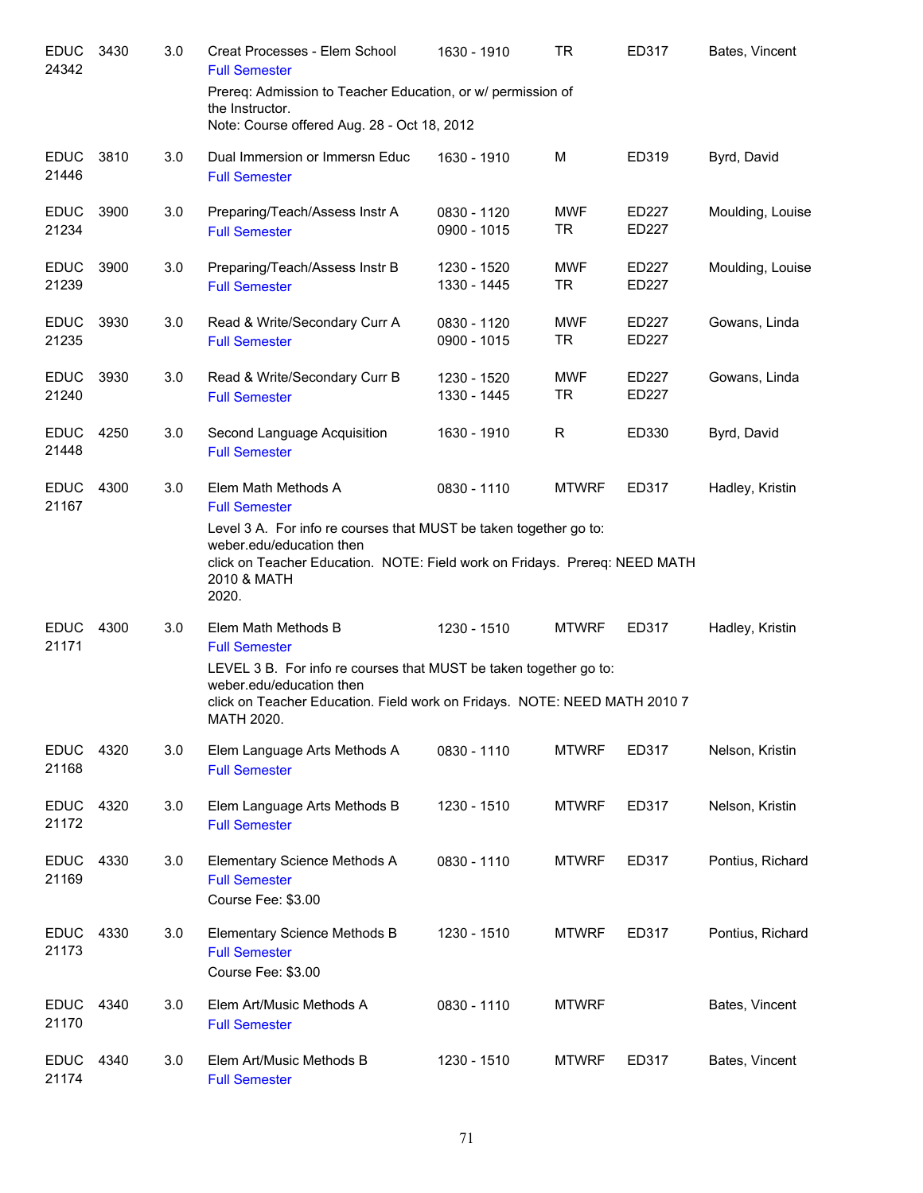| Subject/CRN | Course | Credits | Title | Time | Days | Room | Instructor |
|---|---|---|---|---|---|---|---|
| EDUC 24342 | 3430 | 3.0 | Creat Processes - Elem School<br>Full Semester<br>Prereq: Admission to Teacher Education, or w/ permission of the Instructor.<br>Note: Course offered Aug. 28 - Oct 18, 2012 | 1630 - 1910 | TR | ED317 | Bates, Vincent |
| EDUC 21446 | 3810 | 3.0 | Dual Immersion or Immersn Educ<br>Full Semester | 1630 - 1910 | M | ED319 | Byrd, David |
| EDUC 21234 | 3900 | 3.0 | Preparing/Teach/Assess Instr A<br>Full Semester | 0830 - 1120<br>0900 - 1015 | MWF<br>TR | ED227<br>ED227 | Moulding, Louise |
| EDUC 21239 | 3900 | 3.0 | Preparing/Teach/Assess Instr B<br>Full Semester | 1230 - 1520<br>1330 - 1445 | MWF<br>TR | ED227<br>ED227 | Moulding, Louise |
| EDUC 21235 | 3930 | 3.0 | Read & Write/Secondary Curr A<br>Full Semester | 0830 - 1120<br>0900 - 1015 | MWF<br>TR | ED227<br>ED227 | Gowans, Linda |
| EDUC 21240 | 3930 | 3.0 | Read & Write/Secondary Curr B<br>Full Semester | 1230 - 1520<br>1330 - 1445 | MWF<br>TR | ED227<br>ED227 | Gowans, Linda |
| EDUC 21448 | 4250 | 3.0 | Second Language Acquisition<br>Full Semester | 1630 - 1910 | R | ED330 | Byrd, David |
| EDUC 21167 | 4300 | 3.0 | Elem Math Methods A<br>Full Semester<br>Level 3 A. For info re courses that MUST be taken together go to: weber.edu/education then click on Teacher Education. NOTE: Field work on Fridays. Prereq: NEED MATH 2010 & MATH 2020. | 0830 - 1110 | MTWRF | ED317 | Hadley, Kristin |
| EDUC 21171 | 4300 | 3.0 | Elem Math Methods B<br>Full Semester<br>LEVEL 3 B. For info re courses that MUST be taken together go to: weber.edu/education then click on Teacher Education. Field work on Fridays. NOTE: NEED MATH 2010 7 MATH 2020. | 1230 - 1510 | MTWRF | ED317 | Hadley, Kristin |
| EDUC 21168 | 4320 | 3.0 | Elem Language Arts Methods A<br>Full Semester | 0830 - 1110 | MTWRF | ED317 | Nelson, Kristin |
| EDUC 21172 | 4320 | 3.0 | Elem Language Arts Methods B<br>Full Semester | 1230 - 1510 | MTWRF | ED317 | Nelson, Kristin |
| EDUC 21169 | 4330 | 3.0 | Elementary Science Methods A<br>Full Semester<br>Course Fee: $3.00 | 0830 - 1110 | MTWRF | ED317 | Pontius, Richard |
| EDUC 21173 | 4330 | 3.0 | Elementary Science Methods B<br>Full Semester<br>Course Fee: $3.00 | 1230 - 1510 | MTWRF | ED317 | Pontius, Richard |
| EDUC 21170 | 4340 | 3.0 | Elem Art/Music Methods A<br>Full Semester | 0830 - 1110 | MTWRF | | Bates, Vincent |
| EDUC 21174 | 4340 | 3.0 | Elem Art/Music Methods B<br>Full Semester | 1230 - 1510 | MTWRF | ED317 | Bates, Vincent |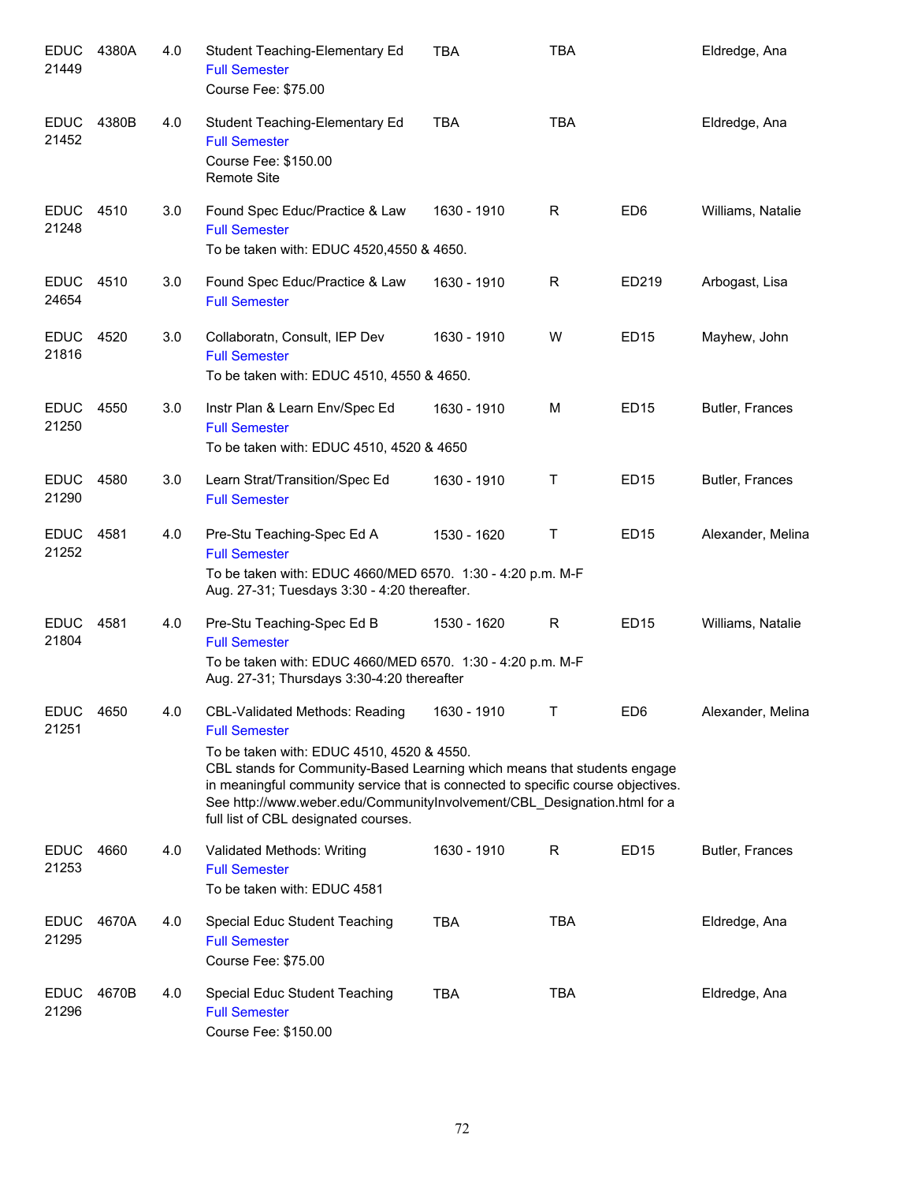| | | | | | | | |
|---|---|---|---|---|---|---|---|
| EDUC 21449 | 4380A | 4.0 | Student Teaching-Elementary Ed<br>Full Semester<br>Course Fee: $75.00 | TBA | TBA | | Eldredge, Ana |
| EDUC 21452 | 4380B | 4.0 | Student Teaching-Elementary Ed<br>Full Semester<br>Course Fee: $150.00<br>Remote Site | TBA | TBA | | Eldredge, Ana |
| EDUC 21248 | 4510 | 3.0 | Found Spec Educ/Practice & Law<br>Full Semester<br>To be taken with: EDUC 4520,4550 & 4650. | 1630 - 1910 | R | ED6 | Williams, Natalie |
| EDUC 24654 | 4510 | 3.0 | Found Spec Educ/Practice & Law<br>Full Semester | 1630 - 1910 | R | ED219 | Arbogast, Lisa |
| EDUC 21816 | 4520 | 3.0 | Collaboratn, Consult, IEP Dev<br>Full Semester<br>To be taken with: EDUC 4510, 4550 & 4650. | 1630 - 1910 | W | ED15 | Mayhew, John |
| EDUC 21250 | 4550 | 3.0 | Instr Plan & Learn Env/Spec Ed<br>Full Semester<br>To be taken with: EDUC 4510, 4520 & 4650 | 1630 - 1910 | M | ED15 | Butler, Frances |
| EDUC 21290 | 4580 | 3.0 | Learn Strat/Transition/Spec Ed<br>Full Semester | 1630 - 1910 | T | ED15 | Butler, Frances |
| EDUC 21252 | 4581 | 4.0 | Pre-Stu Teaching-Spec Ed A<br>Full Semester<br>To be taken with: EDUC 4660/MED 6570. 1:30 - 4:20 p.m. M-F Aug. 27-31; Tuesdays 3:30 - 4:20 thereafter. | 1530 - 1620 | T | ED15 | Alexander, Melina |
| EDUC 21804 | 4581 | 4.0 | Pre-Stu Teaching-Spec Ed B<br>Full Semester<br>To be taken with: EDUC 4660/MED 6570. 1:30 - 4:20 p.m. M-F Aug. 27-31; Thursdays 3:30-4:20 thereafter | 1530 - 1620 | R | ED15 | Williams, Natalie |
| EDUC 21251 | 4650 | 4.0 | CBL-Validated Methods: Reading<br>Full Semester<br>To be taken with: EDUC 4510, 4520 & 4550.<br>CBL stands for Community-Based Learning which means that students engage in meaningful community service that is connected to specific course objectives. See http://www.weber.edu/CommunityInvolvement/CBL_Designation.html for a full list of CBL designated courses. | 1630 - 1910 | T | ED6 | Alexander, Melina |
| EDUC 21253 | 4660 | 4.0 | Validated Methods: Writing<br>Full Semester<br>To be taken with: EDUC 4581 | 1630 - 1910 | R | ED15 | Butler, Frances |
| EDUC 21295 | 4670A | 4.0 | Special Educ Student Teaching<br>Full Semester<br>Course Fee: $75.00 | TBA | TBA | | Eldredge, Ana |
| EDUC 21296 | 4670B | 4.0 | Special Educ Student Teaching<br>Full Semester<br>Course Fee: $150.00 | TBA | TBA | | Eldredge, Ana |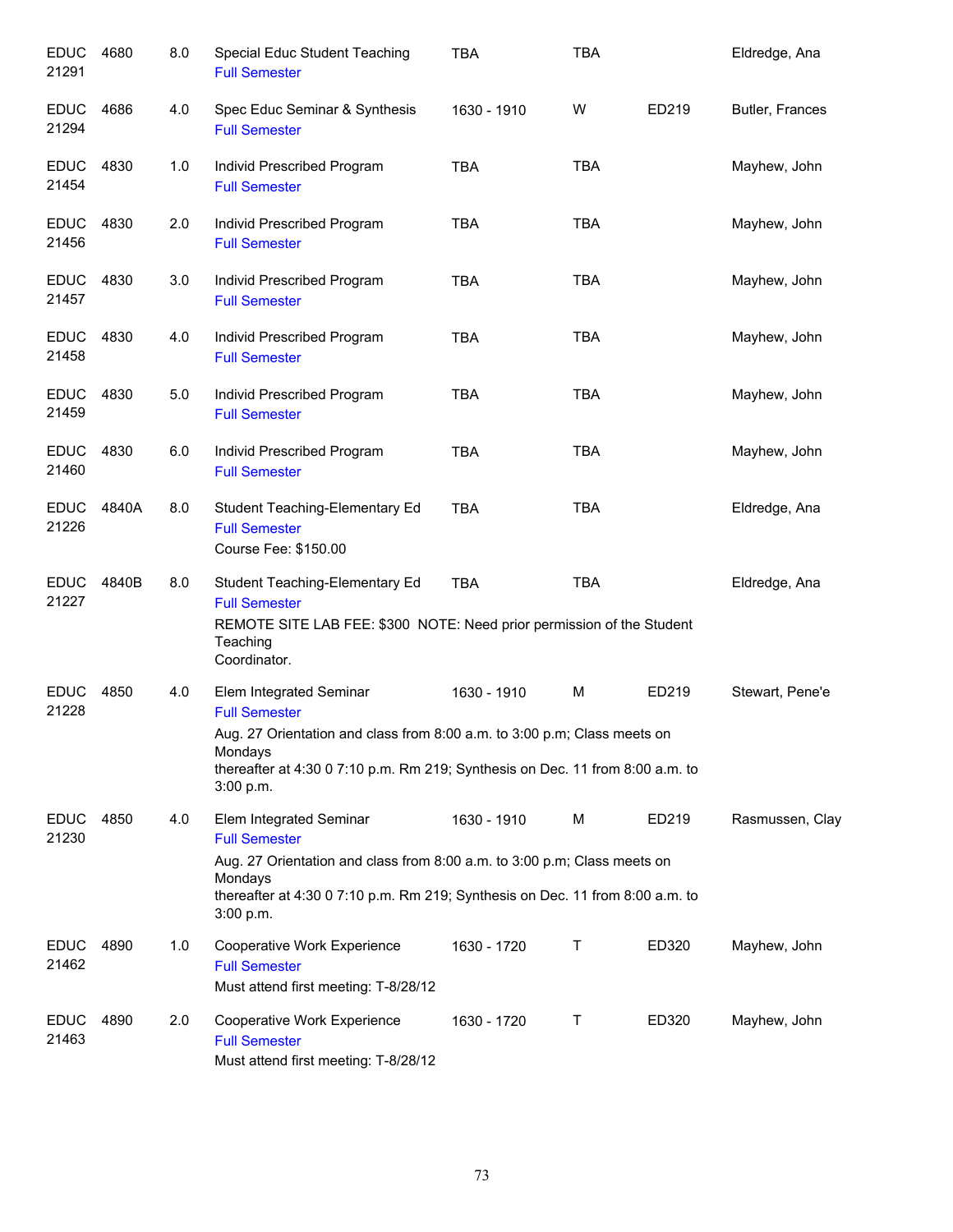| | | | | | | | |
|---|---|---|---|---|---|---|---|
| EDUC 21291 | 4680 | 8.0 | Special Educ Student Teaching<br>Full Semester | TBA | TBA | | Eldredge, Ana |
| EDUC 21294 | 4686 | 4.0 | Spec Educ Seminar & Synthesis<br>Full Semester | 1630 - 1910 | W | ED219 | Butler, Frances |
| EDUC 21454 | 4830 | 1.0 | Individ Prescribed Program<br>Full Semester | TBA | TBA | | Mayhew, John |
| EDUC 21456 | 4830 | 2.0 | Individ Prescribed Program<br>Full Semester | TBA | TBA | | Mayhew, John |
| EDUC 21457 | 4830 | 3.0 | Individ Prescribed Program<br>Full Semester | TBA | TBA | | Mayhew, John |
| EDUC 21458 | 4830 | 4.0 | Individ Prescribed Program<br>Full Semester | TBA | TBA | | Mayhew, John |
| EDUC 21459 | 4830 | 5.0 | Individ Prescribed Program<br>Full Semester | TBA | TBA | | Mayhew, John |
| EDUC 21460 | 4830 | 6.0 | Individ Prescribed Program<br>Full Semester | TBA | TBA | | Mayhew, John |
| EDUC 21226 | 4840A | 8.0 | Student Teaching-Elementary Ed<br>Full Semester<br>Course Fee: $150.00 | TBA | TBA | | Eldredge, Ana |
| EDUC 21227 | 4840B | 8.0 | Student Teaching-Elementary Ed<br>Full Semester<br>REMOTE SITE LAB FEE: $300 NOTE: Need prior permission of the Student Teaching Coordinator. | TBA | TBA | | Eldredge, Ana |
| EDUC 21228 | 4850 | 4.0 | Elem Integrated Seminar<br>Full Semester<br>Aug. 27 Orientation and class from 8:00 a.m. to 3:00 p.m; Class meets on Mondays thereafter at 4:30 0 7:10 p.m. Rm 219; Synthesis on Dec. 11 from 8:00 a.m. to 3:00 p.m. | 1630 - 1910 | M | ED219 | Stewart, Pene'e |
| EDUC 21230 | 4850 | 4.0 | Elem Integrated Seminar<br>Full Semester<br>Aug. 27 Orientation and class from 8:00 a.m. to 3:00 p.m; Class meets on Mondays thereafter at 4:30 0 7:10 p.m. Rm 219; Synthesis on Dec. 11 from 8:00 a.m. to 3:00 p.m. | 1630 - 1910 | M | ED219 | Rasmussen, Clay |
| EDUC 21462 | 4890 | 1.0 | Cooperative Work Experience<br>Full Semester<br>Must attend first meeting: T-8/28/12 | 1630 - 1720 | T | ED320 | Mayhew, John |
| EDUC 21463 | 4890 | 2.0 | Cooperative Work Experience<br>Full Semester<br>Must attend first meeting: T-8/28/12 | 1630 - 1720 | T | ED320 | Mayhew, John |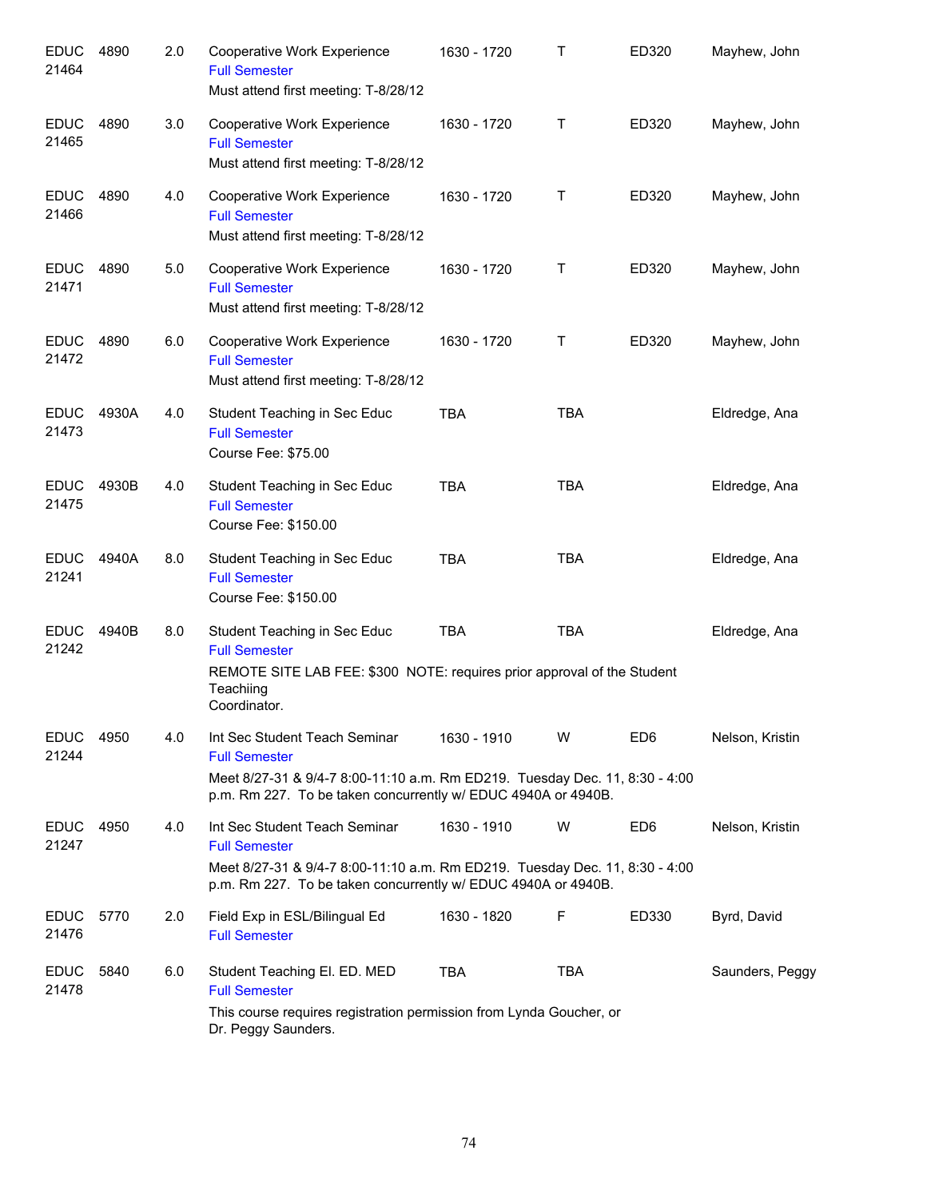| Subject / CRN | Course | Credits | Title | Time | Days | Room | Instructor |
|---|---|---|---|---|---|---|---|
| EDUC 21464 | 4890 | 2.0 | Cooperative Work Experience<br>Full Semester<br>Must attend first meeting: T-8/28/12 | 1630 - 1720 | T | ED320 | Mayhew, John |
| EDUC 21465 | 4890 | 3.0 | Cooperative Work Experience<br>Full Semester<br>Must attend first meeting: T-8/28/12 | 1630 - 1720 | T | ED320 | Mayhew, John |
| EDUC 21466 | 4890 | 4.0 | Cooperative Work Experience<br>Full Semester<br>Must attend first meeting: T-8/28/12 | 1630 - 1720 | T | ED320 | Mayhew, John |
| EDUC 21471 | 4890 | 5.0 | Cooperative Work Experience<br>Full Semester<br>Must attend first meeting: T-8/28/12 | 1630 - 1720 | T | ED320 | Mayhew, John |
| EDUC 21472 | 4890 | 6.0 | Cooperative Work Experience<br>Full Semester<br>Must attend first meeting: T-8/28/12 | 1630 - 1720 | T | ED320 | Mayhew, John |
| EDUC 21473 | 4930A | 4.0 | Student Teaching in Sec Educ<br>Full Semester<br>Course Fee: $75.00 | TBA | TBA | | Eldredge, Ana |
| EDUC 21475 | 4930B | 4.0 | Student Teaching in Sec Educ<br>Full Semester<br>Course Fee: $150.00 | TBA | TBA | | Eldredge, Ana |
| EDUC 21241 | 4940A | 8.0 | Student Teaching in Sec Educ<br>Full Semester<br>Course Fee: $150.00 | TBA | TBA | | Eldredge, Ana |
| EDUC 21242 | 4940B | 8.0 | Student Teaching in Sec Educ<br>Full Semester<br>REMOTE SITE LAB FEE: $300 NOTE: requires prior approval of the Student Teachiing Coordinator. | TBA | TBA | | Eldredge, Ana |
| EDUC 21244 | 4950 | 4.0 | Int Sec Student Teach Seminar<br>Full Semester<br>Meet 8/27-31 & 9/4-7 8:00-11:10 a.m. Rm ED219. Tuesday Dec. 11, 8:30 - 4:00 p.m. Rm 227. To be taken concurrently w/ EDUC 4940A or 4940B. | 1630 - 1910 | W | ED6 | Nelson, Kristin |
| EDUC 21247 | 4950 | 4.0 | Int Sec Student Teach Seminar<br>Full Semester<br>Meet 8/27-31 & 9/4-7 8:00-11:10 a.m. Rm ED219. Tuesday Dec. 11, 8:30 - 4:00 p.m. Rm 227. To be taken concurrently w/ EDUC 4940A or 4940B. | 1630 - 1910 | W | ED6 | Nelson, Kristin |
| EDUC 21476 | 5770 | 2.0 | Field Exp in ESL/Bilingual Ed<br>Full Semester | 1630 - 1820 | F | ED330 | Byrd, David |
| EDUC 21478 | 5840 | 6.0 | Student Teaching El. ED. MED<br>Full Semester<br>This course requires registration permission from Lynda Goucher, or Dr. Peggy Saunders. | TBA | TBA | | Saunders, Peggy |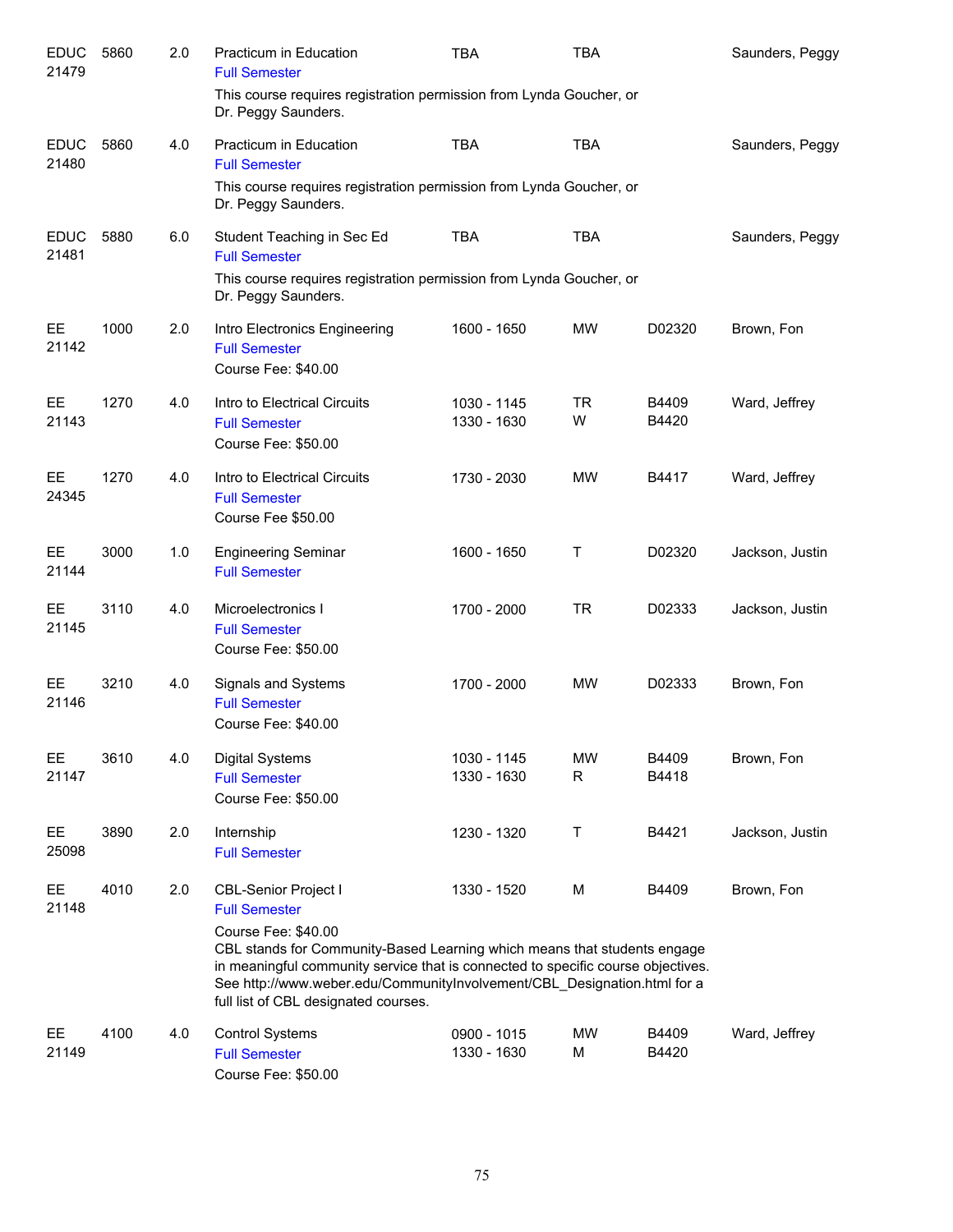| Course | CRN | Number | Credits | Title | Time | Days | Room | Instructor |
|---|---|---|---|---|---|---|---|---|
| EDUC | 21479 | 5860 | 2.0 | Practicum in Education<br>Full Semester<br>This course requires registration permission from Lynda Goucher, or Dr. Peggy Saunders. | TBA | TBA | | Saunders, Peggy |
| EDUC | 21480 | 5860 | 4.0 | Practicum in Education<br>Full Semester<br>This course requires registration permission from Lynda Goucher, or Dr. Peggy Saunders. | TBA | TBA | | Saunders, Peggy |
| EDUC | 21481 | 5880 | 6.0 | Student Teaching in Sec Ed<br>Full Semester<br>This course requires registration permission from Lynda Goucher, or Dr. Peggy Saunders. | TBA | TBA | | Saunders, Peggy |
| EE | 21142 | 1000 | 2.0 | Intro Electronics Engineering<br>Full Semester<br>Course Fee: $40.00 | 1600 - 1650 | MW | D02320 | Brown, Fon |
| EE | 21143 | 1270 | 4.0 | Intro to Electrical Circuits<br>Full Semester<br>Course Fee: $50.00 | 1030 - 1145<br>1330 - 1630 | TR<br>W | B4409<br>B4420 | Ward, Jeffrey |
| EE | 24345 | 1270 | 4.0 | Intro to Electrical Circuits<br>Full Semester<br>Course Fee $50.00 | 1730 - 2030 | MW | B4417 | Ward, Jeffrey |
| EE | 21144 | 3000 | 1.0 | Engineering Seminar<br>Full Semester | 1600 - 1650 | T | D02320 | Jackson, Justin |
| EE | 21145 | 3110 | 4.0 | Microelectronics I<br>Full Semester<br>Course Fee: $50.00 | 1700 - 2000 | TR | D02333 | Jackson, Justin |
| EE | 21146 | 3210 | 4.0 | Signals and Systems<br>Full Semester<br>Course Fee: $40.00 | 1700 - 2000 | MW | D02333 | Brown, Fon |
| EE | 21147 | 3610 | 4.0 | Digital Systems<br>Full Semester<br>Course Fee: $50.00 | 1030 - 1145<br>1330 - 1630 | MW<br>R | B4409<br>B4418 | Brown, Fon |
| EE | 25098 | 3890 | 2.0 | Internship<br>Full Semester | 1230 - 1320 | T | B4421 | Jackson, Justin |
| EE | 21148 | 4010 | 2.0 | CBL-Senior Project I<br>Full Semester<br>Course Fee: $40.00<br>CBL stands for Community-Based Learning which means that students engage in meaningful community service that is connected to specific course objectives. See http://www.weber.edu/CommunityInvolvement/CBL_Designation.html for a full list of CBL designated courses. | 1330 - 1520 | M | B4409 | Brown, Fon |
| EE | 21149 | 4100 | 4.0 | Control Systems<br>Full Semester<br>Course Fee: $50.00 | 0900 - 1015<br>1330 - 1630 | MW<br>M | B4409<br>B4420 | Ward, Jeffrey |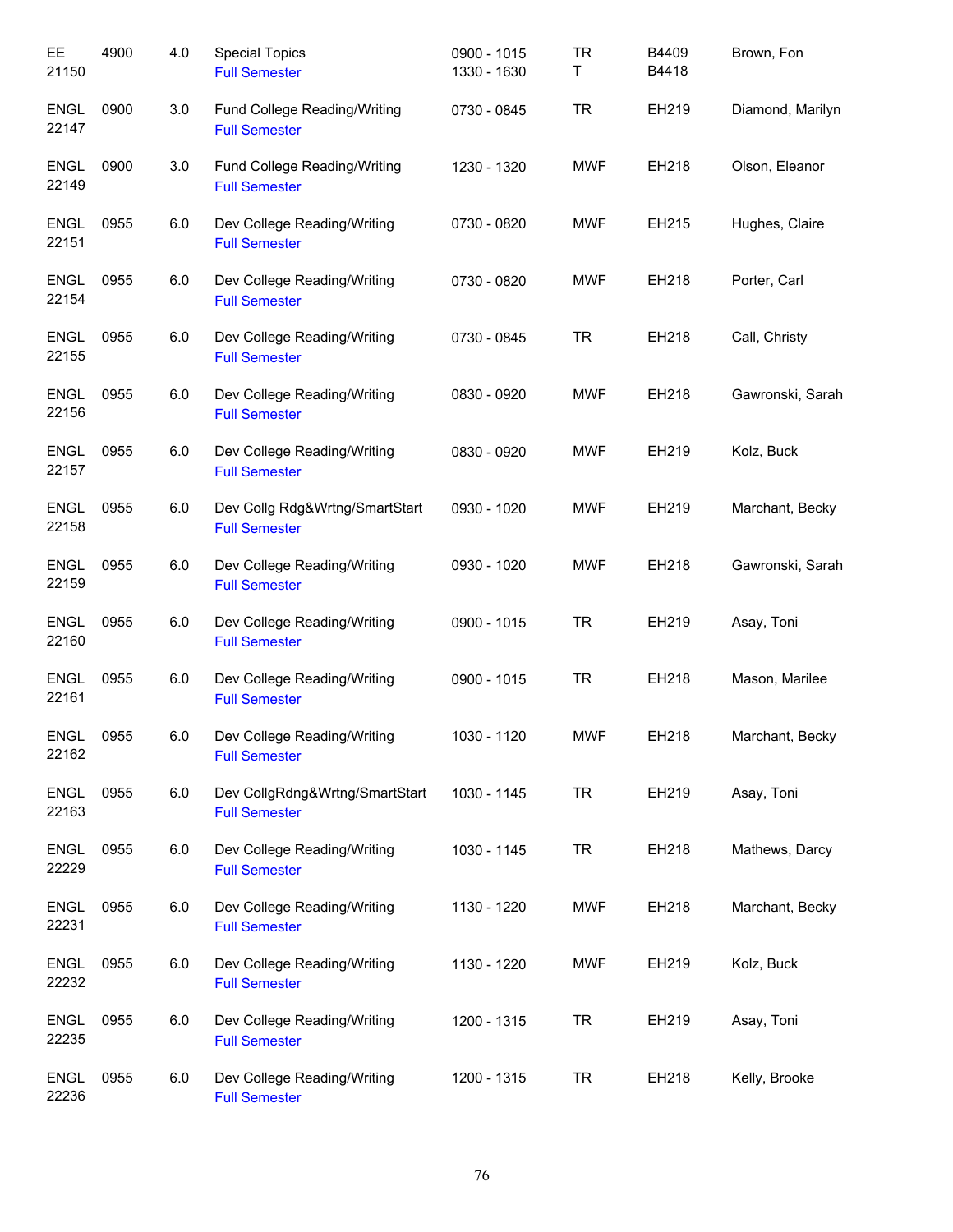| Course | Number | Credits | Title | Time | Days | Room | Instructor |
|---|---|---|---|---|---|---|---|
| EE 21150 | 4900 | 4.0 | Special Topics<br>Full Semester | 0900 - 1015<br>1330 - 1630 | TR<br>T | B4409<br>B4418 | Brown, Fon |
| ENGL 22147 | 0900 | 3.0 | Fund College Reading/Writing<br>Full Semester | 0730 - 0845 | TR | EH219 | Diamond, Marilyn |
| ENGL 22149 | 0900 | 3.0 | Fund College Reading/Writing<br>Full Semester | 1230 - 1320 | MWF | EH218 | Olson, Eleanor |
| ENGL 22151 | 0955 | 6.0 | Dev College Reading/Writing<br>Full Semester | 0730 - 0820 | MWF | EH215 | Hughes, Claire |
| ENGL 22154 | 0955 | 6.0 | Dev College Reading/Writing<br>Full Semester | 0730 - 0820 | MWF | EH218 | Porter, Carl |
| ENGL 22155 | 0955 | 6.0 | Dev College Reading/Writing<br>Full Semester | 0730 - 0845 | TR | EH218 | Call, Christy |
| ENGL 22156 | 0955 | 6.0 | Dev College Reading/Writing<br>Full Semester | 0830 - 0920 | MWF | EH218 | Gawronski, Sarah |
| ENGL 22157 | 0955 | 6.0 | Dev College Reading/Writing<br>Full Semester | 0830 - 0920 | MWF | EH219 | Kolz, Buck |
| ENGL 22158 | 0955 | 6.0 | Dev Collg Rdg&Wrtng/SmartStart<br>Full Semester | 0930 - 1020 | MWF | EH219 | Marchant, Becky |
| ENGL 22159 | 0955 | 6.0 | Dev College Reading/Writing<br>Full Semester | 0930 - 1020 | MWF | EH218 | Gawronski, Sarah |
| ENGL 22160 | 0955 | 6.0 | Dev College Reading/Writing<br>Full Semester | 0900 - 1015 | TR | EH219 | Asay, Toni |
| ENGL 22161 | 0955 | 6.0 | Dev College Reading/Writing<br>Full Semester | 0900 - 1015 | TR | EH218 | Mason, Marilee |
| ENGL 22162 | 0955 | 6.0 | Dev College Reading/Writing<br>Full Semester | 1030 - 1120 | MWF | EH218 | Marchant, Becky |
| ENGL 22163 | 0955 | 6.0 | Dev CollgRdng&Wrtng/SmartStart<br>Full Semester | 1030 - 1145 | TR | EH219 | Asay, Toni |
| ENGL 22229 | 0955 | 6.0 | Dev College Reading/Writing<br>Full Semester | 1030 - 1145 | TR | EH218 | Mathews, Darcy |
| ENGL 22231 | 0955 | 6.0 | Dev College Reading/Writing<br>Full Semester | 1130 - 1220 | MWF | EH218 | Marchant, Becky |
| ENGL 22232 | 0955 | 6.0 | Dev College Reading/Writing<br>Full Semester | 1130 - 1220 | MWF | EH219 | Kolz, Buck |
| ENGL 22235 | 0955 | 6.0 | Dev College Reading/Writing<br>Full Semester | 1200 - 1315 | TR | EH219 | Asay, Toni |
| ENGL 22236 | 0955 | 6.0 | Dev College Reading/Writing<br>Full Semester | 1200 - 1315 | TR | EH218 | Kelly, Brooke |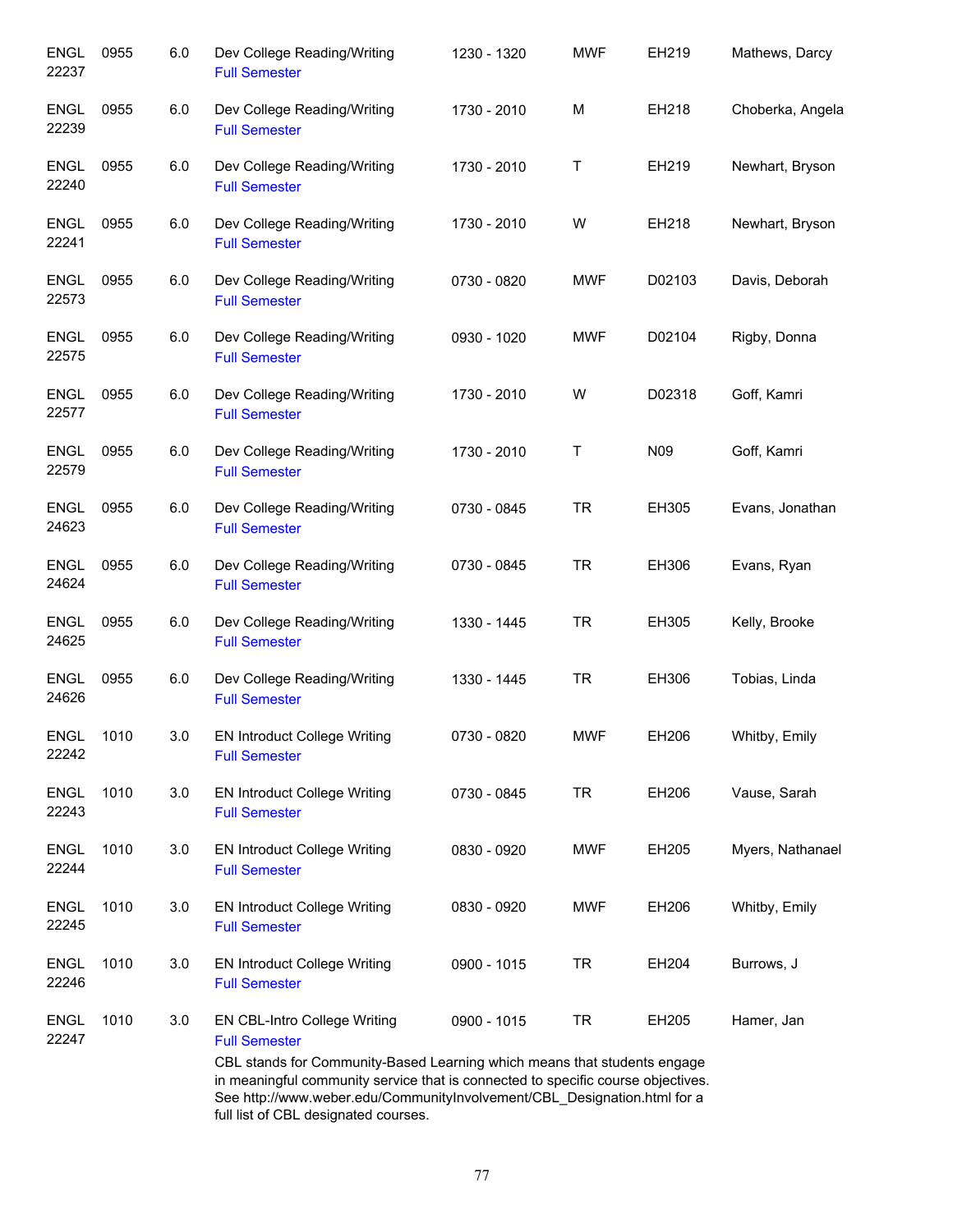| | | | | | | | |
|---|---|---|---|---|---|---|---|
| ENGL 22237 | 0955 | 6.0 | Dev College Reading/Writing<br>Full Semester | 1230 - 1320 | MWF | EH219 | Mathews, Darcy |
| ENGL 22239 | 0955 | 6.0 | Dev College Reading/Writing<br>Full Semester | 1730 - 2010 | M | EH218 | Choberka, Angela |
| ENGL 22240 | 0955 | 6.0 | Dev College Reading/Writing<br>Full Semester | 1730 - 2010 | T | EH219 | Newhart, Bryson |
| ENGL 22241 | 0955 | 6.0 | Dev College Reading/Writing<br>Full Semester | 1730 - 2010 | W | EH218 | Newhart, Bryson |
| ENGL 22573 | 0955 | 6.0 | Dev College Reading/Writing<br>Full Semester | 0730 - 0820 | MWF | D02103 | Davis, Deborah |
| ENGL 22575 | 0955 | 6.0 | Dev College Reading/Writing<br>Full Semester | 0930 - 1020 | MWF | D02104 | Rigby, Donna |
| ENGL 22577 | 0955 | 6.0 | Dev College Reading/Writing<br>Full Semester | 1730 - 2010 | W | D02318 | Goff, Kamri |
| ENGL 22579 | 0955 | 6.0 | Dev College Reading/Writing<br>Full Semester | 1730 - 2010 | T | N09 | Goff, Kamri |
| ENGL 24623 | 0955 | 6.0 | Dev College Reading/Writing<br>Full Semester | 0730 - 0845 | TR | EH305 | Evans, Jonathan |
| ENGL 24624 | 0955 | 6.0 | Dev College Reading/Writing<br>Full Semester | 0730 - 0845 | TR | EH306 | Evans, Ryan |
| ENGL 24625 | 0955 | 6.0 | Dev College Reading/Writing<br>Full Semester | 1330 - 1445 | TR | EH305 | Kelly, Brooke |
| ENGL 24626 | 0955 | 6.0 | Dev College Reading/Writing<br>Full Semester | 1330 - 1445 | TR | EH306 | Tobias, Linda |
| ENGL 22242 | 1010 | 3.0 | EN Introduct College Writing<br>Full Semester | 0730 - 0820 | MWF | EH206 | Whitby, Emily |
| ENGL 22243 | 1010 | 3.0 | EN Introduct College Writing<br>Full Semester | 0730 - 0845 | TR | EH206 | Vause, Sarah |
| ENGL 22244 | 1010 | 3.0 | EN Introduct College Writing<br>Full Semester | 0830 - 0920 | MWF | EH205 | Myers, Nathanael |
| ENGL 22245 | 1010 | 3.0 | EN Introduct College Writing<br>Full Semester | 0830 - 0920 | MWF | EH206 | Whitby, Emily |
| ENGL 22246 | 1010 | 3.0 | EN Introduct College Writing<br>Full Semester | 0900 - 1015 | TR | EH204 | Burrows, J |
| ENGL 22247 | 1010 | 3.0 | EN CBL-Intro College Writing<br>Full Semester<br>CBL stands for Community-Based Learning which means that students engage in meaningful community service that is connected to specific course objectives. See http://www.weber.edu/CommunityInvolvement/CBL_Designation.html for a full list of CBL designated courses. | 0900 - 1015 | TR | EH205 | Hamer, Jan |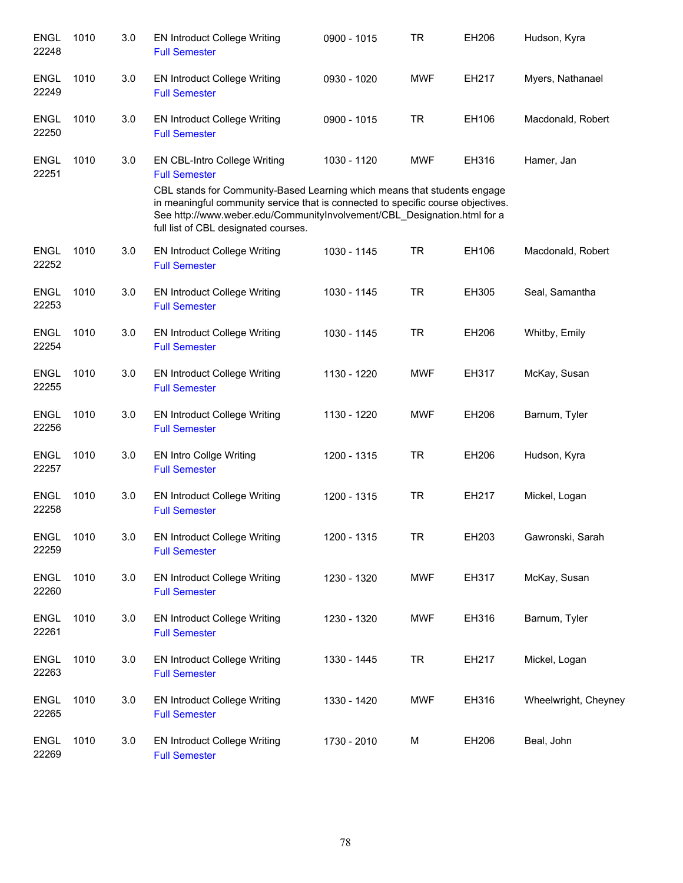| | | | | | | | |
|---|---|---|---|---|---|---|---|
| ENGL 22248 | 1010 | 3.0 | EN Introduct College Writing<br>Full Semester | 0900 - 1015 | TR | EH206 | Hudson, Kyra |
| ENGL 22249 | 1010 | 3.0 | EN Introduct College Writing<br>Full Semester | 0930 - 1020 | MWF | EH217 | Myers, Nathanael |
| ENGL 22250 | 1010 | 3.0 | EN Introduct College Writing<br>Full Semester | 0900 - 1015 | TR | EH106 | Macdonald, Robert |
| ENGL 22251 | 1010 | 3.0 | EN CBL-Intro College Writing<br>Full Semester<br>CBL stands for Community-Based Learning which means that students engage in meaningful community service that is connected to specific course objectives. See http://www.weber.edu/CommunityInvolvement/CBL_Designation.html for a full list of CBL designated courses. | 1030 - 1120 | MWF | EH316 | Hamer, Jan |
| ENGL 22252 | 1010 | 3.0 | EN Introduct College Writing<br>Full Semester | 1030 - 1145 | TR | EH106 | Macdonald, Robert |
| ENGL 22253 | 1010 | 3.0 | EN Introduct College Writing<br>Full Semester | 1030 - 1145 | TR | EH305 | Seal, Samantha |
| ENGL 22254 | 1010 | 3.0 | EN Introduct College Writing<br>Full Semester | 1030 - 1145 | TR | EH206 | Whitby, Emily |
| ENGL 22255 | 1010 | 3.0 | EN Introduct College Writing<br>Full Semester | 1130 - 1220 | MWF | EH317 | McKay, Susan |
| ENGL 22256 | 1010 | 3.0 | EN Introduct College Writing<br>Full Semester | 1130 - 1220 | MWF | EH206 | Barnum, Tyler |
| ENGL 22257 | 1010 | 3.0 | EN Intro Collge Writing<br>Full Semester | 1200 - 1315 | TR | EH206 | Hudson, Kyra |
| ENGL 22258 | 1010 | 3.0 | EN Introduct College Writing<br>Full Semester | 1200 - 1315 | TR | EH217 | Mickel, Logan |
| ENGL 22259 | 1010 | 3.0 | EN Introduct College Writing<br>Full Semester | 1200 - 1315 | TR | EH203 | Gawronski, Sarah |
| ENGL 22260 | 1010 | 3.0 | EN Introduct College Writing<br>Full Semester | 1230 - 1320 | MWF | EH317 | McKay, Susan |
| ENGL 22261 | 1010 | 3.0 | EN Introduct College Writing<br>Full Semester | 1230 - 1320 | MWF | EH316 | Barnum, Tyler |
| ENGL 22263 | 1010 | 3.0 | EN Introduct College Writing<br>Full Semester | 1330 - 1445 | TR | EH217 | Mickel, Logan |
| ENGL 22265 | 1010 | 3.0 | EN Introduct College Writing<br>Full Semester | 1330 - 1420 | MWF | EH316 | Wheelwright, Cheyney |
| ENGL 22269 | 1010 | 3.0 | EN Introduct College Writing<br>Full Semester | 1730 - 2010 | M | EH206 | Beal, John |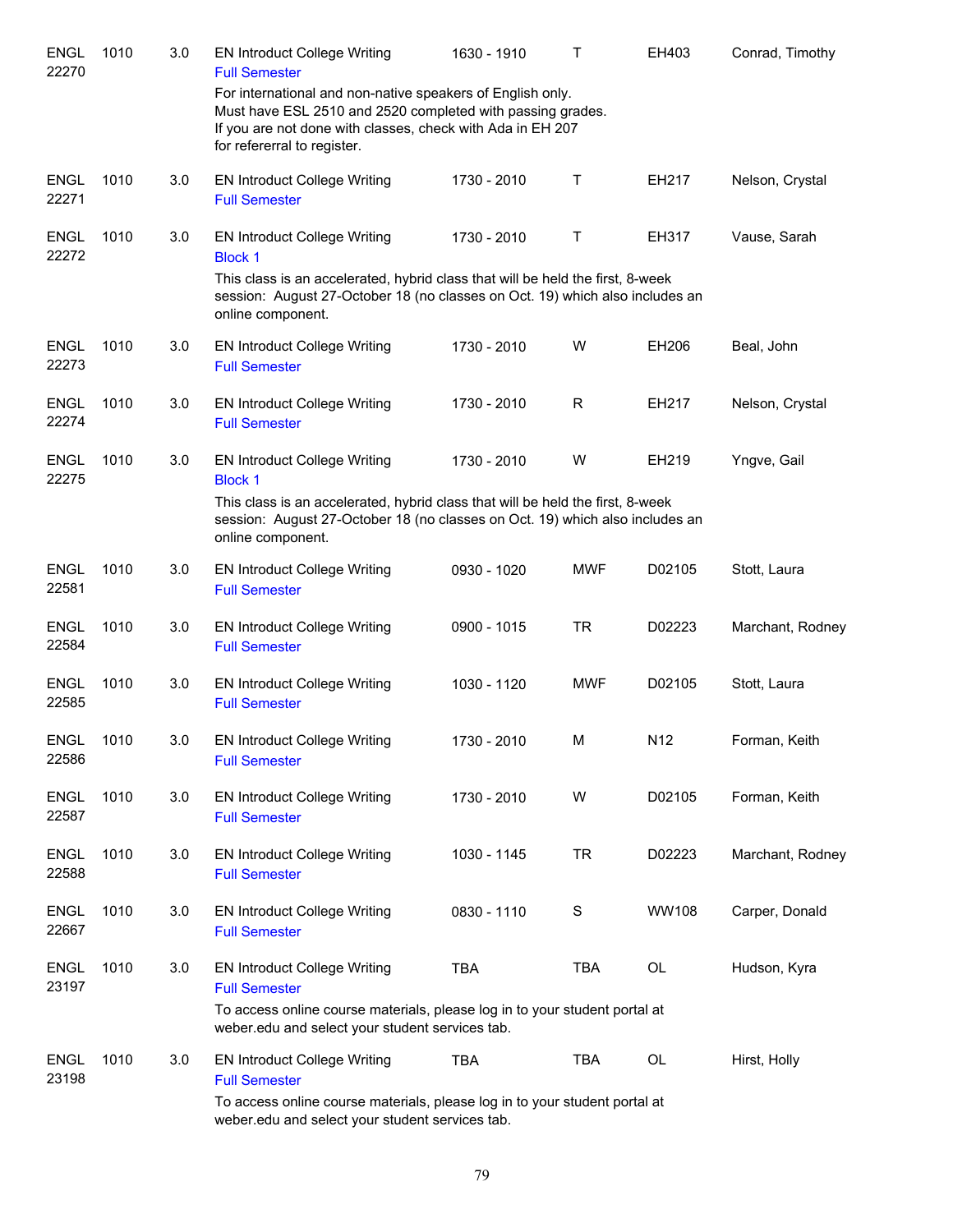| | | | | | | | |
|---|---|---|---|---|---|---|---|
| ENGL 22270 | 1010 | 3.0 | EN Introduct College Writing<br>Full Semester<br>For international and non-native speakers of English only.<br>Must have ESL 2510 and 2520 completed with passing grades.<br>If you are not done with classes, check with Ada in EH 207<br>for refererral to register. | 1630 - 1910 | T | EH403 | Conrad, Timothy |
| ENGL 22271 | 1010 | 3.0 | EN Introduct College Writing<br>Full Semester | 1730 - 2010 | T | EH217 | Nelson, Crystal |
| ENGL 22272 | 1010 | 3.0 | EN Introduct College Writing<br>Block 1<br>This class is an accelerated, hybrid class that will be held the first, 8-week session: August 27-October 18 (no classes on Oct. 19) which also includes an online component. | 1730 - 2010 | T | EH317 | Vause, Sarah |
| ENGL 22273 | 1010 | 3.0 | EN Introduct College Writing<br>Full Semester | 1730 - 2010 | W | EH206 | Beal, John |
| ENGL 22274 | 1010 | 3.0 | EN Introduct College Writing<br>Full Semester | 1730 - 2010 | R | EH217 | Nelson, Crystal |
| ENGL 22275 | 1010 | 3.0 | EN Introduct College Writing<br>Block 1<br>This class is an accelerated, hybrid class that will be held the first, 8-week session: August 27-October 18 (no classes on Oct. 19) which also includes an online component. | 1730 - 2010 | W | EH219 | Yngve, Gail |
| ENGL 22581 | 1010 | 3.0 | EN Introduct College Writing<br>Full Semester | 0930 - 1020 | MWF | D02105 | Stott, Laura |
| ENGL 22584 | 1010 | 3.0 | EN Introduct College Writing<br>Full Semester | 0900 - 1015 | TR | D02223 | Marchant, Rodney |
| ENGL 22585 | 1010 | 3.0 | EN Introduct College Writing<br>Full Semester | 1030 - 1120 | MWF | D02105 | Stott, Laura |
| ENGL 22586 | 1010 | 3.0 | EN Introduct College Writing<br>Full Semester | 1730 - 2010 | M | N12 | Forman, Keith |
| ENGL 22587 | 1010 | 3.0 | EN Introduct College Writing<br>Full Semester | 1730 - 2010 | W | D02105 | Forman, Keith |
| ENGL 22588 | 1010 | 3.0 | EN Introduct College Writing<br>Full Semester | 1030 - 1145 | TR | D02223 | Marchant, Rodney |
| ENGL 22667 | 1010 | 3.0 | EN Introduct College Writing<br>Full Semester | 0830 - 1110 | S | WW108 | Carper, Donald |
| ENGL 23197 | 1010 | 3.0 | EN Introduct College Writing<br>Full Semester<br>To access online course materials, please log in to your student portal at weber.edu and select your student services tab. | TBA | TBA | OL | Hudson, Kyra |
| ENGL 23198 | 1010 | 3.0 | EN Introduct College Writing<br>Full Semester<br>To access online course materials, please log in to your student portal at weber.edu and select your student services tab. | TBA | TBA | OL | Hirst, Holly |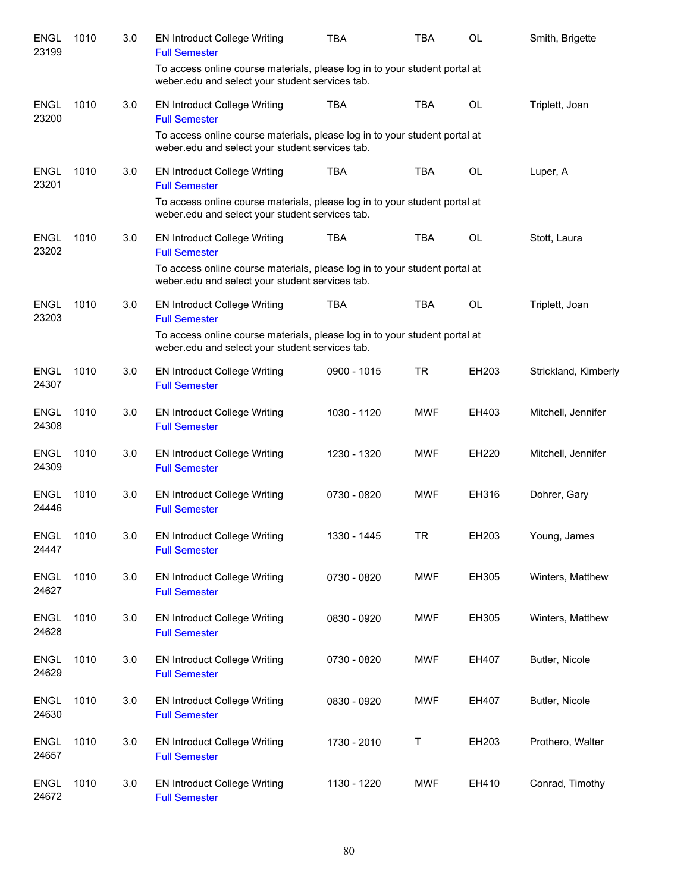| | | | | | | | |
|---|---|---|---|---|---|---|---|
| ENGL 23199 | 1010 | 3.0 | EN Introduct College Writing<br>Full Semester<br>To access online course materials, please log in to your student portal at weber.edu and select your student services tab. | TBA | TBA | OL | Smith, Brigette |
| ENGL 23200 | 1010 | 3.0 | EN Introduct College Writing<br>Full Semester<br>To access online course materials, please log in to your student portal at weber.edu and select your student services tab. | TBA | TBA | OL | Triplett, Joan |
| ENGL 23201 | 1010 | 3.0 | EN Introduct College Writing<br>Full Semester<br>To access online course materials, please log in to your student portal at weber.edu and select your student services tab. | TBA | TBA | OL | Luper, A |
| ENGL 23202 | 1010 | 3.0 | EN Introduct College Writing<br>Full Semester<br>To access online course materials, please log in to your student portal at weber.edu and select your student services tab. | TBA | TBA | OL | Stott, Laura |
| ENGL 23203 | 1010 | 3.0 | EN Introduct College Writing<br>Full Semester<br>To access online course materials, please log in to your student portal at weber.edu and select your student services tab. | TBA | TBA | OL | Triplett, Joan |
| ENGL 24307 | 1010 | 3.0 | EN Introduct College Writing<br>Full Semester | 0900 - 1015 | TR | EH203 | Strickland, Kimberly |
| ENGL 24308 | 1010 | 3.0 | EN Introduct College Writing<br>Full Semester | 1030 - 1120 | MWF | EH403 | Mitchell, Jennifer |
| ENGL 24309 | 1010 | 3.0 | EN Introduct College Writing<br>Full Semester | 1230 - 1320 | MWF | EH220 | Mitchell, Jennifer |
| ENGL 24446 | 1010 | 3.0 | EN Introduct College Writing<br>Full Semester | 0730 - 0820 | MWF | EH316 | Dohrer, Gary |
| ENGL 24447 | 1010 | 3.0 | EN Introduct College Writing<br>Full Semester | 1330 - 1445 | TR | EH203 | Young, James |
| ENGL 24627 | 1010 | 3.0 | EN Introduct College Writing<br>Full Semester | 0730 - 0820 | MWF | EH305 | Winters, Matthew |
| ENGL 24628 | 1010 | 3.0 | EN Introduct College Writing<br>Full Semester | 0830 - 0920 | MWF | EH305 | Winters, Matthew |
| ENGL 24629 | 1010 | 3.0 | EN Introduct College Writing<br>Full Semester | 0730 - 0820 | MWF | EH407 | Butler, Nicole |
| ENGL 24630 | 1010 | 3.0 | EN Introduct College Writing<br>Full Semester | 0830 - 0920 | MWF | EH407 | Butler, Nicole |
| ENGL 24657 | 1010 | 3.0 | EN Introduct College Writing<br>Full Semester | 1730 - 2010 | T | EH203 | Prothero, Walter |
| ENGL 24672 | 1010 | 3.0 | EN Introduct College Writing<br>Full Semester | 1130 - 1220 | MWF | EH410 | Conrad, Timothy |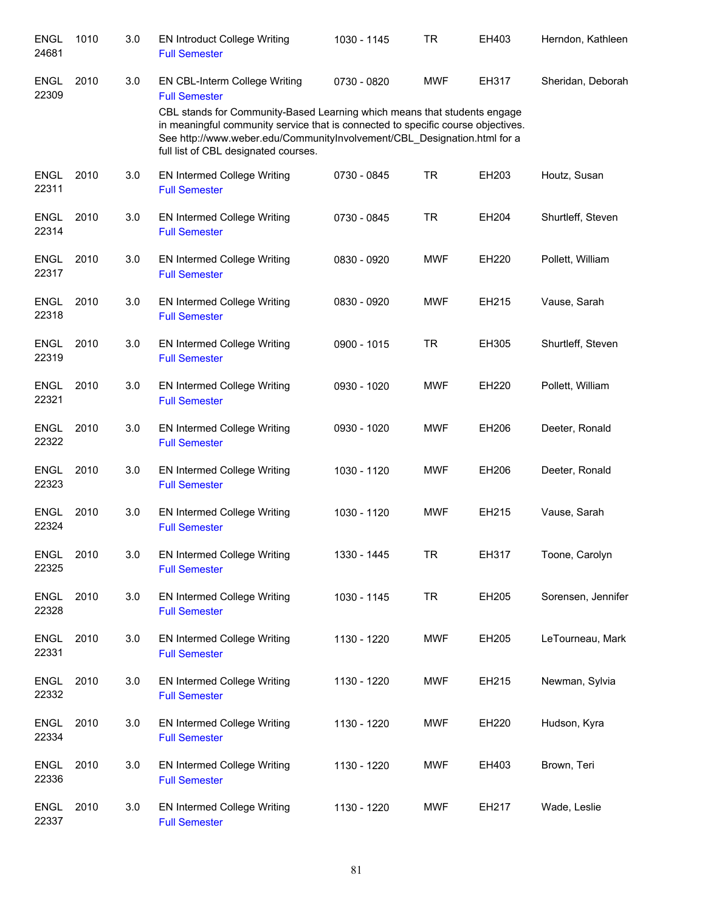| Subject / CRN | Course | Credits | Title | Time | Days | Room | Instructor |
|---|---|---|---|---|---|---|---|
| ENGL 24681 | 1010 | 3.0 | EN Introduct College Writing<br>Full Semester | 1030 - 1145 | TR | EH403 | Herndon, Kathleen |
| ENGL 22309 | 2010 | 3.0 | EN CBL-Interm College Writing<br>Full Semester<br>CBL stands for Community-Based Learning which means that students engage in meaningful community service that is connected to specific course objectives. See http://www.weber.edu/CommunityInvolvement/CBL_Designation.html for a full list of CBL designated courses. | 0730 - 0820 | MWF | EH317 | Sheridan, Deborah |
| ENGL 22311 | 2010 | 3.0 | EN Intermed College Writing<br>Full Semester | 0730 - 0845 | TR | EH203 | Houtz, Susan |
| ENGL 22314 | 2010 | 3.0 | EN Intermed College Writing<br>Full Semester | 0730 - 0845 | TR | EH204 | Shurtleff, Steven |
| ENGL 22317 | 2010 | 3.0 | EN Intermed College Writing<br>Full Semester | 0830 - 0920 | MWF | EH220 | Pollett, William |
| ENGL 22318 | 2010 | 3.0 | EN Intermed College Writing<br>Full Semester | 0830 - 0920 | MWF | EH215 | Vause, Sarah |
| ENGL 22319 | 2010 | 3.0 | EN Intermed College Writing<br>Full Semester | 0900 - 1015 | TR | EH305 | Shurtleff, Steven |
| ENGL 22321 | 2010 | 3.0 | EN Intermed College Writing<br>Full Semester | 0930 - 1020 | MWF | EH220 | Pollett, William |
| ENGL 22322 | 2010 | 3.0 | EN Intermed College Writing<br>Full Semester | 0930 - 1020 | MWF | EH206 | Deeter, Ronald |
| ENGL 22323 | 2010 | 3.0 | EN Intermed College Writing<br>Full Semester | 1030 - 1120 | MWF | EH206 | Deeter, Ronald |
| ENGL 22324 | 2010 | 3.0 | EN Intermed College Writing<br>Full Semester | 1030 - 1120 | MWF | EH215 | Vause, Sarah |
| ENGL 22325 | 2010 | 3.0 | EN Intermed College Writing<br>Full Semester | 1330 - 1445 | TR | EH317 | Toone, Carolyn |
| ENGL 22328 | 2010 | 3.0 | EN Intermed College Writing<br>Full Semester | 1030 - 1145 | TR | EH205 | Sorensen, Jennifer |
| ENGL 22331 | 2010 | 3.0 | EN Intermed College Writing<br>Full Semester | 1130 - 1220 | MWF | EH205 | LeTourneau, Mark |
| ENGL 22332 | 2010 | 3.0 | EN Intermed College Writing<br>Full Semester | 1130 - 1220 | MWF | EH215 | Newman, Sylvia |
| ENGL 22334 | 2010 | 3.0 | EN Intermed College Writing<br>Full Semester | 1130 - 1220 | MWF | EH220 | Hudson, Kyra |
| ENGL 22336 | 2010 | 3.0 | EN Intermed College Writing<br>Full Semester | 1130 - 1220 | MWF | EH403 | Brown, Teri |
| ENGL 22337 | 2010 | 3.0 | EN Intermed College Writing<br>Full Semester | 1130 - 1220 | MWF | EH217 | Wade, Leslie |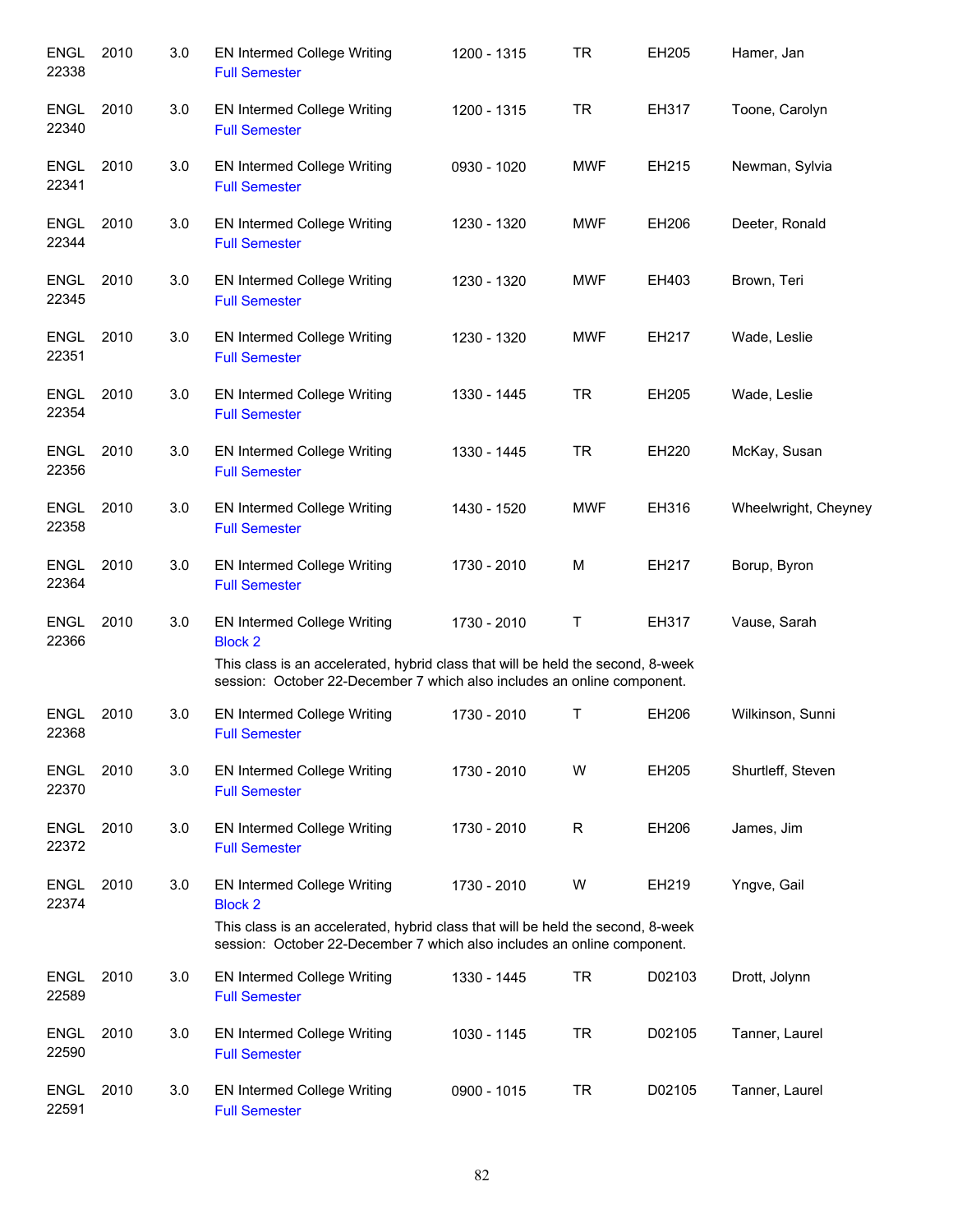| | | | | | | | |
|---|---|---|---|---|---|---|---|
| ENGL 22338 | 2010 | 3.0 | EN Intermed College Writing<br>Full Semester | 1200 - 1315 | TR | EH205 | Hamer, Jan |
| ENGL 22340 | 2010 | 3.0 | EN Intermed College Writing<br>Full Semester | 1200 - 1315 | TR | EH317 | Toone, Carolyn |
| ENGL 22341 | 2010 | 3.0 | EN Intermed College Writing<br>Full Semester | 0930 - 1020 | MWF | EH215 | Newman, Sylvia |
| ENGL 22344 | 2010 | 3.0 | EN Intermed College Writing<br>Full Semester | 1230 - 1320 | MWF | EH206 | Deeter, Ronald |
| ENGL 22345 | 2010 | 3.0 | EN Intermed College Writing<br>Full Semester | 1230 - 1320 | MWF | EH403 | Brown, Teri |
| ENGL 22351 | 2010 | 3.0 | EN Intermed College Writing<br>Full Semester | 1230 - 1320 | MWF | EH217 | Wade, Leslie |
| ENGL 22354 | 2010 | 3.0 | EN Intermed College Writing<br>Full Semester | 1330 - 1445 | TR | EH205 | Wade, Leslie |
| ENGL 22356 | 2010 | 3.0 | EN Intermed College Writing<br>Full Semester | 1330 - 1445 | TR | EH220 | McKay, Susan |
| ENGL 22358 | 2010 | 3.0 | EN Intermed College Writing<br>Full Semester | 1430 - 1520 | MWF | EH316 | Wheelwright, Cheyney |
| ENGL 22364 | 2010 | 3.0 | EN Intermed College Writing<br>Full Semester | 1730 - 2010 | M | EH217 | Borup, Byron |
| ENGL 22366 | 2010 | 3.0 | EN Intermed College Writing<br>Block 2<br>This class is an accelerated, hybrid class that will be held the second, 8-week session: October 22-December 7 which also includes an online component. | 1730 - 2010 | T | EH317 | Vause, Sarah |
| ENGL 22368 | 2010 | 3.0 | EN Intermed College Writing<br>Full Semester | 1730 - 2010 | T | EH206 | Wilkinson, Sunni |
| ENGL 22370 | 2010 | 3.0 | EN Intermed College Writing<br>Full Semester | 1730 - 2010 | W | EH205 | Shurtleff, Steven |
| ENGL 22372 | 2010 | 3.0 | EN Intermed College Writing<br>Full Semester | 1730 - 2010 | R | EH206 | James, Jim |
| ENGL 22374 | 2010 | 3.0 | EN Intermed College Writing<br>Block 2<br>This class is an accelerated, hybrid class that will be held the second, 8-week session: October 22-December 7 which also includes an online component. | 1730 - 2010 | W | EH219 | Yngve, Gail |
| ENGL 22589 | 2010 | 3.0 | EN Intermed College Writing<br>Full Semester | 1330 - 1445 | TR | D02103 | Drott, Jolynn |
| ENGL 22590 | 2010 | 3.0 | EN Intermed College Writing<br>Full Semester | 1030 - 1145 | TR | D02105 | Tanner, Laurel |
| ENGL 22591 | 2010 | 3.0 | EN Intermed College Writing<br>Full Semester | 0900 - 1015 | TR | D02105 | Tanner, Laurel |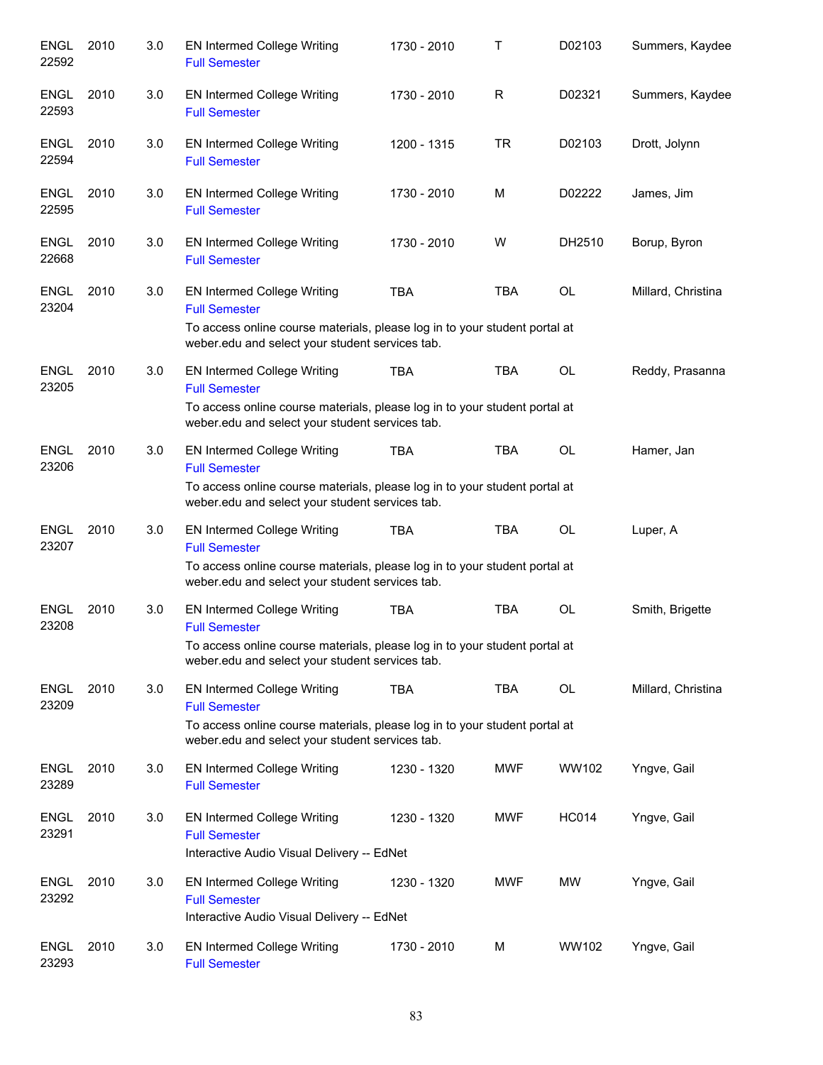| | | | | | | | |
|---|---|---|---|---|---|---|---|
| ENGL 22592 | 2010 | 3.0 | EN Intermed College Writing<br>Full Semester | 1730 - 2010 | T | D02103 | Summers, Kaydee |
| ENGL 22593 | 2010 | 3.0 | EN Intermed College Writing<br>Full Semester | 1730 - 2010 | R | D02321 | Summers, Kaydee |
| ENGL 22594 | 2010 | 3.0 | EN Intermed College Writing<br>Full Semester | 1200 - 1315 | TR | D02103 | Drott, Jolynn |
| ENGL 22595 | 2010 | 3.0 | EN Intermed College Writing<br>Full Semester | 1730 - 2010 | M | D02222 | James, Jim |
| ENGL 22668 | 2010 | 3.0 | EN Intermed College Writing<br>Full Semester | 1730 - 2010 | W | DH2510 | Borup, Byron |
| ENGL 23204 | 2010 | 3.0 | EN Intermed College Writing<br>Full Semester<br>To access online course materials, please log in to your student portal at weber.edu and select your student services tab. | TBA | TBA | OL | Millard, Christina |
| ENGL 23205 | 2010 | 3.0 | EN Intermed College Writing<br>Full Semester<br>To access online course materials, please log in to your student portal at weber.edu and select your student services tab. | TBA | TBA | OL | Reddy, Prasanna |
| ENGL 23206 | 2010 | 3.0 | EN Intermed College Writing<br>Full Semester<br>To access online course materials, please log in to your student portal at weber.edu and select your student services tab. | TBA | TBA | OL | Hamer, Jan |
| ENGL 23207 | 2010 | 3.0 | EN Intermed College Writing<br>Full Semester<br>To access online course materials, please log in to your student portal at weber.edu and select your student services tab. | TBA | TBA | OL | Luper, A |
| ENGL 23208 | 2010 | 3.0 | EN Intermed College Writing<br>Full Semester<br>To access online course materials, please log in to your student portal at weber.edu and select your student services tab. | TBA | TBA | OL | Smith, Brigette |
| ENGL 23209 | 2010 | 3.0 | EN Intermed College Writing<br>Full Semester<br>To access online course materials, please log in to your student portal at weber.edu and select your student services tab. | TBA | TBA | OL | Millard, Christina |
| ENGL 23289 | 2010 | 3.0 | EN Intermed College Writing<br>Full Semester | 1230 - 1320 | MWF | WW102 | Yngve, Gail |
| ENGL 23291 | 2010 | 3.0 | EN Intermed College Writing<br>Full Semester<br>Interactive Audio Visual Delivery -- EdNet | 1230 - 1320 | MWF | HC014 | Yngve, Gail |
| ENGL 23292 | 2010 | 3.0 | EN Intermed College Writing<br>Full Semester<br>Interactive Audio Visual Delivery -- EdNet | 1230 - 1320 | MWF | MW | Yngve, Gail |
| ENGL 23293 | 2010 | 3.0 | EN Intermed College Writing<br>Full Semester | 1730 - 2010 | M | WW102 | Yngve, Gail |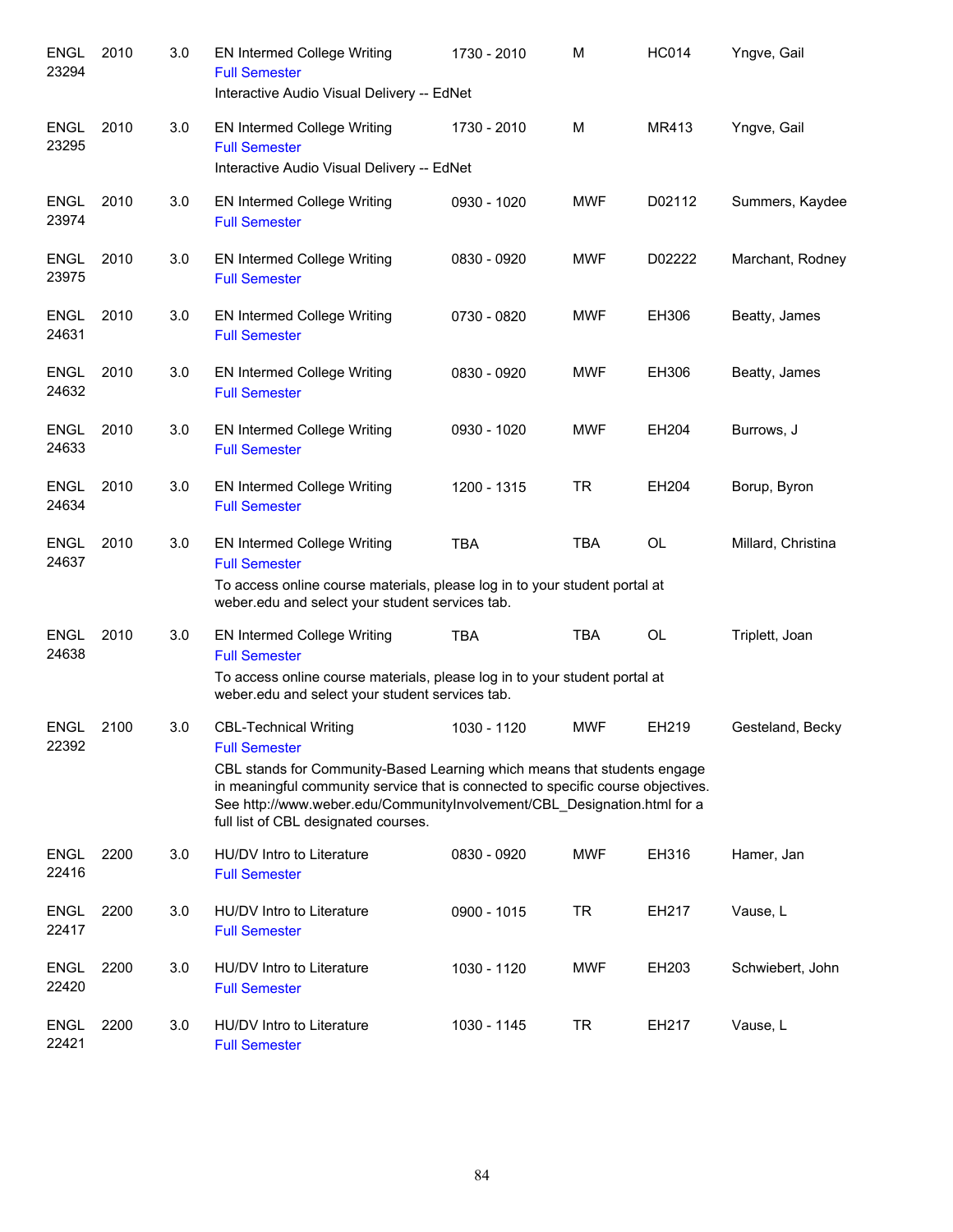| | | | | | | | |
|---|---|---|---|---|---|---|---|
| ENGL 23294 | 2010 | 3.0 | EN Intermed College Writing<br>Full Semester<br>Interactive Audio Visual Delivery -- EdNet | 1730 - 2010 | M | HC014 | Yngve, Gail |
| ENGL 23295 | 2010 | 3.0 | EN Intermed College Writing<br>Full Semester<br>Interactive Audio Visual Delivery -- EdNet | 1730 - 2010 | M | MR413 | Yngve, Gail |
| ENGL 23974 | 2010 | 3.0 | EN Intermed College Writing<br>Full Semester | 0930 - 1020 | MWF | D02112 | Summers, Kaydee |
| ENGL 23975 | 2010 | 3.0 | EN Intermed College Writing<br>Full Semester | 0830 - 0920 | MWF | D02222 | Marchant, Rodney |
| ENGL 24631 | 2010 | 3.0 | EN Intermed College Writing<br>Full Semester | 0730 - 0820 | MWF | EH306 | Beatty, James |
| ENGL 24632 | 2010 | 3.0 | EN Intermed College Writing<br>Full Semester | 0830 - 0920 | MWF | EH306 | Beatty, James |
| ENGL 24633 | 2010 | 3.0 | EN Intermed College Writing<br>Full Semester | 0930 - 1020 | MWF | EH204 | Burrows, J |
| ENGL 24634 | 2010 | 3.0 | EN Intermed College Writing<br>Full Semester | 1200 - 1315 | TR | EH204 | Borup, Byron |
| ENGL 24637 | 2010 | 3.0 | EN Intermed College Writing<br>Full Semester<br>To access online course materials, please log in to your student portal at weber.edu and select your student services tab. | TBA | TBA | OL | Millard, Christina |
| ENGL 24638 | 2010 | 3.0 | EN Intermed College Writing<br>Full Semester<br>To access online course materials, please log in to your student portal at weber.edu and select your student services tab. | TBA | TBA | OL | Triplett, Joan |
| ENGL 22392 | 2100 | 3.0 | CBL-Technical Writing<br>Full Semester<br>CBL stands for Community-Based Learning which means that students engage in meaningful community service that is connected to specific course objectives. See http://www.weber.edu/CommunityInvolvement/CBL_Designation.html for a full list of CBL designated courses. | 1030 - 1120 | MWF | EH219 | Gesteland, Becky |
| ENGL 22416 | 2200 | 3.0 | HU/DV Intro to Literature<br>Full Semester | 0830 - 0920 | MWF | EH316 | Hamer, Jan |
| ENGL 22417 | 2200 | 3.0 | HU/DV Intro to Literature<br>Full Semester | 0900 - 1015 | TR | EH217 | Vause, L |
| ENGL 22420 | 2200 | 3.0 | HU/DV Intro to Literature<br>Full Semester | 1030 - 1120 | MWF | EH203 | Schwiebert, John |
| ENGL 22421 | 2200 | 3.0 | HU/DV Intro to Literature<br>Full Semester | 1030 - 1145 | TR | EH217 | Vause, L |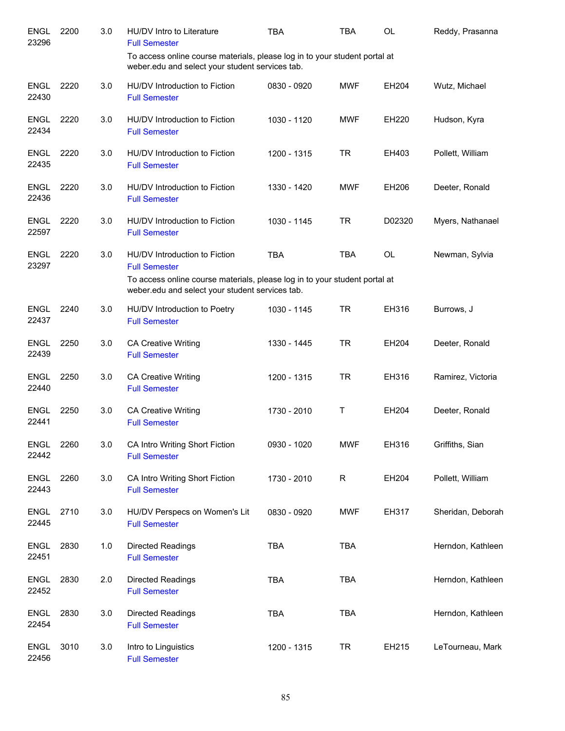| Subject / CRN | Course | Credits | Title | Time | Days | Room | Instructor |
|---|---|---|---|---|---|---|---|
| ENGL 23296 | 2200 | 3.0 | HU/DV Intro to Literature<br>Full Semester<br>To access online course materials, please log in to your student portal at weber.edu and select your student services tab. | TBA | TBA | OL | Reddy, Prasanna |
| ENGL 22430 | 2220 | 3.0 | HU/DV Introduction to Fiction<br>Full Semester | 0830 - 0920 | MWF | EH204 | Wutz, Michael |
| ENGL 22434 | 2220 | 3.0 | HU/DV Introduction to Fiction<br>Full Semester | 1030 - 1120 | MWF | EH220 | Hudson, Kyra |
| ENGL 22435 | 2220 | 3.0 | HU/DV Introduction to Fiction<br>Full Semester | 1200 - 1315 | TR | EH403 | Pollett, William |
| ENGL 22436 | 2220 | 3.0 | HU/DV Introduction to Fiction<br>Full Semester | 1330 - 1420 | MWF | EH206 | Deeter, Ronald |
| ENGL 22597 | 2220 | 3.0 | HU/DV Introduction to Fiction<br>Full Semester | 1030 - 1145 | TR | D02320 | Myers, Nathanael |
| ENGL 23297 | 2220 | 3.0 | HU/DV Introduction to Fiction<br>Full Semester<br>To access online course materials, please log in to your student portal at weber.edu and select your student services tab. | TBA | TBA | OL | Newman, Sylvia |
| ENGL 22437 | 2240 | 3.0 | HU/DV Introduction to Poetry<br>Full Semester | 1030 - 1145 | TR | EH316 | Burrows, J |
| ENGL 22439 | 2250 | 3.0 | CA Creative Writing<br>Full Semester | 1330 - 1445 | TR | EH204 | Deeter, Ronald |
| ENGL 22440 | 2250 | 3.0 | CA Creative Writing<br>Full Semester | 1200 - 1315 | TR | EH316 | Ramirez, Victoria |
| ENGL 22441 | 2250 | 3.0 | CA Creative Writing<br>Full Semester | 1730 - 2010 | T | EH204 | Deeter, Ronald |
| ENGL 22442 | 2260 | 3.0 | CA Intro Writing Short Fiction<br>Full Semester | 0930 - 1020 | MWF | EH316 | Griffiths, Sian |
| ENGL 22443 | 2260 | 3.0 | CA Intro Writing Short Fiction<br>Full Semester | 1730 - 2010 | R | EH204 | Pollett, William |
| ENGL 22445 | 2710 | 3.0 | HU/DV Perspecs on Women's Lit<br>Full Semester | 0830 - 0920 | MWF | EH317 | Sheridan, Deborah |
| ENGL 22451 | 2830 | 1.0 | Directed Readings<br>Full Semester | TBA | TBA | | Herndon, Kathleen |
| ENGL 22452 | 2830 | 2.0 | Directed Readings<br>Full Semester | TBA | TBA | | Herndon, Kathleen |
| ENGL 22454 | 2830 | 3.0 | Directed Readings<br>Full Semester | TBA | TBA | | Herndon, Kathleen |
| ENGL 22456 | 3010 | 3.0 | Intro to Linguistics<br>Full Semester | 1200 - 1315 | TR | EH215 | LeTourneau, Mark |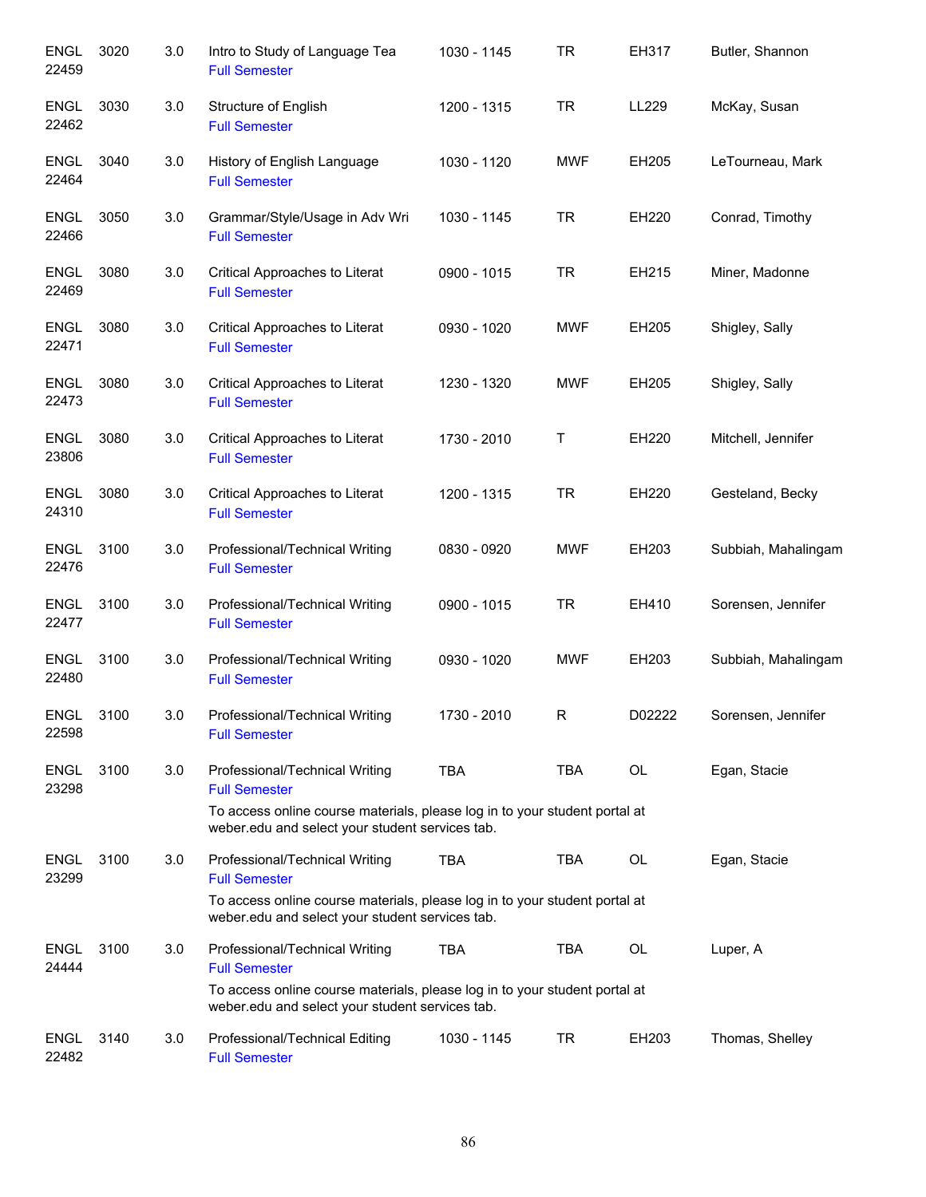| | | | | | | | |
|---|---|---|---|---|---|---|---|
| ENGL 22459 | 3020 | 3.0 | Intro to Study of Language Tea<br>Full Semester | 1030 - 1145 | TR | EH317 | Butler, Shannon |
| ENGL 22462 | 3030 | 3.0 | Structure of English<br>Full Semester | 1200 - 1315 | TR | LL229 | McKay, Susan |
| ENGL 22464 | 3040 | 3.0 | History of English Language<br>Full Semester | 1030 - 1120 | MWF | EH205 | LeTourneau, Mark |
| ENGL 22466 | 3050 | 3.0 | Grammar/Style/Usage in Adv Wri<br>Full Semester | 1030 - 1145 | TR | EH220 | Conrad, Timothy |
| ENGL 22469 | 3080 | 3.0 | Critical Approaches to Literat<br>Full Semester | 0900 - 1015 | TR | EH215 | Miner, Madonne |
| ENGL 22471 | 3080 | 3.0 | Critical Approaches to Literat<br>Full Semester | 0930 - 1020 | MWF | EH205 | Shigley, Sally |
| ENGL 22473 | 3080 | 3.0 | Critical Approaches to Literat<br>Full Semester | 1230 - 1320 | MWF | EH205 | Shigley, Sally |
| ENGL 23806 | 3080 | 3.0 | Critical Approaches to Literat<br>Full Semester | 1730 - 2010 | T | EH220 | Mitchell, Jennifer |
| ENGL 24310 | 3080 | 3.0 | Critical Approaches to Literat<br>Full Semester | 1200 - 1315 | TR | EH220 | Gesteland, Becky |
| ENGL 22476 | 3100 | 3.0 | Professional/Technical Writing<br>Full Semester | 0830 - 0920 | MWF | EH203 | Subbiah, Mahalingam |
| ENGL 22477 | 3100 | 3.0 | Professional/Technical Writing<br>Full Semester | 0900 - 1015 | TR | EH410 | Sorensen, Jennifer |
| ENGL 22480 | 3100 | 3.0 | Professional/Technical Writing<br>Full Semester | 0930 - 1020 | MWF | EH203 | Subbiah, Mahalingam |
| ENGL 22598 | 3100 | 3.0 | Professional/Technical Writing<br>Full Semester | 1730 - 2010 | R | D02222 | Sorensen, Jennifer |
| ENGL 23298 | 3100 | 3.0 | Professional/Technical Writing<br>Full Semester<br>To access online course materials, please log in to your student portal at weber.edu and select your student services tab. | TBA | TBA | OL | Egan, Stacie |
| ENGL 23299 | 3100 | 3.0 | Professional/Technical Writing<br>Full Semester<br>To access online course materials, please log in to your student portal at weber.edu and select your student services tab. | TBA | TBA | OL | Egan, Stacie |
| ENGL 24444 | 3100 | 3.0 | Professional/Technical Writing<br>Full Semester<br>To access online course materials, please log in to your student portal at weber.edu and select your student services tab. | TBA | TBA | OL | Luper, A |
| ENGL 22482 | 3140 | 3.0 | Professional/Technical Editing<br>Full Semester | 1030 - 1145 | TR | EH203 | Thomas, Shelley |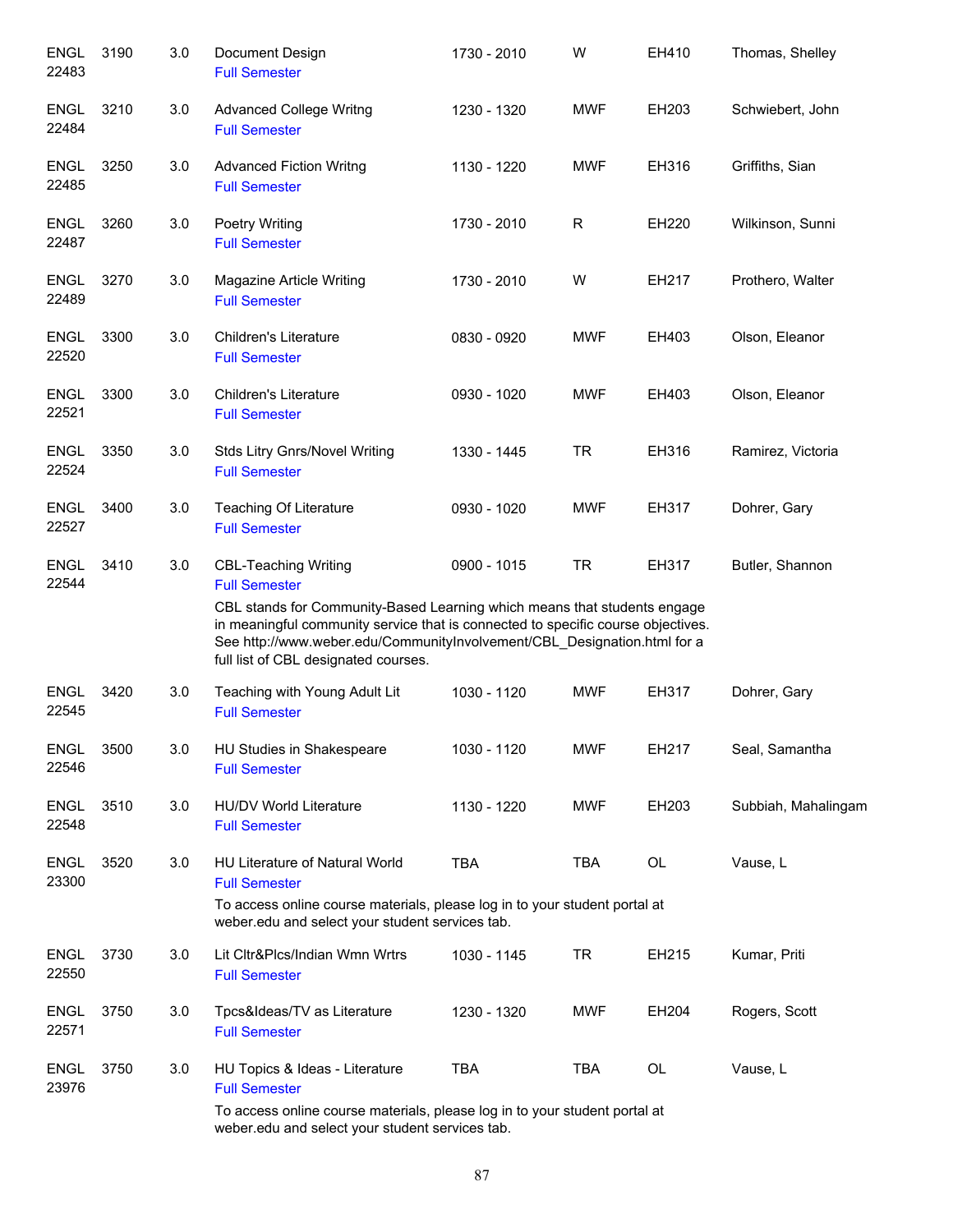| | | | | | | | |
|---|---|---|---|---|---|---|---|
| ENGL 22483 | 3190 | 3.0 | Document Design<br>Full Semester | 1730 - 2010 | W | EH410 | Thomas, Shelley |
| ENGL 22484 | 3210 | 3.0 | Advanced College Writng<br>Full Semester | 1230 - 1320 | MWF | EH203 | Schwiebert, John |
| ENGL 22485 | 3250 | 3.0 | Advanced Fiction Writng<br>Full Semester | 1130 - 1220 | MWF | EH316 | Griffiths, Sian |
| ENGL 22487 | 3260 | 3.0 | Poetry Writing<br>Full Semester | 1730 - 2010 | R | EH220 | Wilkinson, Sunni |
| ENGL 22489 | 3270 | 3.0 | Magazine Article Writing<br>Full Semester | 1730 - 2010 | W | EH217 | Prothero, Walter |
| ENGL 22520 | 3300 | 3.0 | Children's Literature<br>Full Semester | 0830 - 0920 | MWF | EH403 | Olson, Eleanor |
| ENGL 22521 | 3300 | 3.0 | Children's Literature<br>Full Semester | 0930 - 1020 | MWF | EH403 | Olson, Eleanor |
| ENGL 22524 | 3350 | 3.0 | Stds Litry Gnrs/Novel Writing<br>Full Semester | 1330 - 1445 | TR | EH316 | Ramirez, Victoria |
| ENGL 22527 | 3400 | 3.0 | Teaching Of Literature<br>Full Semester | 0930 - 1020 | MWF | EH317 | Dohrer, Gary |
| ENGL 22544 | 3410 | 3.0 | CBL-Teaching Writing<br>Full Semester<br>CBL stands for Community-Based Learning which means that students engage in meaningful community service that is connected to specific course objectives. See http://www.weber.edu/CommunityInvolvement/CBL_Designation.html for a full list of CBL designated courses. | 0900 - 1015 | TR | EH317 | Butler, Shannon |
| ENGL 22545 | 3420 | 3.0 | Teaching with Young Adult Lit<br>Full Semester | 1030 - 1120 | MWF | EH317 | Dohrer, Gary |
| ENGL 22546 | 3500 | 3.0 | HU Studies in Shakespeare<br>Full Semester | 1030 - 1120 | MWF | EH217 | Seal, Samantha |
| ENGL 22548 | 3510 | 3.0 | HU/DV World Literature<br>Full Semester | 1130 - 1220 | MWF | EH203 | Subbiah, Mahalingam |
| ENGL 23300 | 3520 | 3.0 | HU Literature of Natural World<br>Full Semester<br>To access online course materials, please log in to your student portal at weber.edu and select your student services tab. | TBA | TBA | OL | Vause, L |
| ENGL 22550 | 3730 | 3.0 | Lit Cltr&Plcs/Indian Wmn Wrtrs<br>Full Semester | 1030 - 1145 | TR | EH215 | Kumar, Priti |
| ENGL 22571 | 3750 | 3.0 | Tpcs&Ideas/TV as Literature<br>Full Semester | 1230 - 1320 | MWF | EH204 | Rogers, Scott |
| ENGL 23976 | 3750 | 3.0 | HU Topics & Ideas - Literature<br>Full Semester<br>To access online course materials, please log in to your student portal at weber.edu and select your student services tab. | TBA | TBA | OL | Vause, L |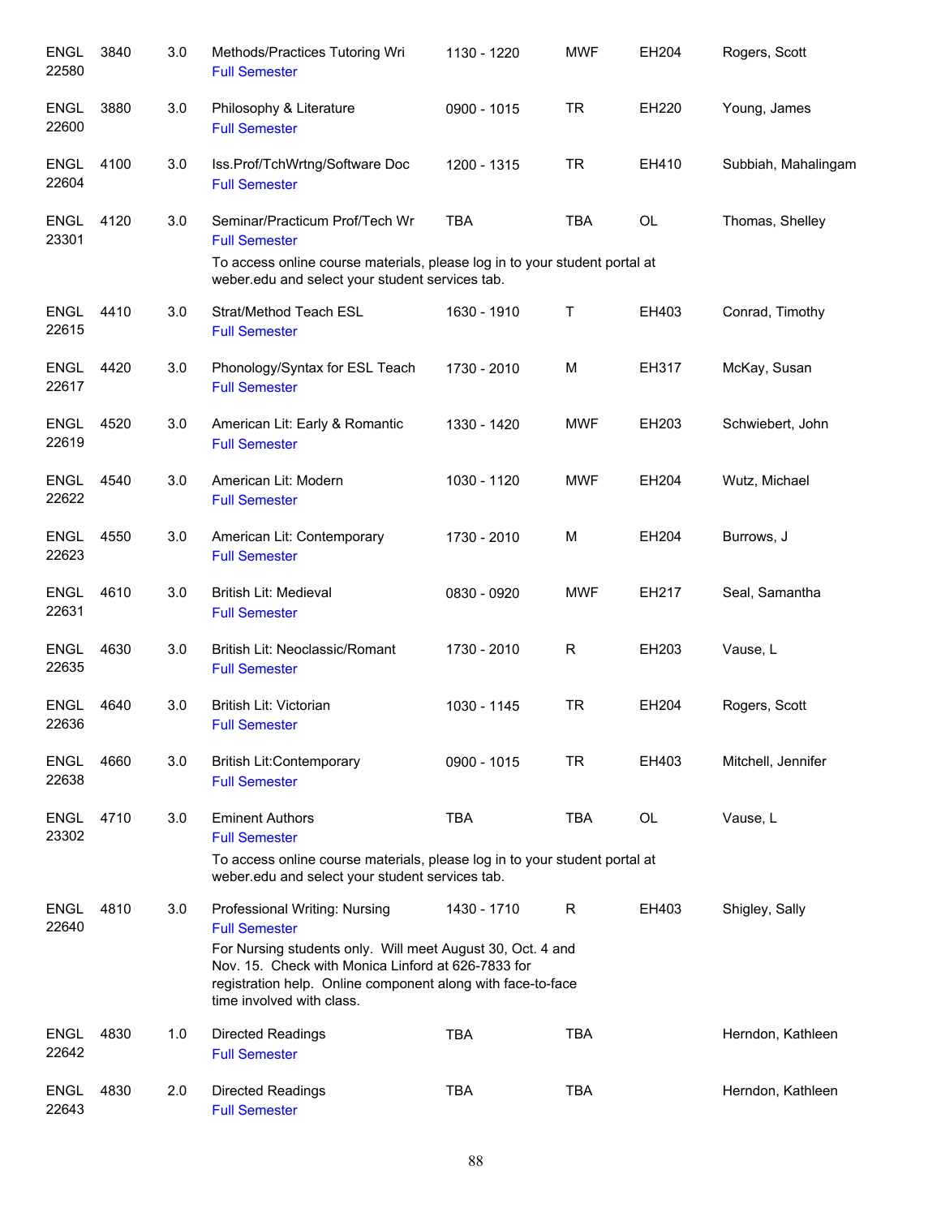| | | | | | | | |
|---|---|---|---|---|---|---|---|
| ENGL 22580 | 3840 | 3.0 | Methods/Practices Tutoring Wri<br>Full Semester | 1130 - 1220 | MWF | EH204 | Rogers, Scott |
| ENGL 22600 | 3880 | 3.0 | Philosophy & Literature<br>Full Semester | 0900 - 1015 | TR | EH220 | Young, James |
| ENGL 22604 | 4100 | 3.0 | Iss.Prof/TchWrtng/Software Doc<br>Full Semester | 1200 - 1315 | TR | EH410 | Subbiah, Mahalingam |
| ENGL 23301 | 4120 | 3.0 | Seminar/Practicum Prof/Tech Wr<br>Full Semester<br>To access online course materials, please log in to your student portal at weber.edu and select your student services tab. | TBA | TBA | OL | Thomas, Shelley |
| ENGL 22615 | 4410 | 3.0 | Strat/Method Teach ESL<br>Full Semester | 1630 - 1910 | T | EH403 | Conrad, Timothy |
| ENGL 22617 | 4420 | 3.0 | Phonology/Syntax for ESL Teach<br>Full Semester | 1730 - 2010 | M | EH317 | McKay, Susan |
| ENGL 22619 | 4520 | 3.0 | American Lit: Early & Romantic<br>Full Semester | 1330 - 1420 | MWF | EH203 | Schwiebert, John |
| ENGL 22622 | 4540 | 3.0 | American Lit: Modern<br>Full Semester | 1030 - 1120 | MWF | EH204 | Wutz, Michael |
| ENGL 22623 | 4550 | 3.0 | American Lit: Contemporary<br>Full Semester | 1730 - 2010 | M | EH204 | Burrows, J |
| ENGL 22631 | 4610 | 3.0 | British Lit: Medieval<br>Full Semester | 0830 - 0920 | MWF | EH217 | Seal, Samantha |
| ENGL 22635 | 4630 | 3.0 | British Lit: Neoclassic/Romant<br>Full Semester | 1730 - 2010 | R | EH203 | Vause, L |
| ENGL 22636 | 4640 | 3.0 | British Lit: Victorian<br>Full Semester | 1030 - 1145 | TR | EH204 | Rogers, Scott |
| ENGL 22638 | 4660 | 3.0 | British Lit:Contemporary<br>Full Semester | 0900 - 1015 | TR | EH403 | Mitchell, Jennifer |
| ENGL 23302 | 4710 | 3.0 | Eminent Authors<br>Full Semester<br>To access online course materials, please log in to your student portal at weber.edu and select your student services tab. | TBA | TBA | OL | Vause, L |
| ENGL 22640 | 4810 | 3.0 | Professional Writing: Nursing<br>Full Semester<br>For Nursing students only. Will meet August 30, Oct. 4 and Nov. 15. Check with Monica Linford at 626-7833 for registration help. Online component along with face-to-face time involved with class. | 1430 - 1710 | R | EH403 | Shigley, Sally |
| ENGL 22642 | 4830 | 1.0 | Directed Readings<br>Full Semester | TBA | TBA | | Herndon, Kathleen |
| ENGL 22643 | 4830 | 2.0 | Directed Readings<br>Full Semester | TBA | TBA | | Herndon, Kathleen |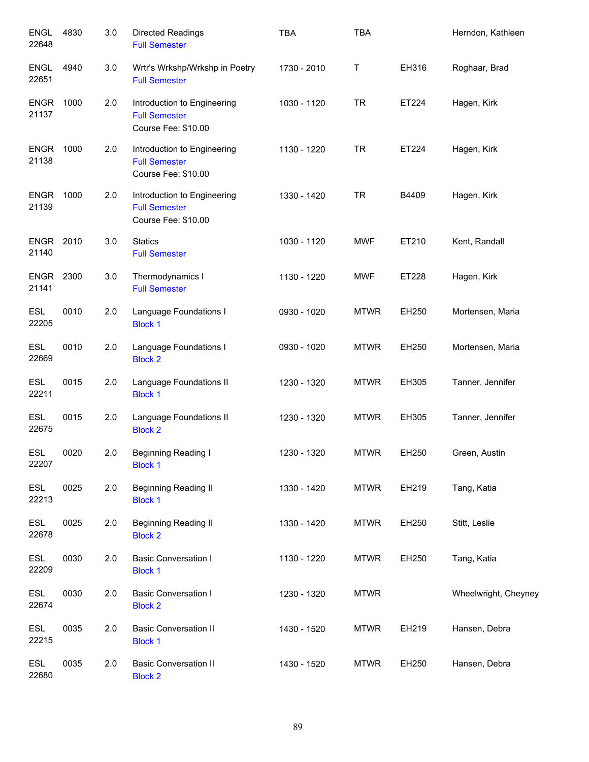| | | | | | | | |
|---|---|---|---|---|---|---|---|
| ENGL 22648 | 4830 | 3.0 | Directed Readings<br>Full Semester | TBA | TBA | | Herndon, Kathleen |
| ENGL 22651 | 4940 | 3.0 | Wrtr's Wrkshp/Wrkshp in Poetry<br>Full Semester | 1730 - 2010 | T | EH316 | Roghaar, Brad |
| ENGR 21137 | 1000 | 2.0 | Introduction to Engineering<br>Full Semester<br>Course Fee: $10.00 | 1030 - 1120 | TR | ET224 | Hagen, Kirk |
| ENGR 21138 | 1000 | 2.0 | Introduction to Engineering<br>Full Semester<br>Course Fee: $10.00 | 1130 - 1220 | TR | ET224 | Hagen, Kirk |
| ENGR 21139 | 1000 | 2.0 | Introduction to Engineering<br>Full Semester<br>Course Fee: $10.00 | 1330 - 1420 | TR | B4409 | Hagen, Kirk |
| ENGR 21140 | 2010 | 3.0 | Statics<br>Full Semester | 1030 - 1120 | MWF | ET210 | Kent, Randall |
| ENGR 21141 | 2300 | 3.0 | Thermodynamics I<br>Full Semester | 1130 - 1220 | MWF | ET228 | Hagen, Kirk |
| ESL 22205 | 0010 | 2.0 | Language Foundations I<br>Block 1 | 0930 - 1020 | MTWR | EH250 | Mortensen, Maria |
| ESL 22669 | 0010 | 2.0 | Language Foundations I<br>Block 2 | 0930 - 1020 | MTWR | EH250 | Mortensen, Maria |
| ESL 22211 | 0015 | 2.0 | Language Foundations II<br>Block 1 | 1230 - 1320 | MTWR | EH305 | Tanner, Jennifer |
| ESL 22675 | 0015 | 2.0 | Language Foundations II<br>Block 2 | 1230 - 1320 | MTWR | EH305 | Tanner, Jennifer |
| ESL 22207 | 0020 | 2.0 | Beginning Reading I<br>Block 1 | 1230 - 1320 | MTWR | EH250 | Green, Austin |
| ESL 22213 | 0025 | 2.0 | Beginning Reading II<br>Block 1 | 1330 - 1420 | MTWR | EH219 | Tang, Katia |
| ESL 22678 | 0025 | 2.0 | Beginning Reading II<br>Block 2 | 1330 - 1420 | MTWR | EH250 | Stitt, Leslie |
| ESL 22209 | 0030 | 2.0 | Basic Conversation I<br>Block 1 | 1130 - 1220 | MTWR | EH250 | Tang, Katia |
| ESL 22674 | 0030 | 2.0 | Basic Conversation I<br>Block 2 | 1230 - 1320 | MTWR | | Wheelwright, Cheyney |
| ESL 22215 | 0035 | 2.0 | Basic Conversation II<br>Block 1 | 1430 - 1520 | MTWR | EH219 | Hansen, Debra |
| ESL 22680 | 0035 | 2.0 | Basic Conversation II<br>Block 2 | 1430 - 1520 | MTWR | EH250 | Hansen, Debra |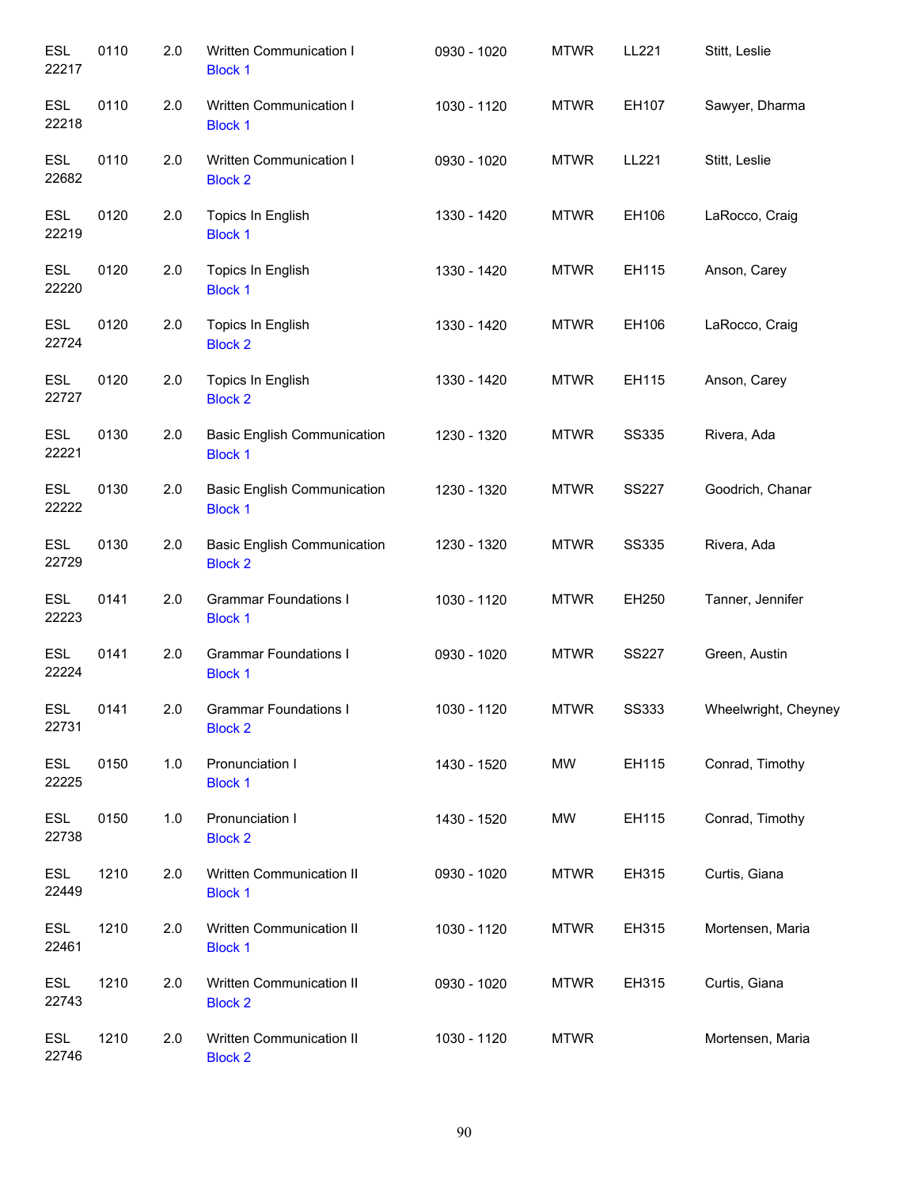| | | | | | | | |
|---|---|---|---|---|---|---|---|
| ESL 22217 | 0110 | 2.0 | Written Communication I<br>Block 1 | 0930 - 1020 | MTWR | LL221 | Stitt, Leslie |
| ESL 22218 | 0110 | 2.0 | Written Communication I<br>Block 1 | 1030 - 1120 | MTWR | EH107 | Sawyer, Dharma |
| ESL 22682 | 0110 | 2.0 | Written Communication I<br>Block 2 | 0930 - 1020 | MTWR | LL221 | Stitt, Leslie |
| ESL 22219 | 0120 | 2.0 | Topics In English<br>Block 1 | 1330 - 1420 | MTWR | EH106 | LaRocco, Craig |
| ESL 22220 | 0120 | 2.0 | Topics In English<br>Block 1 | 1330 - 1420 | MTWR | EH115 | Anson, Carey |
| ESL 22724 | 0120 | 2.0 | Topics In English<br>Block 2 | 1330 - 1420 | MTWR | EH106 | LaRocco, Craig |
| ESL 22727 | 0120 | 2.0 | Topics In English<br>Block 2 | 1330 - 1420 | MTWR | EH115 | Anson, Carey |
| ESL 22221 | 0130 | 2.0 | Basic English Communication<br>Block 1 | 1230 - 1320 | MTWR | SS335 | Rivera, Ada |
| ESL 22222 | 0130 | 2.0 | Basic English Communication<br>Block 1 | 1230 - 1320 | MTWR | SS227 | Goodrich, Chanar |
| ESL 22729 | 0130 | 2.0 | Basic English Communication<br>Block 2 | 1230 - 1320 | MTWR | SS335 | Rivera, Ada |
| ESL 22223 | 0141 | 2.0 | Grammar Foundations I<br>Block 1 | 1030 - 1120 | MTWR | EH250 | Tanner, Jennifer |
| ESL 22224 | 0141 | 2.0 | Grammar Foundations I<br>Block 1 | 0930 - 1020 | MTWR | SS227 | Green, Austin |
| ESL 22731 | 0141 | 2.0 | Grammar Foundations I<br>Block 2 | 1030 - 1120 | MTWR | SS333 | Wheelwright, Cheyney |
| ESL 22225 | 0150 | 1.0 | Pronunciation I<br>Block 1 | 1430 - 1520 | MW | EH115 | Conrad, Timothy |
| ESL 22738 | 0150 | 1.0 | Pronunciation I<br>Block 2 | 1430 - 1520 | MW | EH115 | Conrad, Timothy |
| ESL 22449 | 1210 | 2.0 | Written Communication II<br>Block 1 | 0930 - 1020 | MTWR | EH315 | Curtis, Giana |
| ESL 22461 | 1210 | 2.0 | Written Communication II<br>Block 1 | 1030 - 1120 | MTWR | EH315 | Mortensen, Maria |
| ESL 22743 | 1210 | 2.0 | Written Communication II<br>Block 2 | 0930 - 1020 | MTWR | EH315 | Curtis, Giana |
| ESL 22746 | 1210 | 2.0 | Written Communication II<br>Block 2 | 1030 - 1120 | MTWR | | Mortensen, Maria |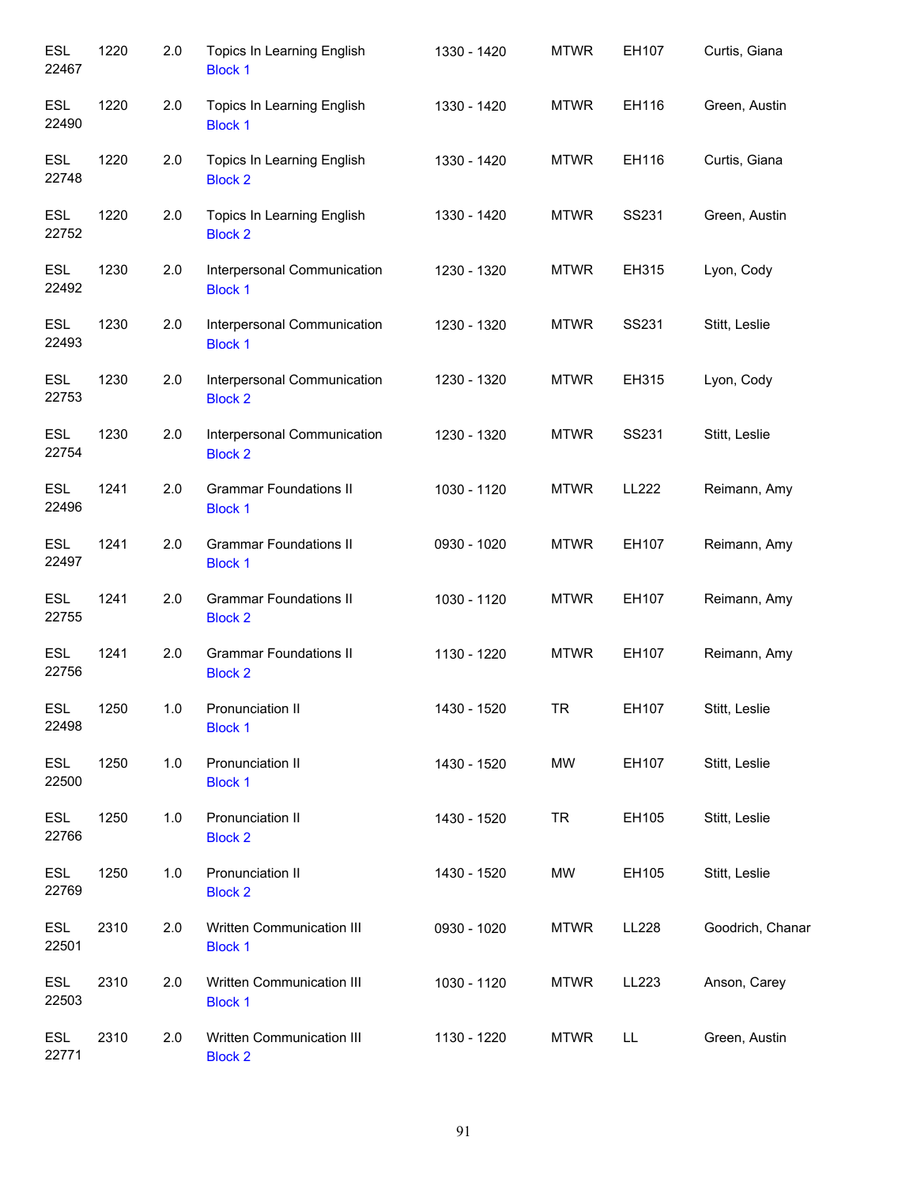| | | | | | | | |
|---|---|---|---|---|---|---|---|
| ESL 22467 | 1220 | 2.0 | Topics In Learning English<br>Block 1 | 1330 - 1420 | MTWR | EH107 | Curtis, Giana |
| ESL 22490 | 1220 | 2.0 | Topics In Learning English<br>Block 1 | 1330 - 1420 | MTWR | EH116 | Green, Austin |
| ESL 22748 | 1220 | 2.0 | Topics In Learning English<br>Block 2 | 1330 - 1420 | MTWR | EH116 | Curtis, Giana |
| ESL 22752 | 1220 | 2.0 | Topics In Learning English<br>Block 2 | 1330 - 1420 | MTWR | SS231 | Green, Austin |
| ESL 22492 | 1230 | 2.0 | Interpersonal Communication<br>Block 1 | 1230 - 1320 | MTWR | EH315 | Lyon, Cody |
| ESL 22493 | 1230 | 2.0 | Interpersonal Communication<br>Block 1 | 1230 - 1320 | MTWR | SS231 | Stitt, Leslie |
| ESL 22753 | 1230 | 2.0 | Interpersonal Communication<br>Block 2 | 1230 - 1320 | MTWR | EH315 | Lyon, Cody |
| ESL 22754 | 1230 | 2.0 | Interpersonal Communication<br>Block 2 | 1230 - 1320 | MTWR | SS231 | Stitt, Leslie |
| ESL 22496 | 1241 | 2.0 | Grammar Foundations II<br>Block 1 | 1030 - 1120 | MTWR | LL222 | Reimann, Amy |
| ESL 22497 | 1241 | 2.0 | Grammar Foundations II<br>Block 1 | 0930 - 1020 | MTWR | EH107 | Reimann, Amy |
| ESL 22755 | 1241 | 2.0 | Grammar Foundations II<br>Block 2 | 1030 - 1120 | MTWR | EH107 | Reimann, Amy |
| ESL 22756 | 1241 | 2.0 | Grammar Foundations II<br>Block 2 | 1130 - 1220 | MTWR | EH107 | Reimann, Amy |
| ESL 22498 | 1250 | 1.0 | Pronunciation II<br>Block 1 | 1430 - 1520 | TR | EH107 | Stitt, Leslie |
| ESL 22500 | 1250 | 1.0 | Pronunciation II<br>Block 1 | 1430 - 1520 | MW | EH107 | Stitt, Leslie |
| ESL 22766 | 1250 | 1.0 | Pronunciation II<br>Block 2 | 1430 - 1520 | TR | EH105 | Stitt, Leslie |
| ESL 22769 | 1250 | 1.0 | Pronunciation II<br>Block 2 | 1430 - 1520 | MW | EH105 | Stitt, Leslie |
| ESL 22501 | 2310 | 2.0 | Written Communication III<br>Block 1 | 0930 - 1020 | MTWR | LL228 | Goodrich, Chanar |
| ESL 22503 | 2310 | 2.0 | Written Communication III<br>Block 1 | 1030 - 1120 | MTWR | LL223 | Anson, Carey |
| ESL 22771 | 2310 | 2.0 | Written Communication III<br>Block 2 | 1130 - 1220 | MTWR | LL | Green, Austin |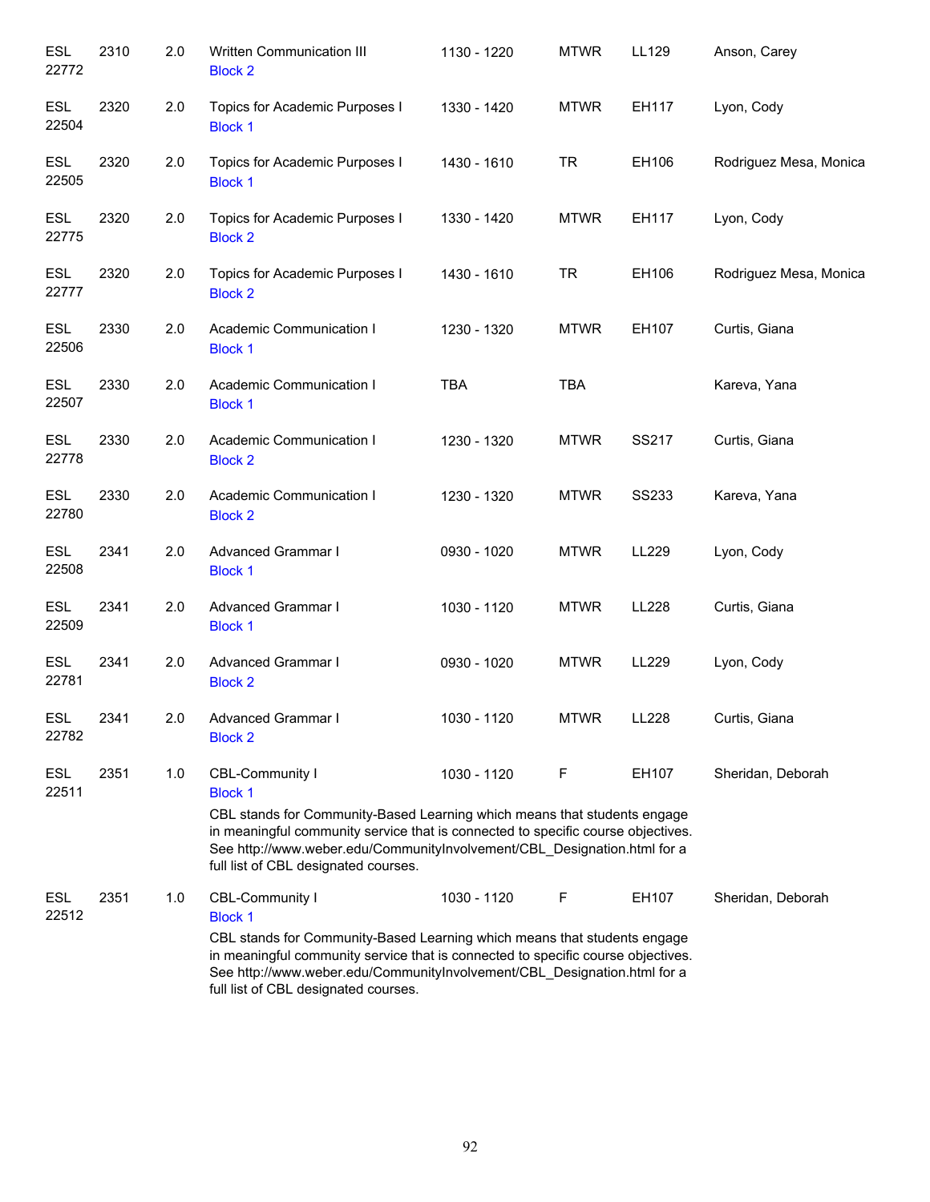| | | | | | | | |
|---|---|---|---|---|---|---|---|
| ESL 22772 | 2310 | 2.0 | Written Communication III<br>Block 2 | 1130 - 1220 | MTWR | LL129 | Anson, Carey |
| ESL 22504 | 2320 | 2.0 | Topics for Academic Purposes I<br>Block 1 | 1330 - 1420 | MTWR | EH117 | Lyon, Cody |
| ESL 22505 | 2320 | 2.0 | Topics for Academic Purposes I<br>Block 1 | 1430 - 1610 | TR | EH106 | Rodriguez Mesa, Monica |
| ESL 22775 | 2320 | 2.0 | Topics for Academic Purposes I<br>Block 2 | 1330 - 1420 | MTWR | EH117 | Lyon, Cody |
| ESL 22777 | 2320 | 2.0 | Topics for Academic Purposes I<br>Block 2 | 1430 - 1610 | TR | EH106 | Rodriguez Mesa, Monica |
| ESL 22506 | 2330 | 2.0 | Academic Communication I<br>Block 1 | 1230 - 1320 | MTWR | EH107 | Curtis, Giana |
| ESL 22507 | 2330 | 2.0 | Academic Communication I<br>Block 1 | TBA | TBA | | Kareva, Yana |
| ESL 22778 | 2330 | 2.0 | Academic Communication I<br>Block 2 | 1230 - 1320 | MTWR | SS217 | Curtis, Giana |
| ESL 22780 | 2330 | 2.0 | Academic Communication I<br>Block 2 | 1230 - 1320 | MTWR | SS233 | Kareva, Yana |
| ESL 22508 | 2341 | 2.0 | Advanced Grammar I<br>Block 1 | 0930 - 1020 | MTWR | LL229 | Lyon, Cody |
| ESL 22509 | 2341 | 2.0 | Advanced Grammar I<br>Block 1 | 1030 - 1120 | MTWR | LL228 | Curtis, Giana |
| ESL 22781 | 2341 | 2.0 | Advanced Grammar I<br>Block 2 | 0930 - 1020 | MTWR | LL229 | Lyon, Cody |
| ESL 22782 | 2341 | 2.0 | Advanced Grammar I<br>Block 2 | 1030 - 1120 | MTWR | LL228 | Curtis, Giana |
| ESL 22511 | 2351 | 1.0 | CBL-Community I<br>Block 1<br>CBL stands for Community-Based Learning which means that students engage in meaningful community service that is connected to specific course objectives. See http://www.weber.edu/CommunityInvolvement/CBL_Designation.html for a full list of CBL designated courses. | 1030 - 1120 | F | EH107 | Sheridan, Deborah |
| ESL 22512 | 2351 | 1.0 | CBL-Community I<br>Block 1<br>CBL stands for Community-Based Learning which means that students engage in meaningful community service that is connected to specific course objectives. See http://www.weber.edu/CommunityInvolvement/CBL_Designation.html for a full list of CBL designated courses. | 1030 - 1120 | F | EH107 | Sheridan, Deborah |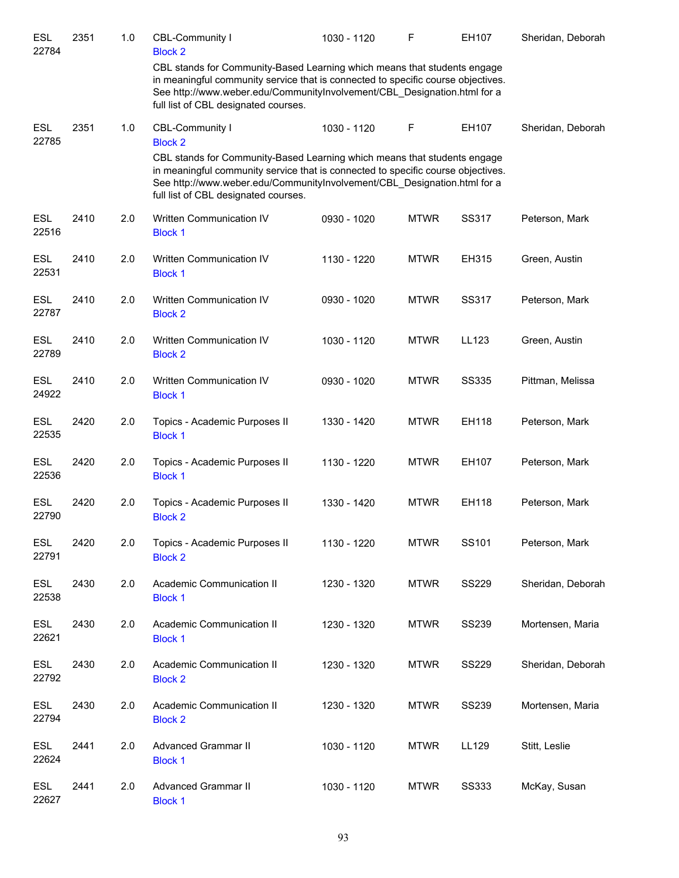| | | | | | | | |
|---|---|---|---|---|---|---|---|
| ESL 22784 | 2351 | 1.0 | CBL-Community I<br>Block 2 | 1030 - 1120 | F | EH107 | Sheridan, Deborah |
| | | | CBL stands for Community-Based Learning which means that students engage in meaningful community service that is connected to specific course objectives. See http://www.weber.edu/CommunityInvolvement/CBL_Designation.html for a full list of CBL designated courses. | | | | |
| ESL 22785 | 2351 | 1.0 | CBL-Community I<br>Block 2 | 1030 - 1120 | F | EH107 | Sheridan, Deborah |
| | | | CBL stands for Community-Based Learning which means that students engage in meaningful community service that is connected to specific course objectives. See http://www.weber.edu/CommunityInvolvement/CBL_Designation.html for a full list of CBL designated courses. | | | | |
| ESL 22516 | 2410 | 2.0 | Written Communication IV<br>Block 1 | 0930 - 1020 | MTWR | SS317 | Peterson, Mark |
| ESL 22531 | 2410 | 2.0 | Written Communication IV<br>Block 1 | 1130 - 1220 | MTWR | EH315 | Green, Austin |
| ESL 22787 | 2410 | 2.0 | Written Communication IV<br>Block 2 | 0930 - 1020 | MTWR | SS317 | Peterson, Mark |
| ESL 22789 | 2410 | 2.0 | Written Communication IV<br>Block 2 | 1030 - 1120 | MTWR | LL123 | Green, Austin |
| ESL 24922 | 2410 | 2.0 | Written Communication IV<br>Block 1 | 0930 - 1020 | MTWR | SS335 | Pittman, Melissa |
| ESL 22535 | 2420 | 2.0 | Topics - Academic Purposes II<br>Block 1 | 1330 - 1420 | MTWR | EH118 | Peterson, Mark |
| ESL 22536 | 2420 | 2.0 | Topics - Academic Purposes II<br>Block 1 | 1130 - 1220 | MTWR | EH107 | Peterson, Mark |
| ESL 22790 | 2420 | 2.0 | Topics - Academic Purposes II<br>Block 2 | 1330 - 1420 | MTWR | EH118 | Peterson, Mark |
| ESL 22791 | 2420 | 2.0 | Topics - Academic Purposes II<br>Block 2 | 1130 - 1220 | MTWR | SS101 | Peterson, Mark |
| ESL 22538 | 2430 | 2.0 | Academic Communication II<br>Block 1 | 1230 - 1320 | MTWR | SS229 | Sheridan, Deborah |
| ESL 22621 | 2430 | 2.0 | Academic Communication II<br>Block 1 | 1230 - 1320 | MTWR | SS239 | Mortensen, Maria |
| ESL 22792 | 2430 | 2.0 | Academic Communication II<br>Block 2 | 1230 - 1320 | MTWR | SS229 | Sheridan, Deborah |
| ESL 22794 | 2430 | 2.0 | Academic Communication II<br>Block 2 | 1230 - 1320 | MTWR | SS239 | Mortensen, Maria |
| ESL 22624 | 2441 | 2.0 | Advanced Grammar II<br>Block 1 | 1030 - 1120 | MTWR | LL129 | Stitt, Leslie |
| ESL 22627 | 2441 | 2.0 | Advanced Grammar II<br>Block 1 | 1030 - 1120 | MTWR | SS333 | McKay, Susan |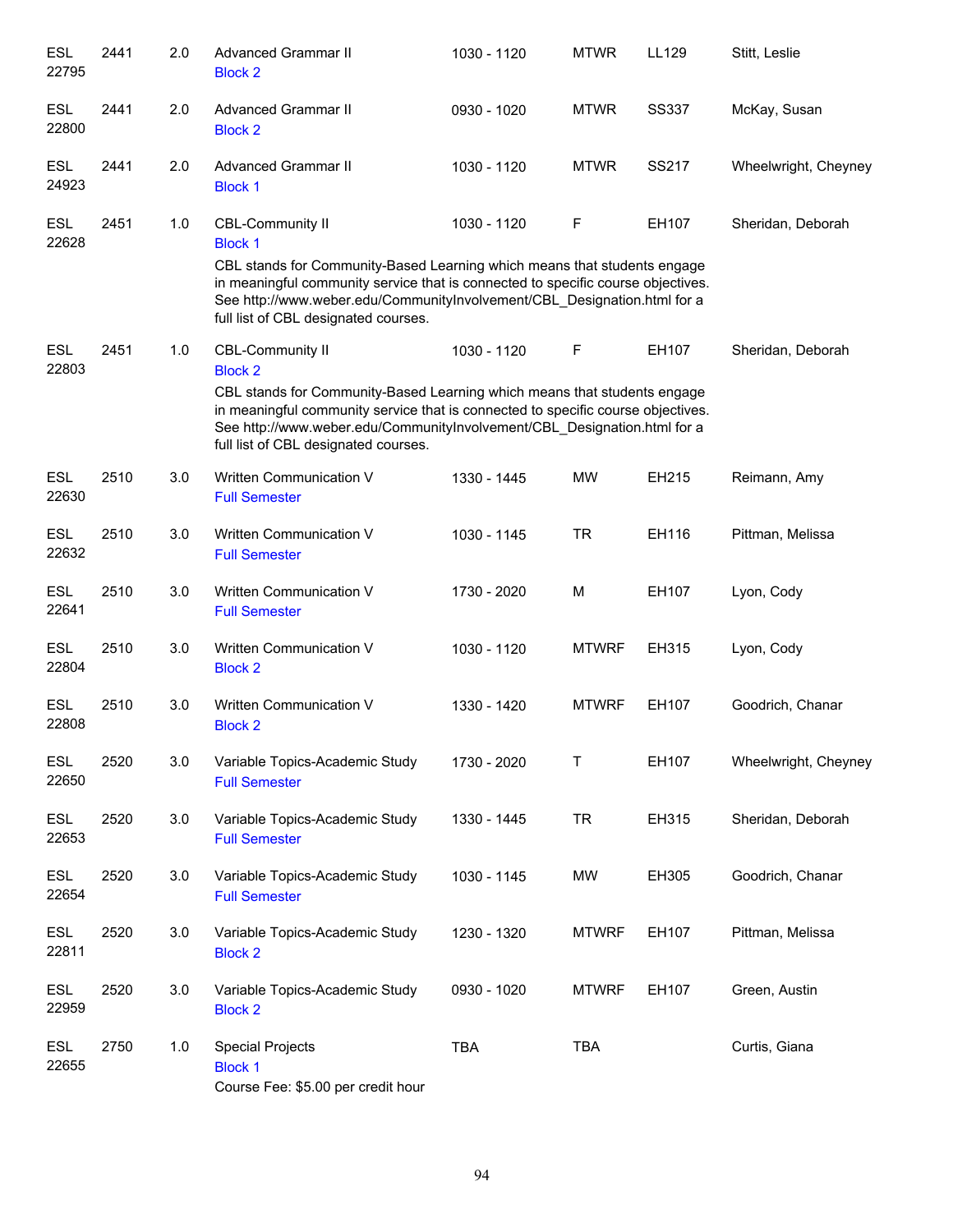| | | | | | | | |
|---|---|---|---|---|---|---|---|
| ESL 22795 | 2441 | 2.0 | Advanced Grammar II<br>Block 2 | 1030 - 1120 | MTWR | LL129 | Stitt, Leslie |
| ESL 22800 | 2441 | 2.0 | Advanced Grammar II<br>Block 2 | 0930 - 1020 | MTWR | SS337 | McKay, Susan |
| ESL 24923 | 2441 | 2.0 | Advanced Grammar II<br>Block 1 | 1030 - 1120 | MTWR | SS217 | Wheelwright, Cheyney |
| ESL 22628 | 2451 | 1.0 | CBL-Community II<br>Block 1<br>CBL stands for Community-Based Learning which means that students engage in meaningful community service that is connected to specific course objectives. See http://www.weber.edu/CommunityInvolvement/CBL_Designation.html for a full list of CBL designated courses. | 1030 - 1120 | F | EH107 | Sheridan, Deborah |
| ESL 22803 | 2451 | 1.0 | CBL-Community II<br>Block 2<br>CBL stands for Community-Based Learning which means that students engage in meaningful community service that is connected to specific course objectives. See http://www.weber.edu/CommunityInvolvement/CBL_Designation.html for a full list of CBL designated courses. | 1030 - 1120 | F | EH107 | Sheridan, Deborah |
| ESL 22630 | 2510 | 3.0 | Written Communication V<br>Full Semester | 1330 - 1445 | MW | EH215 | Reimann, Amy |
| ESL 22632 | 2510 | 3.0 | Written Communication V<br>Full Semester | 1030 - 1145 | TR | EH116 | Pittman, Melissa |
| ESL 22641 | 2510 | 3.0 | Written Communication V<br>Full Semester | 1730 - 2020 | M | EH107 | Lyon, Cody |
| ESL 22804 | 2510 | 3.0 | Written Communication V<br>Block 2 | 1030 - 1120 | MTWRF | EH315 | Lyon, Cody |
| ESL 22808 | 2510 | 3.0 | Written Communication V<br>Block 2 | 1330 - 1420 | MTWRF | EH107 | Goodrich, Chanar |
| ESL 22650 | 2520 | 3.0 | Variable Topics-Academic Study<br>Full Semester | 1730 - 2020 | T | EH107 | Wheelwright, Cheyney |
| ESL 22653 | 2520 | 3.0 | Variable Topics-Academic Study<br>Full Semester | 1330 - 1445 | TR | EH315 | Sheridan, Deborah |
| ESL 22654 | 2520 | 3.0 | Variable Topics-Academic Study<br>Full Semester | 1030 - 1145 | MW | EH305 | Goodrich, Chanar |
| ESL 22811 | 2520 | 3.0 | Variable Topics-Academic Study<br>Block 2 | 1230 - 1320 | MTWRF | EH107 | Pittman, Melissa |
| ESL 22959 | 2520 | 3.0 | Variable Topics-Academic Study<br>Block 2 | 0930 - 1020 | MTWRF | EH107 | Green, Austin |
| ESL 22655 | 2750 | 1.0 | Special Projects<br>Block 1<br>Course Fee: $5.00 per credit hour | TBA | TBA | | Curtis, Giana |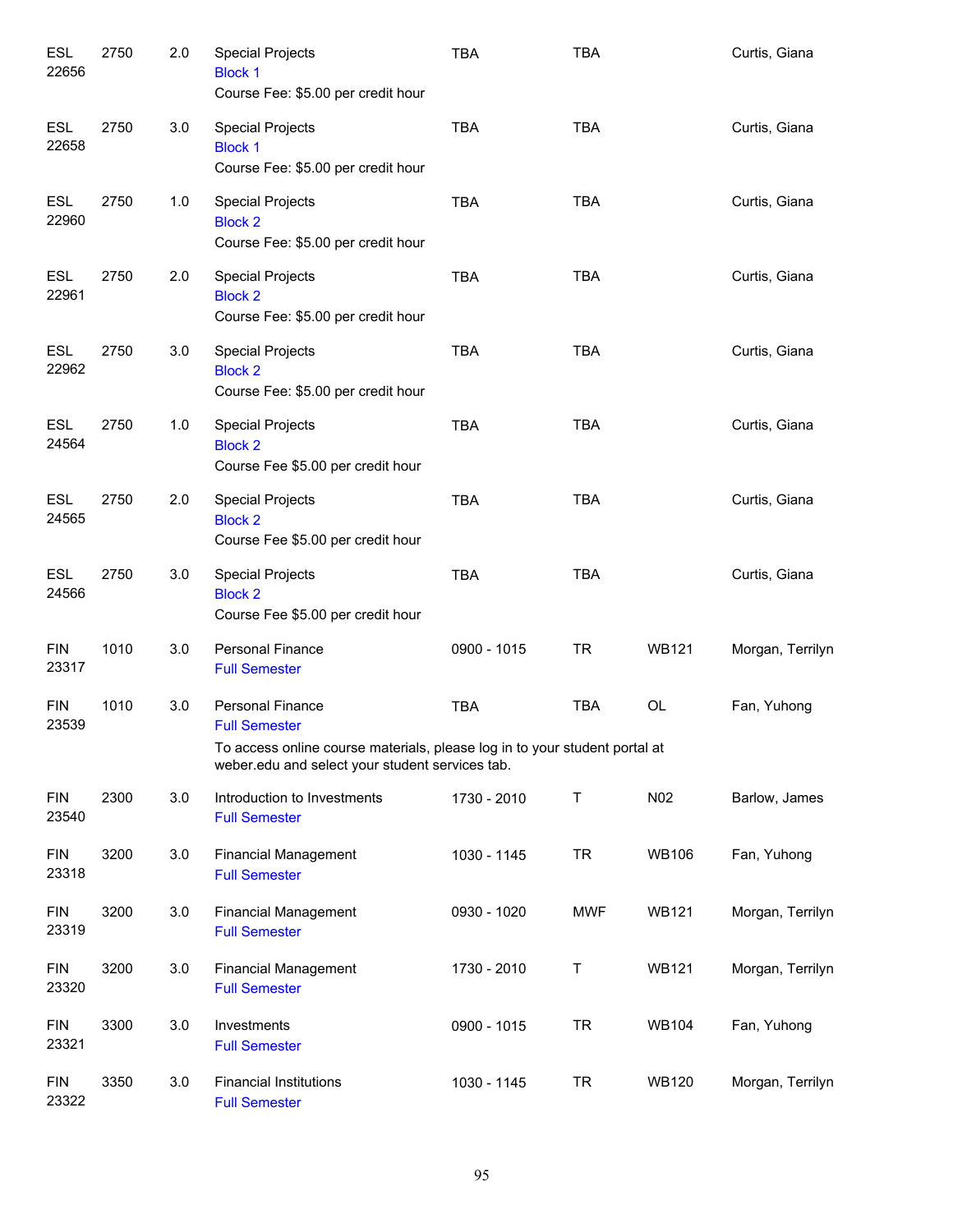| Subject / CRN | Course | Credits | Title / Notes | Time | Days | Room | Instructor |
|---|---|---|---|---|---|---|---|
| ESL 22656 | 2750 | 2.0 | Special Projects<br>Block 1<br>Course Fee: $5.00 per credit hour | TBA | TBA | | Curtis, Giana |
| ESL 22658 | 2750 | 3.0 | Special Projects<br>Block 1<br>Course Fee: $5.00 per credit hour | TBA | TBA | | Curtis, Giana |
| ESL 22960 | 2750 | 1.0 | Special Projects<br>Block 2<br>Course Fee: $5.00 per credit hour | TBA | TBA | | Curtis, Giana |
| ESL 22961 | 2750 | 2.0 | Special Projects<br>Block 2<br>Course Fee: $5.00 per credit hour | TBA | TBA | | Curtis, Giana |
| ESL 22962 | 2750 | 3.0 | Special Projects<br>Block 2<br>Course Fee: $5.00 per credit hour | TBA | TBA | | Curtis, Giana |
| ESL 24564 | 2750 | 1.0 | Special Projects<br>Block 2<br>Course Fee $5.00 per credit hour | TBA | TBA | | Curtis, Giana |
| ESL 24565 | 2750 | 2.0 | Special Projects<br>Block 2<br>Course Fee $5.00 per credit hour | TBA | TBA | | Curtis, Giana |
| ESL 24566 | 2750 | 3.0 | Special Projects<br>Block 2<br>Course Fee $5.00 per credit hour | TBA | TBA | | Curtis, Giana |
| FIN 23317 | 1010 | 3.0 | Personal Finance<br>Full Semester | 0900 - 1015 | TR | WB121 | Morgan, Terrilyn |
| FIN 23539 | 1010 | 3.0 | Personal Finance<br>Full Semester<br>To access online course materials, please log in to your student portal at weber.edu and select your student services tab. | TBA | TBA | OL | Fan, Yuhong |
| FIN 23540 | 2300 | 3.0 | Introduction to Investments<br>Full Semester | 1730 - 2010 | T | N02 | Barlow, James |
| FIN 23318 | 3200 | 3.0 | Financial Management<br>Full Semester | 1030 - 1145 | TR | WB106 | Fan, Yuhong |
| FIN 23319 | 3200 | 3.0 | Financial Management<br>Full Semester | 0930 - 1020 | MWF | WB121 | Morgan, Terrilyn |
| FIN 23320 | 3200 | 3.0 | Financial Management<br>Full Semester | 1730 - 2010 | T | WB121 | Morgan, Terrilyn |
| FIN 23321 | 3300 | 3.0 | Investments<br>Full Semester | 0900 - 1015 | TR | WB104 | Fan, Yuhong |
| FIN 23322 | 3350 | 3.0 | Financial Institutions<br>Full Semester | 1030 - 1145 | TR | WB120 | Morgan, Terrilyn |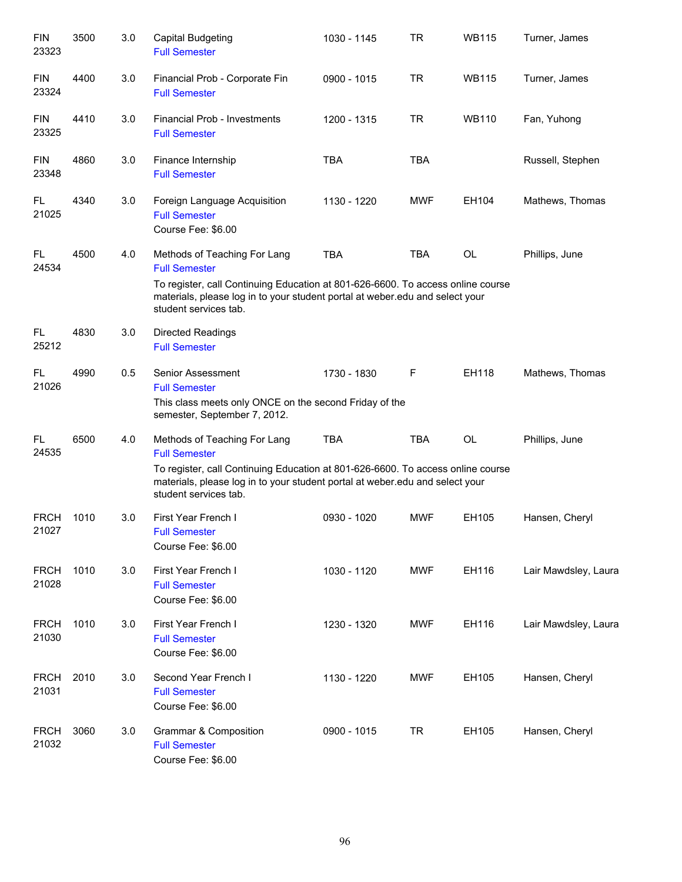| Subject / CRN | Course | Credits | Title | Time | Days | Room | Instructor |
|---|---|---|---|---|---|---|---|
| FIN 23323 | 3500 | 3.0 | Capital Budgeting<br>Full Semester | 1030 - 1145 | TR | WB115 | Turner, James |
| FIN 23324 | 4400 | 3.0 | Financial Prob - Corporate Fin<br>Full Semester | 0900 - 1015 | TR | WB115 | Turner, James |
| FIN 23325 | 4410 | 3.0 | Financial Prob - Investments<br>Full Semester | 1200 - 1315 | TR | WB110 | Fan, Yuhong |
| FIN 23348 | 4860 | 3.0 | Finance Internship<br>Full Semester | TBA | TBA | | Russell, Stephen |
| FL 21025 | 4340 | 3.0 | Foreign Language Acquisition<br>Full Semester<br>Course Fee: $6.00 | 1130 - 1220 | MWF | EH104 | Mathews, Thomas |
| FL 24534 | 4500 | 4.0 | Methods of Teaching For Lang<br>Full Semester<br>To register, call Continuing Education at 801-626-6600. To access online course materials, please log in to your student portal at weber.edu and select your student services tab. | TBA | TBA | OL | Phillips, June |
| FL 25212 | 4830 | 3.0 | Directed Readings<br>Full Semester | | | | |
| FL 21026 | 4990 | 0.5 | Senior Assessment<br>Full Semester<br>This class meets only ONCE on the second Friday of the semester, September 7, 2012. | 1730 - 1830 | F | EH118 | Mathews, Thomas |
| FL 24535 | 6500 | 4.0 | Methods of Teaching For Lang<br>Full Semester<br>To register, call Continuing Education at 801-626-6600. To access online course materials, please log in to your student portal at weber.edu and select your student services tab. | TBA | TBA | OL | Phillips, June |
| FRCH 21027 | 1010 | 3.0 | First Year French I<br>Full Semester<br>Course Fee: $6.00 | 0930 - 1020 | MWF | EH105 | Hansen, Cheryl |
| FRCH 21028 | 1010 | 3.0 | First Year French I<br>Full Semester<br>Course Fee: $6.00 | 1030 - 1120 | MWF | EH116 | Lair Mawdsley, Laura |
| FRCH 21030 | 1010 | 3.0 | First Year French I<br>Full Semester<br>Course Fee: $6.00 | 1230 - 1320 | MWF | EH116 | Lair Mawdsley, Laura |
| FRCH 21031 | 2010 | 3.0 | Second Year French I<br>Full Semester<br>Course Fee: $6.00 | 1130 - 1220 | MWF | EH105 | Hansen, Cheryl |
| FRCH 21032 | 3060 | 3.0 | Grammar & Composition<br>Full Semester<br>Course Fee: $6.00 | 0900 - 1015 | TR | EH105 | Hansen, Cheryl |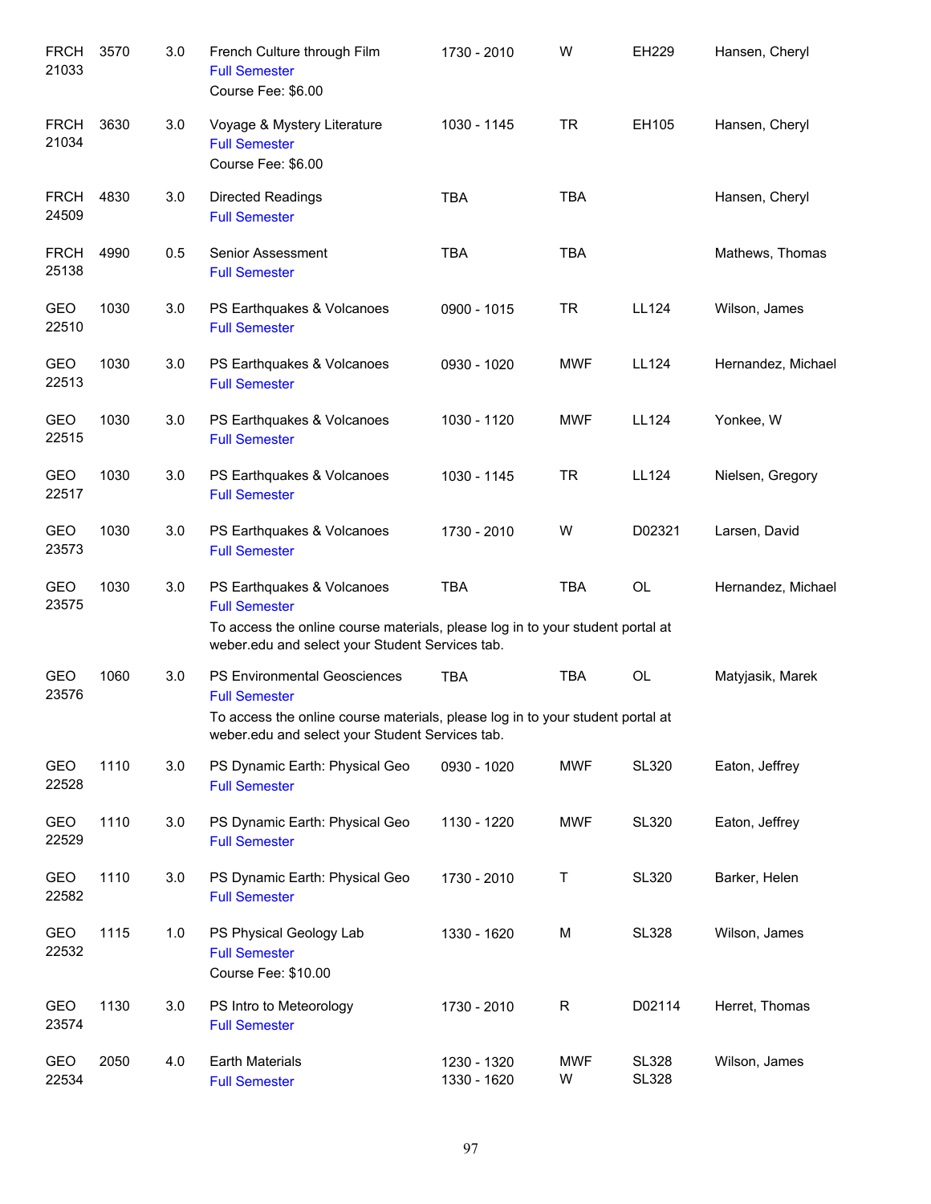| | | | | | | | |
|---|---|---|---|---|---|---|---|
| FRCH 21033 | 3570 | 3.0 | French Culture through Film<br>Full Semester<br>Course Fee: $6.00 | 1730 - 2010 | W | EH229 | Hansen, Cheryl |
| FRCH 21034 | 3630 | 3.0 | Voyage & Mystery Literature<br>Full Semester<br>Course Fee: $6.00 | 1030 - 1145 | TR | EH105 | Hansen, Cheryl |
| FRCH 24509 | 4830 | 3.0 | Directed Readings<br>Full Semester | TBA | TBA | | Hansen, Cheryl |
| FRCH 25138 | 4990 | 0.5 | Senior Assessment<br>Full Semester | TBA | TBA | | Mathews, Thomas |
| GEO 22510 | 1030 | 3.0 | PS Earthquakes & Volcanoes<br>Full Semester | 0900 - 1015 | TR | LL124 | Wilson, James |
| GEO 22513 | 1030 | 3.0 | PS Earthquakes & Volcanoes<br>Full Semester | 0930 - 1020 | MWF | LL124 | Hernandez, Michael |
| GEO 22515 | 1030 | 3.0 | PS Earthquakes & Volcanoes<br>Full Semester | 1030 - 1120 | MWF | LL124 | Yonkee, W |
| GEO 22517 | 1030 | 3.0 | PS Earthquakes & Volcanoes<br>Full Semester | 1030 - 1145 | TR | LL124 | Nielsen, Gregory |
| GEO 23573 | 1030 | 3.0 | PS Earthquakes & Volcanoes<br>Full Semester | 1730 - 2010 | W | D02321 | Larsen, David |
| GEO 23575 | 1030 | 3.0 | PS Earthquakes & Volcanoes<br>Full Semester<br>To access the online course materials, please log in to your student portal at weber.edu and select your Student Services tab. | TBA | TBA | OL | Hernandez, Michael |
| GEO 23576 | 1060 | 3.0 | PS Environmental Geosciences<br>Full Semester<br>To access the online course materials, please log in to your student portal at weber.edu and select your Student Services tab. | TBA | TBA | OL | Matyjasik, Marek |
| GEO 22528 | 1110 | 3.0 | PS Dynamic Earth: Physical Geo<br>Full Semester | 0930 - 1020 | MWF | SL320 | Eaton, Jeffrey |
| GEO 22529 | 1110 | 3.0 | PS Dynamic Earth: Physical Geo<br>Full Semester | 1130 - 1220 | MWF | SL320 | Eaton, Jeffrey |
| GEO 22582 | 1110 | 3.0 | PS Dynamic Earth: Physical Geo<br>Full Semester | 1730 - 2010 | T | SL320 | Barker, Helen |
| GEO 22532 | 1115 | 1.0 | PS Physical Geology Lab<br>Full Semester<br>Course Fee: $10.00 | 1330 - 1620 | M | SL328 | Wilson, James |
| GEO 23574 | 1130 | 3.0 | PS Intro to Meteorology<br>Full Semester | 1730 - 2010 | R | D02114 | Herret, Thomas |
| GEO 22534 | 2050 | 4.0 | Earth Materials<br>Full Semester | 1230 - 1320<br>1330 - 1620 | MWF<br>W | SL328<br>SL328 | Wilson, James |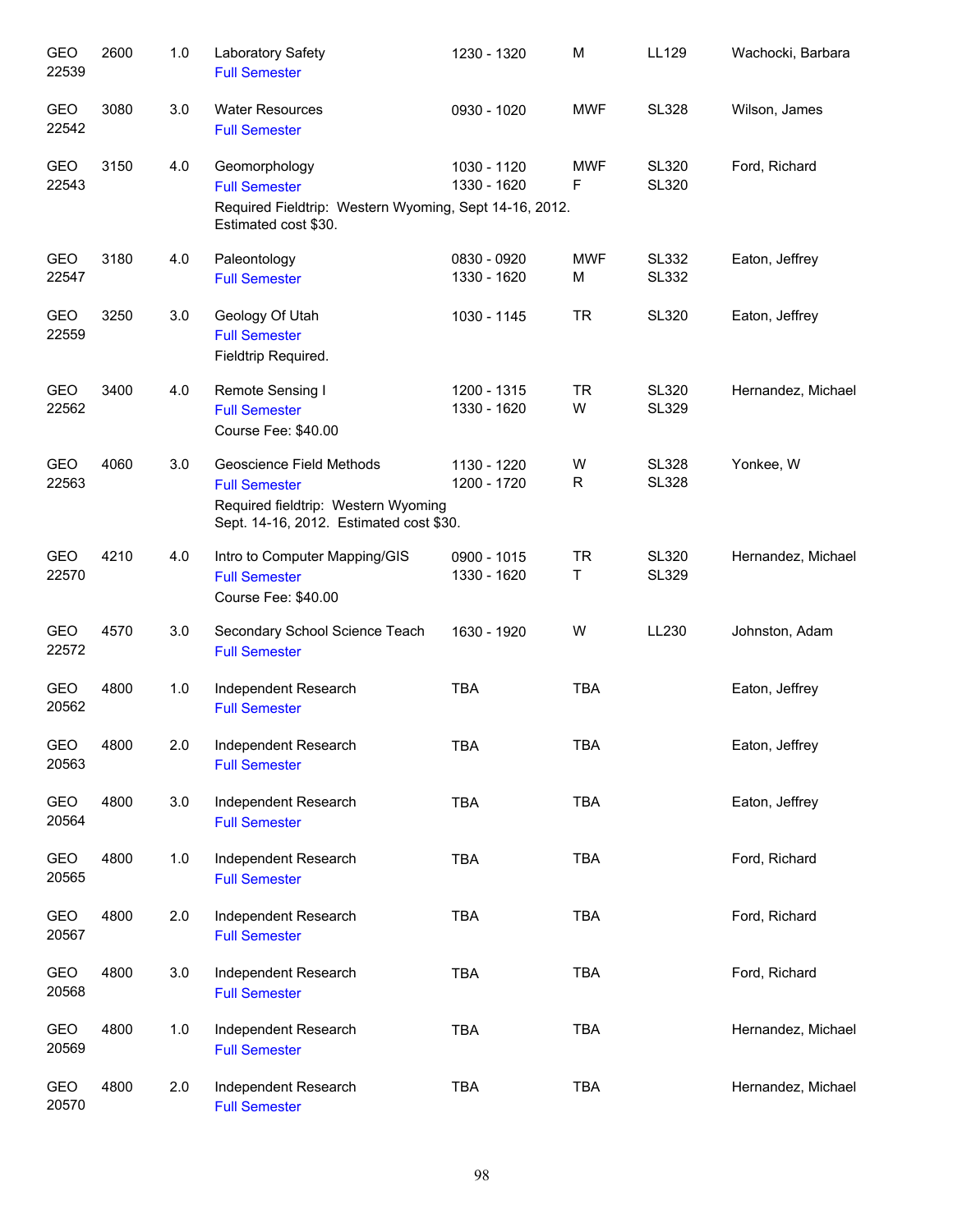| Dept / CRN | Course | Credits | Title | Time | Days | Room | Instructor |
|---|---|---|---|---|---|---|---|
| GEO 22539 | 2600 | 1.0 | Laboratory Safety<br>Full Semester | 1230 - 1320 | M | LL129 | Wachocki, Barbara |
| GEO 22542 | 3080 | 3.0 | Water Resources<br>Full Semester | 0930 - 1020 | MWF | SL328 | Wilson, James |
| GEO 22543 | 3150 | 4.0 | Geomorphology<br>Full Semester<br>Required Fieldtrip: Western Wyoming, Sept 14-16, 2012. Estimated cost $30. | 1030 - 1120<br>1330 - 1620 | MWF<br>F | SL320<br>SL320 | Ford, Richard |
| GEO 22547 | 3180 | 4.0 | Paleontology<br>Full Semester | 0830 - 0920<br>1330 - 1620 | MWF<br>M | SL332<br>SL332 | Eaton, Jeffrey |
| GEO 22559 | 3250 | 3.0 | Geology Of Utah<br>Full Semester<br>Fieldtrip Required. | 1030 - 1145 | TR | SL320 | Eaton, Jeffrey |
| GEO 22562 | 3400 | 4.0 | Remote Sensing I<br>Full Semester<br>Course Fee: $40.00 | 1200 - 1315<br>1330 - 1620 | TR<br>W | SL320<br>SL329 | Hernandez, Michael |
| GEO 22563 | 4060 | 3.0 | Geoscience Field Methods<br>Full Semester<br>Required fieldtrip: Western Wyoming Sept. 14-16, 2012. Estimated cost $30. | 1130 - 1220<br>1200 - 1720 | W<br>R | SL328<br>SL328 | Yonkee, W |
| GEO 22570 | 4210 | 4.0 | Intro to Computer Mapping/GIS<br>Full Semester<br>Course Fee: $40.00 | 0900 - 1015<br>1330 - 1620 | TR<br>T | SL320<br>SL329 | Hernandez, Michael |
| GEO 22572 | 4570 | 3.0 | Secondary School Science Teach<br>Full Semester | 1630 - 1920 | W | LL230 | Johnston, Adam |
| GEO 20562 | 4800 | 1.0 | Independent Research<br>Full Semester | TBA | TBA | | Eaton, Jeffrey |
| GEO 20563 | 4800 | 2.0 | Independent Research<br>Full Semester | TBA | TBA | | Eaton, Jeffrey |
| GEO 20564 | 4800 | 3.0 | Independent Research<br>Full Semester | TBA | TBA | | Eaton, Jeffrey |
| GEO 20565 | 4800 | 1.0 | Independent Research<br>Full Semester | TBA | TBA | | Ford, Richard |
| GEO 20567 | 4800 | 2.0 | Independent Research<br>Full Semester | TBA | TBA | | Ford, Richard |
| GEO 20568 | 4800 | 3.0 | Independent Research<br>Full Semester | TBA | TBA | | Ford, Richard |
| GEO 20569 | 4800 | 1.0 | Independent Research<br>Full Semester | TBA | TBA | | Hernandez, Michael |
| GEO 20570 | 4800 | 2.0 | Independent Research<br>Full Semester | TBA | TBA | | Hernandez, Michael |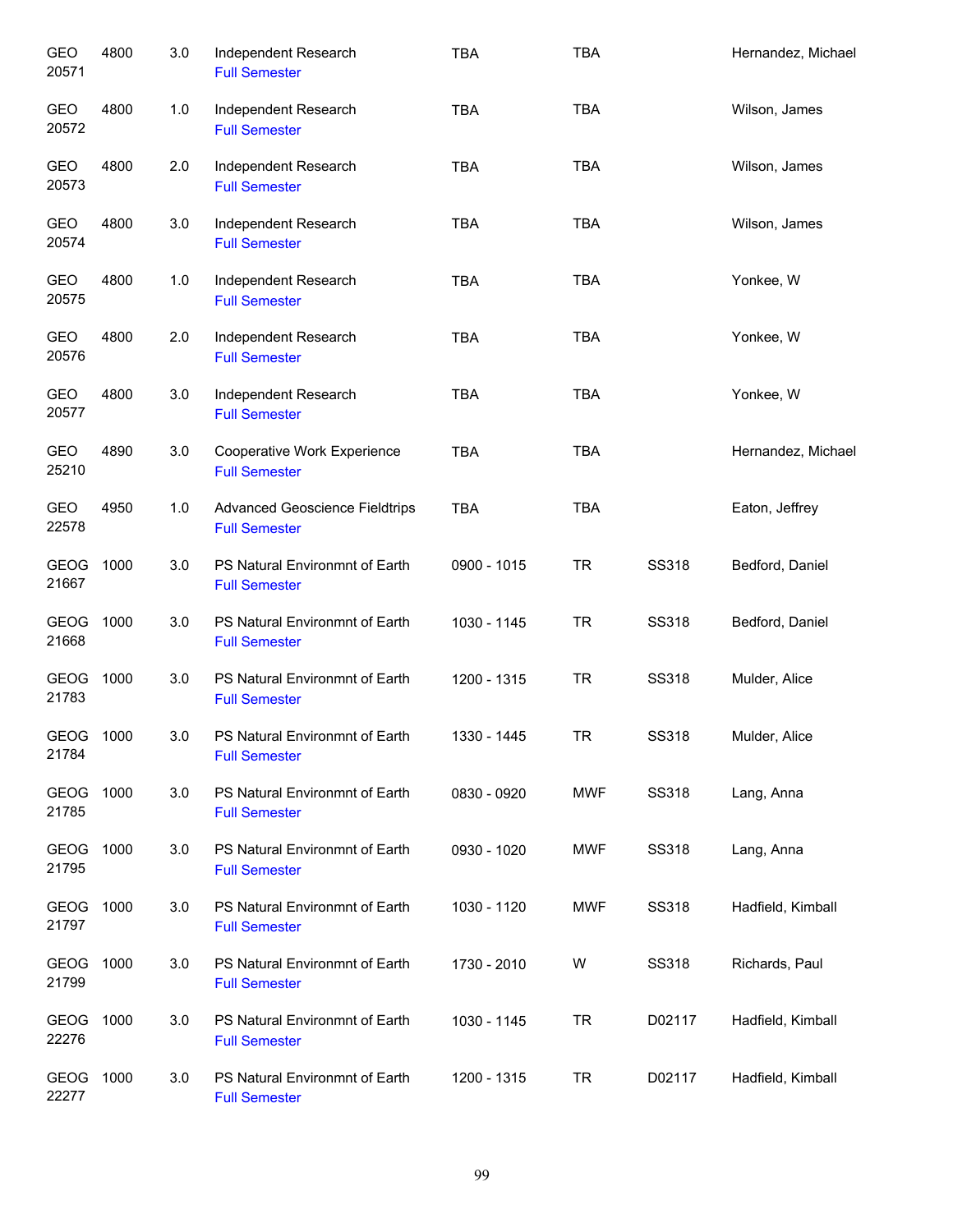| | | | | | | | |
|---|---|---|---|---|---|---|---|
| GEO 20571 | 4800 | 3.0 | Independent Research<br>Full Semester | TBA | TBA | | Hernandez, Michael |
| GEO 20572 | 4800 | 1.0 | Independent Research<br>Full Semester | TBA | TBA | | Wilson, James |
| GEO 20573 | 4800 | 2.0 | Independent Research<br>Full Semester | TBA | TBA | | Wilson, James |
| GEO 20574 | 4800 | 3.0 | Independent Research<br>Full Semester | TBA | TBA | | Wilson, James |
| GEO 20575 | 4800 | 1.0 | Independent Research<br>Full Semester | TBA | TBA | | Yonkee, W |
| GEO 20576 | 4800 | 2.0 | Independent Research<br>Full Semester | TBA | TBA | | Yonkee, W |
| GEO 20577 | 4800 | 3.0 | Independent Research<br>Full Semester | TBA | TBA | | Yonkee, W |
| GEO 25210 | 4890 | 3.0 | Cooperative Work Experience<br>Full Semester | TBA | TBA | | Hernandez, Michael |
| GEO 22578 | 4950 | 1.0 | Advanced Geoscience Fieldtrips<br>Full Semester | TBA | TBA | | Eaton, Jeffrey |
| GEOG 21667 | 1000 | 3.0 | PS Natural Environmnt of Earth<br>Full Semester | 0900 - 1015 | TR | SS318 | Bedford, Daniel |
| GEOG 21668 | 1000 | 3.0 | PS Natural Environmnt of Earth<br>Full Semester | 1030 - 1145 | TR | SS318 | Bedford, Daniel |
| GEOG 21783 | 1000 | 3.0 | PS Natural Environmnt of Earth<br>Full Semester | 1200 - 1315 | TR | SS318 | Mulder, Alice |
| GEOG 21784 | 1000 | 3.0 | PS Natural Environmnt of Earth<br>Full Semester | 1330 - 1445 | TR | SS318 | Mulder, Alice |
| GEOG 21785 | 1000 | 3.0 | PS Natural Environmnt of Earth<br>Full Semester | 0830 - 0920 | MWF | SS318 | Lang, Anna |
| GEOG 21795 | 1000 | 3.0 | PS Natural Environmnt of Earth<br>Full Semester | 0930 - 1020 | MWF | SS318 | Lang, Anna |
| GEOG 21797 | 1000 | 3.0 | PS Natural Environmnt of Earth<br>Full Semester | 1030 - 1120 | MWF | SS318 | Hadfield, Kimball |
| GEOG 21799 | 1000 | 3.0 | PS Natural Environmnt of Earth<br>Full Semester | 1730 - 2010 | W | SS318 | Richards, Paul |
| GEOG 22276 | 1000 | 3.0 | PS Natural Environmnt of Earth<br>Full Semester | 1030 - 1145 | TR | D02117 | Hadfield, Kimball |
| GEOG 22277 | 1000 | 3.0 | PS Natural Environmnt of Earth<br>Full Semester | 1200 - 1315 | TR | D02117 | Hadfield, Kimball |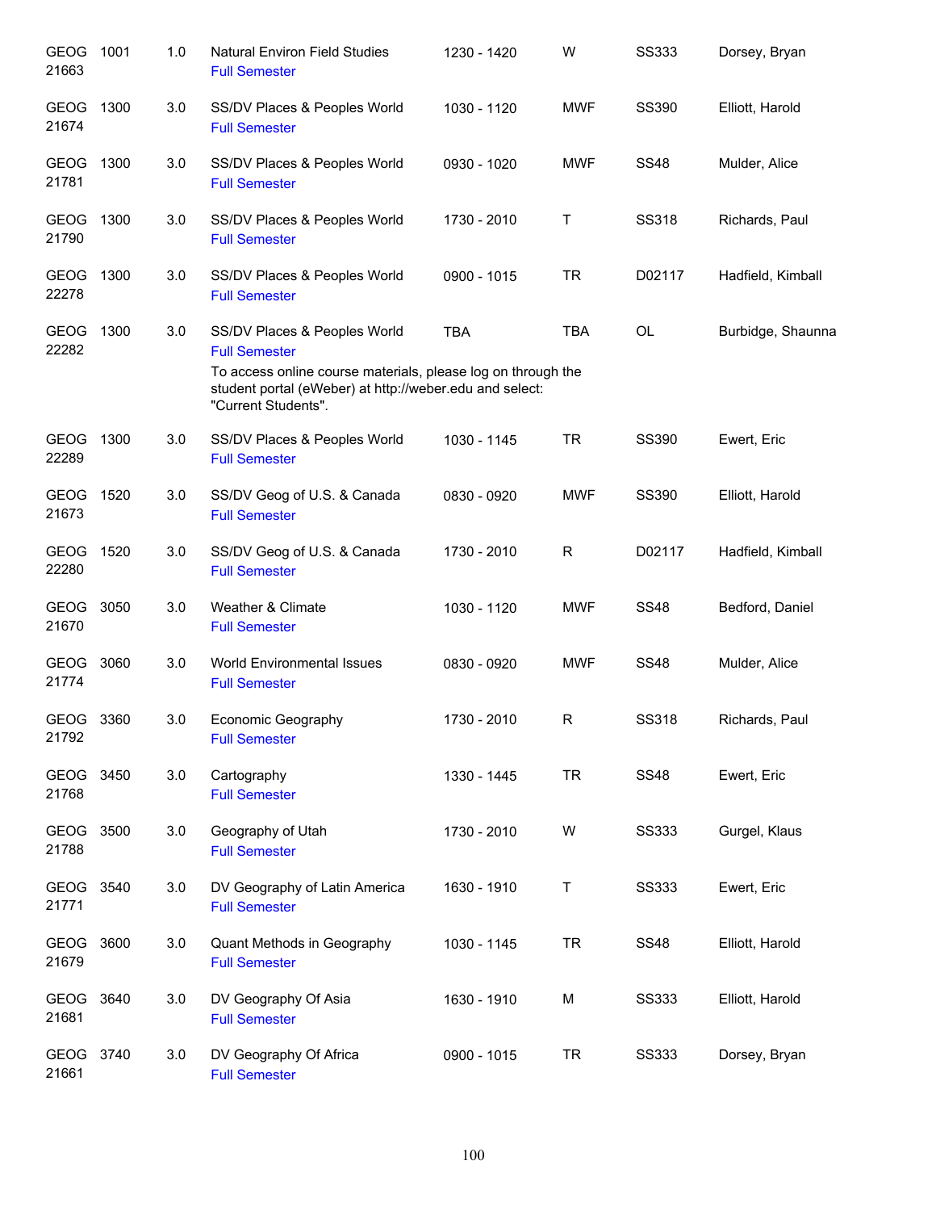| Subject / CRN | Course | Credits | Title | Time | Days | Room | Instructor |
|---|---|---|---|---|---|---|---|
| GEOG 21663 | 1001 | 1.0 | Natural Environ Field Studies<br>Full Semester | 1230 - 1420 | W | SS333 | Dorsey, Bryan |
| GEOG 21674 | 1300 | 3.0 | SS/DV Places & Peoples World<br>Full Semester | 1030 - 1120 | MWF | SS390 | Elliott, Harold |
| GEOG 21781 | 1300 | 3.0 | SS/DV Places & Peoples World<br>Full Semester | 0930 - 1020 | MWF | SS48 | Mulder, Alice |
| GEOG 21790 | 1300 | 3.0 | SS/DV Places & Peoples World<br>Full Semester | 1730 - 2010 | T | SS318 | Richards, Paul |
| GEOG 22278 | 1300 | 3.0 | SS/DV Places & Peoples World<br>Full Semester | 0900 - 1015 | TR | D02117 | Hadfield, Kimball |
| GEOG 22282 | 1300 | 3.0 | SS/DV Places & Peoples World<br>Full Semester<br>To access online course materials, please log on through the student portal (eWeber) at http://weber.edu and select: "Current Students". | TBA | TBA | OL | Burbidge, Shaunna |
| GEOG 22289 | 1300 | 3.0 | SS/DV Places & Peoples World<br>Full Semester | 1030 - 1145 | TR | SS390 | Ewert, Eric |
| GEOG 21673 | 1520 | 3.0 | SS/DV Geog of U.S. & Canada<br>Full Semester | 0830 - 0920 | MWF | SS390 | Elliott, Harold |
| GEOG 22280 | 1520 | 3.0 | SS/DV Geog of U.S. & Canada<br>Full Semester | 1730 - 2010 | R | D02117 | Hadfield, Kimball |
| GEOG 21670 | 3050 | 3.0 | Weather & Climate<br>Full Semester | 1030 - 1120 | MWF | SS48 | Bedford, Daniel |
| GEOG 21774 | 3060 | 3.0 | World Environmental Issues<br>Full Semester | 0830 - 0920 | MWF | SS48 | Mulder, Alice |
| GEOG 21792 | 3360 | 3.0 | Economic Geography<br>Full Semester | 1730 - 2010 | R | SS318 | Richards, Paul |
| GEOG 21768 | 3450 | 3.0 | Cartography<br>Full Semester | 1330 - 1445 | TR | SS48 | Ewert, Eric |
| GEOG 21788 | 3500 | 3.0 | Geography of Utah<br>Full Semester | 1730 - 2010 | W | SS333 | Gurgel, Klaus |
| GEOG 21771 | 3540 | 3.0 | DV Geography of Latin America<br>Full Semester | 1630 - 1910 | T | SS333 | Ewert, Eric |
| GEOG 21679 | 3600 | 3.0 | Quant Methods in Geography<br>Full Semester | 1030 - 1145 | TR | SS48 | Elliott, Harold |
| GEOG 21681 | 3640 | 3.0 | DV Geography Of Asia<br>Full Semester | 1630 - 1910 | M | SS333 | Elliott, Harold |
| GEOG 21661 | 3740 | 3.0 | DV Geography Of Africa<br>Full Semester | 0900 - 1015 | TR | SS333 | Dorsey, Bryan |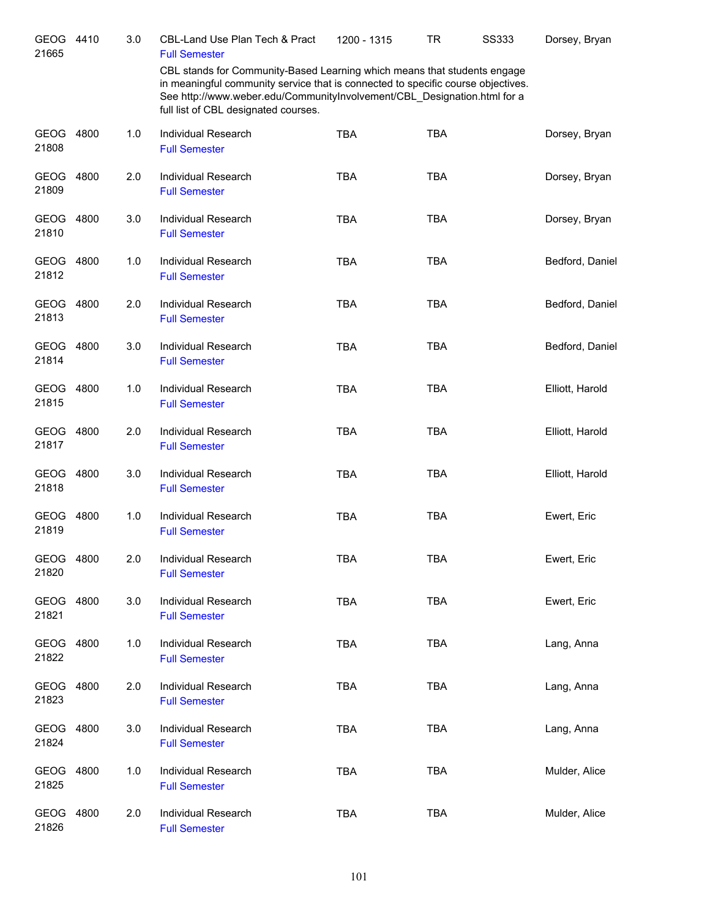| | | | | | | | |
|---|---|---|---|---|---|---|---|
| GEOG 21665 | 4410 | 3.0 | CBL-Land Use Plan Tech & Pract<br>Full Semester | 1200 - 1315 | TR | SS333 | Dorsey, Bryan |
| | | | CBL stands for Community-Based Learning which means that students engage in meaningful community service that is connected to specific course objectives. See http://www.weber.edu/CommunityInvolvement/CBL_Designation.html for a full list of CBL designated courses. | | | | |
| GEOG 21808 | 4800 | 1.0 | Individual Research<br>Full Semester | TBA | TBA | | Dorsey, Bryan |
| GEOG 21809 | 4800 | 2.0 | Individual Research<br>Full Semester | TBA | TBA | | Dorsey, Bryan |
| GEOG 21810 | 4800 | 3.0 | Individual Research<br>Full Semester | TBA | TBA | | Dorsey, Bryan |
| GEOG 21812 | 4800 | 1.0 | Individual Research<br>Full Semester | TBA | TBA | | Bedford, Daniel |
| GEOG 21813 | 4800 | 2.0 | Individual Research<br>Full Semester | TBA | TBA | | Bedford, Daniel |
| GEOG 21814 | 4800 | 3.0 | Individual Research<br>Full Semester | TBA | TBA | | Bedford, Daniel |
| GEOG 21815 | 4800 | 1.0 | Individual Research<br>Full Semester | TBA | TBA | | Elliott, Harold |
| GEOG 21817 | 4800 | 2.0 | Individual Research<br>Full Semester | TBA | TBA | | Elliott, Harold |
| GEOG 21818 | 4800 | 3.0 | Individual Research<br>Full Semester | TBA | TBA | | Elliott, Harold |
| GEOG 21819 | 4800 | 1.0 | Individual Research<br>Full Semester | TBA | TBA | | Ewert, Eric |
| GEOG 21820 | 4800 | 2.0 | Individual Research<br>Full Semester | TBA | TBA | | Ewert, Eric |
| GEOG 21821 | 4800 | 3.0 | Individual Research<br>Full Semester | TBA | TBA | | Ewert, Eric |
| GEOG 21822 | 4800 | 1.0 | Individual Research<br>Full Semester | TBA | TBA | | Lang, Anna |
| GEOG 21823 | 4800 | 2.0 | Individual Research<br>Full Semester | TBA | TBA | | Lang, Anna |
| GEOG 21824 | 4800 | 3.0 | Individual Research<br>Full Semester | TBA | TBA | | Lang, Anna |
| GEOG 21825 | 4800 | 1.0 | Individual Research<br>Full Semester | TBA | TBA | | Mulder, Alice |
| GEOG 21826 | 4800 | 2.0 | Individual Research<br>Full Semester | TBA | TBA | | Mulder, Alice |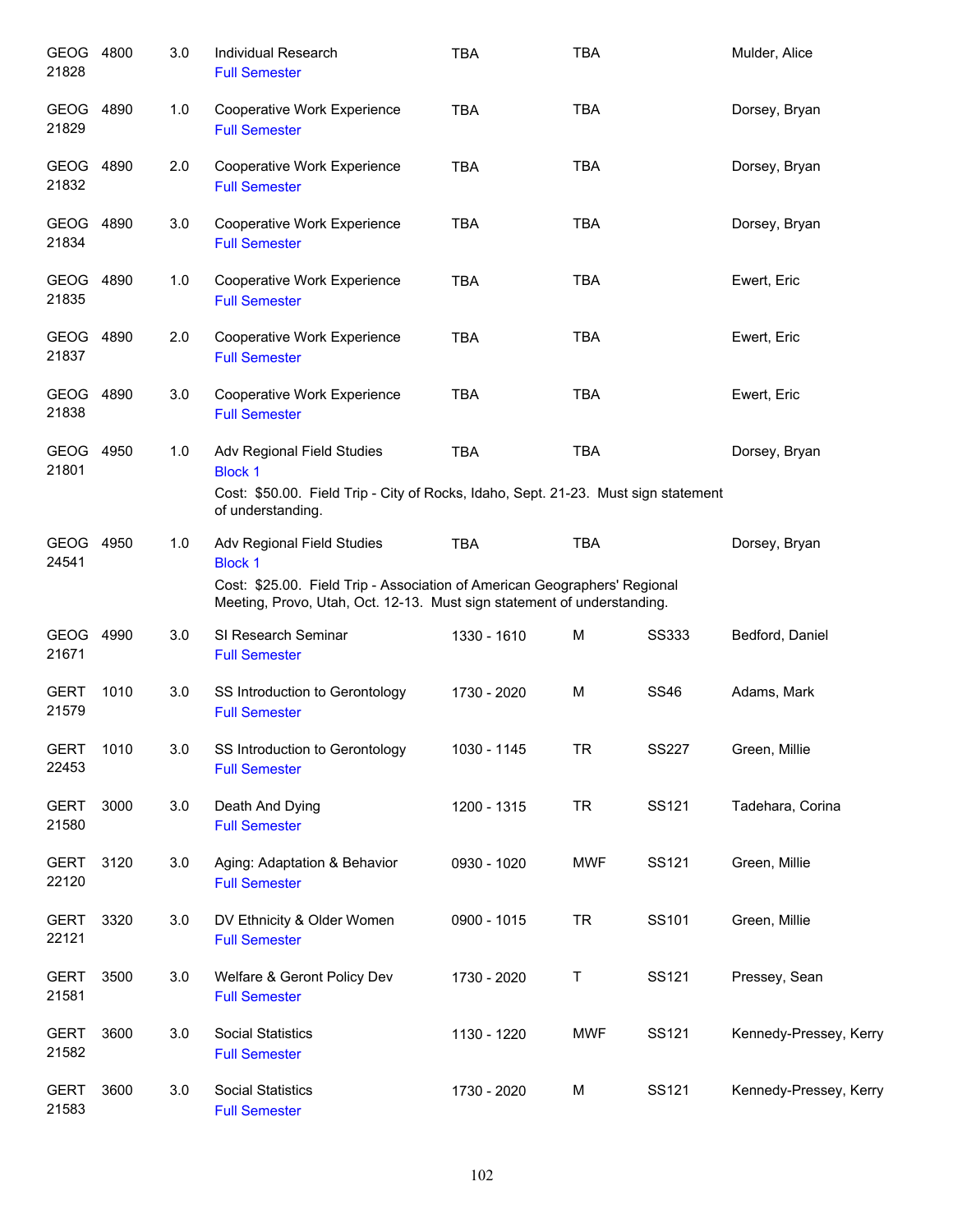| Course | Number | Credits | Title | Time | Days | Room | Instructor |
|---|---|---|---|---|---|---|---|
| GEOG 21828 | 4800 | 3.0 | Individual Research<br>Full Semester | TBA | TBA | | Mulder, Alice |
| GEOG 21829 | 4890 | 1.0 | Cooperative Work Experience<br>Full Semester | TBA | TBA | | Dorsey, Bryan |
| GEOG 21832 | 4890 | 2.0 | Cooperative Work Experience<br>Full Semester | TBA | TBA | | Dorsey, Bryan |
| GEOG 21834 | 4890 | 3.0 | Cooperative Work Experience<br>Full Semester | TBA | TBA | | Dorsey, Bryan |
| GEOG 21835 | 4890 | 1.0 | Cooperative Work Experience<br>Full Semester | TBA | TBA | | Ewert, Eric |
| GEOG 21837 | 4890 | 2.0 | Cooperative Work Experience<br>Full Semester | TBA | TBA | | Ewert, Eric |
| GEOG 21838 | 4890 | 3.0 | Cooperative Work Experience<br>Full Semester | TBA | TBA | | Ewert, Eric |
| GEOG 21801 | 4950 | 1.0 | Adv Regional Field Studies<br>Block 1<br>Cost: $50.00. Field Trip - City of Rocks, Idaho, Sept. 21-23. Must sign statement of understanding. | TBA | TBA | | Dorsey, Bryan |
| GEOG 24541 | 4950 | 1.0 | Adv Regional Field Studies<br>Block 1<br>Cost: $25.00. Field Trip - Association of American Geographers' Regional Meeting, Provo, Utah, Oct. 12-13. Must sign statement of understanding. | TBA | TBA | | Dorsey, Bryan |
| GEOG 21671 | 4990 | 3.0 | SI Research Seminar<br>Full Semester | 1330 - 1610 | M | SS333 | Bedford, Daniel |
| GERT 21579 | 1010 | 3.0 | SS Introduction to Gerontology<br>Full Semester | 1730 - 2020 | M | SS46 | Adams, Mark |
| GERT 22453 | 1010 | 3.0 | SS Introduction to Gerontology<br>Full Semester | 1030 - 1145 | TR | SS227 | Green, Millie |
| GERT 21580 | 3000 | 3.0 | Death And Dying<br>Full Semester | 1200 - 1315 | TR | SS121 | Tadehara, Corina |
| GERT 22120 | 3120 | 3.0 | Aging: Adaptation & Behavior<br>Full Semester | 0930 - 1020 | MWF | SS121 | Green, Millie |
| GERT 22121 | 3320 | 3.0 | DV Ethnicity & Older Women<br>Full Semester | 0900 - 1015 | TR | SS101 | Green, Millie |
| GERT 21581 | 3500 | 3.0 | Welfare & Geront Policy Dev<br>Full Semester | 1730 - 2020 | T | SS121 | Pressey, Sean |
| GERT 21582 | 3600 | 3.0 | Social Statistics<br>Full Semester | 1130 - 1220 | MWF | SS121 | Kennedy-Pressey, Kerry |
| GERT 21583 | 3600 | 3.0 | Social Statistics<br>Full Semester | 1730 - 2020 | M | SS121 | Kennedy-Pressey, Kerry |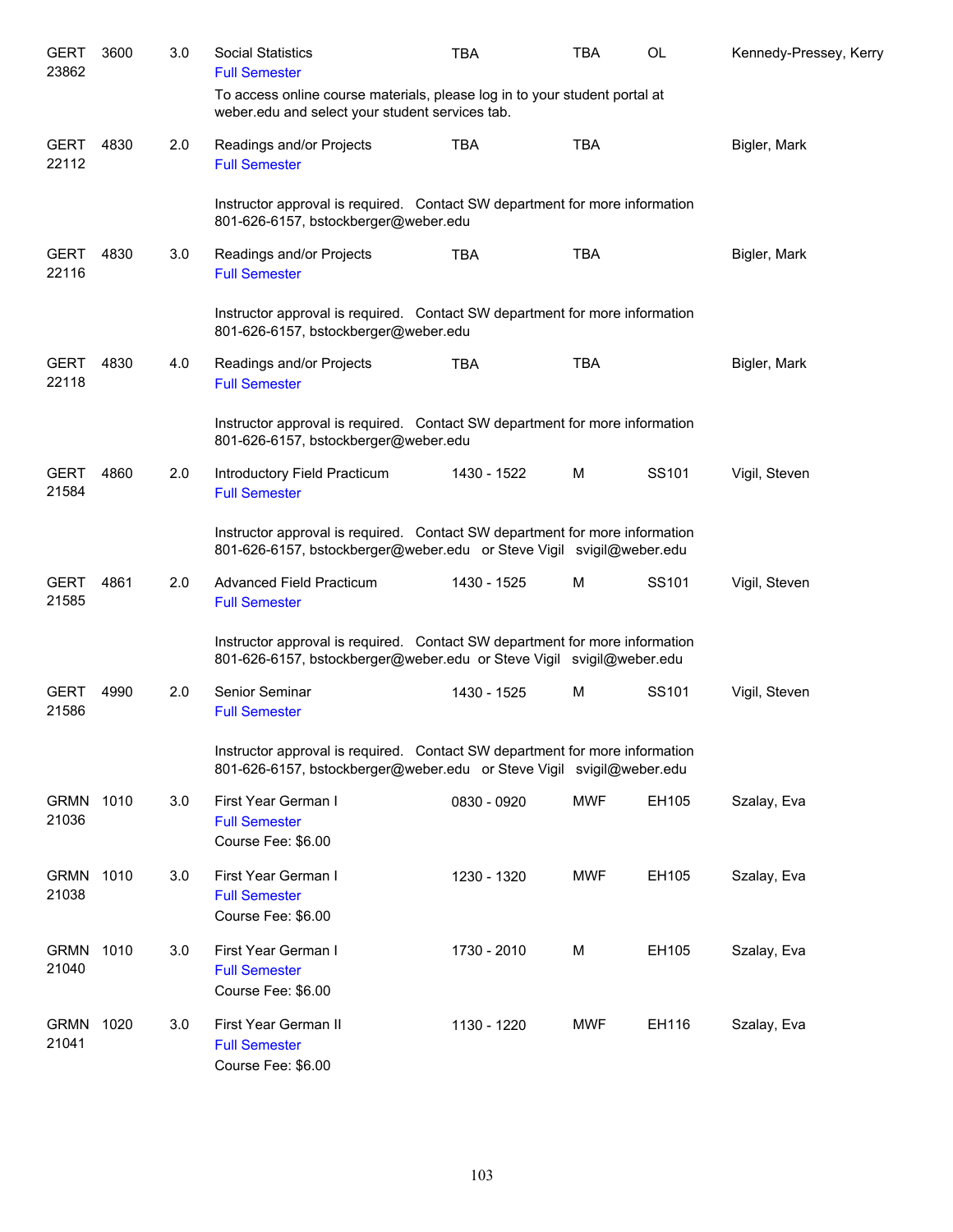| Course | | Credits | Title | Time | Days | Room | Instructor |
|---|---|---|---|---|---|---|---|
| GERT 23862 | 3600 | 3.0 | Social Statistics<br>Full Semester<br>To access online course materials, please log in to your student portal at weber.edu and select your student services tab. | TBA | TBA | OL | Kennedy-Pressey, Kerry |
| GERT 22112 | 4830 | 2.0 | Readings and/or Projects<br>Full Semester<br>Instructor approval is required. Contact SW department for more information 801-626-6157, bstockberger@weber.edu | TBA | TBA | | Bigler, Mark |
| GERT 22116 | 4830 | 3.0 | Readings and/or Projects<br>Full Semester<br>Instructor approval is required. Contact SW department for more information 801-626-6157, bstockberger@weber.edu | TBA | TBA | | Bigler, Mark |
| GERT 22118 | 4830 | 4.0 | Readings and/or Projects<br>Full Semester<br>Instructor approval is required. Contact SW department for more information 801-626-6157, bstockberger@weber.edu | TBA | TBA | | Bigler, Mark |
| GERT 21584 | 4860 | 2.0 | Introductory Field Practicum<br>Full Semester<br>Instructor approval is required. Contact SW department for more information 801-626-6157, bstockberger@weber.edu or Steve Vigil svigil@weber.edu | 1430 - 1522 | M | SS101 | Vigil, Steven |
| GERT 21585 | 4861 | 2.0 | Advanced Field Practicum<br>Full Semester<br>Instructor approval is required. Contact SW department for more information 801-626-6157, bstockberger@weber.edu or Steve Vigil svigil@weber.edu | 1430 - 1525 | M | SS101 | Vigil, Steven |
| GERT 21586 | 4990 | 2.0 | Senior Seminar<br>Full Semester<br>Instructor approval is required. Contact SW department for more information 801-626-6157, bstockberger@weber.edu or Steve Vigil svigil@weber.edu | 1430 - 1525 | M | SS101 | Vigil, Steven |
| GRMN 21036 | 1010 | 3.0 | First Year German I<br>Full Semester<br>Course Fee: $6.00 | 0830 - 0920 | MWF | EH105 | Szalay, Eva |
| GRMN 21038 | 1010 | 3.0 | First Year German I<br>Full Semester<br>Course Fee: $6.00 | 1230 - 1320 | MWF | EH105 | Szalay, Eva |
| GRMN 21040 | 1010 | 3.0 | First Year German I<br>Full Semester<br>Course Fee: $6.00 | 1730 - 2010 | M | EH105 | Szalay, Eva |
| GRMN 21041 | 1020 | 3.0 | First Year German II<br>Full Semester<br>Course Fee: $6.00 | 1130 - 1220 | MWF | EH116 | Szalay, Eva |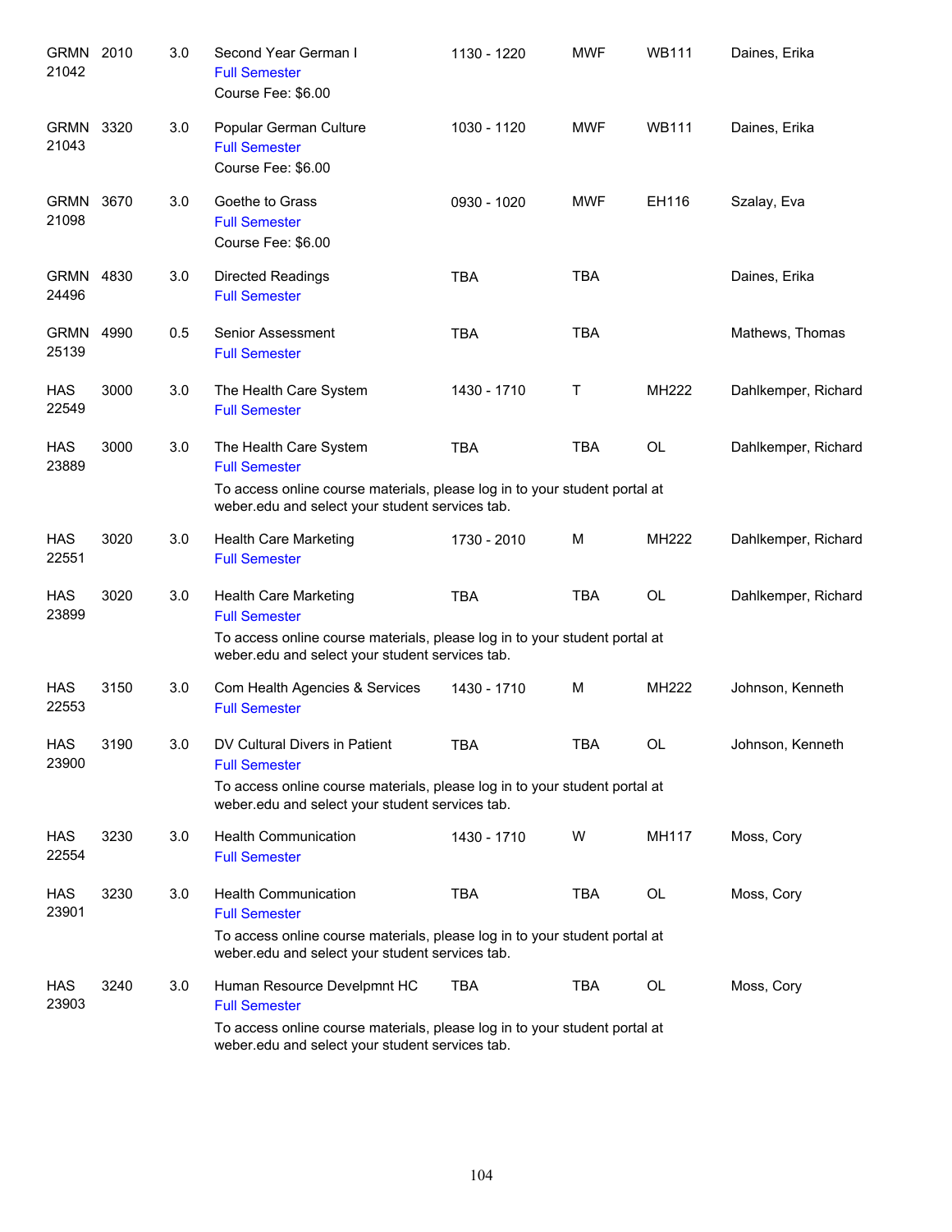| | | | | | | | |
|---|---|---|---|---|---|---|---|
| GRMN 21042 | 2010 | 3.0 | Second Year German I<br>Full Semester<br>Course Fee: $6.00 | 1130 - 1220 | MWF | WB111 | Daines, Erika |
| GRMN 21043 | 3320 | 3.0 | Popular German Culture<br>Full Semester<br>Course Fee: $6.00 | 1030 - 1120 | MWF | WB111 | Daines, Erika |
| GRMN 21098 | 3670 | 3.0 | Goethe to Grass<br>Full Semester<br>Course Fee: $6.00 | 0930 - 1020 | MWF | EH116 | Szalay, Eva |
| GRMN 24496 | 4830 | 3.0 | Directed Readings<br>Full Semester | TBA | TBA | | Daines, Erika |
| GRMN 25139 | 4990 | 0.5 | Senior Assessment<br>Full Semester | TBA | TBA | | Mathews, Thomas |
| HAS 22549 | 3000 | 3.0 | The Health Care System<br>Full Semester | 1430 - 1710 | T | MH222 | Dahlkemper, Richard |
| HAS 23889 | 3000 | 3.0 | The Health Care System<br>Full Semester<br>To access online course materials, please log in to your student portal at weber.edu and select your student services tab. | TBA | TBA | OL | Dahlkemper, Richard |
| HAS 22551 | 3020 | 3.0 | Health Care Marketing<br>Full Semester | 1730 - 2010 | M | MH222 | Dahlkemper, Richard |
| HAS 23899 | 3020 | 3.0 | Health Care Marketing<br>Full Semester<br>To access online course materials, please log in to your student portal at weber.edu and select your student services tab. | TBA | TBA | OL | Dahlkemper, Richard |
| HAS 22553 | 3150 | 3.0 | Com Health Agencies & Services<br>Full Semester | 1430 - 1710 | M | MH222 | Johnson, Kenneth |
| HAS 23900 | 3190 | 3.0 | DV Cultural Divers in Patient<br>Full Semester<br>To access online course materials, please log in to your student portal at weber.edu and select your student services tab. | TBA | TBA | OL | Johnson, Kenneth |
| HAS 22554 | 3230 | 3.0 | Health Communication<br>Full Semester | 1430 - 1710 | W | MH117 | Moss, Cory |
| HAS 23901 | 3230 | 3.0 | Health Communication<br>Full Semester<br>To access online course materials, please log in to your student portal at weber.edu and select your student services tab. | TBA | TBA | OL | Moss, Cory |
| HAS 23903 | 3240 | 3.0 | Human Resource Develpmnt HC<br>Full Semester<br>To access online course materials, please log in to your student portal at weber.edu and select your student services tab. | TBA | TBA | OL | Moss, Cory |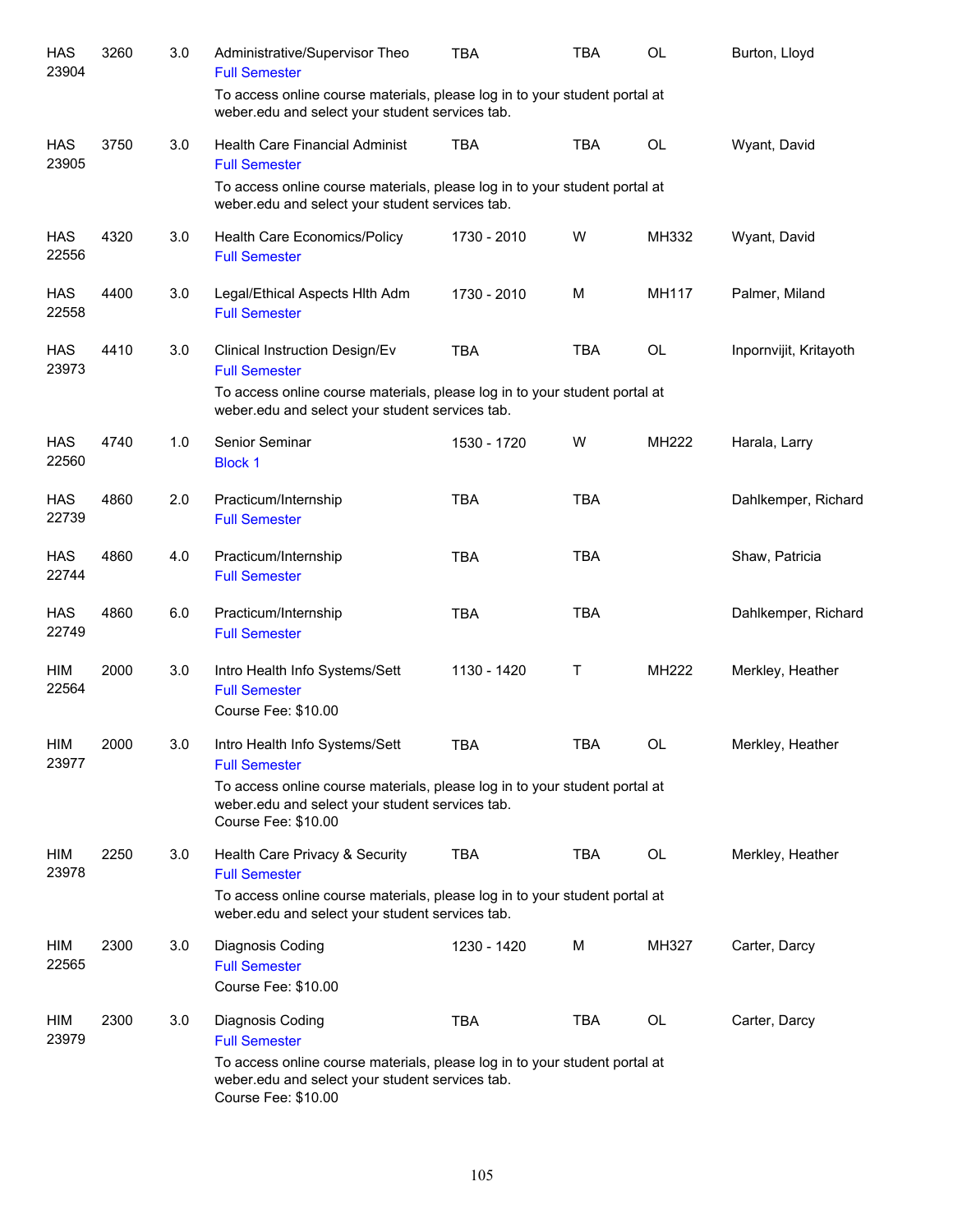| Subject / CRN | Course | Credits | Title | Time | Days | Room | Instructor |
|---|---|---|---|---|---|---|---|
| HAS 23904 | 3260 | 3.0 | Administrative/Supervisor Theo<br>Full Semester<br>To access online course materials, please log in to your student portal at weber.edu and select your student services tab. | TBA | TBA | OL | Burton, Lloyd |
| HAS 23905 | 3750 | 3.0 | Health Care Financial Administ<br>Full Semester<br>To access online course materials, please log in to your student portal at weber.edu and select your student services tab. | TBA | TBA | OL | Wyant, David |
| HAS 22556 | 4320 | 3.0 | Health Care Economics/Policy<br>Full Semester | 1730 - 2010 | W | MH332 | Wyant, David |
| HAS 22558 | 4400 | 3.0 | Legal/Ethical Aspects Hlth Adm<br>Full Semester | 1730 - 2010 | M | MH117 | Palmer, Miland |
| HAS 23973 | 4410 | 3.0 | Clinical Instruction Design/Ev<br>Full Semester<br>To access online course materials, please log in to your student portal at weber.edu and select your student services tab. | TBA | TBA | OL | Inpornvijit, Kritayoth |
| HAS 22560 | 4740 | 1.0 | Senior Seminar<br>Block 1 | 1530 - 1720 | W | MH222 | Harala, Larry |
| HAS 22739 | 4860 | 2.0 | Practicum/Internship<br>Full Semester | TBA | TBA | | Dahlkemper, Richard |
| HAS 22744 | 4860 | 4.0 | Practicum/Internship<br>Full Semester | TBA | TBA | | Shaw, Patricia |
| HAS 22749 | 4860 | 6.0 | Practicum/Internship<br>Full Semester | TBA | TBA | | Dahlkemper, Richard |
| HIM 22564 | 2000 | 3.0 | Intro Health Info Systems/Sett<br>Full Semester<br>Course Fee: $10.00 | 1130 - 1420 | T | MH222 | Merkley, Heather |
| HIM 23977 | 2000 | 3.0 | Intro Health Info Systems/Sett<br>Full Semester<br>To access online course materials, please log in to your student portal at weber.edu and select your student services tab.<br>Course Fee: $10.00 | TBA | TBA | OL | Merkley, Heather |
| HIM 23978 | 2250 | 3.0 | Health Care Privacy & Security<br>Full Semester<br>To access online course materials, please log in to your student portal at weber.edu and select your student services tab. | TBA | TBA | OL | Merkley, Heather |
| HIM 22565 | 2300 | 3.0 | Diagnosis Coding<br>Full Semester<br>Course Fee: $10.00 | 1230 - 1420 | M | MH327 | Carter, Darcy |
| HIM 23979 | 2300 | 3.0 | Diagnosis Coding<br>Full Semester<br>To access online course materials, please log in to your student portal at weber.edu and select your student services tab.<br>Course Fee: $10.00 | TBA | TBA | OL | Carter, Darcy |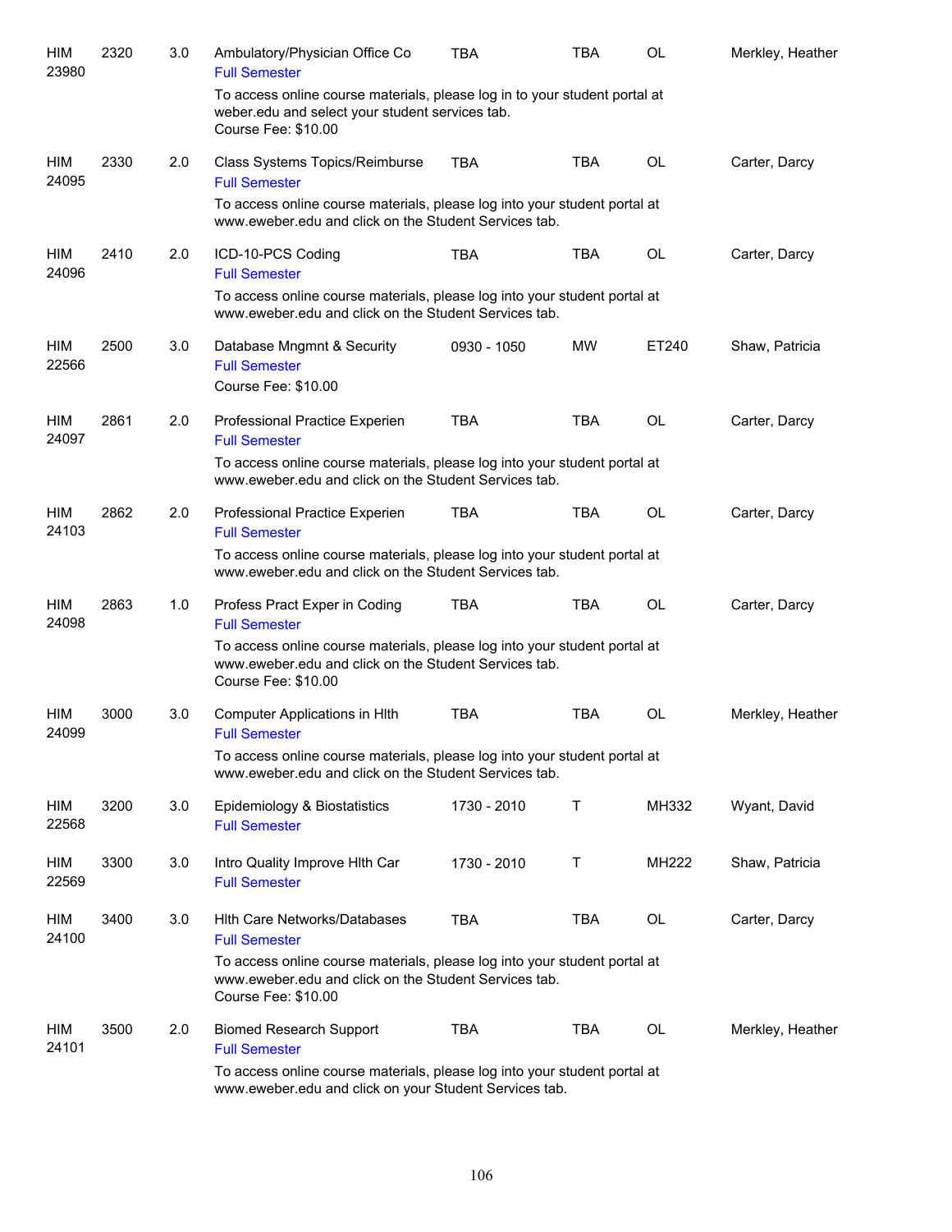| | | | | | | | |
|---|---|---|---|---|---|---|---|
| HIM 23980 | 2320 | 3.0 | Ambulatory/Physician Office Co<br>Full Semester<br>To access online course materials, please log in to your student portal at weber.edu and select your student services tab.<br>Course Fee: $10.00 | TBA | TBA | OL | Merkley, Heather |
| HIM 24095 | 2330 | 2.0 | Class Systems Topics/Reimburse<br>Full Semester<br>To access online course materials, please log into your student portal at www.eweber.edu and click on the Student Services tab. | TBA | TBA | OL | Carter, Darcy |
| HIM 24096 | 2410 | 2.0 | ICD-10-PCS Coding<br>Full Semester<br>To access online course materials, please log into your student portal at www.eweber.edu and click on the Student Services tab. | TBA | TBA | OL | Carter, Darcy |
| HIM 22566 | 2500 | 3.0 | Database Mngmnt & Security<br>Full Semester<br>Course Fee: $10.00 | 0930 - 1050 | MW | ET240 | Shaw, Patricia |
| HIM 24097 | 2861 | 2.0 | Professional Practice Experien<br>Full Semester<br>To access online course materials, please log into your student portal at www.eweber.edu and click on the Student Services tab. | TBA | TBA | OL | Carter, Darcy |
| HIM 24103 | 2862 | 2.0 | Professional Practice Experien<br>Full Semester<br>To access online course materials, please log into your student portal at www.eweber.edu and click on the Student Services tab. | TBA | TBA | OL | Carter, Darcy |
| HIM 24098 | 2863 | 1.0 | Profess Pract Exper in Coding<br>Full Semester<br>To access online course materials, please log into your student portal at www.eweber.edu and click on the Student Services tab.<br>Course Fee: $10.00 | TBA | TBA | OL | Carter, Darcy |
| HIM 24099 | 3000 | 3.0 | Computer Applications in Hlth<br>Full Semester<br>To access online course materials, please log into your student portal at www.eweber.edu and click on the Student Services tab. | TBA | TBA | OL | Merkley, Heather |
| HIM 22568 | 3200 | 3.0 | Epidemiology & Biostatistics<br>Full Semester | 1730 - 2010 | T | MH332 | Wyant, David |
| HIM 22569 | 3300 | 3.0 | Intro Quality Improve Hlth Car<br>Full Semester | 1730 - 2010 | T | MH222 | Shaw, Patricia |
| HIM 24100 | 3400 | 3.0 | Hlth Care Networks/Databases<br>Full Semester<br>To access online course materials, please log into your student portal at www.eweber.edu and click on the Student Services tab.<br>Course Fee: $10.00 | TBA | TBA | OL | Carter, Darcy |
| HIM 24101 | 3500 | 2.0 | Biomed Research Support<br>Full Semester<br>To access online course materials, please log into your student portal at www.eweber.edu and click on your Student Services tab. | TBA | TBA | OL | Merkley, Heather |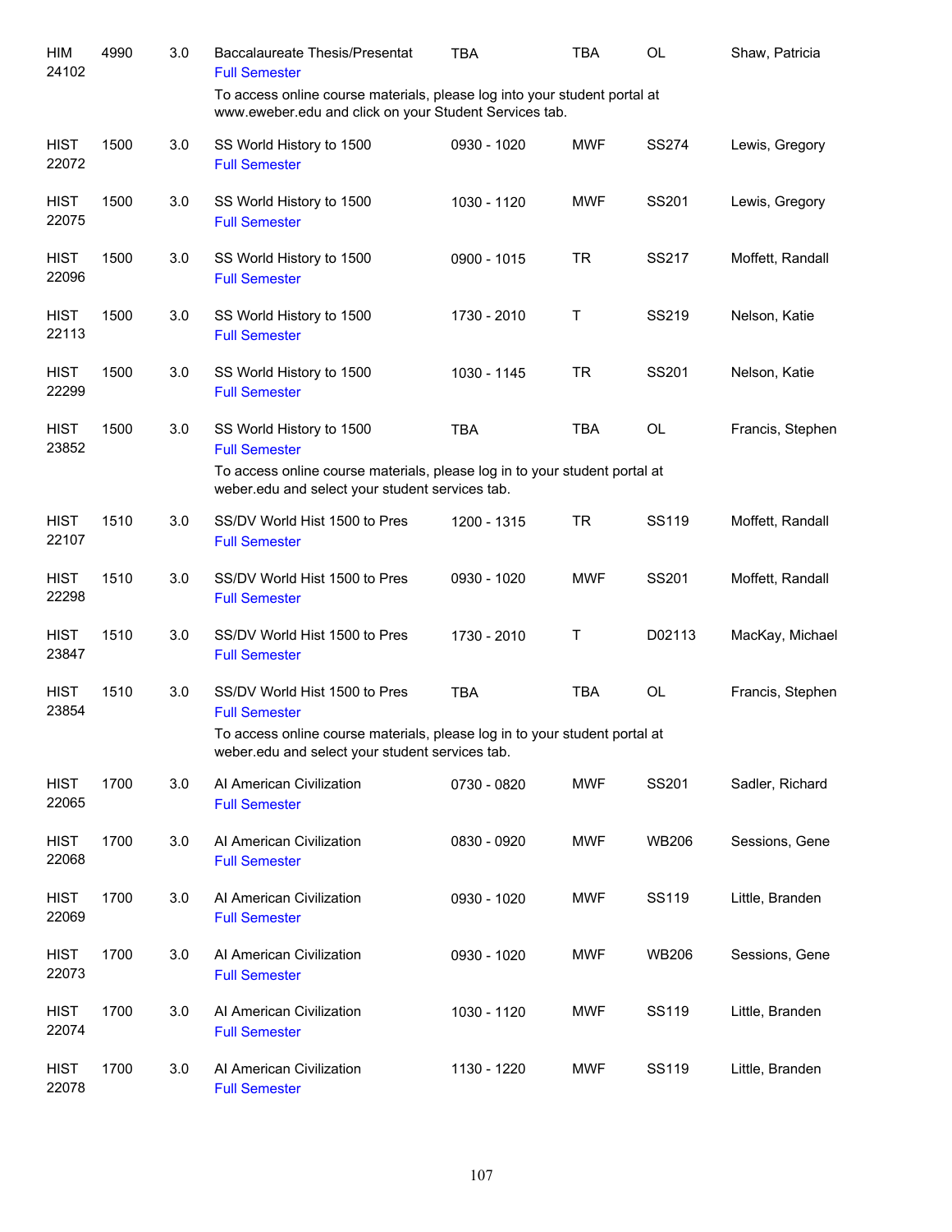| | | | | | | | |
|---|---|---|---|---|---|---|---|
| HIM 24102 | 4990 | 3.0 | Baccalaureate Thesis/Presentat<br>Full Semester | TBA | TBA | OL | Shaw, Patricia |
| | | | To access online course materials, please log into your student portal at www.eweber.edu and click on your Student Services tab. | | | | |
| HIST 22072 | 1500 | 3.0 | SS World History to 1500<br>Full Semester | 0930 - 1020 | MWF | SS274 | Lewis, Gregory |
| HIST 22075 | 1500 | 3.0 | SS World History to 1500<br>Full Semester | 1030 - 1120 | MWF | SS201 | Lewis, Gregory |
| HIST 22096 | 1500 | 3.0 | SS World History to 1500<br>Full Semester | 0900 - 1015 | TR | SS217 | Moffett, Randall |
| HIST 22113 | 1500 | 3.0 | SS World History to 1500<br>Full Semester | 1730 - 2010 | T | SS219 | Nelson, Katie |
| HIST 22299 | 1500 | 3.0 | SS World History to 1500<br>Full Semester | 1030 - 1145 | TR | SS201 | Nelson, Katie |
| HIST 23852 | 1500 | 3.0 | SS World History to 1500<br>Full Semester | TBA | TBA | OL | Francis, Stephen |
| | | | To access online course materials, please log in to your student portal at weber.edu and select your student services tab. | | | | |
| HIST 22107 | 1510 | 3.0 | SS/DV World Hist 1500 to Pres<br>Full Semester | 1200 - 1315 | TR | SS119 | Moffett, Randall |
| HIST 22298 | 1510 | 3.0 | SS/DV World Hist 1500 to Pres<br>Full Semester | 0930 - 1020 | MWF | SS201 | Moffett, Randall |
| HIST 23847 | 1510 | 3.0 | SS/DV World Hist 1500 to Pres<br>Full Semester | 1730 - 2010 | T | D02113 | MacKay, Michael |
| HIST 23854 | 1510 | 3.0 | SS/DV World Hist 1500 to Pres<br>Full Semester | TBA | TBA | OL | Francis, Stephen |
| | | | To access online course materials, please log in to your student portal at weber.edu and select your student services tab. | | | | |
| HIST 22065 | 1700 | 3.0 | AI American Civilization<br>Full Semester | 0730 - 0820 | MWF | SS201 | Sadler, Richard |
| HIST 22068 | 1700 | 3.0 | AI American Civilization<br>Full Semester | 0830 - 0920 | MWF | WB206 | Sessions, Gene |
| HIST 22069 | 1700 | 3.0 | AI American Civilization<br>Full Semester | 0930 - 1020 | MWF | SS119 | Little, Branden |
| HIST 22073 | 1700 | 3.0 | AI American Civilization<br>Full Semester | 0930 - 1020 | MWF | WB206 | Sessions, Gene |
| HIST 22074 | 1700 | 3.0 | AI American Civilization<br>Full Semester | 1030 - 1120 | MWF | SS119 | Little, Branden |
| HIST 22078 | 1700 | 3.0 | AI American Civilization<br>Full Semester | 1130 - 1220 | MWF | SS119 | Little, Branden |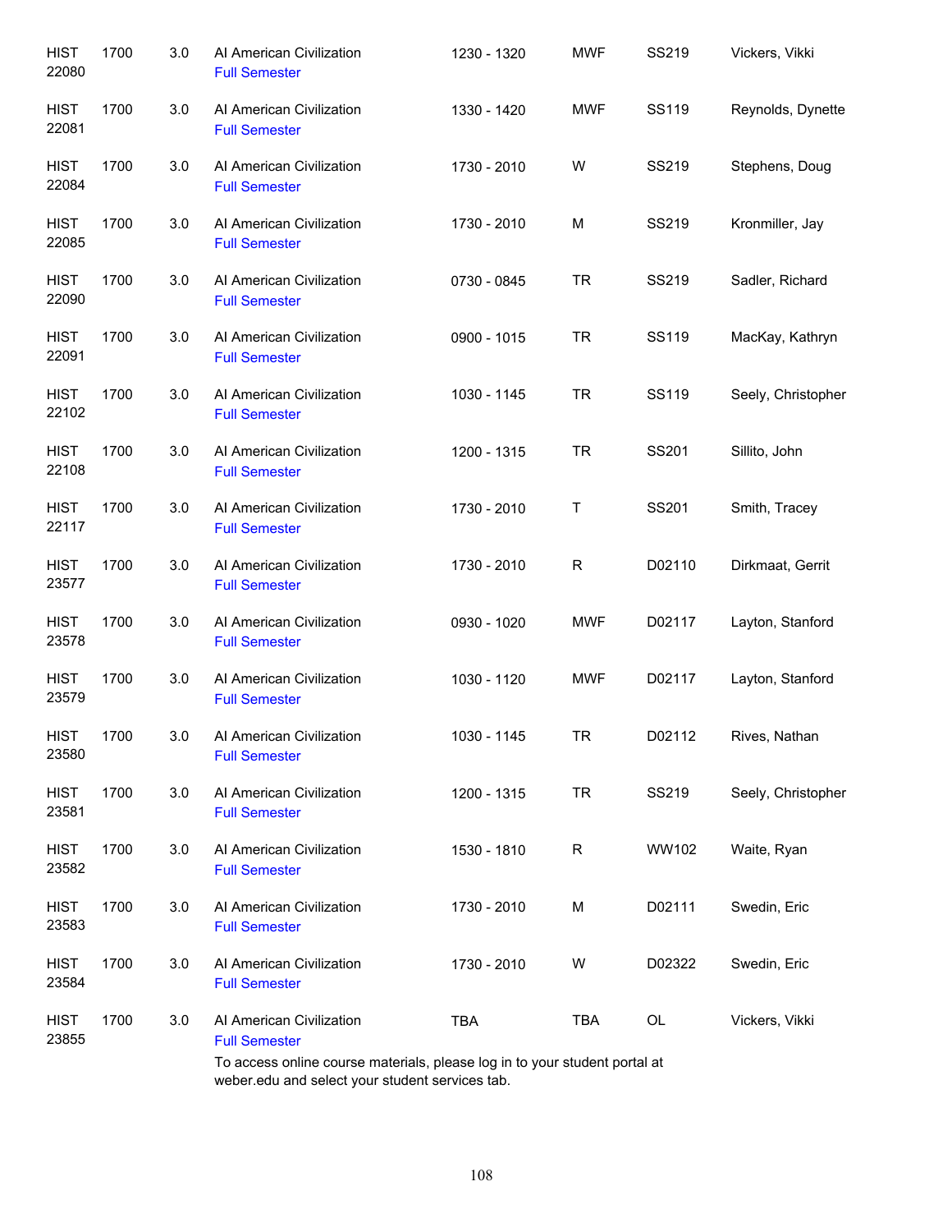| | | | | | | | |
|---|---|---|---|---|---|---|---|
| HIST 22080 | 1700 | 3.0 | AI American Civilization<br>Full Semester | 1230 - 1320 | MWF | SS219 | Vickers, Vikki |
| HIST 22081 | 1700 | 3.0 | AI American Civilization<br>Full Semester | 1330 - 1420 | MWF | SS119 | Reynolds, Dynette |
| HIST 22084 | 1700 | 3.0 | AI American Civilization<br>Full Semester | 1730 - 2010 | W | SS219 | Stephens, Doug |
| HIST 22085 | 1700 | 3.0 | AI American Civilization<br>Full Semester | 1730 - 2010 | M | SS219 | Kronmiller, Jay |
| HIST 22090 | 1700 | 3.0 | AI American Civilization<br>Full Semester | 0730 - 0845 | TR | SS219 | Sadler, Richard |
| HIST 22091 | 1700 | 3.0 | AI American Civilization<br>Full Semester | 0900 - 1015 | TR | SS119 | MacKay, Kathryn |
| HIST 22102 | 1700 | 3.0 | AI American Civilization<br>Full Semester | 1030 - 1145 | TR | SS119 | Seely, Christopher |
| HIST 22108 | 1700 | 3.0 | AI American Civilization<br>Full Semester | 1200 - 1315 | TR | SS201 | Sillito, John |
| HIST 22117 | 1700 | 3.0 | AI American Civilization<br>Full Semester | 1730 - 2010 | T | SS201 | Smith, Tracey |
| HIST 23577 | 1700 | 3.0 | AI American Civilization<br>Full Semester | 1730 - 2010 | R | D02110 | Dirkmaat, Gerrit |
| HIST 23578 | 1700 | 3.0 | AI American Civilization<br>Full Semester | 0930 - 1020 | MWF | D02117 | Layton, Stanford |
| HIST 23579 | 1700 | 3.0 | AI American Civilization<br>Full Semester | 1030 - 1120 | MWF | D02117 | Layton, Stanford |
| HIST 23580 | 1700 | 3.0 | AI American Civilization<br>Full Semester | 1030 - 1145 | TR | D02112 | Rives, Nathan |
| HIST 23581 | 1700 | 3.0 | AI American Civilization<br>Full Semester | 1200 - 1315 | TR | SS219 | Seely, Christopher |
| HIST 23582 | 1700 | 3.0 | AI American Civilization<br>Full Semester | 1530 - 1810 | R | WW102 | Waite, Ryan |
| HIST 23583 | 1700 | 3.0 | AI American Civilization<br>Full Semester | 1730 - 2010 | M | D02111 | Swedin, Eric |
| HIST 23584 | 1700 | 3.0 | AI American Civilization<br>Full Semester | 1730 - 2010 | W | D02322 | Swedin, Eric |
| HIST 23855 | 1700 | 3.0 | AI American Civilization<br>Full Semester<br>To access online course materials, please log in to your student portal at weber.edu and select your student services tab. | TBA | TBA | OL | Vickers, Vikki |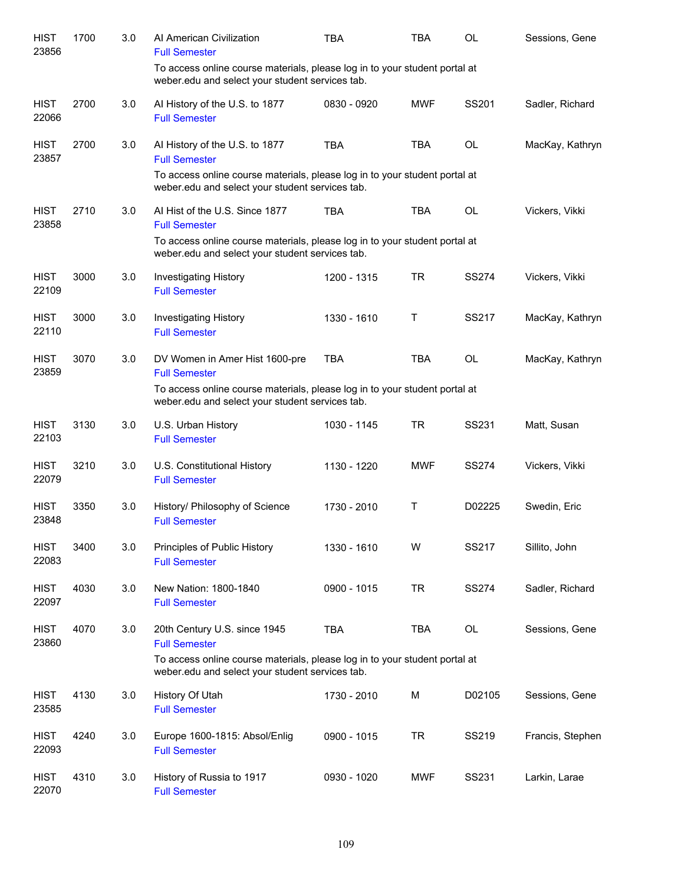| | | | | | | | |
|---|---|---|---|---|---|---|---|
| HIST 23856 | 1700 | 3.0 | AI American Civilization<br>Full Semester<br>To access online course materials, please log in to your student portal at weber.edu and select your student services tab. | TBA | TBA | OL | Sessions, Gene |
| HIST 22066 | 2700 | 3.0 | AI History of the U.S. to 1877<br>Full Semester | 0830 - 0920 | MWF | SS201 | Sadler, Richard |
| HIST 23857 | 2700 | 3.0 | AI History of the U.S. to 1877<br>Full Semester<br>To access online course materials, please log in to your student portal at weber.edu and select your student services tab. | TBA | TBA | OL | MacKay, Kathryn |
| HIST 23858 | 2710 | 3.0 | AI Hist of the U.S. Since 1877<br>Full Semester<br>To access online course materials, please log in to your student portal at weber.edu and select your student services tab. | TBA | TBA | OL | Vickers, Vikki |
| HIST 22109 | 3000 | 3.0 | Investigating History<br>Full Semester | 1200 - 1315 | TR | SS274 | Vickers, Vikki |
| HIST 22110 | 3000 | 3.0 | Investigating History<br>Full Semester | 1330 - 1610 | T | SS217 | MacKay, Kathryn |
| HIST 23859 | 3070 | 3.0 | DV Women in Amer Hist 1600-pre<br>Full Semester<br>To access online course materials, please log in to your student portal at weber.edu and select your student services tab. | TBA | TBA | OL | MacKay, Kathryn |
| HIST 22103 | 3130 | 3.0 | U.S. Urban History<br>Full Semester | 1030 - 1145 | TR | SS231 | Matt, Susan |
| HIST 22079 | 3210 | 3.0 | U.S. Constitutional History<br>Full Semester | 1130 - 1220 | MWF | SS274 | Vickers, Vikki |
| HIST 23848 | 3350 | 3.0 | History/ Philosophy of Science<br>Full Semester | 1730 - 2010 | T | D02225 | Swedin, Eric |
| HIST 22083 | 3400 | 3.0 | Principles of Public History<br>Full Semester | 1330 - 1610 | W | SS217 | Sillito, John |
| HIST 22097 | 4030 | 3.0 | New Nation: 1800-1840<br>Full Semester | 0900 - 1015 | TR | SS274 | Sadler, Richard |
| HIST 23860 | 4070 | 3.0 | 20th Century U.S. since 1945<br>Full Semester<br>To access online course materials, please log in to your student portal at weber.edu and select your student services tab. | TBA | TBA | OL | Sessions, Gene |
| HIST 23585 | 4130 | 3.0 | History Of Utah<br>Full Semester | 1730 - 2010 | M | D02105 | Sessions, Gene |
| HIST 22093 | 4240 | 3.0 | Europe 1600-1815: Absol/Enlig<br>Full Semester | 0900 - 1015 | TR | SS219 | Francis, Stephen |
| HIST 22070 | 4310 | 3.0 | History of Russia to 1917<br>Full Semester | 0930 - 1020 | MWF | SS231 | Larkin, Larae |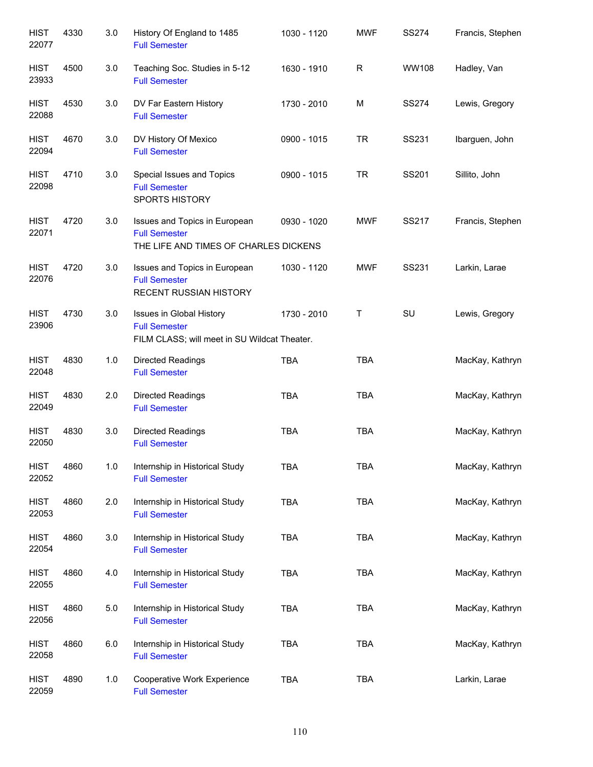| | | | | | | | |
|---|---|---|---|---|---|---|---|
| HIST 22077 | 4330 | 3.0 | History Of England to 1485<br>Full Semester | 1030 - 1120 | MWF | SS274 | Francis, Stephen |
| HIST 23933 | 4500 | 3.0 | Teaching Soc. Studies in 5-12<br>Full Semester | 1630 - 1910 | R | WW108 | Hadley, Van |
| HIST 22088 | 4530 | 3.0 | DV Far Eastern History<br>Full Semester | 1730 - 2010 | M | SS274 | Lewis, Gregory |
| HIST 22094 | 4670 | 3.0 | DV History Of Mexico<br>Full Semester | 0900 - 1015 | TR | SS231 | Ibarguen, John |
| HIST 22098 | 4710 | 3.0 | Special Issues and Topics<br>Full Semester<br>SPORTS HISTORY | 0900 - 1015 | TR | SS201 | Sillito, John |
| HIST 22071 | 4720 | 3.0 | Issues and Topics in European<br>Full Semester<br>THE LIFE AND TIMES OF CHARLES DICKENS | 0930 - 1020 | MWF | SS217 | Francis, Stephen |
| HIST 22076 | 4720 | 3.0 | Issues and Topics in European<br>Full Semester<br>RECENT RUSSIAN HISTORY | 1030 - 1120 | MWF | SS231 | Larkin, Larae |
| HIST 23906 | 4730 | 3.0 | Issues in Global History<br>Full Semester<br>FILM CLASS; will meet in SU Wildcat Theater. | 1730 - 2010 | T | SU | Lewis, Gregory |
| HIST 22048 | 4830 | 1.0 | Directed Readings<br>Full Semester | TBA | TBA | | MacKay, Kathryn |
| HIST 22049 | 4830 | 2.0 | Directed Readings<br>Full Semester | TBA | TBA | | MacKay, Kathryn |
| HIST 22050 | 4830 | 3.0 | Directed Readings<br>Full Semester | TBA | TBA | | MacKay, Kathryn |
| HIST 22052 | 4860 | 1.0 | Internship in Historical Study<br>Full Semester | TBA | TBA | | MacKay, Kathryn |
| HIST 22053 | 4860 | 2.0 | Internship in Historical Study<br>Full Semester | TBA | TBA | | MacKay, Kathryn |
| HIST 22054 | 4860 | 3.0 | Internship in Historical Study<br>Full Semester | TBA | TBA | | MacKay, Kathryn |
| HIST 22055 | 4860 | 4.0 | Internship in Historical Study<br>Full Semester | TBA | TBA | | MacKay, Kathryn |
| HIST 22056 | 4860 | 5.0 | Internship in Historical Study<br>Full Semester | TBA | TBA | | MacKay, Kathryn |
| HIST 22058 | 4860 | 6.0 | Internship in Historical Study<br>Full Semester | TBA | TBA | | MacKay, Kathryn |
| HIST 22059 | 4890 | 1.0 | Cooperative Work Experience<br>Full Semester | TBA | TBA | | Larkin, Larae |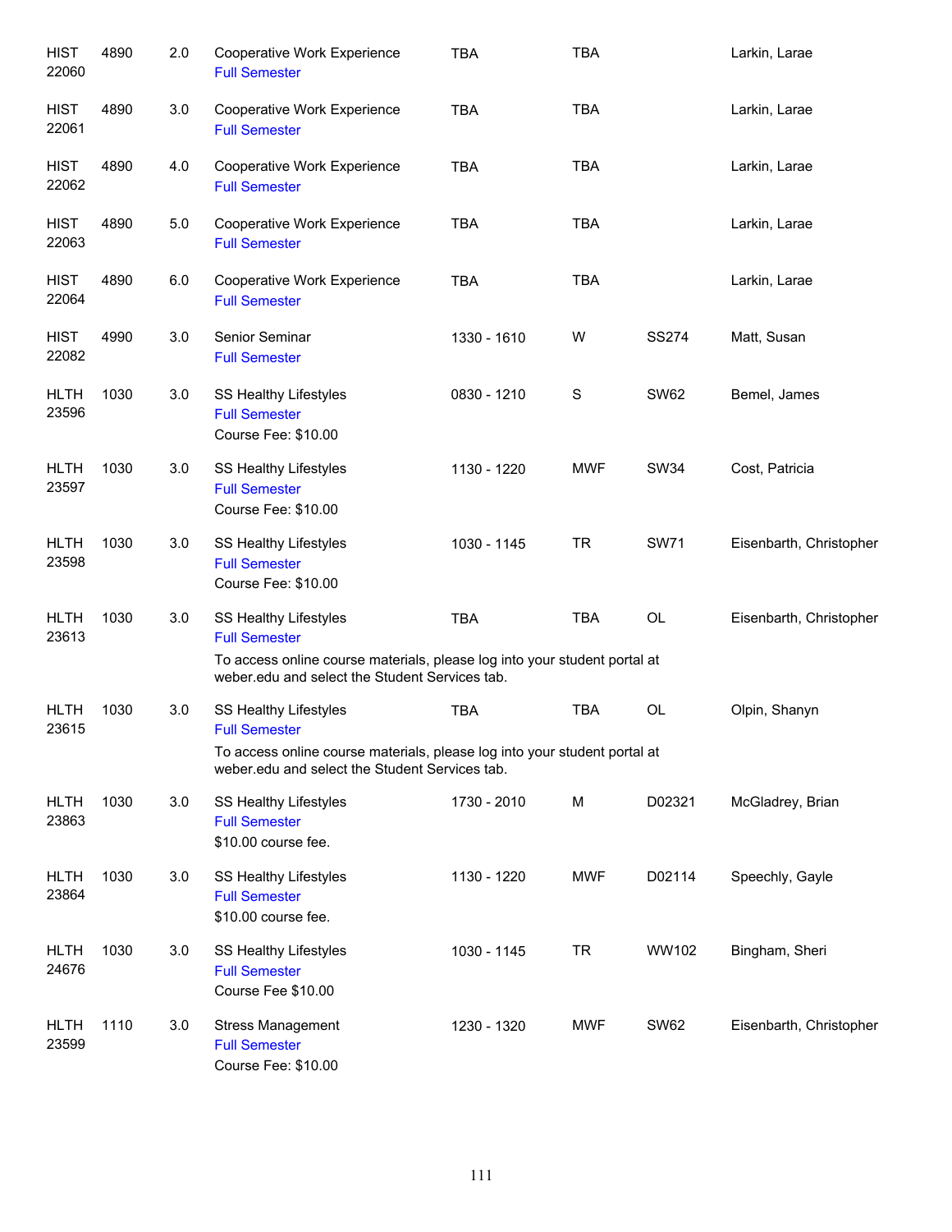| Course | Number | Credits | Title | Time | Days | Room | Instructor |
|---|---|---|---|---|---|---|---|
| HIST 22060 | 4890 | 2.0 | Cooperative Work Experience<br>Full Semester | TBA | TBA | | Larkin, Larae |
| HIST 22061 | 4890 | 3.0 | Cooperative Work Experience<br>Full Semester | TBA | TBA | | Larkin, Larae |
| HIST 22062 | 4890 | 4.0 | Cooperative Work Experience<br>Full Semester | TBA | TBA | | Larkin, Larae |
| HIST 22063 | 4890 | 5.0 | Cooperative Work Experience<br>Full Semester | TBA | TBA | | Larkin, Larae |
| HIST 22064 | 4890 | 6.0 | Cooperative Work Experience<br>Full Semester | TBA | TBA | | Larkin, Larae |
| HIST 22082 | 4990 | 3.0 | Senior Seminar<br>Full Semester | 1330 - 1610 | W | SS274 | Matt, Susan |
| HLTH 23596 | 1030 | 3.0 | SS Healthy Lifestyles<br>Full Semester<br>Course Fee: $10.00 | 0830 - 1210 | S | SW62 | Bemel, James |
| HLTH 23597 | 1030 | 3.0 | SS Healthy Lifestyles<br>Full Semester<br>Course Fee: $10.00 | 1130 - 1220 | MWF | SW34 | Cost, Patricia |
| HLTH 23598 | 1030 | 3.0 | SS Healthy Lifestyles<br>Full Semester<br>Course Fee: $10.00 | 1030 - 1145 | TR | SW71 | Eisenbarth, Christopher |
| HLTH 23613 | 1030 | 3.0 | SS Healthy Lifestyles<br>Full Semester<br>To access online course materials, please log into your student portal at weber.edu and select the Student Services tab. | TBA | TBA | OL | Eisenbarth, Christopher |
| HLTH 23615 | 1030 | 3.0 | SS Healthy Lifestyles<br>Full Semester<br>To access online course materials, please log into your student portal at weber.edu and select the Student Services tab. | TBA | TBA | OL | Olpin, Shanyn |
| HLTH 23863 | 1030 | 3.0 | SS Healthy Lifestyles<br>Full Semester<br>$10.00 course fee. | 1730 - 2010 | M | D02321 | McGladrey, Brian |
| HLTH 23864 | 1030 | 3.0 | SS Healthy Lifestyles<br>Full Semester<br>$10.00 course fee. | 1130 - 1220 | MWF | D02114 | Speechly, Gayle |
| HLTH 24676 | 1030 | 3.0 | SS Healthy Lifestyles<br>Full Semester<br>Course Fee $10.00 | 1030 - 1145 | TR | WW102 | Bingham, Sheri |
| HLTH 23599 | 1110 | 3.0 | Stress Management<br>Full Semester<br>Course Fee: $10.00 | 1230 - 1320 | MWF | SW62 | Eisenbarth, Christopher |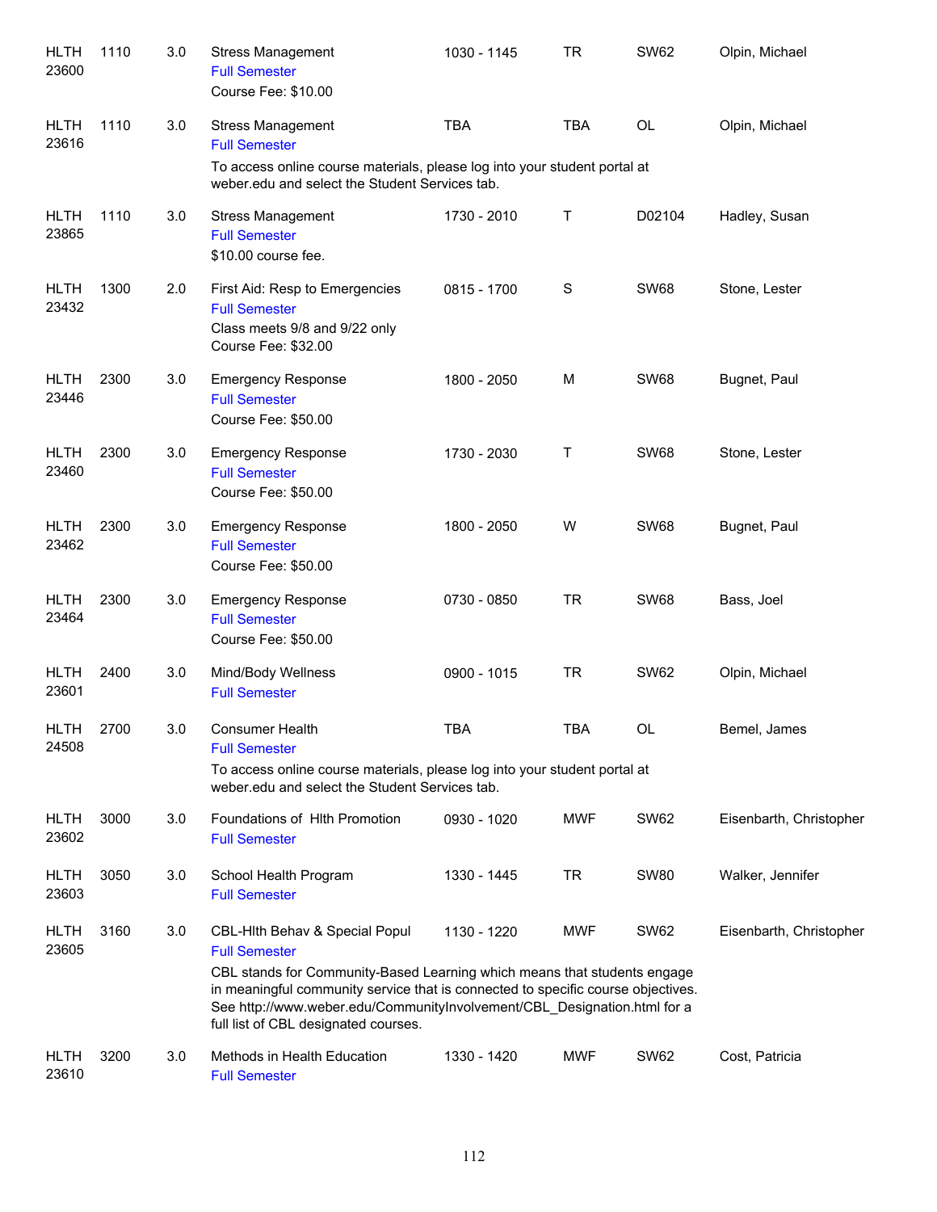| | | | | | | | |
|---|---|---|---|---|---|---|---|
| HLTH 23600 | 1110 | 3.0 | Stress Management<br>Full Semester<br>Course Fee: $10.00 | 1030 - 1145 | TR | SW62 | Olpin, Michael |
| HLTH 23616 | 1110 | 3.0 | Stress Management<br>Full Semester<br>To access online course materials, please log into your student portal at weber.edu and select the Student Services tab. | TBA | TBA | OL | Olpin, Michael |
| HLTH 23865 | 1110 | 3.0 | Stress Management<br>Full Semester<br>$10.00 course fee. | 1730 - 2010 | T | D02104 | Hadley, Susan |
| HLTH 23432 | 1300 | 2.0 | First Aid: Resp to Emergencies<br>Full Semester<br>Class meets 9/8 and 9/22 only<br>Course Fee: $32.00 | 0815 - 1700 | S | SW68 | Stone, Lester |
| HLTH 23446 | 2300 | 3.0 | Emergency Response<br>Full Semester<br>Course Fee: $50.00 | 1800 - 2050 | M | SW68 | Bugnet, Paul |
| HLTH 23460 | 2300 | 3.0 | Emergency Response<br>Full Semester<br>Course Fee: $50.00 | 1730 - 2030 | T | SW68 | Stone, Lester |
| HLTH 23462 | 2300 | 3.0 | Emergency Response<br>Full Semester<br>Course Fee: $50.00 | 1800 - 2050 | W | SW68 | Bugnet, Paul |
| HLTH 23464 | 2300 | 3.0 | Emergency Response<br>Full Semester<br>Course Fee: $50.00 | 0730 - 0850 | TR | SW68 | Bass, Joel |
| HLTH 23601 | 2400 | 3.0 | Mind/Body Wellness<br>Full Semester | 0900 - 1015 | TR | SW62 | Olpin, Michael |
| HLTH 24508 | 2700 | 3.0 | Consumer Health<br>Full Semester<br>To access online course materials, please log into your student portal at weber.edu and select the Student Services tab. | TBA | TBA | OL | Bemel, James |
| HLTH 23602 | 3000 | 3.0 | Foundations of Hlth Promotion<br>Full Semester | 0930 - 1020 | MWF | SW62 | Eisenbarth, Christopher |
| HLTH 23603 | 3050 | 3.0 | School Health Program<br>Full Semester | 1330 - 1445 | TR | SW80 | Walker, Jennifer |
| HLTH 23605 | 3160 | 3.0 | CBL-Hlth Behav & Special Popul<br>Full Semester<br>CBL stands for Community-Based Learning which means that students engage in meaningful community service that is connected to specific course objectives. See http://www.weber.edu/CommunityInvolvement/CBL_Designation.html for a full list of CBL designated courses. | 1130 - 1220 | MWF | SW62 | Eisenbarth, Christopher |
| HLTH 23610 | 3200 | 3.0 | Methods in Health Education<br>Full Semester | 1330 - 1420 | MWF | SW62 | Cost, Patricia |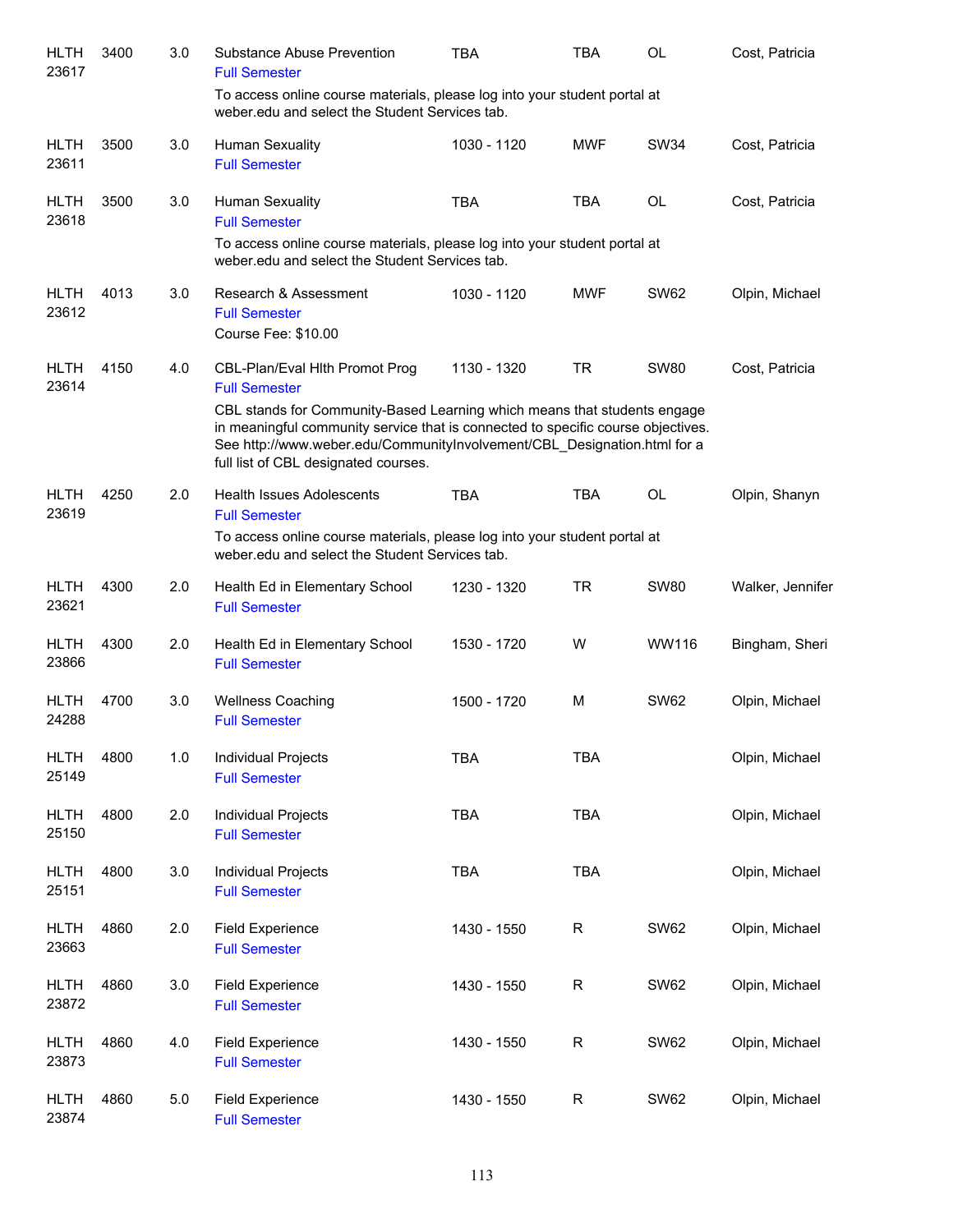| | | | | | | | |
|---|---|---|---|---|---|---|---|
| HLTH 23617 | 3400 | 3.0 | Substance Abuse Prevention<br>Full Semester<br>To access online course materials, please log into your student portal at weber.edu and select the Student Services tab. | TBA | TBA | OL | Cost, Patricia |
| HLTH 23611 | 3500 | 3.0 | Human Sexuality<br>Full Semester | 1030 - 1120 | MWF | SW34 | Cost, Patricia |
| HLTH 23618 | 3500 | 3.0 | Human Sexuality<br>Full Semester<br>To access online course materials, please log into your student portal at weber.edu and select the Student Services tab. | TBA | TBA | OL | Cost, Patricia |
| HLTH 23612 | 4013 | 3.0 | Research & Assessment<br>Full Semester<br>Course Fee: $10.00 | 1030 - 1120 | MWF | SW62 | Olpin, Michael |
| HLTH 23614 | 4150 | 4.0 | CBL-Plan/Eval Hlth Promot Prog<br>Full Semester<br>CBL stands for Community-Based Learning which means that students engage in meaningful community service that is connected to specific course objectives. See http://www.weber.edu/CommunityInvolvement/CBL_Designation.html for a full list of CBL designated courses. | 1130 - 1320 | TR | SW80 | Cost, Patricia |
| HLTH 23619 | 4250 | 2.0 | Health Issues Adolescents<br>Full Semester<br>To access online course materials, please log into your student portal at weber.edu and select the Student Services tab. | TBA | TBA | OL | Olpin, Shanyn |
| HLTH 23621 | 4300 | 2.0 | Health Ed in Elementary School<br>Full Semester | 1230 - 1320 | TR | SW80 | Walker, Jennifer |
| HLTH 23866 | 4300 | 2.0 | Health Ed in Elementary School<br>Full Semester | 1530 - 1720 | W | WW116 | Bingham, Sheri |
| HLTH 24288 | 4700 | 3.0 | Wellness Coaching<br>Full Semester | 1500 - 1720 | M | SW62 | Olpin, Michael |
| HLTH 25149 | 4800 | 1.0 | Individual Projects<br>Full Semester | TBA | TBA | | Olpin, Michael |
| HLTH 25150 | 4800 | 2.0 | Individual Projects<br>Full Semester | TBA | TBA | | Olpin, Michael |
| HLTH 25151 | 4800 | 3.0 | Individual Projects<br>Full Semester | TBA | TBA | | Olpin, Michael |
| HLTH 23663 | 4860 | 2.0 | Field Experience<br>Full Semester | 1430 - 1550 | R | SW62 | Olpin, Michael |
| HLTH 23872 | 4860 | 3.0 | Field Experience<br>Full Semester | 1430 - 1550 | R | SW62 | Olpin, Michael |
| HLTH 23873 | 4860 | 4.0 | Field Experience<br>Full Semester | 1430 - 1550 | R | SW62 | Olpin, Michael |
| HLTH 23874 | 4860 | 5.0 | Field Experience<br>Full Semester | 1430 - 1550 | R | SW62 | Olpin, Michael |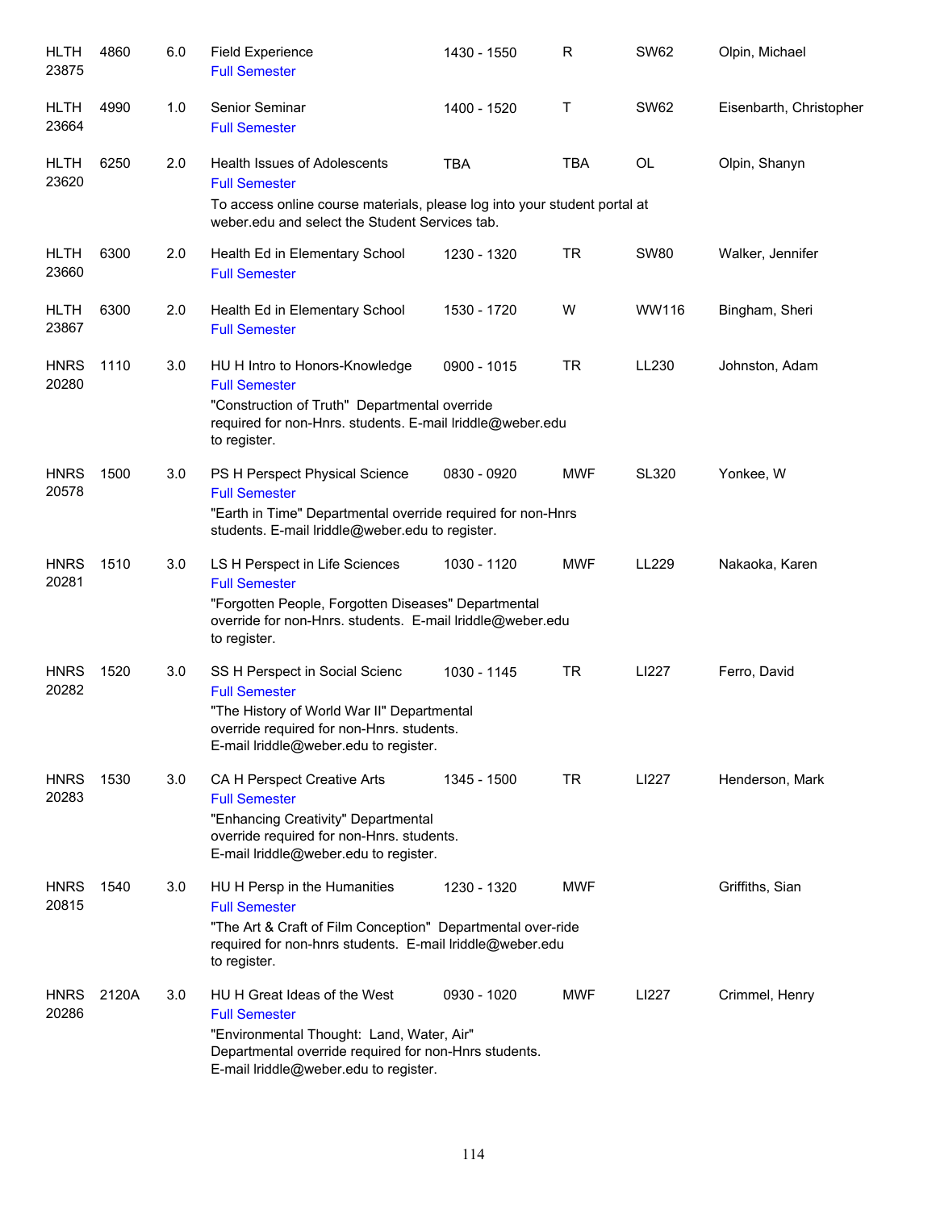| Subject / CRN | Course | Credits | Title | Time | Days | Room | Instructor |
|---|---|---|---|---|---|---|---|
| HLTH 23875 | 4860 | 6.0 | Field Experience<br>Full Semester | 1430 - 1550 | R | SW62 | Olpin, Michael |
| HLTH 23664 | 4990 | 1.0 | Senior Seminar<br>Full Semester | 1400 - 1520 | T | SW62 | Eisenbarth, Christopher |
| HLTH 23620 | 6250 | 2.0 | Health Issues of Adolescents<br>Full Semester<br>To access online course materials, please log into your student portal at weber.edu and select the Student Services tab. | TBA | TBA | OL | Olpin, Shanyn |
| HLTH 23660 | 6300 | 2.0 | Health Ed in Elementary School<br>Full Semester | 1230 - 1320 | TR | SW80 | Walker, Jennifer |
| HLTH 23867 | 6300 | 2.0 | Health Ed in Elementary School<br>Full Semester | 1530 - 1720 | W | WW116 | Bingham, Sheri |
| HNRS 20280 | 1110 | 3.0 | HU H Intro to Honors-Knowledge<br>Full Semester<br>"Construction of Truth" Departmental override required for non-Hnrs. students. E-mail lriddle@weber.edu to register. | 0900 - 1015 | TR | LL230 | Johnston, Adam |
| HNRS 20578 | 1500 | 3.0 | PS H Perspect Physical Science<br>Full Semester<br>"Earth in Time" Departmental override required for non-Hnrs students. E-mail lriddle@weber.edu to register. | 0830 - 0920 | MWF | SL320 | Yonkee, W |
| HNRS 20281 | 1510 | 3.0 | LS H Perspect in Life Sciences<br>Full Semester<br>"Forgotten People, Forgotten Diseases" Departmental override for non-Hnrs. students. E-mail lriddle@weber.edu to register. | 1030 - 1120 | MWF | LL229 | Nakaoka, Karen |
| HNRS 20282 | 1520 | 3.0 | SS H Perspect in Social Scienc<br>Full Semester<br>"The History of World War II" Departmental override required for non-Hnrs. students. E-mail lriddle@weber.edu to register. | 1030 - 1145 | TR | LI227 | Ferro, David |
| HNRS 20283 | 1530 | 3.0 | CA H Perspect Creative Arts<br>Full Semester<br>"Enhancing Creativity" Departmental override required for non-Hnrs. students. E-mail lriddle@weber.edu to register. | 1345 - 1500 | TR | LI227 | Henderson, Mark |
| HNRS 20815 | 1540 | 3.0 | HU H Persp in the Humanities<br>Full Semester<br>"The Art & Craft of Film Conception" Departmental over-ride required for non-hnrs students. E-mail lriddle@weber.edu to register. | 1230 - 1320 | MWF | | Griffiths, Sian |
| HNRS 20286 | 2120A | 3.0 | HU H Great Ideas of the West<br>Full Semester<br>"Environmental Thought: Land, Water, Air" Departmental override required for non-Hnrs students. E-mail lriddle@weber.edu to register. | 0930 - 1020 | MWF | LI227 | Crimmel, Henry |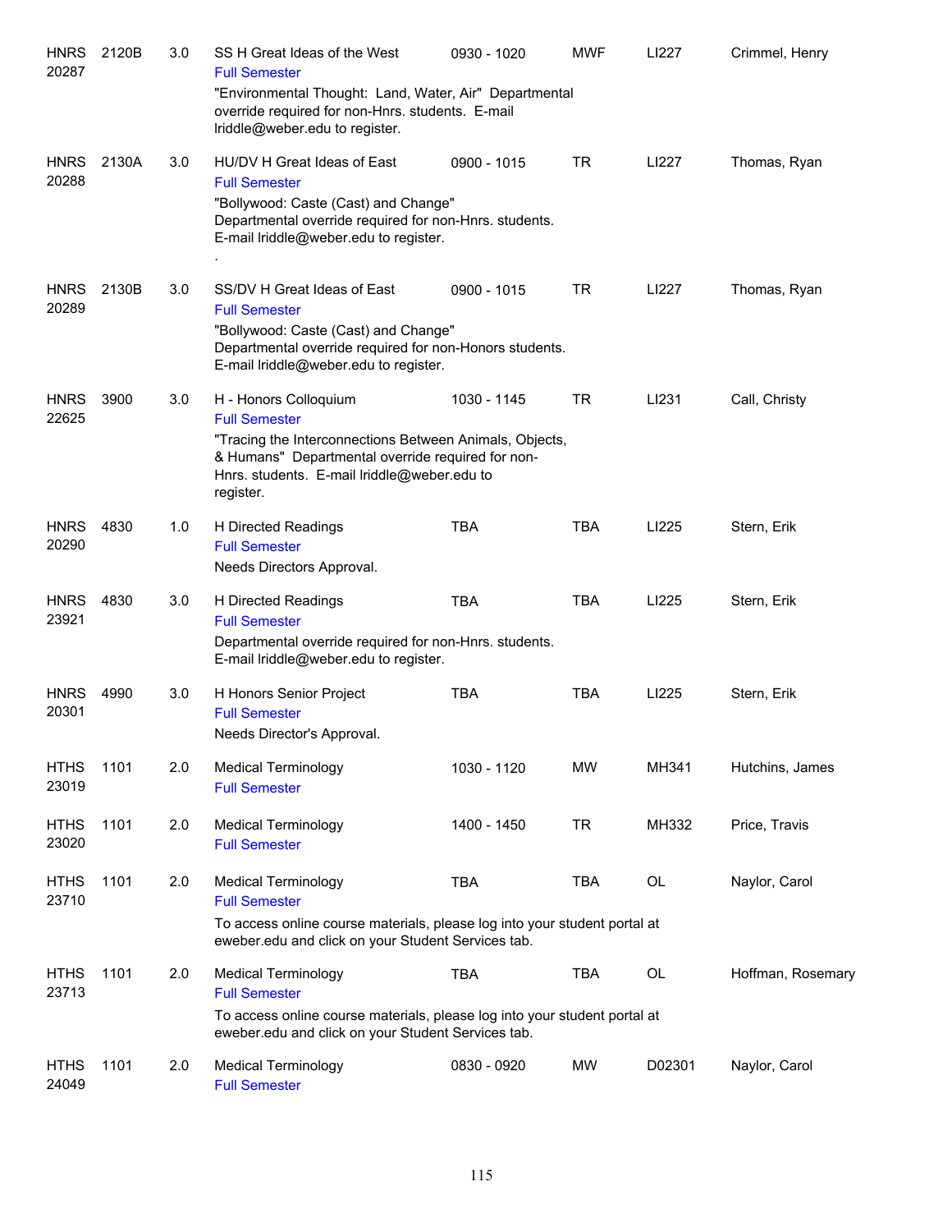| | | | | | | | |
|---|---|---|---|---|---|---|---|
| HNRS 20287 | 2120B | 3.0 | SS H Great Ideas of the West<br>Full Semester<br>"Environmental Thought: Land, Water, Air" Departmental override required for non-Hnrs. students. E-mail lriddle@weber.edu to register. | 0930 - 1020 | MWF | LI227 | Crimmel, Henry |
| HNRS 20288 | 2130A | 3.0 | HU/DV H Great Ideas of East<br>Full Semester<br>"Bollywood: Caste (Cast) and Change" Departmental override required for non-Hnrs. students. E-mail lriddle@weber.edu to register.<br>. | 0900 - 1015 | TR | LI227 | Thomas, Ryan |
| HNRS 20289 | 2130B | 3.0 | SS/DV H Great Ideas of East<br>Full Semester<br>"Bollywood: Caste (Cast) and Change" Departmental override required for non-Honors students. E-mail lriddle@weber.edu to register. | 0900 - 1015 | TR | LI227 | Thomas, Ryan |
| HNRS 22625 | 3900 | 3.0 | H - Honors Colloquium<br>Full Semester<br>"Tracing the Interconnections Between Animals, Objects, & Humans" Departmental override required for non-Hnrs. students. E-mail lriddle@weber.edu to register. | 1030 - 1145 | TR | LI231 | Call, Christy |
| HNRS 20290 | 4830 | 1.0 | H Directed Readings<br>Full Semester<br>Needs Directors Approval. | TBA | TBA | LI225 | Stern, Erik |
| HNRS 23921 | 4830 | 3.0 | H Directed Readings<br>Full Semester<br>Departmental override required for non-Hnrs. students. E-mail lriddle@weber.edu to register. | TBA | TBA | LI225 | Stern, Erik |
| HNRS 20301 | 4990 | 3.0 | H Honors Senior Project<br>Full Semester<br>Needs Director's Approval. | TBA | TBA | LI225 | Stern, Erik |
| HTHS 23019 | 1101 | 2.0 | Medical Terminology<br>Full Semester | 1030 - 1120 | MW | MH341 | Hutchins, James |
| HTHS 23020 | 1101 | 2.0 | Medical Terminology<br>Full Semester | 1400 - 1450 | TR | MH332 | Price, Travis |
| HTHS 23710 | 1101 | 2.0 | Medical Terminology<br>Full Semester<br>To access online course materials, please log into your student portal at eweber.edu and click on your Student Services tab. | TBA | TBA | OL | Naylor, Carol |
| HTHS 23713 | 1101 | 2.0 | Medical Terminology<br>Full Semester<br>To access online course materials, please log into your student portal at eweber.edu and click on your Student Services tab. | TBA | TBA | OL | Hoffman, Rosemary |
| HTHS 24049 | 1101 | 2.0 | Medical Terminology<br>Full Semester | 0830 - 0920 | MW | D02301 | Naylor, Carol |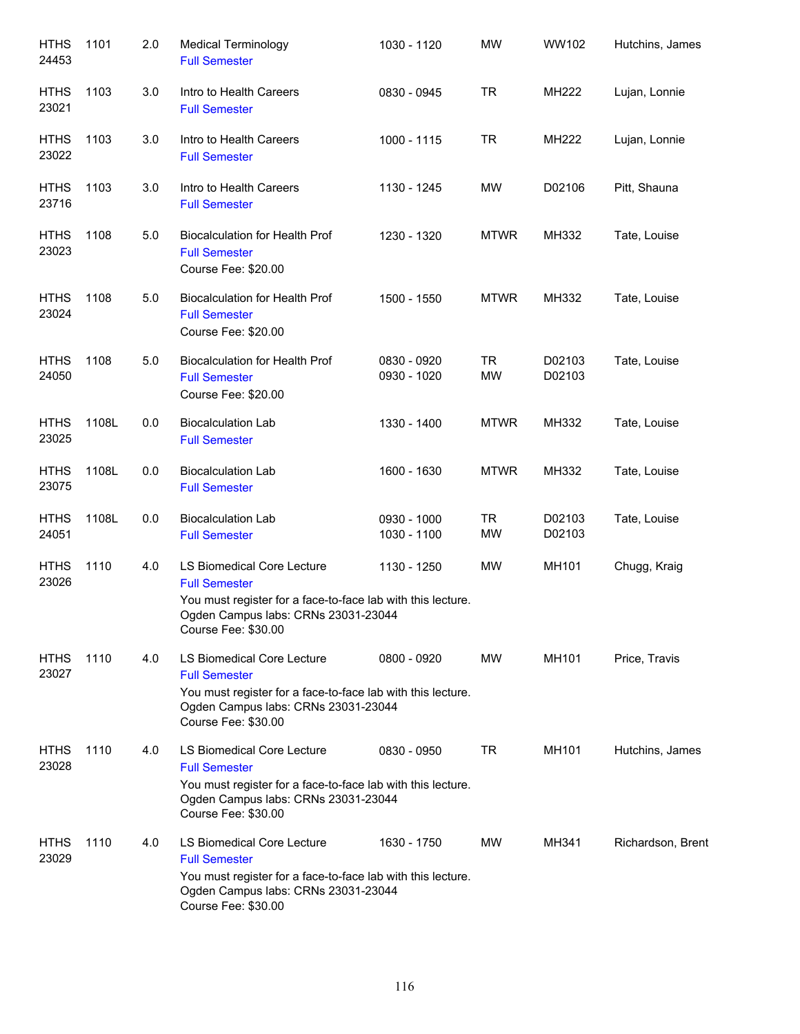| Subject/CRN | Course | Credits | Title | Time | Days | Room | Instructor |
|---|---|---|---|---|---|---|---|
| HTHS 24453 | 1101 | 2.0 | Medical Terminology<br>Full Semester | 1030 - 1120 | MW | WW102 | Hutchins, James |
| HTHS 23021 | 1103 | 3.0 | Intro to Health Careers<br>Full Semester | 0830 - 0945 | TR | MH222 | Lujan, Lonnie |
| HTHS 23022 | 1103 | 3.0 | Intro to Health Careers<br>Full Semester | 1000 - 1115 | TR | MH222 | Lujan, Lonnie |
| HTHS 23716 | 1103 | 3.0 | Intro to Health Careers<br>Full Semester | 1130 - 1245 | MW | D02106 | Pitt, Shauna |
| HTHS 23023 | 1108 | 5.0 | Biocalculation for Health Prof<br>Full Semester<br>Course Fee: $20.00 | 1230 - 1320 | MTWR | MH332 | Tate, Louise |
| HTHS 23024 | 1108 | 5.0 | Biocalculation for Health Prof<br>Full Semester<br>Course Fee: $20.00 | 1500 - 1550 | MTWR | MH332 | Tate, Louise |
| HTHS 24050 | 1108 | 5.0 | Biocalculation for Health Prof<br>Full Semester<br>Course Fee: $20.00 | 0830 - 0920<br>0930 - 1020 | TR<br>MW | D02103<br>D02103 | Tate, Louise |
| HTHS 23025 | 1108L | 0.0 | Biocalculation Lab<br>Full Semester | 1330 - 1400 | MTWR | MH332 | Tate, Louise |
| HTHS 23075 | 1108L | 0.0 | Biocalculation Lab<br>Full Semester | 1600 - 1630 | MTWR | MH332 | Tate, Louise |
| HTHS 24051 | 1108L | 0.0 | Biocalculation Lab<br>Full Semester | 0930 - 1000<br>1030 - 1100 | TR<br>MW | D02103<br>D02103 | Tate, Louise |
| HTHS 23026 | 1110 | 4.0 | LS Biomedical Core Lecture<br>Full Semester<br>You must register for a face-to-face lab with this lecture.<br>Ogden Campus labs: CRNs 23031-23044<br>Course Fee: $30.00 | 1130 - 1250 | MW | MH101 | Chugg, Kraig |
| HTHS 23027 | 1110 | 4.0 | LS Biomedical Core Lecture<br>Full Semester<br>You must register for a face-to-face lab with this lecture.<br>Ogden Campus labs: CRNs 23031-23044<br>Course Fee: $30.00 | 0800 - 0920 | MW | MH101 | Price, Travis |
| HTHS 23028 | 1110 | 4.0 | LS Biomedical Core Lecture<br>Full Semester<br>You must register for a face-to-face lab with this lecture.<br>Ogden Campus labs: CRNs 23031-23044<br>Course Fee: $30.00 | 0830 - 0950 | TR | MH101 | Hutchins, James |
| HTHS 23029 | 1110 | 4.0 | LS Biomedical Core Lecture<br>Full Semester<br>You must register for a face-to-face lab with this lecture.<br>Ogden Campus labs: CRNs 23031-23044<br>Course Fee: $30.00 | 1630 - 1750 | MW | MH341 | Richardson, Brent |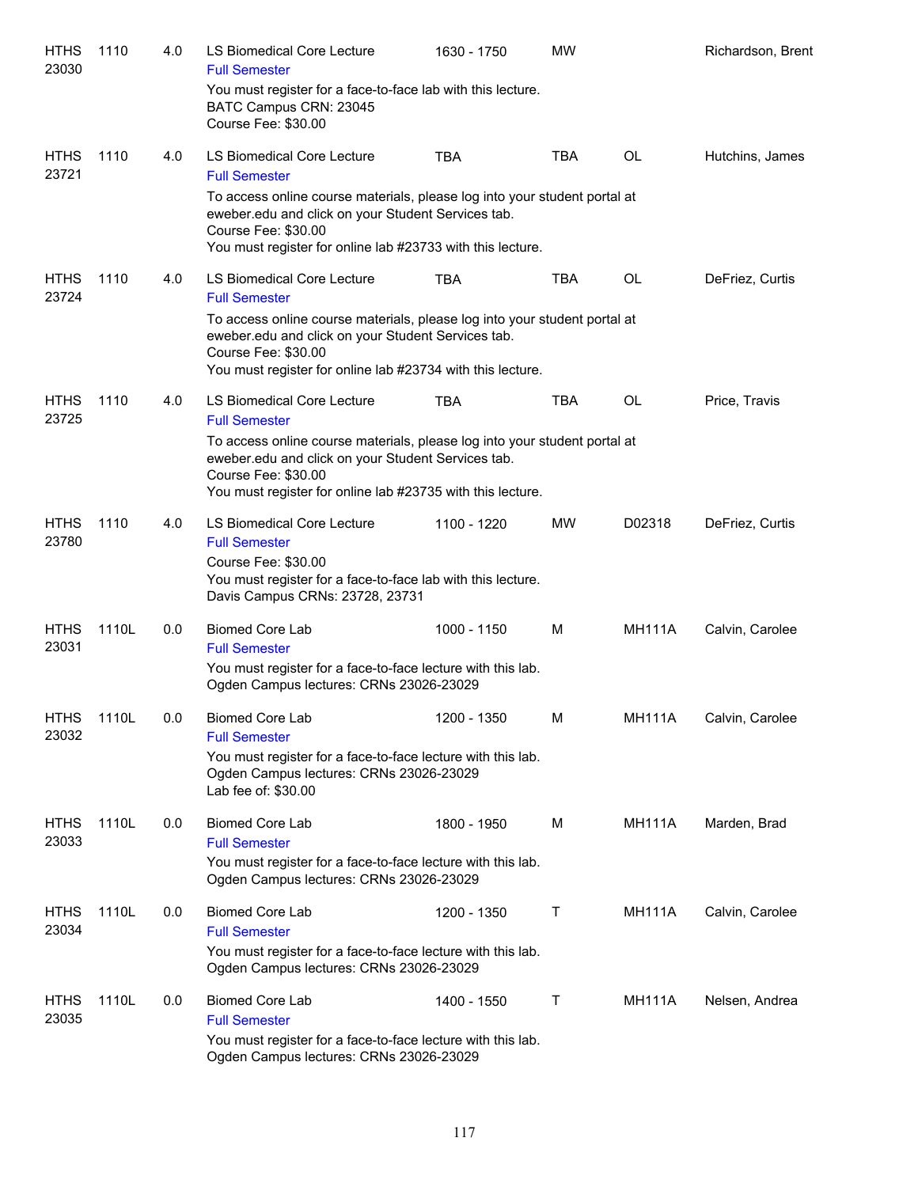| | | | | | | | |
|---|---|---|---|---|---|---|---|
| HTHS 23030 | 1110 | 4.0 | LS Biomedical Core Lecture<br>Full Semester<br>You must register for a face-to-face lab with this lecture.<br>BATC Campus CRN: 23045<br>Course Fee: $30.00 | 1630 - 1750 | MW | | Richardson, Brent |
| HTHS 23721 | 1110 | 4.0 | LS Biomedical Core Lecture<br>Full Semester<br>To access online course materials, please log into your student portal at eweber.edu and click on your Student Services tab.<br>Course Fee: $30.00<br>You must register for online lab #23733 with this lecture. | TBA | TBA | OL | Hutchins, James |
| HTHS 23724 | 1110 | 4.0 | LS Biomedical Core Lecture<br>Full Semester<br>To access online course materials, please log into your student portal at eweber.edu and click on your Student Services tab.<br>Course Fee: $30.00<br>You must register for online lab #23734 with this lecture. | TBA | TBA | OL | DeFriez, Curtis |
| HTHS 23725 | 1110 | 4.0 | LS Biomedical Core Lecture<br>Full Semester<br>To access online course materials, please log into your student portal at eweber.edu and click on your Student Services tab.<br>Course Fee: $30.00<br>You must register for online lab #23735 with this lecture. | TBA | TBA | OL | Price, Travis |
| HTHS 23780 | 1110 | 4.0 | LS Biomedical Core Lecture<br>Full Semester<br>Course Fee: $30.00<br>You must register for a face-to-face lab with this lecture.<br>Davis Campus CRNs: 23728, 23731 | 1100 - 1220 | MW | D02318 | DeFriez, Curtis |
| HTHS 23031 | 1110L | 0.0 | Biomed Core Lab<br>Full Semester<br>You must register for a face-to-face lecture with this lab.<br>Ogden Campus lectures: CRNs 23026-23029 | 1000 - 1150 | M | MH111A | Calvin, Carolee |
| HTHS 23032 | 1110L | 0.0 | Biomed Core Lab<br>Full Semester<br>You must register for a face-to-face lecture with this lab.<br>Ogden Campus lectures: CRNs 23026-23029<br>Lab fee of: $30.00 | 1200 - 1350 | M | MH111A | Calvin, Carolee |
| HTHS 23033 | 1110L | 0.0 | Biomed Core Lab<br>Full Semester<br>You must register for a face-to-face lecture with this lab.<br>Ogden Campus lectures: CRNs 23026-23029 | 1800 - 1950 | M | MH111A | Marden, Brad |
| HTHS 23034 | 1110L | 0.0 | Biomed Core Lab<br>Full Semester<br>You must register for a face-to-face lecture with this lab.<br>Ogden Campus lectures: CRNs 23026-23029 | 1200 - 1350 | T | MH111A | Calvin, Carolee |
| HTHS 23035 | 1110L | 0.0 | Biomed Core Lab<br>Full Semester<br>You must register for a face-to-face lecture with this lab.<br>Ogden Campus lectures: CRNs 23026-23029 | 1400 - 1550 | T | MH111A | Nelsen, Andrea |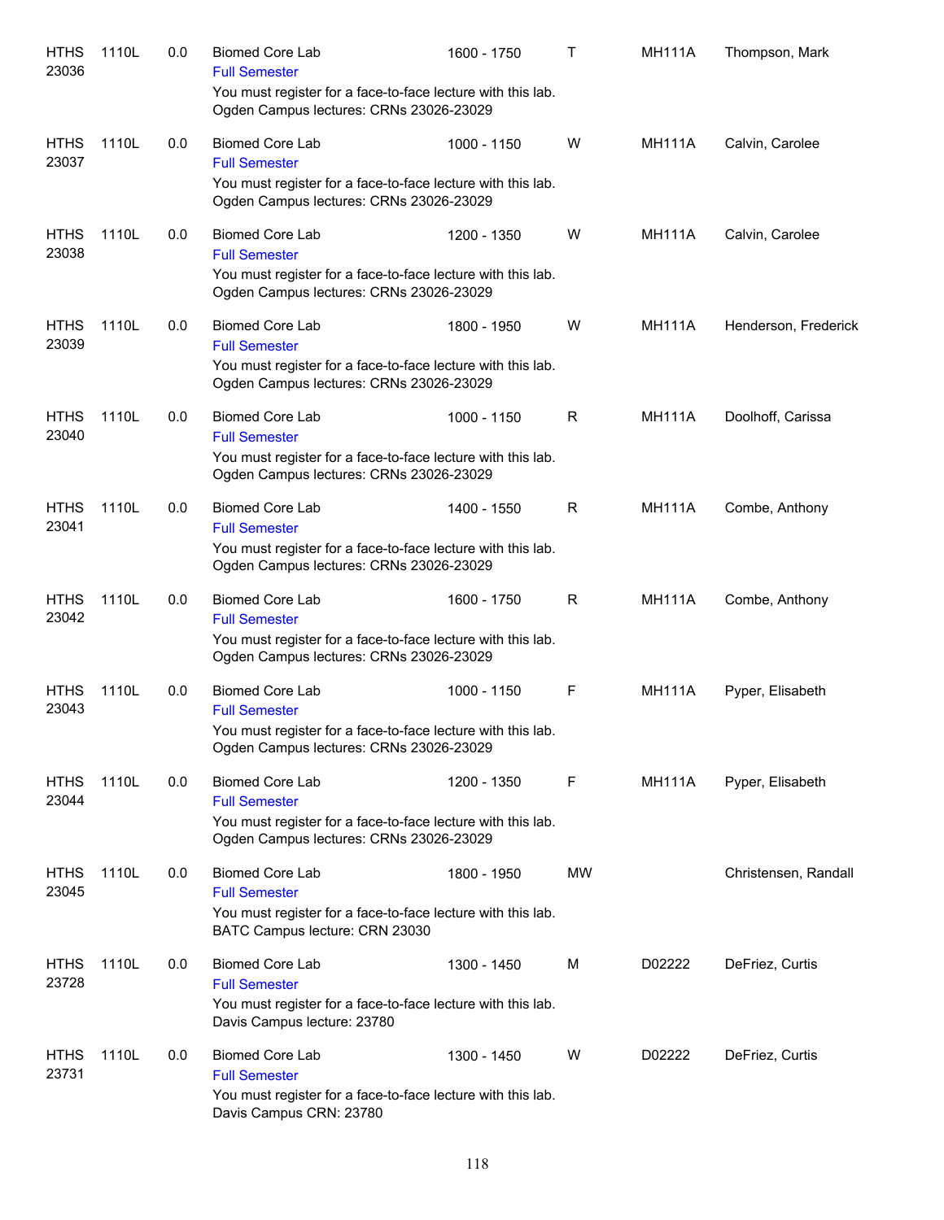| | | | | | | | |
|---|---|---|---|---|---|---|---|
| HTHS 23036 | 1110L | 0.0 | Biomed Core Lab<br>Full Semester<br>You must register for a face-to-face lecture with this lab. Ogden Campus lectures: CRNs 23026-23029 | 1600 - 1750 | T | MH111A | Thompson, Mark |
| HTHS 23037 | 1110L | 0.0 | Biomed Core Lab<br>Full Semester<br>You must register for a face-to-face lecture with this lab. Ogden Campus lectures: CRNs 23026-23029 | 1000 - 1150 | W | MH111A | Calvin, Carolee |
| HTHS 23038 | 1110L | 0.0 | Biomed Core Lab<br>Full Semester<br>You must register for a face-to-face lecture with this lab. Ogden Campus lectures: CRNs 23026-23029 | 1200 - 1350 | W | MH111A | Calvin, Carolee |
| HTHS 23039 | 1110L | 0.0 | Biomed Core Lab<br>Full Semester<br>You must register for a face-to-face lecture with this lab. Ogden Campus lectures: CRNs 23026-23029 | 1800 - 1950 | W | MH111A | Henderson, Frederick |
| HTHS 23040 | 1110L | 0.0 | Biomed Core Lab<br>Full Semester<br>You must register for a face-to-face lecture with this lab. Ogden Campus lectures: CRNs 23026-23029 | 1000 - 1150 | R | MH111A | Doolhoff, Carissa |
| HTHS 23041 | 1110L | 0.0 | Biomed Core Lab<br>Full Semester<br>You must register for a face-to-face lecture with this lab. Ogden Campus lectures: CRNs 23026-23029 | 1400 - 1550 | R | MH111A | Combe, Anthony |
| HTHS 23042 | 1110L | 0.0 | Biomed Core Lab<br>Full Semester<br>You must register for a face-to-face lecture with this lab. Ogden Campus lectures: CRNs 23026-23029 | 1600 - 1750 | R | MH111A | Combe, Anthony |
| HTHS 23043 | 1110L | 0.0 | Biomed Core Lab<br>Full Semester<br>You must register for a face-to-face lecture with this lab. Ogden Campus lectures: CRNs 23026-23029 | 1000 - 1150 | F | MH111A | Pyper, Elisabeth |
| HTHS 23044 | 1110L | 0.0 | Biomed Core Lab<br>Full Semester<br>You must register for a face-to-face lecture with this lab. Ogden Campus lectures: CRNs 23026-23029 | 1200 - 1350 | F | MH111A | Pyper, Elisabeth |
| HTHS 23045 | 1110L | 0.0 | Biomed Core Lab<br>Full Semester<br>You must register for a face-to-face lecture with this lab. BATC Campus lecture: CRN 23030 | 1800 - 1950 | MW | | Christensen, Randall |
| HTHS 23728 | 1110L | 0.0 | Biomed Core Lab<br>Full Semester<br>You must register for a face-to-face lecture with this lab. Davis Campus lecture: 23780 | 1300 - 1450 | M | D02222 | DeFriez, Curtis |
| HTHS 23731 | 1110L | 0.0 | Biomed Core Lab<br>Full Semester<br>You must register for a face-to-face lecture with this lab. Davis Campus CRN: 23780 | 1300 - 1450 | W | D02222 | DeFriez, Curtis |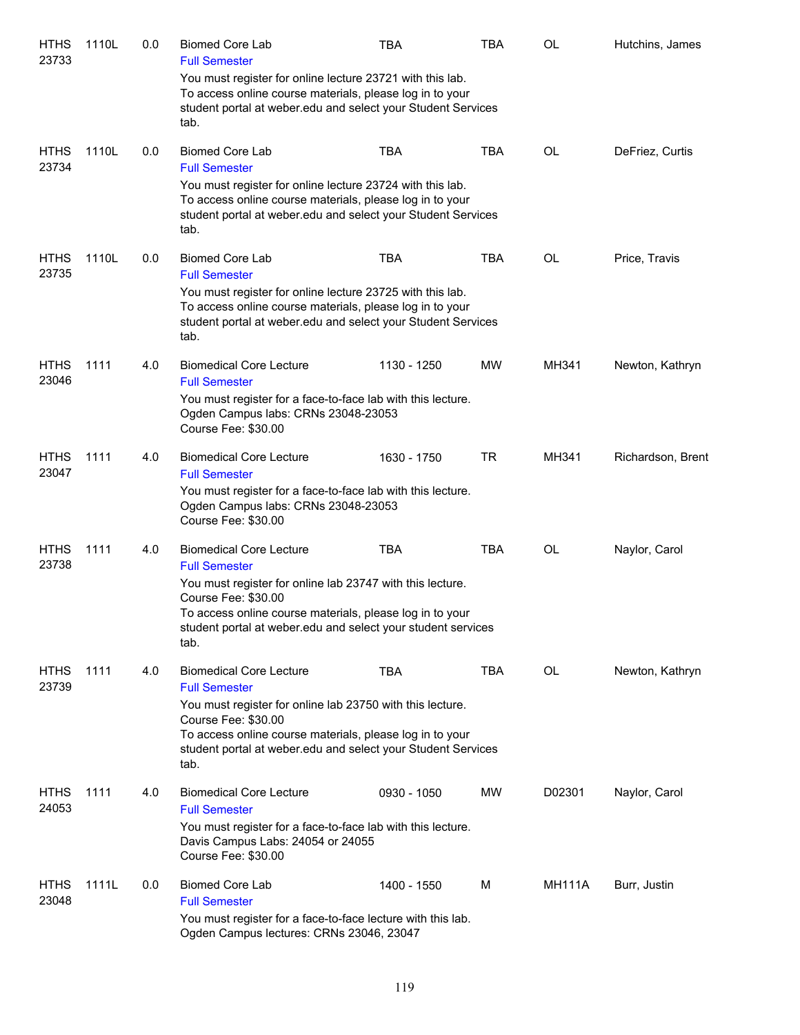| | | | | | | | |
|---|---|---|---|---|---|---|---|
| HTHS 23733 | 1110L | 0.0 | Biomed Core Lab<br>Full Semester<br>You must register for online lecture 23721 with this lab.<br>To access online course materials, please log in to your student portal at weber.edu and select your Student Services tab. | TBA | TBA | OL | Hutchins, James |
| HTHS 23734 | 1110L | 0.0 | Biomed Core Lab<br>Full Semester<br>You must register for online lecture 23724 with this lab.<br>To access online course materials, please log in to your student portal at weber.edu and select your Student Services tab. | TBA | TBA | OL | DeFriez, Curtis |
| HTHS 23735 | 1110L | 0.0 | Biomed Core Lab<br>Full Semester<br>You must register for online lecture 23725 with this lab.<br>To access online course materials, please log in to your student portal at weber.edu and select your Student Services tab. | TBA | TBA | OL | Price, Travis |
| HTHS 23046 | 1111 | 4.0 | Biomedical Core Lecture<br>Full Semester<br>You must register for a face-to-face lab with this lecture.<br>Ogden Campus labs: CRNs 23048-23053<br>Course Fee: $30.00 | 1130 - 1250 | MW | MH341 | Newton, Kathryn |
| HTHS 23047 | 1111 | 4.0 | Biomedical Core Lecture<br>Full Semester<br>You must register for a face-to-face lab with this lecture.<br>Ogden Campus labs: CRNs 23048-23053<br>Course Fee: $30.00 | 1630 - 1750 | TR | MH341 | Richardson, Brent |
| HTHS 23738 | 1111 | 4.0 | Biomedical Core Lecture<br>Full Semester<br>You must register for online lab 23747 with this lecture.<br>Course Fee: $30.00<br>To access online course materials, please log in to your student portal at weber.edu and select your student services tab. | TBA | TBA | OL | Naylor, Carol |
| HTHS 23739 | 1111 | 4.0 | Biomedical Core Lecture<br>Full Semester<br>You must register for online lab 23750 with this lecture.<br>Course Fee: $30.00<br>To access online course materials, please log in to your student portal at weber.edu and select your Student Services tab. | TBA | TBA | OL | Newton, Kathryn |
| HTHS 24053 | 1111 | 4.0 | Biomedical Core Lecture<br>Full Semester<br>You must register for a face-to-face lab with this lecture.<br>Davis Campus Labs: 24054 or 24055<br>Course Fee: $30.00 | 0930 - 1050 | MW | D02301 | Naylor, Carol |
| HTHS 23048 | 1111L | 0.0 | Biomed Core Lab<br>Full Semester<br>You must register for a face-to-face lecture with this lab.<br>Ogden Campus lectures: CRNs 23046, 23047 | 1400 - 1550 | M | MH111A | Burr, Justin |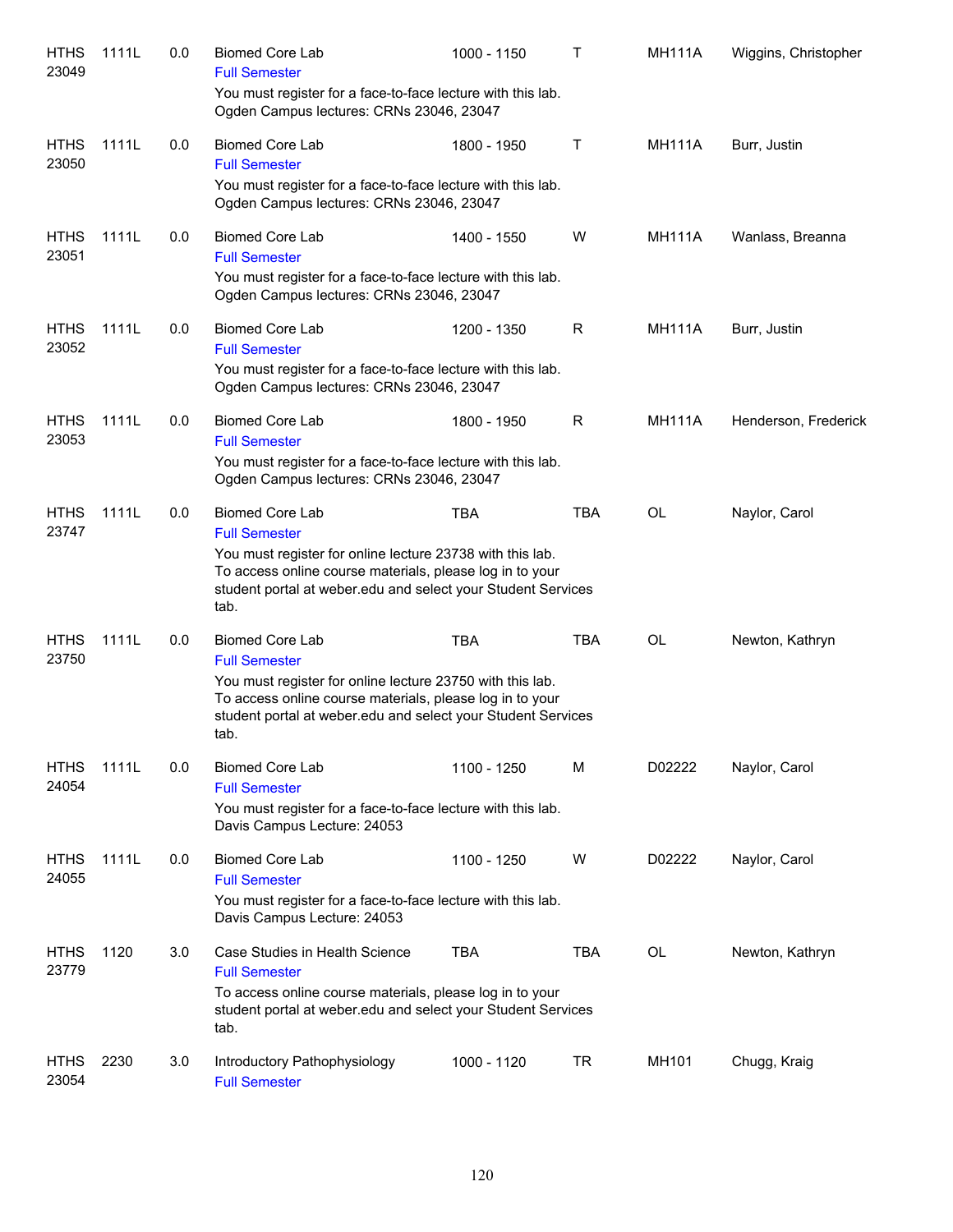| | | | | | | | |
|---|---|---|---|---|---|---|---|
| HTHS 23049 | 1111L | 0.0 | Biomed Core Lab<br>Full Semester<br>You must register for a face-to-face lecture with this lab. Ogden Campus lectures: CRNs 23046, 23047 | 1000 - 1150 | T | MH111A | Wiggins, Christopher |
| HTHS 23050 | 1111L | 0.0 | Biomed Core Lab<br>Full Semester<br>You must register for a face-to-face lecture with this lab. Ogden Campus lectures: CRNs 23046, 23047 | 1800 - 1950 | T | MH111A | Burr, Justin |
| HTHS 23051 | 1111L | 0.0 | Biomed Core Lab<br>Full Semester<br>You must register for a face-to-face lecture with this lab. Ogden Campus lectures: CRNs 23046, 23047 | 1400 - 1550 | W | MH111A | Wanlass, Breanna |
| HTHS 23052 | 1111L | 0.0 | Biomed Core Lab<br>Full Semester<br>You must register for a face-to-face lecture with this lab. Ogden Campus lectures: CRNs 23046, 23047 | 1200 - 1350 | R | MH111A | Burr, Justin |
| HTHS 23053 | 1111L | 0.0 | Biomed Core Lab<br>Full Semester<br>You must register for a face-to-face lecture with this lab. Ogden Campus lectures: CRNs 23046, 23047 | 1800 - 1950 | R | MH111A | Henderson, Frederick |
| HTHS 23747 | 1111L | 0.0 | Biomed Core Lab<br>Full Semester<br>You must register for online lecture 23738 with this lab. To access online course materials, please log in to your student portal at weber.edu and select your Student Services tab. | TBA | TBA | OL | Naylor, Carol |
| HTHS 23750 | 1111L | 0.0 | Biomed Core Lab<br>Full Semester<br>You must register for online lecture 23750 with this lab. To access online course materials, please log in to your student portal at weber.edu and select your Student Services tab. | TBA | TBA | OL | Newton, Kathryn |
| HTHS 24054 | 1111L | 0.0 | Biomed Core Lab<br>Full Semester<br>You must register for a face-to-face lecture with this lab. Davis Campus Lecture: 24053 | 1100 - 1250 | M | D02222 | Naylor, Carol |
| HTHS 24055 | 1111L | 0.0 | Biomed Core Lab<br>Full Semester<br>You must register for a face-to-face lecture with this lab. Davis Campus Lecture: 24053 | 1100 - 1250 | W | D02222 | Naylor, Carol |
| HTHS 23779 | 1120 | 3.0 | Case Studies in Health Science<br>Full Semester<br>To access online course materials, please log in to your student portal at weber.edu and select your Student Services tab. | TBA | TBA | OL | Newton, Kathryn |
| HTHS 23054 | 2230 | 3.0 | Introductory Pathophysiology<br>Full Semester | 1000 - 1120 | TR | MH101 | Chugg, Kraig |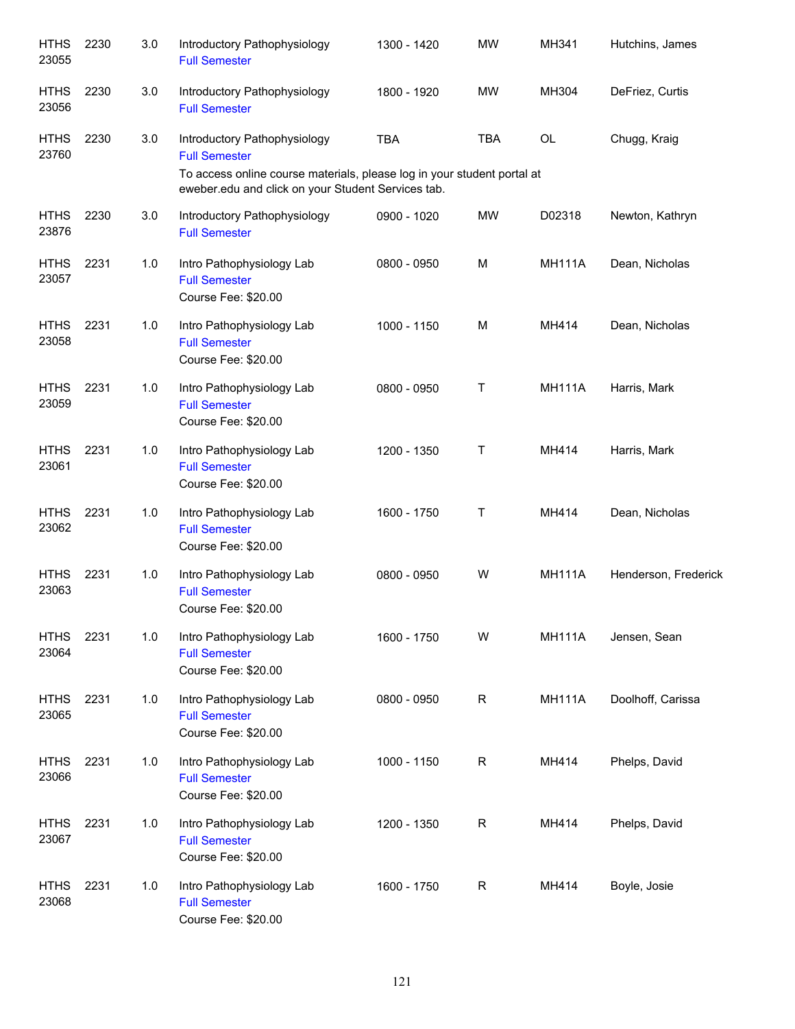| Subject / CRN | Course | Credits | Title | Time | Days | Room | Instructor |
|---|---|---|---|---|---|---|---|
| HTHS 23055 | 2230 | 3.0 | Introductory Pathophysiology<br>Full Semester | 1300 - 1420 | MW | MH341 | Hutchins, James |
| HTHS 23056 | 2230 | 3.0 | Introductory Pathophysiology<br>Full Semester | 1800 - 1920 | MW | MH304 | DeFriez, Curtis |
| HTHS 23760 | 2230 | 3.0 | Introductory Pathophysiology<br>Full Semester<br>To access online course materials, please log in your student portal at eweber.edu and click on your Student Services tab. | TBA | TBA | OL | Chugg, Kraig |
| HTHS 23876 | 2230 | 3.0 | Introductory Pathophysiology<br>Full Semester | 0900 - 1020 | MW | D02318 | Newton, Kathryn |
| HTHS 23057 | 2231 | 1.0 | Intro Pathophysiology Lab<br>Full Semester<br>Course Fee: $20.00 | 0800 - 0950 | M | MH111A | Dean, Nicholas |
| HTHS 23058 | 2231 | 1.0 | Intro Pathophysiology Lab<br>Full Semester<br>Course Fee: $20.00 | 1000 - 1150 | M | MH414 | Dean, Nicholas |
| HTHS 23059 | 2231 | 1.0 | Intro Pathophysiology Lab<br>Full Semester<br>Course Fee: $20.00 | 0800 - 0950 | T | MH111A | Harris, Mark |
| HTHS 23061 | 2231 | 1.0 | Intro Pathophysiology Lab<br>Full Semester<br>Course Fee: $20.00 | 1200 - 1350 | T | MH414 | Harris, Mark |
| HTHS 23062 | 2231 | 1.0 | Intro Pathophysiology Lab<br>Full Semester<br>Course Fee: $20.00 | 1600 - 1750 | T | MH414 | Dean, Nicholas |
| HTHS 23063 | 2231 | 1.0 | Intro Pathophysiology Lab<br>Full Semester<br>Course Fee: $20.00 | 0800 - 0950 | W | MH111A | Henderson, Frederick |
| HTHS 23064 | 2231 | 1.0 | Intro Pathophysiology Lab<br>Full Semester<br>Course Fee: $20.00 | 1600 - 1750 | W | MH111A | Jensen, Sean |
| HTHS 23065 | 2231 | 1.0 | Intro Pathophysiology Lab<br>Full Semester<br>Course Fee: $20.00 | 0800 - 0950 | R | MH111A | Doolhoff, Carissa |
| HTHS 23066 | 2231 | 1.0 | Intro Pathophysiology Lab<br>Full Semester<br>Course Fee: $20.00 | 1000 - 1150 | R | MH414 | Phelps, David |
| HTHS 23067 | 2231 | 1.0 | Intro Pathophysiology Lab<br>Full Semester<br>Course Fee: $20.00 | 1200 - 1350 | R | MH414 | Phelps, David |
| HTHS 23068 | 2231 | 1.0 | Intro Pathophysiology Lab<br>Full Semester<br>Course Fee: $20.00 | 1600 - 1750 | R | MH414 | Boyle, Josie |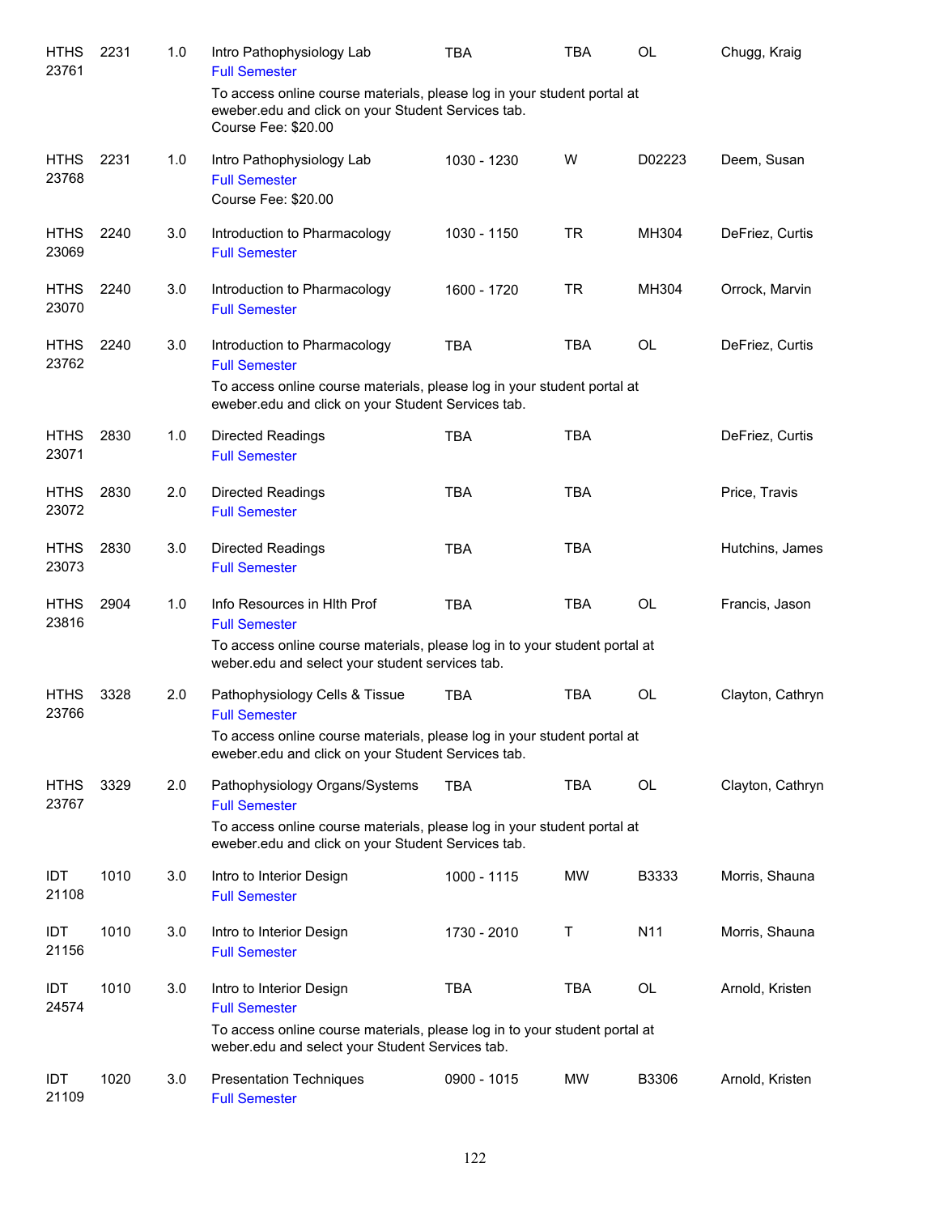| | | | | | | | |
|---|---|---|---|---|---|---|---|
| HTHS 23761 | 2231 | 1.0 | Intro Pathophysiology Lab<br>Full Semester<br>To access online course materials, please log in your student portal at eweber.edu and click on your Student Services tab.<br>Course Fee: $20.00 | TBA | TBA | OL | Chugg, Kraig |
| HTHS 23768 | 2231 | 1.0 | Intro Pathophysiology Lab<br>Full Semester<br>Course Fee: $20.00 | 1030 - 1230 | W | D02223 | Deem, Susan |
| HTHS 23069 | 2240 | 3.0 | Introduction to Pharmacology<br>Full Semester | 1030 - 1150 | TR | MH304 | DeFriez, Curtis |
| HTHS 23070 | 2240 | 3.0 | Introduction to Pharmacology<br>Full Semester | 1600 - 1720 | TR | MH304 | Orrock, Marvin |
| HTHS 23762 | 2240 | 3.0 | Introduction to Pharmacology<br>Full Semester<br>To access online course materials, please log in your student portal at eweber.edu and click on your Student Services tab. | TBA | TBA | OL | DeFriez, Curtis |
| HTHS 23071 | 2830 | 1.0 | Directed Readings<br>Full Semester | TBA | TBA | | DeFriez, Curtis |
| HTHS 23072 | 2830 | 2.0 | Directed Readings<br>Full Semester | TBA | TBA | | Price, Travis |
| HTHS 23073 | 2830 | 3.0 | Directed Readings<br>Full Semester | TBA | TBA | | Hutchins, James |
| HTHS 23816 | 2904 | 1.0 | Info Resources in Hlth Prof<br>Full Semester<br>To access online course materials, please log in to your student portal at weber.edu and select your student services tab. | TBA | TBA | OL | Francis, Jason |
| HTHS 23766 | 3328 | 2.0 | Pathophysiology Cells & Tissue<br>Full Semester<br>To access online course materials, please log in your student portal at eweber.edu and click on your Student Services tab. | TBA | TBA | OL | Clayton, Cathryn |
| HTHS 23767 | 3329 | 2.0 | Pathophysiology Organs/Systems<br>Full Semester<br>To access online course materials, please log in your student portal at eweber.edu and click on your Student Services tab. | TBA | TBA | OL | Clayton, Cathryn |
| IDT 21108 | 1010 | 3.0 | Intro to Interior Design<br>Full Semester | 1000 - 1115 | MW | B3333 | Morris, Shauna |
| IDT 21156 | 1010 | 3.0 | Intro to Interior Design<br>Full Semester | 1730 - 2010 | T | N11 | Morris, Shauna |
| IDT 24574 | 1010 | 3.0 | Intro to Interior Design<br>Full Semester<br>To access online course materials, please log in to your student portal at weber.edu and select your Student Services tab. | TBA | TBA | OL | Arnold, Kristen |
| IDT 21109 | 1020 | 3.0 | Presentation Techniques<br>Full Semester | 0900 - 1015 | MW | B3306 | Arnold, Kristen |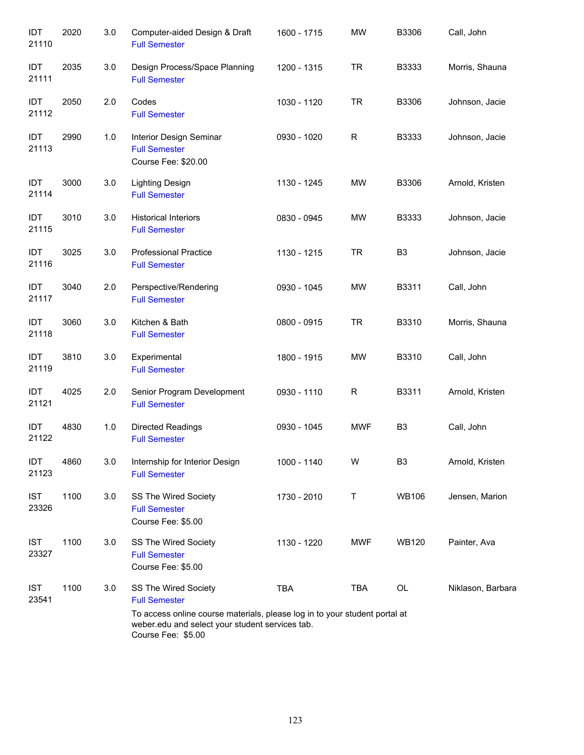| | | | | | | | |
|---|---|---|---|---|---|---|---|
| IDT 21110 | 2020 | 3.0 | Computer-aided Design & Draft<br>Full Semester | 1600 - 1715 | MW | B3306 | Call, John |
| IDT 21111 | 2035 | 3.0 | Design Process/Space Planning<br>Full Semester | 1200 - 1315 | TR | B3333 | Morris, Shauna |
| IDT 21112 | 2050 | 2.0 | Codes<br>Full Semester | 1030 - 1120 | TR | B3306 | Johnson, Jacie |
| IDT 21113 | 2990 | 1.0 | Interior Design Seminar<br>Full Semester<br>Course Fee: $20.00 | 0930 - 1020 | R | B3333 | Johnson, Jacie |
| IDT 21114 | 3000 | 3.0 | Lighting Design<br>Full Semester | 1130 - 1245 | MW | B3306 | Arnold, Kristen |
| IDT 21115 | 3010 | 3.0 | Historical Interiors<br>Full Semester | 0830 - 0945 | MW | B3333 | Johnson, Jacie |
| IDT 21116 | 3025 | 3.0 | Professional Practice<br>Full Semester | 1130 - 1215 | TR | B3 | Johnson, Jacie |
| IDT 21117 | 3040 | 2.0 | Perspective/Rendering<br>Full Semester | 0930 - 1045 | MW | B3311 | Call, John |
| IDT 21118 | 3060 | 3.0 | Kitchen & Bath<br>Full Semester | 0800 - 0915 | TR | B3310 | Morris, Shauna |
| IDT 21119 | 3810 | 3.0 | Experimental<br>Full Semester | 1800 - 1915 | MW | B3310 | Call, John |
| IDT 21121 | 4025 | 2.0 | Senior Program Development<br>Full Semester | 0930 - 1110 | R | B3311 | Arnold, Kristen |
| IDT 21122 | 4830 | 1.0 | Directed Readings<br>Full Semester | 0930 - 1045 | MWF | B3 | Call, John |
| IDT 21123 | 4860 | 3.0 | Internship for Interior Design<br>Full Semester | 1000 - 1140 | W | B3 | Arnold, Kristen |
| IST 23326 | 1100 | 3.0 | SS The Wired Society<br>Full Semester<br>Course Fee: $5.00 | 1730 - 2010 | T | WB106 | Jensen, Marion |
| IST 23327 | 1100 | 3.0 | SS The Wired Society<br>Full Semester<br>Course Fee: $5.00 | 1130 - 1220 | MWF | WB120 | Painter, Ava |
| IST 23541 | 1100 | 3.0 | SS The Wired Society<br>Full Semester<br>To access online course materials, please log in to your student portal at weber.edu and select your student services tab.<br>Course Fee: $5.00 | TBA | TBA | OL | Niklason, Barbara |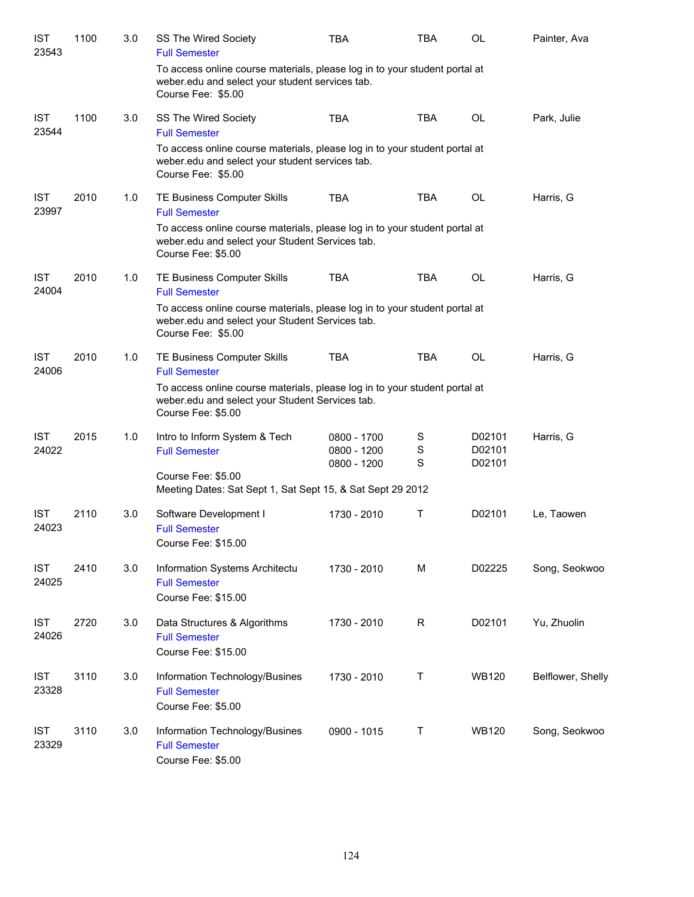| | | | | | | | |
|---|---|---|---|---|---|---|---|
| IST 23543 | 1100 | 3.0 | SS The Wired Society<br>Full Semester<br>To access online course materials, please log in to your student portal at weber.edu and select your student services tab.<br>Course Fee: $5.00 | TBA | TBA | OL | Painter, Ava |
| IST 23544 | 1100 | 3.0 | SS The Wired Society<br>Full Semester<br>To access online course materials, please log in to your student portal at weber.edu and select your student services tab.<br>Course Fee: $5.00 | TBA | TBA | OL | Park, Julie |
| IST 23997 | 2010 | 1.0 | TE Business Computer Skills<br>Full Semester<br>To access online course materials, please log in to your student portal at weber.edu and select your Student Services tab.<br>Course Fee: $5.00 | TBA | TBA | OL | Harris, G |
| IST 24004 | 2010 | 1.0 | TE Business Computer Skills<br>Full Semester<br>To access online course materials, please log in to your student portal at weber.edu and select your Student Services tab.<br>Course Fee: $5.00 | TBA | TBA | OL | Harris, G |
| IST 24006 | 2010 | 1.0 | TE Business Computer Skills<br>Full Semester<br>To access online course materials, please log in to your student portal at weber.edu and select your Student Services tab.<br>Course Fee: $5.00 | TBA | TBA | OL | Harris, G |
| IST 24022 | 2015 | 1.0 | Intro to Inform System & Tech<br>Full Semester<br>Course Fee: $5.00<br>Meeting Dates: Sat Sept 1, Sat Sept 15, & Sat Sept 29 2012 | 0800 - 1700<br>0800 - 1200<br>0800 - 1200 | S<br>S<br>S | D02101<br>D02101<br>D02101 | Harris, G |
| IST 24023 | 2110 | 3.0 | Software Development I<br>Full Semester<br>Course Fee: $15.00 | 1730 - 2010 | T | D02101 | Le, Taowen |
| IST 24025 | 2410 | 3.0 | Information Systems Architectu<br>Full Semester<br>Course Fee: $15.00 | 1730 - 2010 | M | D02225 | Song, Seokwoo |
| IST 24026 | 2720 | 3.0 | Data Structures & Algorithms<br>Full Semester<br>Course Fee: $15.00 | 1730 - 2010 | R | D02101 | Yu, Zhuolin |
| IST 23328 | 3110 | 3.0 | Information Technology/Busines<br>Full Semester<br>Course Fee: $5.00 | 1730 - 2010 | T | WB120 | Belflower, Shelly |
| IST 23329 | 3110 | 3.0 | Information Technology/Busines<br>Full Semester<br>Course Fee: $5.00 | 0900 - 1015 | T | WB120 | Song, Seokwoo |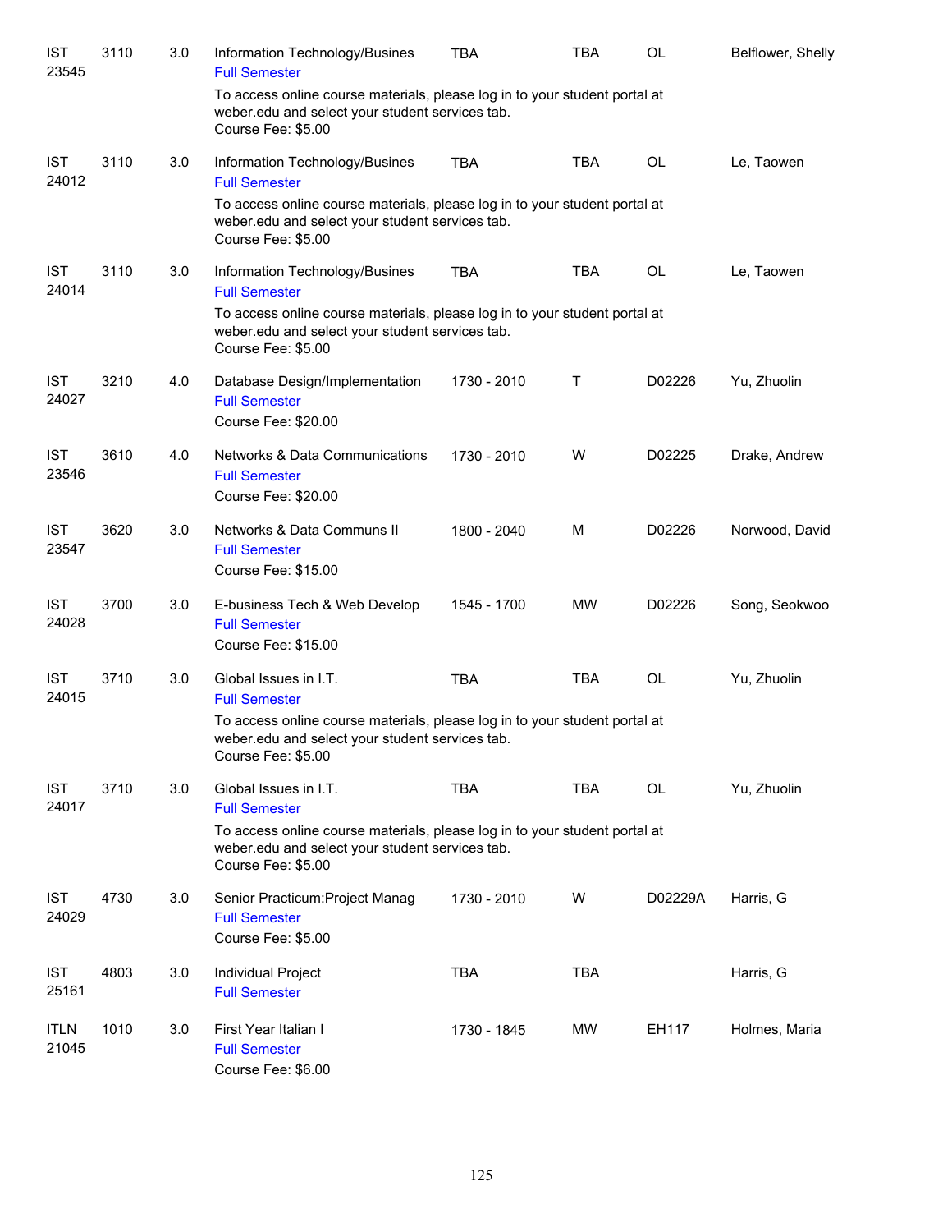| | | | | | | | |
|---|---|---|---|---|---|---|---|
| IST 23545 | 3110 | 3.0 | Information Technology/Busines<br>Full Semester<br>To access online course materials, please log in to your student portal at weber.edu and select your student services tab.<br>Course Fee: $5.00 | TBA | TBA | OL | Belflower, Shelly |
| IST 24012 | 3110 | 3.0 | Information Technology/Busines<br>Full Semester<br>To access online course materials, please log in to your student portal at weber.edu and select your student services tab.<br>Course Fee: $5.00 | TBA | TBA | OL | Le, Taowen |
| IST 24014 | 3110 | 3.0 | Information Technology/Busines<br>Full Semester<br>To access online course materials, please log in to your student portal at weber.edu and select your student services tab.<br>Course Fee: $5.00 | TBA | TBA | OL | Le, Taowen |
| IST 24027 | 3210 | 4.0 | Database Design/Implementation<br>Full Semester<br>Course Fee: $20.00 | 1730 - 2010 | T | D02226 | Yu, Zhuolin |
| IST 23546 | 3610 | 4.0 | Networks & Data Communications<br>Full Semester<br>Course Fee: $20.00 | 1730 - 2010 | W | D02225 | Drake, Andrew |
| IST 23547 | 3620 | 3.0 | Networks & Data Communs II<br>Full Semester<br>Course Fee: $15.00 | 1800 - 2040 | M | D02226 | Norwood, David |
| IST 24028 | 3700 | 3.0 | E-business Tech & Web Develop<br>Full Semester<br>Course Fee: $15.00 | 1545 - 1700 | MW | D02226 | Song, Seokwoo |
| IST 24015 | 3710 | 3.0 | Global Issues in I.T.<br>Full Semester<br>To access online course materials, please log in to your student portal at weber.edu and select your student services tab.<br>Course Fee: $5.00 | TBA | TBA | OL | Yu, Zhuolin |
| IST 24017 | 3710 | 3.0 | Global Issues in I.T.<br>Full Semester<br>To access online course materials, please log in to your student portal at weber.edu and select your student services tab.<br>Course Fee: $5.00 | TBA | TBA | OL | Yu, Zhuolin |
| IST 24029 | 4730 | 3.0 | Senior Practicum:Project Manag<br>Full Semester<br>Course Fee: $5.00 | 1730 - 2010 | W | D02229A | Harris, G |
| IST 25161 | 4803 | 3.0 | Individual Project<br>Full Semester | TBA | TBA | | Harris, G |
| ITLN 21045 | 1010 | 3.0 | First Year Italian I<br>Full Semester<br>Course Fee: $6.00 | 1730 - 1845 | MW | EH117 | Holmes, Maria |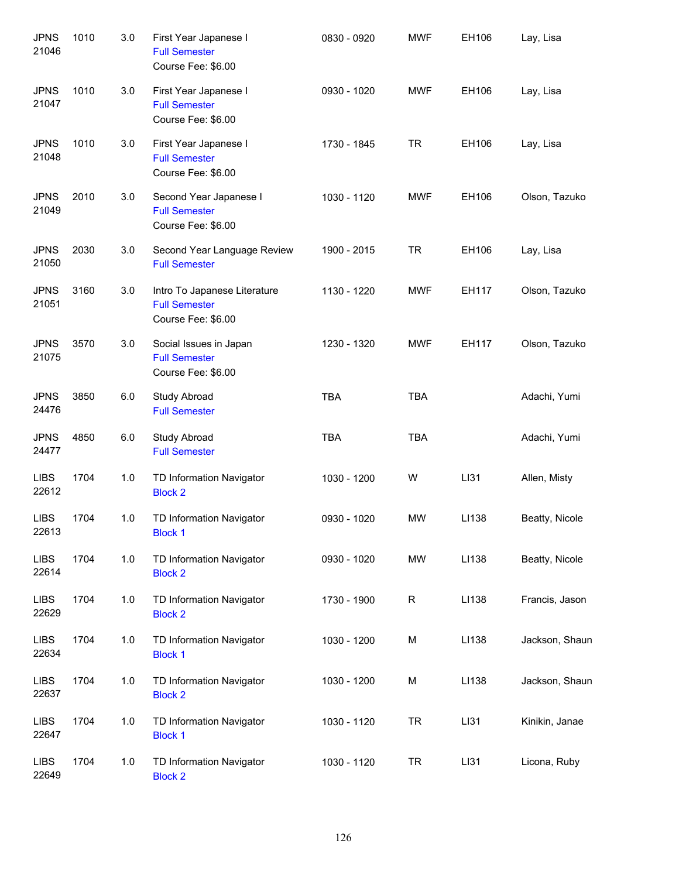| | | | | | | | |
|---|---|---|---|---|---|---|---|
| JPNS 21046 | 1010 | 3.0 | First Year Japanese I<br>Full Semester<br>Course Fee: $6.00 | 0830 - 0920 | MWF | EH106 | Lay, Lisa |
| JPNS 21047 | 1010 | 3.0 | First Year Japanese I<br>Full Semester<br>Course Fee: $6.00 | 0930 - 1020 | MWF | EH106 | Lay, Lisa |
| JPNS 21048 | 1010 | 3.0 | First Year Japanese I<br>Full Semester<br>Course Fee: $6.00 | 1730 - 1845 | TR | EH106 | Lay, Lisa |
| JPNS 21049 | 2010 | 3.0 | Second Year Japanese I<br>Full Semester<br>Course Fee: $6.00 | 1030 - 1120 | MWF | EH106 | Olson, Tazuko |
| JPNS 21050 | 2030 | 3.0 | Second Year Language Review<br>Full Semester | 1900 - 2015 | TR | EH106 | Lay, Lisa |
| JPNS 21051 | 3160 | 3.0 | Intro To Japanese Literature<br>Full Semester<br>Course Fee: $6.00 | 1130 - 1220 | MWF | EH117 | Olson, Tazuko |
| JPNS 21075 | 3570 | 3.0 | Social Issues in Japan<br>Full Semester<br>Course Fee: $6.00 | 1230 - 1320 | MWF | EH117 | Olson, Tazuko |
| JPNS 24476 | 3850 | 6.0 | Study Abroad<br>Full Semester | TBA | TBA | | Adachi, Yumi |
| JPNS 24477 | 4850 | 6.0 | Study Abroad<br>Full Semester | TBA | TBA | | Adachi, Yumi |
| LIBS 22612 | 1704 | 1.0 | TD Information Navigator<br>Block 2 | 1030 - 1200 | W | LI31 | Allen, Misty |
| LIBS 22613 | 1704 | 1.0 | TD Information Navigator<br>Block 1 | 0930 - 1020 | MW | LI138 | Beatty, Nicole |
| LIBS 22614 | 1704 | 1.0 | TD Information Navigator<br>Block 2 | 0930 - 1020 | MW | LI138 | Beatty, Nicole |
| LIBS 22629 | 1704 | 1.0 | TD Information Navigator<br>Block 2 | 1730 - 1900 | R | LI138 | Francis, Jason |
| LIBS 22634 | 1704 | 1.0 | TD Information Navigator<br>Block 1 | 1030 - 1200 | M | LI138 | Jackson, Shaun |
| LIBS 22637 | 1704 | 1.0 | TD Information Navigator<br>Block 2 | 1030 - 1200 | M | LI138 | Jackson, Shaun |
| LIBS 22647 | 1704 | 1.0 | TD Information Navigator<br>Block 1 | 1030 - 1120 | TR | LI31 | Kinikin, Janae |
| LIBS 22649 | 1704 | 1.0 | TD Information Navigator<br>Block 2 | 1030 - 1120 | TR | LI31 | Licona, Ruby |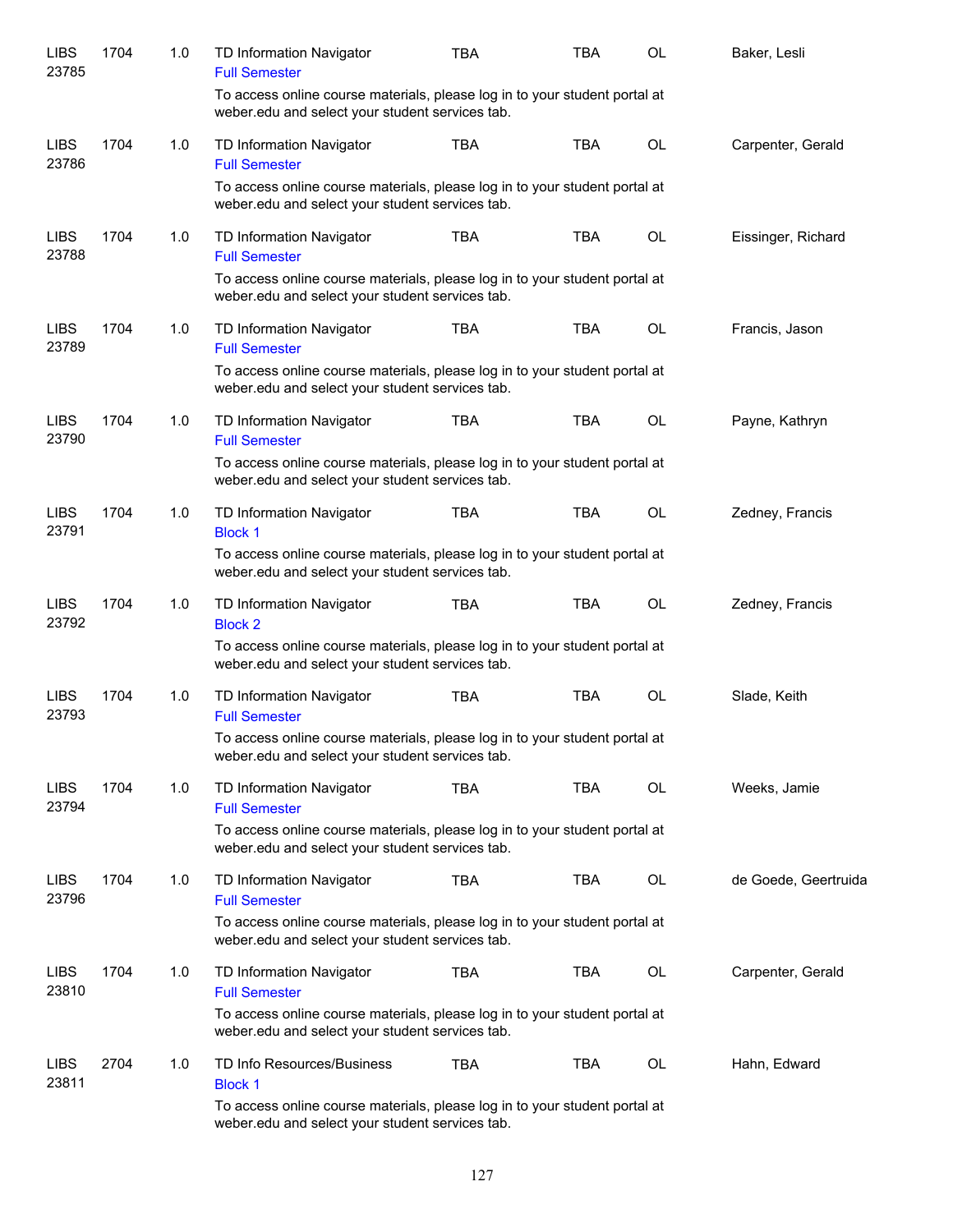| | | | | | | | |
|---|---|---|---|---|---|---|---|
| LIBS 23785 | 1704 | 1.0 | TD Information Navigator<br>Full Semester<br>To access online course materials, please log in to your student portal at weber.edu and select your student services tab. | TBA | TBA | OL | Baker, Lesli |
| LIBS 23786 | 1704 | 1.0 | TD Information Navigator<br>Full Semester<br>To access online course materials, please log in to your student portal at weber.edu and select your student services tab. | TBA | TBA | OL | Carpenter, Gerald |
| LIBS 23788 | 1704 | 1.0 | TD Information Navigator<br>Full Semester<br>To access online course materials, please log in to your student portal at weber.edu and select your student services tab. | TBA | TBA | OL | Eissinger, Richard |
| LIBS 23789 | 1704 | 1.0 | TD Information Navigator<br>Full Semester<br>To access online course materials, please log in to your student portal at weber.edu and select your student services tab. | TBA | TBA | OL | Francis, Jason |
| LIBS 23790 | 1704 | 1.0 | TD Information Navigator<br>Full Semester<br>To access online course materials, please log in to your student portal at weber.edu and select your student services tab. | TBA | TBA | OL | Payne, Kathryn |
| LIBS 23791 | 1704 | 1.0 | TD Information Navigator<br>Block 1<br>To access online course materials, please log in to your student portal at weber.edu and select your student services tab. | TBA | TBA | OL | Zedney, Francis |
| LIBS 23792 | 1704 | 1.0 | TD Information Navigator<br>Block 2<br>To access online course materials, please log in to your student portal at weber.edu and select your student services tab. | TBA | TBA | OL | Zedney, Francis |
| LIBS 23793 | 1704 | 1.0 | TD Information Navigator<br>Full Semester<br>To access online course materials, please log in to your student portal at weber.edu and select your student services tab. | TBA | TBA | OL | Slade, Keith |
| LIBS 23794 | 1704 | 1.0 | TD Information Navigator<br>Full Semester<br>To access online course materials, please log in to your student portal at weber.edu and select your student services tab. | TBA | TBA | OL | Weeks, Jamie |
| LIBS 23796 | 1704 | 1.0 | TD Information Navigator<br>Full Semester<br>To access online course materials, please log in to your student portal at weber.edu and select your student services tab. | TBA | TBA | OL | de Goede, Geertruida |
| LIBS 23810 | 1704 | 1.0 | TD Information Navigator<br>Full Semester<br>To access online course materials, please log in to your student portal at weber.edu and select your student services tab. | TBA | TBA | OL | Carpenter, Gerald |
| LIBS 23811 | 2704 | 1.0 | TD Info Resources/Business<br>Block 1<br>To access online course materials, please log in to your student portal at weber.edu and select your student services tab. | TBA | TBA | OL | Hahn, Edward |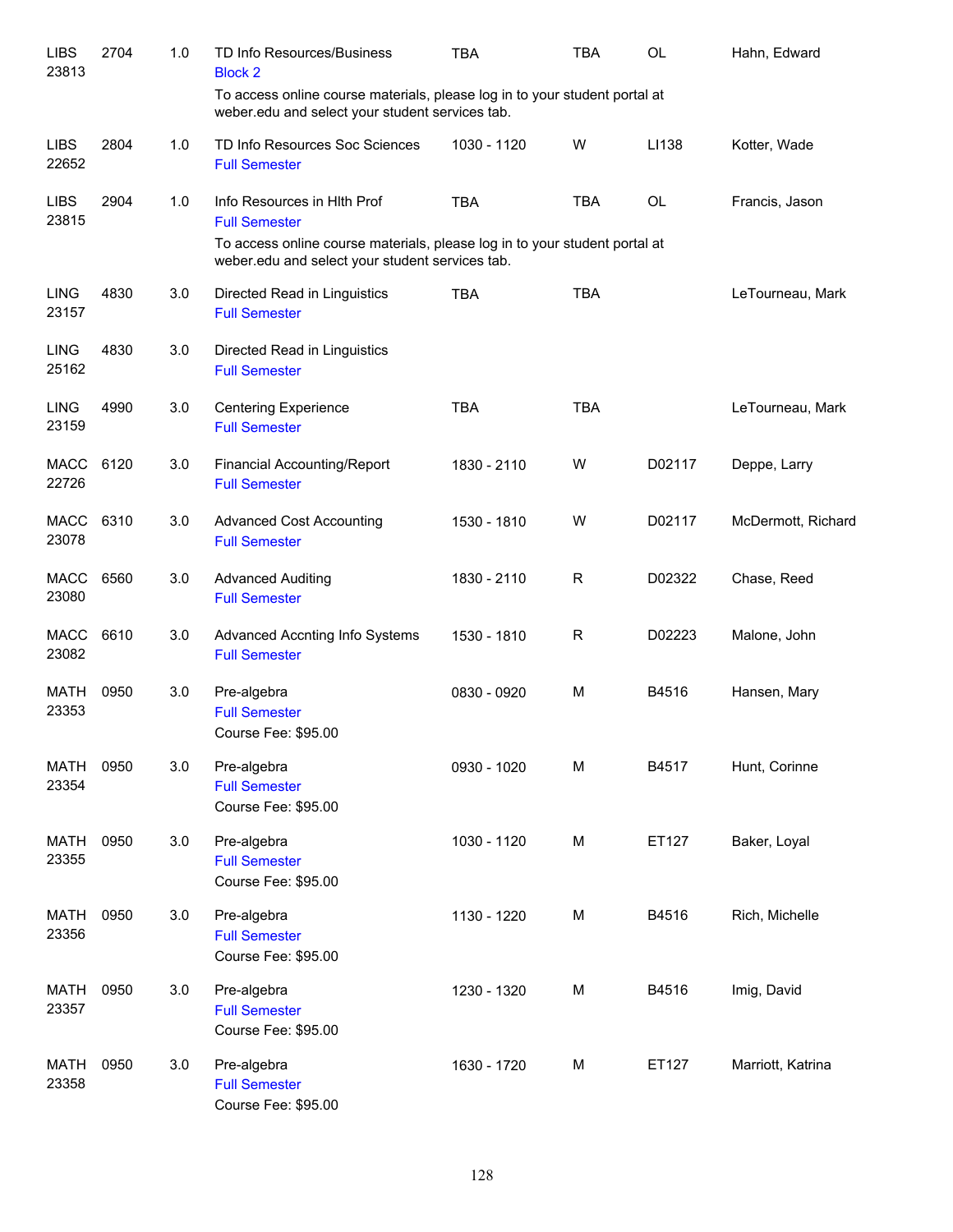| Subject / CRN | Course | Credits | Title | Time | Days | Room | Instructor |
|---|---|---|---|---|---|---|---|
| LIBS 23813 | 2704 | 1.0 | TD Info Resources/Business<br>Block 2<br>To access online course materials, please log in to your student portal at weber.edu and select your student services tab. | TBA | TBA | OL | Hahn, Edward |
| LIBS 22652 | 2804 | 1.0 | TD Info Resources Soc Sciences<br>Full Semester | 1030 - 1120 | W | LI138 | Kotter, Wade |
| LIBS 23815 | 2904 | 1.0 | Info Resources in Hlth Prof<br>Full Semester<br>To access online course materials, please log in to your student portal at weber.edu and select your student services tab. | TBA | TBA | OL | Francis, Jason |
| LING 23157 | 4830 | 3.0 | Directed Read in Linguistics<br>Full Semester | TBA | TBA | | LeTourneau, Mark |
| LING 25162 | 4830 | 3.0 | Directed Read in Linguistics<br>Full Semester | | | | |
| LING 23159 | 4990 | 3.0 | Centering Experience<br>Full Semester | TBA | TBA | | LeTourneau, Mark |
| MACC 22726 | 6120 | 3.0 | Financial Accounting/Report<br>Full Semester | 1830 - 2110 | W | D02117 | Deppe, Larry |
| MACC 23078 | 6310 | 3.0 | Advanced Cost Accounting<br>Full Semester | 1530 - 1810 | W | D02117 | McDermott, Richard |
| MACC 23080 | 6560 | 3.0 | Advanced Auditing<br>Full Semester | 1830 - 2110 | R | D02322 | Chase, Reed |
| MACC 23082 | 6610 | 3.0 | Advanced Accnting Info Systems<br>Full Semester | 1530 - 1810 | R | D02223 | Malone, John |
| MATH 23353 | 0950 | 3.0 | Pre-algebra<br>Full Semester<br>Course Fee: $95.00 | 0830 - 0920 | M | B4516 | Hansen, Mary |
| MATH 23354 | 0950 | 3.0 | Pre-algebra<br>Full Semester<br>Course Fee: $95.00 | 0930 - 1020 | M | B4517 | Hunt, Corinne |
| MATH 23355 | 0950 | 3.0 | Pre-algebra<br>Full Semester<br>Course Fee: $95.00 | 1030 - 1120 | M | ET127 | Baker, Loyal |
| MATH 23356 | 0950 | 3.0 | Pre-algebra<br>Full Semester<br>Course Fee: $95.00 | 1130 - 1220 | M | B4516 | Rich, Michelle |
| MATH 23357 | 0950 | 3.0 | Pre-algebra<br>Full Semester<br>Course Fee: $95.00 | 1230 - 1320 | M | B4516 | Imig, David |
| MATH 23358 | 0950 | 3.0 | Pre-algebra<br>Full Semester<br>Course Fee: $95.00 | 1630 - 1720 | M | ET127 | Marriott, Katrina |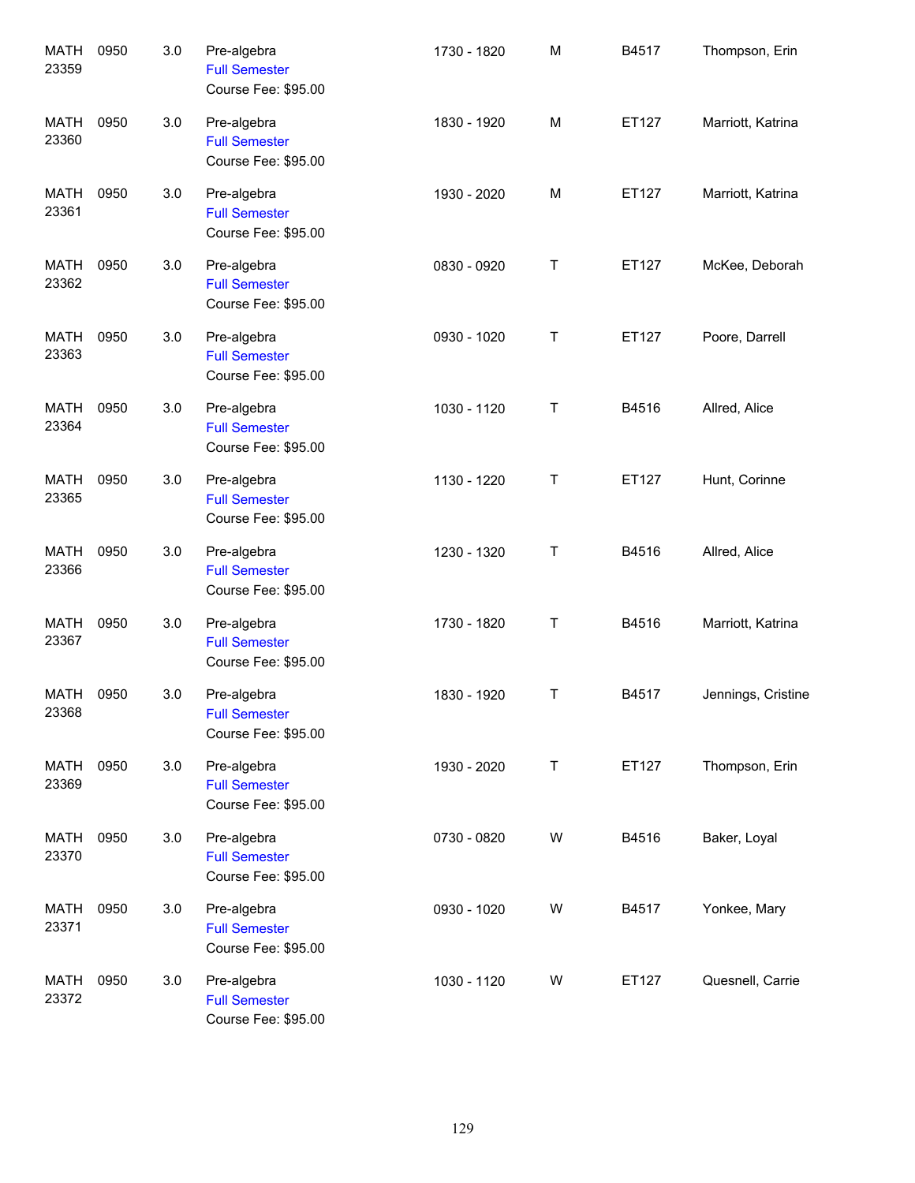| | | | | | | | |
|---|---|---|---|---|---|---|---|
| MATH 23359 | 0950 | 3.0 | Pre-algebra<br>Full Semester<br>Course Fee: $95.00 | 1730 - 1820 | M | B4517 | Thompson, Erin |
| MATH 23360 | 0950 | 3.0 | Pre-algebra<br>Full Semester<br>Course Fee: $95.00 | 1830 - 1920 | M | ET127 | Marriott, Katrina |
| MATH 23361 | 0950 | 3.0 | Pre-algebra<br>Full Semester<br>Course Fee: $95.00 | 1930 - 2020 | M | ET127 | Marriott, Katrina |
| MATH 23362 | 0950 | 3.0 | Pre-algebra<br>Full Semester<br>Course Fee: $95.00 | 0830 - 0920 | T | ET127 | McKee, Deborah |
| MATH 23363 | 0950 | 3.0 | Pre-algebra<br>Full Semester<br>Course Fee: $95.00 | 0930 - 1020 | T | ET127 | Poore, Darrell |
| MATH 23364 | 0950 | 3.0 | Pre-algebra<br>Full Semester<br>Course Fee: $95.00 | 1030 - 1120 | T | B4516 | Allred, Alice |
| MATH 23365 | 0950 | 3.0 | Pre-algebra<br>Full Semester<br>Course Fee: $95.00 | 1130 - 1220 | T | ET127 | Hunt, Corinne |
| MATH 23366 | 0950 | 3.0 | Pre-algebra<br>Full Semester<br>Course Fee: $95.00 | 1230 - 1320 | T | B4516 | Allred, Alice |
| MATH 23367 | 0950 | 3.0 | Pre-algebra<br>Full Semester<br>Course Fee: $95.00 | 1730 - 1820 | T | B4516 | Marriott, Katrina |
| MATH 23368 | 0950 | 3.0 | Pre-algebra<br>Full Semester<br>Course Fee: $95.00 | 1830 - 1920 | T | B4517 | Jennings, Cristine |
| MATH 23369 | 0950 | 3.0 | Pre-algebra<br>Full Semester<br>Course Fee: $95.00 | 1930 - 2020 | T | ET127 | Thompson, Erin |
| MATH 23370 | 0950 | 3.0 | Pre-algebra<br>Full Semester<br>Course Fee: $95.00 | 0730 - 0820 | W | B4516 | Baker, Loyal |
| MATH 23371 | 0950 | 3.0 | Pre-algebra<br>Full Semester<br>Course Fee: $95.00 | 0930 - 1020 | W | B4517 | Yonkee, Mary |
| MATH 23372 | 0950 | 3.0 | Pre-algebra<br>Full Semester<br>Course Fee: $95.00 | 1030 - 1120 | W | ET127 | Quesnell, Carrie |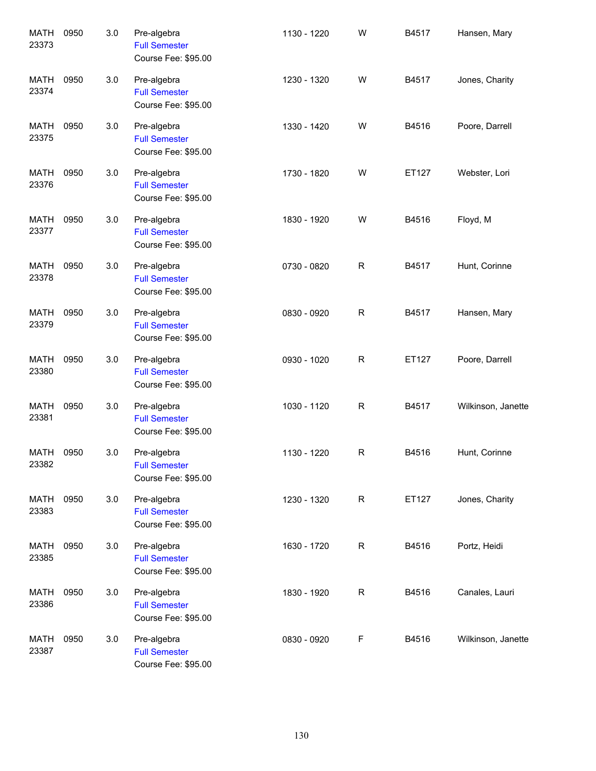| | | | | | | | |
|---|---|---|---|---|---|---|---|
| MATH 23373 | 0950 | 3.0 | Pre-algebra<br>Full Semester<br>Course Fee: $95.00 | 1130 - 1220 | W | B4517 | Hansen, Mary |
| MATH 23374 | 0950 | 3.0 | Pre-algebra<br>Full Semester<br>Course Fee: $95.00 | 1230 - 1320 | W | B4517 | Jones, Charity |
| MATH 23375 | 0950 | 3.0 | Pre-algebra<br>Full Semester<br>Course Fee: $95.00 | 1330 - 1420 | W | B4516 | Poore, Darrell |
| MATH 23376 | 0950 | 3.0 | Pre-algebra<br>Full Semester<br>Course Fee: $95.00 | 1730 - 1820 | W | ET127 | Webster, Lori |
| MATH 23377 | 0950 | 3.0 | Pre-algebra<br>Full Semester<br>Course Fee: $95.00 | 1830 - 1920 | W | B4516 | Floyd, M |
| MATH 23378 | 0950 | 3.0 | Pre-algebra<br>Full Semester<br>Course Fee: $95.00 | 0730 - 0820 | R | B4517 | Hunt, Corinne |
| MATH 23379 | 0950 | 3.0 | Pre-algebra<br>Full Semester<br>Course Fee: $95.00 | 0830 - 0920 | R | B4517 | Hansen, Mary |
| MATH 23380 | 0950 | 3.0 | Pre-algebra<br>Full Semester<br>Course Fee: $95.00 | 0930 - 1020 | R | ET127 | Poore, Darrell |
| MATH 23381 | 0950 | 3.0 | Pre-algebra<br>Full Semester<br>Course Fee: $95.00 | 1030 - 1120 | R | B4517 | Wilkinson, Janette |
| MATH 23382 | 0950 | 3.0 | Pre-algebra<br>Full Semester<br>Course Fee: $95.00 | 1130 - 1220 | R | B4516 | Hunt, Corinne |
| MATH 23383 | 0950 | 3.0 | Pre-algebra<br>Full Semester<br>Course Fee: $95.00 | 1230 - 1320 | R | ET127 | Jones, Charity |
| MATH 23385 | 0950 | 3.0 | Pre-algebra<br>Full Semester<br>Course Fee: $95.00 | 1630 - 1720 | R | B4516 | Portz, Heidi |
| MATH 23386 | 0950 | 3.0 | Pre-algebra<br>Full Semester<br>Course Fee: $95.00 | 1830 - 1920 | R | B4516 | Canales, Lauri |
| MATH 23387 | 0950 | 3.0 | Pre-algebra<br>Full Semester<br>Course Fee: $95.00 | 0830 - 0920 | F | B4516 | Wilkinson, Janette |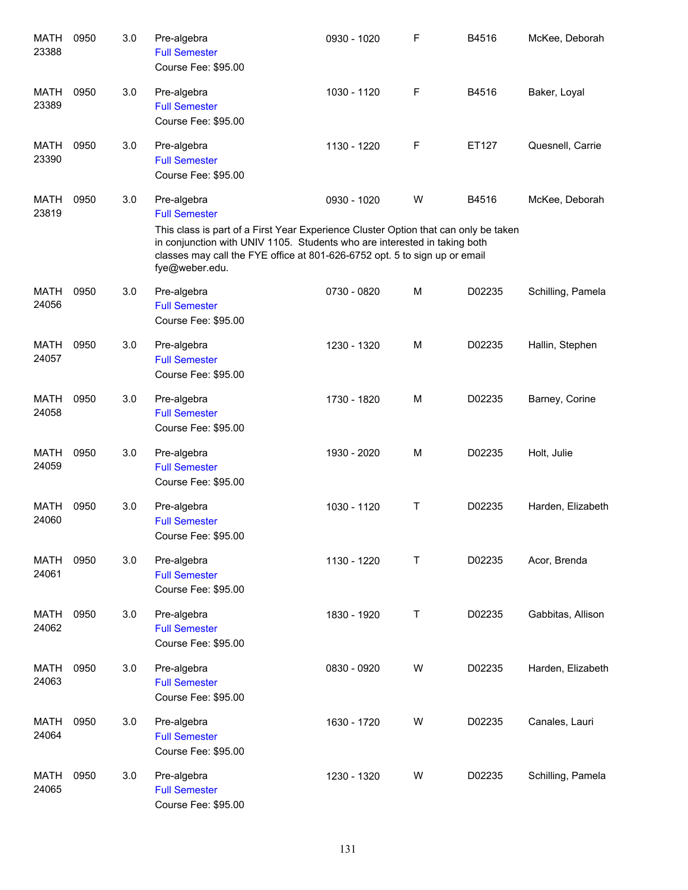| | | | | | | | |
|---|---|---|---|---|---|---|---|
| MATH 23388 | 0950 | 3.0 | Pre-algebra<br>Full Semester<br>Course Fee: $95.00 | 0930 - 1020 | F | B4516 | McKee, Deborah |
| MATH 23389 | 0950 | 3.0 | Pre-algebra<br>Full Semester<br>Course Fee: $95.00 | 1030 - 1120 | F | B4516 | Baker, Loyal |
| MATH 23390 | 0950 | 3.0 | Pre-algebra<br>Full Semester<br>Course Fee: $95.00 | 1130 - 1220 | F | ET127 | Quesnell, Carrie |
| MATH 23819 | 0950 | 3.0 | Pre-algebra<br>Full Semester<br>This class is part of a First Year Experience Cluster Option that can only be taken in conjunction with UNIV 1105. Students who are interested in taking both classes may call the FYE office at 801-626-6752 opt. 5 to sign up or email fye@weber.edu. | 0930 - 1020 | W | B4516 | McKee, Deborah |
| MATH 24056 | 0950 | 3.0 | Pre-algebra<br>Full Semester<br>Course Fee: $95.00 | 0730 - 0820 | M | D02235 | Schilling, Pamela |
| MATH 24057 | 0950 | 3.0 | Pre-algebra<br>Full Semester<br>Course Fee: $95.00 | 1230 - 1320 | M | D02235 | Hallin, Stephen |
| MATH 24058 | 0950 | 3.0 | Pre-algebra<br>Full Semester<br>Course Fee: $95.00 | 1730 - 1820 | M | D02235 | Barney, Corine |
| MATH 24059 | 0950 | 3.0 | Pre-algebra<br>Full Semester<br>Course Fee: $95.00 | 1930 - 2020 | M | D02235 | Holt, Julie |
| MATH 24060 | 0950 | 3.0 | Pre-algebra<br>Full Semester<br>Course Fee: $95.00 | 1030 - 1120 | T | D02235 | Harden, Elizabeth |
| MATH 24061 | 0950 | 3.0 | Pre-algebra<br>Full Semester<br>Course Fee: $95.00 | 1130 - 1220 | T | D02235 | Acor, Brenda |
| MATH 24062 | 0950 | 3.0 | Pre-algebra<br>Full Semester<br>Course Fee: $95.00 | 1830 - 1920 | T | D02235 | Gabbitas, Allison |
| MATH 24063 | 0950 | 3.0 | Pre-algebra<br>Full Semester<br>Course Fee: $95.00 | 0830 - 0920 | W | D02235 | Harden, Elizabeth |
| MATH 24064 | 0950 | 3.0 | Pre-algebra<br>Full Semester<br>Course Fee: $95.00 | 1630 - 1720 | W | D02235 | Canales, Lauri |
| MATH 24065 | 0950 | 3.0 | Pre-algebra<br>Full Semester<br>Course Fee: $95.00 | 1230 - 1320 | W | D02235 | Schilling, Pamela |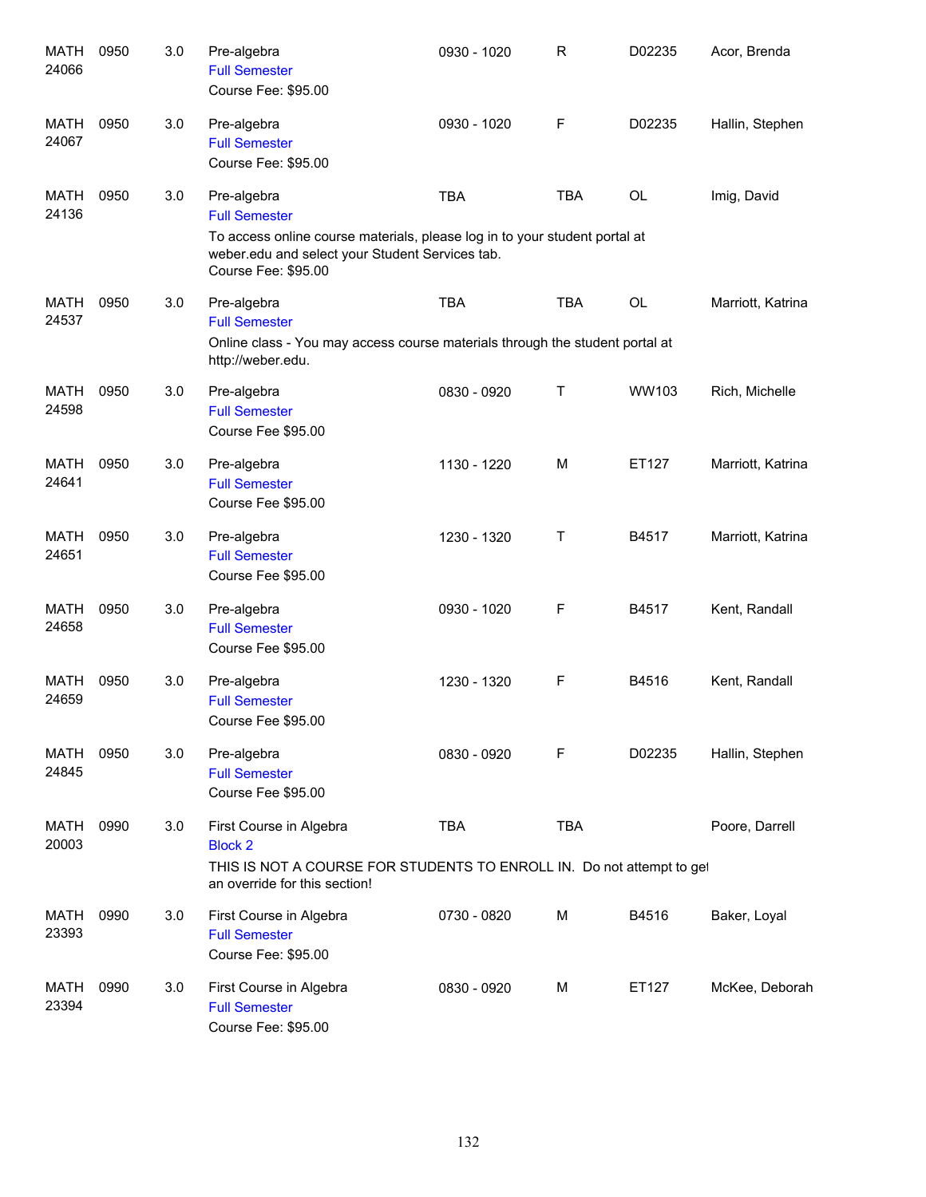| | | | | | | | |
|---|---|---|---|---|---|---|---|
| MATH 24066 | 0950 | 3.0 | Pre-algebra<br>Full Semester<br>Course Fee: $95.00 | 0930 - 1020 | R | D02235 | Acor, Brenda |
| MATH 24067 | 0950 | 3.0 | Pre-algebra<br>Full Semester<br>Course Fee: $95.00 | 0930 - 1020 | F | D02235 | Hallin, Stephen |
| MATH 24136 | 0950 | 3.0 | Pre-algebra<br>Full Semester<br>To access online course materials, please log in to your student portal at weber.edu and select your Student Services tab.<br>Course Fee: $95.00 | TBA | TBA | OL | Imig, David |
| MATH 24537 | 0950 | 3.0 | Pre-algebra<br>Full Semester<br>Online class - You may access course materials through the student portal at http://weber.edu. | TBA | TBA | OL | Marriott, Katrina |
| MATH 24598 | 0950 | 3.0 | Pre-algebra<br>Full Semester<br>Course Fee $95.00 | 0830 - 0920 | T | WW103 | Rich, Michelle |
| MATH 24641 | 0950 | 3.0 | Pre-algebra<br>Full Semester<br>Course Fee $95.00 | 1130 - 1220 | M | ET127 | Marriott, Katrina |
| MATH 24651 | 0950 | 3.0 | Pre-algebra<br>Full Semester<br>Course Fee $95.00 | 1230 - 1320 | T | B4517 | Marriott, Katrina |
| MATH 24658 | 0950 | 3.0 | Pre-algebra<br>Full Semester<br>Course Fee $95.00 | 0930 - 1020 | F | B4517 | Kent, Randall |
| MATH 24659 | 0950 | 3.0 | Pre-algebra<br>Full Semester<br>Course Fee $95.00 | 1230 - 1320 | F | B4516 | Kent, Randall |
| MATH 24845 | 0950 | 3.0 | Pre-algebra<br>Full Semester<br>Course Fee: $95.00 | 0830 - 0920 | F | D02235 | Hallin, Stephen |
| MATH 20003 | 0990 | 3.0 | First Course in Algebra<br>Block 2<br>THIS IS NOT A COURSE FOR STUDENTS TO ENROLL IN. Do not attempt to get an override for this section! | TBA | TBA | | Poore, Darrell |
| MATH 23393 | 0990 | 3.0 | First Course in Algebra<br>Full Semester<br>Course Fee: $95.00 | 0730 - 0820 | M | B4516 | Baker, Loyal |
| MATH 23394 | 0990 | 3.0 | First Course in Algebra<br>Full Semester<br>Course Fee: $95.00 | 0830 - 0920 | M | ET127 | McKee, Deborah |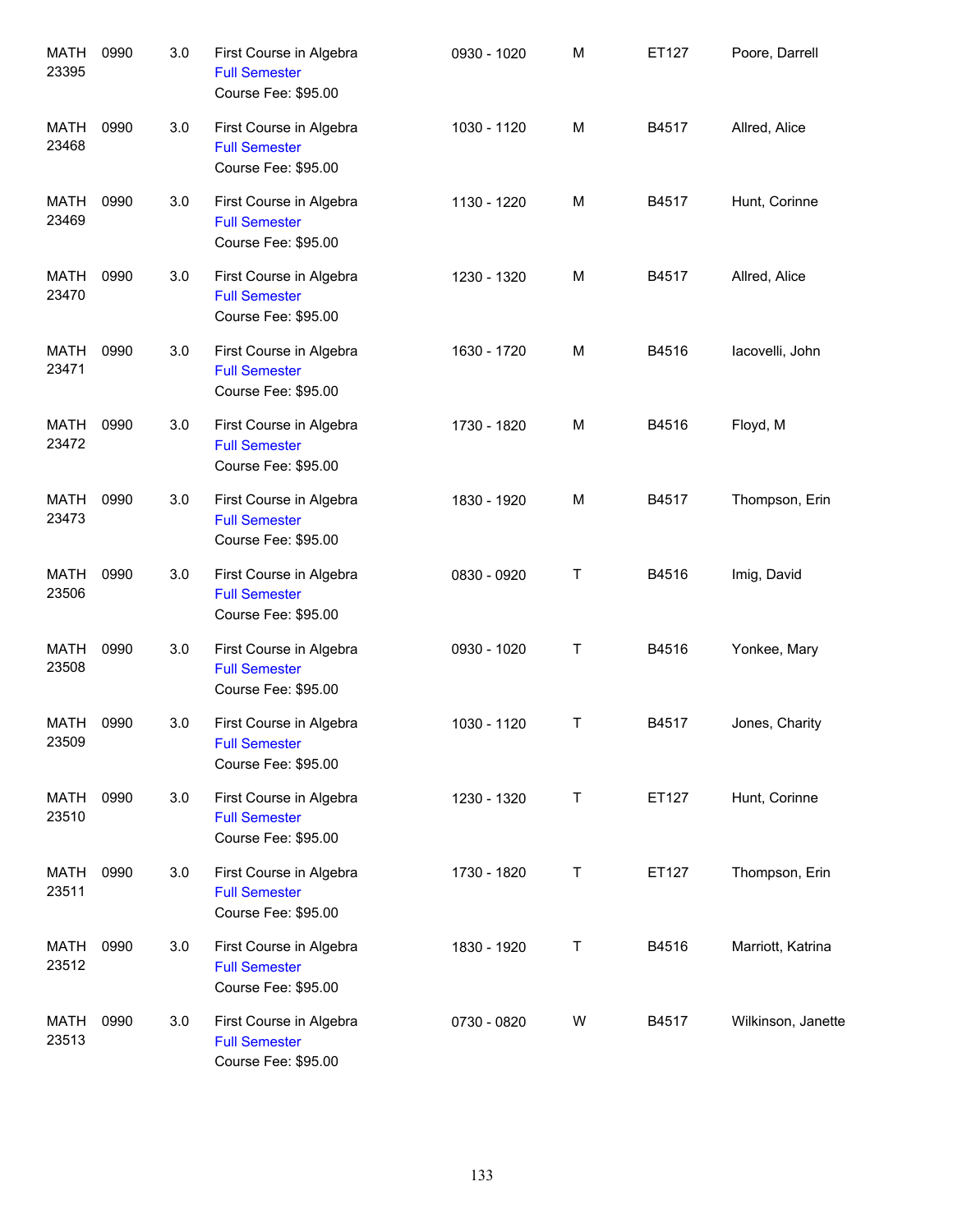| | | | | | | | |
|---|---|---|---|---|---|---|---|
| MATH 23395 | 0990 | 3.0 | First Course in Algebra<br>Full Semester<br>Course Fee: $95.00 | 0930 - 1020 | M | ET127 | Poore, Darrell |
| MATH 23468 | 0990 | 3.0 | First Course in Algebra<br>Full Semester<br>Course Fee: $95.00 | 1030 - 1120 | M | B4517 | Allred, Alice |
| MATH 23469 | 0990 | 3.0 | First Course in Algebra<br>Full Semester<br>Course Fee: $95.00 | 1130 - 1220 | M | B4517 | Hunt, Corinne |
| MATH 23470 | 0990 | 3.0 | First Course in Algebra<br>Full Semester<br>Course Fee: $95.00 | 1230 - 1320 | M | B4517 | Allred, Alice |
| MATH 23471 | 0990 | 3.0 | First Course in Algebra<br>Full Semester<br>Course Fee: $95.00 | 1630 - 1720 | M | B4516 | Iacovelli, John |
| MATH 23472 | 0990 | 3.0 | First Course in Algebra<br>Full Semester<br>Course Fee: $95.00 | 1730 - 1820 | M | B4516 | Floyd, M |
| MATH 23473 | 0990 | 3.0 | First Course in Algebra<br>Full Semester<br>Course Fee: $95.00 | 1830 - 1920 | M | B4517 | Thompson, Erin |
| MATH 23506 | 0990 | 3.0 | First Course in Algebra<br>Full Semester<br>Course Fee: $95.00 | 0830 - 0920 | T | B4516 | Imig, David |
| MATH 23508 | 0990 | 3.0 | First Course in Algebra<br>Full Semester<br>Course Fee: $95.00 | 0930 - 1020 | T | B4516 | Yonkee, Mary |
| MATH 23509 | 0990 | 3.0 | First Course in Algebra<br>Full Semester<br>Course Fee: $95.00 | 1030 - 1120 | T | B4517 | Jones, Charity |
| MATH 23510 | 0990 | 3.0 | First Course in Algebra<br>Full Semester<br>Course Fee: $95.00 | 1230 - 1320 | T | ET127 | Hunt, Corinne |
| MATH 23511 | 0990 | 3.0 | First Course in Algebra<br>Full Semester<br>Course Fee: $95.00 | 1730 - 1820 | T | ET127 | Thompson, Erin |
| MATH 23512 | 0990 | 3.0 | First Course in Algebra<br>Full Semester<br>Course Fee: $95.00 | 1830 - 1920 | T | B4516 | Marriott, Katrina |
| MATH 23513 | 0990 | 3.0 | First Course in Algebra<br>Full Semester<br>Course Fee: $95.00 | 0730 - 0820 | W | B4517 | Wilkinson, Janette |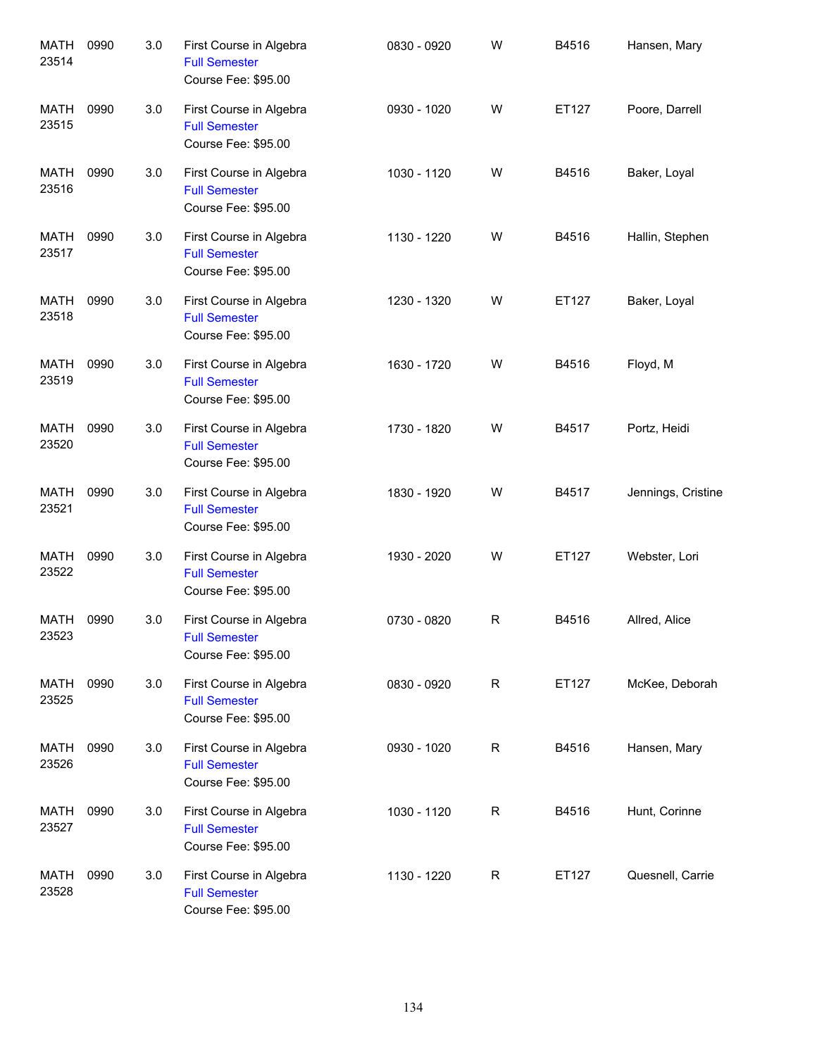| | | | | | | | |
|---|---|---|---|---|---|---|---|
| MATH 23514 | 0990 | 3.0 | First Course in Algebra<br>Full Semester<br>Course Fee: $95.00 | 0830 - 0920 | W | B4516 | Hansen, Mary |
| MATH 23515 | 0990 | 3.0 | First Course in Algebra<br>Full Semester<br>Course Fee: $95.00 | 0930 - 1020 | W | ET127 | Poore, Darrell |
| MATH 23516 | 0990 | 3.0 | First Course in Algebra<br>Full Semester<br>Course Fee: $95.00 | 1030 - 1120 | W | B4516 | Baker, Loyal |
| MATH 23517 | 0990 | 3.0 | First Course in Algebra<br>Full Semester<br>Course Fee: $95.00 | 1130 - 1220 | W | B4516 | Hallin, Stephen |
| MATH 23518 | 0990 | 3.0 | First Course in Algebra<br>Full Semester<br>Course Fee: $95.00 | 1230 - 1320 | W | ET127 | Baker, Loyal |
| MATH 23519 | 0990 | 3.0 | First Course in Algebra<br>Full Semester<br>Course Fee: $95.00 | 1630 - 1720 | W | B4516 | Floyd, M |
| MATH 23520 | 0990 | 3.0 | First Course in Algebra<br>Full Semester<br>Course Fee: $95.00 | 1730 - 1820 | W | B4517 | Portz, Heidi |
| MATH 23521 | 0990 | 3.0 | First Course in Algebra<br>Full Semester<br>Course Fee: $95.00 | 1830 - 1920 | W | B4517 | Jennings, Cristine |
| MATH 23522 | 0990 | 3.0 | First Course in Algebra<br>Full Semester<br>Course Fee: $95.00 | 1930 - 2020 | W | ET127 | Webster, Lori |
| MATH 23523 | 0990 | 3.0 | First Course in Algebra<br>Full Semester<br>Course Fee: $95.00 | 0730 - 0820 | R | B4516 | Allred, Alice |
| MATH 23525 | 0990 | 3.0 | First Course in Algebra<br>Full Semester<br>Course Fee: $95.00 | 0830 - 0920 | R | ET127 | McKee, Deborah |
| MATH 23526 | 0990 | 3.0 | First Course in Algebra<br>Full Semester<br>Course Fee: $95.00 | 0930 - 1020 | R | B4516 | Hansen, Mary |
| MATH 23527 | 0990 | 3.0 | First Course in Algebra<br>Full Semester<br>Course Fee: $95.00 | 1030 - 1120 | R | B4516 | Hunt, Corinne |
| MATH 23528 | 0990 | 3.0 | First Course in Algebra<br>Full Semester<br>Course Fee: $95.00 | 1130 - 1220 | R | ET127 | Quesnell, Carrie |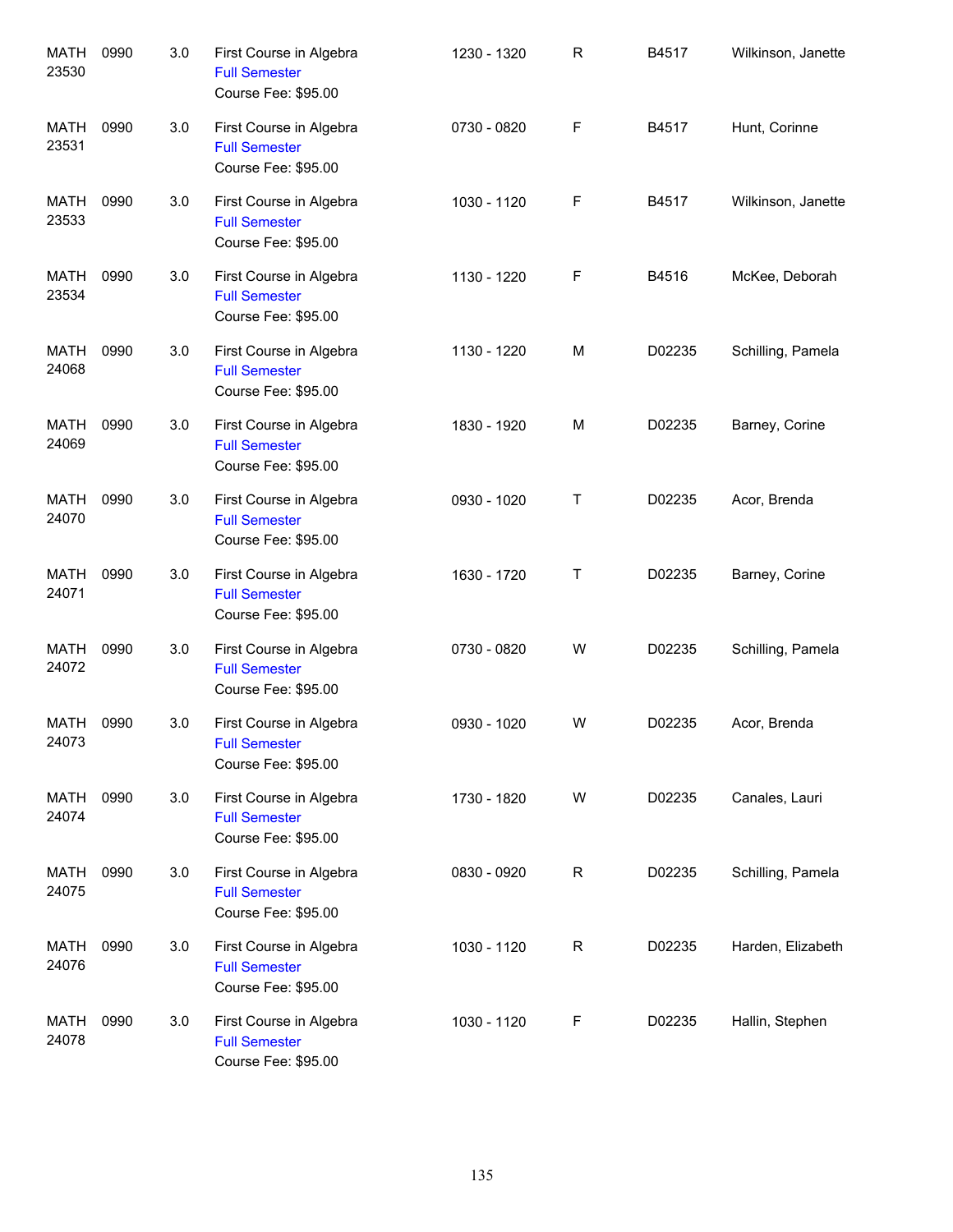| | | | | | | | |
|---|---|---|---|---|---|---|---|
| MATH 23530 | 0990 | 3.0 | First Course in Algebra<br>Full Semester<br>Course Fee: $95.00 | 1230 - 1320 | R | B4517 | Wilkinson, Janette |
| MATH 23531 | 0990 | 3.0 | First Course in Algebra<br>Full Semester<br>Course Fee: $95.00 | 0730 - 0820 | F | B4517 | Hunt, Corinne |
| MATH 23533 | 0990 | 3.0 | First Course in Algebra<br>Full Semester<br>Course Fee: $95.00 | 1030 - 1120 | F | B4517 | Wilkinson, Janette |
| MATH 23534 | 0990 | 3.0 | First Course in Algebra<br>Full Semester<br>Course Fee: $95.00 | 1130 - 1220 | F | B4516 | McKee, Deborah |
| MATH 24068 | 0990 | 3.0 | First Course in Algebra<br>Full Semester<br>Course Fee: $95.00 | 1130 - 1220 | M | D02235 | Schilling, Pamela |
| MATH 24069 | 0990 | 3.0 | First Course in Algebra<br>Full Semester<br>Course Fee: $95.00 | 1830 - 1920 | M | D02235 | Barney, Corine |
| MATH 24070 | 0990 | 3.0 | First Course in Algebra<br>Full Semester<br>Course Fee: $95.00 | 0930 - 1020 | T | D02235 | Acor, Brenda |
| MATH 24071 | 0990 | 3.0 | First Course in Algebra<br>Full Semester<br>Course Fee: $95.00 | 1630 - 1720 | T | D02235 | Barney, Corine |
| MATH 24072 | 0990 | 3.0 | First Course in Algebra<br>Full Semester<br>Course Fee: $95.00 | 0730 - 0820 | W | D02235 | Schilling, Pamela |
| MATH 24073 | 0990 | 3.0 | First Course in Algebra<br>Full Semester<br>Course Fee: $95.00 | 0930 - 1020 | W | D02235 | Acor, Brenda |
| MATH 24074 | 0990 | 3.0 | First Course in Algebra<br>Full Semester<br>Course Fee: $95.00 | 1730 - 1820 | W | D02235 | Canales, Lauri |
| MATH 24075 | 0990 | 3.0 | First Course in Algebra<br>Full Semester<br>Course Fee: $95.00 | 0830 - 0920 | R | D02235 | Schilling, Pamela |
| MATH 24076 | 0990 | 3.0 | First Course in Algebra<br>Full Semester<br>Course Fee: $95.00 | 1030 - 1120 | R | D02235 | Harden, Elizabeth |
| MATH 24078 | 0990 | 3.0 | First Course in Algebra<br>Full Semester<br>Course Fee: $95.00 | 1030 - 1120 | F | D02235 | Hallin, Stephen |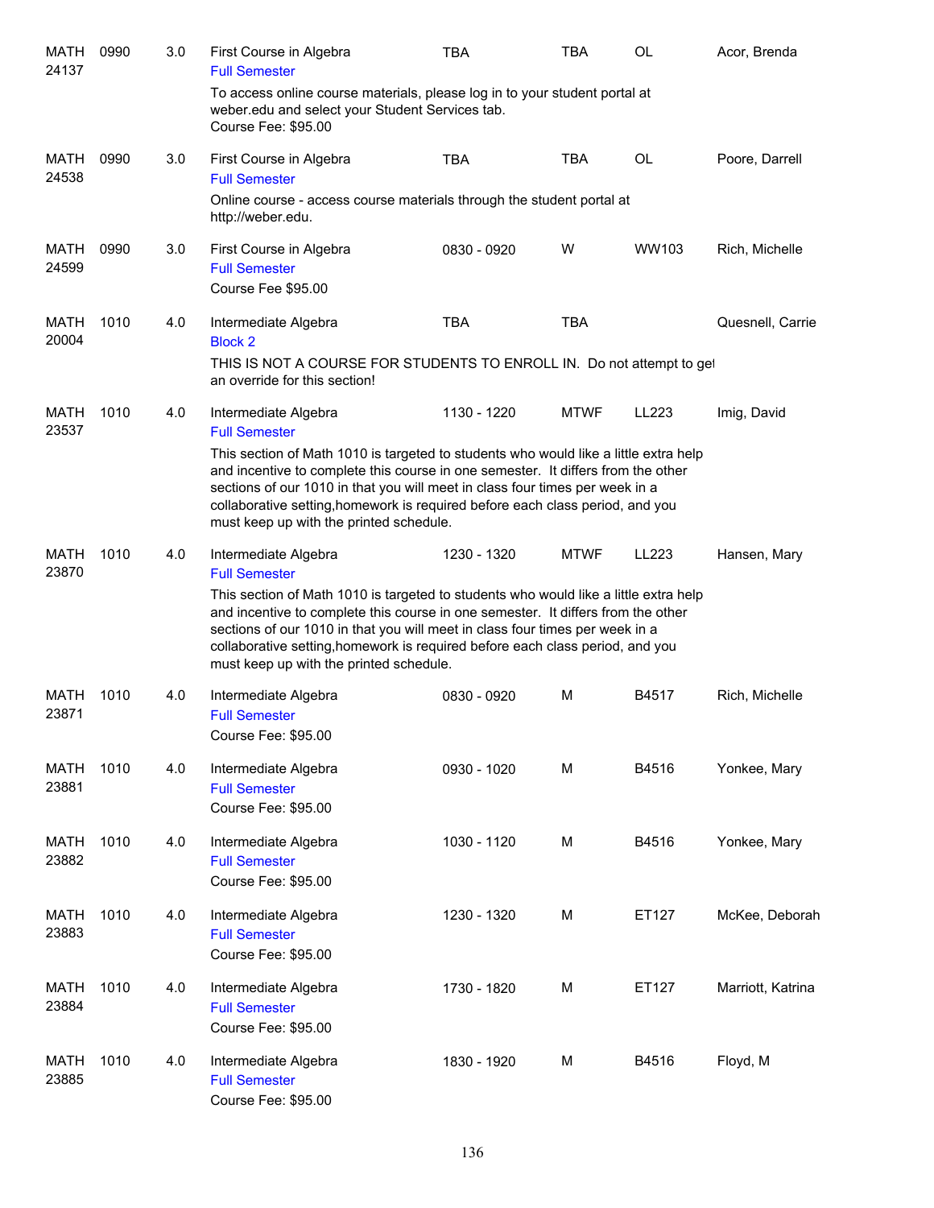| | | | | | | | |
|---|---|---|---|---|---|---|---|
| MATH 24137 | 0990 | 3.0 | First Course in Algebra<br>Full Semester<br>To access online course materials, please log in to your student portal at weber.edu and select your Student Services tab.<br>Course Fee: $95.00 | TBA | TBA | OL | Acor, Brenda |
| MATH 24538 | 0990 | 3.0 | First Course in Algebra<br>Full Semester<br>Online course - access course materials through the student portal at http://weber.edu. | TBA | TBA | OL | Poore, Darrell |
| MATH 24599 | 0990 | 3.0 | First Course in Algebra<br>Full Semester<br>Course Fee $95.00 | 0830 - 0920 | W | WW103 | Rich, Michelle |
| MATH 20004 | 1010 | 4.0 | Intermediate Algebra<br>Block 2<br>THIS IS NOT A COURSE FOR STUDENTS TO ENROLL IN. Do not attempt to get an override for this section! | TBA | TBA | | Quesnell, Carrie |
| MATH 23537 | 1010 | 4.0 | Intermediate Algebra<br>Full Semester<br>This section of Math 1010 is targeted to students who would like a little extra help and incentive to complete this course in one semester. It differs from the other sections of our 1010 in that you will meet in class four times per week in a collaborative setting,homework is required before each class period, and you must keep up with the printed schedule. | 1130 - 1220 | MTWF | LL223 | Imig, David |
| MATH 23870 | 1010 | 4.0 | Intermediate Algebra<br>Full Semester<br>This section of Math 1010 is targeted to students who would like a little extra help and incentive to complete this course in one semester. It differs from the other sections of our 1010 in that you will meet in class four times per week in a collaborative setting,homework is required before each class period, and you must keep up with the printed schedule. | 1230 - 1320 | MTWF | LL223 | Hansen, Mary |
| MATH 23871 | 1010 | 4.0 | Intermediate Algebra<br>Full Semester<br>Course Fee: $95.00 | 0830 - 0920 | M | B4517 | Rich, Michelle |
| MATH 23881 | 1010 | 4.0 | Intermediate Algebra<br>Full Semester<br>Course Fee: $95.00 | 0930 - 1020 | M | B4516 | Yonkee, Mary |
| MATH 23882 | 1010 | 4.0 | Intermediate Algebra<br>Full Semester<br>Course Fee: $95.00 | 1030 - 1120 | M | B4516 | Yonkee, Mary |
| MATH 23883 | 1010 | 4.0 | Intermediate Algebra<br>Full Semester<br>Course Fee: $95.00 | 1230 - 1320 | M | ET127 | McKee, Deborah |
| MATH 23884 | 1010 | 4.0 | Intermediate Algebra<br>Full Semester<br>Course Fee: $95.00 | 1730 - 1820 | M | ET127 | Marriott, Katrina |
| MATH 23885 | 1010 | 4.0 | Intermediate Algebra<br>Full Semester<br>Course Fee: $95.00 | 1830 - 1920 | M | B4516 | Floyd, M |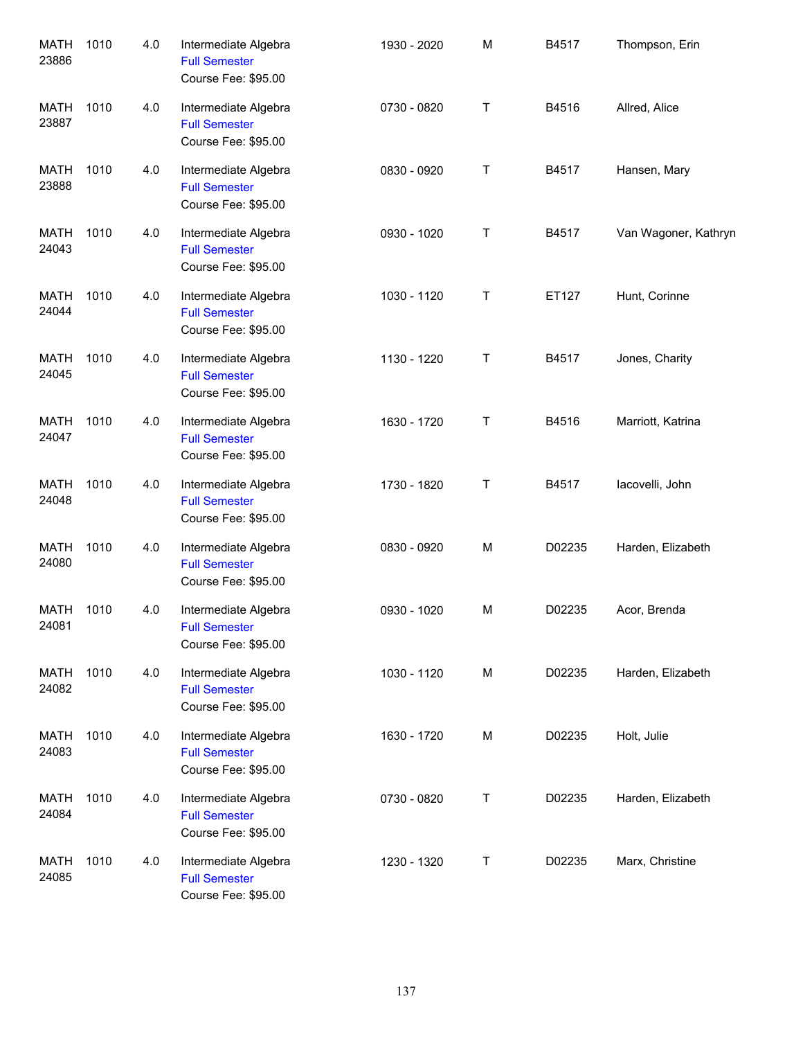| | | | | | | | |
|---|---|---|---|---|---|---|---|
| MATH 23886 | 1010 | 4.0 | Intermediate Algebra<br>Full Semester<br>Course Fee: $95.00 | 1930 - 2020 | M | B4517 | Thompson, Erin |
| MATH 23887 | 1010 | 4.0 | Intermediate Algebra<br>Full Semester<br>Course Fee: $95.00 | 0730 - 0820 | T | B4516 | Allred, Alice |
| MATH 23888 | 1010 | 4.0 | Intermediate Algebra<br>Full Semester<br>Course Fee: $95.00 | 0830 - 0920 | T | B4517 | Hansen, Mary |
| MATH 24043 | 1010 | 4.0 | Intermediate Algebra<br>Full Semester<br>Course Fee: $95.00 | 0930 - 1020 | T | B4517 | Van Wagoner, Kathryn |
| MATH 24044 | 1010 | 4.0 | Intermediate Algebra<br>Full Semester<br>Course Fee: $95.00 | 1030 - 1120 | T | ET127 | Hunt, Corinne |
| MATH 24045 | 1010 | 4.0 | Intermediate Algebra<br>Full Semester<br>Course Fee: $95.00 | 1130 - 1220 | T | B4517 | Jones, Charity |
| MATH 24047 | 1010 | 4.0 | Intermediate Algebra<br>Full Semester<br>Course Fee: $95.00 | 1630 - 1720 | T | B4516 | Marriott, Katrina |
| MATH 24048 | 1010 | 4.0 | Intermediate Algebra<br>Full Semester<br>Course Fee: $95.00 | 1730 - 1820 | T | B4517 | Iacovelli, John |
| MATH 24080 | 1010 | 4.0 | Intermediate Algebra<br>Full Semester<br>Course Fee: $95.00 | 0830 - 0920 | M | D02235 | Harden, Elizabeth |
| MATH 24081 | 1010 | 4.0 | Intermediate Algebra<br>Full Semester<br>Course Fee: $95.00 | 0930 - 1020 | M | D02235 | Acor, Brenda |
| MATH 24082 | 1010 | 4.0 | Intermediate Algebra<br>Full Semester<br>Course Fee: $95.00 | 1030 - 1120 | M | D02235 | Harden, Elizabeth |
| MATH 24083 | 1010 | 4.0 | Intermediate Algebra<br>Full Semester<br>Course Fee: $95.00 | 1630 - 1720 | M | D02235 | Holt, Julie |
| MATH 24084 | 1010 | 4.0 | Intermediate Algebra<br>Full Semester<br>Course Fee: $95.00 | 0730 - 0820 | T | D02235 | Harden, Elizabeth |
| MATH 24085 | 1010 | 4.0 | Intermediate Algebra<br>Full Semester<br>Course Fee: $95.00 | 1230 - 1320 | T | D02235 | Marx, Christine |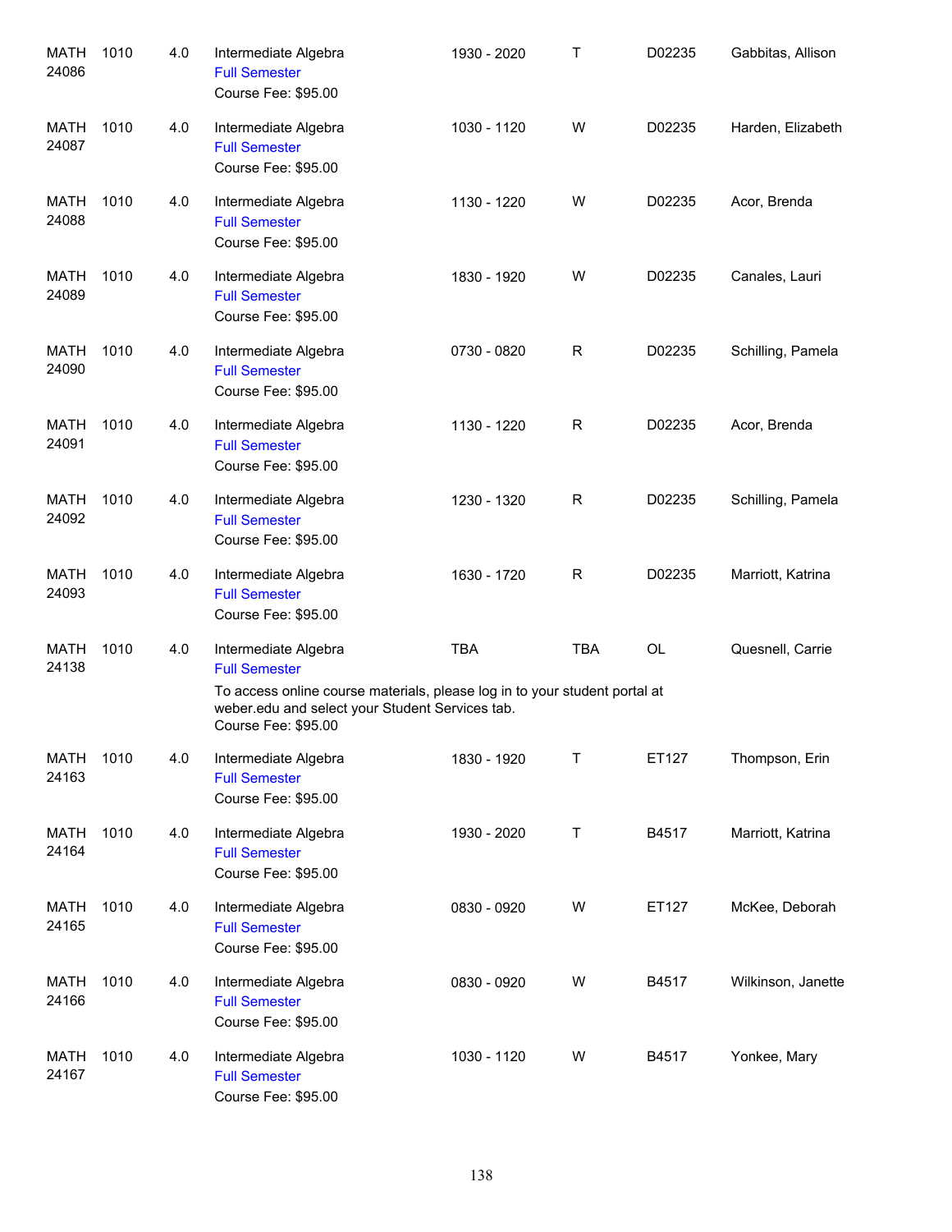| | | | | | | | |
|---|---|---|---|---|---|---|---|
| MATH 24086 | 1010 | 4.0 | Intermediate Algebra<br>Full Semester<br>Course Fee: $95.00 | 1930 - 2020 | T | D02235 | Gabbitas, Allison |
| MATH 24087 | 1010 | 4.0 | Intermediate Algebra<br>Full Semester<br>Course Fee: $95.00 | 1030 - 1120 | W | D02235 | Harden, Elizabeth |
| MATH 24088 | 1010 | 4.0 | Intermediate Algebra<br>Full Semester<br>Course Fee: $95.00 | 1130 - 1220 | W | D02235 | Acor, Brenda |
| MATH 24089 | 1010 | 4.0 | Intermediate Algebra<br>Full Semester<br>Course Fee: $95.00 | 1830 - 1920 | W | D02235 | Canales, Lauri |
| MATH 24090 | 1010 | 4.0 | Intermediate Algebra<br>Full Semester<br>Course Fee: $95.00 | 0730 - 0820 | R | D02235 | Schilling, Pamela |
| MATH 24091 | 1010 | 4.0 | Intermediate Algebra<br>Full Semester<br>Course Fee: $95.00 | 1130 - 1220 | R | D02235 | Acor, Brenda |
| MATH 24092 | 1010 | 4.0 | Intermediate Algebra<br>Full Semester<br>Course Fee: $95.00 | 1230 - 1320 | R | D02235 | Schilling, Pamela |
| MATH 24093 | 1010 | 4.0 | Intermediate Algebra<br>Full Semester<br>Course Fee: $95.00 | 1630 - 1720 | R | D02235 | Marriott, Katrina |
| MATH 24138 | 1010 | 4.0 | Intermediate Algebra<br>Full Semester<br>To access online course materials, please log in to your student portal at weber.edu and select your Student Services tab.<br>Course Fee: $95.00 | TBA | TBA | OL | Quesnell, Carrie |
| MATH 24163 | 1010 | 4.0 | Intermediate Algebra<br>Full Semester<br>Course Fee: $95.00 | 1830 - 1920 | T | ET127 | Thompson, Erin |
| MATH 24164 | 1010 | 4.0 | Intermediate Algebra<br>Full Semester<br>Course Fee: $95.00 | 1930 - 2020 | T | B4517 | Marriott, Katrina |
| MATH 24165 | 1010 | 4.0 | Intermediate Algebra<br>Full Semester<br>Course Fee: $95.00 | 0830 - 0920 | W | ET127 | McKee, Deborah |
| MATH 24166 | 1010 | 4.0 | Intermediate Algebra<br>Full Semester<br>Course Fee: $95.00 | 0830 - 0920 | W | B4517 | Wilkinson, Janette |
| MATH 24167 | 1010 | 4.0 | Intermediate Algebra<br>Full Semester<br>Course Fee: $95.00 | 1030 - 1120 | W | B4517 | Yonkee, Mary |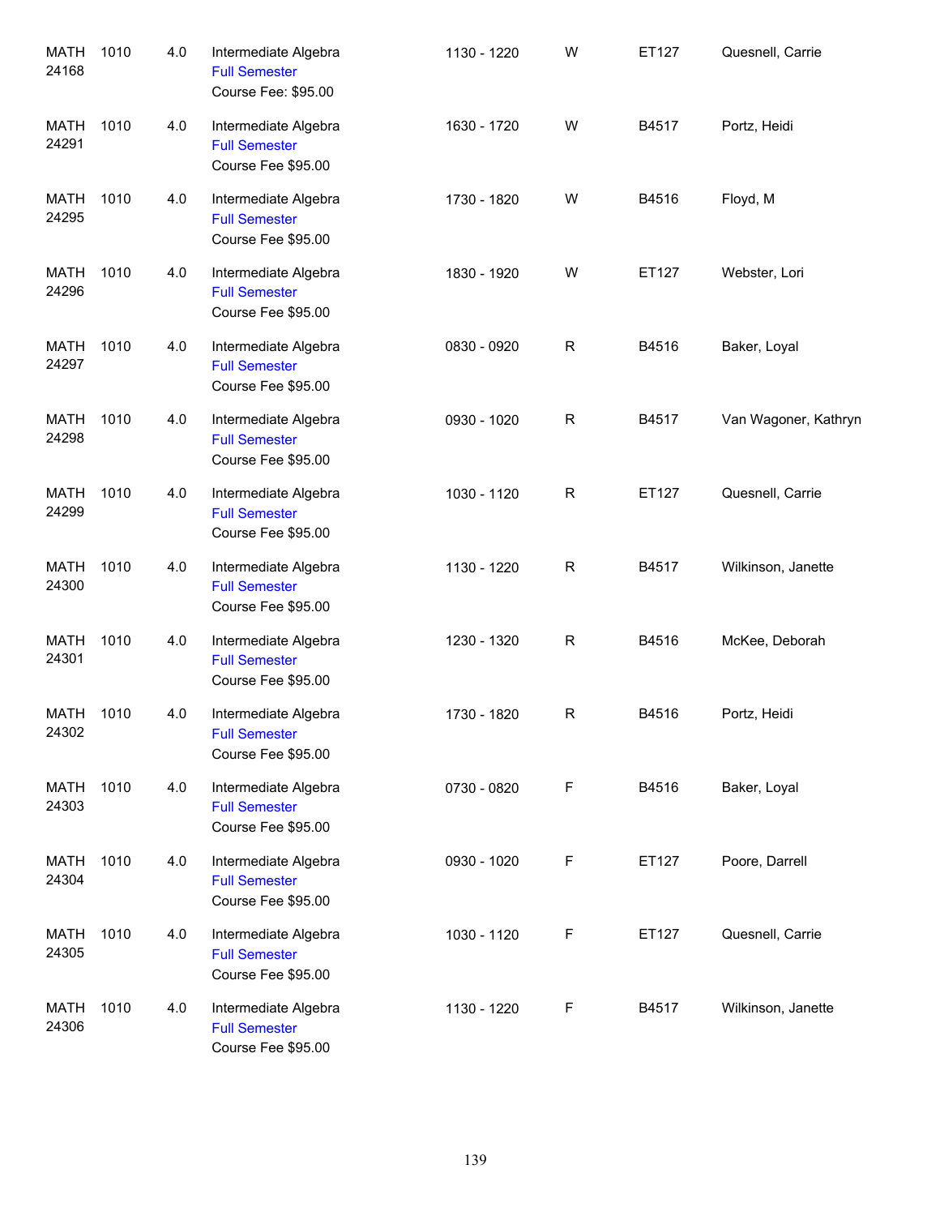| | | | | | | | |
|---|---|---|---|---|---|---|---|
| MATH 24168 | 1010 | 4.0 | Intermediate Algebra<br>Full Semester<br>Course Fee: $95.00 | 1130 - 1220 | W | ET127 | Quesnell, Carrie |
| MATH 24291 | 1010 | 4.0 | Intermediate Algebra<br>Full Semester<br>Course Fee $95.00 | 1630 - 1720 | W | B4517 | Portz, Heidi |
| MATH 24295 | 1010 | 4.0 | Intermediate Algebra<br>Full Semester<br>Course Fee $95.00 | 1730 - 1820 | W | B4516 | Floyd, M |
| MATH 24296 | 1010 | 4.0 | Intermediate Algebra<br>Full Semester<br>Course Fee $95.00 | 1830 - 1920 | W | ET127 | Webster, Lori |
| MATH 24297 | 1010 | 4.0 | Intermediate Algebra<br>Full Semester<br>Course Fee $95.00 | 0830 - 0920 | R | B4516 | Baker, Loyal |
| MATH 24298 | 1010 | 4.0 | Intermediate Algebra<br>Full Semester<br>Course Fee $95.00 | 0930 - 1020 | R | B4517 | Van Wagoner, Kathryn |
| MATH 24299 | 1010 | 4.0 | Intermediate Algebra<br>Full Semester<br>Course Fee $95.00 | 1030 - 1120 | R | ET127 | Quesnell, Carrie |
| MATH 24300 | 1010 | 4.0 | Intermediate Algebra<br>Full Semester<br>Course Fee $95.00 | 1130 - 1220 | R | B4517 | Wilkinson, Janette |
| MATH 24301 | 1010 | 4.0 | Intermediate Algebra<br>Full Semester<br>Course Fee $95.00 | 1230 - 1320 | R | B4516 | McKee, Deborah |
| MATH 24302 | 1010 | 4.0 | Intermediate Algebra<br>Full Semester<br>Course Fee $95.00 | 1730 - 1820 | R | B4516 | Portz, Heidi |
| MATH 24303 | 1010 | 4.0 | Intermediate Algebra<br>Full Semester<br>Course Fee $95.00 | 0730 - 0820 | F | B4516 | Baker, Loyal |
| MATH 24304 | 1010 | 4.0 | Intermediate Algebra<br>Full Semester<br>Course Fee $95.00 | 0930 - 1020 | F | ET127 | Poore, Darrell |
| MATH 24305 | 1010 | 4.0 | Intermediate Algebra<br>Full Semester<br>Course Fee $95.00 | 1030 - 1120 | F | ET127 | Quesnell, Carrie |
| MATH 24306 | 1010 | 4.0 | Intermediate Algebra<br>Full Semester<br>Course Fee $95.00 | 1130 - 1220 | F | B4517 | Wilkinson, Janette |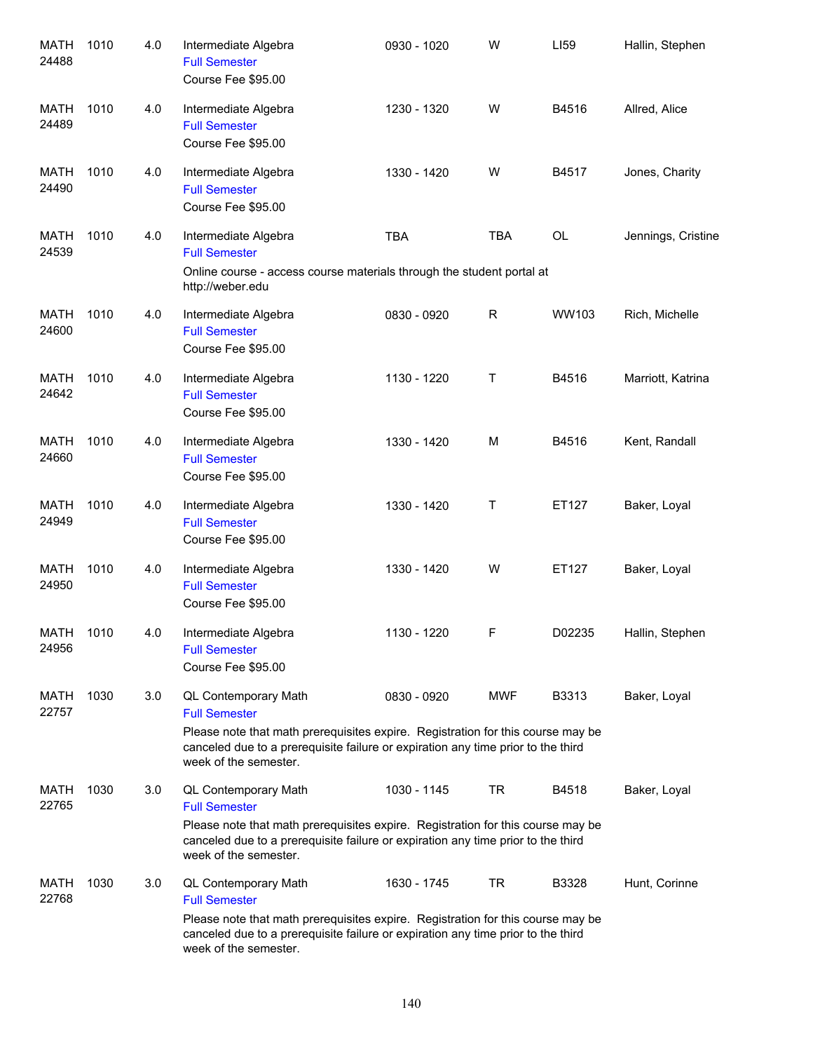| | | | | | | | |
|---|---|---|---|---|---|---|---|
| MATH 24488 | 1010 | 4.0 | Intermediate Algebra<br>Full Semester<br>Course Fee $95.00 | 0930 - 1020 | W | LI59 | Hallin, Stephen |
| MATH 24489 | 1010 | 4.0 | Intermediate Algebra<br>Full Semester<br>Course Fee $95.00 | 1230 - 1320 | W | B4516 | Allred, Alice |
| MATH 24490 | 1010 | 4.0 | Intermediate Algebra<br>Full Semester<br>Course Fee $95.00 | 1330 - 1420 | W | B4517 | Jones, Charity |
| MATH 24539 | 1010 | 4.0 | Intermediate Algebra<br>Full Semester<br>Online course - access course materials through the student portal at http://weber.edu | TBA | TBA | OL | Jennings, Cristine |
| MATH 24600 | 1010 | 4.0 | Intermediate Algebra<br>Full Semester<br>Course Fee $95.00 | 0830 - 0920 | R | WW103 | Rich, Michelle |
| MATH 24642 | 1010 | 4.0 | Intermediate Algebra<br>Full Semester<br>Course Fee $95.00 | 1130 - 1220 | T | B4516 | Marriott, Katrina |
| MATH 24660 | 1010 | 4.0 | Intermediate Algebra<br>Full Semester<br>Course Fee $95.00 | 1330 - 1420 | M | B4516 | Kent, Randall |
| MATH 24949 | 1010 | 4.0 | Intermediate Algebra<br>Full Semester<br>Course Fee $95.00 | 1330 - 1420 | T | ET127 | Baker, Loyal |
| MATH 24950 | 1010 | 4.0 | Intermediate Algebra<br>Full Semester<br>Course Fee $95.00 | 1330 - 1420 | W | ET127 | Baker, Loyal |
| MATH 24956 | 1010 | 4.0 | Intermediate Algebra<br>Full Semester<br>Course Fee $95.00 | 1130 - 1220 | F | D02235 | Hallin, Stephen |
| MATH 22757 | 1030 | 3.0 | QL Contemporary Math<br>Full Semester<br>Please note that math prerequisites expire. Registration for this course may be canceled due to a prerequisite failure or expiration any time prior to the third week of the semester. | 0830 - 0920 | MWF | B3313 | Baker, Loyal |
| MATH 22765 | 1030 | 3.0 | QL Contemporary Math<br>Full Semester<br>Please note that math prerequisites expire. Registration for this course may be canceled due to a prerequisite failure or expiration any time prior to the third week of the semester. | 1030 - 1145 | TR | B4518 | Baker, Loyal |
| MATH 22768 | 1030 | 3.0 | QL Contemporary Math<br>Full Semester<br>Please note that math prerequisites expire. Registration for this course may be canceled due to a prerequisite failure or expiration any time prior to the third week of the semester. | 1630 - 1745 | TR | B3328 | Hunt, Corinne |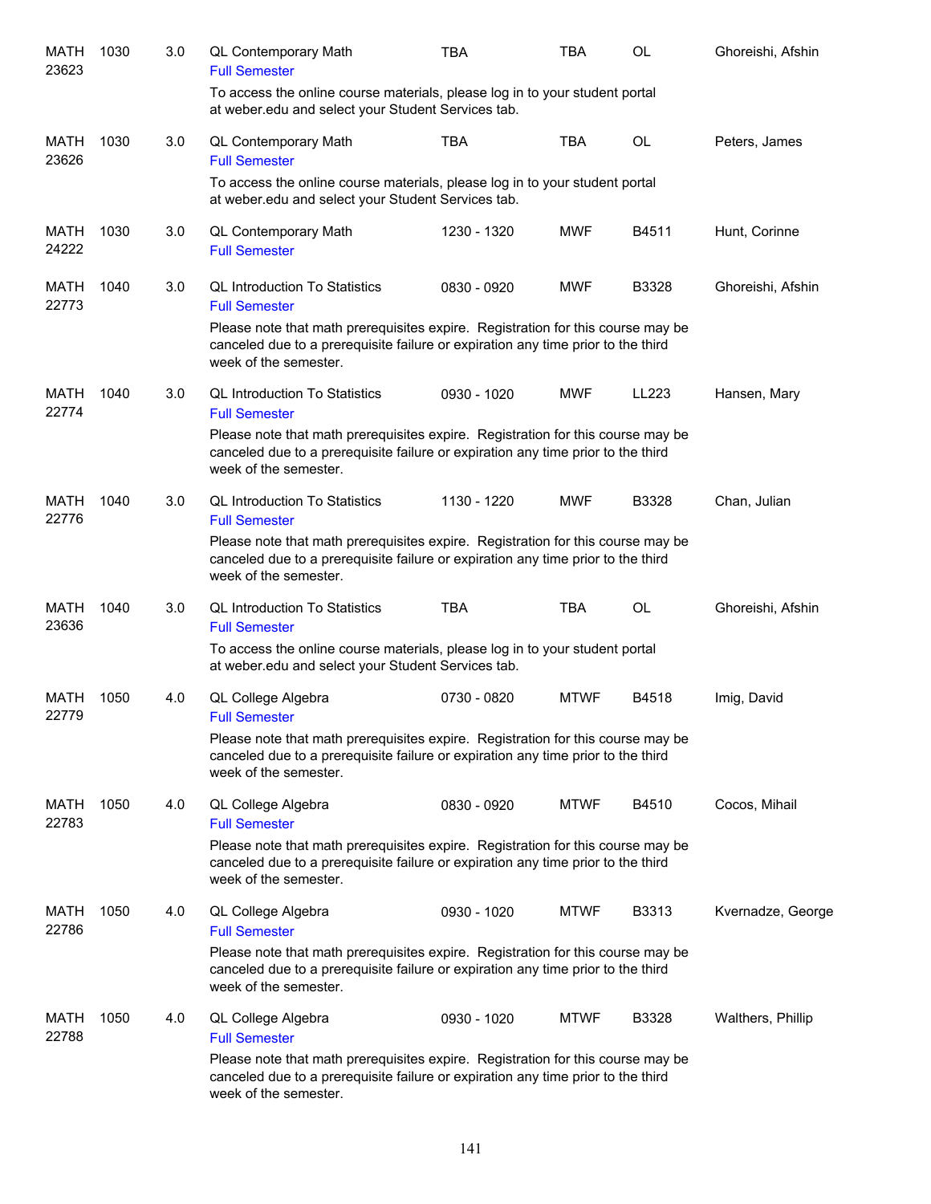| | | | | | | | |
|---|---|---|---|---|---|---|---|
| MATH 23623 | 1030 | 3.0 | QL Contemporary Math<br>Full Semester<br>To access the online course materials, please log in to your student portal at weber.edu and select your Student Services tab. | TBA | TBA | OL | Ghoreishi, Afshin |
| MATH 23626 | 1030 | 3.0 | QL Contemporary Math<br>Full Semester<br>To access the online course materials, please log in to your student portal at weber.edu and select your Student Services tab. | TBA | TBA | OL | Peters, James |
| MATH 24222 | 1030 | 3.0 | QL Contemporary Math<br>Full Semester | 1230 - 1320 | MWF | B4511 | Hunt, Corinne |
| MATH 22773 | 1040 | 3.0 | QL Introduction To Statistics<br>Full Semester<br>Please note that math prerequisites expire. Registration for this course may be canceled due to a prerequisite failure or expiration any time prior to the third week of the semester. | 0830 - 0920 | MWF | B3328 | Ghoreishi, Afshin |
| MATH 22774 | 1040 | 3.0 | QL Introduction To Statistics<br>Full Semester<br>Please note that math prerequisites expire. Registration for this course may be canceled due to a prerequisite failure or expiration any time prior to the third week of the semester. | 0930 - 1020 | MWF | LL223 | Hansen, Mary |
| MATH 22776 | 1040 | 3.0 | QL Introduction To Statistics<br>Full Semester<br>Please note that math prerequisites expire. Registration for this course may be canceled due to a prerequisite failure or expiration any time prior to the third week of the semester. | 1130 - 1220 | MWF | B3328 | Chan, Julian |
| MATH 23636 | 1040 | 3.0 | QL Introduction To Statistics<br>Full Semester<br>To access the online course materials, please log in to your student portal at weber.edu and select your Student Services tab. | TBA | TBA | OL | Ghoreishi, Afshin |
| MATH 22779 | 1050 | 4.0 | QL College Algebra<br>Full Semester<br>Please note that math prerequisites expire. Registration for this course may be canceled due to a prerequisite failure or expiration any time prior to the third week of the semester. | 0730 - 0820 | MTWF | B4518 | Imig, David |
| MATH 22783 | 1050 | 4.0 | QL College Algebra<br>Full Semester<br>Please note that math prerequisites expire. Registration for this course may be canceled due to a prerequisite failure or expiration any time prior to the third week of the semester. | 0830 - 0920 | MTWF | B4510 | Cocos, Mihail |
| MATH 22786 | 1050 | 4.0 | QL College Algebra<br>Full Semester<br>Please note that math prerequisites expire. Registration for this course may be canceled due to a prerequisite failure or expiration any time prior to the third week of the semester. | 0930 - 1020 | MTWF | B3313 | Kvernadze, George |
| MATH 22788 | 1050 | 4.0 | QL College Algebra<br>Full Semester<br>Please note that math prerequisites expire. Registration for this course may be canceled due to a prerequisite failure or expiration any time prior to the third week of the semester. | 0930 - 1020 | MTWF | B3328 | Walthers, Phillip |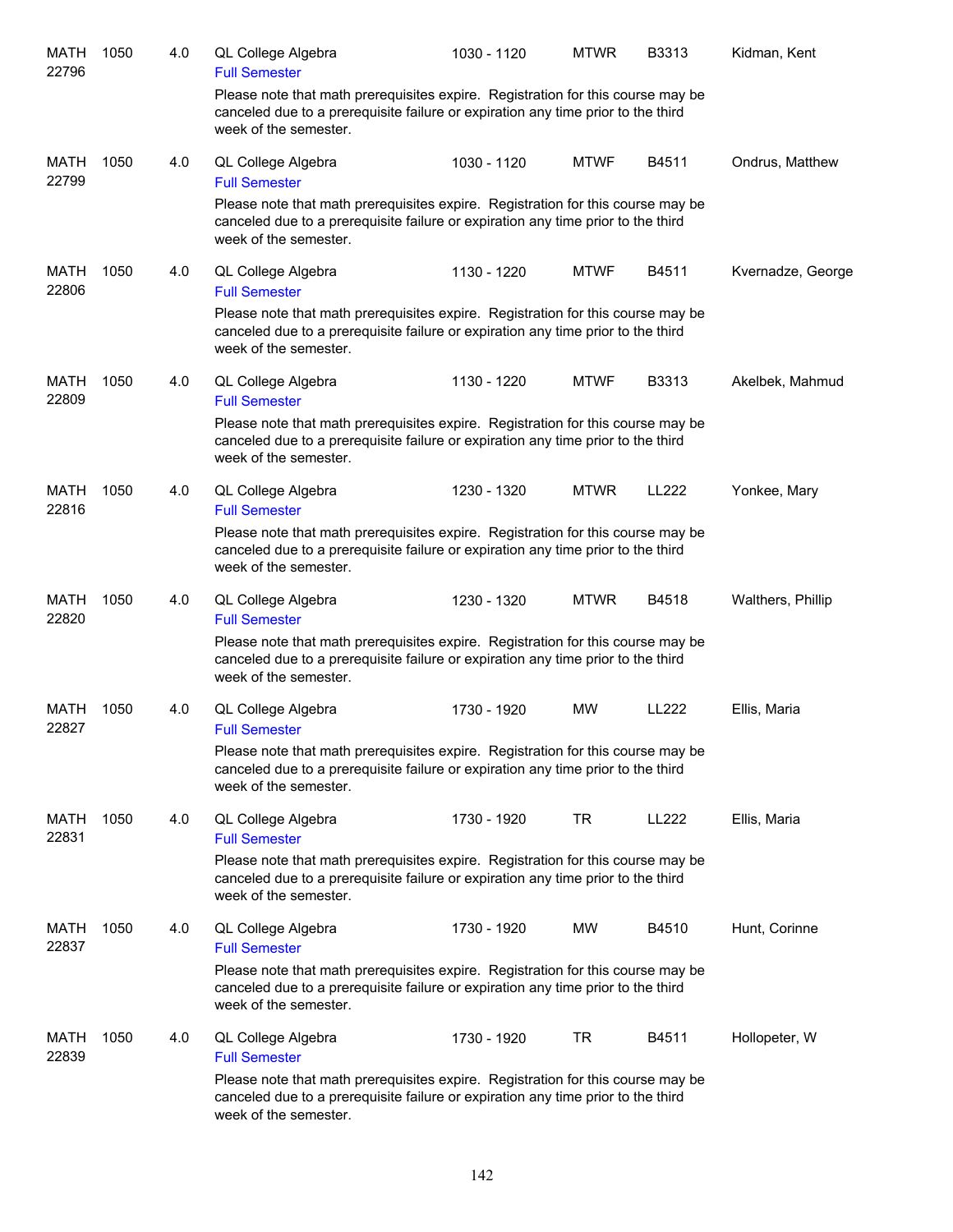| | | | | | | | |
|---|---|---|---|---|---|---|---|
| MATH 22796 | 1050 | 4.0 | QL College Algebra<br>Full Semester<br>Please note that math prerequisites expire. Registration for this course may be canceled due to a prerequisite failure or expiration any time prior to the third week of the semester. | 1030 - 1120 | MTWR | B3313 | Kidman, Kent |
| MATH 22799 | 1050 | 4.0 | QL College Algebra<br>Full Semester<br>Please note that math prerequisites expire. Registration for this course may be canceled due to a prerequisite failure or expiration any time prior to the third week of the semester. | 1030 - 1120 | MTWF | B4511 | Ondrus, Matthew |
| MATH 22806 | 1050 | 4.0 | QL College Algebra<br>Full Semester<br>Please note that math prerequisites expire. Registration for this course may be canceled due to a prerequisite failure or expiration any time prior to the third week of the semester. | 1130 - 1220 | MTWF | B4511 | Kvernadze, George |
| MATH 22809 | 1050 | 4.0 | QL College Algebra<br>Full Semester<br>Please note that math prerequisites expire. Registration for this course may be canceled due to a prerequisite failure or expiration any time prior to the third week of the semester. | 1130 - 1220 | MTWF | B3313 | Akelbek, Mahmud |
| MATH 22816 | 1050 | 4.0 | QL College Algebra<br>Full Semester<br>Please note that math prerequisites expire. Registration for this course may be canceled due to a prerequisite failure or expiration any time prior to the third week of the semester. | 1230 - 1320 | MTWR | LL222 | Yonkee, Mary |
| MATH 22820 | 1050 | 4.0 | QL College Algebra<br>Full Semester<br>Please note that math prerequisites expire. Registration for this course may be canceled due to a prerequisite failure or expiration any time prior to the third week of the semester. | 1230 - 1320 | MTWR | B4518 | Walthers, Phillip |
| MATH 22827 | 1050 | 4.0 | QL College Algebra<br>Full Semester<br>Please note that math prerequisites expire. Registration for this course may be canceled due to a prerequisite failure or expiration any time prior to the third week of the semester. | 1730 - 1920 | MW | LL222 | Ellis, Maria |
| MATH 22831 | 1050 | 4.0 | QL College Algebra<br>Full Semester<br>Please note that math prerequisites expire. Registration for this course may be canceled due to a prerequisite failure or expiration any time prior to the third week of the semester. | 1730 - 1920 | TR | LL222 | Ellis, Maria |
| MATH 22837 | 1050 | 4.0 | QL College Algebra<br>Full Semester<br>Please note that math prerequisites expire. Registration for this course may be canceled due to a prerequisite failure or expiration any time prior to the third week of the semester. | 1730 - 1920 | MW | B4510 | Hunt, Corinne |
| MATH 22839 | 1050 | 4.0 | QL College Algebra<br>Full Semester<br>Please note that math prerequisites expire. Registration for this course may be canceled due to a prerequisite failure or expiration any time prior to the third week of the semester. | 1730 - 1920 | TR | B4511 | Hollopeter, W |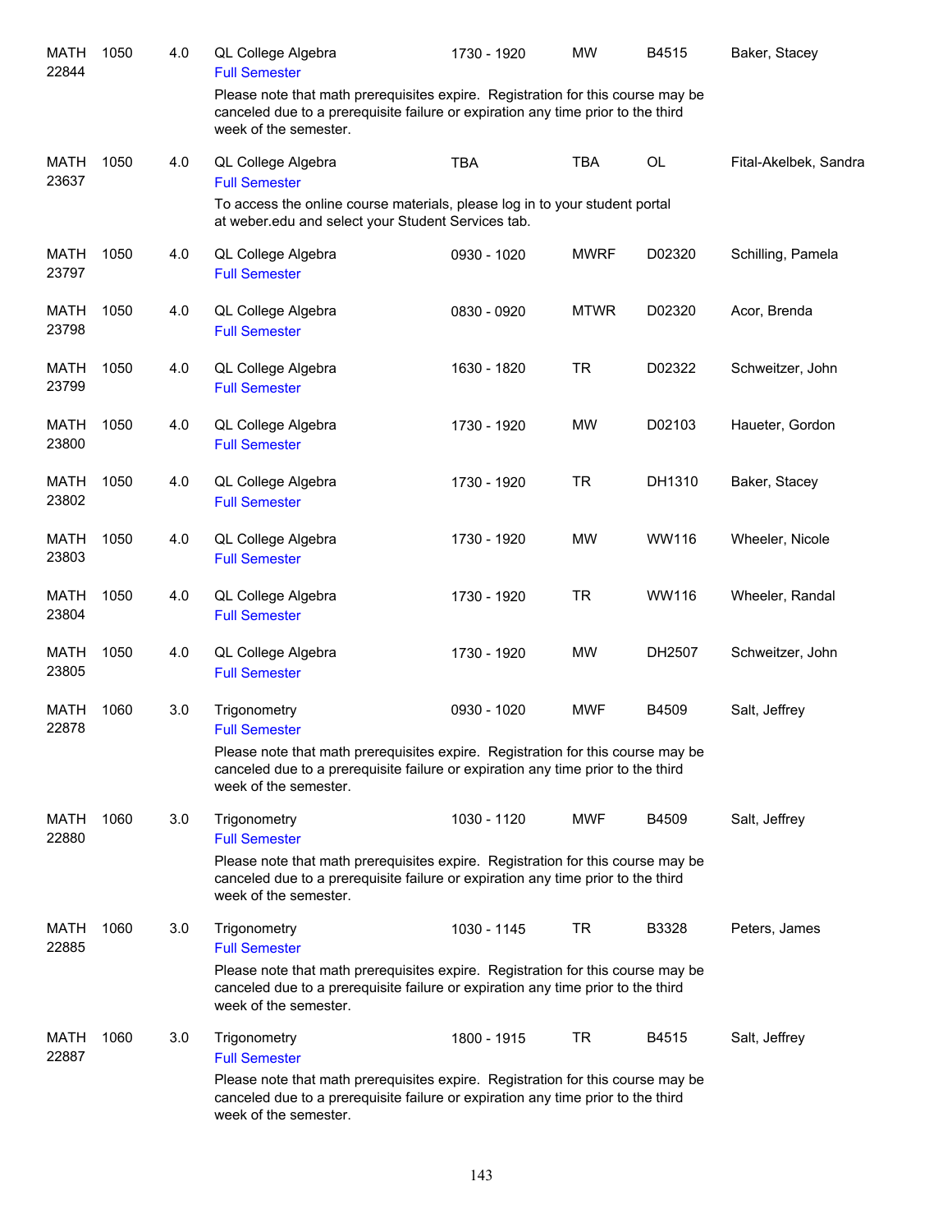| | | | | | | | |
|---|---|---|---|---|---|---|---|
| MATH 22844 | 1050 | 4.0 | QL College Algebra<br>Full Semester | 1730 - 1920 | MW | B4515 | Baker, Stacey |
| | | | Please note that math prerequisites expire. Registration for this course may be canceled due to a prerequisite failure or expiration any time prior to the third week of the semester. | | | | |
| MATH 23637 | 1050 | 4.0 | QL College Algebra<br>Full Semester | TBA | TBA | OL | Fital-Akelbek, Sandra |
| | | | To access the online course materials, please log in to your student portal at weber.edu and select your Student Services tab. | | | | |
| MATH 23797 | 1050 | 4.0 | QL College Algebra<br>Full Semester | 0930 - 1020 | MWRF | D02320 | Schilling, Pamela |
| MATH 23798 | 1050 | 4.0 | QL College Algebra<br>Full Semester | 0830 - 0920 | MTWR | D02320 | Acor, Brenda |
| MATH 23799 | 1050 | 4.0 | QL College Algebra<br>Full Semester | 1630 - 1820 | TR | D02322 | Schweitzer, John |
| MATH 23800 | 1050 | 4.0 | QL College Algebra<br>Full Semester | 1730 - 1920 | MW | D02103 | Haueter, Gordon |
| MATH 23802 | 1050 | 4.0 | QL College Algebra<br>Full Semester | 1730 - 1920 | TR | DH1310 | Baker, Stacey |
| MATH 23803 | 1050 | 4.0 | QL College Algebra<br>Full Semester | 1730 - 1920 | MW | WW116 | Wheeler, Nicole |
| MATH 23804 | 1050 | 4.0 | QL College Algebra<br>Full Semester | 1730 - 1920 | TR | WW116 | Wheeler, Randal |
| MATH 23805 | 1050 | 4.0 | QL College Algebra<br>Full Semester | 1730 - 1920 | MW | DH2507 | Schweitzer, John |
| MATH 22878 | 1060 | 3.0 | Trigonometry<br>Full Semester | 0930 - 1020 | MWF | B4509 | Salt, Jeffrey |
| | | | Please note that math prerequisites expire. Registration for this course may be canceled due to a prerequisite failure or expiration any time prior to the third week of the semester. | | | | |
| MATH 22880 | 1060 | 3.0 | Trigonometry<br>Full Semester | 1030 - 1120 | MWF | B4509 | Salt, Jeffrey |
| | | | Please note that math prerequisites expire. Registration for this course may be canceled due to a prerequisite failure or expiration any time prior to the third week of the semester. | | | | |
| MATH 22885 | 1060 | 3.0 | Trigonometry<br>Full Semester | 1030 - 1145 | TR | B3328 | Peters, James |
| | | | Please note that math prerequisites expire. Registration for this course may be canceled due to a prerequisite failure or expiration any time prior to the third week of the semester. | | | | |
| MATH 22887 | 1060 | 3.0 | Trigonometry<br>Full Semester | 1800 - 1915 | TR | B4515 | Salt, Jeffrey |
| | | | Please note that math prerequisites expire. Registration for this course may be canceled due to a prerequisite failure or expiration any time prior to the third week of the semester. | | | | |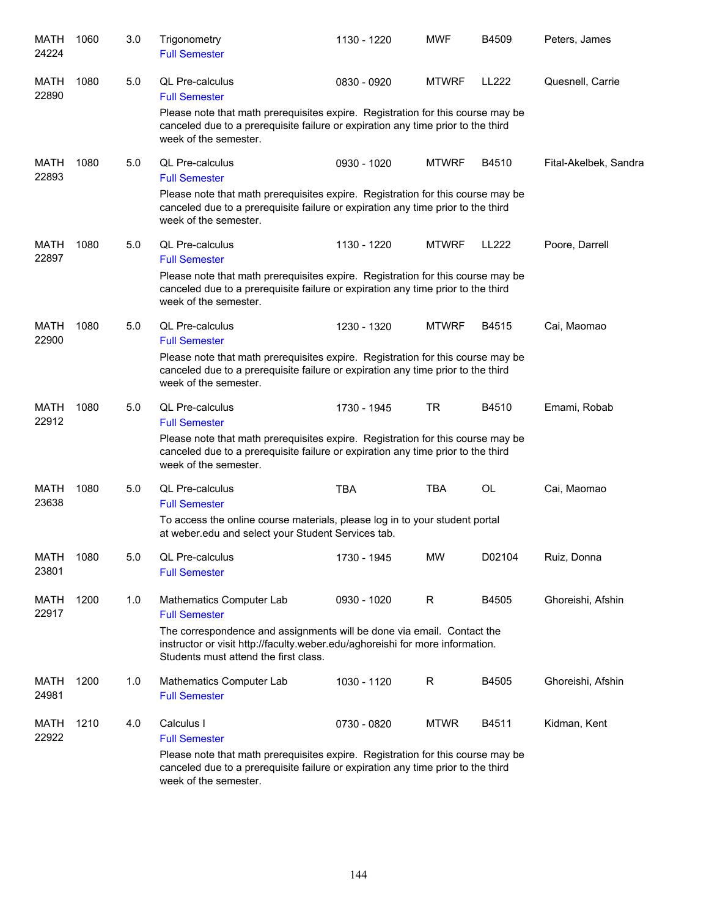| | | | | | | | |
|---|---|---|---|---|---|---|---|
| MATH 24224 | 1060 | 3.0 | Trigonometry<br>Full Semester | 1130 - 1220 | MWF | B4509 | Peters, James |
| MATH 22890 | 1080 | 5.0 | QL Pre-calculus<br>Full Semester<br>Please note that math prerequisites expire. Registration for this course may be canceled due to a prerequisite failure or expiration any time prior to the third week of the semester. | 0830 - 0920 | MTWRF | LL222 | Quesnell, Carrie |
| MATH 22893 | 1080 | 5.0 | QL Pre-calculus<br>Full Semester<br>Please note that math prerequisites expire. Registration for this course may be canceled due to a prerequisite failure or expiration any time prior to the third week of the semester. | 0930 - 1020 | MTWRF | B4510 | Fital-Akelbek, Sandra |
| MATH 22897 | 1080 | 5.0 | QL Pre-calculus<br>Full Semester<br>Please note that math prerequisites expire. Registration for this course may be canceled due to a prerequisite failure or expiration any time prior to the third week of the semester. | 1130 - 1220 | MTWRF | LL222 | Poore, Darrell |
| MATH 22900 | 1080 | 5.0 | QL Pre-calculus<br>Full Semester<br>Please note that math prerequisites expire. Registration for this course may be canceled due to a prerequisite failure or expiration any time prior to the third week of the semester. | 1230 - 1320 | MTWRF | B4515 | Cai, Maomao |
| MATH 22912 | 1080 | 5.0 | QL Pre-calculus<br>Full Semester<br>Please note that math prerequisites expire. Registration for this course may be canceled due to a prerequisite failure or expiration any time prior to the third week of the semester. | 1730 - 1945 | TR | B4510 | Emami, Robab |
| MATH 23638 | 1080 | 5.0 | QL Pre-calculus<br>Full Semester<br>To access the online course materials, please log in to your student portal at weber.edu and select your Student Services tab. | TBA | TBA | OL | Cai, Maomao |
| MATH 23801 | 1080 | 5.0 | QL Pre-calculus<br>Full Semester | 1730 - 1945 | MW | D02104 | Ruiz, Donna |
| MATH 22917 | 1200 | 1.0 | Mathematics Computer Lab<br>Full Semester<br>The correspondence and assignments will be done via email. Contact the instructor or visit http://faculty.weber.edu/aghoreishi for more information. Students must attend the first class. | 0930 - 1020 | R | B4505 | Ghoreishi, Afshin |
| MATH 24981 | 1200 | 1.0 | Mathematics Computer Lab<br>Full Semester | 1030 - 1120 | R | B4505 | Ghoreishi, Afshin |
| MATH 22922 | 1210 | 4.0 | Calculus I<br>Full Semester<br>Please note that math prerequisites expire. Registration for this course may be canceled due to a prerequisite failure or expiration any time prior to the third week of the semester. | 0730 - 0820 | MTWR | B4511 | Kidman, Kent |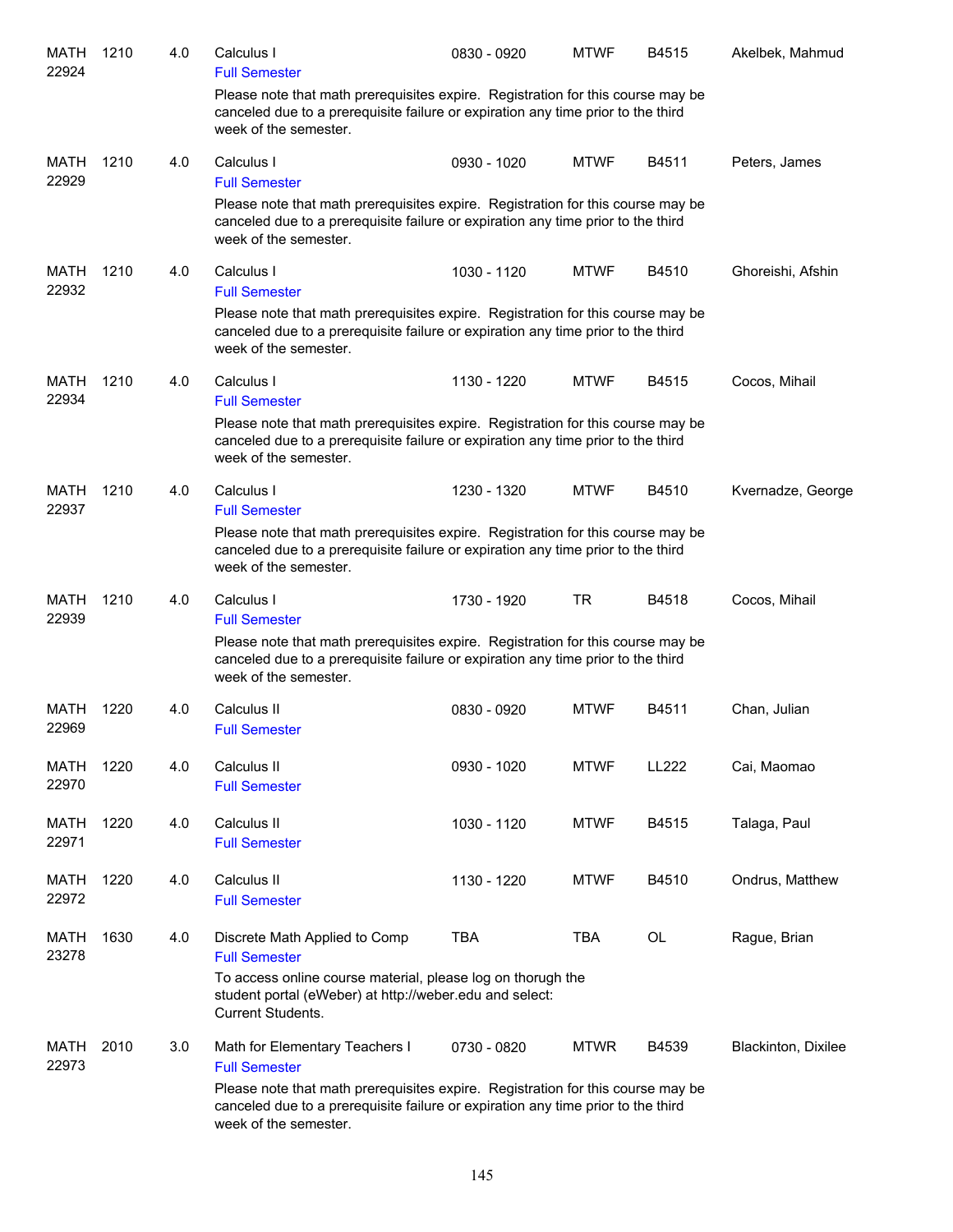| Subject / CRN | Course | Credits | Title | Time | Days | Room | Instructor |
|---|---|---|---|---|---|---|---|
| MATH 22924 | 1210 | 4.0 | Calculus I<br>Full Semester<br>Please note that math prerequisites expire. Registration for this course may be canceled due to a prerequisite failure or expiration any time prior to the third week of the semester. | 0830 - 0920 | MTWF | B4515 | Akelbek, Mahmud |
| MATH 22929 | 1210 | 4.0 | Calculus I<br>Full Semester<br>Please note that math prerequisites expire. Registration for this course may be canceled due to a prerequisite failure or expiration any time prior to the third week of the semester. | 0930 - 1020 | MTWF | B4511 | Peters, James |
| MATH 22932 | 1210 | 4.0 | Calculus I<br>Full Semester<br>Please note that math prerequisites expire. Registration for this course may be canceled due to a prerequisite failure or expiration any time prior to the third week of the semester. | 1030 - 1120 | MTWF | B4510 | Ghoreishi, Afshin |
| MATH 22934 | 1210 | 4.0 | Calculus I<br>Full Semester<br>Please note that math prerequisites expire. Registration for this course may be canceled due to a prerequisite failure or expiration any time prior to the third week of the semester. | 1130 - 1220 | MTWF | B4515 | Cocos, Mihail |
| MATH 22937 | 1210 | 4.0 | Calculus I<br>Full Semester<br>Please note that math prerequisites expire. Registration for this course may be canceled due to a prerequisite failure or expiration any time prior to the third week of the semester. | 1230 - 1320 | MTWF | B4510 | Kvernadze, George |
| MATH 22939 | 1210 | 4.0 | Calculus I<br>Full Semester<br>Please note that math prerequisites expire. Registration for this course may be canceled due to a prerequisite failure or expiration any time prior to the third week of the semester. | 1730 - 1920 | TR | B4518 | Cocos, Mihail |
| MATH 22969 | 1220 | 4.0 | Calculus II<br>Full Semester | 0830 - 0920 | MTWF | B4511 | Chan, Julian |
| MATH 22970 | 1220 | 4.0 | Calculus II<br>Full Semester | 0930 - 1020 | MTWF | LL222 | Cai, Maomao |
| MATH 22971 | 1220 | 4.0 | Calculus II<br>Full Semester | 1030 - 1120 | MTWF | B4515 | Talaga, Paul |
| MATH 22972 | 1220 | 4.0 | Calculus II<br>Full Semester | 1130 - 1220 | MTWF | B4510 | Ondrus, Matthew |
| MATH 23278 | 1630 | 4.0 | Discrete Math Applied to Comp<br>Full Semester<br>To access online course material, please log on thorugh the student portal (eWeber) at http://weber.edu and select: Current Students. | TBA | TBA | OL | Rague, Brian |
| MATH 22973 | 2010 | 3.0 | Math for Elementary Teachers I<br>Full Semester<br>Please note that math prerequisites expire. Registration for this course may be canceled due to a prerequisite failure or expiration any time prior to the third week of the semester. | 0730 - 0820 | MTWR | B4539 | Blackinton, Dixilee |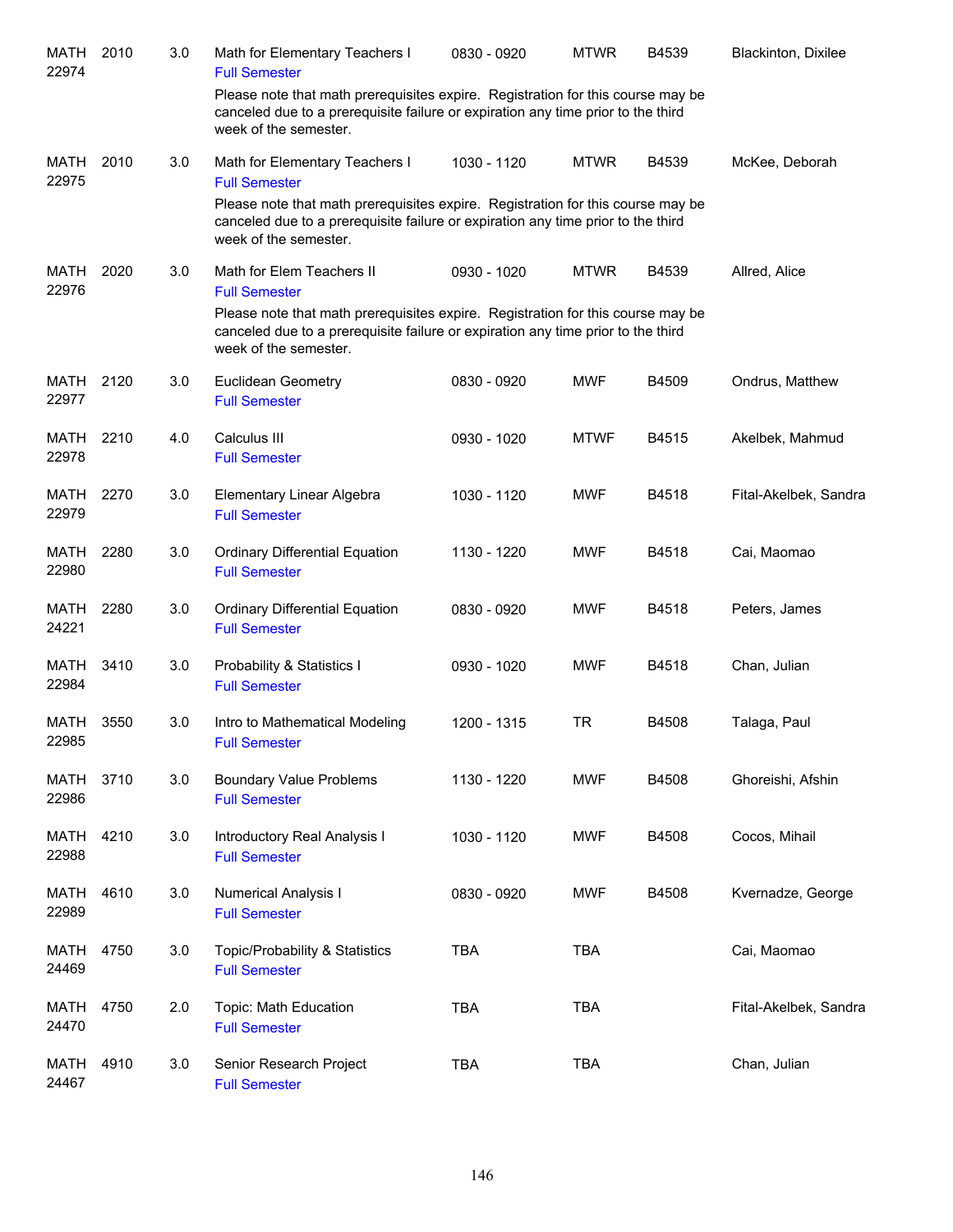| | | | | | | | |
|---|---|---|---|---|---|---|---|
| MATH 22974 | 2010 | 3.0 | Math for Elementary Teachers I<br>Full Semester<br>Please note that math prerequisites expire. Registration for this course may be canceled due to a prerequisite failure or expiration any time prior to the third week of the semester. | 0830 - 0920 | MTWR | B4539 | Blackinton, Dixilee |
| MATH 22975 | 2010 | 3.0 | Math for Elementary Teachers I<br>Full Semester<br>Please note that math prerequisites expire. Registration for this course may be canceled due to a prerequisite failure or expiration any time prior to the third week of the semester. | 1030 - 1120 | MTWR | B4539 | McKee, Deborah |
| MATH 22976 | 2020 | 3.0 | Math for Elem Teachers II<br>Full Semester<br>Please note that math prerequisites expire. Registration for this course may be canceled due to a prerequisite failure or expiration any time prior to the third week of the semester. | 0930 - 1020 | MTWR | B4539 | Allred, Alice |
| MATH 22977 | 2120 | 3.0 | Euclidean Geometry<br>Full Semester | 0830 - 0920 | MWF | B4509 | Ondrus, Matthew |
| MATH 22978 | 2210 | 4.0 | Calculus III<br>Full Semester | 0930 - 1020 | MTWF | B4515 | Akelbek, Mahmud |
| MATH 22979 | 2270 | 3.0 | Elementary Linear Algebra<br>Full Semester | 1030 - 1120 | MWF | B4518 | Fital-Akelbek, Sandra |
| MATH 22980 | 2280 | 3.0 | Ordinary Differential Equation<br>Full Semester | 1130 - 1220 | MWF | B4518 | Cai, Maomao |
| MATH 24221 | 2280 | 3.0 | Ordinary Differential Equation<br>Full Semester | 0830 - 0920 | MWF | B4518 | Peters, James |
| MATH 22984 | 3410 | 3.0 | Probability & Statistics I<br>Full Semester | 0930 - 1020 | MWF | B4518 | Chan, Julian |
| MATH 22985 | 3550 | 3.0 | Intro to Mathematical Modeling<br>Full Semester | 1200 - 1315 | TR | B4508 | Talaga, Paul |
| MATH 22986 | 3710 | 3.0 | Boundary Value Problems<br>Full Semester | 1130 - 1220 | MWF | B4508 | Ghoreishi, Afshin |
| MATH 22988 | 4210 | 3.0 | Introductory Real Analysis I<br>Full Semester | 1030 - 1120 | MWF | B4508 | Cocos, Mihail |
| MATH 22989 | 4610 | 3.0 | Numerical Analysis I<br>Full Semester | 0830 - 0920 | MWF | B4508 | Kvernadze, George |
| MATH 24469 | 4750 | 3.0 | Topic/Probability & Statistics<br>Full Semester | TBA | TBA | | Cai, Maomao |
| MATH 24470 | 4750 | 2.0 | Topic: Math Education<br>Full Semester | TBA | TBA | | Fital-Akelbek, Sandra |
| MATH 24467 | 4910 | 3.0 | Senior Research Project<br>Full Semester | TBA | TBA | | Chan, Julian |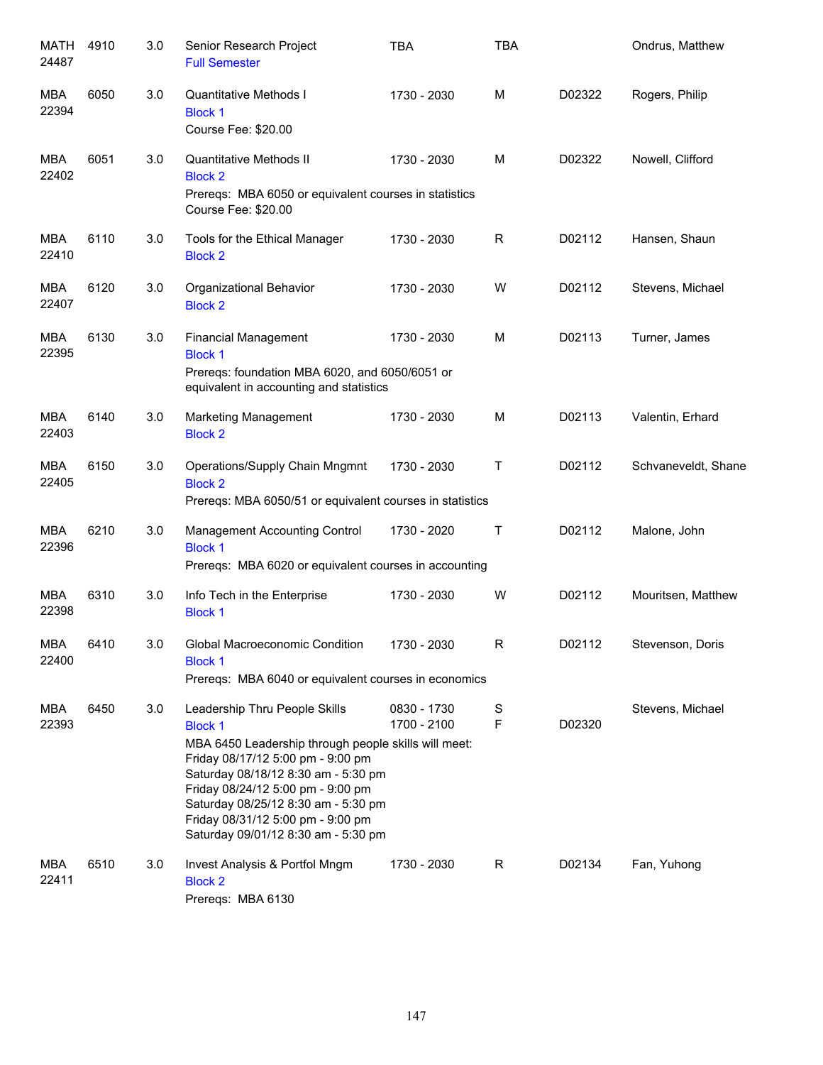| Subject / CRN | Course | Credits | Title | Time | Days | Room | Instructor |
|---|---|---|---|---|---|---|---|
| MATH 24487 | 4910 | 3.0 | Senior Research Project<br>Full Semester | TBA | TBA | | Ondrus, Matthew |
| MBA 22394 | 6050 | 3.0 | Quantitative Methods I<br>Block 1<br>Course Fee: $20.00 | 1730 - 2030 | M | D02322 | Rogers, Philip |
| MBA 22402 | 6051 | 3.0 | Quantitative Methods II<br>Block 2<br>Prereqs: MBA 6050 or equivalent courses in statistics<br>Course Fee: $20.00 | 1730 - 2030 | M | D02322 | Nowell, Clifford |
| MBA 22410 | 6110 | 3.0 | Tools for the Ethical Manager<br>Block 2 | 1730 - 2030 | R | D02112 | Hansen, Shaun |
| MBA 22407 | 6120 | 3.0 | Organizational Behavior<br>Block 2 | 1730 - 2030 | W | D02112 | Stevens, Michael |
| MBA 22395 | 6130 | 3.0 | Financial Management<br>Block 1<br>Prereqs: foundation MBA 6020, and 6050/6051 or equivalent in accounting and statistics | 1730 - 2030 | M | D02113 | Turner, James |
| MBA 22403 | 6140 | 3.0 | Marketing Management<br>Block 2 | 1730 - 2030 | M | D02113 | Valentin, Erhard |
| MBA 22405 | 6150 | 3.0 | Operations/Supply Chain Mngmnt<br>Block 2<br>Prereqs: MBA 6050/51 or equivalent courses in statistics | 1730 - 2030 | T | D02112 | Schvaneveldt, Shane |
| MBA 22396 | 6210 | 3.0 | Management Accounting Control<br>Block 1<br>Prereqs: MBA 6020 or equivalent courses in accounting | 1730 - 2020 | T | D02112 | Malone, John |
| MBA 22398 | 6310 | 3.0 | Info Tech in the Enterprise<br>Block 1 | 1730 - 2030 | W | D02112 | Mouritsen, Matthew |
| MBA 22400 | 6410 | 3.0 | Global Macroeconomic Condition<br>Block 1<br>Prereqs: MBA 6040 or equivalent courses in economics | 1730 - 2030 | R | D02112 | Stevenson, Doris |
| MBA 22393 | 6450 | 3.0 | Leadership Thru People Skills<br>Block 1<br>MBA 6450 Leadership through people skills will meet:<br>Friday 08/17/12 5:00 pm - 9:00 pm<br>Saturday 08/18/12 8:30 am - 5:30 pm<br>Friday 08/24/12 5:00 pm - 9:00 pm<br>Saturday 08/25/12 8:30 am - 5:30 pm<br>Friday 08/31/12 5:00 pm - 9:00 pm<br>Saturday 09/01/12 8:30 am - 5:30 pm | 0830 - 1730<br>1700 - 2100 | S<br>F | <br>D02320 | Stevens, Michael |
| MBA 22411 | 6510 | 3.0 | Invest Analysis & Portfol Mngm<br>Block 2<br>Prereqs: MBA 6130 | 1730 - 2030 | R | D02134 | Fan, Yuhong |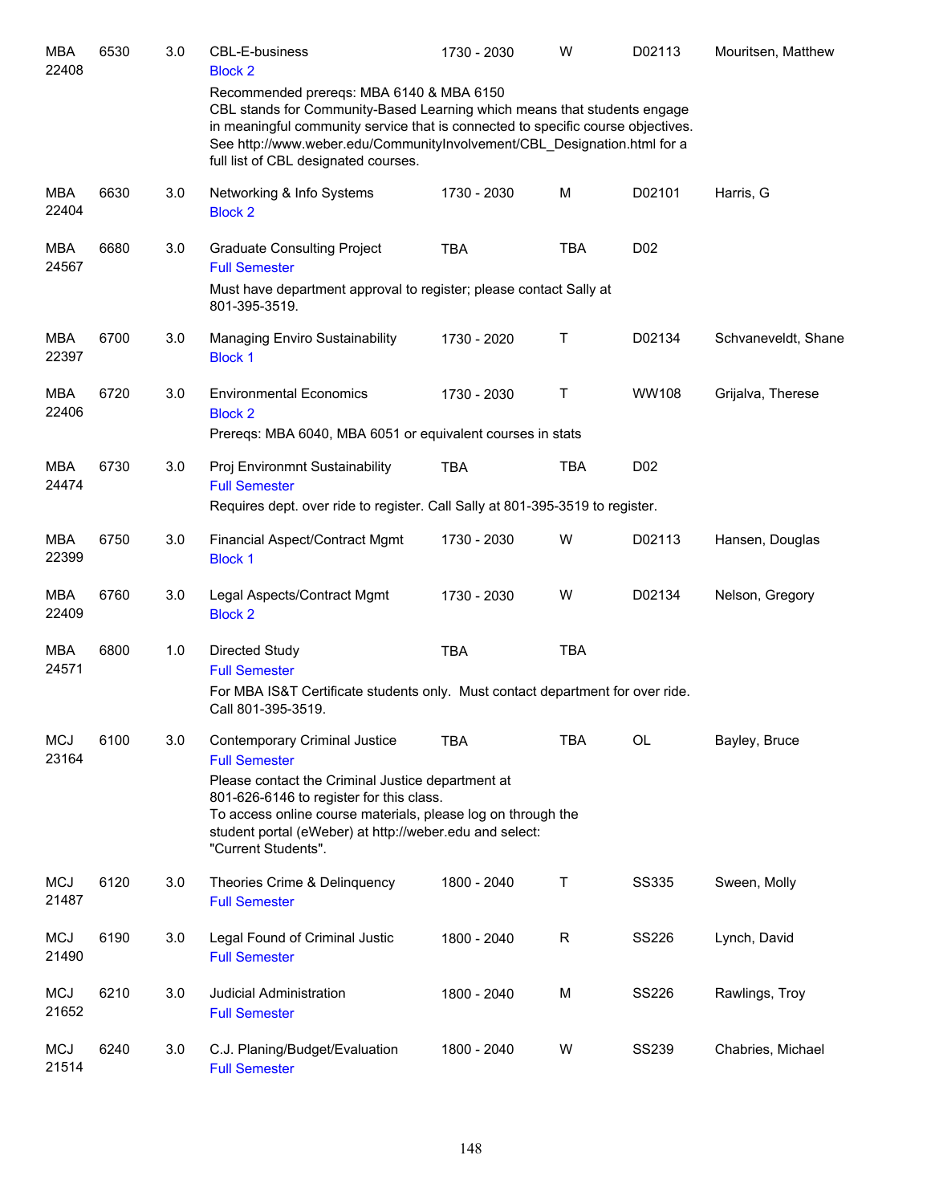| | | | | | | | |
|---|---|---|---|---|---|---|---|
| MBA 22408 | 6530 | 3.0 | CBL-E-business<br>Block 2<br>Recommended prereqs: MBA 6140 & MBA 6150<br>CBL stands for Community-Based Learning which means that students engage in meaningful community service that is connected to specific course objectives. See http://www.weber.edu/CommunityInvolvement/CBL_Designation.html for a full list of CBL designated courses. | 1730 - 2030 | W | D02113 | Mouritsen, Matthew |
| MBA 22404 | 6630 | 3.0 | Networking & Info Systems<br>Block 2 | 1730 - 2030 | M | D02101 | Harris, G |
| MBA 24567 | 6680 | 3.0 | Graduate Consulting Project<br>Full Semester<br>Must have department approval to register; please contact Sally at 801-395-3519. | TBA | TBA | D02 | |
| MBA 22397 | 6700 | 3.0 | Managing Enviro Sustainability<br>Block 1 | 1730 - 2020 | T | D02134 | Schvaneveldt, Shane |
| MBA 22406 | 6720 | 3.0 | Environmental Economics<br>Block 2<br>Prereqs: MBA 6040, MBA 6051 or equivalent courses in stats | 1730 - 2030 | T | WW108 | Grijalva, Therese |
| MBA 24474 | 6730 | 3.0 | Proj Environmnt Sustainability<br>Full Semester<br>Requires dept. over ride to register. Call Sally at 801-395-3519 to register. | TBA | TBA | D02 | |
| MBA 22399 | 6750 | 3.0 | Financial Aspect/Contract Mgmt<br>Block 1 | 1730 - 2030 | W | D02113 | Hansen, Douglas |
| MBA 22409 | 6760 | 3.0 | Legal Aspects/Contract Mgmt<br>Block 2 | 1730 - 2030 | W | D02134 | Nelson, Gregory |
| MBA 24571 | 6800 | 1.0 | Directed Study<br>Full Semester<br>For MBA IS&T Certificate students only. Must contact department for over ride. Call 801-395-3519. | TBA | TBA | | |
| MCJ 23164 | 6100 | 3.0 | Contemporary Criminal Justice<br>Full Semester<br>Please contact the Criminal Justice department at 801-626-6146 to register for this class.<br>To access online course materials, please log on through the student portal (eWeber) at http://weber.edu and select: "Current Students". | TBA | TBA | OL | Bayley, Bruce |
| MCJ 21487 | 6120 | 3.0 | Theories Crime & Delinquency<br>Full Semester | 1800 - 2040 | T | SS335 | Sween, Molly |
| MCJ 21490 | 6190 | 3.0 | Legal Found of Criminal Justic<br>Full Semester | 1800 - 2040 | R | SS226 | Lynch, David |
| MCJ 21652 | 6210 | 3.0 | Judicial Administration<br>Full Semester | 1800 - 2040 | M | SS226 | Rawlings, Troy |
| MCJ 21514 | 6240 | 3.0 | C.J. Planing/Budget/Evaluation<br>Full Semester | 1800 - 2040 | W | SS239 | Chabries, Michael |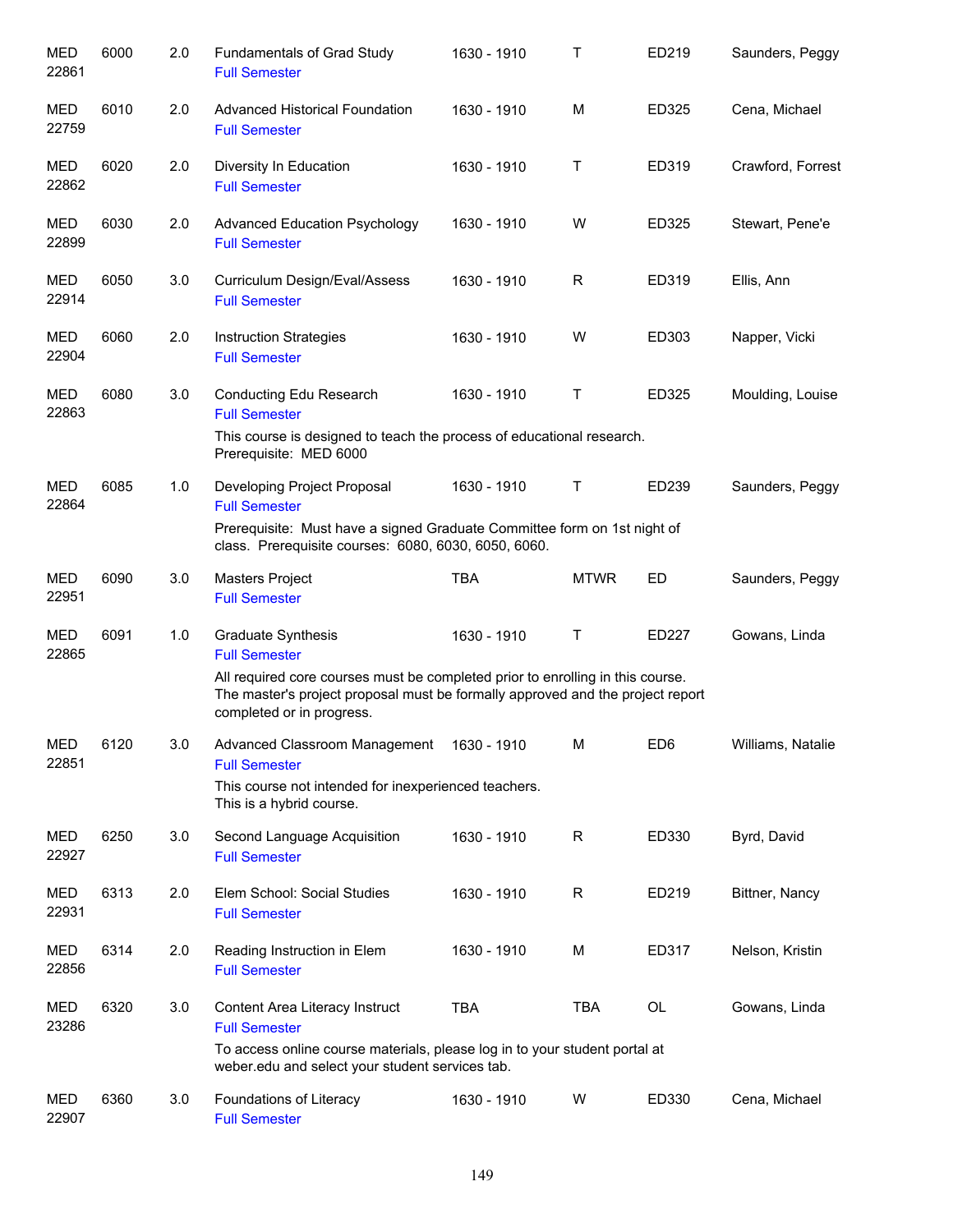| | | | | | | | |
|---|---|---|---|---|---|---|---|
| MED 22861 | 6000 | 2.0 | Fundamentals of Grad Study<br>Full Semester | 1630 - 1910 | T | ED219 | Saunders, Peggy |
| MED 22759 | 6010 | 2.0 | Advanced Historical Foundation<br>Full Semester | 1630 - 1910 | M | ED325 | Cena, Michael |
| MED 22862 | 6020 | 2.0 | Diversity In Education<br>Full Semester | 1630 - 1910 | T | ED319 | Crawford, Forrest |
| MED 22899 | 6030 | 2.0 | Advanced Education Psychology<br>Full Semester | 1630 - 1910 | W | ED325 | Stewart, Pene'e |
| MED 22914 | 6050 | 3.0 | Curriculum Design/Eval/Assess<br>Full Semester | 1630 - 1910 | R | ED319 | Ellis, Ann |
| MED 22904 | 6060 | 2.0 | Instruction Strategies<br>Full Semester | 1630 - 1910 | W | ED303 | Napper, Vicki |
| MED 22863 | 6080 | 3.0 | Conducting Edu Research<br>Full Semester<br>This course is designed to teach the process of educational research. Prerequisite: MED 6000 | 1630 - 1910 | T | ED325 | Moulding, Louise |
| MED 22864 | 6085 | 1.0 | Developing Project Proposal<br>Full Semester<br>Prerequisite: Must have a signed Graduate Committee form on 1st night of class. Prerequisite courses: 6080, 6030, 6050, 6060. | 1630 - 1910 | T | ED239 | Saunders, Peggy |
| MED 22951 | 6090 | 3.0 | Masters Project<br>Full Semester | TBA | MTWR | ED | Saunders, Peggy |
| MED 22865 | 6091 | 1.0 | Graduate Synthesis<br>Full Semester<br>All required core courses must be completed prior to enrolling in this course. The master's project proposal must be formally approved and the project report completed or in progress. | 1630 - 1910 | T | ED227 | Gowans, Linda |
| MED 22851 | 6120 | 3.0 | Advanced Classroom Management<br>Full Semester<br>This course not intended for inexperienced teachers. This is a hybrid course. | 1630 - 1910 | M | ED6 | Williams, Natalie |
| MED 22927 | 6250 | 3.0 | Second Language Acquisition<br>Full Semester | 1630 - 1910 | R | ED330 | Byrd, David |
| MED 22931 | 6313 | 2.0 | Elem School: Social Studies<br>Full Semester | 1630 - 1910 | R | ED219 | Bittner, Nancy |
| MED 22856 | 6314 | 2.0 | Reading Instruction in Elem<br>Full Semester | 1630 - 1910 | M | ED317 | Nelson, Kristin |
| MED 23286 | 6320 | 3.0 | Content Area Literacy Instruct<br>Full Semester<br>To access online course materials, please log in to your student portal at weber.edu and select your student services tab. | TBA | TBA | OL | Gowans, Linda |
| MED 22907 | 6360 | 3.0 | Foundations of Literacy<br>Full Semester | 1630 - 1910 | W | ED330 | Cena, Michael |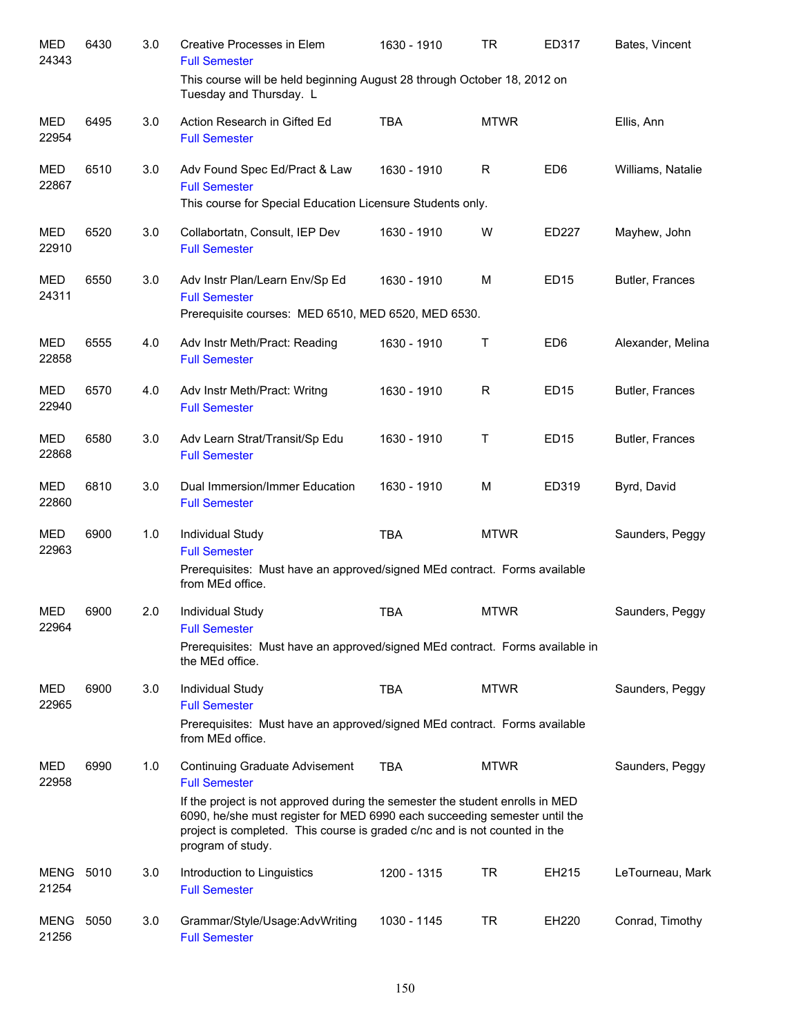| Dept / CRN | Course | Credits | Title | Time | Days | Room | Instructor |
|---|---|---|---|---|---|---|---|
| MED 24343 | 6430 | 3.0 | Creative Processes in Elem<br>Full Semester<br>This course will be held beginning August 28 through October 18, 2012 on Tuesday and Thursday. L | 1630 - 1910 | TR | ED317 | Bates, Vincent |
| MED 22954 | 6495 | 3.0 | Action Research in Gifted Ed<br>Full Semester | TBA | MTWR | | Ellis, Ann |
| MED 22867 | 6510 | 3.0 | Adv Found Spec Ed/Pract & Law<br>Full Semester<br>This course for Special Education Licensure Students only. | 1630 - 1910 | R | ED6 | Williams, Natalie |
| MED 22910 | 6520 | 3.0 | Collabortatn, Consult, IEP Dev<br>Full Semester | 1630 - 1910 | W | ED227 | Mayhew, John |
| MED 24311 | 6550 | 3.0 | Adv Instr Plan/Learn Env/Sp Ed<br>Full Semester<br>Prerequisite courses: MED 6510, MED 6520, MED 6530. | 1630 - 1910 | M | ED15 | Butler, Frances |
| MED 22858 | 6555 | 4.0 | Adv Instr Meth/Pract: Reading<br>Full Semester | 1630 - 1910 | T | ED6 | Alexander, Melina |
| MED 22940 | 6570 | 4.0 | Adv Instr Meth/Pract: Writng<br>Full Semester | 1630 - 1910 | R | ED15 | Butler, Frances |
| MED 22868 | 6580 | 3.0 | Adv Learn Strat/Transit/Sp Edu<br>Full Semester | 1630 - 1910 | T | ED15 | Butler, Frances |
| MED 22860 | 6810 | 3.0 | Dual Immersion/Immer Education<br>Full Semester | 1630 - 1910 | M | ED319 | Byrd, David |
| MED 22963 | 6900 | 1.0 | Individual Study<br>Full Semester<br>Prerequisites: Must have an approved/signed MEd contract. Forms available from MEd office. | TBA | MTWR | | Saunders, Peggy |
| MED 22964 | 6900 | 2.0 | Individual Study<br>Full Semester<br>Prerequisites: Must have an approved/signed MEd contract. Forms available in the MEd office. | TBA | MTWR | | Saunders, Peggy |
| MED 22965 | 6900 | 3.0 | Individual Study<br>Full Semester<br>Prerequisites: Must have an approved/signed MEd contract. Forms available from MEd office. | TBA | MTWR | | Saunders, Peggy |
| MED 22958 | 6990 | 1.0 | Continuing Graduate Advisement<br>Full Semester<br>If the project is not approved during the semester the student enrolls in MED 6090, he/she must register for MED 6990 each succeeding semester until the project is completed. This course is graded c/nc and is not counted in the program of study. | TBA | MTWR | | Saunders, Peggy |
| MENG 21254 | 5010 | 3.0 | Introduction to Linguistics<br>Full Semester | 1200 - 1315 | TR | EH215 | LeTourneau, Mark |
| MENG 21256 | 5050 | 3.0 | Grammar/Style/Usage:AdvWriting<br>Full Semester | 1030 - 1145 | TR | EH220 | Conrad, Timothy |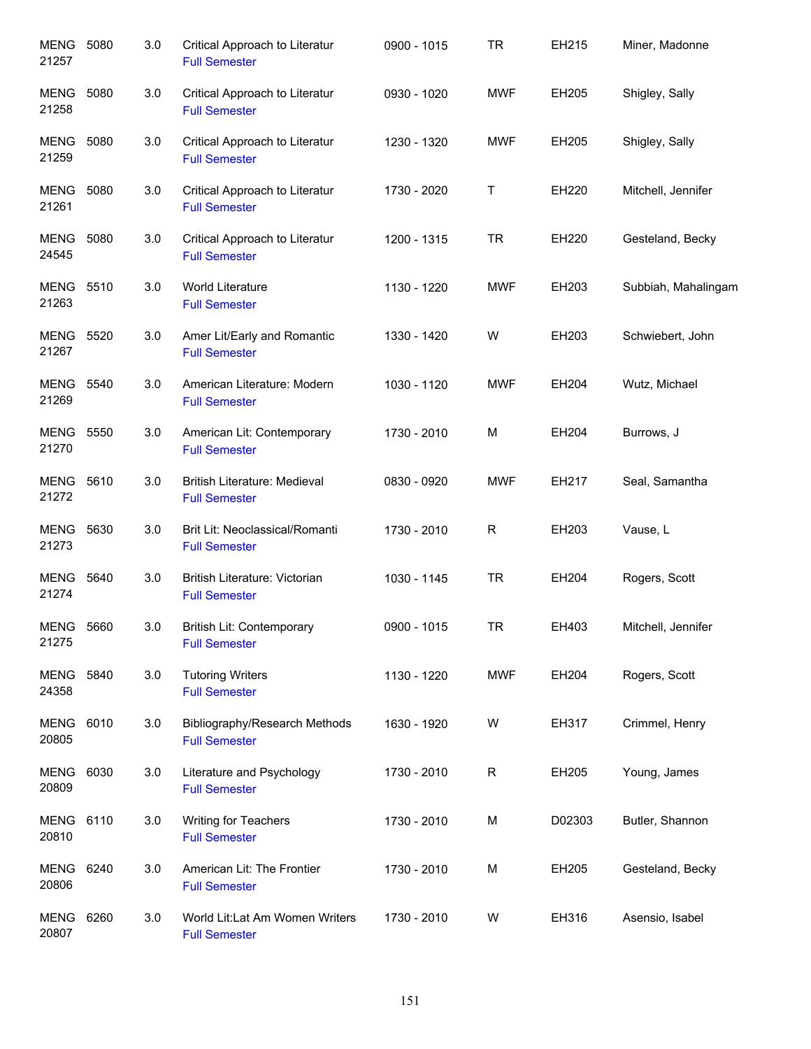| | | | | | | | |
|---|---|---|---|---|---|---|---|
| MENG 21257 | 5080 | 3.0 | Critical Approach to Literatur<br>Full Semester | 0900 - 1015 | TR | EH215 | Miner, Madonne |
| MENG 21258 | 5080 | 3.0 | Critical Approach to Literatur<br>Full Semester | 0930 - 1020 | MWF | EH205 | Shigley, Sally |
| MENG 21259 | 5080 | 3.0 | Critical Approach to Literatur<br>Full Semester | 1230 - 1320 | MWF | EH205 | Shigley, Sally |
| MENG 21261 | 5080 | 3.0 | Critical Approach to Literatur<br>Full Semester | 1730 - 2020 | T | EH220 | Mitchell, Jennifer |
| MENG 24545 | 5080 | 3.0 | Critical Approach to Literatur<br>Full Semester | 1200 - 1315 | TR | EH220 | Gesteland, Becky |
| MENG 21263 | 5510 | 3.0 | World Literature<br>Full Semester | 1130 - 1220 | MWF | EH203 | Subbiah, Mahalingam |
| MENG 21267 | 5520 | 3.0 | Amer Lit/Early and Romantic<br>Full Semester | 1330 - 1420 | W | EH203 | Schwiebert, John |
| MENG 21269 | 5540 | 3.0 | American Literature: Modern<br>Full Semester | 1030 - 1120 | MWF | EH204 | Wutz, Michael |
| MENG 21270 | 5550 | 3.0 | American Lit: Contemporary<br>Full Semester | 1730 - 2010 | M | EH204 | Burrows, J |
| MENG 21272 | 5610 | 3.0 | British Literature: Medieval<br>Full Semester | 0830 - 0920 | MWF | EH217 | Seal, Samantha |
| MENG 21273 | 5630 | 3.0 | Brit Lit: Neoclassical/Romanti<br>Full Semester | 1730 - 2010 | R | EH203 | Vause, L |
| MENG 21274 | 5640 | 3.0 | British Literature: Victorian<br>Full Semester | 1030 - 1145 | TR | EH204 | Rogers, Scott |
| MENG 21275 | 5660 | 3.0 | British Lit: Contemporary<br>Full Semester | 0900 - 1015 | TR | EH403 | Mitchell, Jennifer |
| MENG 24358 | 5840 | 3.0 | Tutoring Writers<br>Full Semester | 1130 - 1220 | MWF | EH204 | Rogers, Scott |
| MENG 20805 | 6010 | 3.0 | Bibliography/Research Methods<br>Full Semester | 1630 - 1920 | W | EH317 | Crimmel, Henry |
| MENG 20809 | 6030 | 3.0 | Literature and Psychology<br>Full Semester | 1730 - 2010 | R | EH205 | Young, James |
| MENG 20810 | 6110 | 3.0 | Writing for Teachers<br>Full Semester | 1730 - 2010 | M | D02303 | Butler, Shannon |
| MENG 20806 | 6240 | 3.0 | American Lit: The Frontier<br>Full Semester | 1730 - 2010 | M | EH205 | Gesteland, Becky |
| MENG 20807 | 6260 | 3.0 | World Lit:Lat Am Women Writers<br>Full Semester | 1730 - 2010 | W | EH316 | Asensio, Isabel |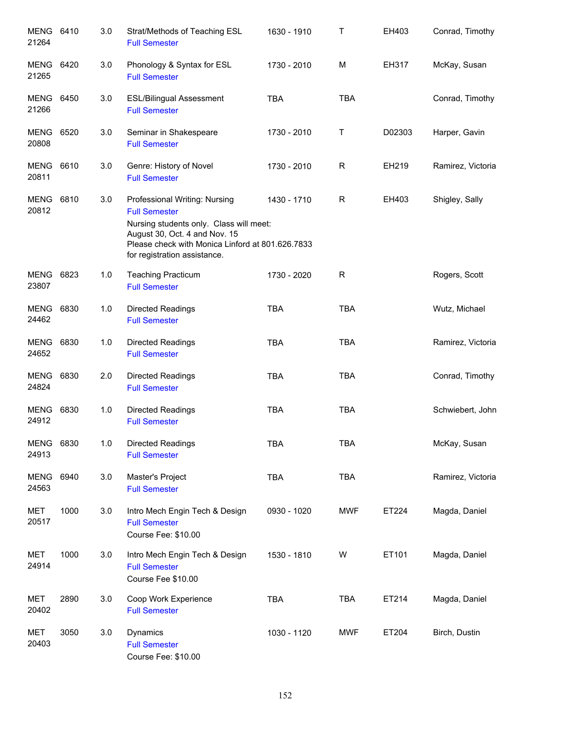| | | | | | | | |
|---|---|---|---|---|---|---|---|
| MENG 21264 | 6410 | 3.0 | Strat/Methods of Teaching ESL<br>Full Semester | 1630 - 1910 | T | EH403 | Conrad, Timothy |
| MENG 21265 | 6420 | 3.0 | Phonology & Syntax for ESL<br>Full Semester | 1730 - 2010 | M | EH317 | McKay, Susan |
| MENG 21266 | 6450 | 3.0 | ESL/Bilingual Assessment<br>Full Semester | TBA | TBA | | Conrad, Timothy |
| MENG 20808 | 6520 | 3.0 | Seminar in Shakespeare<br>Full Semester | 1730 - 2010 | T | D02303 | Harper, Gavin |
| MENG 20811 | 6610 | 3.0 | Genre: History of Novel<br>Full Semester | 1730 - 2010 | R | EH219 | Ramirez, Victoria |
| MENG 20812 | 6810 | 3.0 | Professional Writing: Nursing<br>Full Semester<br>Nursing students only. Class will meet: August 30, Oct. 4 and Nov. 15<br>Please check with Monica Linford at 801.626.7833 for registration assistance. | 1430 - 1710 | R | EH403 | Shigley, Sally |
| MENG 23807 | 6823 | 1.0 | Teaching Practicum<br>Full Semester | 1730 - 2020 | R | | Rogers, Scott |
| MENG 24462 | 6830 | 1.0 | Directed Readings<br>Full Semester | TBA | TBA | | Wutz, Michael |
| MENG 24652 | 6830 | 1.0 | Directed Readings<br>Full Semester | TBA | TBA | | Ramirez, Victoria |
| MENG 24824 | 6830 | 2.0 | Directed Readings<br>Full Semester | TBA | TBA | | Conrad, Timothy |
| MENG 24912 | 6830 | 1.0 | Directed Readings<br>Full Semester | TBA | TBA | | Schwiebert, John |
| MENG 24913 | 6830 | 1.0 | Directed Readings<br>Full Semester | TBA | TBA | | McKay, Susan |
| MENG 24563 | 6940 | 3.0 | Master's Project<br>Full Semester | TBA | TBA | | Ramirez, Victoria |
| MET 20517 | 1000 | 3.0 | Intro Mech Engin Tech & Design<br>Full Semester<br>Course Fee: $10.00 | 0930 - 1020 | MWF | ET224 | Magda, Daniel |
| MET 24914 | 1000 | 3.0 | Intro Mech Engin Tech & Design<br>Full Semester<br>Course Fee $10.00 | 1530 - 1810 | W | ET101 | Magda, Daniel |
| MET 20402 | 2890 | 3.0 | Coop Work Experience<br>Full Semester | TBA | TBA | ET214 | Magda, Daniel |
| MET 20403 | 3050 | 3.0 | Dynamics<br>Full Semester<br>Course Fee: $10.00 | 1030 - 1120 | MWF | ET204 | Birch, Dustin |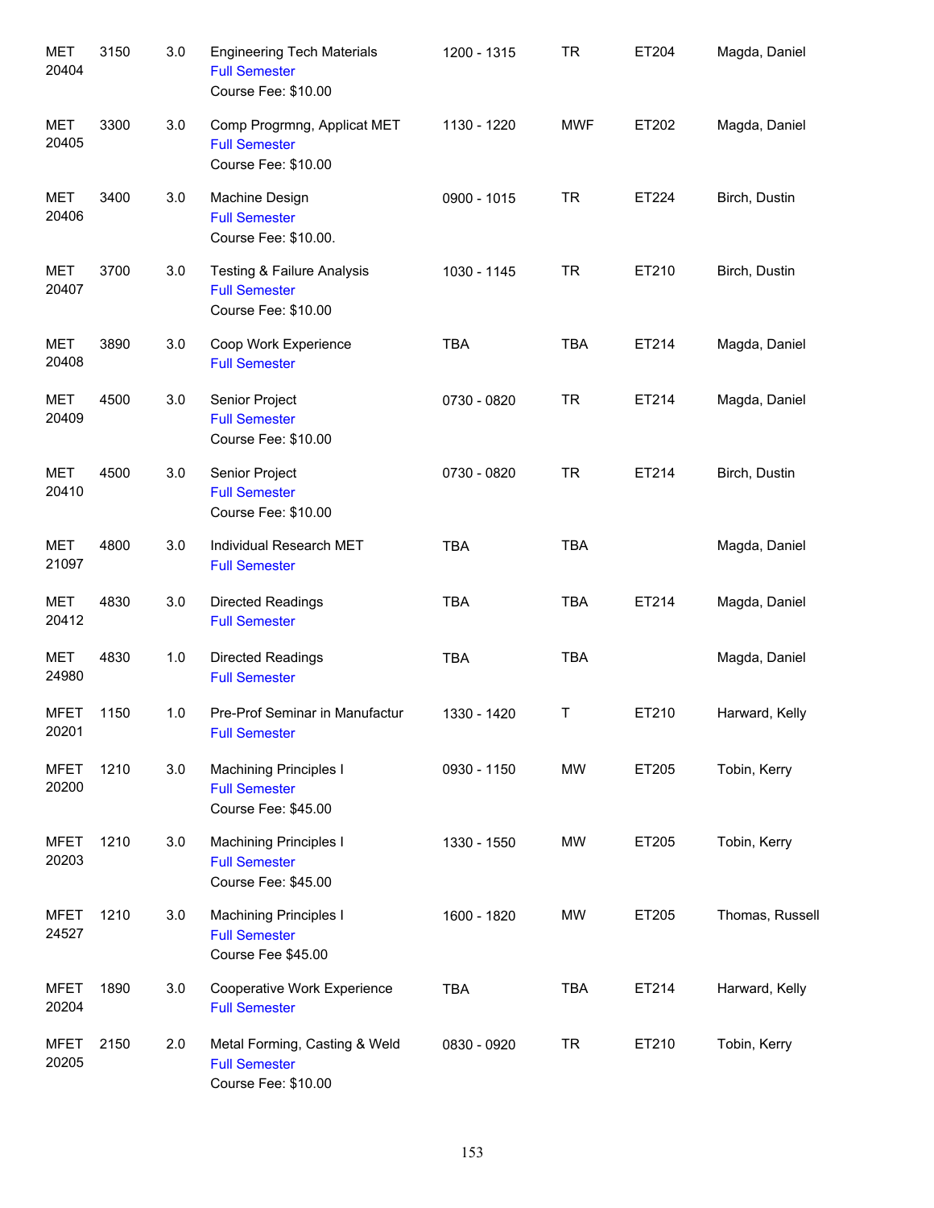| | | | | | | | |
|---|---|---|---|---|---|---|---|
| MET 20404 | 3150 | 3.0 | Engineering Tech Materials<br>Full Semester<br>Course Fee: $10.00 | 1200 - 1315 | TR | ET204 | Magda, Daniel |
| MET 20405 | 3300 | 3.0 | Comp Progrmng, Applicat MET<br>Full Semester<br>Course Fee: $10.00 | 1130 - 1220 | MWF | ET202 | Magda, Daniel |
| MET 20406 | 3400 | 3.0 | Machine Design<br>Full Semester<br>Course Fee: $10.00. | 0900 - 1015 | TR | ET224 | Birch, Dustin |
| MET 20407 | 3700 | 3.0 | Testing & Failure Analysis<br>Full Semester<br>Course Fee: $10.00 | 1030 - 1145 | TR | ET210 | Birch, Dustin |
| MET 20408 | 3890 | 3.0 | Coop Work Experience<br>Full Semester | TBA | TBA | ET214 | Magda, Daniel |
| MET 20409 | 4500 | 3.0 | Senior Project<br>Full Semester<br>Course Fee: $10.00 | 0730 - 0820 | TR | ET214 | Magda, Daniel |
| MET 20410 | 4500 | 3.0 | Senior Project<br>Full Semester<br>Course Fee: $10.00 | 0730 - 0820 | TR | ET214 | Birch, Dustin |
| MET 21097 | 4800 | 3.0 | Individual Research MET<br>Full Semester | TBA | TBA | | Magda, Daniel |
| MET 20412 | 4830 | 3.0 | Directed Readings<br>Full Semester | TBA | TBA | ET214 | Magda, Daniel |
| MET 24980 | 4830 | 1.0 | Directed Readings<br>Full Semester | TBA | TBA | | Magda, Daniel |
| MFET 20201 | 1150 | 1.0 | Pre-Prof Seminar in Manufactur<br>Full Semester | 1330 - 1420 | T | ET210 | Harward, Kelly |
| MFET 20200 | 1210 | 3.0 | Machining Principles I<br>Full Semester<br>Course Fee: $45.00 | 0930 - 1150 | MW | ET205 | Tobin, Kerry |
| MFET 20203 | 1210 | 3.0 | Machining Principles I<br>Full Semester<br>Course Fee: $45.00 | 1330 - 1550 | MW | ET205 | Tobin, Kerry |
| MFET 24527 | 1210 | 3.0 | Machining Principles I<br>Full Semester<br>Course Fee $45.00 | 1600 - 1820 | MW | ET205 | Thomas, Russell |
| MFET 20204 | 1890 | 3.0 | Cooperative Work Experience<br>Full Semester | TBA | TBA | ET214 | Harward, Kelly |
| MFET 20205 | 2150 | 2.0 | Metal Forming, Casting & Weld<br>Full Semester<br>Course Fee: $10.00 | 0830 - 0920 | TR | ET210 | Tobin, Kerry |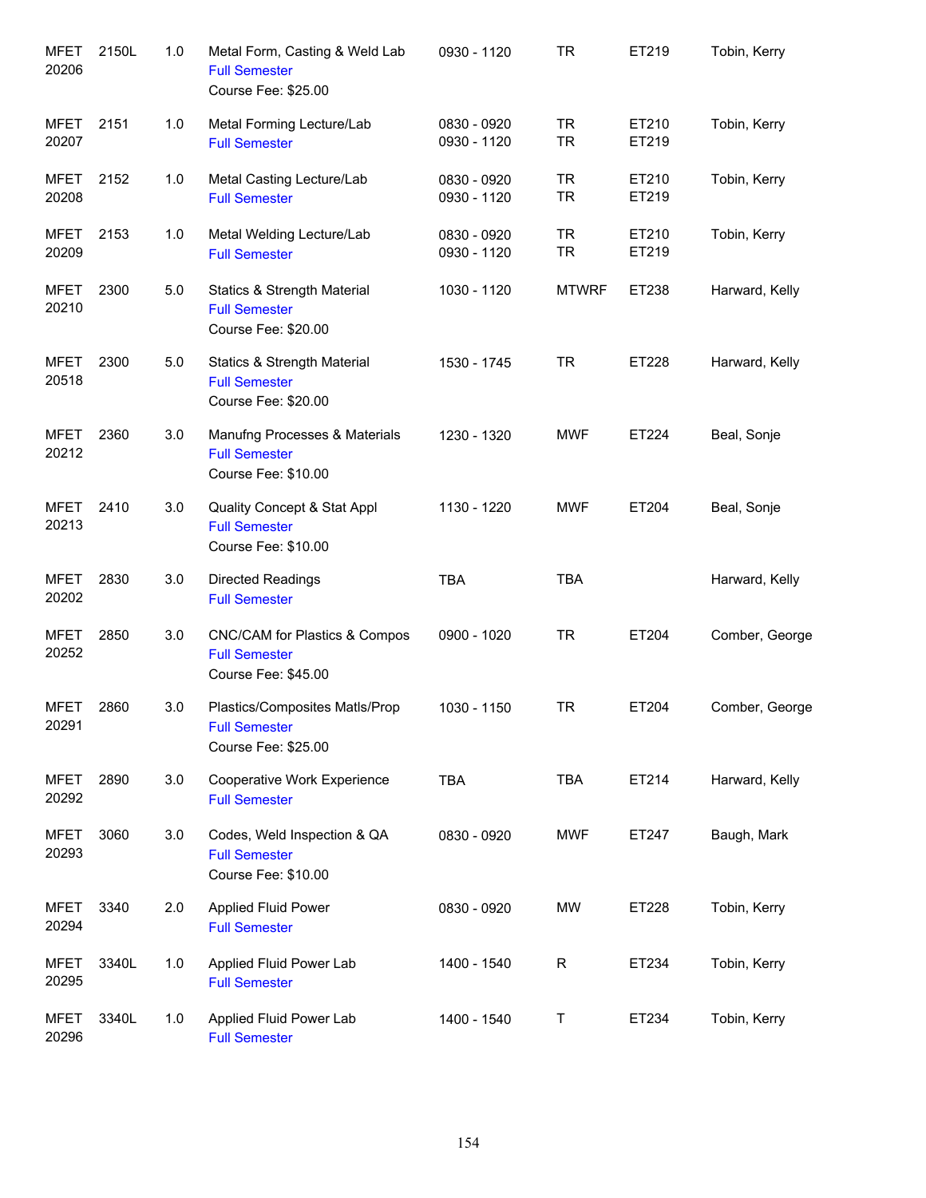| | | | | | | | |
|---|---|---|---|---|---|---|---|
| MFET 20206 | 2150L | 1.0 | Metal Form, Casting & Weld Lab<br>Full Semester<br>Course Fee: $25.00 | 0930 - 1120 | TR | ET219 | Tobin, Kerry |
| MFET 20207 | 2151 | 1.0 | Metal Forming Lecture/Lab<br>Full Semester | 0830 - 0920<br>0930 - 1120 | TR<br>TR | ET210<br>ET219 | Tobin, Kerry |
| MFET 20208 | 2152 | 1.0 | Metal Casting Lecture/Lab<br>Full Semester | 0830 - 0920<br>0930 - 1120 | TR<br>TR | ET210<br>ET219 | Tobin, Kerry |
| MFET 20209 | 2153 | 1.0 | Metal Welding Lecture/Lab<br>Full Semester | 0830 - 0920<br>0930 - 1120 | TR<br>TR | ET210<br>ET219 | Tobin, Kerry |
| MFET 20210 | 2300 | 5.0 | Statics & Strength Material<br>Full Semester<br>Course Fee: $20.00 | 1030 - 1120 | MTWRF | ET238 | Harward, Kelly |
| MFET 20518 | 2300 | 5.0 | Statics & Strength Material<br>Full Semester<br>Course Fee: $20.00 | 1530 - 1745 | TR | ET228 | Harward, Kelly |
| MFET 20212 | 2360 | 3.0 | Manufng Processes & Materials<br>Full Semester<br>Course Fee: $10.00 | 1230 - 1320 | MWF | ET224 | Beal, Sonje |
| MFET 20213 | 2410 | 3.0 | Quality Concept & Stat Appl<br>Full Semester<br>Course Fee: $10.00 | 1130 - 1220 | MWF | ET204 | Beal, Sonje |
| MFET 20202 | 2830 | 3.0 | Directed Readings<br>Full Semester | TBA | TBA | | Harward, Kelly |
| MFET 20252 | 2850 | 3.0 | CNC/CAM for Plastics & Compos<br>Full Semester<br>Course Fee: $45.00 | 0900 - 1020 | TR | ET204 | Comber, George |
| MFET 20291 | 2860 | 3.0 | Plastics/Composites Matls/Prop<br>Full Semester<br>Course Fee: $25.00 | 1030 - 1150 | TR | ET204 | Comber, George |
| MFET 20292 | 2890 | 3.0 | Cooperative Work Experience<br>Full Semester | TBA | TBA | ET214 | Harward, Kelly |
| MFET 20293 | 3060 | 3.0 | Codes, Weld Inspection & QA<br>Full Semester<br>Course Fee: $10.00 | 0830 - 0920 | MWF | ET247 | Baugh, Mark |
| MFET 20294 | 3340 | 2.0 | Applied Fluid Power<br>Full Semester | 0830 - 0920 | MW | ET228 | Tobin, Kerry |
| MFET 20295 | 3340L | 1.0 | Applied Fluid Power Lab<br>Full Semester | 1400 - 1540 | R | ET234 | Tobin, Kerry |
| MFET 20296 | 3340L | 1.0 | Applied Fluid Power Lab<br>Full Semester | 1400 - 1540 | T | ET234 | Tobin, Kerry |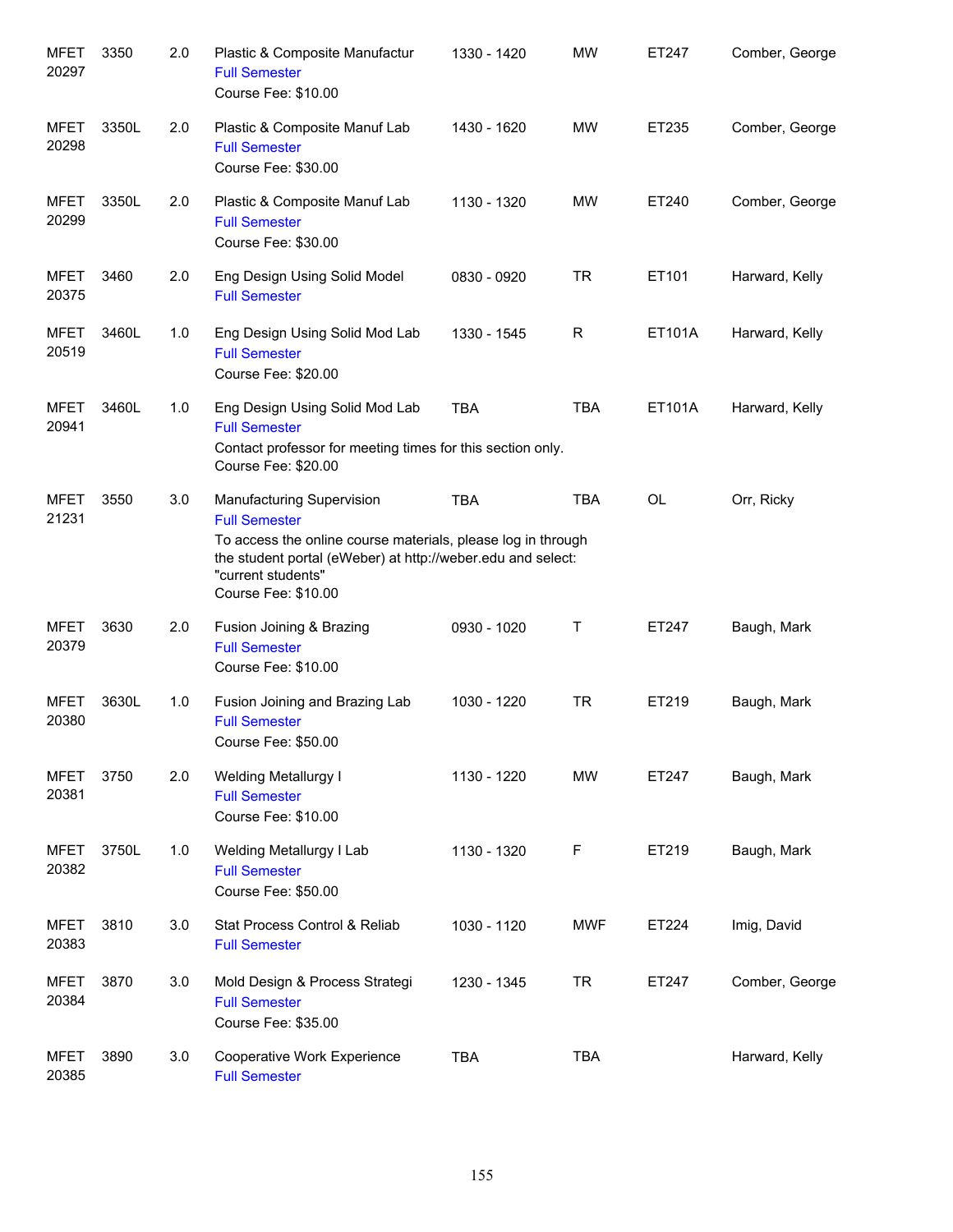| Subject / CRN | Course | Credits | Title | Time | Days | Room | Instructor |
|---|---|---|---|---|---|---|---|
| MFET 20297 | 3350 | 2.0 | Plastic & Composite Manufactur<br>Full Semester<br>Course Fee: $10.00 | 1330 - 1420 | MW | ET247 | Comber, George |
| MFET 20298 | 3350L | 2.0 | Plastic & Composite Manuf Lab<br>Full Semester<br>Course Fee: $30.00 | 1430 - 1620 | MW | ET235 | Comber, George |
| MFET 20299 | 3350L | 2.0 | Plastic & Composite Manuf Lab<br>Full Semester<br>Course Fee: $30.00 | 1130 - 1320 | MW | ET240 | Comber, George |
| MFET 20375 | 3460 | 2.0 | Eng Design Using Solid Model<br>Full Semester | 0830 - 0920 | TR | ET101 | Harward, Kelly |
| MFET 20519 | 3460L | 1.0 | Eng Design Using Solid Mod Lab<br>Full Semester<br>Course Fee: $20.00 | 1330 - 1545 | R | ET101A | Harward, Kelly |
| MFET 20941 | 3460L | 1.0 | Eng Design Using Solid Mod Lab<br>Full Semester<br>Contact professor for meeting times for this section only.<br>Course Fee: $20.00 | TBA | TBA | ET101A | Harward, Kelly |
| MFET 21231 | 3550 | 3.0 | Manufacturing Supervision<br>Full Semester<br>To access the online course materials, please log in through the student portal (eWeber) at http://weber.edu and select: "current students"<br>Course Fee: $10.00 | TBA | TBA | OL | Orr, Ricky |
| MFET 20379 | 3630 | 2.0 | Fusion Joining & Brazing<br>Full Semester<br>Course Fee: $10.00 | 0930 - 1020 | T | ET247 | Baugh, Mark |
| MFET 20380 | 3630L | 1.0 | Fusion Joining and Brazing Lab<br>Full Semester<br>Course Fee: $50.00 | 1030 - 1220 | TR | ET219 | Baugh, Mark |
| MFET 20381 | 3750 | 2.0 | Welding Metallurgy I<br>Full Semester<br>Course Fee: $10.00 | 1130 - 1220 | MW | ET247 | Baugh, Mark |
| MFET 20382 | 3750L | 1.0 | Welding Metallurgy I Lab<br>Full Semester<br>Course Fee: $50.00 | 1130 - 1320 | F | ET219 | Baugh, Mark |
| MFET 20383 | 3810 | 3.0 | Stat Process Control & Reliab<br>Full Semester | 1030 - 1120 | MWF | ET224 | Imig, David |
| MFET 20384 | 3870 | 3.0 | Mold Design & Process Strategi<br>Full Semester<br>Course Fee: $35.00 | 1230 - 1345 | TR | ET247 | Comber, George |
| MFET 20385 | 3890 | 3.0 | Cooperative Work Experience<br>Full Semester | TBA | TBA | | Harward, Kelly |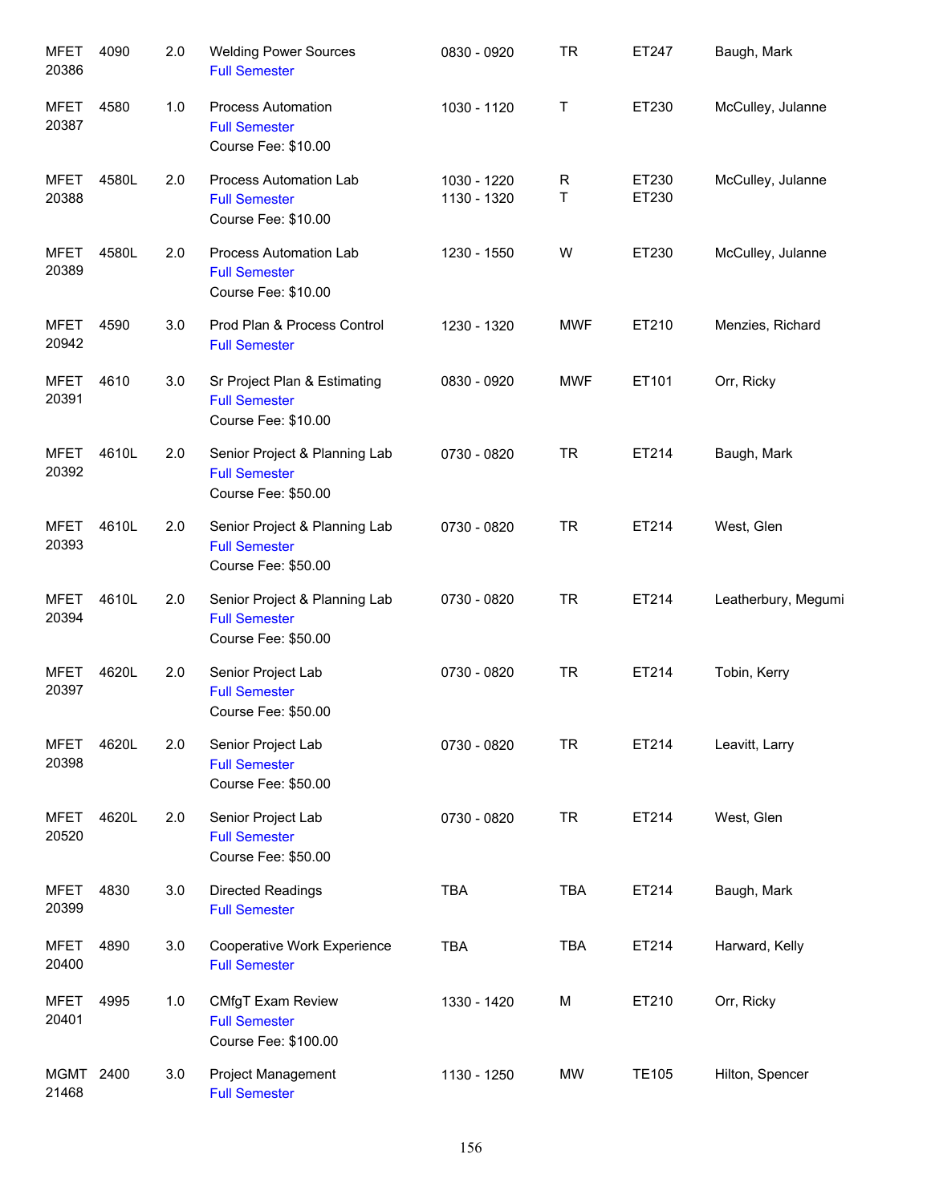| | | | | | | | |
|---|---|---|---|---|---|---|---|
| MFET 20386 | 4090 | 2.0 | Welding Power Sources<br>Full Semester | 0830 - 0920 | TR | ET247 | Baugh, Mark |
| MFET 20387 | 4580 | 1.0 | Process Automation<br>Full Semester<br>Course Fee: $10.00 | 1030 - 1120 | T | ET230 | McCulley, Julanne |
| MFET 20388 | 4580L | 2.0 | Process Automation Lab<br>Full Semester<br>Course Fee: $10.00 | 1030 - 1220<br>1130 - 1320 | R<br>T | ET230<br>ET230 | McCulley, Julanne |
| MFET 20389 | 4580L | 2.0 | Process Automation Lab<br>Full Semester<br>Course Fee: $10.00 | 1230 - 1550 | W | ET230 | McCulley, Julanne |
| MFET 20942 | 4590 | 3.0 | Prod Plan & Process Control<br>Full Semester | 1230 - 1320 | MWF | ET210 | Menzies, Richard |
| MFET 20391 | 4610 | 3.0 | Sr Project Plan & Estimating<br>Full Semester<br>Course Fee: $10.00 | 0830 - 0920 | MWF | ET101 | Orr, Ricky |
| MFET 20392 | 4610L | 2.0 | Senior Project & Planning Lab<br>Full Semester<br>Course Fee: $50.00 | 0730 - 0820 | TR | ET214 | Baugh, Mark |
| MFET 20393 | 4610L | 2.0 | Senior Project & Planning Lab<br>Full Semester<br>Course Fee: $50.00 | 0730 - 0820 | TR | ET214 | West, Glen |
| MFET 20394 | 4610L | 2.0 | Senior Project & Planning Lab<br>Full Semester<br>Course Fee: $50.00 | 0730 - 0820 | TR | ET214 | Leatherbury, Megumi |
| MFET 20397 | 4620L | 2.0 | Senior Project Lab<br>Full Semester<br>Course Fee: $50.00 | 0730 - 0820 | TR | ET214 | Tobin, Kerry |
| MFET 20398 | 4620L | 2.0 | Senior Project Lab<br>Full Semester<br>Course Fee: $50.00 | 0730 - 0820 | TR | ET214 | Leavitt, Larry |
| MFET 20520 | 4620L | 2.0 | Senior Project Lab<br>Full Semester<br>Course Fee: $50.00 | 0730 - 0820 | TR | ET214 | West, Glen |
| MFET 20399 | 4830 | 3.0 | Directed Readings<br>Full Semester | TBA | TBA | ET214 | Baugh, Mark |
| MFET 20400 | 4890 | 3.0 | Cooperative Work Experience<br>Full Semester | TBA | TBA | ET214 | Harward, Kelly |
| MFET 20401 | 4995 | 1.0 | CMfgT Exam Review<br>Full Semester<br>Course Fee: $100.00 | 1330 - 1420 | M | ET210 | Orr, Ricky |
| MGMT 21468 | 2400 | 3.0 | Project Management<br>Full Semester | 1130 - 1250 | MW | TE105 | Hilton, Spencer |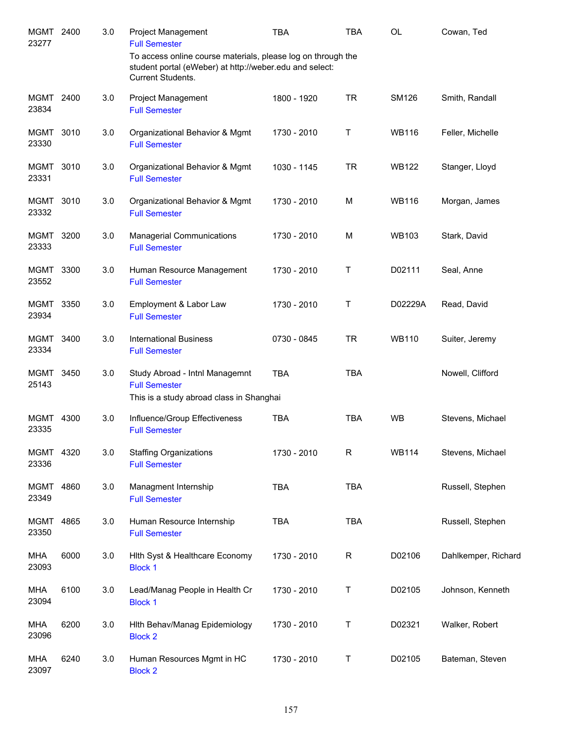| Course | | Credits | Title | Time | Days | Room | Instructor |
|---|---|---|---|---|---|---|---|
| MGMT 23277 | 2400 | 3.0 | Project Management<br>Full Semester<br>To access online course materials, please log on through the student portal (eWeber) at http://weber.edu and select: Current Students. | TBA | TBA | OL | Cowan, Ted |
| MGMT 23834 | 2400 | 3.0 | Project Management<br>Full Semester | 1800 - 1920 | TR | SM126 | Smith, Randall |
| MGMT 23330 | 3010 | 3.0 | Organizational Behavior & Mgmt<br>Full Semester | 1730 - 2010 | T | WB116 | Feller, Michelle |
| MGMT 23331 | 3010 | 3.0 | Organizational Behavior & Mgmt<br>Full Semester | 1030 - 1145 | TR | WB122 | Stanger, Lloyd |
| MGMT 23332 | 3010 | 3.0 | Organizational Behavior & Mgmt<br>Full Semester | 1730 - 2010 | M | WB116 | Morgan, James |
| MGMT 23333 | 3200 | 3.0 | Managerial Communications<br>Full Semester | 1730 - 2010 | M | WB103 | Stark, David |
| MGMT 23552 | 3300 | 3.0 | Human Resource Management<br>Full Semester | 1730 - 2010 | T | D02111 | Seal, Anne |
| MGMT 23934 | 3350 | 3.0 | Employment & Labor Law<br>Full Semester | 1730 - 2010 | T | D02229A | Read, David |
| MGMT 23334 | 3400 | 3.0 | International Business<br>Full Semester | 0730 - 0845 | TR | WB110 | Suiter, Jeremy |
| MGMT 25143 | 3450 | 3.0 | Study Abroad - Intnl Managemnt<br>Full Semester<br>This is a study abroad class in Shanghai | TBA | TBA | | Nowell, Clifford |
| MGMT 23335 | 4300 | 3.0 | Influence/Group Effectiveness<br>Full Semester | TBA | TBA | WB | Stevens, Michael |
| MGMT 23336 | 4320 | 3.0 | Staffing Organizations<br>Full Semester | 1730 - 2010 | R | WB114 | Stevens, Michael |
| MGMT 23349 | 4860 | 3.0 | Managment Internship<br>Full Semester | TBA | TBA | | Russell, Stephen |
| MGMT 23350 | 4865 | 3.0 | Human Resource Internship<br>Full Semester | TBA | TBA | | Russell, Stephen |
| MHA 23093 | 6000 | 3.0 | Hlth Syst & Healthcare Economy<br>Block 1 | 1730 - 2010 | R | D02106 | Dahlkemper, Richard |
| MHA 23094 | 6100 | 3.0 | Lead/Manag People in Health Cr<br>Block 1 | 1730 - 2010 | T | D02105 | Johnson, Kenneth |
| MHA 23096 | 6200 | 3.0 | Hlth Behav/Manag Epidemiology<br>Block 2 | 1730 - 2010 | T | D02321 | Walker, Robert |
| MHA 23097 | 6240 | 3.0 | Human Resources Mgmt in HC<br>Block 2 | 1730 - 2010 | T | D02105 | Bateman, Steven |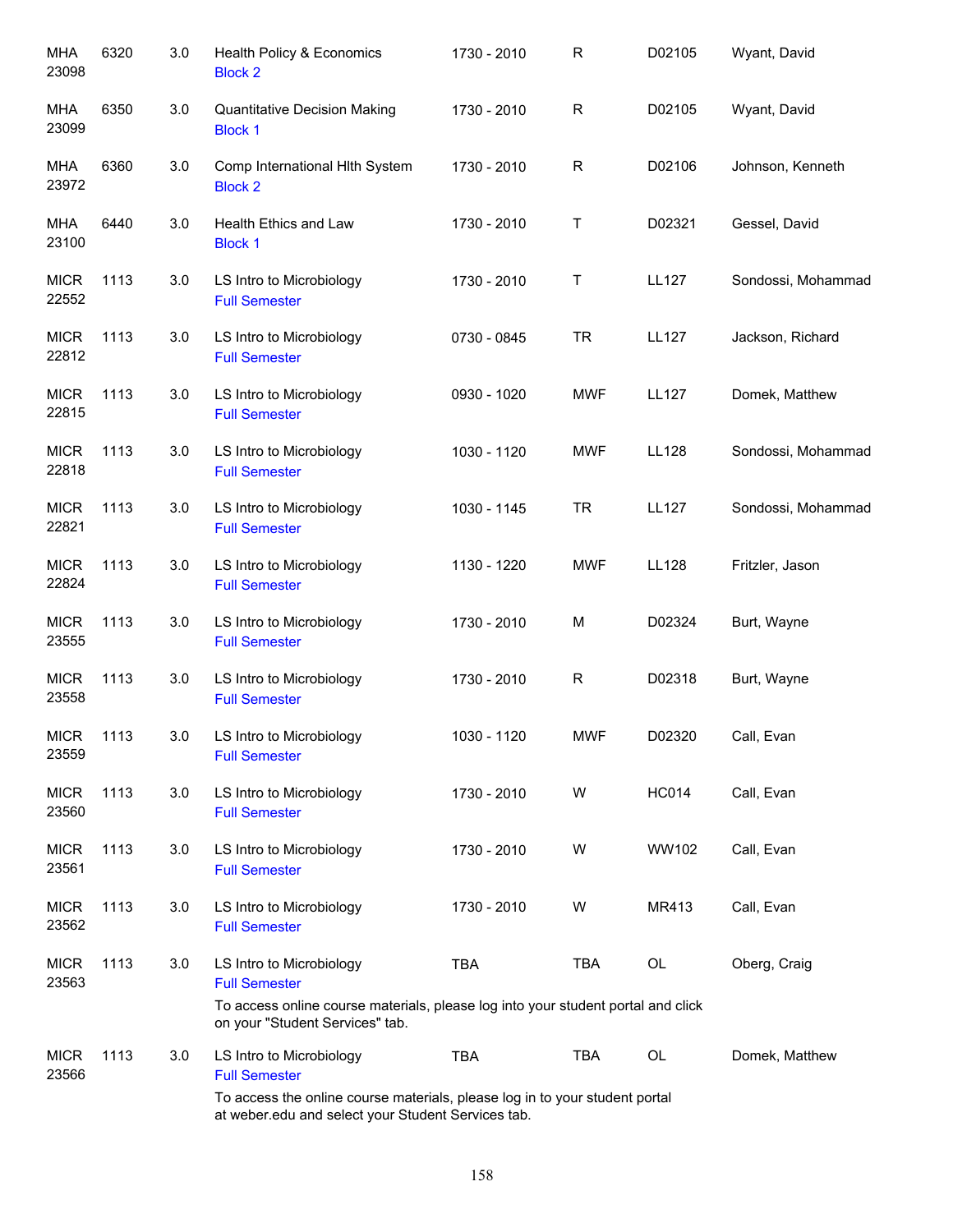| | | | | | | | |
|---|---|---|---|---|---|---|---|
| MHA 23098 | 6320 | 3.0 | Health Policy & Economics<br>Block 2 | 1730 - 2010 | R | D02105 | Wyant, David |
| MHA 23099 | 6350 | 3.0 | Quantitative Decision Making<br>Block 1 | 1730 - 2010 | R | D02105 | Wyant, David |
| MHA 23972 | 6360 | 3.0 | Comp International Hlth System<br>Block 2 | 1730 - 2010 | R | D02106 | Johnson, Kenneth |
| MHA 23100 | 6440 | 3.0 | Health Ethics and Law<br>Block 1 | 1730 - 2010 | T | D02321 | Gessel, David |
| MICR 22552 | 1113 | 3.0 | LS Intro to Microbiology<br>Full Semester | 1730 - 2010 | T | LL127 | Sondossi, Mohammad |
| MICR 22812 | 1113 | 3.0 | LS Intro to Microbiology<br>Full Semester | 0730 - 0845 | TR | LL127 | Jackson, Richard |
| MICR 22815 | 1113 | 3.0 | LS Intro to Microbiology<br>Full Semester | 0930 - 1020 | MWF | LL127 | Domek, Matthew |
| MICR 22818 | 1113 | 3.0 | LS Intro to Microbiology<br>Full Semester | 1030 - 1120 | MWF | LL128 | Sondossi, Mohammad |
| MICR 22821 | 1113 | 3.0 | LS Intro to Microbiology<br>Full Semester | 1030 - 1145 | TR | LL127 | Sondossi, Mohammad |
| MICR 22824 | 1113 | 3.0 | LS Intro to Microbiology<br>Full Semester | 1130 - 1220 | MWF | LL128 | Fritzler, Jason |
| MICR 23555 | 1113 | 3.0 | LS Intro to Microbiology<br>Full Semester | 1730 - 2010 | M | D02324 | Burt, Wayne |
| MICR 23558 | 1113 | 3.0 | LS Intro to Microbiology<br>Full Semester | 1730 - 2010 | R | D02318 | Burt, Wayne |
| MICR 23559 | 1113 | 3.0 | LS Intro to Microbiology<br>Full Semester | 1030 - 1120 | MWF | D02320 | Call, Evan |
| MICR 23560 | 1113 | 3.0 | LS Intro to Microbiology<br>Full Semester | 1730 - 2010 | W | HC014 | Call, Evan |
| MICR 23561 | 1113 | 3.0 | LS Intro to Microbiology<br>Full Semester | 1730 - 2010 | W | WW102 | Call, Evan |
| MICR 23562 | 1113 | 3.0 | LS Intro to Microbiology<br>Full Semester | 1730 - 2010 | W | MR413 | Call, Evan |
| MICR 23563 | 1113 | 3.0 | LS Intro to Microbiology<br>Full Semester<br>To access online course materials, please log into your student portal and click on your "Student Services" tab. | TBA | TBA | OL | Oberg, Craig |
| MICR 23566 | 1113 | 3.0 | LS Intro to Microbiology<br>Full Semester<br>To access the online course materials, please log in to your student portal at weber.edu and select your Student Services tab. | TBA | TBA | OL | Domek, Matthew |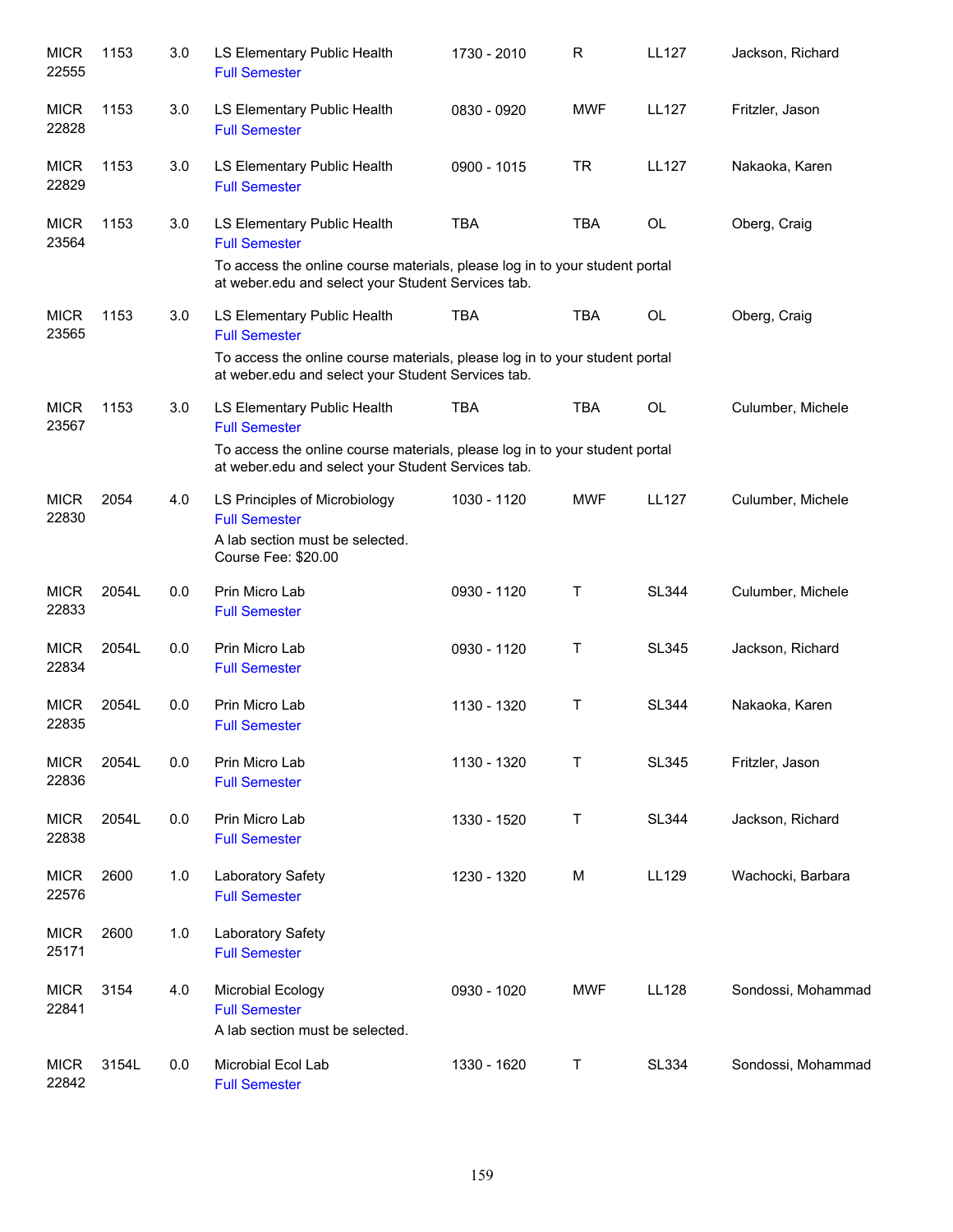| | | | | | | | |
|---|---|---|---|---|---|---|---|
| MICR 22555 | 1153 | 3.0 | LS Elementary Public Health<br>Full Semester | 1730 - 2010 | R | LL127 | Jackson, Richard |
| MICR 22828 | 1153 | 3.0 | LS Elementary Public Health<br>Full Semester | 0830 - 0920 | MWF | LL127 | Fritzler, Jason |
| MICR 22829 | 1153 | 3.0 | LS Elementary Public Health<br>Full Semester | 0900 - 1015 | TR | LL127 | Nakaoka, Karen |
| MICR 23564 | 1153 | 3.0 | LS Elementary Public Health<br>Full Semester<br>To access the online course materials, please log in to your student portal at weber.edu and select your Student Services tab. | TBA | TBA | OL | Oberg, Craig |
| MICR 23565 | 1153 | 3.0 | LS Elementary Public Health<br>Full Semester<br>To access the online course materials, please log in to your student portal at weber.edu and select your Student Services tab. | TBA | TBA | OL | Oberg, Craig |
| MICR 23567 | 1153 | 3.0 | LS Elementary Public Health<br>Full Semester<br>To access the online course materials, please log in to your student portal at weber.edu and select your Student Services tab. | TBA | TBA | OL | Culumber, Michele |
| MICR 22830 | 2054 | 4.0 | LS Principles of Microbiology<br>Full Semester<br>A lab section must be selected.<br>Course Fee: $20.00 | 1030 - 1120 | MWF | LL127 | Culumber, Michele |
| MICR 22833 | 2054L | 0.0 | Prin Micro Lab<br>Full Semester | 0930 - 1120 | T | SL344 | Culumber, Michele |
| MICR 22834 | 2054L | 0.0 | Prin Micro Lab<br>Full Semester | 0930 - 1120 | T | SL345 | Jackson, Richard |
| MICR 22835 | 2054L | 0.0 | Prin Micro Lab<br>Full Semester | 1130 - 1320 | T | SL344 | Nakaoka, Karen |
| MICR 22836 | 2054L | 0.0 | Prin Micro Lab<br>Full Semester | 1130 - 1320 | T | SL345 | Fritzler, Jason |
| MICR 22838 | 2054L | 0.0 | Prin Micro Lab<br>Full Semester | 1330 - 1520 | T | SL344 | Jackson, Richard |
| MICR 22576 | 2600 | 1.0 | Laboratory Safety<br>Full Semester | 1230 - 1320 | M | LL129 | Wachocki, Barbara |
| MICR 25171 | 2600 | 1.0 | Laboratory Safety<br>Full Semester | | | | |
| MICR 22841 | 3154 | 4.0 | Microbial Ecology<br>Full Semester<br>A lab section must be selected. | 0930 - 1020 | MWF | LL128 | Sondossi, Mohammad |
| MICR 22842 | 3154L | 0.0 | Microbial Ecol Lab<br>Full Semester | 1330 - 1620 | T | SL334 | Sondossi, Mohammad |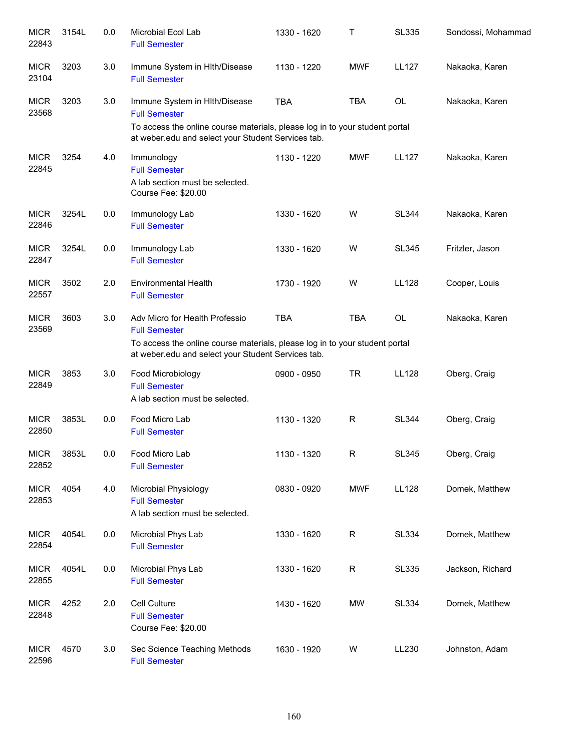| | | | | | | | |
|---|---|---|---|---|---|---|---|
| MICR 22843 | 3154L | 0.0 | Microbial Ecol Lab<br>Full Semester | 1330 - 1620 | T | SL335 | Sondossi, Mohammad |
| MICR 23104 | 3203 | 3.0 | Immune System in Hlth/Disease<br>Full Semester | 1130 - 1220 | MWF | LL127 | Nakaoka, Karen |
| MICR 23568 | 3203 | 3.0 | Immune System in Hlth/Disease<br>Full Semester<br>To access the online course materials, please log in to your student portal at weber.edu and select your Student Services tab. | TBA | TBA | OL | Nakaoka, Karen |
| MICR 22845 | 3254 | 4.0 | Immunology<br>Full Semester<br>A lab section must be selected.<br>Course Fee: $20.00 | 1130 - 1220 | MWF | LL127 | Nakaoka, Karen |
| MICR 22846 | 3254L | 0.0 | Immunology Lab<br>Full Semester | 1330 - 1620 | W | SL344 | Nakaoka, Karen |
| MICR 22847 | 3254L | 0.0 | Immunology Lab<br>Full Semester | 1330 - 1620 | W | SL345 | Fritzler, Jason |
| MICR 22557 | 3502 | 2.0 | Environmental Health<br>Full Semester | 1730 - 1920 | W | LL128 | Cooper, Louis |
| MICR 23569 | 3603 | 3.0 | Adv Micro for Health Professio<br>Full Semester<br>To access the online course materials, please log in to your student portal at weber.edu and select your Student Services tab. | TBA | TBA | OL | Nakaoka, Karen |
| MICR 22849 | 3853 | 3.0 | Food Microbiology<br>Full Semester<br>A lab section must be selected. | 0900 - 0950 | TR | LL128 | Oberg, Craig |
| MICR 22850 | 3853L | 0.0 | Food Micro Lab<br>Full Semester | 1130 - 1320 | R | SL344 | Oberg, Craig |
| MICR 22852 | 3853L | 0.0 | Food Micro Lab<br>Full Semester | 1130 - 1320 | R | SL345 | Oberg, Craig |
| MICR 22853 | 4054 | 4.0 | Microbial Physiology<br>Full Semester<br>A lab section must be selected. | 0830 - 0920 | MWF | LL128 | Domek, Matthew |
| MICR 22854 | 4054L | 0.0 | Microbial Phys Lab<br>Full Semester | 1330 - 1620 | R | SL334 | Domek, Matthew |
| MICR 22855 | 4054L | 0.0 | Microbial Phys Lab<br>Full Semester | 1330 - 1620 | R | SL335 | Jackson, Richard |
| MICR 22848 | 4252 | 2.0 | Cell Culture<br>Full Semester<br>Course Fee: $20.00 | 1430 - 1620 | MW | SL334 | Domek, Matthew |
| MICR 22596 | 4570 | 3.0 | Sec Science Teaching Methods<br>Full Semester | 1630 - 1920 | W | LL230 | Johnston, Adam |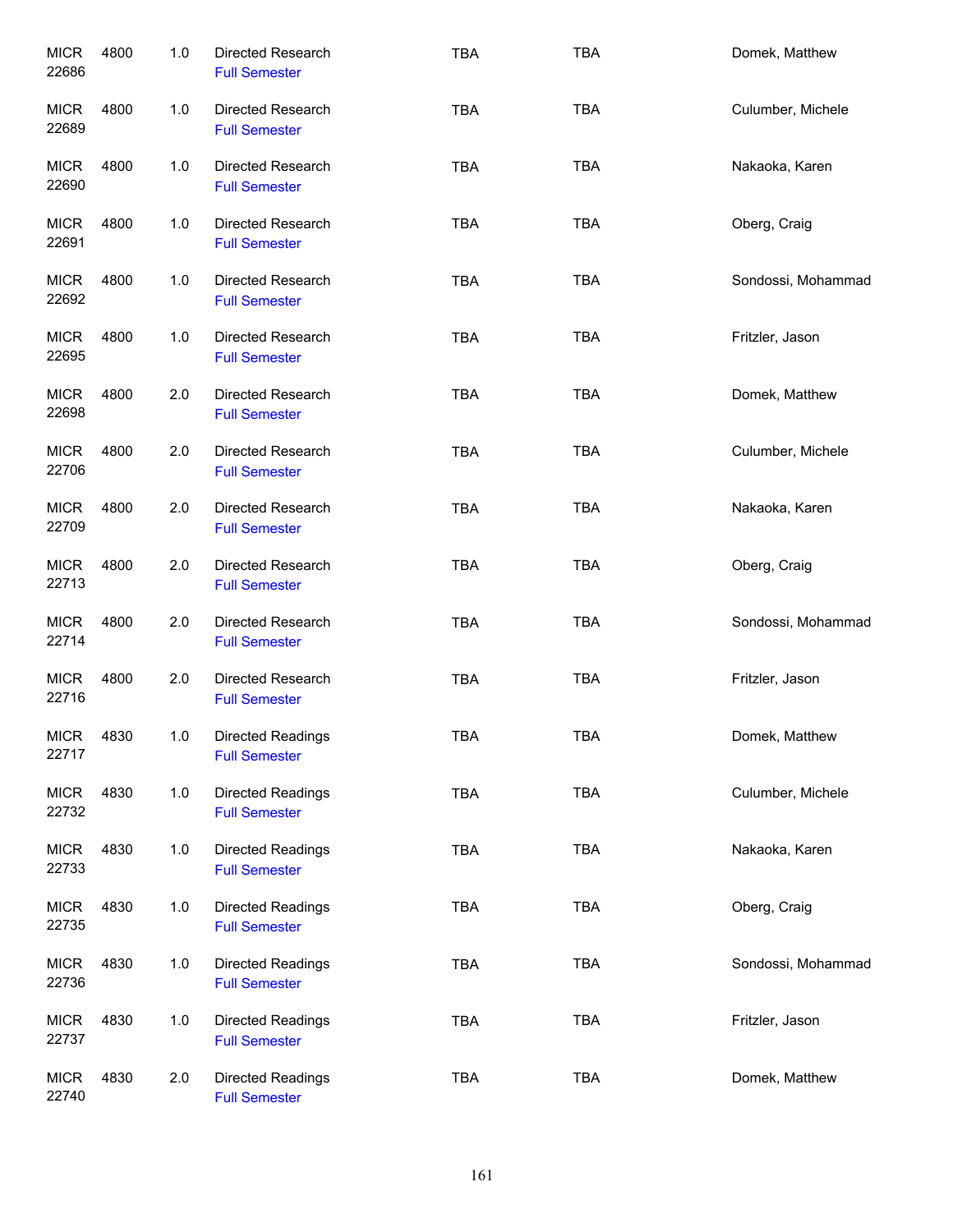| | | | | | | |
|---|---|---|---|---|---|---|
| MICR 22686 | 4800 | 1.0 | Directed Research<br>Full Semester | TBA | TBA | Domek, Matthew |
| MICR 22689 | 4800 | 1.0 | Directed Research<br>Full Semester | TBA | TBA | Culumber, Michele |
| MICR 22690 | 4800 | 1.0 | Directed Research<br>Full Semester | TBA | TBA | Nakaoka, Karen |
| MICR 22691 | 4800 | 1.0 | Directed Research<br>Full Semester | TBA | TBA | Oberg, Craig |
| MICR 22692 | 4800 | 1.0 | Directed Research<br>Full Semester | TBA | TBA | Sondossi, Mohammad |
| MICR 22695 | 4800 | 1.0 | Directed Research<br>Full Semester | TBA | TBA | Fritzler, Jason |
| MICR 22698 | 4800 | 2.0 | Directed Research<br>Full Semester | TBA | TBA | Domek, Matthew |
| MICR 22706 | 4800 | 2.0 | Directed Research<br>Full Semester | TBA | TBA | Culumber, Michele |
| MICR 22709 | 4800 | 2.0 | Directed Research<br>Full Semester | TBA | TBA | Nakaoka, Karen |
| MICR 22713 | 4800 | 2.0 | Directed Research<br>Full Semester | TBA | TBA | Oberg, Craig |
| MICR 22714 | 4800 | 2.0 | Directed Research<br>Full Semester | TBA | TBA | Sondossi, Mohammad |
| MICR 22716 | 4800 | 2.0 | Directed Research<br>Full Semester | TBA | TBA | Fritzler, Jason |
| MICR 22717 | 4830 | 1.0 | Directed Readings<br>Full Semester | TBA | TBA | Domek, Matthew |
| MICR 22732 | 4830 | 1.0 | Directed Readings<br>Full Semester | TBA | TBA | Culumber, Michele |
| MICR 22733 | 4830 | 1.0 | Directed Readings<br>Full Semester | TBA | TBA | Nakaoka, Karen |
| MICR 22735 | 4830 | 1.0 | Directed Readings<br>Full Semester | TBA | TBA | Oberg, Craig |
| MICR 22736 | 4830 | 1.0 | Directed Readings<br>Full Semester | TBA | TBA | Sondossi, Mohammad |
| MICR 22737 | 4830 | 1.0 | Directed Readings<br>Full Semester | TBA | TBA | Fritzler, Jason |
| MICR 22740 | 4830 | 2.0 | Directed Readings<br>Full Semester | TBA | TBA | Domek, Matthew |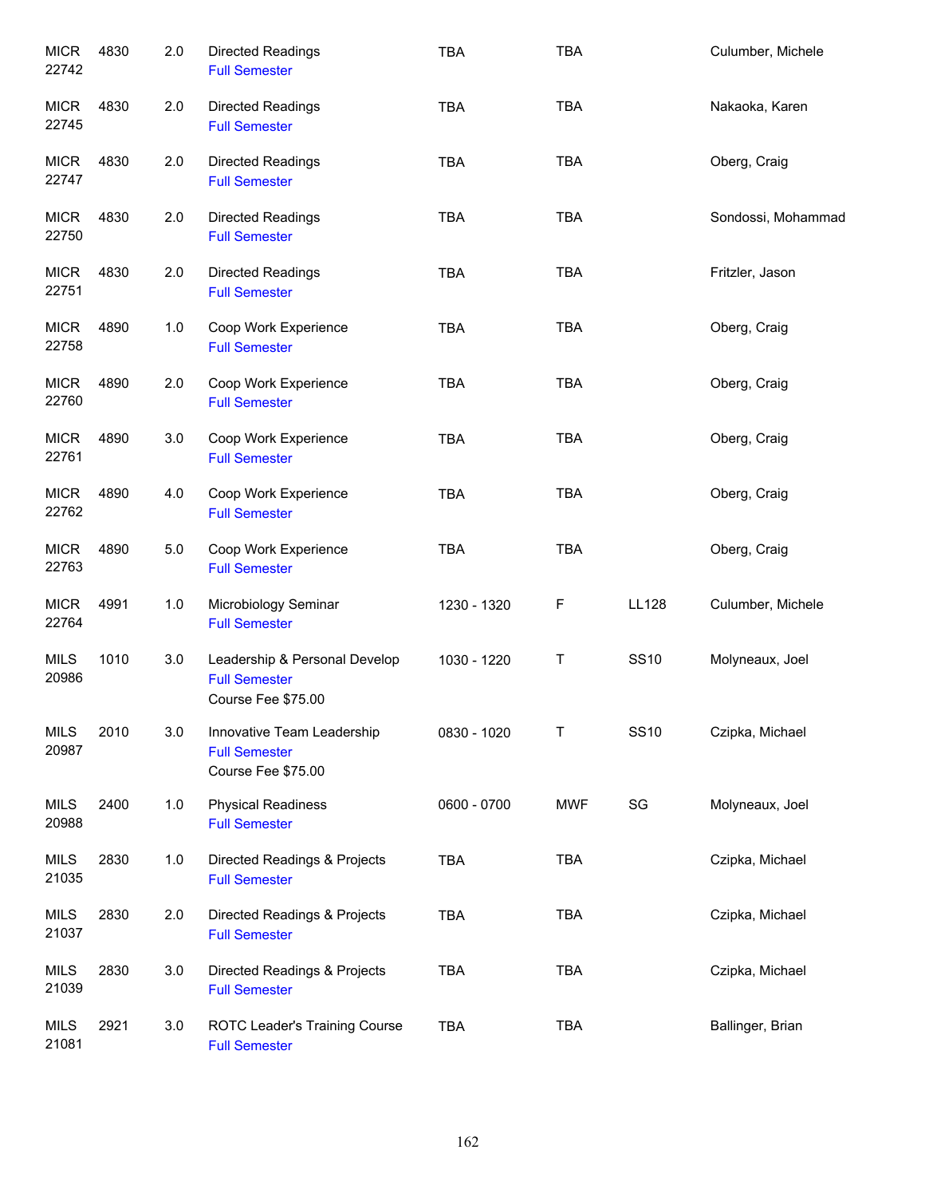| | | | | | | | |
|---|---|---|---|---|---|---|---|
| MICR 22742 | 4830 | 2.0 | Directed Readings<br>Full Semester | TBA | TBA | | Culumber, Michele |
| MICR 22745 | 4830 | 2.0 | Directed Readings<br>Full Semester | TBA | TBA | | Nakaoka, Karen |
| MICR 22747 | 4830 | 2.0 | Directed Readings<br>Full Semester | TBA | TBA | | Oberg, Craig |
| MICR 22750 | 4830 | 2.0 | Directed Readings<br>Full Semester | TBA | TBA | | Sondossi, Mohammad |
| MICR 22751 | 4830 | 2.0 | Directed Readings<br>Full Semester | TBA | TBA | | Fritzler, Jason |
| MICR 22758 | 4890 | 1.0 | Coop Work Experience<br>Full Semester | TBA | TBA | | Oberg, Craig |
| MICR 22760 | 4890 | 2.0 | Coop Work Experience<br>Full Semester | TBA | TBA | | Oberg, Craig |
| MICR 22761 | 4890 | 3.0 | Coop Work Experience<br>Full Semester | TBA | TBA | | Oberg, Craig |
| MICR 22762 | 4890 | 4.0 | Coop Work Experience<br>Full Semester | TBA | TBA | | Oberg, Craig |
| MICR 22763 | 4890 | 5.0 | Coop Work Experience<br>Full Semester | TBA | TBA | | Oberg, Craig |
| MICR 22764 | 4991 | 1.0 | Microbiology Seminar<br>Full Semester | 1230 - 1320 | F | LL128 | Culumber, Michele |
| MILS 20986 | 1010 | 3.0 | Leadership & Personal Develop<br>Full Semester<br>Course Fee $75.00 | 1030 - 1220 | T | SS10 | Molyneaux, Joel |
| MILS 20987 | 2010 | 3.0 | Innovative Team Leadership<br>Full Semester<br>Course Fee $75.00 | 0830 - 1020 | T | SS10 | Czipka, Michael |
| MILS 20988 | 2400 | 1.0 | Physical Readiness<br>Full Semester | 0600 - 0700 | MWF | SG | Molyneaux, Joel |
| MILS 21035 | 2830 | 1.0 | Directed Readings & Projects<br>Full Semester | TBA | TBA | | Czipka, Michael |
| MILS 21037 | 2830 | 2.0 | Directed Readings & Projects<br>Full Semester | TBA | TBA | | Czipka, Michael |
| MILS 21039 | 2830 | 3.0 | Directed Readings & Projects<br>Full Semester | TBA | TBA | | Czipka, Michael |
| MILS 21081 | 2921 | 3.0 | ROTC Leader's Training Course<br>Full Semester | TBA | TBA | | Ballinger, Brian |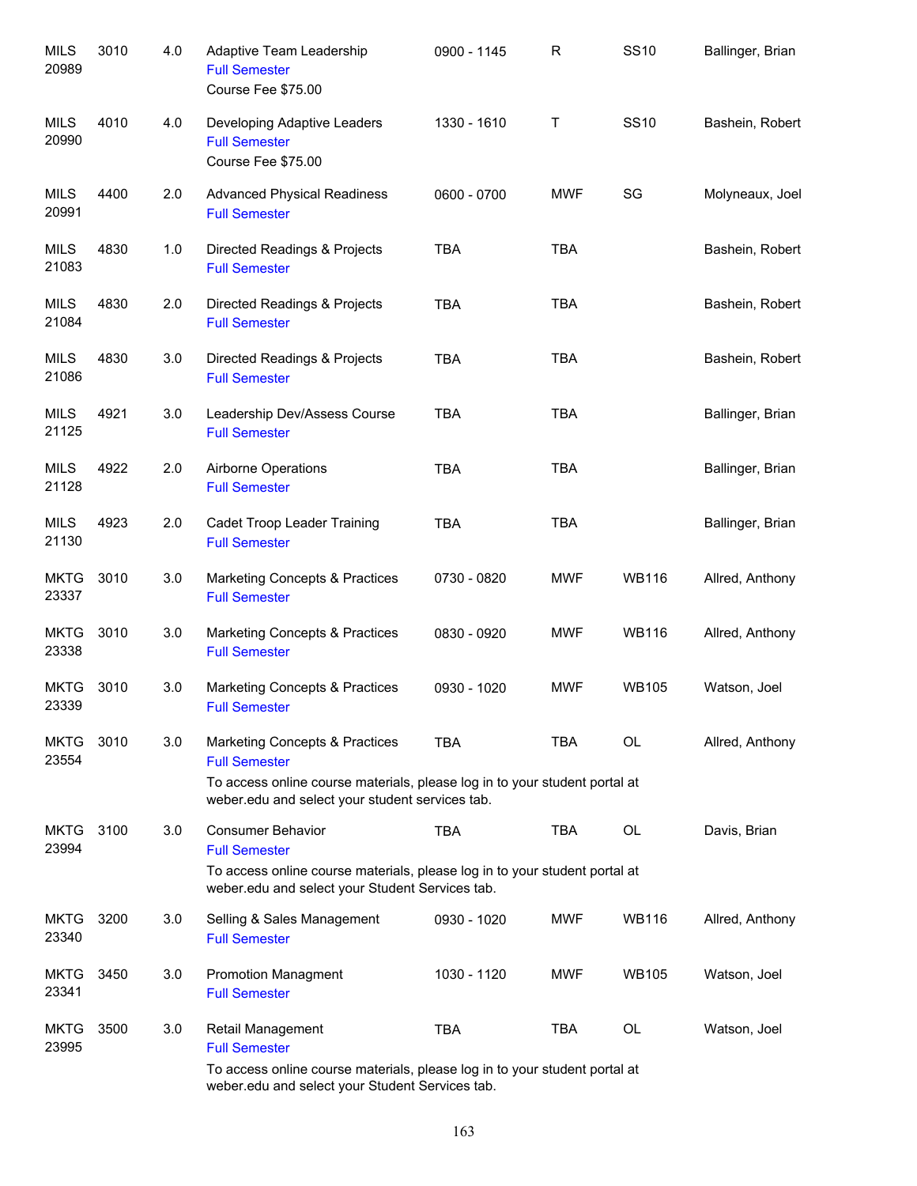| | | | | | | | |
|---|---|---|---|---|---|---|---|
| MILS 20989 | 3010 | 4.0 | Adaptive Team Leadership<br>Full Semester<br>Course Fee $75.00 | 0900 - 1145 | R | SS10 | Ballinger, Brian |
| MILS 20990 | 4010 | 4.0 | Developing Adaptive Leaders<br>Full Semester<br>Course Fee $75.00 | 1330 - 1610 | T | SS10 | Bashein, Robert |
| MILS 20991 | 4400 | 2.0 | Advanced Physical Readiness<br>Full Semester | 0600 - 0700 | MWF | SG | Molyneaux, Joel |
| MILS 21083 | 4830 | 1.0 | Directed Readings & Projects<br>Full Semester | TBA | TBA | | Bashein, Robert |
| MILS 21084 | 4830 | 2.0 | Directed Readings & Projects<br>Full Semester | TBA | TBA | | Bashein, Robert |
| MILS 21086 | 4830 | 3.0 | Directed Readings & Projects<br>Full Semester | TBA | TBA | | Bashein, Robert |
| MILS 21125 | 4921 | 3.0 | Leadership Dev/Assess Course<br>Full Semester | TBA | TBA | | Ballinger, Brian |
| MILS 21128 | 4922 | 2.0 | Airborne Operations<br>Full Semester | TBA | TBA | | Ballinger, Brian |
| MILS 21130 | 4923 | 2.0 | Cadet Troop Leader Training<br>Full Semester | TBA | TBA | | Ballinger, Brian |
| MKTG 23337 | 3010 | 3.0 | Marketing Concepts & Practices<br>Full Semester | 0730 - 0820 | MWF | WB116 | Allred, Anthony |
| MKTG 23338 | 3010 | 3.0 | Marketing Concepts & Practices<br>Full Semester | 0830 - 0920 | MWF | WB116 | Allred, Anthony |
| MKTG 23339 | 3010 | 3.0 | Marketing Concepts & Practices<br>Full Semester | 0930 - 1020 | MWF | WB105 | Watson, Joel |
| MKTG 23554 | 3010 | 3.0 | Marketing Concepts & Practices<br>Full Semester<br>To access online course materials, please log in to your student portal at weber.edu and select your student services tab. | TBA | TBA | OL | Allred, Anthony |
| MKTG 23994 | 3100 | 3.0 | Consumer Behavior<br>Full Semester<br>To access online course materials, please log in to your student portal at weber.edu and select your Student Services tab. | TBA | TBA | OL | Davis, Brian |
| MKTG 23340 | 3200 | 3.0 | Selling & Sales Management<br>Full Semester | 0930 - 1020 | MWF | WB116 | Allred, Anthony |
| MKTG 23341 | 3450 | 3.0 | Promotion Managment<br>Full Semester | 1030 - 1120 | MWF | WB105 | Watson, Joel |
| MKTG 23995 | 3500 | 3.0 | Retail Management<br>Full Semester<br>To access online course materials, please log in to your student portal at weber.edu and select your Student Services tab. | TBA | TBA | OL | Watson, Joel |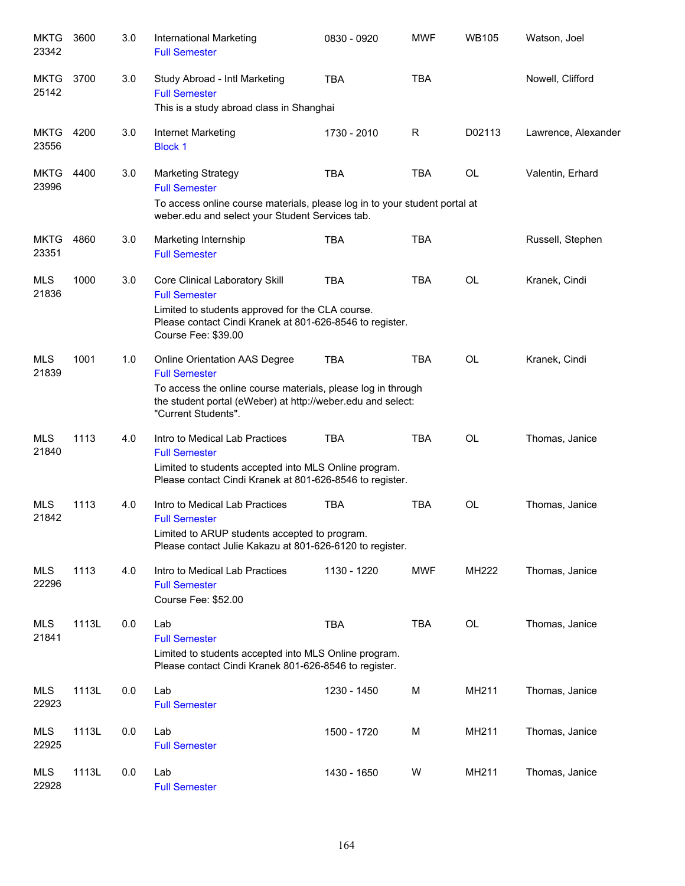| Subject / CRN | Course | Credits | Title | Time | Days | Room | Instructor |
|---|---|---|---|---|---|---|---|
| MKTG 23342 | 3600 | 3.0 | International Marketing<br>Full Semester | 0830 - 0920 | MWF | WB105 | Watson, Joel |
| MKTG 25142 | 3700 | 3.0 | Study Abroad - Intl Marketing<br>Full Semester<br>This is a study abroad class in Shanghai | TBA | TBA | | Nowell, Clifford |
| MKTG 23556 | 4200 | 3.0 | Internet Marketing<br>Block 1 | 1730 - 2010 | R | D02113 | Lawrence, Alexander |
| MKTG 23996 | 4400 | 3.0 | Marketing Strategy<br>Full Semester<br>To access online course materials, please log in to your student portal at weber.edu and select your Student Services tab. | TBA | TBA | OL | Valentin, Erhard |
| MKTG 23351 | 4860 | 3.0 | Marketing Internship<br>Full Semester | TBA | TBA | | Russell, Stephen |
| MLS 21836 | 1000 | 3.0 | Core Clinical Laboratory Skill<br>Full Semester<br>Limited to students approved for the CLA course.<br>Please contact Cindi Kranek at 801-626-8546 to register.<br>Course Fee: $39.00 | TBA | TBA | OL | Kranek, Cindi |
| MLS 21839 | 1001 | 1.0 | Online Orientation AAS Degree<br>Full Semester<br>To access the online course materials, please log in through the student portal (eWeber) at http://weber.edu and select: "Current Students". | TBA | TBA | OL | Kranek, Cindi |
| MLS 21840 | 1113 | 4.0 | Intro to Medical Lab Practices<br>Full Semester<br>Limited to students accepted into MLS Online program.<br>Please contact Cindi Kranek at 801-626-8546 to register. | TBA | TBA | OL | Thomas, Janice |
| MLS 21842 | 1113 | 4.0 | Intro to Medical Lab Practices<br>Full Semester<br>Limited to ARUP students accepted to program.<br>Please contact Julie Kakazu at 801-626-6120 to register. | TBA | TBA | OL | Thomas, Janice |
| MLS 22296 | 1113 | 4.0 | Intro to Medical Lab Practices<br>Full Semester<br>Course Fee: $52.00 | 1130 - 1220 | MWF | MH222 | Thomas, Janice |
| MLS 21841 | 1113L | 0.0 | Lab<br>Full Semester<br>Limited to students accepted into MLS Online program.<br>Please contact Cindi Kranek 801-626-8546 to register. | TBA | TBA | OL | Thomas, Janice |
| MLS 22923 | 1113L | 0.0 | Lab<br>Full Semester | 1230 - 1450 | M | MH211 | Thomas, Janice |
| MLS 22925 | 1113L | 0.0 | Lab<br>Full Semester | 1500 - 1720 | M | MH211 | Thomas, Janice |
| MLS 22928 | 1113L | 0.0 | Lab<br>Full Semester | 1430 - 1650 | W | MH211 | Thomas, Janice |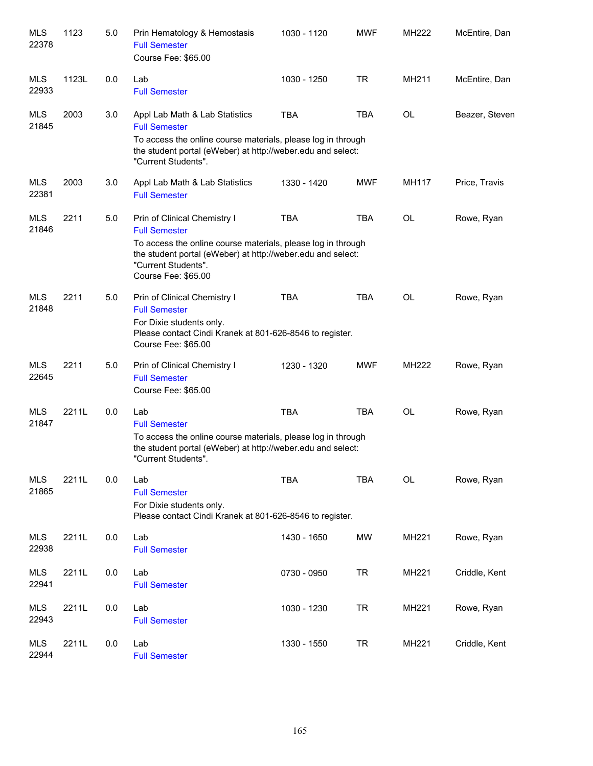| | | | | | | | |
|---|---|---|---|---|---|---|---|
| MLS 22378 | 1123 | 5.0 | Prin Hematology & Hemostasis<br>Full Semester<br>Course Fee: $65.00 | 1030 - 1120 | MWF | MH222 | McEntire, Dan |
| MLS 22933 | 1123L | 0.0 | Lab<br>Full Semester | 1030 - 1250 | TR | MH211 | McEntire, Dan |
| MLS 21845 | 2003 | 3.0 | Appl Lab Math & Lab Statistics<br>Full Semester<br>To access the online course materials, please log in through the student portal (eWeber) at http://weber.edu and select: "Current Students". | TBA | TBA | OL | Beazer, Steven |
| MLS 22381 | 2003 | 3.0 | Appl Lab Math & Lab Statistics<br>Full Semester | 1330 - 1420 | MWF | MH117 | Price, Travis |
| MLS 21846 | 2211 | 5.0 | Prin of Clinical Chemistry I<br>Full Semester<br>To access the online course materials, please log in through the student portal (eWeber) at http://weber.edu and select: "Current Students".<br>Course Fee: $65.00 | TBA | TBA | OL | Rowe, Ryan |
| MLS 21848 | 2211 | 5.0 | Prin of Clinical Chemistry I<br>Full Semester<br>For Dixie students only.<br>Please contact Cindi Kranek at 801-626-8546 to register.<br>Course Fee: $65.00 | TBA | TBA | OL | Rowe, Ryan |
| MLS 22645 | 2211 | 5.0 | Prin of Clinical Chemistry I<br>Full Semester<br>Course Fee: $65.00 | 1230 - 1320 | MWF | MH222 | Rowe, Ryan |
| MLS 21847 | 2211L | 0.0 | Lab<br>Full Semester<br>To access the online course materials, please log in through the student portal (eWeber) at http://weber.edu and select: "Current Students". | TBA | TBA | OL | Rowe, Ryan |
| MLS 21865 | 2211L | 0.0 | Lab<br>Full Semester<br>For Dixie students only.<br>Please contact Cindi Kranek at 801-626-8546 to register. | TBA | TBA | OL | Rowe, Ryan |
| MLS 22938 | 2211L | 0.0 | Lab<br>Full Semester | 1430 - 1650 | MW | MH221 | Rowe, Ryan |
| MLS 22941 | 2211L | 0.0 | Lab<br>Full Semester | 0730 - 0950 | TR | MH221 | Criddle, Kent |
| MLS 22943 | 2211L | 0.0 | Lab<br>Full Semester | 1030 - 1230 | TR | MH221 | Rowe, Ryan |
| MLS 22944 | 2211L | 0.0 | Lab<br>Full Semester | 1330 - 1550 | TR | MH221 | Criddle, Kent |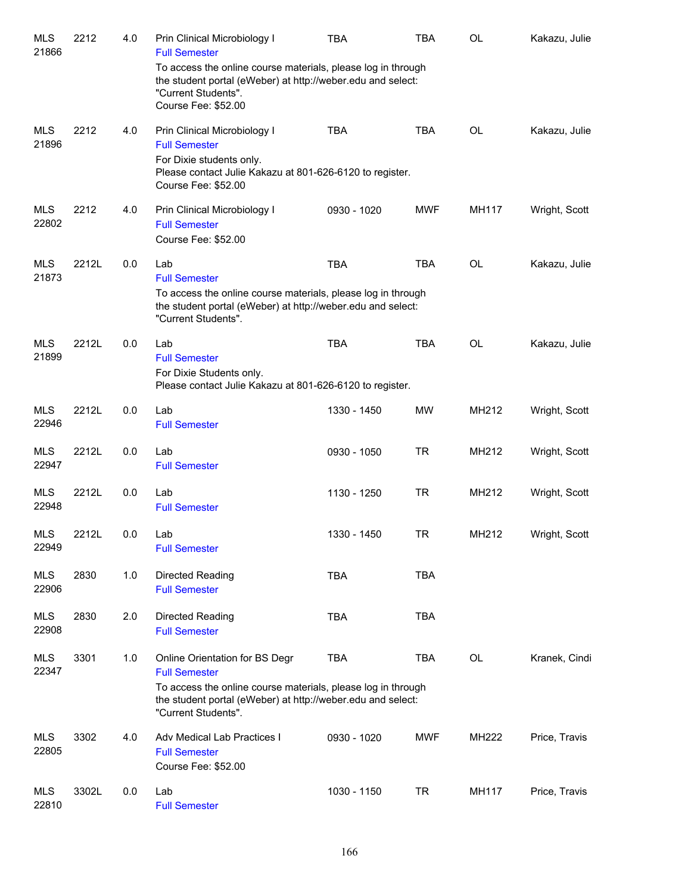| Subject / CRN | Course | Credits | Title | Time | Days | Room | Instructor |
|---|---|---|---|---|---|---|---|
| MLS 21866 | 2212 | 4.0 | Prin Clinical Microbiology I<br>Full Semester<br>To access the online course materials, please log in through the student portal (eWeber) at http://weber.edu and select: "Current Students".<br>Course Fee: $52.00 | TBA | TBA | OL | Kakazu, Julie |
| MLS 21896 | 2212 | 4.0 | Prin Clinical Microbiology I<br>Full Semester<br>For Dixie students only.<br>Please contact Julie Kakazu at 801-626-6120 to register.<br>Course Fee: $52.00 | TBA | TBA | OL | Kakazu, Julie |
| MLS 22802 | 2212 | 4.0 | Prin Clinical Microbiology I<br>Full Semester<br>Course Fee: $52.00 | 0930 - 1020 | MWF | MH117 | Wright, Scott |
| MLS 21873 | 2212L | 0.0 | Lab<br>Full Semester<br>To access the online course materials, please log in through the student portal (eWeber) at http://weber.edu and select: "Current Students". | TBA | TBA | OL | Kakazu, Julie |
| MLS 21899 | 2212L | 0.0 | Lab<br>Full Semester<br>For Dixie Students only.<br>Please contact Julie Kakazu at 801-626-6120 to register. | TBA | TBA | OL | Kakazu, Julie |
| MLS 22946 | 2212L | 0.0 | Lab<br>Full Semester | 1330 - 1450 | MW | MH212 | Wright, Scott |
| MLS 22947 | 2212L | 0.0 | Lab<br>Full Semester | 0930 - 1050 | TR | MH212 | Wright, Scott |
| MLS 22948 | 2212L | 0.0 | Lab<br>Full Semester | 1130 - 1250 | TR | MH212 | Wright, Scott |
| MLS 22949 | 2212L | 0.0 | Lab<br>Full Semester | 1330 - 1450 | TR | MH212 | Wright, Scott |
| MLS 22906 | 2830 | 1.0 | Directed Reading<br>Full Semester | TBA | TBA | | |
| MLS 22908 | 2830 | 2.0 | Directed Reading<br>Full Semester | TBA | TBA | | |
| MLS 22347 | 3301 | 1.0 | Online Orientation for BS Degr<br>Full Semester<br>To access the online course materials, please log in through the student portal (eWeber) at http://weber.edu and select: "Current Students". | TBA | TBA | OL | Kranek, Cindi |
| MLS 22805 | 3302 | 4.0 | Adv Medical Lab Practices I<br>Full Semester<br>Course Fee: $52.00 | 0930 - 1020 | MWF | MH222 | Price, Travis |
| MLS 22810 | 3302L | 0.0 | Lab<br>Full Semester | 1030 - 1150 | TR | MH117 | Price, Travis |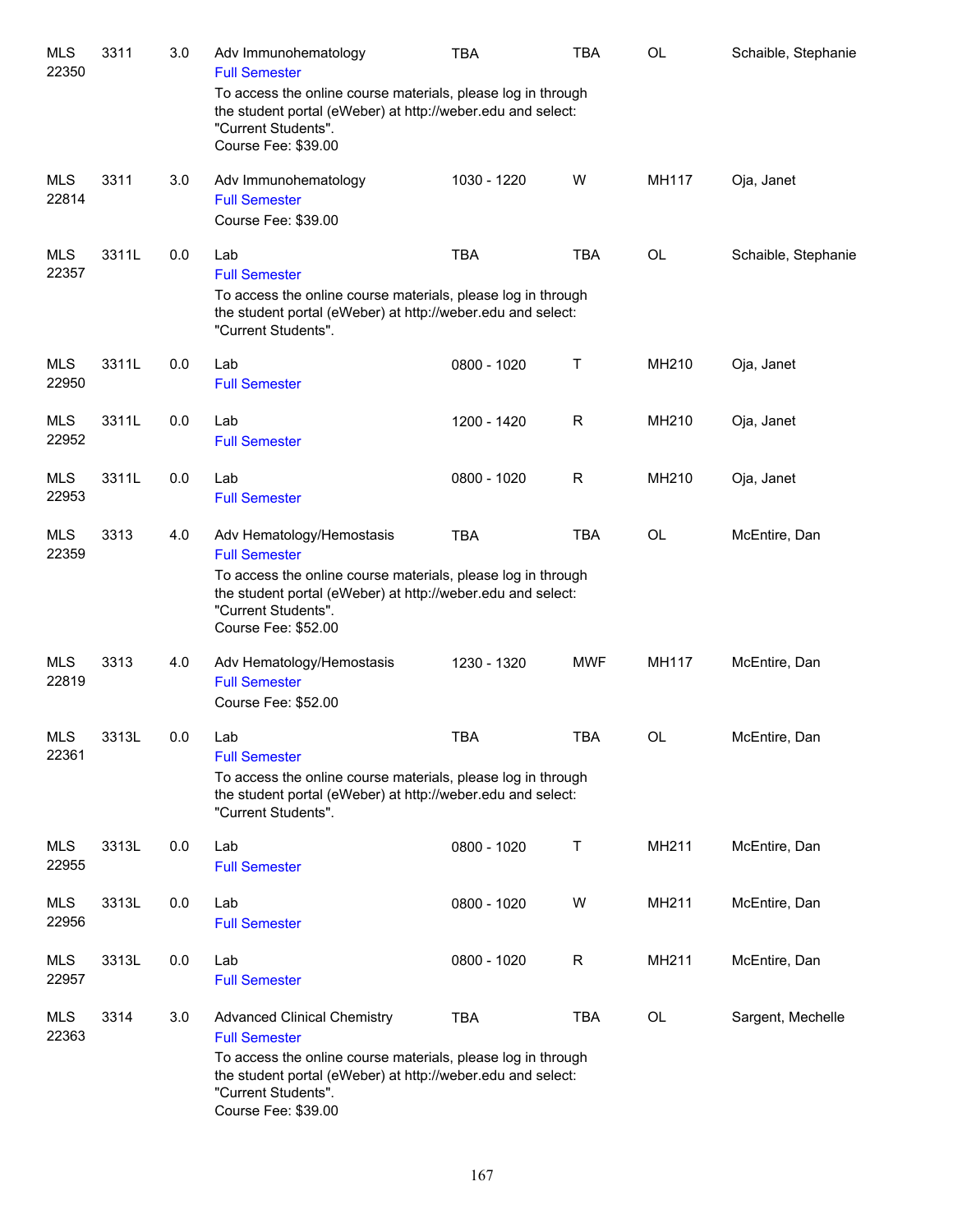| | | | | | | | |
|---|---|---|---|---|---|---|---|
| MLS 22350 | 3311 | 3.0 | Adv Immunohematology<br>Full Semester<br>To access the online course materials, please log in through the student portal (eWeber) at http://weber.edu and select: "Current Students".<br>Course Fee: $39.00 | TBA | TBA | OL | Schaible, Stephanie |
| MLS 22814 | 3311 | 3.0 | Adv Immunohematology<br>Full Semester<br>Course Fee: $39.00 | 1030 - 1220 | W | MH117 | Oja, Janet |
| MLS 22357 | 3311L | 0.0 | Lab<br>Full Semester<br>To access the online course materials, please log in through the student portal (eWeber) at http://weber.edu and select: "Current Students". | TBA | TBA | OL | Schaible, Stephanie |
| MLS 22950 | 3311L | 0.0 | Lab<br>Full Semester | 0800 - 1020 | T | MH210 | Oja, Janet |
| MLS 22952 | 3311L | 0.0 | Lab<br>Full Semester | 1200 - 1420 | R | MH210 | Oja, Janet |
| MLS 22953 | 3311L | 0.0 | Lab<br>Full Semester | 0800 - 1020 | R | MH210 | Oja, Janet |
| MLS 22359 | 3313 | 4.0 | Adv Hematology/Hemostasis<br>Full Semester<br>To access the online course materials, please log in through the student portal (eWeber) at http://weber.edu and select: "Current Students".<br>Course Fee: $52.00 | TBA | TBA | OL | McEntire, Dan |
| MLS 22819 | 3313 | 4.0 | Adv Hematology/Hemostasis<br>Full Semester<br>Course Fee: $52.00 | 1230 - 1320 | MWF | MH117 | McEntire, Dan |
| MLS 22361 | 3313L | 0.0 | Lab<br>Full Semester<br>To access the online course materials, please log in through the student portal (eWeber) at http://weber.edu and select: "Current Students". | TBA | TBA | OL | McEntire, Dan |
| MLS 22955 | 3313L | 0.0 | Lab<br>Full Semester | 0800 - 1020 | T | MH211 | McEntire, Dan |
| MLS 22956 | 3313L | 0.0 | Lab<br>Full Semester | 0800 - 1020 | W | MH211 | McEntire, Dan |
| MLS 22957 | 3313L | 0.0 | Lab<br>Full Semester | 0800 - 1020 | R | MH211 | McEntire, Dan |
| MLS 22363 | 3314 | 3.0 | Advanced Clinical Chemistry<br>Full Semester<br>To access the online course materials, please log in through the student portal (eWeber) at http://weber.edu and select: "Current Students".<br>Course Fee: $39.00 | TBA | TBA | OL | Sargent, Mechelle |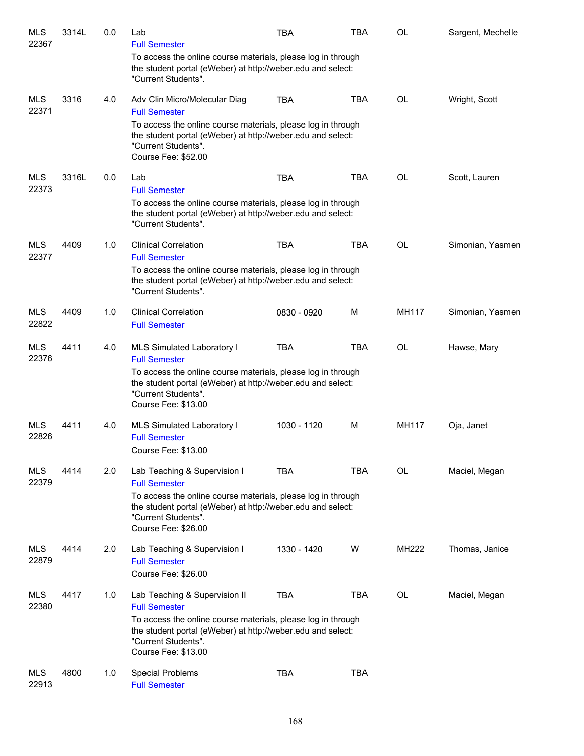| | | | | | | | |
|---|---|---|---|---|---|---|---|
| MLS 22367 | 3314L | 0.0 | Lab<br>Full Semester<br>To access the online course materials, please log in through the student portal (eWeber) at http://weber.edu and select: "Current Students". | TBA | TBA | OL | Sargent, Mechelle |
| MLS 22371 | 3316 | 4.0 | Adv Clin Micro/Molecular Diag<br>Full Semester<br>To access the online course materials, please log in through the student portal (eWeber) at http://weber.edu and select: "Current Students".<br>Course Fee: $52.00 | TBA | TBA | OL | Wright, Scott |
| MLS 22373 | 3316L | 0.0 | Lab<br>Full Semester<br>To access the online course materials, please log in through the student portal (eWeber) at http://weber.edu and select: "Current Students". | TBA | TBA | OL | Scott, Lauren |
| MLS 22377 | 4409 | 1.0 | Clinical Correlation<br>Full Semester<br>To access the online course materials, please log in through the student portal (eWeber) at http://weber.edu and select: "Current Students". | TBA | TBA | OL | Simonian, Yasmen |
| MLS 22822 | 4409 | 1.0 | Clinical Correlation<br>Full Semester | 0830 - 0920 | M | MH117 | Simonian, Yasmen |
| MLS 22376 | 4411 | 4.0 | MLS Simulated Laboratory I<br>Full Semester<br>To access the online course materials, please log in through the student portal (eWeber) at http://weber.edu and select: "Current Students".<br>Course Fee: $13.00 | TBA | TBA | OL | Hawse, Mary |
| MLS 22826 | 4411 | 4.0 | MLS Simulated Laboratory I<br>Full Semester<br>Course Fee: $13.00 | 1030 - 1120 | M | MH117 | Oja, Janet |
| MLS 22379 | 4414 | 2.0 | Lab Teaching & Supervision I<br>Full Semester<br>To access the online course materials, please log in through the student portal (eWeber) at http://weber.edu and select: "Current Students".<br>Course Fee: $26.00 | TBA | TBA | OL | Maciel, Megan |
| MLS 22879 | 4414 | 2.0 | Lab Teaching & Supervision I<br>Full Semester<br>Course Fee: $26.00 | 1330 - 1420 | W | MH222 | Thomas, Janice |
| MLS 22380 | 4417 | 1.0 | Lab Teaching & Supervision II<br>Full Semester<br>To access the online course materials, please log in through the student portal (eWeber) at http://weber.edu and select: "Current Students".<br>Course Fee: $13.00 | TBA | TBA | OL | Maciel, Megan |
| MLS 22913 | 4800 | 1.0 | Special Problems<br>Full Semester | TBA | TBA | | |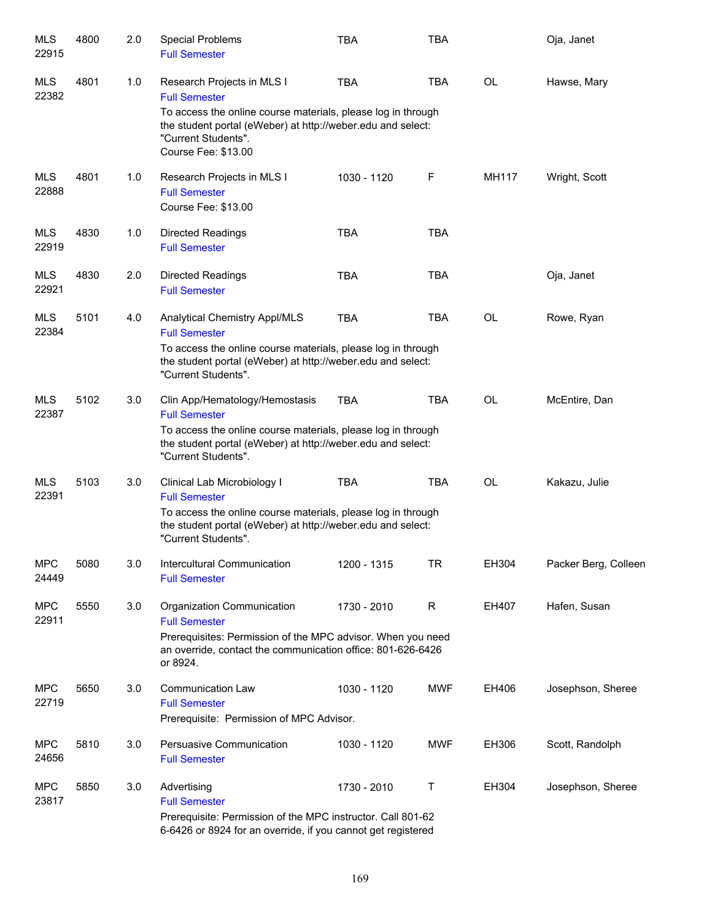| | | | | | | | |
|---|---|---|---|---|---|---|---|
| MLS 22915 | 4800 | 2.0 | Special Problems<br>Full Semester | TBA | TBA | | Oja, Janet |
| MLS 22382 | 4801 | 1.0 | Research Projects in MLS I<br>Full Semester<br>To access the online course materials, please log in through the student portal (eWeber) at http://weber.edu and select: "Current Students".<br>Course Fee: $13.00 | TBA | TBA | OL | Hawse, Mary |
| MLS 22888 | 4801 | 1.0 | Research Projects in MLS I<br>Full Semester<br>Course Fee: $13.00 | 1030 - 1120 | F | MH117 | Wright, Scott |
| MLS 22919 | 4830 | 1.0 | Directed Readings<br>Full Semester | TBA | TBA | | |
| MLS 22921 | 4830 | 2.0 | Directed Readings<br>Full Semester | TBA | TBA | | Oja, Janet |
| MLS 22384 | 5101 | 4.0 | Analytical Chemistry Appl/MLS<br>Full Semester<br>To access the online course materials, please log in through the student portal (eWeber) at http://weber.edu and select: "Current Students". | TBA | TBA | OL | Rowe, Ryan |
| MLS 22387 | 5102 | 3.0 | Clin App/Hematology/Hemostasis<br>Full Semester<br>To access the online course materials, please log in through the student portal (eWeber) at http://weber.edu and select: "Current Students". | TBA | TBA | OL | McEntire, Dan |
| MLS 22391 | 5103 | 3.0 | Clinical Lab Microbiology I<br>Full Semester<br>To access the online course materials, please log in through the student portal (eWeber) at http://weber.edu and select: "Current Students". | TBA | TBA | OL | Kakazu, Julie |
| MPC 24449 | 5080 | 3.0 | Intercultural Communication<br>Full Semester | 1200 - 1315 | TR | EH304 | Packer Berg, Colleen |
| MPC 22911 | 5550 | 3.0 | Organization Communication<br>Full Semester<br>Prerequisites: Permission of the MPC advisor. When you need an override, contact the communication office: 801-626-6426 or 8924. | 1730 - 2010 | R | EH407 | Hafen, Susan |
| MPC 22719 | 5650 | 3.0 | Communication Law<br>Full Semester<br>Prerequisite: Permission of MPC Advisor. | 1030 - 1120 | MWF | EH406 | Josephson, Sheree |
| MPC 24656 | 5810 | 3.0 | Persuasive Communication<br>Full Semester | 1030 - 1120 | MWF | EH306 | Scott, Randolph |
| MPC 23817 | 5850 | 3.0 | Advertising<br>Full Semester<br>Prerequisite: Permission of the MPC instructor. Call 801-62 6-6426 or 8924 for an override, if you cannot get registered | 1730 - 2010 | T | EH304 | Josephson, Sheree |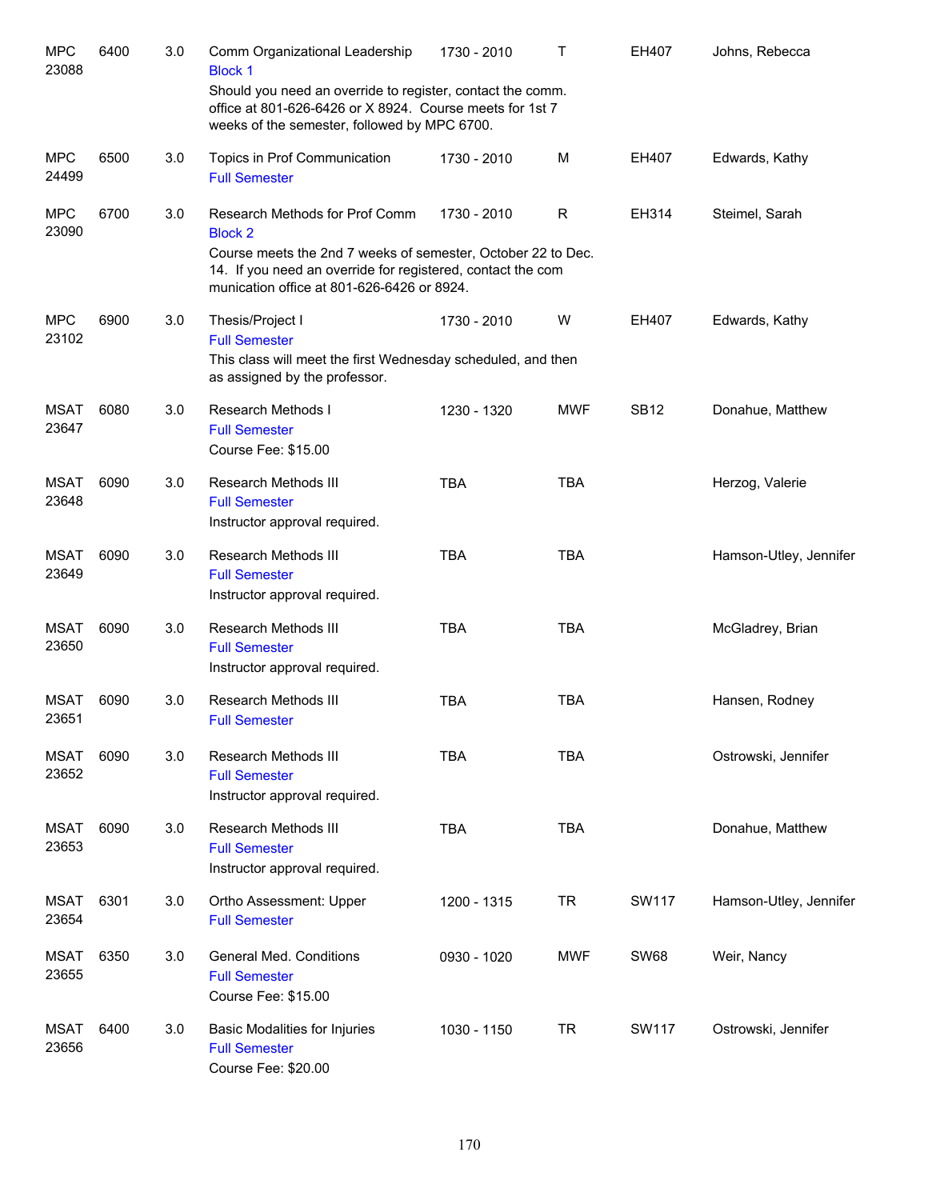| | | | | | | | |
|---|---|---|---|---|---|---|---|
| MPC 23088 | 6400 | 3.0 | Comm Organizational Leadership<br>Block 1<br>Should you need an override to register, contact the comm. office at 801-626-6426 or X 8924. Course meets for 1st 7 weeks of the semester, followed by MPC 6700. | 1730 - 2010 | T | EH407 | Johns, Rebecca |
| MPC 24499 | 6500 | 3.0 | Topics in Prof Communication<br>Full Semester | 1730 - 2010 | M | EH407 | Edwards, Kathy |
| MPC 23090 | 6700 | 3.0 | Research Methods for Prof Comm<br>Block 2<br>Course meets the 2nd 7 weeks of semester, October 22 to Dec. 14. If you need an override for registered, contact the com munication office at 801-626-6426 or 8924. | 1730 - 2010 | R | EH314 | Steimel, Sarah |
| MPC 23102 | 6900 | 3.0 | Thesis/Project I<br>Full Semester<br>This class will meet the first Wednesday scheduled, and then as assigned by the professor. | 1730 - 2010 | W | EH407 | Edwards, Kathy |
| MSAT 23647 | 6080 | 3.0 | Research Methods I<br>Full Semester<br>Course Fee: $15.00 | 1230 - 1320 | MWF | SB12 | Donahue, Matthew |
| MSAT 23648 | 6090 | 3.0 | Research Methods III<br>Full Semester<br>Instructor approval required. | TBA | TBA | | Herzog, Valerie |
| MSAT 23649 | 6090 | 3.0 | Research Methods III<br>Full Semester<br>Instructor approval required. | TBA | TBA | | Hamson-Utley, Jennifer |
| MSAT 23650 | 6090 | 3.0 | Research Methods III<br>Full Semester<br>Instructor approval required. | TBA | TBA | | McGladrey, Brian |
| MSAT 23651 | 6090 | 3.0 | Research Methods III<br>Full Semester | TBA | TBA | | Hansen, Rodney |
| MSAT 23652 | 6090 | 3.0 | Research Methods III<br>Full Semester<br>Instructor approval required. | TBA | TBA | | Ostrowski, Jennifer |
| MSAT 23653 | 6090 | 3.0 | Research Methods III<br>Full Semester<br>Instructor approval required. | TBA | TBA | | Donahue, Matthew |
| MSAT 23654 | 6301 | 3.0 | Ortho Assessment: Upper<br>Full Semester | 1200 - 1315 | TR | SW117 | Hamson-Utley, Jennifer |
| MSAT 23655 | 6350 | 3.0 | General Med. Conditions<br>Full Semester<br>Course Fee: $15.00 | 0930 - 1020 | MWF | SW68 | Weir, Nancy |
| MSAT 23656 | 6400 | 3.0 | Basic Modalities for Injuries<br>Full Semester<br>Course Fee: $20.00 | 1030 - 1150 | TR | SW117 | Ostrowski, Jennifer |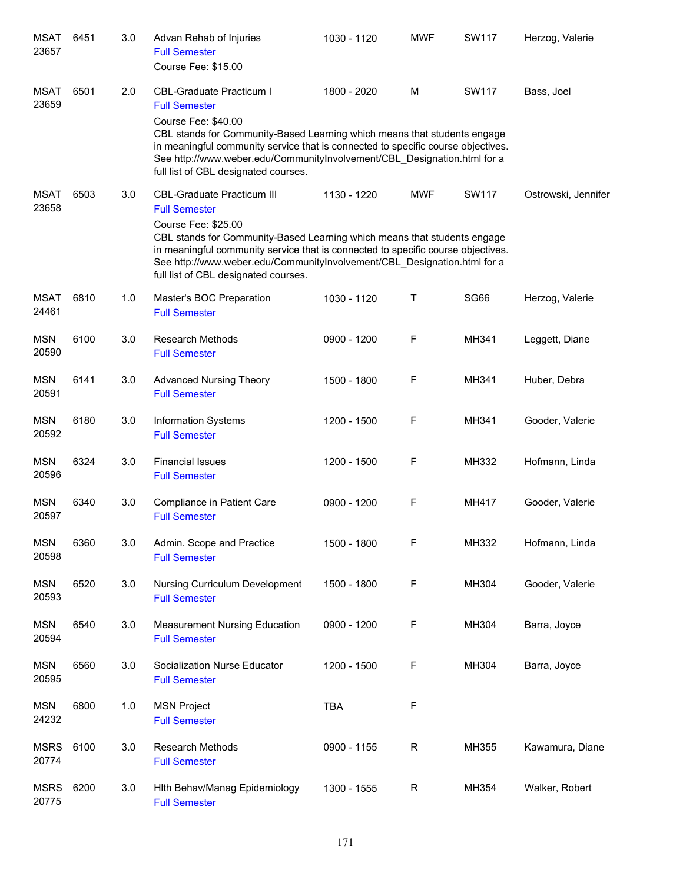| | | | | | | | |
|---|---|---|---|---|---|---|---|
| MSAT 23657 | 6451 | 3.0 | Advan Rehab of Injuries<br>Full Semester<br>Course Fee: $15.00 | 1030 - 1120 | MWF | SW117 | Herzog, Valerie |
| MSAT 23659 | 6501 | 2.0 | CBL-Graduate Practicum I<br>Full Semester<br>Course Fee: $40.00<br>CBL stands for Community-Based Learning which means that students engage in meaningful community service that is connected to specific course objectives. See http://www.weber.edu/CommunityInvolvement/CBL_Designation.html for a full list of CBL designated courses. | 1800 - 2020 | M | SW117 | Bass, Joel |
| MSAT 23658 | 6503 | 3.0 | CBL-Graduate Practicum III<br>Full Semester<br>Course Fee: $25.00<br>CBL stands for Community-Based Learning which means that students engage in meaningful community service that is connected to specific course objectives. See http://www.weber.edu/CommunityInvolvement/CBL_Designation.html for a full list of CBL designated courses. | 1130 - 1220 | MWF | SW117 | Ostrowski, Jennifer |
| MSAT 24461 | 6810 | 1.0 | Master's BOC Preparation<br>Full Semester | 1030 - 1120 | T | SG66 | Herzog, Valerie |
| MSN 20590 | 6100 | 3.0 | Research Methods<br>Full Semester | 0900 - 1200 | F | MH341 | Leggett, Diane |
| MSN 20591 | 6141 | 3.0 | Advanced Nursing Theory<br>Full Semester | 1500 - 1800 | F | MH341 | Huber, Debra |
| MSN 20592 | 6180 | 3.0 | Information Systems<br>Full Semester | 1200 - 1500 | F | MH341 | Gooder, Valerie |
| MSN 20596 | 6324 | 3.0 | Financial Issues<br>Full Semester | 1200 - 1500 | F | MH332 | Hofmann, Linda |
| MSN 20597 | 6340 | 3.0 | Compliance in Patient Care<br>Full Semester | 0900 - 1200 | F | MH417 | Gooder, Valerie |
| MSN 20598 | 6360 | 3.0 | Admin. Scope and Practice<br>Full Semester | 1500 - 1800 | F | MH332 | Hofmann, Linda |
| MSN 20593 | 6520 | 3.0 | Nursing Curriculum Development<br>Full Semester | 1500 - 1800 | F | MH304 | Gooder, Valerie |
| MSN 20594 | 6540 | 3.0 | Measurement Nursing Education<br>Full Semester | 0900 - 1200 | F | MH304 | Barra, Joyce |
| MSN 20595 | 6560 | 3.0 | Socialization Nurse Educator<br>Full Semester | 1200 - 1500 | F | MH304 | Barra, Joyce |
| MSN 24232 | 6800 | 1.0 | MSN Project<br>Full Semester | TBA | F | | |
| MSRS 20774 | 6100 | 3.0 | Research Methods<br>Full Semester | 0900 - 1155 | R | MH355 | Kawamura, Diane |
| MSRS 20775 | 6200 | 3.0 | Hlth Behav/Manag Epidemiology<br>Full Semester | 1300 - 1555 | R | MH354 | Walker, Robert |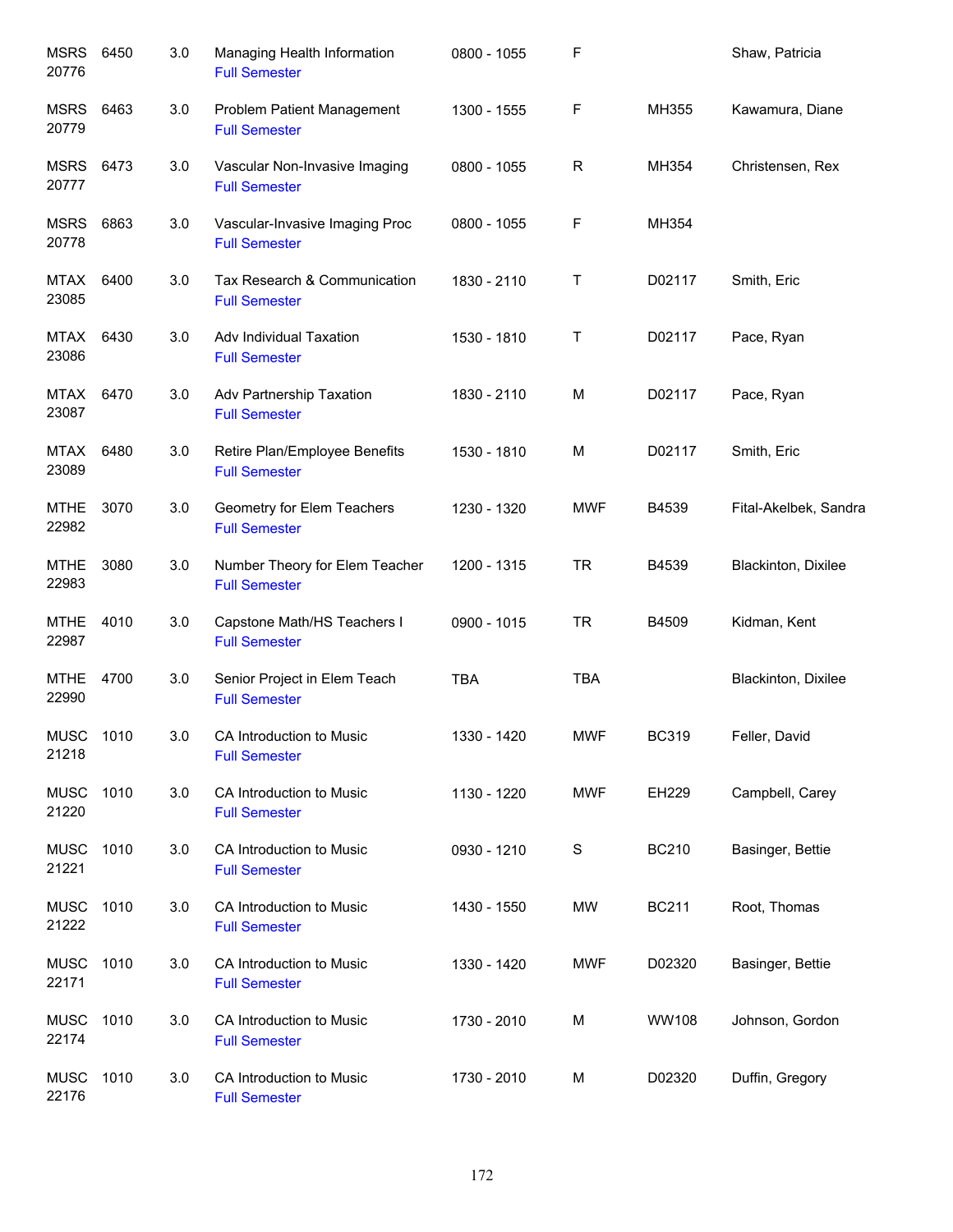| Subject / CRN | Course | Credits | Title | Time | Days | Room | Instructor |
|---|---|---|---|---|---|---|---|
| MSRS 20776 | 6450 | 3.0 | Managing Health Information<br>Full Semester | 0800 - 1055 | F | | Shaw, Patricia |
| MSRS 20779 | 6463 | 3.0 | Problem Patient Management<br>Full Semester | 1300 - 1555 | F | MH355 | Kawamura, Diane |
| MSRS 20777 | 6473 | 3.0 | Vascular Non-Invasive Imaging<br>Full Semester | 0800 - 1055 | R | MH354 | Christensen, Rex |
| MSRS 20778 | 6863 | 3.0 | Vascular-Invasive Imaging Proc<br>Full Semester | 0800 - 1055 | F | MH354 | |
| MTAX 23085 | 6400 | 3.0 | Tax Research & Communication<br>Full Semester | 1830 - 2110 | T | D02117 | Smith, Eric |
| MTAX 23086 | 6430 | 3.0 | Adv Individual Taxation<br>Full Semester | 1530 - 1810 | T | D02117 | Pace, Ryan |
| MTAX 23087 | 6470 | 3.0 | Adv Partnership Taxation<br>Full Semester | 1830 - 2110 | M | D02117 | Pace, Ryan |
| MTAX 23089 | 6480 | 3.0 | Retire Plan/Employee Benefits<br>Full Semester | 1530 - 1810 | M | D02117 | Smith, Eric |
| MTHE 22982 | 3070 | 3.0 | Geometry for Elem Teachers<br>Full Semester | 1230 - 1320 | MWF | B4539 | Fital-Akelbek, Sandra |
| MTHE 22983 | 3080 | 3.0 | Number Theory for Elem Teacher<br>Full Semester | 1200 - 1315 | TR | B4539 | Blackinton, Dixilee |
| MTHE 22987 | 4010 | 3.0 | Capstone Math/HS Teachers I<br>Full Semester | 0900 - 1015 | TR | B4509 | Kidman, Kent |
| MTHE 22990 | 4700 | 3.0 | Senior Project in Elem Teach<br>Full Semester | TBA | TBA | | Blackinton, Dixilee |
| MUSC 21218 | 1010 | 3.0 | CA Introduction to Music<br>Full Semester | 1330 - 1420 | MWF | BC319 | Feller, David |
| MUSC 21220 | 1010 | 3.0 | CA Introduction to Music<br>Full Semester | 1130 - 1220 | MWF | EH229 | Campbell, Carey |
| MUSC 21221 | 1010 | 3.0 | CA Introduction to Music<br>Full Semester | 0930 - 1210 | S | BC210 | Basinger, Bettie |
| MUSC 21222 | 1010 | 3.0 | CA Introduction to Music<br>Full Semester | 1430 - 1550 | MW | BC211 | Root, Thomas |
| MUSC 22171 | 1010 | 3.0 | CA Introduction to Music<br>Full Semester | 1330 - 1420 | MWF | D02320 | Basinger, Bettie |
| MUSC 22174 | 1010 | 3.0 | CA Introduction to Music<br>Full Semester | 1730 - 2010 | M | WW108 | Johnson, Gordon |
| MUSC 22176 | 1010 | 3.0 | CA Introduction to Music<br>Full Semester | 1730 - 2010 | M | D02320 | Duffin, Gregory |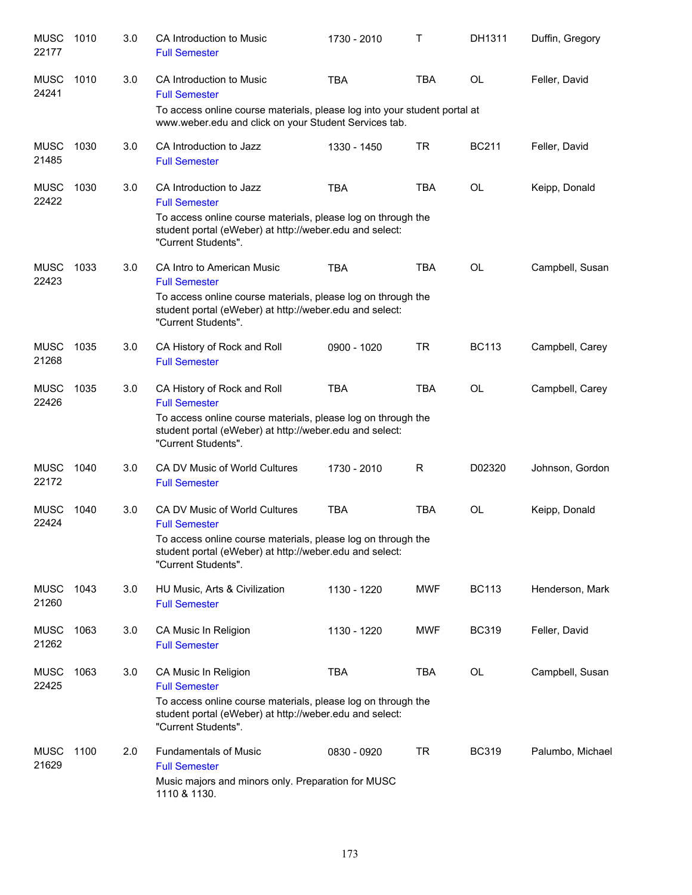| | | | | | | | |
|---|---|---|---|---|---|---|---|
| MUSC 22177 | 1010 | 3.0 | CA Introduction to Music<br>Full Semester | 1730 - 2010 | T | DH1311 | Duffin, Gregory |
| MUSC 24241 | 1010 | 3.0 | CA Introduction to Music<br>Full Semester<br>To access online course materials, please log into your student portal at www.weber.edu and click on your Student Services tab. | TBA | TBA | OL | Feller, David |
| MUSC 21485 | 1030 | 3.0 | CA Introduction to Jazz<br>Full Semester | 1330 - 1450 | TR | BC211 | Feller, David |
| MUSC 22422 | 1030 | 3.0 | CA Introduction to Jazz<br>Full Semester<br>To access online course materials, please log on through the student portal (eWeber) at http://weber.edu and select: "Current Students". | TBA | TBA | OL | Keipp, Donald |
| MUSC 22423 | 1033 | 3.0 | CA Intro to American Music<br>Full Semester<br>To access online course materials, please log on through the student portal (eWeber) at http://weber.edu and select: "Current Students". | TBA | TBA | OL | Campbell, Susan |
| MUSC 21268 | 1035 | 3.0 | CA History of Rock and Roll<br>Full Semester | 0900 - 1020 | TR | BC113 | Campbell, Carey |
| MUSC 22426 | 1035 | 3.0 | CA History of Rock and Roll<br>Full Semester<br>To access online course materials, please log on through the student portal (eWeber) at http://weber.edu and select: "Current Students". | TBA | TBA | OL | Campbell, Carey |
| MUSC 22172 | 1040 | 3.0 | CA DV Music of World Cultures<br>Full Semester | 1730 - 2010 | R | D02320 | Johnson, Gordon |
| MUSC 22424 | 1040 | 3.0 | CA DV Music of World Cultures<br>Full Semester<br>To access online course materials, please log on through the student portal (eWeber) at http://weber.edu and select: "Current Students". | TBA | TBA | OL | Keipp, Donald |
| MUSC 21260 | 1043 | 3.0 | HU Music, Arts & Civilization<br>Full Semester | 1130 - 1220 | MWF | BC113 | Henderson, Mark |
| MUSC 21262 | 1063 | 3.0 | CA Music In Religion<br>Full Semester | 1130 - 1220 | MWF | BC319 | Feller, David |
| MUSC 22425 | 1063 | 3.0 | CA Music In Religion<br>Full Semester<br>To access online course materials, please log on through the student portal (eWeber) at http://weber.edu and select: "Current Students". | TBA | TBA | OL | Campbell, Susan |
| MUSC 21629 | 1100 | 2.0 | Fundamentals of Music<br>Full Semester<br>Music majors and minors only. Preparation for MUSC 1110 & 1130. | 0830 - 0920 | TR | BC319 | Palumbo, Michael |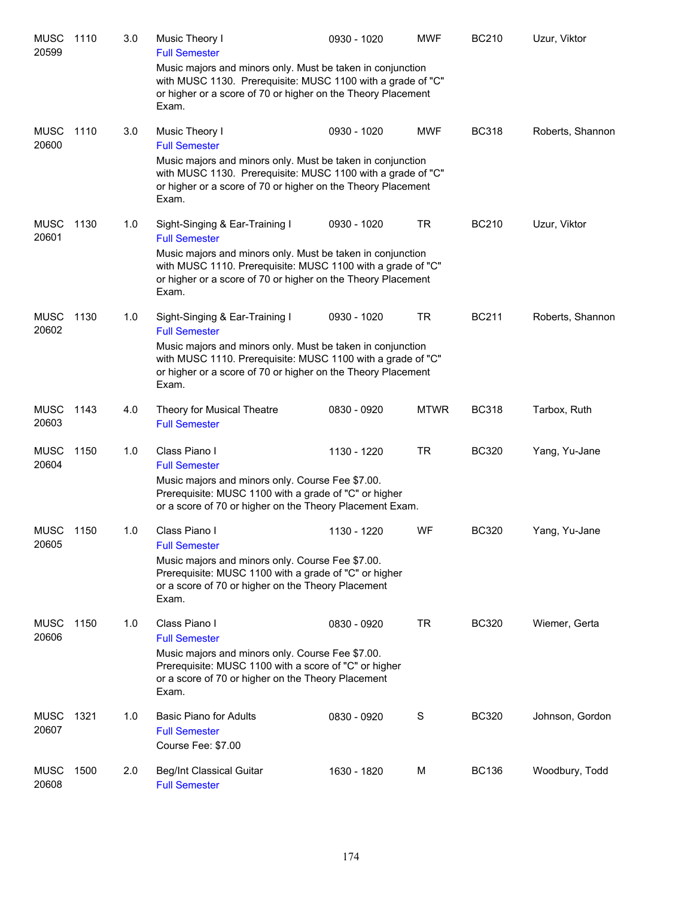| | | | | | | | |
|---|---|---|---|---|---|---|---|
| MUSC 20599 | 1110 | 3.0 | Music Theory I<br>Full Semester<br>Music majors and minors only. Must be taken in conjunction with MUSC 1130. Prerequisite: MUSC 1100 with a grade of "C" or higher or a score of 70 or higher on the Theory Placement Exam. | 0930 - 1020 | MWF | BC210 | Uzur, Viktor |
| MUSC 20600 | 1110 | 3.0 | Music Theory I<br>Full Semester<br>Music majors and minors only. Must be taken in conjunction with MUSC 1130. Prerequisite: MUSC 1100 with a grade of "C" or higher or a score of 70 or higher on the Theory Placement Exam. | 0930 - 1020 | MWF | BC318 | Roberts, Shannon |
| MUSC 20601 | 1130 | 1.0 | Sight-Singing & Ear-Training I<br>Full Semester<br>Music majors and minors only. Must be taken in conjunction with MUSC 1110. Prerequisite: MUSC 1100 with a grade of "C" or higher or a score of 70 or higher on the Theory Placement Exam. | 0930 - 1020 | TR | BC210 | Uzur, Viktor |
| MUSC 20602 | 1130 | 1.0 | Sight-Singing & Ear-Training I<br>Full Semester<br>Music majors and minors only. Must be taken in conjunction with MUSC 1110. Prerequisite: MUSC 1100 with a grade of "C" or higher or a score of 70 or higher on the Theory Placement Exam. | 0930 - 1020 | TR | BC211 | Roberts, Shannon |
| MUSC 20603 | 1143 | 4.0 | Theory for Musical Theatre<br>Full Semester | 0830 - 0920 | MTWR | BC318 | Tarbox, Ruth |
| MUSC 20604 | 1150 | 1.0 | Class Piano I<br>Full Semester<br>Music majors and minors only. Course Fee $7.00. Prerequisite: MUSC 1100 with a grade of "C" or higher or a score of 70 or higher on the Theory Placement Exam. | 1130 - 1220 | TR | BC320 | Yang, Yu-Jane |
| MUSC 20605 | 1150 | 1.0 | Class Piano I<br>Full Semester<br>Music majors and minors only. Course Fee $7.00. Prerequisite: MUSC 1100 with a grade of "C" or higher or a score of 70 or higher on the Theory Placement Exam. | 1130 - 1220 | WF | BC320 | Yang, Yu-Jane |
| MUSC 20606 | 1150 | 1.0 | Class Piano I<br>Full Semester<br>Music majors and minors only. Course Fee $7.00. Prerequisite: MUSC 1100 with a score of "C" or higher or a score of 70 or higher on the Theory Placement Exam. | 0830 - 0920 | TR | BC320 | Wiemer, Gerta |
| MUSC 20607 | 1321 | 1.0 | Basic Piano for Adults<br>Full Semester<br>Course Fee: $7.00 | 0830 - 0920 | S | BC320 | Johnson, Gordon |
| MUSC 20608 | 1500 | 2.0 | Beg/Int Classical Guitar<br>Full Semester | 1630 - 1820 | M | BC136 | Woodbury, Todd |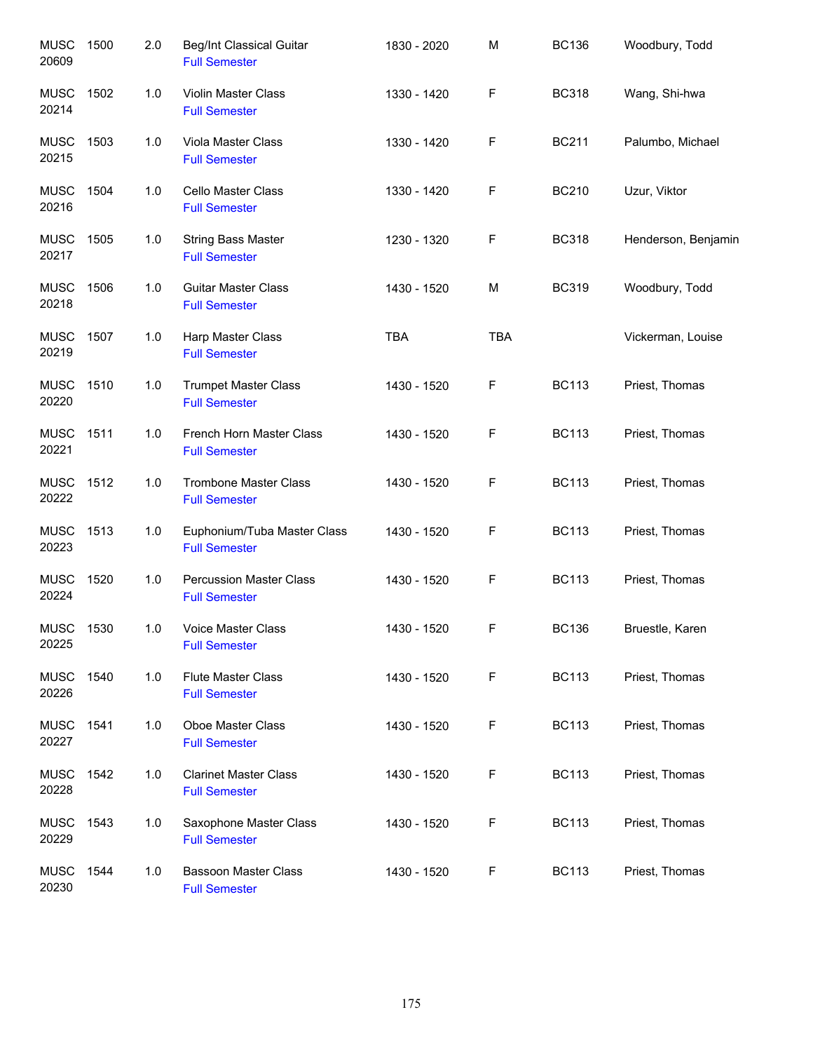| | | | | | | | |
|---|---|---|---|---|---|---|---|
| MUSC 20609 | 1500 | 2.0 | Beg/Int Classical Guitar<br>Full Semester | 1830 - 2020 | M | BC136 | Woodbury, Todd |
| MUSC 20214 | 1502 | 1.0 | Violin Master Class<br>Full Semester | 1330 - 1420 | F | BC318 | Wang, Shi-hwa |
| MUSC 20215 | 1503 | 1.0 | Viola Master Class<br>Full Semester | 1330 - 1420 | F | BC211 | Palumbo, Michael |
| MUSC 20216 | 1504 | 1.0 | Cello Master Class<br>Full Semester | 1330 - 1420 | F | BC210 | Uzur, Viktor |
| MUSC 20217 | 1505 | 1.0 | String Bass Master<br>Full Semester | 1230 - 1320 | F | BC318 | Henderson, Benjamin |
| MUSC 20218 | 1506 | 1.0 | Guitar Master Class<br>Full Semester | 1430 - 1520 | M | BC319 | Woodbury, Todd |
| MUSC 20219 | 1507 | 1.0 | Harp Master Class<br>Full Semester | TBA | TBA | | Vickerman, Louise |
| MUSC 20220 | 1510 | 1.0 | Trumpet Master Class<br>Full Semester | 1430 - 1520 | F | BC113 | Priest, Thomas |
| MUSC 20221 | 1511 | 1.0 | French Horn Master Class<br>Full Semester | 1430 - 1520 | F | BC113 | Priest, Thomas |
| MUSC 20222 | 1512 | 1.0 | Trombone Master Class<br>Full Semester | 1430 - 1520 | F | BC113 | Priest, Thomas |
| MUSC 20223 | 1513 | 1.0 | Euphonium/Tuba Master Class<br>Full Semester | 1430 - 1520 | F | BC113 | Priest, Thomas |
| MUSC 20224 | 1520 | 1.0 | Percussion Master Class<br>Full Semester | 1430 - 1520 | F | BC113 | Priest, Thomas |
| MUSC 20225 | 1530 | 1.0 | Voice Master Class<br>Full Semester | 1430 - 1520 | F | BC136 | Bruestle, Karen |
| MUSC 20226 | 1540 | 1.0 | Flute Master Class<br>Full Semester | 1430 - 1520 | F | BC113 | Priest, Thomas |
| MUSC 20227 | 1541 | 1.0 | Oboe Master Class<br>Full Semester | 1430 - 1520 | F | BC113 | Priest, Thomas |
| MUSC 20228 | 1542 | 1.0 | Clarinet Master Class<br>Full Semester | 1430 - 1520 | F | BC113 | Priest, Thomas |
| MUSC 20229 | 1543 | 1.0 | Saxophone Master Class<br>Full Semester | 1430 - 1520 | F | BC113 | Priest, Thomas |
| MUSC 20230 | 1544 | 1.0 | Bassoon Master Class<br>Full Semester | 1430 - 1520 | F | BC113 | Priest, Thomas |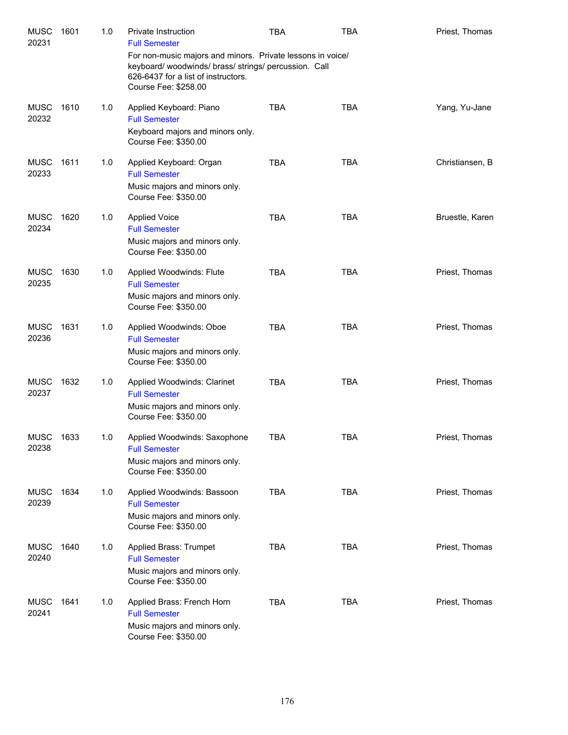| | | | | | | |
|---|---|---|---|---|---|---|
| MUSC 20231 | 1601 | 1.0 | Private Instruction<br>Full Semester<br>For non-music majors and minors. Private lessons in voice/ keyboard/ woodwinds/ brass/ strings/ percussion. Call 626-6437 for a list of instructors.<br>Course Fee: $258.00 | TBA | TBA | Priest, Thomas |
| MUSC 20232 | 1610 | 1.0 | Applied Keyboard: Piano<br>Full Semester<br>Keyboard majors and minors only.<br>Course Fee: $350.00 | TBA | TBA | Yang, Yu-Jane |
| MUSC 20233 | 1611 | 1.0 | Applied Keyboard: Organ<br>Full Semester<br>Music majors and minors only.<br>Course Fee: $350.00 | TBA | TBA | Christiansen, B |
| MUSC 20234 | 1620 | 1.0 | Applied Voice<br>Full Semester<br>Music majors and minors only.<br>Course Fee: $350.00 | TBA | TBA | Bruestle, Karen |
| MUSC 20235 | 1630 | 1.0 | Applied Woodwinds: Flute<br>Full Semester<br>Music majors and minors only.<br>Course Fee: $350.00 | TBA | TBA | Priest, Thomas |
| MUSC 20236 | 1631 | 1.0 | Applied Woodwinds: Oboe<br>Full Semester<br>Music majors and minors only.<br>Course Fee: $350.00 | TBA | TBA | Priest, Thomas |
| MUSC 20237 | 1632 | 1.0 | Applied Woodwinds: Clarinet<br>Full Semester<br>Music majors and minors only.<br>Course Fee: $350.00 | TBA | TBA | Priest, Thomas |
| MUSC 20238 | 1633 | 1.0 | Applied Woodwinds: Saxophone<br>Full Semester<br>Music majors and minors only.<br>Course Fee: $350.00 | TBA | TBA | Priest, Thomas |
| MUSC 20239 | 1634 | 1.0 | Applied Woodwinds: Bassoon<br>Full Semester<br>Music majors and minors only.<br>Course Fee: $350.00 | TBA | TBA | Priest, Thomas |
| MUSC 20240 | 1640 | 1.0 | Applied Brass: Trumpet<br>Full Semester<br>Music majors and minors only.<br>Course Fee: $350.00 | TBA | TBA | Priest, Thomas |
| MUSC 20241 | 1641 | 1.0 | Applied Brass: French Horn<br>Full Semester<br>Music majors and minors only.<br>Course Fee: $350.00 | TBA | TBA | Priest, Thomas |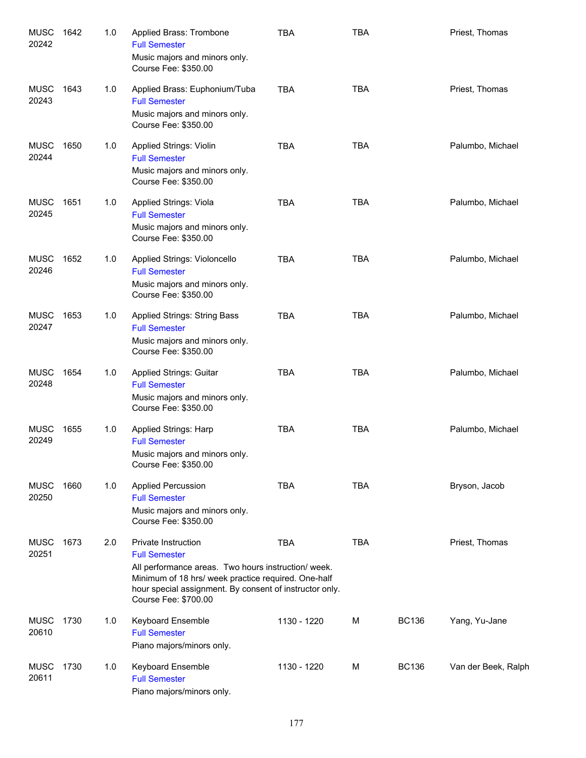| Course | | Credits | Title | Time | Days | Room | Instructor |
|---|---|---|---|---|---|---|---|
| MUSC 20242 | 1642 | 1.0 | Applied Brass: Trombone<br>Full Semester<br>Music majors and minors only.<br>Course Fee: $350.00 | TBA | TBA | | Priest, Thomas |
| MUSC 20243 | 1643 | 1.0 | Applied Brass: Euphonium/Tuba<br>Full Semester<br>Music majors and minors only.<br>Course Fee: $350.00 | TBA | TBA | | Priest, Thomas |
| MUSC 20244 | 1650 | 1.0 | Applied Strings: Violin<br>Full Semester<br>Music majors and minors only.<br>Course Fee: $350.00 | TBA | TBA | | Palumbo, Michael |
| MUSC 20245 | 1651 | 1.0 | Applied Strings: Viola<br>Full Semester<br>Music majors and minors only.<br>Course Fee: $350.00 | TBA | TBA | | Palumbo, Michael |
| MUSC 20246 | 1652 | 1.0 | Applied Strings: Violoncello<br>Full Semester<br>Music majors and minors only.<br>Course Fee: $350.00 | TBA | TBA | | Palumbo, Michael |
| MUSC 20247 | 1653 | 1.0 | Applied Strings: String Bass<br>Full Semester<br>Music majors and minors only.<br>Course Fee: $350.00 | TBA | TBA | | Palumbo, Michael |
| MUSC 20248 | 1654 | 1.0 | Applied Strings: Guitar<br>Full Semester<br>Music majors and minors only.<br>Course Fee: $350.00 | TBA | TBA | | Palumbo, Michael |
| MUSC 20249 | 1655 | 1.0 | Applied Strings: Harp<br>Full Semester<br>Music majors and minors only.<br>Course Fee: $350.00 | TBA | TBA | | Palumbo, Michael |
| MUSC 20250 | 1660 | 1.0 | Applied Percussion<br>Full Semester<br>Music majors and minors only.<br>Course Fee: $350.00 | TBA | TBA | | Bryson, Jacob |
| MUSC 20251 | 1673 | 2.0 | Private Instruction<br>Full Semester<br>All performance areas. Two hours instruction/ week. Minimum of 18 hrs/ week practice required. One-half hour special assignment. By consent of instructor only.<br>Course Fee: $700.00 | TBA | TBA | | Priest, Thomas |
| MUSC 20610 | 1730 | 1.0 | Keyboard Ensemble<br>Full Semester<br>Piano majors/minors only. | 1130 - 1220 | M | BC136 | Yang, Yu-Jane |
| MUSC 20611 | 1730 | 1.0 | Keyboard Ensemble<br>Full Semester<br>Piano majors/minors only. | 1130 - 1220 | M | BC136 | Van der Beek, Ralph |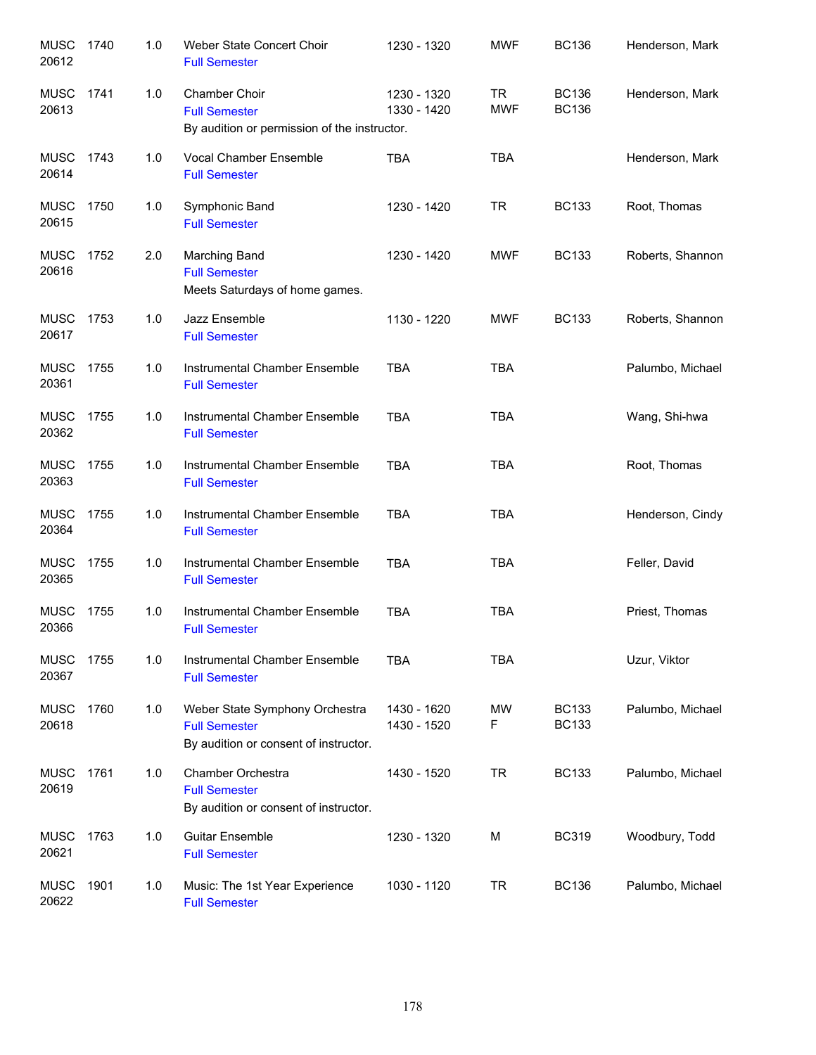| | | | | | | | |
|---|---|---|---|---|---|---|---|
| MUSC 20612 | 1740 | 1.0 | Weber State Concert Choir<br>Full Semester | 1230 - 1320 | MWF | BC136 | Henderson, Mark |
| MUSC 20613 | 1741 | 1.0 | Chamber Choir<br>Full Semester<br>By audition or permission of the instructor. | 1230 - 1320<br>1330 - 1420 | TR<br>MWF | BC136<br>BC136 | Henderson, Mark |
| MUSC 20614 | 1743 | 1.0 | Vocal Chamber Ensemble<br>Full Semester | TBA | TBA | | Henderson, Mark |
| MUSC 20615 | 1750 | 1.0 | Symphonic Band<br>Full Semester | 1230 - 1420 | TR | BC133 | Root, Thomas |
| MUSC 20616 | 1752 | 2.0 | Marching Band<br>Full Semester<br>Meets Saturdays of home games. | 1230 - 1420 | MWF | BC133 | Roberts, Shannon |
| MUSC 20617 | 1753 | 1.0 | Jazz Ensemble<br>Full Semester | 1130 - 1220 | MWF | BC133 | Roberts, Shannon |
| MUSC 20361 | 1755 | 1.0 | Instrumental Chamber Ensemble<br>Full Semester | TBA | TBA | | Palumbo, Michael |
| MUSC 20362 | 1755 | 1.0 | Instrumental Chamber Ensemble<br>Full Semester | TBA | TBA | | Wang, Shi-hwa |
| MUSC 20363 | 1755 | 1.0 | Instrumental Chamber Ensemble<br>Full Semester | TBA | TBA | | Root, Thomas |
| MUSC 20364 | 1755 | 1.0 | Instrumental Chamber Ensemble<br>Full Semester | TBA | TBA | | Henderson, Cindy |
| MUSC 20365 | 1755 | 1.0 | Instrumental Chamber Ensemble<br>Full Semester | TBA | TBA | | Feller, David |
| MUSC 20366 | 1755 | 1.0 | Instrumental Chamber Ensemble<br>Full Semester | TBA | TBA | | Priest, Thomas |
| MUSC 20367 | 1755 | 1.0 | Instrumental Chamber Ensemble<br>Full Semester | TBA | TBA | | Uzur, Viktor |
| MUSC 20618 | 1760 | 1.0 | Weber State Symphony Orchestra<br>Full Semester<br>By audition or consent of instructor. | 1430 - 1620<br>1430 - 1520 | MW<br>F | BC133<br>BC133 | Palumbo, Michael |
| MUSC 20619 | 1761 | 1.0 | Chamber Orchestra<br>Full Semester<br>By audition or consent of instructor. | 1430 - 1520 | TR | BC133 | Palumbo, Michael |
| MUSC 20621 | 1763 | 1.0 | Guitar Ensemble<br>Full Semester | 1230 - 1320 | M | BC319 | Woodbury, Todd |
| MUSC 20622 | 1901 | 1.0 | Music: The 1st Year Experience<br>Full Semester | 1030 - 1120 | TR | BC136 | Palumbo, Michael |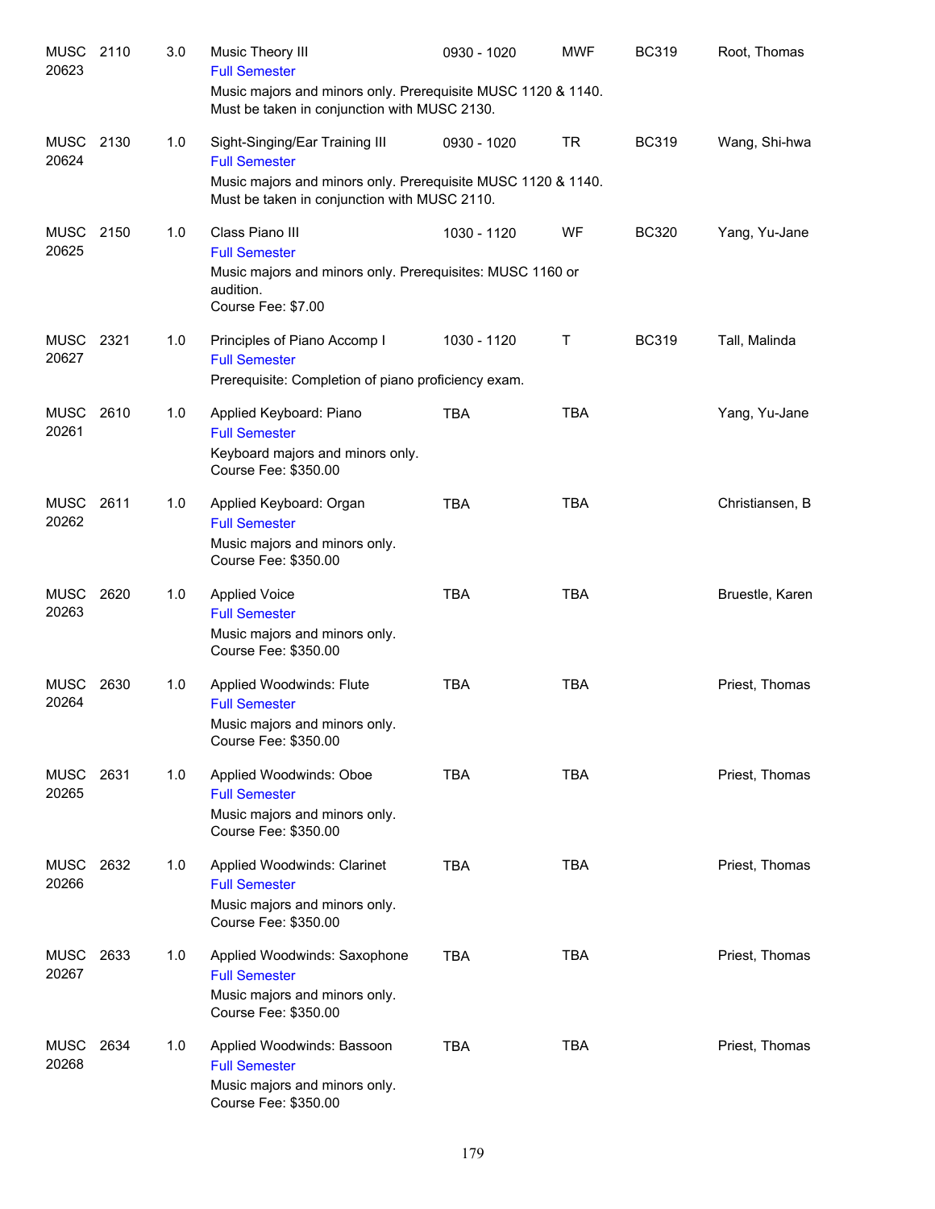| Course | | Credits | Title / Notes | Time | Days | Room | Instructor |
|---|---|---|---|---|---|---|---|
| MUSC 20623 | 2110 | 3.0 | Music Theory III<br>Full Semester<br>Music majors and minors only. Prerequisite MUSC 1120 & 1140. Must be taken in conjunction with MUSC 2130. | 0930 - 1020 | MWF | BC319 | Root, Thomas |
| MUSC 20624 | 2130 | 1.0 | Sight-Singing/Ear Training III<br>Full Semester<br>Music majors and minors only. Prerequisite MUSC 1120 & 1140. Must be taken in conjunction with MUSC 2110. | 0930 - 1020 | TR | BC319 | Wang, Shi-hwa |
| MUSC 20625 | 2150 | 1.0 | Class Piano III<br>Full Semester<br>Music majors and minors only. Prerequisites: MUSC 1160 or audition.<br>Course Fee: $7.00 | 1030 - 1120 | WF | BC320 | Yang, Yu-Jane |
| MUSC 20627 | 2321 | 1.0 | Principles of Piano Accomp I<br>Full Semester<br>Prerequisite: Completion of piano proficiency exam. | 1030 - 1120 | T | BC319 | Tall, Malinda |
| MUSC 20261 | 2610 | 1.0 | Applied Keyboard: Piano<br>Full Semester<br>Keyboard majors and minors only.<br>Course Fee: $350.00 | TBA | TBA | | Yang, Yu-Jane |
| MUSC 20262 | 2611 | 1.0 | Applied Keyboard: Organ<br>Full Semester<br>Music majors and minors only.<br>Course Fee: $350.00 | TBA | TBA | | Christiansen, B |
| MUSC 20263 | 2620 | 1.0 | Applied Voice<br>Full Semester<br>Music majors and minors only.<br>Course Fee: $350.00 | TBA | TBA | | Bruestle, Karen |
| MUSC 20264 | 2630 | 1.0 | Applied Woodwinds: Flute<br>Full Semester<br>Music majors and minors only.<br>Course Fee: $350.00 | TBA | TBA | | Priest, Thomas |
| MUSC 20265 | 2631 | 1.0 | Applied Woodwinds: Oboe<br>Full Semester<br>Music majors and minors only.<br>Course Fee: $350.00 | TBA | TBA | | Priest, Thomas |
| MUSC 20266 | 2632 | 1.0 | Applied Woodwinds: Clarinet<br>Full Semester<br>Music majors and minors only.<br>Course Fee: $350.00 | TBA | TBA | | Priest, Thomas |
| MUSC 20267 | 2633 | 1.0 | Applied Woodwinds: Saxophone<br>Full Semester<br>Music majors and minors only.<br>Course Fee: $350.00 | TBA | TBA | | Priest, Thomas |
| MUSC 20268 | 2634 | 1.0 | Applied Woodwinds: Bassoon<br>Full Semester<br>Music majors and minors only.<br>Course Fee: $350.00 | TBA | TBA | | Priest, Thomas |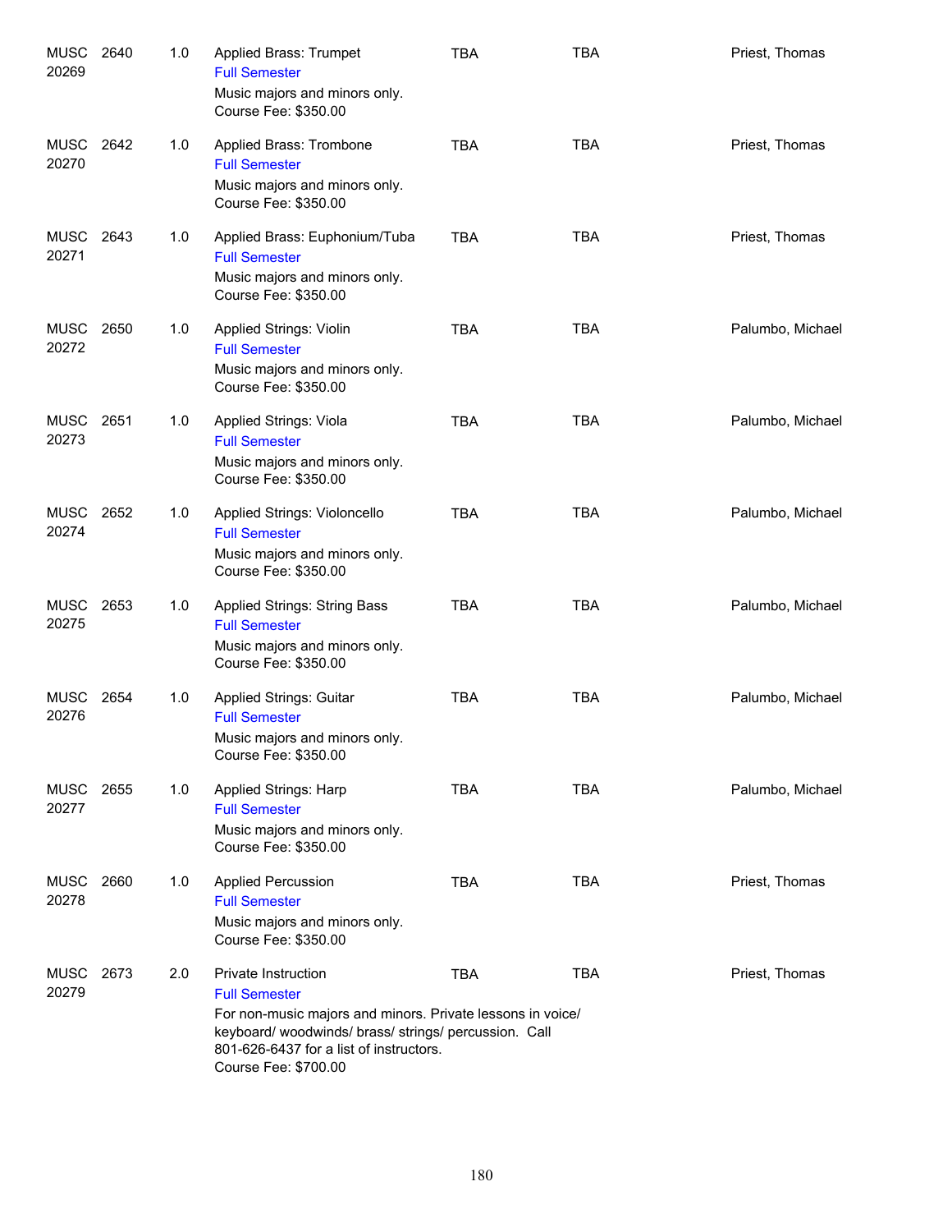| Course | | Credits | Title | Days | Time | | Instructor |
|---|---|---|---|---|---|---|---|
| MUSC 20269 | 2640 | 1.0 | Applied Brass: Trumpet<br>Full Semester<br>Music majors and minors only.<br>Course Fee: $350.00 | TBA | TBA | | Priest, Thomas |
| MUSC 20270 | 2642 | 1.0 | Applied Brass: Trombone<br>Full Semester<br>Music majors and minors only.<br>Course Fee: $350.00 | TBA | TBA | | Priest, Thomas |
| MUSC 20271 | 2643 | 1.0 | Applied Brass: Euphonium/Tuba<br>Full Semester<br>Music majors and minors only.<br>Course Fee: $350.00 | TBA | TBA | | Priest, Thomas |
| MUSC 20272 | 2650 | 1.0 | Applied Strings: Violin<br>Full Semester<br>Music majors and minors only.<br>Course Fee: $350.00 | TBA | TBA | | Palumbo, Michael |
| MUSC 20273 | 2651 | 1.0 | Applied Strings: Viola<br>Full Semester<br>Music majors and minors only.<br>Course Fee: $350.00 | TBA | TBA | | Palumbo, Michael |
| MUSC 20274 | 2652 | 1.0 | Applied Strings: Violoncello<br>Full Semester<br>Music majors and minors only.<br>Course Fee: $350.00 | TBA | TBA | | Palumbo, Michael |
| MUSC 20275 | 2653 | 1.0 | Applied Strings: String Bass<br>Full Semester<br>Music majors and minors only.<br>Course Fee: $350.00 | TBA | TBA | | Palumbo, Michael |
| MUSC 20276 | 2654 | 1.0 | Applied Strings: Guitar<br>Full Semester<br>Music majors and minors only.<br>Course Fee: $350.00 | TBA | TBA | | Palumbo, Michael |
| MUSC 20277 | 2655 | 1.0 | Applied Strings: Harp<br>Full Semester<br>Music majors and minors only.<br>Course Fee: $350.00 | TBA | TBA | | Palumbo, Michael |
| MUSC 20278 | 2660 | 1.0 | Applied Percussion<br>Full Semester<br>Music majors and minors only.<br>Course Fee: $350.00 | TBA | TBA | | Priest, Thomas |
| MUSC 20279 | 2673 | 2.0 | Private Instruction<br>Full Semester<br>For non-music majors and minors. Private lessons in voice/ keyboard/ woodwinds/ brass/ strings/ percussion. Call 801-626-6437 for a list of instructors.<br>Course Fee: $700.00 | TBA | TBA | | Priest, Thomas |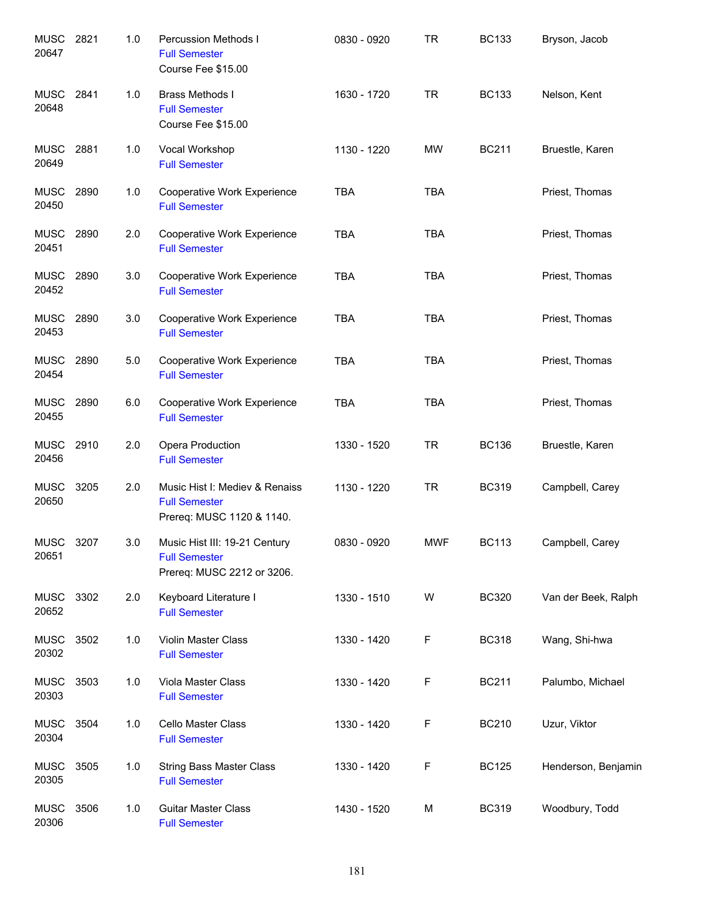| Course | | Credits | Title | Time | Days | Room | Instructor |
|---|---|---|---|---|---|---|---|
| MUSC 20647 | 2821 | 1.0 | Percussion Methods I<br>Full Semester<br>Course Fee $15.00 | 0830 - 0920 | TR | BC133 | Bryson, Jacob |
| MUSC 20648 | 2841 | 1.0 | Brass Methods I<br>Full Semester<br>Course Fee $15.00 | 1630 - 1720 | TR | BC133 | Nelson, Kent |
| MUSC 20649 | 2881 | 1.0 | Vocal Workshop<br>Full Semester | 1130 - 1220 | MW | BC211 | Bruestle, Karen |
| MUSC 20450 | 2890 | 1.0 | Cooperative Work Experience<br>Full Semester | TBA | TBA | | Priest, Thomas |
| MUSC 20451 | 2890 | 2.0 | Cooperative Work Experience<br>Full Semester | TBA | TBA | | Priest, Thomas |
| MUSC 20452 | 2890 | 3.0 | Cooperative Work Experience<br>Full Semester | TBA | TBA | | Priest, Thomas |
| MUSC 20453 | 2890 | 3.0 | Cooperative Work Experience<br>Full Semester | TBA | TBA | | Priest, Thomas |
| MUSC 20454 | 2890 | 5.0 | Cooperative Work Experience<br>Full Semester | TBA | TBA | | Priest, Thomas |
| MUSC 20455 | 2890 | 6.0 | Cooperative Work Experience<br>Full Semester | TBA | TBA | | Priest, Thomas |
| MUSC 20456 | 2910 | 2.0 | Opera Production<br>Full Semester | 1330 - 1520 | TR | BC136 | Bruestle, Karen |
| MUSC 20650 | 3205 | 2.0 | Music Hist I: Mediev & Renaiss<br>Full Semester<br>Prereq: MUSC 1120 & 1140. | 1130 - 1220 | TR | BC319 | Campbell, Carey |
| MUSC 20651 | 3207 | 3.0 | Music Hist III: 19-21 Century<br>Full Semester<br>Prereq: MUSC 2212 or 3206. | 0830 - 0920 | MWF | BC113 | Campbell, Carey |
| MUSC 20652 | 3302 | 2.0 | Keyboard Literature I<br>Full Semester | 1330 - 1510 | W | BC320 | Van der Beek, Ralph |
| MUSC 20302 | 3502 | 1.0 | Violin Master Class<br>Full Semester | 1330 - 1420 | F | BC318 | Wang, Shi-hwa |
| MUSC 20303 | 3503 | 1.0 | Viola Master Class<br>Full Semester | 1330 - 1420 | F | BC211 | Palumbo, Michael |
| MUSC 20304 | 3504 | 1.0 | Cello Master Class<br>Full Semester | 1330 - 1420 | F | BC210 | Uzur, Viktor |
| MUSC 20305 | 3505 | 1.0 | String Bass Master Class<br>Full Semester | 1330 - 1420 | F | BC125 | Henderson, Benjamin |
| MUSC 20306 | 3506 | 1.0 | Guitar Master Class<br>Full Semester | 1430 - 1520 | M | BC319 | Woodbury, Todd |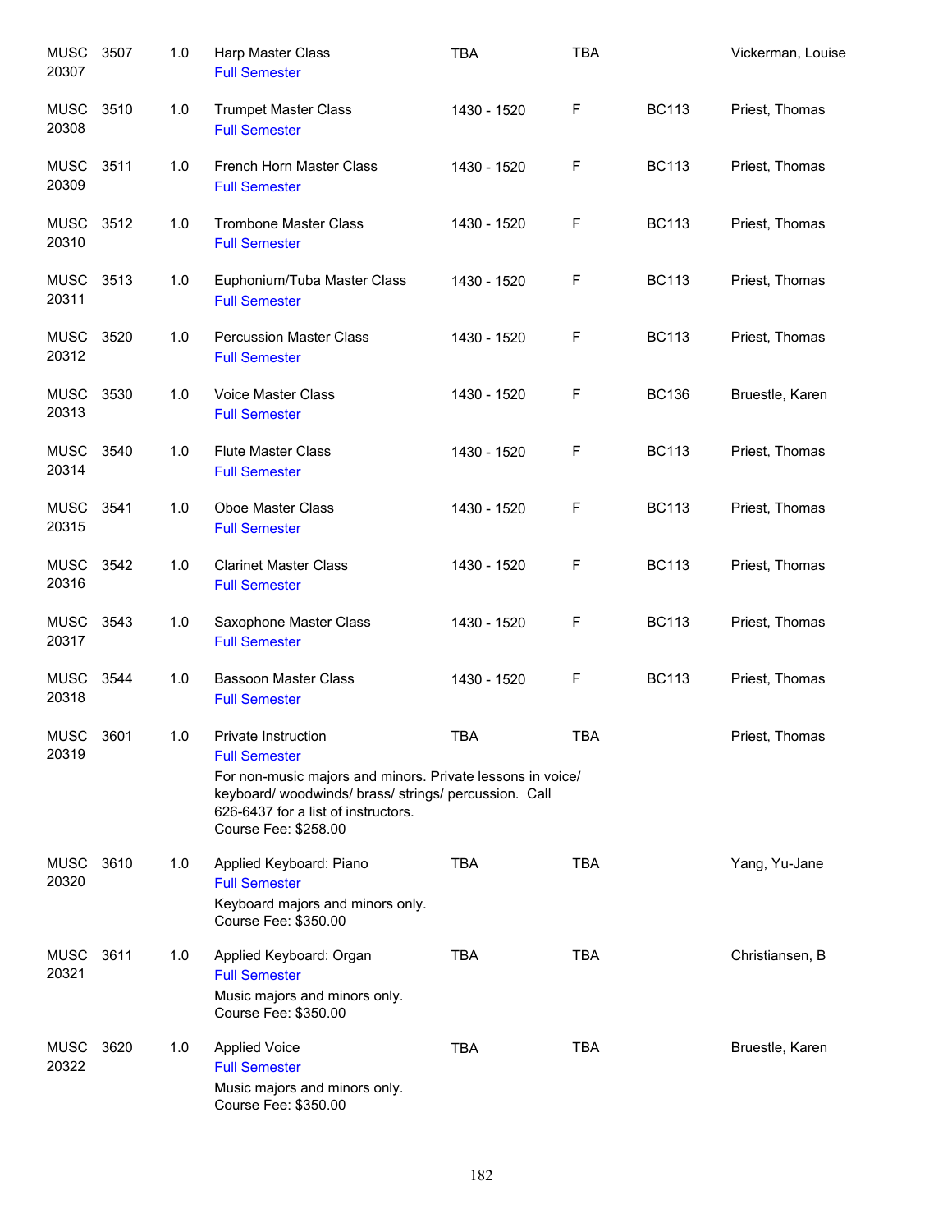| | | | | | | | |
|---|---|---|---|---|---|---|---|
| MUSC 20307 | 3507 | 1.0 | Harp Master Class<br>Full Semester | TBA | TBA | | Vickerman, Louise |
| MUSC 20308 | 3510 | 1.0 | Trumpet Master Class<br>Full Semester | 1430 - 1520 | F | BC113 | Priest, Thomas |
| MUSC 20309 | 3511 | 1.0 | French Horn Master Class<br>Full Semester | 1430 - 1520 | F | BC113 | Priest, Thomas |
| MUSC 20310 | 3512 | 1.0 | Trombone Master Class<br>Full Semester | 1430 - 1520 | F | BC113 | Priest, Thomas |
| MUSC 20311 | 3513 | 1.0 | Euphonium/Tuba Master Class<br>Full Semester | 1430 - 1520 | F | BC113 | Priest, Thomas |
| MUSC 20312 | 3520 | 1.0 | Percussion Master Class<br>Full Semester | 1430 - 1520 | F | BC113 | Priest, Thomas |
| MUSC 20313 | 3530 | 1.0 | Voice Master Class<br>Full Semester | 1430 - 1520 | F | BC136 | Bruestle, Karen |
| MUSC 20314 | 3540 | 1.0 | Flute Master Class<br>Full Semester | 1430 - 1520 | F | BC113 | Priest, Thomas |
| MUSC 20315 | 3541 | 1.0 | Oboe Master Class<br>Full Semester | 1430 - 1520 | F | BC113 | Priest, Thomas |
| MUSC 20316 | 3542 | 1.0 | Clarinet Master Class<br>Full Semester | 1430 - 1520 | F | BC113 | Priest, Thomas |
| MUSC 20317 | 3543 | 1.0 | Saxophone Master Class<br>Full Semester | 1430 - 1520 | F | BC113 | Priest, Thomas |
| MUSC 20318 | 3544 | 1.0 | Bassoon Master Class<br>Full Semester | 1430 - 1520 | F | BC113 | Priest, Thomas |
| MUSC 20319 | 3601 | 1.0 | Private Instruction<br>Full Semester<br>For non-music majors and minors. Private lessons in voice/ keyboard/ woodwinds/ brass/ strings/ percussion. Call 626-6437 for a list of instructors.<br>Course Fee: $258.00 | TBA | TBA | | Priest, Thomas |
| MUSC 20320 | 3610 | 1.0 | Applied Keyboard: Piano<br>Full Semester<br>Keyboard majors and minors only.<br>Course Fee: $350.00 | TBA | TBA | | Yang, Yu-Jane |
| MUSC 20321 | 3611 | 1.0 | Applied Keyboard: Organ<br>Full Semester<br>Music majors and minors only.<br>Course Fee: $350.00 | TBA | TBA | | Christiansen, B |
| MUSC 20322 | 3620 | 1.0 | Applied Voice<br>Full Semester<br>Music majors and minors only.<br>Course Fee: $350.00 | TBA | TBA | | Bruestle, Karen |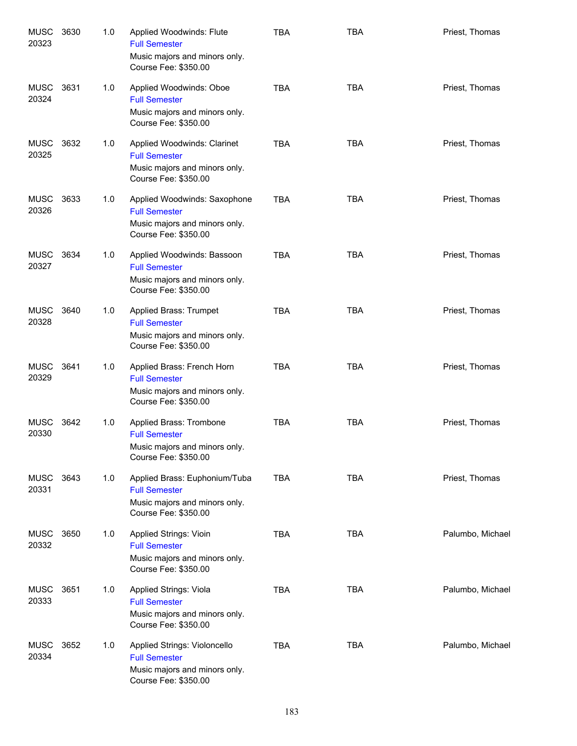| | | | | | | |
|---|---|---|---|---|---|---|
| MUSC 20323 | 3630 | 1.0 | Applied Woodwinds: Flute<br>Full Semester<br>Music majors and minors only.<br>Course Fee: $350.00 | TBA | TBA | Priest, Thomas |
| MUSC 20324 | 3631 | 1.0 | Applied Woodwinds: Oboe<br>Full Semester<br>Music majors and minors only.<br>Course Fee: $350.00 | TBA | TBA | Priest, Thomas |
| MUSC 20325 | 3632 | 1.0 | Applied Woodwinds: Clarinet<br>Full Semester<br>Music majors and minors only.<br>Course Fee: $350.00 | TBA | TBA | Priest, Thomas |
| MUSC 20326 | 3633 | 1.0 | Applied Woodwinds: Saxophone<br>Full Semester<br>Music majors and minors only.<br>Course Fee: $350.00 | TBA | TBA | Priest, Thomas |
| MUSC 20327 | 3634 | 1.0 | Applied Woodwinds: Bassoon<br>Full Semester<br>Music majors and minors only.<br>Course Fee: $350.00 | TBA | TBA | Priest, Thomas |
| MUSC 20328 | 3640 | 1.0 | Applied Brass: Trumpet<br>Full Semester<br>Music majors and minors only.<br>Course Fee: $350.00 | TBA | TBA | Priest, Thomas |
| MUSC 20329 | 3641 | 1.0 | Applied Brass: French Horn<br>Full Semester<br>Music majors and minors only.<br>Course Fee: $350.00 | TBA | TBA | Priest, Thomas |
| MUSC 20330 | 3642 | 1.0 | Applied Brass: Trombone<br>Full Semester<br>Music majors and minors only.<br>Course Fee: $350.00 | TBA | TBA | Priest, Thomas |
| MUSC 20331 | 3643 | 1.0 | Applied Brass: Euphonium/Tuba<br>Full Semester<br>Music majors and minors only.<br>Course Fee: $350.00 | TBA | TBA | Priest, Thomas |
| MUSC 20332 | 3650 | 1.0 | Applied Strings: Vioin<br>Full Semester<br>Music majors and minors only.<br>Course Fee: $350.00 | TBA | TBA | Palumbo, Michael |
| MUSC 20333 | 3651 | 1.0 | Applied Strings: Viola<br>Full Semester<br>Music majors and minors only.<br>Course Fee: $350.00 | TBA | TBA | Palumbo, Michael |
| MUSC 20334 | 3652 | 1.0 | Applied Strings: Violoncello<br>Full Semester<br>Music majors and minors only.<br>Course Fee: $350.00 | TBA | TBA | Palumbo, Michael |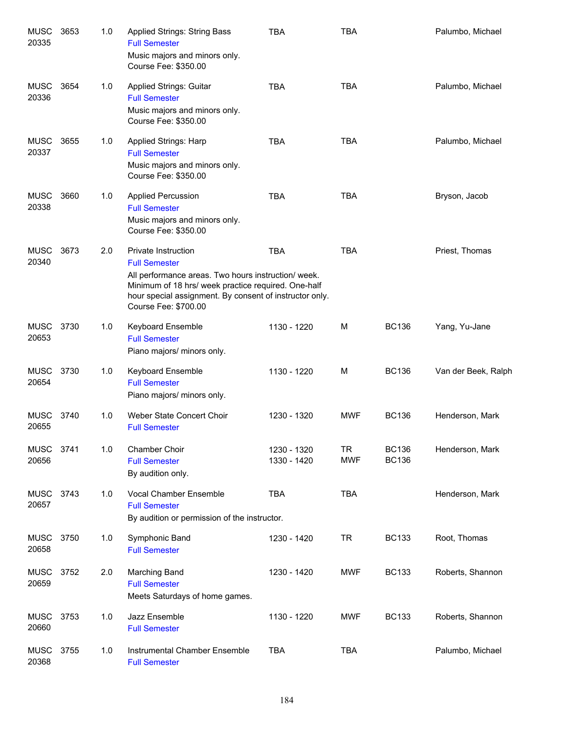| Subject/CRN | Course | Credits | Title | Time | Days | Room | Instructor |
|---|---|---|---|---|---|---|---|
| MUSC 20335 | 3653 | 1.0 | Applied Strings: String Bass<br>Full Semester<br>Music majors and minors only.<br>Course Fee: $350.00 | TBA | TBA | | Palumbo, Michael |
| MUSC 20336 | 3654 | 1.0 | Applied Strings: Guitar<br>Full Semester<br>Music majors and minors only.<br>Course Fee: $350.00 | TBA | TBA | | Palumbo, Michael |
| MUSC 20337 | 3655 | 1.0 | Applied Strings: Harp<br>Full Semester<br>Music majors and minors only.<br>Course Fee: $350.00 | TBA | TBA | | Palumbo, Michael |
| MUSC 20338 | 3660 | 1.0 | Applied Percussion<br>Full Semester<br>Music majors and minors only.<br>Course Fee: $350.00 | TBA | TBA | | Bryson, Jacob |
| MUSC 20340 | 3673 | 2.0 | Private Instruction<br>Full Semester<br>All performance areas. Two hours instruction/ week. Minimum of 18 hrs/ week practice required. One-half hour special assignment. By consent of instructor only.<br>Course Fee: $700.00 | TBA | TBA | | Priest, Thomas |
| MUSC 20653 | 3730 | 1.0 | Keyboard Ensemble<br>Full Semester<br>Piano majors/ minors only. | 1130 - 1220 | M | BC136 | Yang, Yu-Jane |
| MUSC 20654 | 3730 | 1.0 | Keyboard Ensemble<br>Full Semester<br>Piano majors/ minors only. | 1130 - 1220 | M | BC136 | Van der Beek, Ralph |
| MUSC 20655 | 3740 | 1.0 | Weber State Concert Choir<br>Full Semester | 1230 - 1320 | MWF | BC136 | Henderson, Mark |
| MUSC 20656 | 3741 | 1.0 | Chamber Choir<br>Full Semester<br>By audition only. | 1230 - 1320<br>1330 - 1420 | TR<br>MWF | BC136<br>BC136 | Henderson, Mark |
| MUSC 20657 | 3743 | 1.0 | Vocal Chamber Ensemble<br>Full Semester<br>By audition or permission of the instructor. | TBA | TBA | | Henderson, Mark |
| MUSC 20658 | 3750 | 1.0 | Symphonic Band<br>Full Semester | 1230 - 1420 | TR | BC133 | Root, Thomas |
| MUSC 20659 | 3752 | 2.0 | Marching Band<br>Full Semester<br>Meets Saturdays of home games. | 1230 - 1420 | MWF | BC133 | Roberts, Shannon |
| MUSC 20660 | 3753 | 1.0 | Jazz Ensemble<br>Full Semester | 1130 - 1220 | MWF | BC133 | Roberts, Shannon |
| MUSC 20368 | 3755 | 1.0 | Instrumental Chamber Ensemble<br>Full Semester | TBA | TBA | | Palumbo, Michael |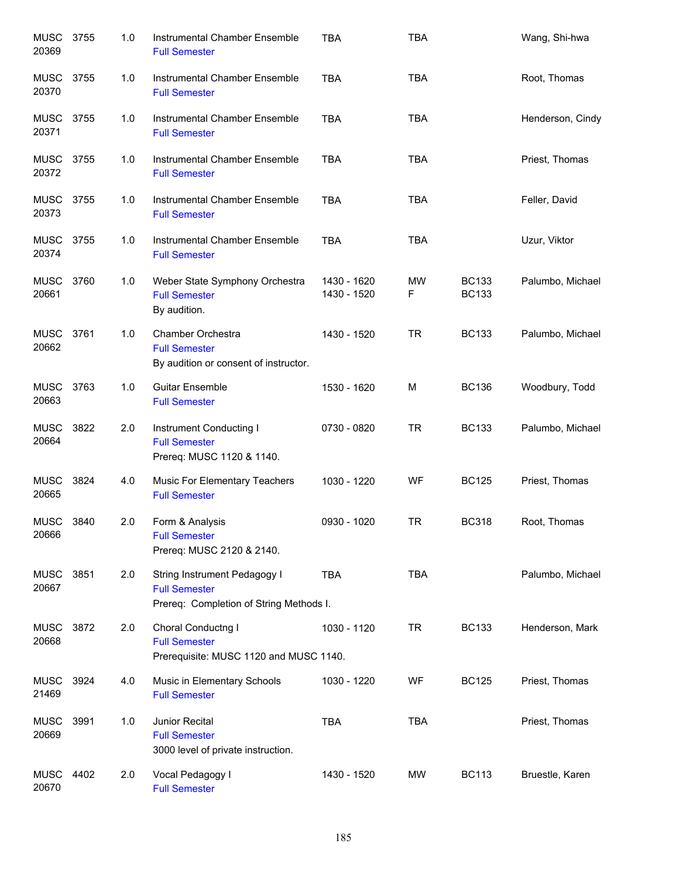| | | | | | | | |
|---|---|---|---|---|---|---|---|
| MUSC 20369 | 3755 | 1.0 | Instrumental Chamber Ensemble<br>Full Semester | TBA | TBA | | Wang, Shi-hwa |
| MUSC 20370 | 3755 | 1.0 | Instrumental Chamber Ensemble<br>Full Semester | TBA | TBA | | Root, Thomas |
| MUSC 20371 | 3755 | 1.0 | Instrumental Chamber Ensemble<br>Full Semester | TBA | TBA | | Henderson, Cindy |
| MUSC 20372 | 3755 | 1.0 | Instrumental Chamber Ensemble<br>Full Semester | TBA | TBA | | Priest, Thomas |
| MUSC 20373 | 3755 | 1.0 | Instrumental Chamber Ensemble<br>Full Semester | TBA | TBA | | Feller, David |
| MUSC 20374 | 3755 | 1.0 | Instrumental Chamber Ensemble<br>Full Semester | TBA | TBA | | Uzur, Viktor |
| MUSC 20661 | 3760 | 1.0 | Weber State Symphony Orchestra<br>Full Semester<br>By audition. | 1430 - 1620<br>1430 - 1520 | MW<br>F | BC133<br>BC133 | Palumbo, Michael |
| MUSC 20662 | 3761 | 1.0 | Chamber Orchestra<br>Full Semester<br>By audition or consent of instructor. | 1430 - 1520 | TR | BC133 | Palumbo, Michael |
| MUSC 20663 | 3763 | 1.0 | Guitar Ensemble<br>Full Semester | 1530 - 1620 | M | BC136 | Woodbury, Todd |
| MUSC 20664 | 3822 | 2.0 | Instrument Conducting I<br>Full Semester<br>Prereq: MUSC 1120 & 1140. | 0730 - 0820 | TR | BC133 | Palumbo, Michael |
| MUSC 20665 | 3824 | 4.0 | Music For Elementary Teachers<br>Full Semester | 1030 - 1220 | WF | BC125 | Priest, Thomas |
| MUSC 20666 | 3840 | 2.0 | Form & Analysis<br>Full Semester<br>Prereq: MUSC 2120 & 2140. | 0930 - 1020 | TR | BC318 | Root, Thomas |
| MUSC 20667 | 3851 | 2.0 | String Instrument Pedagogy I<br>Full Semester<br>Prereq: Completion of String Methods I. | TBA | TBA | | Palumbo, Michael |
| MUSC 20668 | 3872 | 2.0 | Choral Conductng I<br>Full Semester<br>Prerequisite: MUSC 1120 and MUSC 1140. | 1030 - 1120 | TR | BC133 | Henderson, Mark |
| MUSC 21469 | 3924 | 4.0 | Music in Elementary Schools<br>Full Semester | 1030 - 1220 | WF | BC125 | Priest, Thomas |
| MUSC 20669 | 3991 | 1.0 | Junior Recital<br>Full Semester<br>3000 level of private instruction. | TBA | TBA | | Priest, Thomas |
| MUSC 20670 | 4402 | 2.0 | Vocal Pedagogy I<br>Full Semester | 1430 - 1520 | MW | BC113 | Bruestle, Karen |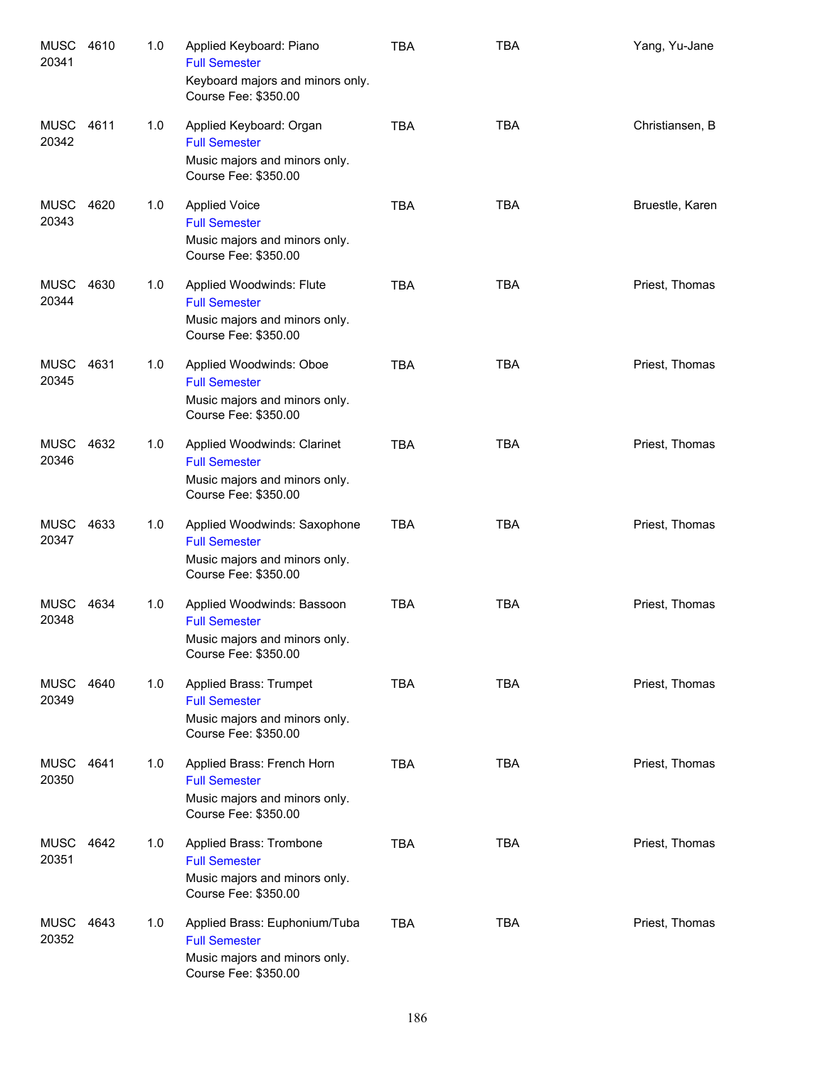| Course | | Credits | Title / Details | Days | Time | Instructor |
|---|---|---|---|---|---|---|
| MUSC 20341 | 4610 | 1.0 | Applied Keyboard: Piano<br>Full Semester<br>Keyboard majors and minors only.<br>Course Fee: $350.00 | TBA | TBA | Yang, Yu-Jane |
| MUSC 20342 | 4611 | 1.0 | Applied Keyboard: Organ<br>Full Semester<br>Music majors and minors only.<br>Course Fee: $350.00 | TBA | TBA | Christiansen, B |
| MUSC 20343 | 4620 | 1.0 | Applied Voice<br>Full Semester<br>Music majors and minors only.<br>Course Fee: $350.00 | TBA | TBA | Bruestle, Karen |
| MUSC 20344 | 4630 | 1.0 | Applied Woodwinds: Flute<br>Full Semester<br>Music majors and minors only.<br>Course Fee: $350.00 | TBA | TBA | Priest, Thomas |
| MUSC 20345 | 4631 | 1.0 | Applied Woodwinds: Oboe<br>Full Semester<br>Music majors and minors only.<br>Course Fee: $350.00 | TBA | TBA | Priest, Thomas |
| MUSC 20346 | 4632 | 1.0 | Applied Woodwinds: Clarinet<br>Full Semester<br>Music majors and minors only.<br>Course Fee: $350.00 | TBA | TBA | Priest, Thomas |
| MUSC 20347 | 4633 | 1.0 | Applied Woodwinds: Saxophone<br>Full Semester<br>Music majors and minors only.<br>Course Fee: $350.00 | TBA | TBA | Priest, Thomas |
| MUSC 20348 | 4634 | 1.0 | Applied Woodwinds: Bassoon<br>Full Semester<br>Music majors and minors only.<br>Course Fee: $350.00 | TBA | TBA | Priest, Thomas |
| MUSC 20349 | 4640 | 1.0 | Applied Brass: Trumpet<br>Full Semester<br>Music majors and minors only.<br>Course Fee: $350.00 | TBA | TBA | Priest, Thomas |
| MUSC 20350 | 4641 | 1.0 | Applied Brass: French Horn<br>Full Semester<br>Music majors and minors only.<br>Course Fee: $350.00 | TBA | TBA | Priest, Thomas |
| MUSC 20351 | 4642 | 1.0 | Applied Brass: Trombone<br>Full Semester<br>Music majors and minors only.<br>Course Fee: $350.00 | TBA | TBA | Priest, Thomas |
| MUSC 20352 | 4643 | 1.0 | Applied Brass: Euphonium/Tuba<br>Full Semester<br>Music majors and minors only.<br>Course Fee: $350.00 | TBA | TBA | Priest, Thomas |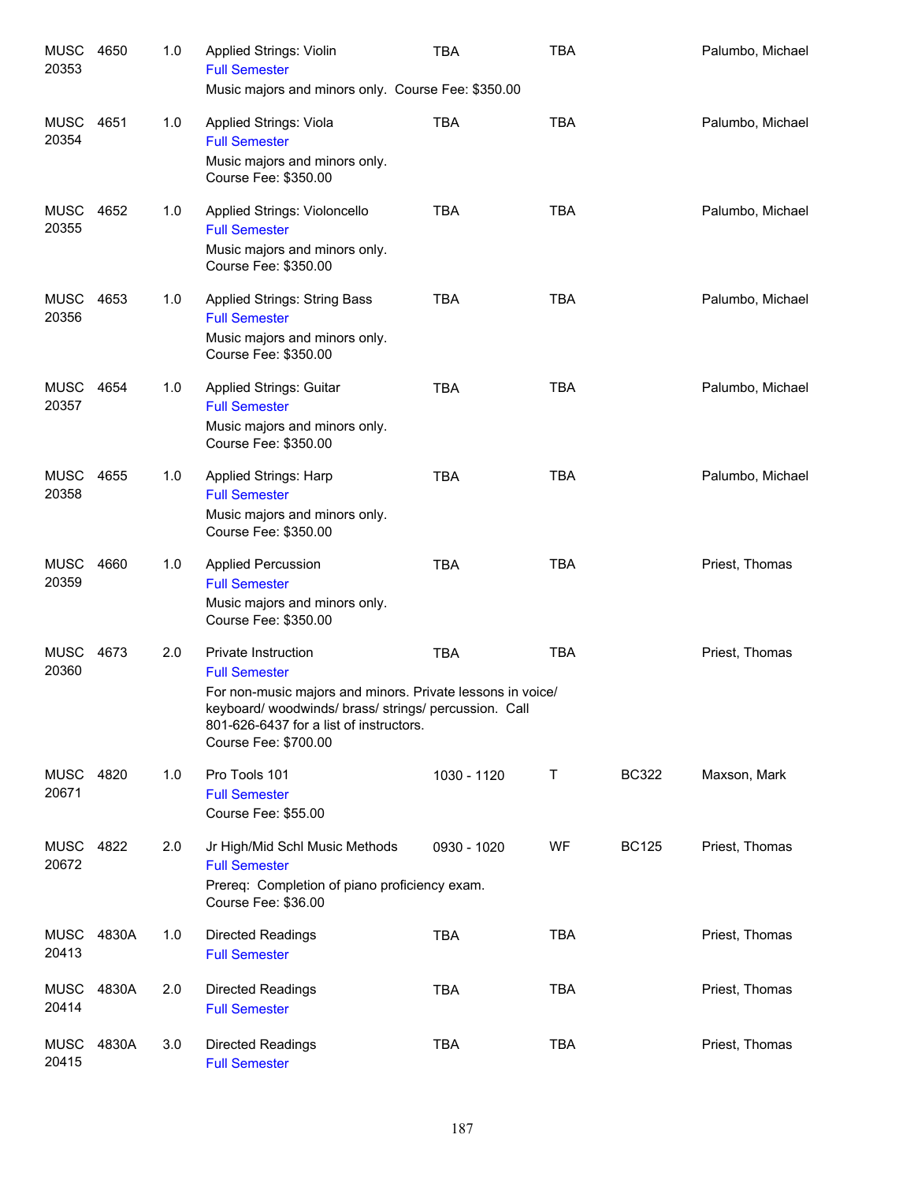| | | | | | | | |
|---|---|---|---|---|---|---|---|
| MUSC 20353 | 4650 | 1.0 | Applied Strings: Violin<br>Full Semester<br>Music majors and minors only. Course Fee: $350.00 | TBA | TBA | | Palumbo, Michael |
| MUSC 20354 | 4651 | 1.0 | Applied Strings: Viola<br>Full Semester<br>Music majors and minors only.<br>Course Fee: $350.00 | TBA | TBA | | Palumbo, Michael |
| MUSC 20355 | 4652 | 1.0 | Applied Strings: Violoncello<br>Full Semester<br>Music majors and minors only.<br>Course Fee: $350.00 | TBA | TBA | | Palumbo, Michael |
| MUSC 20356 | 4653 | 1.0 | Applied Strings: String Bass<br>Full Semester<br>Music majors and minors only.<br>Course Fee: $350.00 | TBA | TBA | | Palumbo, Michael |
| MUSC 20357 | 4654 | 1.0 | Applied Strings: Guitar<br>Full Semester<br>Music majors and minors only.<br>Course Fee: $350.00 | TBA | TBA | | Palumbo, Michael |
| MUSC 20358 | 4655 | 1.0 | Applied Strings: Harp<br>Full Semester<br>Music majors and minors only.<br>Course Fee: $350.00 | TBA | TBA | | Palumbo, Michael |
| MUSC 20359 | 4660 | 1.0 | Applied Percussion<br>Full Semester<br>Music majors and minors only.<br>Course Fee: $350.00 | TBA | TBA | | Priest, Thomas |
| MUSC 20360 | 4673 | 2.0 | Private Instruction<br>Full Semester<br>For non-music majors and minors. Private lessons in voice/ keyboard/ woodwinds/ brass/ strings/ percussion. Call 801-626-6437 for a list of instructors.<br>Course Fee: $700.00 | TBA | TBA | | Priest, Thomas |
| MUSC 20671 | 4820 | 1.0 | Pro Tools 101<br>Full Semester<br>Course Fee: $55.00 | 1030 - 1120 | T | BC322 | Maxson, Mark |
| MUSC 20672 | 4822 | 2.0 | Jr High/Mid Schl Music Methods<br>Full Semester<br>Prereq: Completion of piano proficiency exam.<br>Course Fee: $36.00 | 0930 - 1020 | WF | BC125 | Priest, Thomas |
| MUSC 20413 | 4830A | 1.0 | Directed Readings<br>Full Semester | TBA | TBA | | Priest, Thomas |
| MUSC 20414 | 4830A | 2.0 | Directed Readings<br>Full Semester | TBA | TBA | | Priest, Thomas |
| MUSC 20415 | 4830A | 3.0 | Directed Readings<br>Full Semester | TBA | TBA | | Priest, Thomas |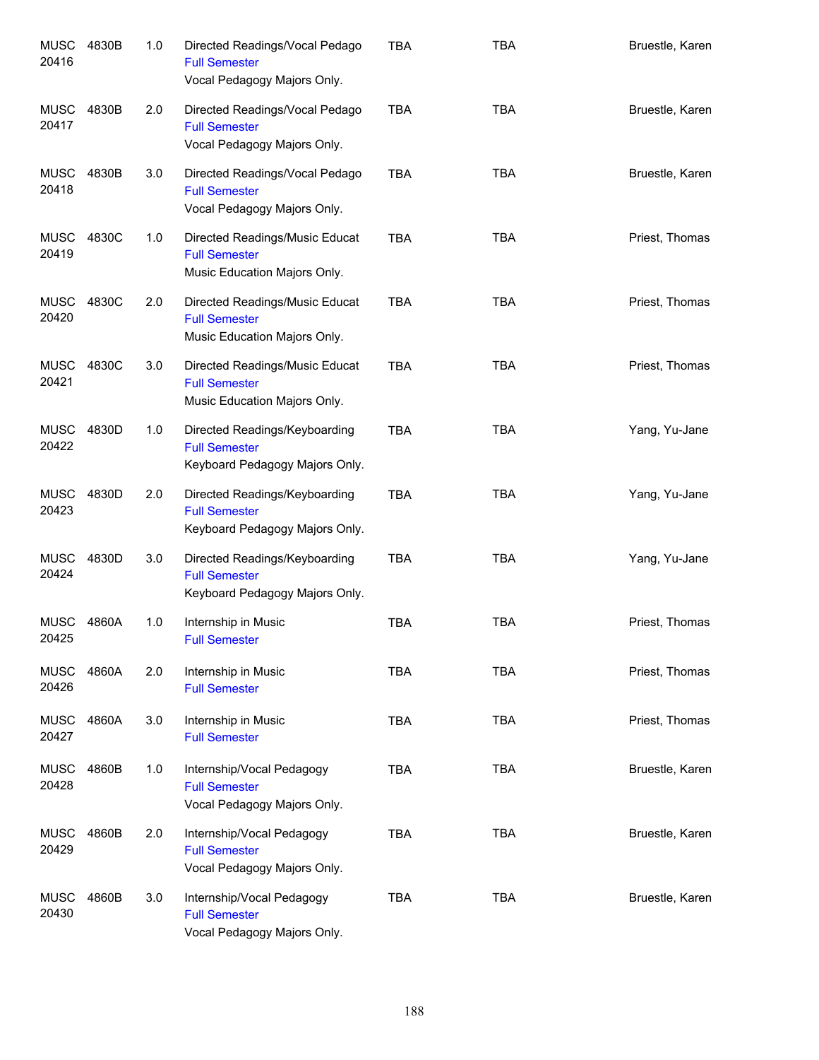| | | | | | | |
|---|---|---|---|---|---|---|
| MUSC 20416 | 4830B | 1.0 | Directed Readings/Vocal Pedago<br>Full Semester<br>Vocal Pedagogy Majors Only. | TBA | TBA | Bruestle, Karen |
| MUSC 20417 | 4830B | 2.0 | Directed Readings/Vocal Pedago<br>Full Semester<br>Vocal Pedagogy Majors Only. | TBA | TBA | Bruestle, Karen |
| MUSC 20418 | 4830B | 3.0 | Directed Readings/Vocal Pedago<br>Full Semester<br>Vocal Pedagogy Majors Only. | TBA | TBA | Bruestle, Karen |
| MUSC 20419 | 4830C | 1.0 | Directed Readings/Music Educat<br>Full Semester<br>Music Education Majors Only. | TBA | TBA | Priest, Thomas |
| MUSC 20420 | 4830C | 2.0 | Directed Readings/Music Educat<br>Full Semester<br>Music Education Majors Only. | TBA | TBA | Priest, Thomas |
| MUSC 20421 | 4830C | 3.0 | Directed Readings/Music Educat<br>Full Semester<br>Music Education Majors Only. | TBA | TBA | Priest, Thomas |
| MUSC 20422 | 4830D | 1.0 | Directed Readings/Keyboarding<br>Full Semester<br>Keyboard Pedagogy Majors Only. | TBA | TBA | Yang, Yu-Jane |
| MUSC 20423 | 4830D | 2.0 | Directed Readings/Keyboarding<br>Full Semester<br>Keyboard Pedagogy Majors Only. | TBA | TBA | Yang, Yu-Jane |
| MUSC 20424 | 4830D | 3.0 | Directed Readings/Keyboarding<br>Full Semester<br>Keyboard Pedagogy Majors Only. | TBA | TBA | Yang, Yu-Jane |
| MUSC 20425 | 4860A | 1.0 | Internship in Music<br>Full Semester | TBA | TBA | Priest, Thomas |
| MUSC 20426 | 4860A | 2.0 | Internship in Music<br>Full Semester | TBA | TBA | Priest, Thomas |
| MUSC 20427 | 4860A | 3.0 | Internship in Music<br>Full Semester | TBA | TBA | Priest, Thomas |
| MUSC 20428 | 4860B | 1.0 | Internship/Vocal Pedagogy<br>Full Semester<br>Vocal Pedagogy Majors Only. | TBA | TBA | Bruestle, Karen |
| MUSC 20429 | 4860B | 2.0 | Internship/Vocal Pedagogy<br>Full Semester<br>Vocal Pedagogy Majors Only. | TBA | TBA | Bruestle, Karen |
| MUSC 20430 | 4860B | 3.0 | Internship/Vocal Pedagogy<br>Full Semester<br>Vocal Pedagogy Majors Only. | TBA | TBA | Bruestle, Karen |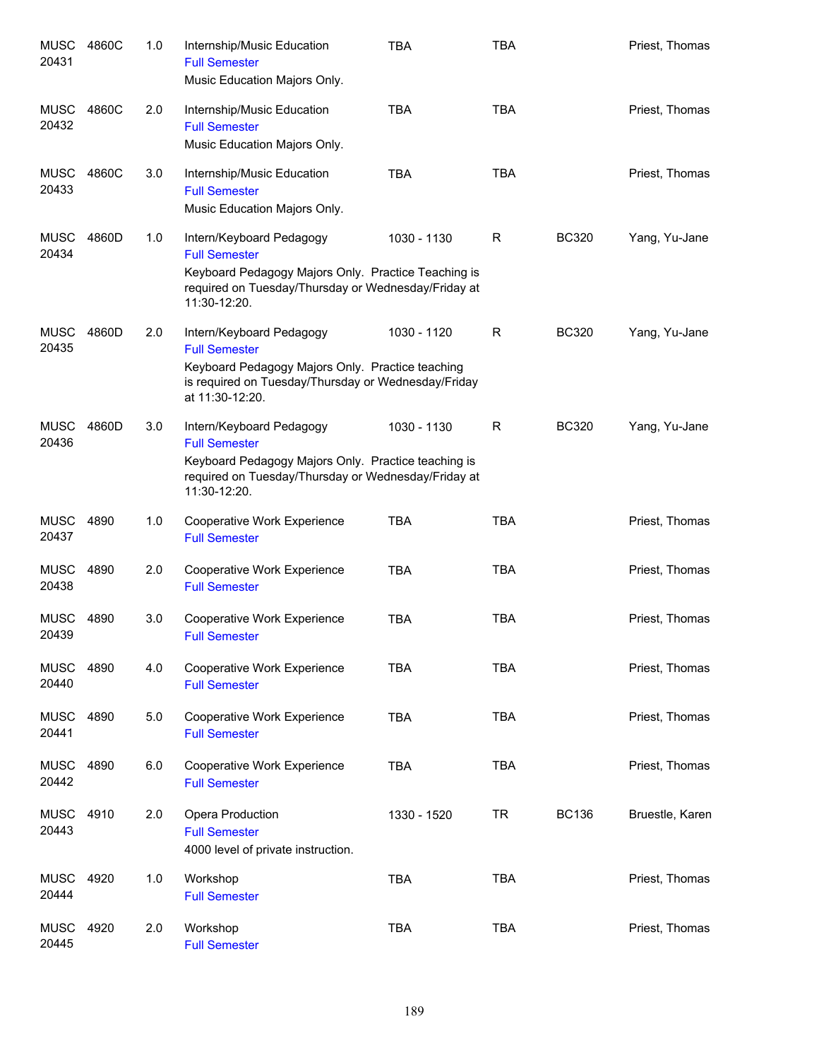| | | | | | | | |
|---|---|---|---|---|---|---|---|
| MUSC 20431 | 4860C | 1.0 | Internship/Music Education<br>Full Semester<br>Music Education Majors Only. | TBA | TBA | | Priest, Thomas |
| MUSC 20432 | 4860C | 2.0 | Internship/Music Education<br>Full Semester<br>Music Education Majors Only. | TBA | TBA | | Priest, Thomas |
| MUSC 20433 | 4860C | 3.0 | Internship/Music Education<br>Full Semester<br>Music Education Majors Only. | TBA | TBA | | Priest, Thomas |
| MUSC 20434 | 4860D | 1.0 | Intern/Keyboard Pedagogy<br>Full Semester<br>Keyboard Pedagogy Majors Only. Practice Teaching is required on Tuesday/Thursday or Wednesday/Friday at 11:30-12:20. | 1030 - 1130 | R | BC320 | Yang, Yu-Jane |
| MUSC 20435 | 4860D | 2.0 | Intern/Keyboard Pedagogy<br>Full Semester<br>Keyboard Pedagogy Majors Only. Practice teaching is required on Tuesday/Thursday or Wednesday/Friday at 11:30-12:20. | 1030 - 1120 | R | BC320 | Yang, Yu-Jane |
| MUSC 20436 | 4860D | 3.0 | Intern/Keyboard Pedagogy<br>Full Semester<br>Keyboard Pedagogy Majors Only. Practice teaching is required on Tuesday/Thursday or Wednesday/Friday at 11:30-12:20. | 1030 - 1130 | R | BC320 | Yang, Yu-Jane |
| MUSC 20437 | 4890 | 1.0 | Cooperative Work Experience<br>Full Semester | TBA | TBA | | Priest, Thomas |
| MUSC 20438 | 4890 | 2.0 | Cooperative Work Experience<br>Full Semester | TBA | TBA | | Priest, Thomas |
| MUSC 20439 | 4890 | 3.0 | Cooperative Work Experience<br>Full Semester | TBA | TBA | | Priest, Thomas |
| MUSC 20440 | 4890 | 4.0 | Cooperative Work Experience<br>Full Semester | TBA | TBA | | Priest, Thomas |
| MUSC 20441 | 4890 | 5.0 | Cooperative Work Experience<br>Full Semester | TBA | TBA | | Priest, Thomas |
| MUSC 20442 | 4890 | 6.0 | Cooperative Work Experience<br>Full Semester | TBA | TBA | | Priest, Thomas |
| MUSC 20443 | 4910 | 2.0 | Opera Production<br>Full Semester<br>4000 level of private instruction. | 1330 - 1520 | TR | BC136 | Bruestle, Karen |
| MUSC 20444 | 4920 | 1.0 | Workshop<br>Full Semester | TBA | TBA | | Priest, Thomas |
| MUSC 20445 | 4920 | 2.0 | Workshop<br>Full Semester | TBA | TBA | | Priest, Thomas |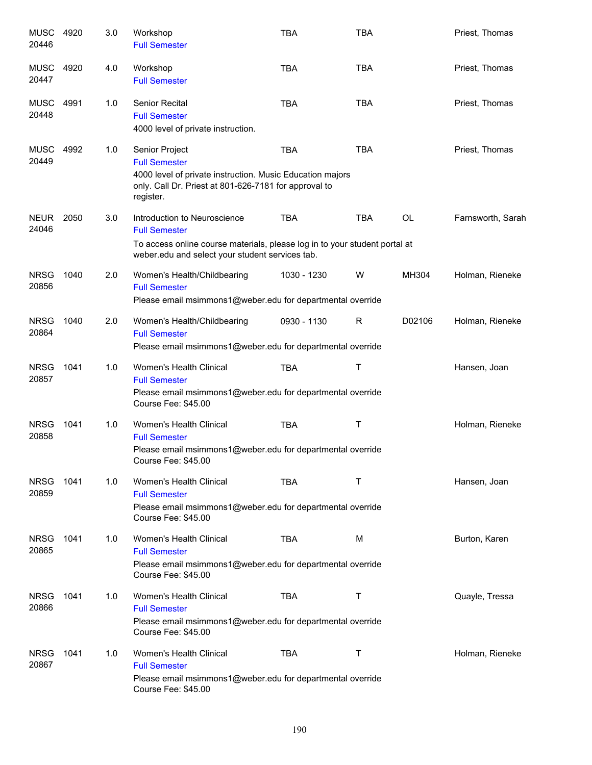| Course | | Credits | Title | Time | Days | Room | Instructor |
|---|---|---|---|---|---|---|---|
| MUSC 20446 | 4920 | 3.0 | Workshop<br>Full Semester | TBA | TBA | | Priest, Thomas |
| MUSC 20447 | 4920 | 4.0 | Workshop<br>Full Semester | TBA | TBA | | Priest, Thomas |
| MUSC 20448 | 4991 | 1.0 | Senior Recital<br>Full Semester<br>4000 level of private instruction. | TBA | TBA | | Priest, Thomas |
| MUSC 20449 | 4992 | 1.0 | Senior Project<br>Full Semester<br>4000 level of private instruction. Music Education majors only. Call Dr. Priest at 801-626-7181 for approval to register. | TBA | TBA | | Priest, Thomas |
| NEUR 24046 | 2050 | 3.0 | Introduction to Neuroscience<br>Full Semester<br>To access online course materials, please log in to your student portal at weber.edu and select your student services tab. | TBA | TBA | OL | Farnsworth, Sarah |
| NRSG 20856 | 1040 | 2.0 | Women's Health/Childbearing<br>Full Semester<br>Please email msimmons1@weber.edu for departmental override | 1030 - 1230 | W | MH304 | Holman, Rieneke |
| NRSG 20864 | 1040 | 2.0 | Women's Health/Childbearing<br>Full Semester<br>Please email msimmons1@weber.edu for departmental override | 0930 - 1130 | R | D02106 | Holman, Rieneke |
| NRSG 20857 | 1041 | 1.0 | Women's Health Clinical<br>Full Semester<br>Please email msimmons1@weber.edu for departmental override<br>Course Fee: $45.00 | TBA | T | | Hansen, Joan |
| NRSG 20858 | 1041 | 1.0 | Women's Health Clinical<br>Full Semester<br>Please email msimmons1@weber.edu for departmental override<br>Course Fee: $45.00 | TBA | T | | Holman, Rieneke |
| NRSG 20859 | 1041 | 1.0 | Women's Health Clinical<br>Full Semester<br>Please email msimmons1@weber.edu for departmental override<br>Course Fee: $45.00 | TBA | T | | Hansen, Joan |
| NRSG 20865 | 1041 | 1.0 | Women's Health Clinical<br>Full Semester<br>Please email msimmons1@weber.edu for departmental override<br>Course Fee: $45.00 | TBA | M | | Burton, Karen |
| NRSG 20866 | 1041 | 1.0 | Women's Health Clinical<br>Full Semester<br>Please email msimmons1@weber.edu for departmental override<br>Course Fee: $45.00 | TBA | T | | Quayle, Tressa |
| NRSG 20867 | 1041 | 1.0 | Women's Health Clinical<br>Full Semester<br>Please email msimmons1@weber.edu for departmental override<br>Course Fee: $45.00 | TBA | T | | Holman, Rieneke |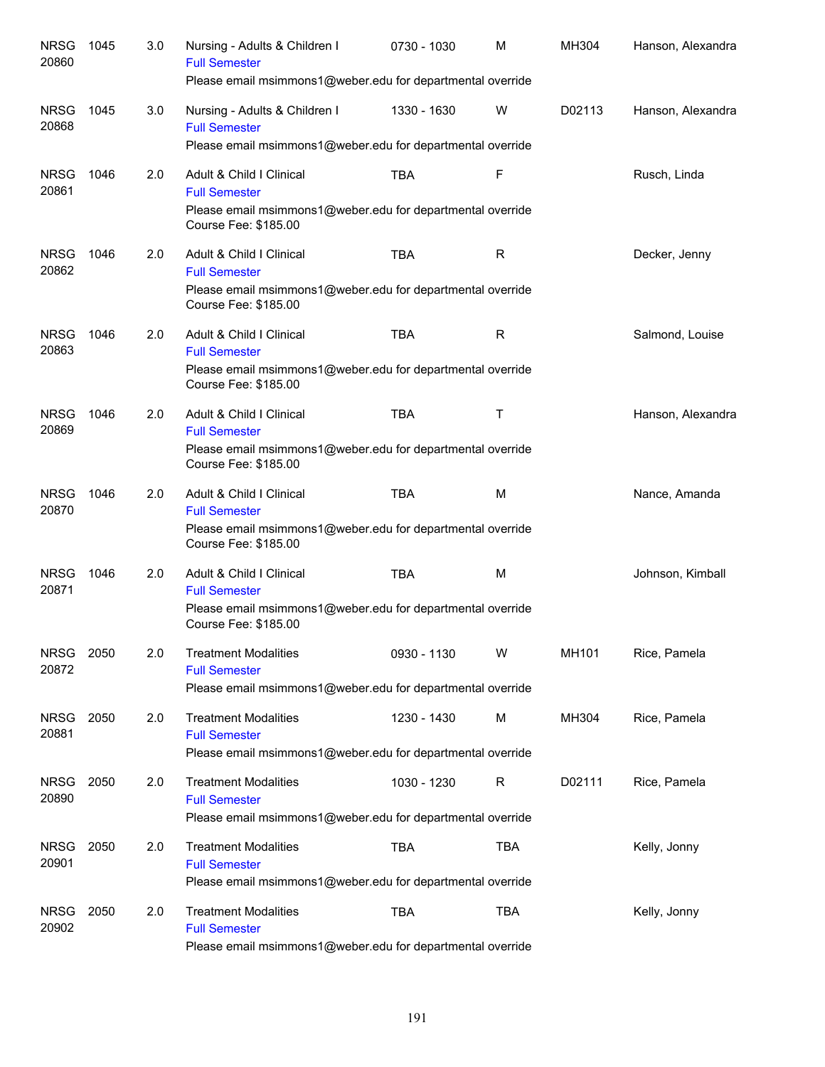| | | | | | | | |
|---|---|---|---|---|---|---|---|
| NRSG 20860 | 1045 | 3.0 | Nursing - Adults & Children I<br>Full Semester<br>Please email msimmons1@weber.edu for departmental override | 0730 - 1030 | M | MH304 | Hanson, Alexandra |
| NRSG 20868 | 1045 | 3.0 | Nursing - Adults & Children I<br>Full Semester<br>Please email msimmons1@weber.edu for departmental override | 1330 - 1630 | W | D02113 | Hanson, Alexandra |
| NRSG 20861 | 1046 | 2.0 | Adult & Child I Clinical<br>Full Semester<br>Please email msimmons1@weber.edu for departmental override<br>Course Fee: $185.00 | TBA | F | | Rusch, Linda |
| NRSG 20862 | 1046 | 2.0 | Adult & Child I Clinical<br>Full Semester<br>Please email msimmons1@weber.edu for departmental override<br>Course Fee: $185.00 | TBA | R | | Decker, Jenny |
| NRSG 20863 | 1046 | 2.0 | Adult & Child I Clinical<br>Full Semester<br>Please email msimmons1@weber.edu for departmental override<br>Course Fee: $185.00 | TBA | R | | Salmond, Louise |
| NRSG 20869 | 1046 | 2.0 | Adult & Child I Clinical<br>Full Semester<br>Please email msimmons1@weber.edu for departmental override<br>Course Fee: $185.00 | TBA | T | | Hanson, Alexandra |
| NRSG 20870 | 1046 | 2.0 | Adult & Child I Clinical<br>Full Semester<br>Please email msimmons1@weber.edu for departmental override<br>Course Fee: $185.00 | TBA | M | | Nance, Amanda |
| NRSG 20871 | 1046 | 2.0 | Adult & Child I Clinical<br>Full Semester<br>Please email msimmons1@weber.edu for departmental override<br>Course Fee: $185.00 | TBA | M | | Johnson, Kimball |
| NRSG 20872 | 2050 | 2.0 | Treatment Modalities<br>Full Semester<br>Please email msimmons1@weber.edu for departmental override | 0930 - 1130 | W | MH101 | Rice, Pamela |
| NRSG 20881 | 2050 | 2.0 | Treatment Modalities<br>Full Semester<br>Please email msimmons1@weber.edu for departmental override | 1230 - 1430 | M | MH304 | Rice, Pamela |
| NRSG 20890 | 2050 | 2.0 | Treatment Modalities<br>Full Semester<br>Please email msimmons1@weber.edu for departmental override | 1030 - 1230 | R | D02111 | Rice, Pamela |
| NRSG 20901 | 2050 | 2.0 | Treatment Modalities<br>Full Semester<br>Please email msimmons1@weber.edu for departmental override | TBA | TBA | | Kelly, Jonny |
| NRSG 20902 | 2050 | 2.0 | Treatment Modalities<br>Full Semester<br>Please email msimmons1@weber.edu for departmental override | TBA | TBA | | Kelly, Jonny |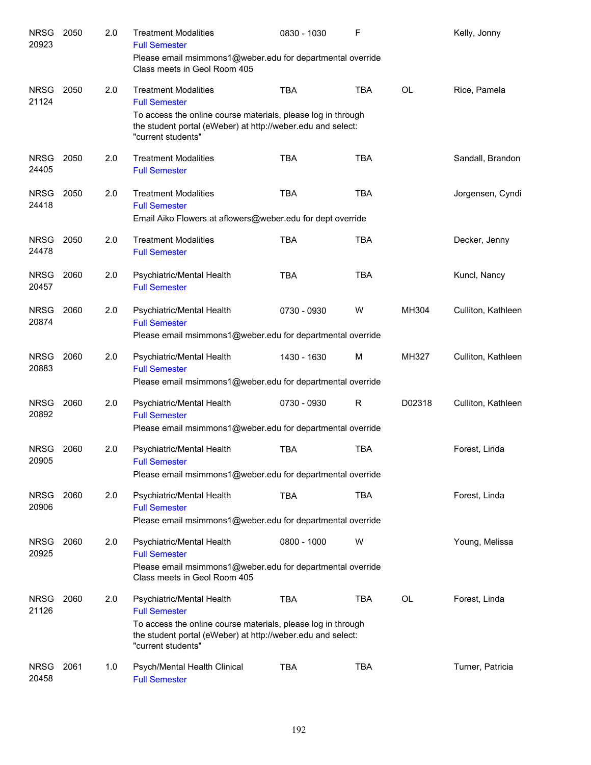| Subject | Course | Credits | Title | Time | Days | Room | Instructor |
|---|---|---|---|---|---|---|---|
| NRSG 20923 | 2050 | 2.0 | Treatment Modalities<br>Full Semester<br>Please email msimmons1@weber.edu for departmental override<br>Class meets in Geol Room 405 | 0830 - 1030 | F | | Kelly, Jonny |
| NRSG 21124 | 2050 | 2.0 | Treatment Modalities<br>Full Semester<br>To access the online course materials, please log in through the student portal (eWeber) at http://weber.edu and select: "current students" | TBA | TBA | OL | Rice, Pamela |
| NRSG 24405 | 2050 | 2.0 | Treatment Modalities<br>Full Semester | TBA | TBA | | Sandall, Brandon |
| NRSG 24418 | 2050 | 2.0 | Treatment Modalities<br>Full Semester<br>Email Aiko Flowers at aflowers@weber.edu for dept override | TBA | TBA | | Jorgensen, Cyndi |
| NRSG 24478 | 2050 | 2.0 | Treatment Modalities<br>Full Semester | TBA | TBA | | Decker, Jenny |
| NRSG 20457 | 2060 | 2.0 | Psychiatric/Mental Health<br>Full Semester | TBA | TBA | | Kuncl, Nancy |
| NRSG 20874 | 2060 | 2.0 | Psychiatric/Mental Health<br>Full Semester<br>Please email msimmons1@weber.edu for departmental override | 0730 - 0930 | W | MH304 | Culliton, Kathleen |
| NRSG 20883 | 2060 | 2.0 | Psychiatric/Mental Health<br>Full Semester<br>Please email msimmons1@weber.edu for departmental override | 1430 - 1630 | M | MH327 | Culliton, Kathleen |
| NRSG 20892 | 2060 | 2.0 | Psychiatric/Mental Health<br>Full Semester<br>Please email msimmons1@weber.edu for departmental override | 0730 - 0930 | R | D02318 | Culliton, Kathleen |
| NRSG 20905 | 2060 | 2.0 | Psychiatric/Mental Health<br>Full Semester<br>Please email msimmons1@weber.edu for departmental override | TBA | TBA | | Forest, Linda |
| NRSG 20906 | 2060 | 2.0 | Psychiatric/Mental Health<br>Full Semester<br>Please email msimmons1@weber.edu for departmental override | TBA | TBA | | Forest, Linda |
| NRSG 20925 | 2060 | 2.0 | Psychiatric/Mental Health<br>Full Semester<br>Please email msimmons1@weber.edu for departmental override<br>Class meets in Geol Room 405 | 0800 - 1000 | W | | Young, Melissa |
| NRSG 21126 | 2060 | 2.0 | Psychiatric/Mental Health<br>Full Semester<br>To access the online course materials, please log in through the student portal (eWeber) at http://weber.edu and select: "current students" | TBA | TBA | OL | Forest, Linda |
| NRSG 20458 | 2061 | 1.0 | Psych/Mental Health Clinical<br>Full Semester | TBA | TBA | | Turner, Patricia |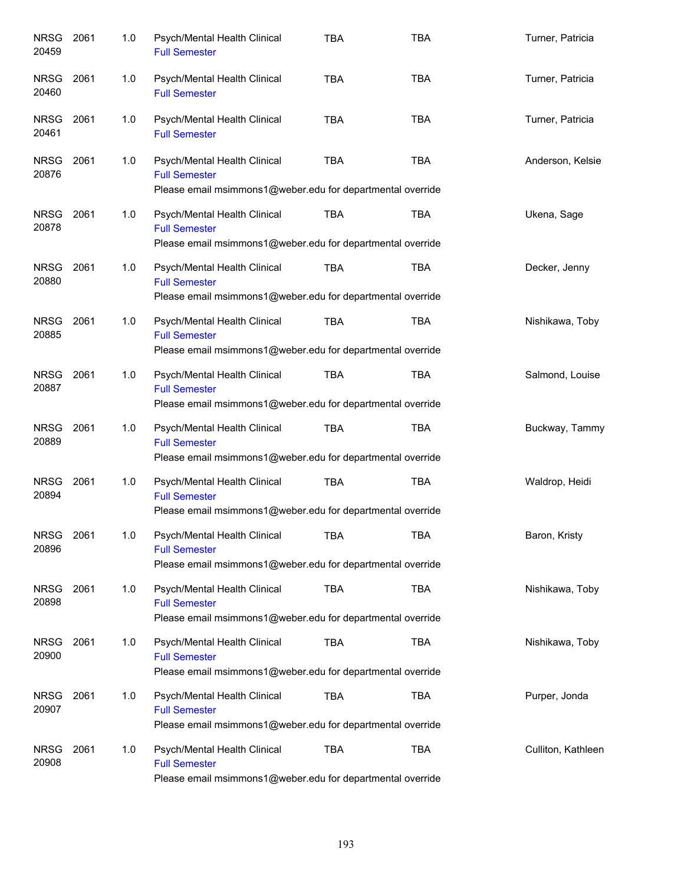| | | | | | | |
|---|---|---|---|---|---|---|
| NRSG 20459 | 2061 | 1.0 | Psych/Mental Health Clinical<br>Full Semester | TBA | TBA | Turner, Patricia |
| NRSG 20460 | 2061 | 1.0 | Psych/Mental Health Clinical<br>Full Semester | TBA | TBA | Turner, Patricia |
| NRSG 20461 | 2061 | 1.0 | Psych/Mental Health Clinical<br>Full Semester | TBA | TBA | Turner, Patricia |
| NRSG 20876 | 2061 | 1.0 | Psych/Mental Health Clinical<br>Full Semester<br>Please email msimmons1@weber.edu for departmental override | TBA | TBA | Anderson, Kelsie |
| NRSG 20878 | 2061 | 1.0 | Psych/Mental Health Clinical<br>Full Semester<br>Please email msimmons1@weber.edu for departmental override | TBA | TBA | Ukena, Sage |
| NRSG 20880 | 2061 | 1.0 | Psych/Mental Health Clinical<br>Full Semester<br>Please email msimmons1@weber.edu for departmental override | TBA | TBA | Decker, Jenny |
| NRSG 20885 | 2061 | 1.0 | Psych/Mental Health Clinical<br>Full Semester<br>Please email msimmons1@weber.edu for departmental override | TBA | TBA | Nishikawa, Toby |
| NRSG 20887 | 2061 | 1.0 | Psych/Mental Health Clinical<br>Full Semester<br>Please email msimmons1@weber.edu for departmental override | TBA | TBA | Salmond, Louise |
| NRSG 20889 | 2061 | 1.0 | Psych/Mental Health Clinical<br>Full Semester<br>Please email msimmons1@weber.edu for departmental override | TBA | TBA | Buckway, Tammy |
| NRSG 20894 | 2061 | 1.0 | Psych/Mental Health Clinical<br>Full Semester<br>Please email msimmons1@weber.edu for departmental override | TBA | TBA | Waldrop, Heidi |
| NRSG 20896 | 2061 | 1.0 | Psych/Mental Health Clinical<br>Full Semester<br>Please email msimmons1@weber.edu for departmental override | TBA | TBA | Baron, Kristy |
| NRSG 20898 | 2061 | 1.0 | Psych/Mental Health Clinical<br>Full Semester<br>Please email msimmons1@weber.edu for departmental override | TBA | TBA | Nishikawa, Toby |
| NRSG 20900 | 2061 | 1.0 | Psych/Mental Health Clinical<br>Full Semester<br>Please email msimmons1@weber.edu for departmental override | TBA | TBA | Nishikawa, Toby |
| NRSG 20907 | 2061 | 1.0 | Psych/Mental Health Clinical<br>Full Semester<br>Please email msimmons1@weber.edu for departmental override | TBA | TBA | Purper, Jonda |
| NRSG 20908 | 2061 | 1.0 | Psych/Mental Health Clinical<br>Full Semester<br>Please email msimmons1@weber.edu for departmental override | TBA | TBA | Culliton, Kathleen |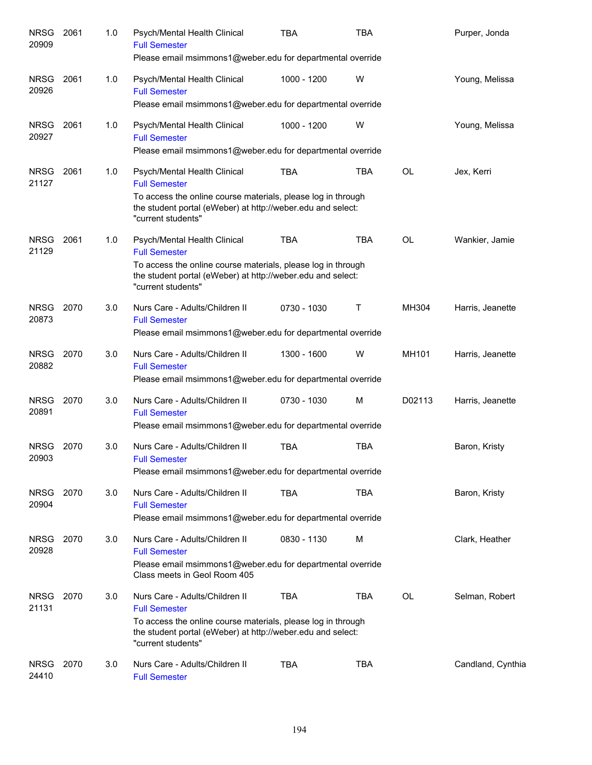| | | | | | | | |
|---|---|---|---|---|---|---|---|
| NRSG 20909 | 2061 | 1.0 | Psych/Mental Health Clinical<br>Full Semester<br>Please email msimmons1@weber.edu for departmental override | TBA | TBA | | Purper, Jonda |
| NRSG 20926 | 2061 | 1.0 | Psych/Mental Health Clinical<br>Full Semester<br>Please email msimmons1@weber.edu for departmental override | 1000 - 1200 | W | | Young, Melissa |
| NRSG 20927 | 2061 | 1.0 | Psych/Mental Health Clinical<br>Full Semester<br>Please email msimmons1@weber.edu for departmental override | 1000 - 1200 | W | | Young, Melissa |
| NRSG 21127 | 2061 | 1.0 | Psych/Mental Health Clinical<br>Full Semester<br>To access the online course materials, please log in through the student portal (eWeber) at http://weber.edu and select: "current students" | TBA | TBA | OL | Jex, Kerri |
| NRSG 21129 | 2061 | 1.0 | Psych/Mental Health Clinical<br>Full Semester<br>To access the online course materials, please log in through the student portal (eWeber) at http://weber.edu and select: "current students" | TBA | TBA | OL | Wankier, Jamie |
| NRSG 20873 | 2070 | 3.0 | Nurs Care - Adults/Children II<br>Full Semester<br>Please email msimmons1@weber.edu for departmental override | 0730 - 1030 | T | MH304 | Harris, Jeanette |
| NRSG 20882 | 2070 | 3.0 | Nurs Care - Adults/Children II<br>Full Semester<br>Please email msimmons1@weber.edu for departmental override | 1300 - 1600 | W | MH101 | Harris, Jeanette |
| NRSG 20891 | 2070 | 3.0 | Nurs Care - Adults/Children II<br>Full Semester<br>Please email msimmons1@weber.edu for departmental override | 0730 - 1030 | M | D02113 | Harris, Jeanette |
| NRSG 20903 | 2070 | 3.0 | Nurs Care - Adults/Children II<br>Full Semester<br>Please email msimmons1@weber.edu for departmental override | TBA | TBA | | Baron, Kristy |
| NRSG 20904 | 2070 | 3.0 | Nurs Care - Adults/Children II<br>Full Semester<br>Please email msimmons1@weber.edu for departmental override | TBA | TBA | | Baron, Kristy |
| NRSG 20928 | 2070 | 3.0 | Nurs Care - Adults/Children II<br>Full Semester<br>Please email msimmons1@weber.edu for departmental override<br>Class meets in Geol Room 405 | 0830 - 1130 | M | | Clark, Heather |
| NRSG 21131 | 2070 | 3.0 | Nurs Care - Adults/Children II<br>Full Semester<br>To access the online course materials, please log in through the student portal (eWeber) at http://weber.edu and select: "current students" | TBA | TBA | OL | Selman, Robert |
| NRSG 24410 | 2070 | 3.0 | Nurs Care - Adults/Children II<br>Full Semester | TBA | TBA | | Candland, Cynthia |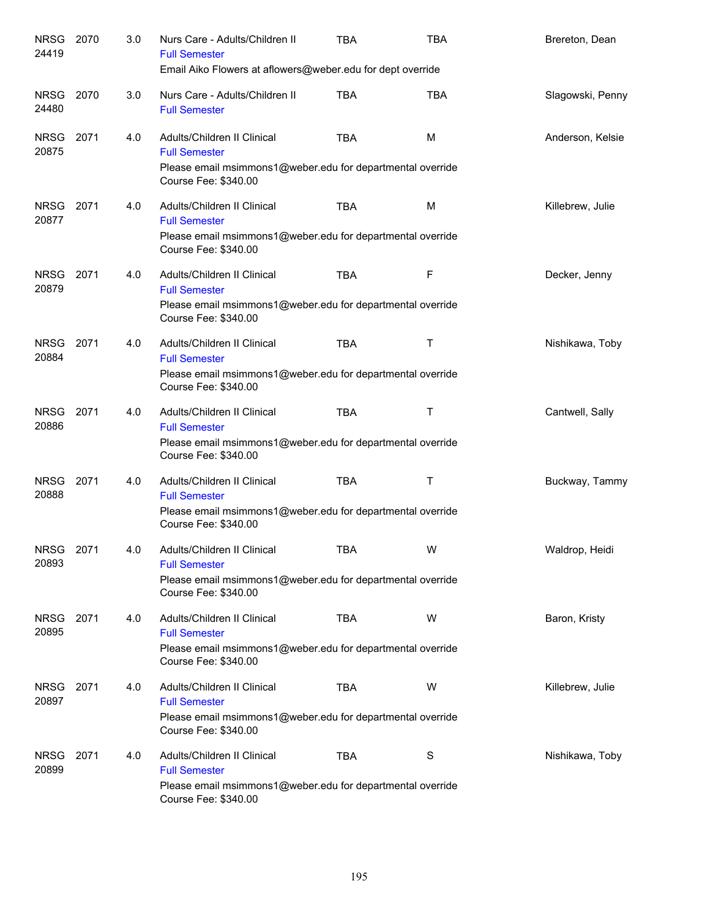| | | | | | | |
|---|---|---|---|---|---|---|
| NRSG 24419 | 2070 | 3.0 | Nurs Care - Adults/Children II<br>Full Semester<br>Email Aiko Flowers at aflowers@weber.edu for dept override | TBA | TBA | Brereton, Dean |
| NRSG 24480 | 2070 | 3.0 | Nurs Care - Adults/Children II<br>Full Semester | TBA | TBA | Slagowski, Penny |
| NRSG 20875 | 2071 | 4.0 | Adults/Children II Clinical<br>Full Semester<br>Please email msimmons1@weber.edu for departmental override<br>Course Fee: $340.00 | TBA | M | Anderson, Kelsie |
| NRSG 20877 | 2071 | 4.0 | Adults/Children II Clinical<br>Full Semester<br>Please email msimmons1@weber.edu for departmental override<br>Course Fee: $340.00 | TBA | M | Killebrew, Julie |
| NRSG 20879 | 2071 | 4.0 | Adults/Children II Clinical<br>Full Semester<br>Please email msimmons1@weber.edu for departmental override<br>Course Fee: $340.00 | TBA | F | Decker, Jenny |
| NRSG 20884 | 2071 | 4.0 | Adults/Children II Clinical<br>Full Semester<br>Please email msimmons1@weber.edu for departmental override<br>Course Fee: $340.00 | TBA | T | Nishikawa, Toby |
| NRSG 20886 | 2071 | 4.0 | Adults/Children II Clinical<br>Full Semester<br>Please email msimmons1@weber.edu for departmental override<br>Course Fee: $340.00 | TBA | T | Cantwell, Sally |
| NRSG 20888 | 2071 | 4.0 | Adults/Children II Clinical<br>Full Semester<br>Please email msimmons1@weber.edu for departmental override<br>Course Fee: $340.00 | TBA | T | Buckway, Tammy |
| NRSG 20893 | 2071 | 4.0 | Adults/Children II Clinical<br>Full Semester<br>Please email msimmons1@weber.edu for departmental override<br>Course Fee: $340.00 | TBA | W | Waldrop, Heidi |
| NRSG 20895 | 2071 | 4.0 | Adults/Children II Clinical<br>Full Semester<br>Please email msimmons1@weber.edu for departmental override<br>Course Fee: $340.00 | TBA | W | Baron, Kristy |
| NRSG 20897 | 2071 | 4.0 | Adults/Children II Clinical<br>Full Semester<br>Please email msimmons1@weber.edu for departmental override<br>Course Fee: $340.00 | TBA | W | Killebrew, Julie |
| NRSG 20899 | 2071 | 4.0 | Adults/Children II Clinical<br>Full Semester<br>Please email msimmons1@weber.edu for departmental override<br>Course Fee: $340.00 | TBA | S | Nishikawa, Toby |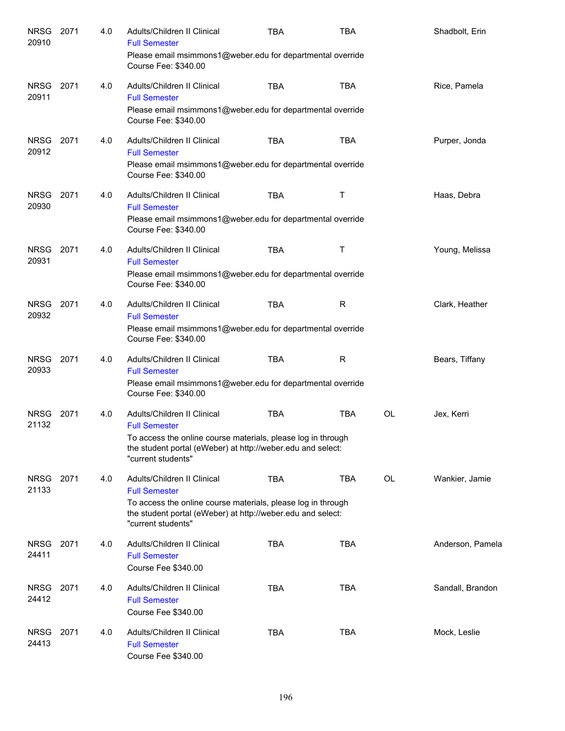| | | | | | | | |
|---|---|---|---|---|---|---|---|
| NRSG 20910 | 2071 | 4.0 | Adults/Children II Clinical<br>Full Semester<br>Please email msimmons1@weber.edu for departmental override<br>Course Fee: $340.00 | TBA | TBA | | Shadbolt, Erin |
| NRSG 20911 | 2071 | 4.0 | Adults/Children II Clinical<br>Full Semester<br>Please email msimmons1@weber.edu for departmental override<br>Course Fee: $340.00 | TBA | TBA | | Rice, Pamela |
| NRSG 20912 | 2071 | 4.0 | Adults/Children II Clinical<br>Full Semester<br>Please email msimmons1@weber.edu for departmental override<br>Course Fee: $340.00 | TBA | TBA | | Purper, Jonda |
| NRSG 20930 | 2071 | 4.0 | Adults/Children II Clinical<br>Full Semester<br>Please email msimmons1@weber.edu for departmental override<br>Course Fee: $340.00 | TBA | T | | Haas, Debra |
| NRSG 20931 | 2071 | 4.0 | Adults/Children II Clinical<br>Full Semester<br>Please email msimmons1@weber.edu for departmental override<br>Course Fee: $340.00 | TBA | T | | Young, Melissa |
| NRSG 20932 | 2071 | 4.0 | Adults/Children II Clinical<br>Full Semester<br>Please email msimmons1@weber.edu for departmental override<br>Course Fee: $340.00 | TBA | R | | Clark, Heather |
| NRSG 20933 | 2071 | 4.0 | Adults/Children II Clinical<br>Full Semester<br>Please email msimmons1@weber.edu for departmental override<br>Course Fee: $340.00 | TBA | R | | Bears, Tiffany |
| NRSG 21132 | 2071 | 4.0 | Adults/Children II Clinical<br>Full Semester<br>To access the online course materials, please log in through the student portal (eWeber) at http://weber.edu and select: "current students" | TBA | TBA | OL | Jex, Kerri |
| NRSG 21133 | 2071 | 4.0 | Adults/Children II Clinical<br>Full Semester<br>To access the online course materials, please log in through the student portal (eWeber) at http://weber.edu and select: "current students" | TBA | TBA | OL | Wankier, Jamie |
| NRSG 24411 | 2071 | 4.0 | Adults/Children II Clinical<br>Full Semester<br>Course Fee $340.00 | TBA | TBA | | Anderson, Pamela |
| NRSG 24412 | 2071 | 4.0 | Adults/Children II Clinical<br>Full Semester<br>Course Fee $340.00 | TBA | TBA | | Sandall, Brandon |
| NRSG 24413 | 2071 | 4.0 | Adults/Children II Clinical<br>Full Semester<br>Course Fee $340.00 | TBA | TBA | | Mock, Leslie |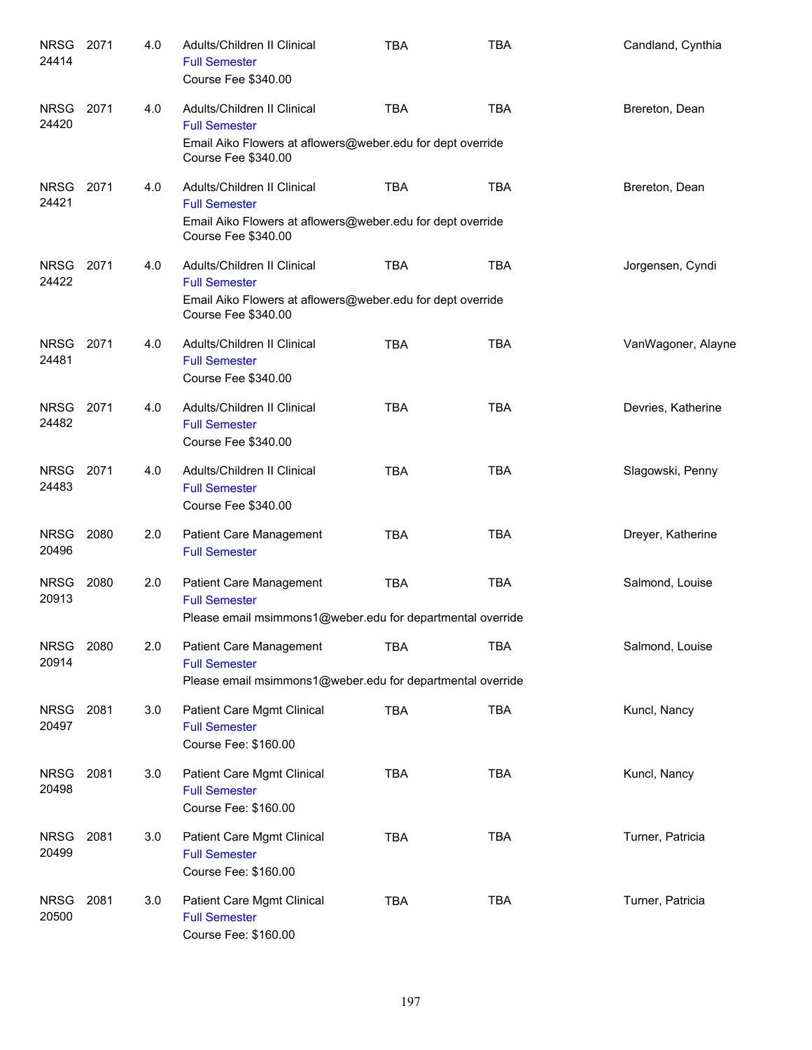| | | | | | | |
|---|---|---|---|---|---|---|
| NRSG 24414 | 2071 | 4.0 | Adults/Children II Clinical<br>Full Semester<br>Course Fee $340.00 | TBA | TBA | Candland, Cynthia |
| NRSG 24420 | 2071 | 4.0 | Adults/Children II Clinical<br>Full Semester<br>Email Aiko Flowers at aflowers@weber.edu for dept override<br>Course Fee $340.00 | TBA | TBA | Brereton, Dean |
| NRSG 24421 | 2071 | 4.0 | Adults/Children II Clinical<br>Full Semester<br>Email Aiko Flowers at aflowers@weber.edu for dept override<br>Course Fee $340.00 | TBA | TBA | Brereton, Dean |
| NRSG 24422 | 2071 | 4.0 | Adults/Children II Clinical<br>Full Semester<br>Email Aiko Flowers at aflowers@weber.edu for dept override<br>Course Fee $340.00 | TBA | TBA | Jorgensen, Cyndi |
| NRSG 24481 | 2071 | 4.0 | Adults/Children II Clinical<br>Full Semester<br>Course Fee $340.00 | TBA | TBA | VanWagoner, Alayne |
| NRSG 24482 | 2071 | 4.0 | Adults/Children II Clinical<br>Full Semester<br>Course Fee $340.00 | TBA | TBA | Devries, Katherine |
| NRSG 24483 | 2071 | 4.0 | Adults/Children II Clinical<br>Full Semester<br>Course Fee $340.00 | TBA | TBA | Slagowski, Penny |
| NRSG 20496 | 2080 | 2.0 | Patient Care Management<br>Full Semester | TBA | TBA | Dreyer, Katherine |
| NRSG 20913 | 2080 | 2.0 | Patient Care Management<br>Full Semester<br>Please email msimmons1@weber.edu for departmental override | TBA | TBA | Salmond, Louise |
| NRSG 20914 | 2080 | 2.0 | Patient Care Management<br>Full Semester<br>Please email msimmons1@weber.edu for departmental override | TBA | TBA | Salmond, Louise |
| NRSG 20497 | 2081 | 3.0 | Patient Care Mgmt Clinical<br>Full Semester<br>Course Fee: $160.00 | TBA | TBA | Kuncl, Nancy |
| NRSG 20498 | 2081 | 3.0 | Patient Care Mgmt Clinical<br>Full Semester<br>Course Fee: $160.00 | TBA | TBA | Kuncl, Nancy |
| NRSG 20499 | 2081 | 3.0 | Patient Care Mgmt Clinical<br>Full Semester<br>Course Fee: $160.00 | TBA | TBA | Turner, Patricia |
| NRSG 20500 | 2081 | 3.0 | Patient Care Mgmt Clinical<br>Full Semester<br>Course Fee: $160.00 | TBA | TBA | Turner, Patricia |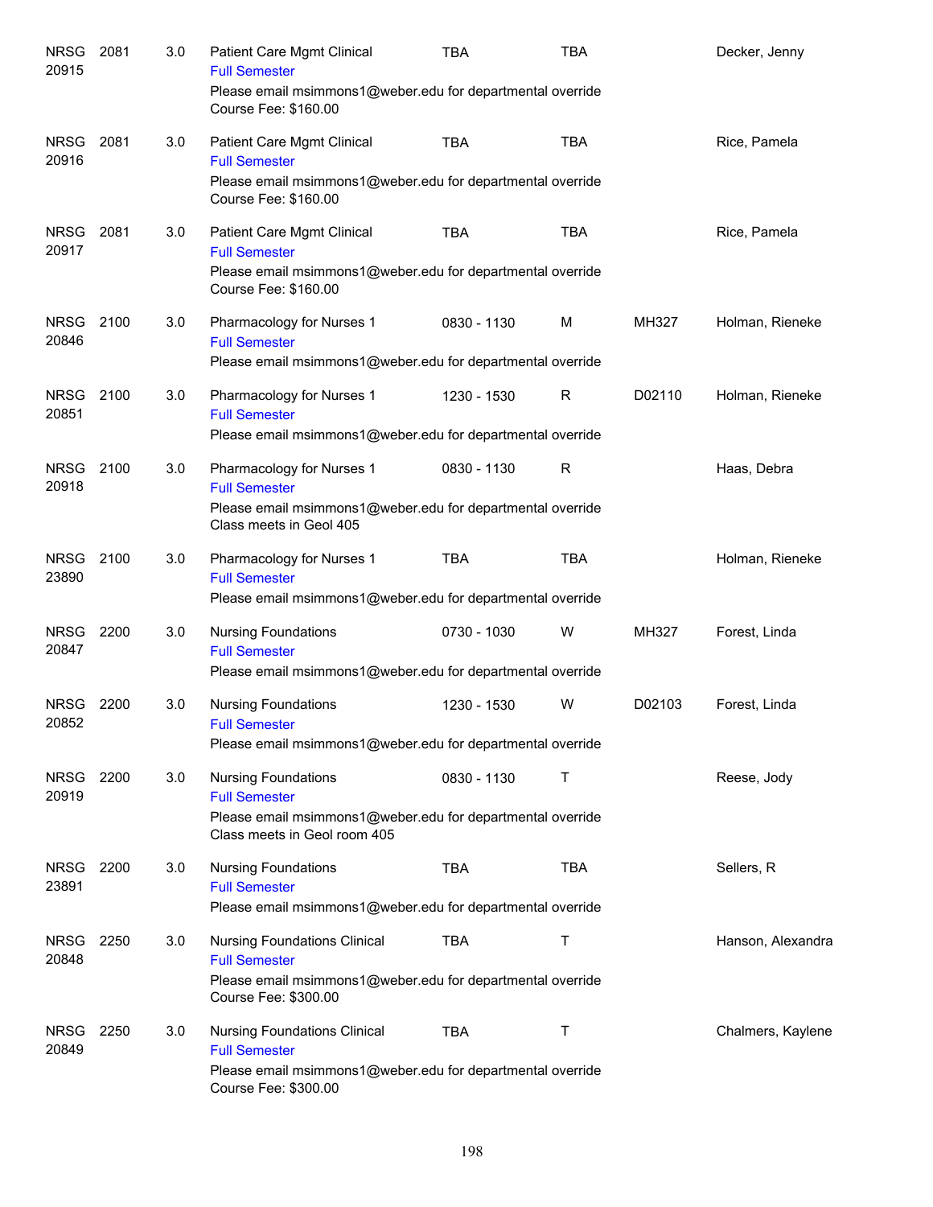| | | | | | | | |
|---|---|---|---|---|---|---|---|
| NRSG 20915 | 2081 | 3.0 | Patient Care Mgmt Clinical<br>Full Semester<br>Please email msimmons1@weber.edu for departmental override<br>Course Fee: $160.00 | TBA | TBA | | Decker, Jenny |
| NRSG 20916 | 2081 | 3.0 | Patient Care Mgmt Clinical<br>Full Semester<br>Please email msimmons1@weber.edu for departmental override<br>Course Fee: $160.00 | TBA | TBA | | Rice, Pamela |
| NRSG 20917 | 2081 | 3.0 | Patient Care Mgmt Clinical<br>Full Semester<br>Please email msimmons1@weber.edu for departmental override<br>Course Fee: $160.00 | TBA | TBA | | Rice, Pamela |
| NRSG 20846 | 2100 | 3.0 | Pharmacology for Nurses 1<br>Full Semester<br>Please email msimmons1@weber.edu for departmental override | 0830 - 1130 | M | MH327 | Holman, Rieneke |
| NRSG 20851 | 2100 | 3.0 | Pharmacology for Nurses 1<br>Full Semester<br>Please email msimmons1@weber.edu for departmental override | 1230 - 1530 | R | D02110 | Holman, Rieneke |
| NRSG 20918 | 2100 | 3.0 | Pharmacology for Nurses 1<br>Full Semester<br>Please email msimmons1@weber.edu for departmental override<br>Class meets in Geol 405 | 0830 - 1130 | R | | Haas, Debra |
| NRSG 23890 | 2100 | 3.0 | Pharmacology for Nurses 1<br>Full Semester<br>Please email msimmons1@weber.edu for departmental override | TBA | TBA | | Holman, Rieneke |
| NRSG 20847 | 2200 | 3.0 | Nursing Foundations<br>Full Semester<br>Please email msimmons1@weber.edu for departmental override | 0730 - 1030 | W | MH327 | Forest, Linda |
| NRSG 20852 | 2200 | 3.0 | Nursing Foundations<br>Full Semester<br>Please email msimmons1@weber.edu for departmental override | 1230 - 1530 | W | D02103 | Forest, Linda |
| NRSG 20919 | 2200 | 3.0 | Nursing Foundations<br>Full Semester<br>Please email msimmons1@weber.edu for departmental override<br>Class meets in Geol room 405 | 0830 - 1130 | T | | Reese, Jody |
| NRSG 23891 | 2200 | 3.0 | Nursing Foundations<br>Full Semester<br>Please email msimmons1@weber.edu for departmental override | TBA | TBA | | Sellers, R |
| NRSG 20848 | 2250 | 3.0 | Nursing Foundations Clinical<br>Full Semester<br>Please email msimmons1@weber.edu for departmental override<br>Course Fee: $300.00 | TBA | T | | Hanson, Alexandra |
| NRSG 20849 | 2250 | 3.0 | Nursing Foundations Clinical<br>Full Semester<br>Please email msimmons1@weber.edu for departmental override<br>Course Fee: $300.00 | TBA | T | | Chalmers, Kaylene |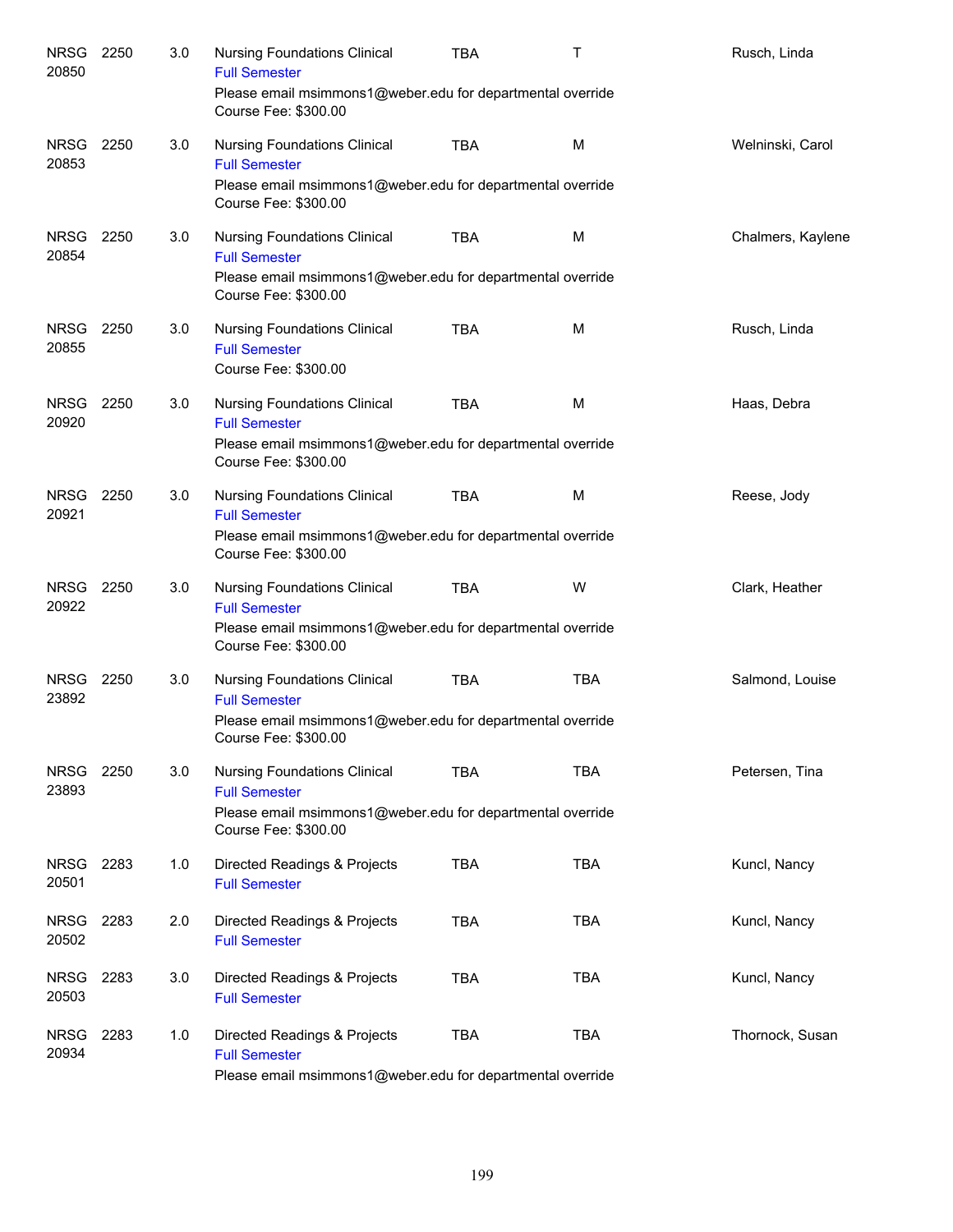| | | | | | | |
|---|---|---|---|---|---|---|
| NRSG 20850 | 2250 | 3.0 | Nursing Foundations Clinical<br>Full Semester<br>Please email msimmons1@weber.edu for departmental override<br>Course Fee: $300.00 | TBA | T | Rusch, Linda |
| NRSG 20853 | 2250 | 3.0 | Nursing Foundations Clinical<br>Full Semester<br>Please email msimmons1@weber.edu for departmental override<br>Course Fee: $300.00 | TBA | M | Welninski, Carol |
| NRSG 20854 | 2250 | 3.0 | Nursing Foundations Clinical<br>Full Semester<br>Please email msimmons1@weber.edu for departmental override<br>Course Fee: $300.00 | TBA | M | Chalmers, Kaylene |
| NRSG 20855 | 2250 | 3.0 | Nursing Foundations Clinical<br>Full Semester<br>Course Fee: $300.00 | TBA | M | Rusch, Linda |
| NRSG 20920 | 2250 | 3.0 | Nursing Foundations Clinical<br>Full Semester<br>Please email msimmons1@weber.edu for departmental override<br>Course Fee: $300.00 | TBA | M | Haas, Debra |
| NRSG 20921 | 2250 | 3.0 | Nursing Foundations Clinical<br>Full Semester<br>Please email msimmons1@weber.edu for departmental override<br>Course Fee: $300.00 | TBA | M | Reese, Jody |
| NRSG 20922 | 2250 | 3.0 | Nursing Foundations Clinical<br>Full Semester<br>Please email msimmons1@weber.edu for departmental override<br>Course Fee: $300.00 | TBA | W | Clark, Heather |
| NRSG 23892 | 2250 | 3.0 | Nursing Foundations Clinical<br>Full Semester<br>Please email msimmons1@weber.edu for departmental override<br>Course Fee: $300.00 | TBA | TBA | Salmond, Louise |
| NRSG 23893 | 2250 | 3.0 | Nursing Foundations Clinical<br>Full Semester<br>Please email msimmons1@weber.edu for departmental override<br>Course Fee: $300.00 | TBA | TBA | Petersen, Tina |
| NRSG 20501 | 2283 | 1.0 | Directed Readings & Projects<br>Full Semester | TBA | TBA | Kuncl, Nancy |
| NRSG 20502 | 2283 | 2.0 | Directed Readings & Projects<br>Full Semester | TBA | TBA | Kuncl, Nancy |
| NRSG 20503 | 2283 | 3.0 | Directed Readings & Projects<br>Full Semester | TBA | TBA | Kuncl, Nancy |
| NRSG 20934 | 2283 | 1.0 | Directed Readings & Projects<br>Full Semester<br>Please email msimmons1@weber.edu for departmental override | TBA | TBA | Thornock, Susan |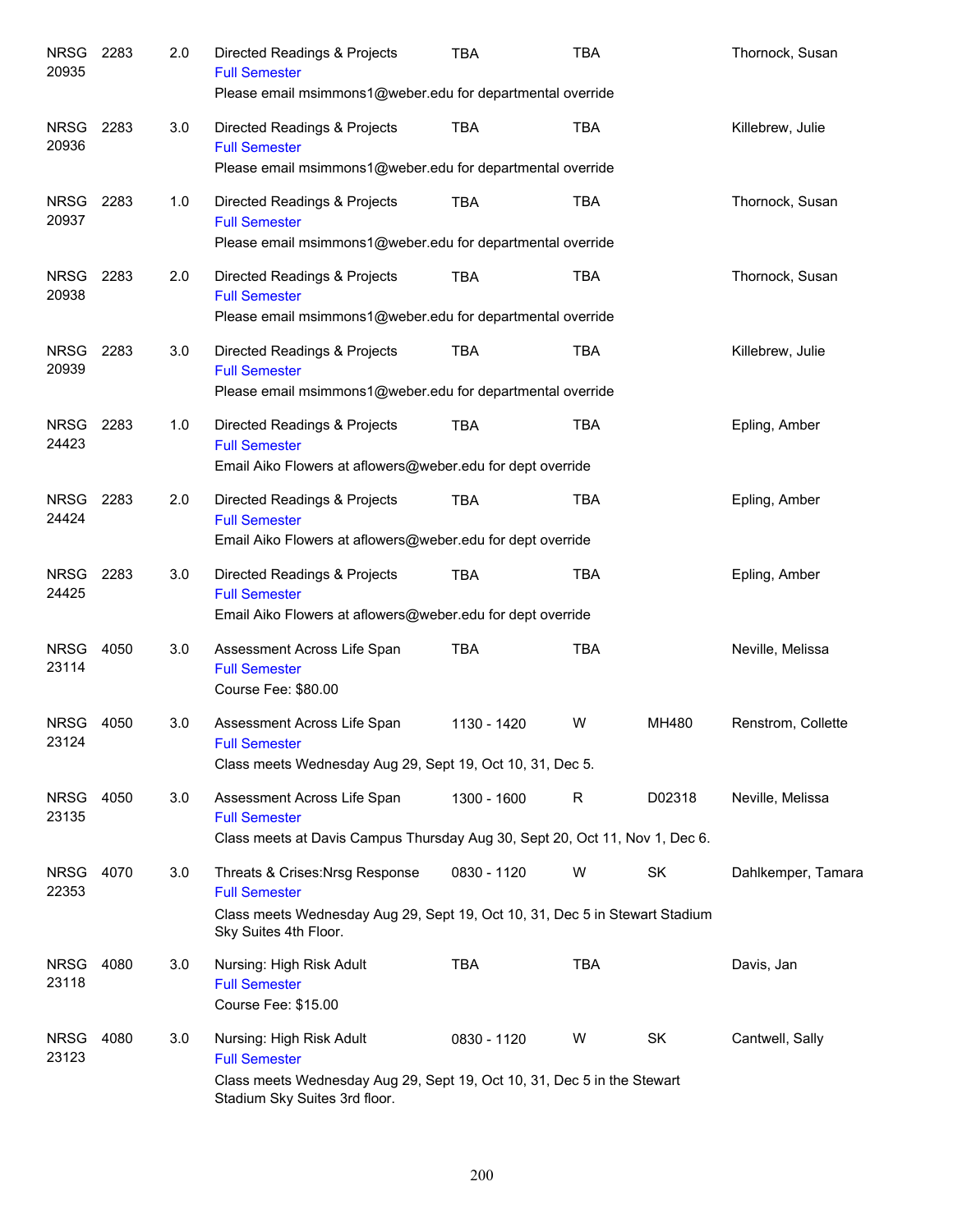| Subject/CRN | Course | Credits | Title | Time | Days | Room | Instructor |
|---|---|---|---|---|---|---|---|
| NRSG 20935 | 2283 | 2.0 | Directed Readings & Projects<br>Full Semester<br>Please email msimmons1@weber.edu for departmental override | TBA | TBA | | Thornock, Susan |
| NRSG 20936 | 2283 | 3.0 | Directed Readings & Projects<br>Full Semester<br>Please email msimmons1@weber.edu for departmental override | TBA | TBA | | Killebrew, Julie |
| NRSG 20937 | 2283 | 1.0 | Directed Readings & Projects<br>Full Semester<br>Please email msimmons1@weber.edu for departmental override | TBA | TBA | | Thornock, Susan |
| NRSG 20938 | 2283 | 2.0 | Directed Readings & Projects<br>Full Semester<br>Please email msimmons1@weber.edu for departmental override | TBA | TBA | | Thornock, Susan |
| NRSG 20939 | 2283 | 3.0 | Directed Readings & Projects<br>Full Semester<br>Please email msimmons1@weber.edu for departmental override | TBA | TBA | | Killebrew, Julie |
| NRSG 24423 | 2283 | 1.0 | Directed Readings & Projects<br>Full Semester<br>Email Aiko Flowers at aflowers@weber.edu for dept override | TBA | TBA | | Epling, Amber |
| NRSG 24424 | 2283 | 2.0 | Directed Readings & Projects<br>Full Semester<br>Email Aiko Flowers at aflowers@weber.edu for dept override | TBA | TBA | | Epling, Amber |
| NRSG 24425 | 2283 | 3.0 | Directed Readings & Projects<br>Full Semester<br>Email Aiko Flowers at aflowers@weber.edu for dept override | TBA | TBA | | Epling, Amber |
| NRSG 23114 | 4050 | 3.0 | Assessment Across Life Span<br>Full Semester<br>Course Fee: $80.00 | TBA | TBA | | Neville, Melissa |
| NRSG 23124 | 4050 | 3.0 | Assessment Across Life Span<br>Full Semester<br>Class meets Wednesday Aug 29, Sept 19, Oct 10, 31, Dec 5. | 1130 - 1420 | W | MH480 | Renstrom, Collette |
| NRSG 23135 | 4050 | 3.0 | Assessment Across Life Span<br>Full Semester<br>Class meets at Davis Campus Thursday Aug 30, Sept 20, Oct 11, Nov 1, Dec 6. | 1300 - 1600 | R | D02318 | Neville, Melissa |
| NRSG 22353 | 4070 | 3.0 | Threats & Crises:Nrsg Response<br>Full Semester<br>Class meets Wednesday Aug 29, Sept 19, Oct 10, 31, Dec 5 in Stewart Stadium Sky Suites 4th Floor. | 0830 - 1120 | W | SK | Dahlkemper, Tamara |
| NRSG 23118 | 4080 | 3.0 | Nursing: High Risk Adult<br>Full Semester<br>Course Fee: $15.00 | TBA | TBA | | Davis, Jan |
| NRSG 23123 | 4080 | 3.0 | Nursing: High Risk Adult<br>Full Semester<br>Class meets Wednesday Aug 29, Sept 19, Oct 10, 31, Dec 5 in the Stewart Stadium Sky Suites 3rd floor. | 0830 - 1120 | W | SK | Cantwell, Sally |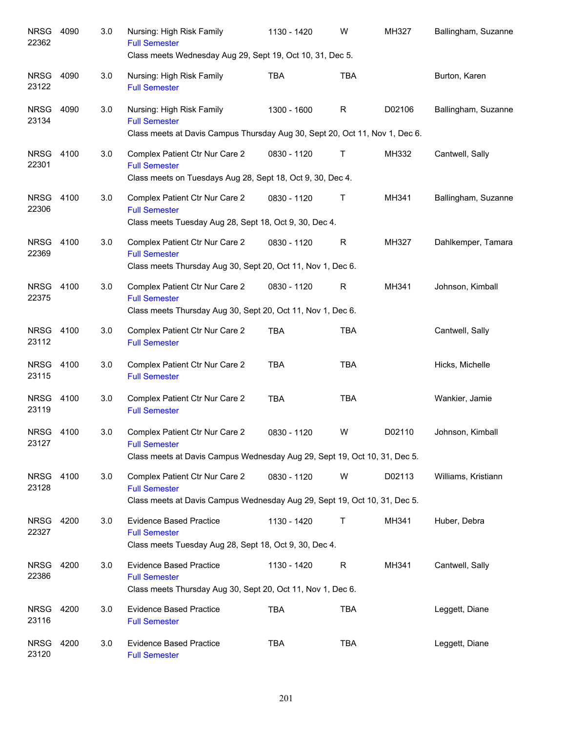| | | | | | | | |
|---|---|---|---|---|---|---|---|
| NRSG 22362 | 4090 | 3.0 | Nursing: High Risk Family<br>Full Semester<br>Class meets Wednesday Aug 29, Sept 19, Oct 10, 31, Dec 5. | 1130 - 1420 | W | MH327 | Ballingham, Suzanne |
| NRSG 23122 | 4090 | 3.0 | Nursing: High Risk Family<br>Full Semester | TBA | TBA | | Burton, Karen |
| NRSG 23134 | 4090 | 3.0 | Nursing: High Risk Family<br>Full Semester<br>Class meets at Davis Campus Thursday Aug 30, Sept 20, Oct 11, Nov 1, Dec 6. | 1300 - 1600 | R | D02106 | Ballingham, Suzanne |
| NRSG 22301 | 4100 | 3.0 | Complex Patient Ctr Nur Care 2<br>Full Semester<br>Class meets on Tuesdays Aug 28, Sept 18, Oct 9, 30, Dec 4. | 0830 - 1120 | T | MH332 | Cantwell, Sally |
| NRSG 22306 | 4100 | 3.0 | Complex Patient Ctr Nur Care 2<br>Full Semester<br>Class meets Tuesday Aug 28, Sept 18, Oct 9, 30, Dec 4. | 0830 - 1120 | T | MH341 | Ballingham, Suzanne |
| NRSG 22369 | 4100 | 3.0 | Complex Patient Ctr Nur Care 2<br>Full Semester<br>Class meets Thursday Aug 30, Sept 20, Oct 11, Nov 1, Dec 6. | 0830 - 1120 | R | MH327 | Dahlkemper, Tamara |
| NRSG 22375 | 4100 | 3.0 | Complex Patient Ctr Nur Care 2<br>Full Semester<br>Class meets Thursday Aug 30, Sept 20, Oct 11, Nov 1, Dec 6. | 0830 - 1120 | R | MH341 | Johnson, Kimball |
| NRSG 23112 | 4100 | 3.0 | Complex Patient Ctr Nur Care 2<br>Full Semester | TBA | TBA | | Cantwell, Sally |
| NRSG 23115 | 4100 | 3.0 | Complex Patient Ctr Nur Care 2<br>Full Semester | TBA | TBA | | Hicks, Michelle |
| NRSG 23119 | 4100 | 3.0 | Complex Patient Ctr Nur Care 2<br>Full Semester | TBA | TBA | | Wankier, Jamie |
| NRSG 23127 | 4100 | 3.0 | Complex Patient Ctr Nur Care 2<br>Full Semester<br>Class meets at Davis Campus Wednesday Aug 29, Sept 19, Oct 10, 31, Dec 5. | 0830 - 1120 | W | D02110 | Johnson, Kimball |
| NRSG 23128 | 4100 | 3.0 | Complex Patient Ctr Nur Care 2<br>Full Semester<br>Class meets at Davis Campus Wednesday Aug 29, Sept 19, Oct 10, 31, Dec 5. | 0830 - 1120 | W | D02113 | Williams, Kristiann |
| NRSG 22327 | 4200 | 3.0 | Evidence Based Practice<br>Full Semester<br>Class meets Tuesday Aug 28, Sept 18, Oct 9, 30, Dec 4. | 1130 - 1420 | T | MH341 | Huber, Debra |
| NRSG 22386 | 4200 | 3.0 | Evidence Based Practice<br>Full Semester<br>Class meets Thursday Aug 30, Sept 20, Oct 11, Nov 1, Dec 6. | 1130 - 1420 | R | MH341 | Cantwell, Sally |
| NRSG 23116 | 4200 | 3.0 | Evidence Based Practice<br>Full Semester | TBA | TBA | | Leggett, Diane |
| NRSG 23120 | 4200 | 3.0 | Evidence Based Practice<br>Full Semester | TBA | TBA | | Leggett, Diane |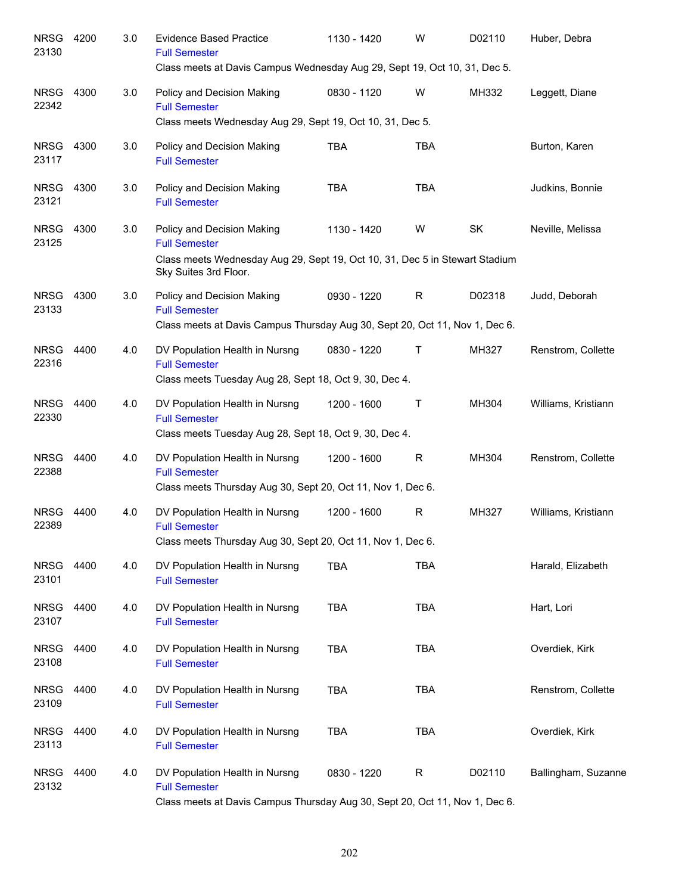| | | | | | | | |
|---|---|---|---|---|---|---|---|
| NRSG 23130 | 4200 | 3.0 | Evidence Based Practice<br>Full Semester<br>Class meets at Davis Campus Wednesday Aug 29, Sept 19, Oct 10, 31, Dec 5. | 1130 - 1420 | W | D02110 | Huber, Debra |
| NRSG 22342 | 4300 | 3.0 | Policy and Decision Making<br>Full Semester<br>Class meets Wednesday Aug 29, Sept 19, Oct 10, 31, Dec 5. | 0830 - 1120 | W | MH332 | Leggett, Diane |
| NRSG 23117 | 4300 | 3.0 | Policy and Decision Making<br>Full Semester | TBA | TBA | | Burton, Karen |
| NRSG 23121 | 4300 | 3.0 | Policy and Decision Making<br>Full Semester | TBA | TBA | | Judkins, Bonnie |
| NRSG 23125 | 4300 | 3.0 | Policy and Decision Making<br>Full Semester<br>Class meets Wednesday Aug 29, Sept 19, Oct 10, 31, Dec 5 in Stewart Stadium Sky Suites 3rd Floor. | 1130 - 1420 | W | SK | Neville, Melissa |
| NRSG 23133 | 4300 | 3.0 | Policy and Decision Making<br>Full Semester<br>Class meets at Davis Campus Thursday Aug 30, Sept 20, Oct 11, Nov 1, Dec 6. | 0930 - 1220 | R | D02318 | Judd, Deborah |
| NRSG 22316 | 4400 | 4.0 | DV Population Health in Nursng<br>Full Semester<br>Class meets Tuesday Aug 28, Sept 18, Oct 9, 30, Dec 4. | 0830 - 1220 | T | MH327 | Renstrom, Collette |
| NRSG 22330 | 4400 | 4.0 | DV Population Health in Nursng<br>Full Semester<br>Class meets Tuesday Aug 28, Sept 18, Oct 9, 30, Dec 4. | 1200 - 1600 | T | MH304 | Williams, Kristiann |
| NRSG 22388 | 4400 | 4.0 | DV Population Health in Nursng<br>Full Semester<br>Class meets Thursday Aug 30, Sept 20, Oct 11, Nov 1, Dec 6. | 1200 - 1600 | R | MH304 | Renstrom, Collette |
| NRSG 22389 | 4400 | 4.0 | DV Population Health in Nursng<br>Full Semester<br>Class meets Thursday Aug 30, Sept 20, Oct 11, Nov 1, Dec 6. | 1200 - 1600 | R | MH327 | Williams, Kristiann |
| NRSG 23101 | 4400 | 4.0 | DV Population Health in Nursng<br>Full Semester | TBA | TBA | | Harald, Elizabeth |
| NRSG 23107 | 4400 | 4.0 | DV Population Health in Nursng<br>Full Semester | TBA | TBA | | Hart, Lori |
| NRSG 23108 | 4400 | 4.0 | DV Population Health in Nursng<br>Full Semester | TBA | TBA | | Overdiek, Kirk |
| NRSG 23109 | 4400 | 4.0 | DV Population Health in Nursng<br>Full Semester | TBA | TBA | | Renstrom, Collette |
| NRSG 23113 | 4400 | 4.0 | DV Population Health in Nursng<br>Full Semester | TBA | TBA | | Overdiek, Kirk |
| NRSG 23132 | 4400 | 4.0 | DV Population Health in Nursng<br>Full Semester<br>Class meets at Davis Campus Thursday Aug 30, Sept 20, Oct 11, Nov 1, Dec 6. | 0830 - 1220 | R | D02110 | Ballingham, Suzanne |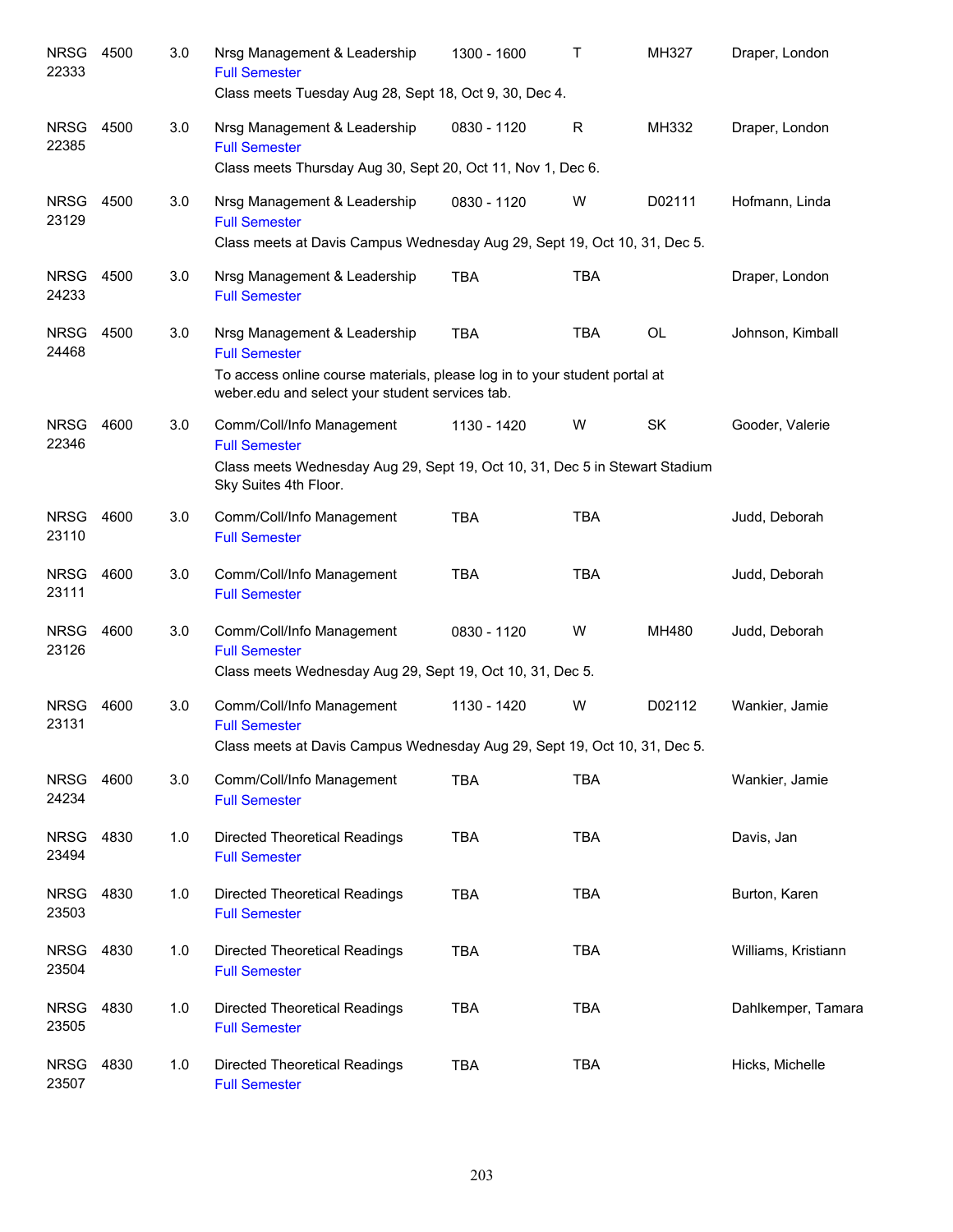| | | | | | | | |
|---|---|---|---|---|---|---|---|
| NRSG 22333 | 4500 | 3.0 | Nrsg Management & Leadership<br>Full Semester<br>Class meets Tuesday Aug 28, Sept 18, Oct 9, 30, Dec 4. | 1300 - 1600 | T | MH327 | Draper, London |
| NRSG 22385 | 4500 | 3.0 | Nrsg Management & Leadership<br>Full Semester<br>Class meets Thursday Aug 30, Sept 20, Oct 11, Nov 1, Dec 6. | 0830 - 1120 | R | MH332 | Draper, London |
| NRSG 23129 | 4500 | 3.0 | Nrsg Management & Leadership<br>Full Semester<br>Class meets at Davis Campus Wednesday Aug 29, Sept 19, Oct 10, 31, Dec 5. | 0830 - 1120 | W | D02111 | Hofmann, Linda |
| NRSG 24233 | 4500 | 3.0 | Nrsg Management & Leadership<br>Full Semester | TBA | TBA | | Draper, London |
| NRSG 24468 | 4500 | 3.0 | Nrsg Management & Leadership<br>Full Semester<br>To access online course materials, please log in to your student portal at weber.edu and select your student services tab. | TBA | TBA | OL | Johnson, Kimball |
| NRSG 22346 | 4600 | 3.0 | Comm/Coll/Info Management<br>Full Semester<br>Class meets Wednesday Aug 29, Sept 19, Oct 10, 31, Dec 5 in Stewart Stadium Sky Suites 4th Floor. | 1130 - 1420 | W | SK | Gooder, Valerie |
| NRSG 23110 | 4600 | 3.0 | Comm/Coll/Info Management<br>Full Semester | TBA | TBA | | Judd, Deborah |
| NRSG 23111 | 4600 | 3.0 | Comm/Coll/Info Management<br>Full Semester | TBA | TBA | | Judd, Deborah |
| NRSG 23126 | 4600 | 3.0 | Comm/Coll/Info Management<br>Full Semester<br>Class meets Wednesday Aug 29, Sept 19, Oct 10, 31, Dec 5. | 0830 - 1120 | W | MH480 | Judd, Deborah |
| NRSG 23131 | 4600 | 3.0 | Comm/Coll/Info Management<br>Full Semester<br>Class meets at Davis Campus Wednesday Aug 29, Sept 19, Oct 10, 31, Dec 5. | 1130 - 1420 | W | D02112 | Wankier, Jamie |
| NRSG 24234 | 4600 | 3.0 | Comm/Coll/Info Management<br>Full Semester | TBA | TBA | | Wankier, Jamie |
| NRSG 23494 | 4830 | 1.0 | Directed Theoretical Readings<br>Full Semester | TBA | TBA | | Davis, Jan |
| NRSG 23503 | 4830 | 1.0 | Directed Theoretical Readings<br>Full Semester | TBA | TBA | | Burton, Karen |
| NRSG 23504 | 4830 | 1.0 | Directed Theoretical Readings<br>Full Semester | TBA | TBA | | Williams, Kristiann |
| NRSG 23505 | 4830 | 1.0 | Directed Theoretical Readings<br>Full Semester | TBA | TBA | | Dahlkemper, Tamara |
| NRSG 23507 | 4830 | 1.0 | Directed Theoretical Readings<br>Full Semester | TBA | TBA | | Hicks, Michelle |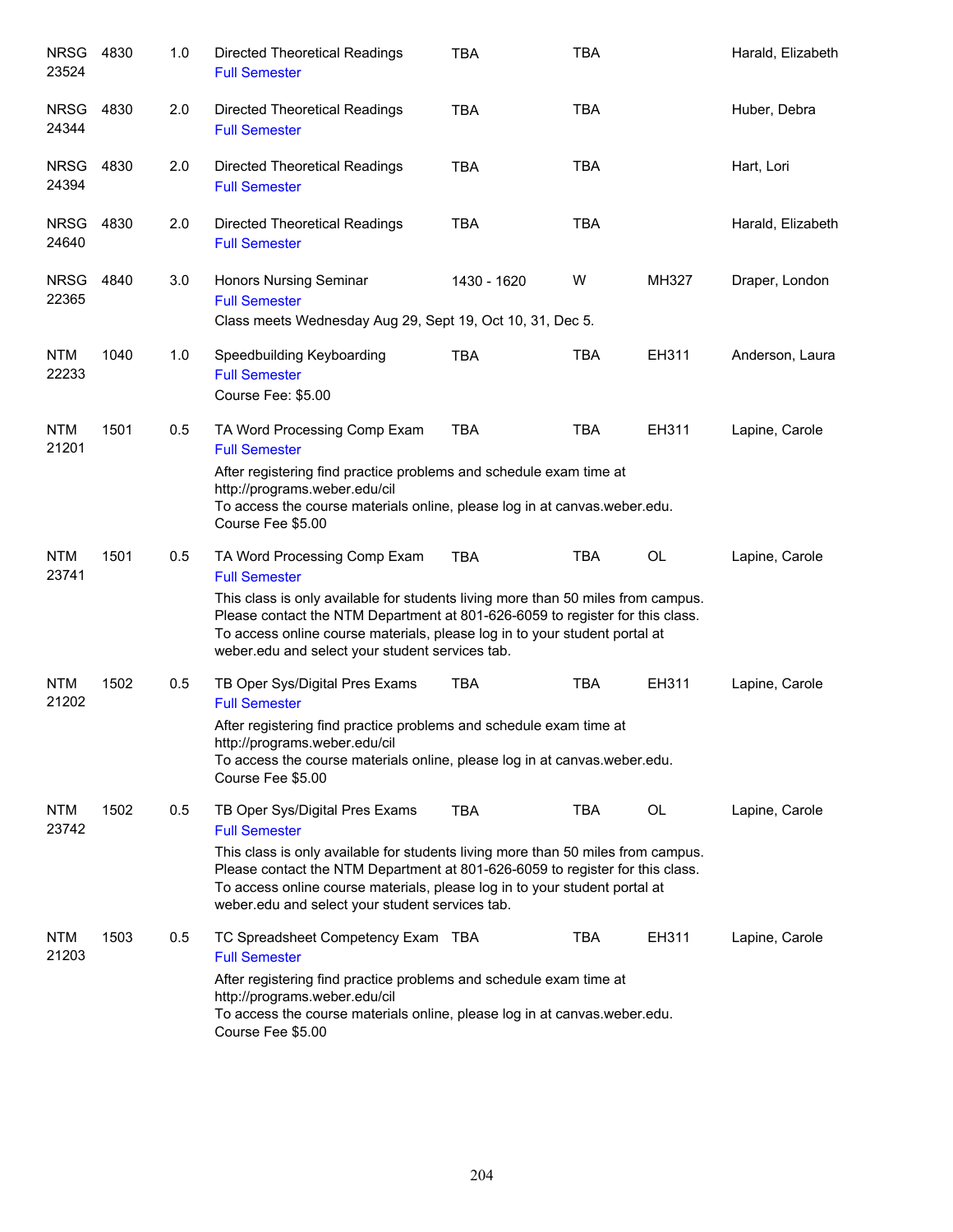| | | | | | | | |
|---|---|---|---|---|---|---|---|
| NRSG 23524 | 4830 | 1.0 | Directed Theoretical Readings<br>Full Semester | TBA | TBA | | Harald, Elizabeth |
| NRSG 24344 | 4830 | 2.0 | Directed Theoretical Readings<br>Full Semester | TBA | TBA | | Huber, Debra |
| NRSG 24394 | 4830 | 2.0 | Directed Theoretical Readings<br>Full Semester | TBA | TBA | | Hart, Lori |
| NRSG 24640 | 4830 | 2.0 | Directed Theoretical Readings<br>Full Semester | TBA | TBA | | Harald, Elizabeth |
| NRSG 22365 | 4840 | 3.0 | Honors Nursing Seminar<br>Full Semester<br>Class meets Wednesday Aug 29, Sept 19, Oct 10, 31, Dec 5. | 1430 - 1620 | W | MH327 | Draper, London |
| NTM 22233 | 1040 | 1.0 | Speedbuilding Keyboarding<br>Full Semester<br>Course Fee: $5.00 | TBA | TBA | EH311 | Anderson, Laura |
| NTM 21201 | 1501 | 0.5 | TA Word Processing Comp Exam<br>Full Semester<br>After registering find practice problems and schedule exam time at http://programs.weber.edu/cil<br>To access the course materials online, please log in at canvas.weber.edu.<br>Course Fee $5.00 | TBA | TBA | EH311 | Lapine, Carole |
| NTM 23741 | 1501 | 0.5 | TA Word Processing Comp Exam<br>Full Semester<br>This class is only available for students living more than 50 miles from campus. Please contact the NTM Department at 801-626-6059 to register for this class. To access online course materials, please log in to your student portal at weber.edu and select your student services tab. | TBA | TBA | OL | Lapine, Carole |
| NTM 21202 | 1502 | 0.5 | TB Oper Sys/Digital Pres Exams<br>Full Semester<br>After registering find practice problems and schedule exam time at http://programs.weber.edu/cil<br>To access the course materials online, please log in at canvas.weber.edu.<br>Course Fee $5.00 | TBA | TBA | EH311 | Lapine, Carole |
| NTM 23742 | 1502 | 0.5 | TB Oper Sys/Digital Pres Exams<br>Full Semester<br>This class is only available for students living more than 50 miles from campus. Please contact the NTM Department at 801-626-6059 to register for this class. To access online course materials, please log in to your student portal at weber.edu and select your student services tab. | TBA | TBA | OL | Lapine, Carole |
| NTM 21203 | 1503 | 0.5 | TC Spreadsheet Competency Exam<br>Full Semester<br>After registering find practice problems and schedule exam time at http://programs.weber.edu/cil<br>To access the course materials online, please log in at canvas.weber.edu.<br>Course Fee $5.00 | TBA | TBA | EH311 | Lapine, Carole |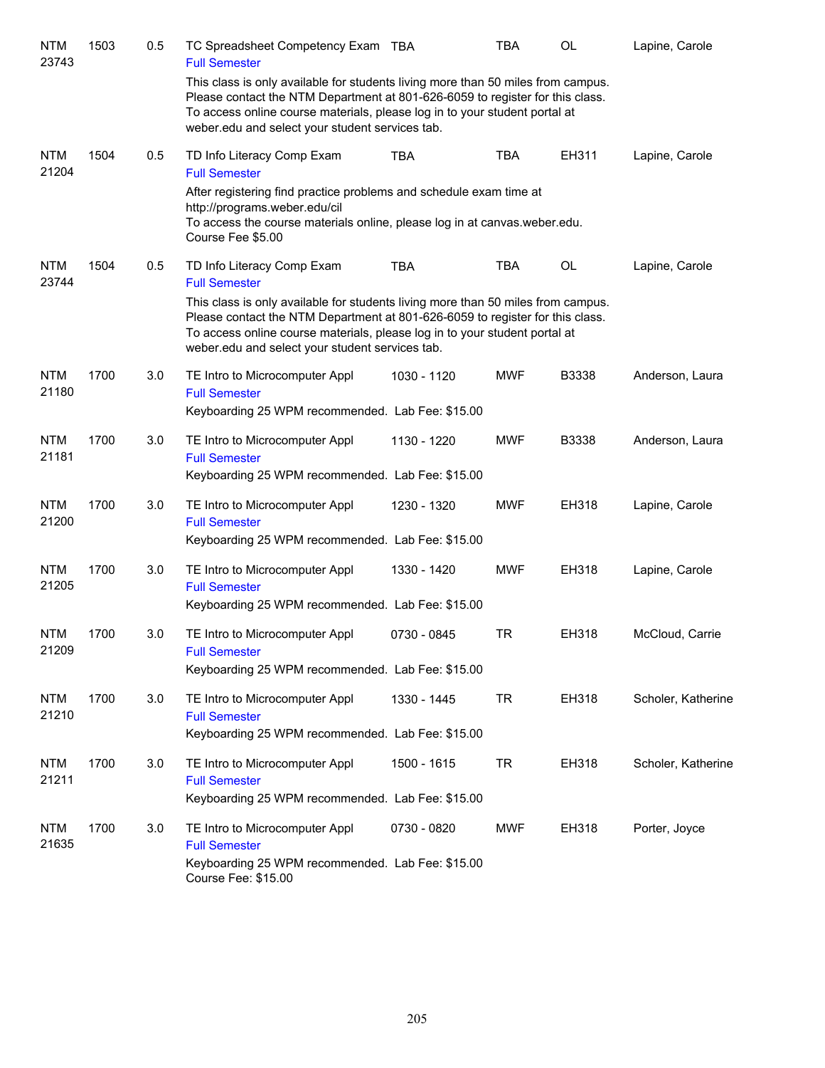| | | | | | | | |
|---|---|---|---|---|---|---|---|
| NTM 23743 | 1503 | 0.5 | TC Spreadsheet Competency Exam<br>Full Semester | TBA | TBA | OL | Lapine, Carole |

This class is only available for students living more than 50 miles from campus. Please contact the NTM Department at 801-626-6059 to register for this class. To access online course materials, please log in to your student portal at weber.edu and select your student services tab.

| | | | | | | | |
|---|---|---|---|---|---|---|---|
| NTM 21204 | 1504 | 0.5 | TD Info Literacy Comp Exam<br>Full Semester | TBA | TBA | EH311 | Lapine, Carole |

After registering find practice problems and schedule exam time at http://programs.weber.edu/cil
To access the course materials online, please log in at canvas.weber.edu.
Course Fee $5.00

| | | | | | | | |
|---|---|---|---|---|---|---|---|
| NTM 23744 | 1504 | 0.5 | TD Info Literacy Comp Exam<br>Full Semester | TBA | TBA | OL | Lapine, Carole |

This class is only available for students living more than 50 miles from campus. Please contact the NTM Department at 801-626-6059 to register for this class. To access online course materials, please log in to your student portal at weber.edu and select your student services tab.

| | | | | | | | |
|---|---|---|---|---|---|---|---|
| NTM 21180 | 1700 | 3.0 | TE Intro to Microcomputer Appl<br>Full Semester | 1030 - 1120 | MWF | B3338 | Anderson, Laura |

Keyboarding 25 WPM recommended. Lab Fee: $15.00

| | | | | | | | |
|---|---|---|---|---|---|---|---|
| NTM 21181 | 1700 | 3.0 | TE Intro to Microcomputer Appl<br>Full Semester | 1130 - 1220 | MWF | B3338 | Anderson, Laura |

Keyboarding 25 WPM recommended. Lab Fee: $15.00

| | | | | | | | |
|---|---|---|---|---|---|---|---|
| NTM 21200 | 1700 | 3.0 | TE Intro to Microcomputer Appl<br>Full Semester | 1230 - 1320 | MWF | EH318 | Lapine, Carole |

Keyboarding 25 WPM recommended. Lab Fee: $15.00

| | | | | | | | |
|---|---|---|---|---|---|---|---|
| NTM 21205 | 1700 | 3.0 | TE Intro to Microcomputer Appl<br>Full Semester | 1330 - 1420 | MWF | EH318 | Lapine, Carole |

Keyboarding 25 WPM recommended. Lab Fee: $15.00

| | | | | | | | |
|---|---|---|---|---|---|---|---|
| NTM 21209 | 1700 | 3.0 | TE Intro to Microcomputer Appl<br>Full Semester | 0730 - 0845 | TR | EH318 | McCloud, Carrie |

Keyboarding 25 WPM recommended. Lab Fee: $15.00

| | | | | | | | |
|---|---|---|---|---|---|---|---|
| NTM 21210 | 1700 | 3.0 | TE Intro to Microcomputer Appl<br>Full Semester | 1330 - 1445 | TR | EH318 | Scholer, Katherine |

Keyboarding 25 WPM recommended. Lab Fee: $15.00

| | | | | | | | |
|---|---|---|---|---|---|---|---|
| NTM 21211 | 1700 | 3.0 | TE Intro to Microcomputer Appl<br>Full Semester | 1500 - 1615 | TR | EH318 | Scholer, Katherine |

Keyboarding 25 WPM recommended. Lab Fee: $15.00

| | | | | | | | |
|---|---|---|---|---|---|---|---|
| NTM 21635 | 1700 | 3.0 | TE Intro to Microcomputer Appl<br>Full Semester | 0730 - 0820 | MWF | EH318 | Porter, Joyce |

Keyboarding 25 WPM recommended. Lab Fee: $15.00
Course Fee: $15.00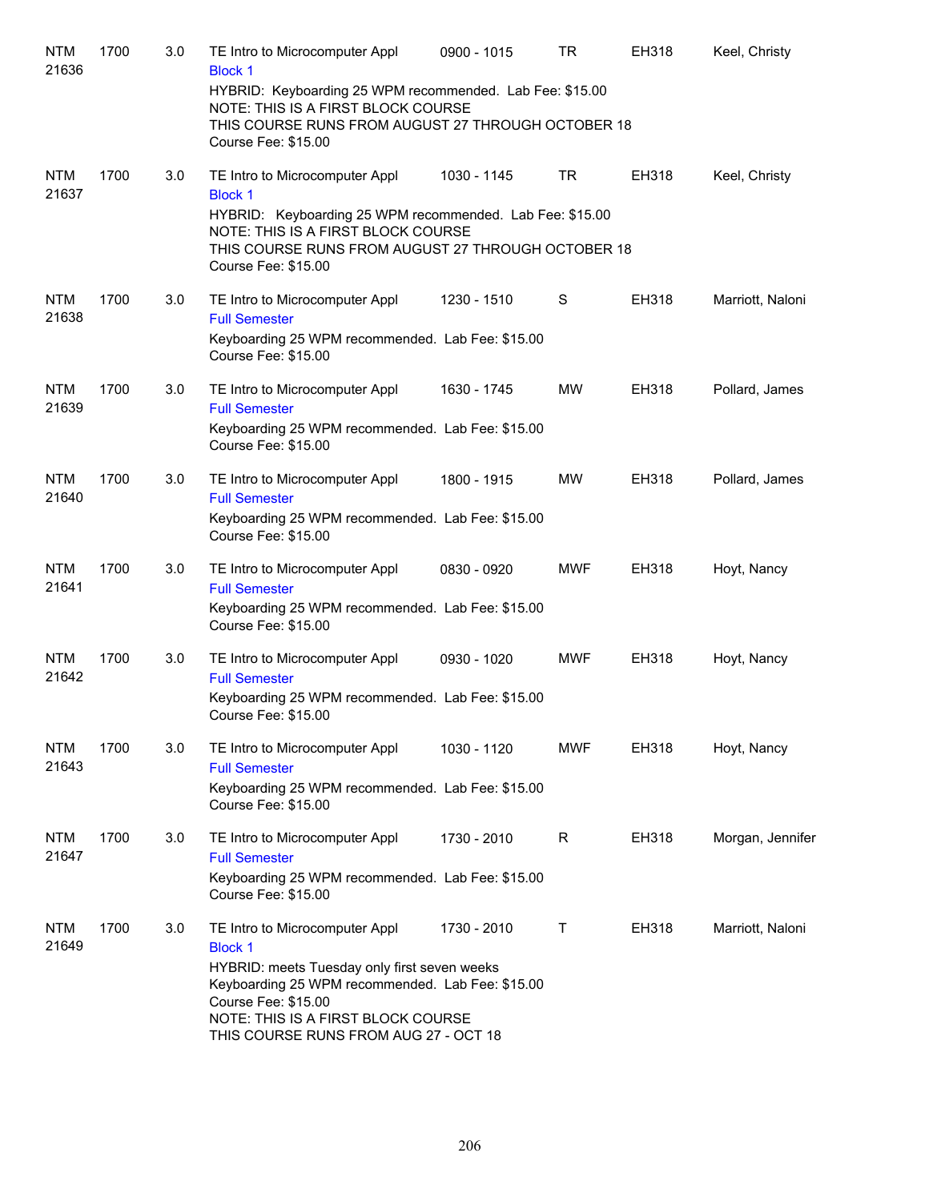| | | | | | | | |
|---|---|---|---|---|---|---|---|
| NTM 21636 | 1700 | 3.0 | TE Intro to Microcomputer Appl<br>Block 1<br>HYBRID: Keyboarding 25 WPM recommended. Lab Fee: $15.00<br>NOTE: THIS IS A FIRST BLOCK COURSE<br>THIS COURSE RUNS FROM AUGUST 27 THROUGH OCTOBER 18<br>Course Fee: $15.00 | 0900 - 1015 | TR | EH318 | Keel, Christy |
| NTM 21637 | 1700 | 3.0 | TE Intro to Microcomputer Appl<br>Block 1<br>HYBRID: Keyboarding 25 WPM recommended. Lab Fee: $15.00<br>NOTE: THIS IS A FIRST BLOCK COURSE<br>THIS COURSE RUNS FROM AUGUST 27 THROUGH OCTOBER 18<br>Course Fee: $15.00 | 1030 - 1145 | TR | EH318 | Keel, Christy |
| NTM 21638 | 1700 | 3.0 | TE Intro to Microcomputer Appl<br>Full Semester<br>Keyboarding 25 WPM recommended. Lab Fee: $15.00<br>Course Fee: $15.00 | 1230 - 1510 | S | EH318 | Marriott, Naloni |
| NTM 21639 | 1700 | 3.0 | TE Intro to Microcomputer Appl<br>Full Semester<br>Keyboarding 25 WPM recommended. Lab Fee: $15.00<br>Course Fee: $15.00 | 1630 - 1745 | MW | EH318 | Pollard, James |
| NTM 21640 | 1700 | 3.0 | TE Intro to Microcomputer Appl<br>Full Semester<br>Keyboarding 25 WPM recommended. Lab Fee: $15.00<br>Course Fee: $15.00 | 1800 - 1915 | MW | EH318 | Pollard, James |
| NTM 21641 | 1700 | 3.0 | TE Intro to Microcomputer Appl<br>Full Semester<br>Keyboarding 25 WPM recommended. Lab Fee: $15.00<br>Course Fee: $15.00 | 0830 - 0920 | MWF | EH318 | Hoyt, Nancy |
| NTM 21642 | 1700 | 3.0 | TE Intro to Microcomputer Appl<br>Full Semester<br>Keyboarding 25 WPM recommended. Lab Fee: $15.00<br>Course Fee: $15.00 | 0930 - 1020 | MWF | EH318 | Hoyt, Nancy |
| NTM 21643 | 1700 | 3.0 | TE Intro to Microcomputer Appl<br>Full Semester<br>Keyboarding 25 WPM recommended. Lab Fee: $15.00<br>Course Fee: $15.00 | 1030 - 1120 | MWF | EH318 | Hoyt, Nancy |
| NTM 21647 | 1700 | 3.0 | TE Intro to Microcomputer Appl<br>Full Semester<br>Keyboarding 25 WPM recommended. Lab Fee: $15.00<br>Course Fee: $15.00 | 1730 - 2010 | R | EH318 | Morgan, Jennifer |
| NTM 21649 | 1700 | 3.0 | TE Intro to Microcomputer Appl<br>Block 1<br>HYBRID: meets Tuesday only first seven weeks<br>Keyboarding 25 WPM recommended. Lab Fee: $15.00<br>Course Fee: $15.00<br>NOTE: THIS IS A FIRST BLOCK COURSE<br>THIS COURSE RUNS FROM AUG 27 - OCT 18 | 1730 - 2010 | T | EH318 | Marriott, Naloni |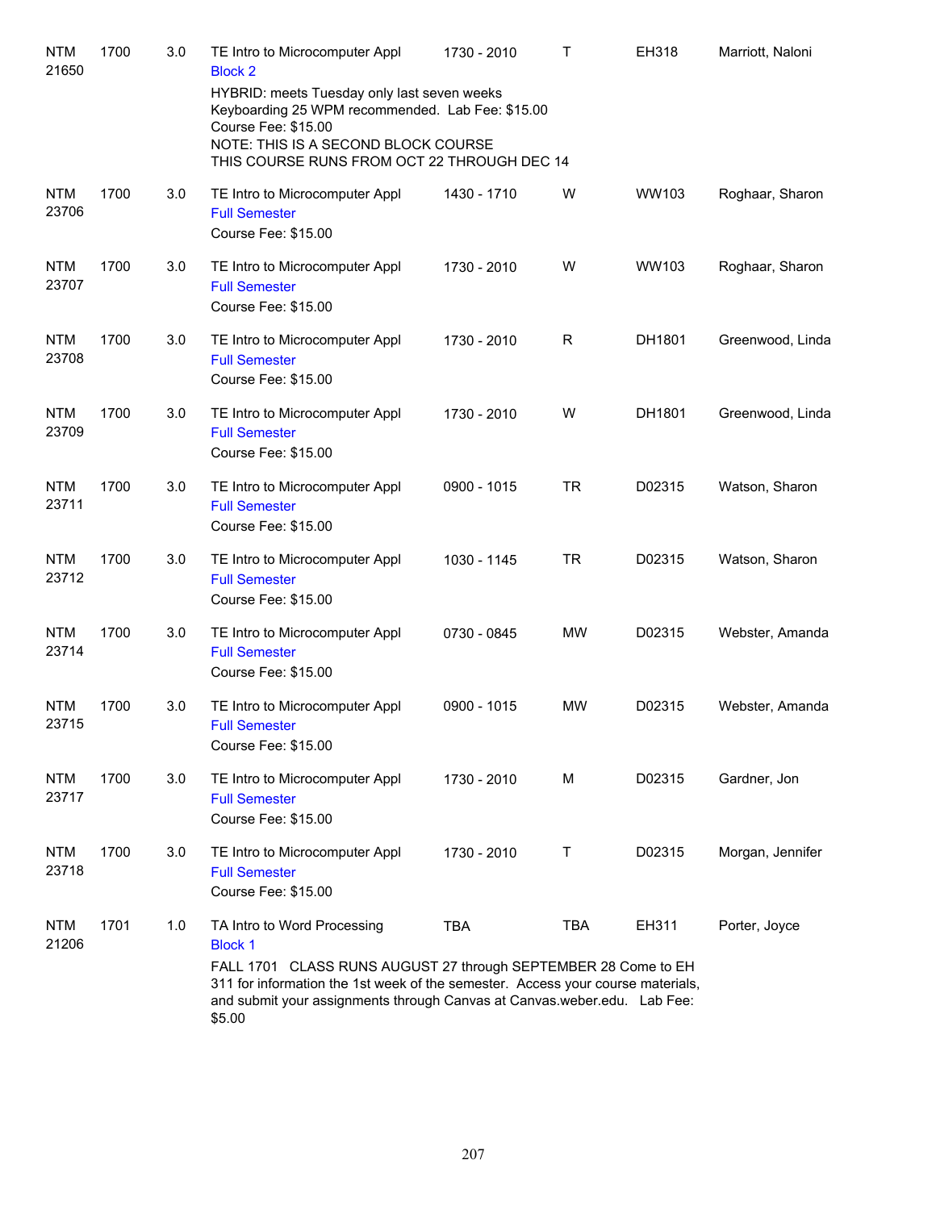| | | | | | | | |
|---|---|---|---|---|---|---|---|
| NTM 21650 | 1700 | 3.0 | TE Intro to Microcomputer Appl<br>Block 2<br>HYBRID: meets Tuesday only last seven weeks<br>Keyboarding 25 WPM recommended. Lab Fee: $15.00<br>Course Fee: $15.00<br>NOTE: THIS IS A SECOND BLOCK COURSE<br>THIS COURSE RUNS FROM OCT 22 THROUGH DEC 14 | 1730 - 2010 | T | EH318 | Marriott, Naloni |
| NTM 23706 | 1700 | 3.0 | TE Intro to Microcomputer Appl<br>Full Semester<br>Course Fee: $15.00 | 1430 - 1710 | W | WW103 | Roghaar, Sharon |
| NTM 23707 | 1700 | 3.0 | TE Intro to Microcomputer Appl<br>Full Semester<br>Course Fee: $15.00 | 1730 - 2010 | W | WW103 | Roghaar, Sharon |
| NTM 23708 | 1700 | 3.0 | TE Intro to Microcomputer Appl<br>Full Semester<br>Course Fee: $15.00 | 1730 - 2010 | R | DH1801 | Greenwood, Linda |
| NTM 23709 | 1700 | 3.0 | TE Intro to Microcomputer Appl<br>Full Semester<br>Course Fee: $15.00 | 1730 - 2010 | W | DH1801 | Greenwood, Linda |
| NTM 23711 | 1700 | 3.0 | TE Intro to Microcomputer Appl<br>Full Semester<br>Course Fee: $15.00 | 0900 - 1015 | TR | D02315 | Watson, Sharon |
| NTM 23712 | 1700 | 3.0 | TE Intro to Microcomputer Appl<br>Full Semester<br>Course Fee: $15.00 | 1030 - 1145 | TR | D02315 | Watson, Sharon |
| NTM 23714 | 1700 | 3.0 | TE Intro to Microcomputer Appl<br>Full Semester<br>Course Fee: $15.00 | 0730 - 0845 | MW | D02315 | Webster, Amanda |
| NTM 23715 | 1700 | 3.0 | TE Intro to Microcomputer Appl<br>Full Semester<br>Course Fee: $15.00 | 0900 - 1015 | MW | D02315 | Webster, Amanda |
| NTM 23717 | 1700 | 3.0 | TE Intro to Microcomputer Appl<br>Full Semester<br>Course Fee: $15.00 | 1730 - 2010 | M | D02315 | Gardner, Jon |
| NTM 23718 | 1700 | 3.0 | TE Intro to Microcomputer Appl<br>Full Semester<br>Course Fee: $15.00 | 1730 - 2010 | T | D02315 | Morgan, Jennifer |
| NTM 21206 | 1701 | 1.0 | TA Intro to Word Processing<br>Block 1<br>FALL 1701 CLASS RUNS AUGUST 27 through SEPTEMBER 28 Come to EH 311 for information the 1st week of the semester. Access your course materials, and submit your assignments through Canvas at Canvas.weber.edu. Lab Fee: $5.00 | TBA | TBA | EH311 | Porter, Joyce |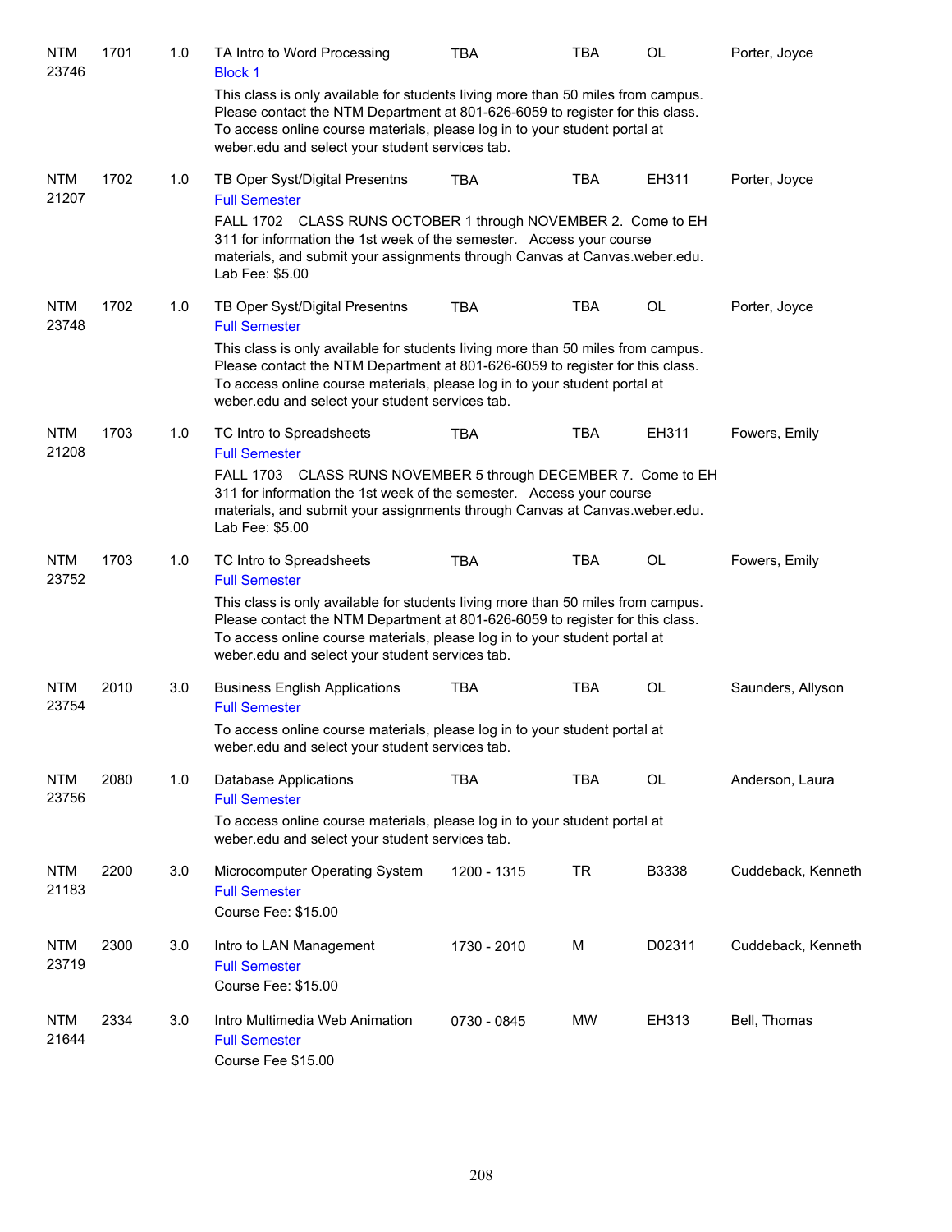| | | | | | | | |
|---|---|---|---|---|---|---|---|
| NTM 23746 | 1701 | 1.0 | TA Intro to Word Processing<br>Block 1<br>This class is only available for students living more than 50 miles from campus. Please contact the NTM Department at 801-626-6059 to register for this class. To access online course materials, please log in to your student portal at weber.edu and select your student services tab. | TBA | TBA | OL | Porter, Joyce |
| NTM 21207 | 1702 | 1.0 | TB Oper Syst/Digital Presentns<br>Full Semester<br>FALL 1702 CLASS RUNS OCTOBER 1 through NOVEMBER 2. Come to EH 311 for information the 1st week of the semester. Access your course materials, and submit your assignments through Canvas at Canvas.weber.edu. Lab Fee: $5.00 | TBA | TBA | EH311 | Porter, Joyce |
| NTM 23748 | 1702 | 1.0 | TB Oper Syst/Digital Presentns<br>Full Semester<br>This class is only available for students living more than 50 miles from campus. Please contact the NTM Department at 801-626-6059 to register for this class. To access online course materials, please log in to your student portal at weber.edu and select your student services tab. | TBA | TBA | OL | Porter, Joyce |
| NTM 21208 | 1703 | 1.0 | TC Intro to Spreadsheets<br>Full Semester<br>FALL 1703 CLASS RUNS NOVEMBER 5 through DECEMBER 7. Come to EH 311 for information the 1st week of the semester. Access your course materials, and submit your assignments through Canvas at Canvas.weber.edu. Lab Fee: $5.00 | TBA | TBA | EH311 | Fowers, Emily |
| NTM 23752 | 1703 | 1.0 | TC Intro to Spreadsheets<br>Full Semester<br>This class is only available for students living more than 50 miles from campus. Please contact the NTM Department at 801-626-6059 to register for this class. To access online course materials, please log in to your student portal at weber.edu and select your student services tab. | TBA | TBA | OL | Fowers, Emily |
| NTM 23754 | 2010 | 3.0 | Business English Applications<br>Full Semester<br>To access online course materials, please log in to your student portal at weber.edu and select your student services tab. | TBA | TBA | OL | Saunders, Allyson |
| NTM 23756 | 2080 | 1.0 | Database Applications<br>Full Semester<br>To access online course materials, please log in to your student portal at weber.edu and select your student services tab. | TBA | TBA | OL | Anderson, Laura |
| NTM 21183 | 2200 | 3.0 | Microcomputer Operating System<br>Full Semester<br>Course Fee: $15.00 | 1200 - 1315 | TR | B3338 | Cuddeback, Kenneth |
| NTM 23719 | 2300 | 3.0 | Intro to LAN Management<br>Full Semester<br>Course Fee: $15.00 | 1730 - 2010 | M | D02311 | Cuddeback, Kenneth |
| NTM 21644 | 2334 | 3.0 | Intro Multimedia Web Animation<br>Full Semester<br>Course Fee $15.00 | 0730 - 0845 | MW | EH313 | Bell, Thomas |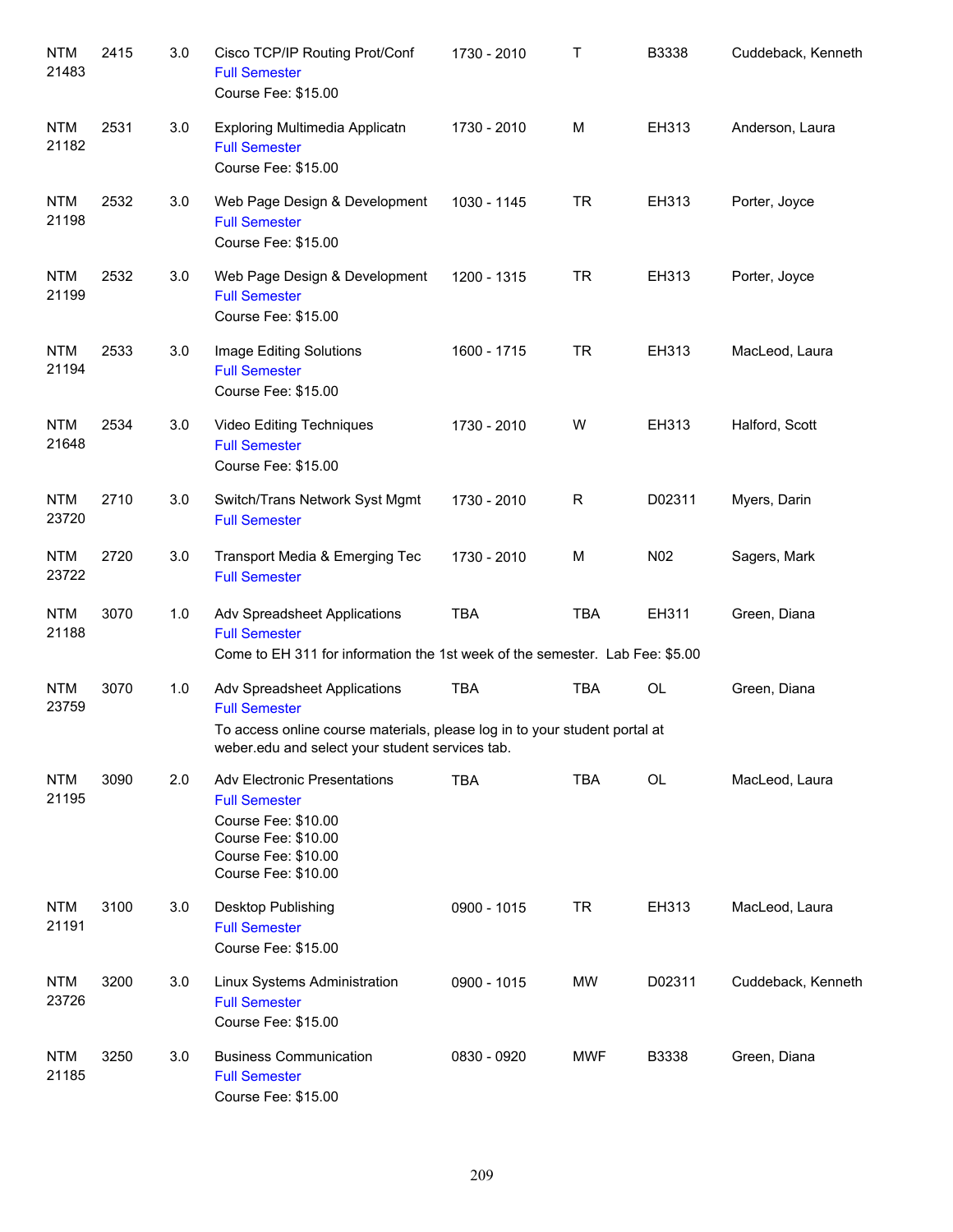| | | | | | | | |
|---|---|---|---|---|---|---|---|
| NTM 21483 | 2415 | 3.0 | Cisco TCP/IP Routing Prot/Conf<br>Full Semester<br>Course Fee: $15.00 | 1730 - 2010 | T | B3338 | Cuddeback, Kenneth |
| NTM 21182 | 2531 | 3.0 | Exploring Multimedia Applicatn<br>Full Semester<br>Course Fee: $15.00 | 1730 - 2010 | M | EH313 | Anderson, Laura |
| NTM 21198 | 2532 | 3.0 | Web Page Design & Development<br>Full Semester<br>Course Fee: $15.00 | 1030 - 1145 | TR | EH313 | Porter, Joyce |
| NTM 21199 | 2532 | 3.0 | Web Page Design & Development<br>Full Semester<br>Course Fee: $15.00 | 1200 - 1315 | TR | EH313 | Porter, Joyce |
| NTM 21194 | 2533 | 3.0 | Image Editing Solutions<br>Full Semester<br>Course Fee: $15.00 | 1600 - 1715 | TR | EH313 | MacLeod, Laura |
| NTM 21648 | 2534 | 3.0 | Video Editing Techniques<br>Full Semester<br>Course Fee: $15.00 | 1730 - 2010 | W | EH313 | Halford, Scott |
| NTM 23720 | 2710 | 3.0 | Switch/Trans Network Syst Mgmt<br>Full Semester | 1730 - 2010 | R | D02311 | Myers, Darin |
| NTM 23722 | 2720 | 3.0 | Transport Media & Emerging Tec<br>Full Semester | 1730 - 2010 | M | N02 | Sagers, Mark |
| NTM 21188 | 3070 | 1.0 | Adv Spreadsheet Applications<br>Full Semester<br>Come to EH 311 for information the 1st week of the semester. Lab Fee: $5.00 | TBA | TBA | EH311 | Green, Diana |
| NTM 23759 | 3070 | 1.0 | Adv Spreadsheet Applications<br>Full Semester<br>To access online course materials, please log in to your student portal at weber.edu and select your student services tab. | TBA | TBA | OL | Green, Diana |
| NTM 21195 | 3090 | 2.0 | Adv Electronic Presentations<br>Full Semester<br>Course Fee: $10.00<br>Course Fee: $10.00<br>Course Fee: $10.00<br>Course Fee: $10.00 | TBA | TBA | OL | MacLeod, Laura |
| NTM 21191 | 3100 | 3.0 | Desktop Publishing<br>Full Semester<br>Course Fee: $15.00 | 0900 - 1015 | TR | EH313 | MacLeod, Laura |
| NTM 23726 | 3200 | 3.0 | Linux Systems Administration<br>Full Semester<br>Course Fee: $15.00 | 0900 - 1015 | MW | D02311 | Cuddeback, Kenneth |
| NTM 21185 | 3250 | 3.0 | Business Communication<br>Full Semester<br>Course Fee: $15.00 | 0830 - 0920 | MWF | B3338 | Green, Diana |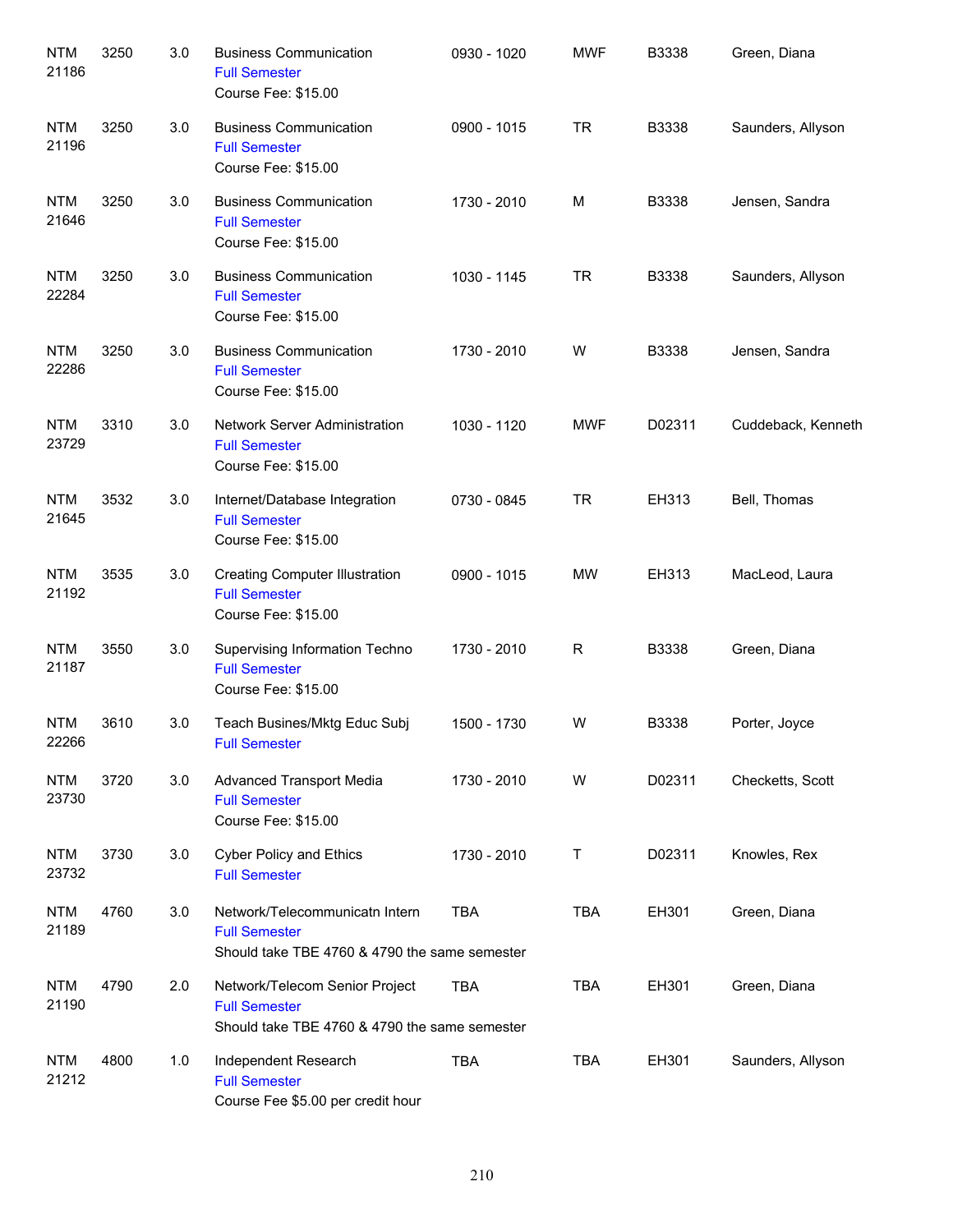| | | | | | | | |
|---|---|---|---|---|---|---|---|
| NTM 21186 | 3250 | 3.0 | Business Communication<br>Full Semester<br>Course Fee: $15.00 | 0930 - 1020 | MWF | B3338 | Green, Diana |
| NTM 21196 | 3250 | 3.0 | Business Communication<br>Full Semester<br>Course Fee: $15.00 | 0900 - 1015 | TR | B3338 | Saunders, Allyson |
| NTM 21646 | 3250 | 3.0 | Business Communication<br>Full Semester<br>Course Fee: $15.00 | 1730 - 2010 | M | B3338 | Jensen, Sandra |
| NTM 22284 | 3250 | 3.0 | Business Communication<br>Full Semester<br>Course Fee: $15.00 | 1030 - 1145 | TR | B3338 | Saunders, Allyson |
| NTM 22286 | 3250 | 3.0 | Business Communication<br>Full Semester<br>Course Fee: $15.00 | 1730 - 2010 | W | B3338 | Jensen, Sandra |
| NTM 23729 | 3310 | 3.0 | Network Server Administration<br>Full Semester<br>Course Fee: $15.00 | 1030 - 1120 | MWF | D02311 | Cuddeback, Kenneth |
| NTM 21645 | 3532 | 3.0 | Internet/Database Integration<br>Full Semester<br>Course Fee: $15.00 | 0730 - 0845 | TR | EH313 | Bell, Thomas |
| NTM 21192 | 3535 | 3.0 | Creating Computer Illustration<br>Full Semester<br>Course Fee: $15.00 | 0900 - 1015 | MW | EH313 | MacLeod, Laura |
| NTM 21187 | 3550 | 3.0 | Supervising Information Techno<br>Full Semester<br>Course Fee: $15.00 | 1730 - 2010 | R | B3338 | Green, Diana |
| NTM 22266 | 3610 | 3.0 | Teach Busines/Mktg Educ Subj<br>Full Semester | 1500 - 1730 | W | B3338 | Porter, Joyce |
| NTM 23730 | 3720 | 3.0 | Advanced Transport Media<br>Full Semester<br>Course Fee: $15.00 | 1730 - 2010 | W | D02311 | Checketts, Scott |
| NTM 23732 | 3730 | 3.0 | Cyber Policy and Ethics<br>Full Semester | 1730 - 2010 | T | D02311 | Knowles, Rex |
| NTM 21189 | 4760 | 3.0 | Network/Telecommunicatn Intern<br>Full Semester<br>Should take TBE 4760 & 4790 the same semester | TBA | TBA | EH301 | Green, Diana |
| NTM 21190 | 4790 | 2.0 | Network/Telecom Senior Project<br>Full Semester<br>Should take TBE 4760 & 4790 the same semester | TBA | TBA | EH301 | Green, Diana |
| NTM 21212 | 4800 | 1.0 | Independent Research<br>Full Semester<br>Course Fee $5.00 per credit hour | TBA | TBA | EH301 | Saunders, Allyson |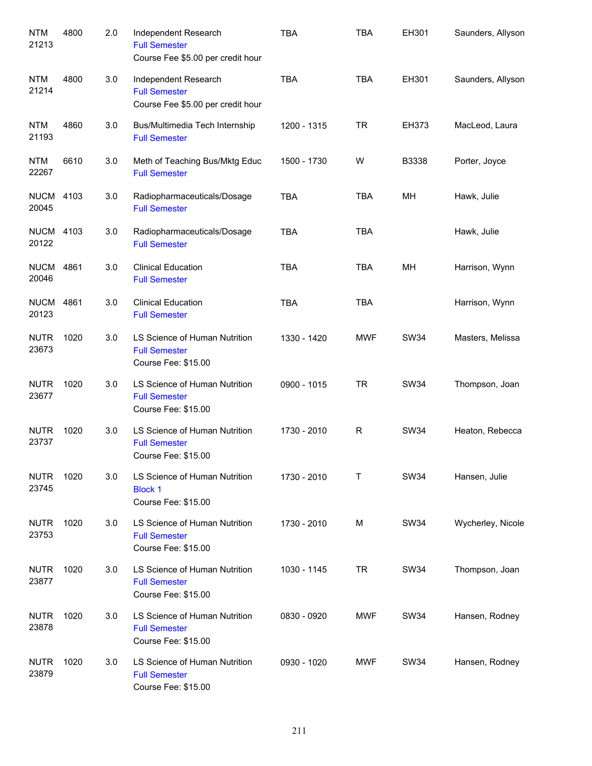| | | | | | | | |
|---|---|---|---|---|---|---|---|
| NTM 21213 | 4800 | 2.0 | Independent Research<br>Full Semester<br>Course Fee $5.00 per credit hour | TBA | TBA | EH301 | Saunders, Allyson |
| NTM 21214 | 4800 | 3.0 | Independent Research<br>Full Semester<br>Course Fee $5.00 per credit hour | TBA | TBA | EH301 | Saunders, Allyson |
| NTM 21193 | 4860 | 3.0 | Bus/Multimedia Tech Internship<br>Full Semester | 1200 - 1315 | TR | EH373 | MacLeod, Laura |
| NTM 22267 | 6610 | 3.0 | Meth of Teaching Bus/Mktg Educ<br>Full Semester | 1500 - 1730 | W | B3338 | Porter, Joyce |
| NUCM 20045 | 4103 | 3.0 | Radiopharmaceuticals/Dosage<br>Full Semester | TBA | TBA | MH | Hawk, Julie |
| NUCM 20122 | 4103 | 3.0 | Radiopharmaceuticals/Dosage<br>Full Semester | TBA | TBA | | Hawk, Julie |
| NUCM 20046 | 4861 | 3.0 | Clinical Education<br>Full Semester | TBA | TBA | MH | Harrison, Wynn |
| NUCM 20123 | 4861 | 3.0 | Clinical Education<br>Full Semester | TBA | TBA | | Harrison, Wynn |
| NUTR 23673 | 1020 | 3.0 | LS Science of Human Nutrition<br>Full Semester<br>Course Fee: $15.00 | 1330 - 1420 | MWF | SW34 | Masters, Melissa |
| NUTR 23677 | 1020 | 3.0 | LS Science of Human Nutrition<br>Full Semester<br>Course Fee: $15.00 | 0900 - 1015 | TR | SW34 | Thompson, Joan |
| NUTR 23737 | 1020 | 3.0 | LS Science of Human Nutrition<br>Full Semester<br>Course Fee: $15.00 | 1730 - 2010 | R | SW34 | Heaton, Rebecca |
| NUTR 23745 | 1020 | 3.0 | LS Science of Human Nutrition<br>Block 1<br>Course Fee: $15.00 | 1730 - 2010 | T | SW34 | Hansen, Julie |
| NUTR 23753 | 1020 | 3.0 | LS Science of Human Nutrition<br>Full Semester<br>Course Fee: $15.00 | 1730 - 2010 | M | SW34 | Wycherley, Nicole |
| NUTR 23877 | 1020 | 3.0 | LS Science of Human Nutrition<br>Full Semester<br>Course Fee: $15.00 | 1030 - 1145 | TR | SW34 | Thompson, Joan |
| NUTR 23878 | 1020 | 3.0 | LS Science of Human Nutrition<br>Full Semester<br>Course Fee: $15.00 | 0830 - 0920 | MWF | SW34 | Hansen, Rodney |
| NUTR 23879 | 1020 | 3.0 | LS Science of Human Nutrition<br>Full Semester<br>Course Fee: $15.00 | 0930 - 1020 | MWF | SW34 | Hansen, Rodney |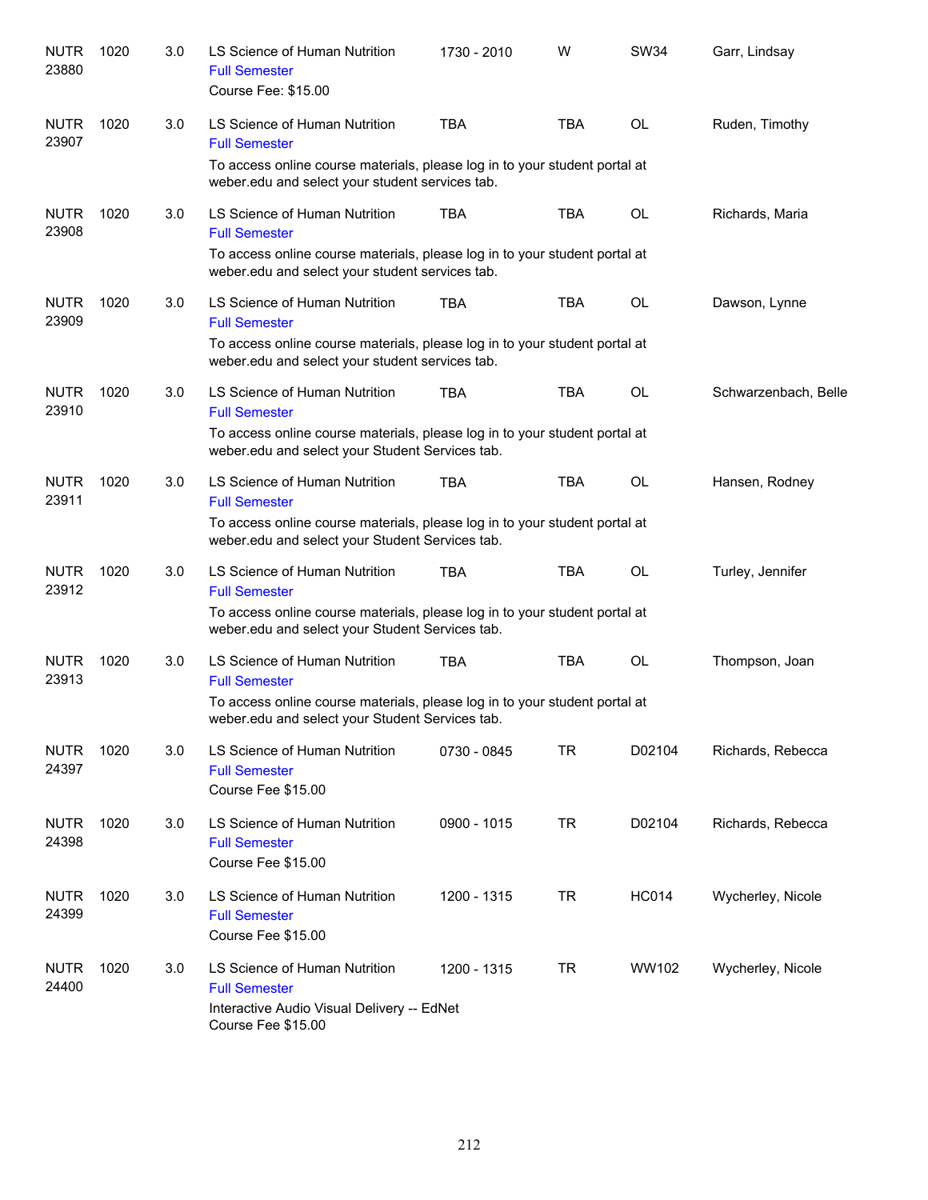| | | | | | | | |
|---|---|---|---|---|---|---|---|
| NUTR 23880 | 1020 | 3.0 | LS Science of Human Nutrition<br>Full Semester<br>Course Fee: $15.00 | 1730 - 2010 | W | SW34 | Garr, Lindsay |
| NUTR 23907 | 1020 | 3.0 | LS Science of Human Nutrition<br>Full Semester<br>To access online course materials, please log in to your student portal at weber.edu and select your student services tab. | TBA | TBA | OL | Ruden, Timothy |
| NUTR 23908 | 1020 | 3.0 | LS Science of Human Nutrition<br>Full Semester<br>To access online course materials, please log in to your student portal at weber.edu and select your student services tab. | TBA | TBA | OL | Richards, Maria |
| NUTR 23909 | 1020 | 3.0 | LS Science of Human Nutrition<br>Full Semester<br>To access online course materials, please log in to your student portal at weber.edu and select your student services tab. | TBA | TBA | OL | Dawson, Lynne |
| NUTR 23910 | 1020 | 3.0 | LS Science of Human Nutrition<br>Full Semester<br>To access online course materials, please log in to your student portal at weber.edu and select your Student Services tab. | TBA | TBA | OL | Schwarzenbach, Belle |
| NUTR 23911 | 1020 | 3.0 | LS Science of Human Nutrition<br>Full Semester<br>To access online course materials, please log in to your student portal at weber.edu and select your Student Services tab. | TBA | TBA | OL | Hansen, Rodney |
| NUTR 23912 | 1020 | 3.0 | LS Science of Human Nutrition<br>Full Semester<br>To access online course materials, please log in to your student portal at weber.edu and select your Student Services tab. | TBA | TBA | OL | Turley, Jennifer |
| NUTR 23913 | 1020 | 3.0 | LS Science of Human Nutrition<br>Full Semester<br>To access online course materials, please log in to your student portal at weber.edu and select your Student Services tab. | TBA | TBA | OL | Thompson, Joan |
| NUTR 24397 | 1020 | 3.0 | LS Science of Human Nutrition<br>Full Semester<br>Course Fee $15.00 | 0730 - 0845 | TR | D02104 | Richards, Rebecca |
| NUTR 24398 | 1020 | 3.0 | LS Science of Human Nutrition<br>Full Semester<br>Course Fee $15.00 | 0900 - 1015 | TR | D02104 | Richards, Rebecca |
| NUTR 24399 | 1020 | 3.0 | LS Science of Human Nutrition<br>Full Semester<br>Course Fee $15.00 | 1200 - 1315 | TR | HC014 | Wycherley, Nicole |
| NUTR 24400 | 1020 | 3.0 | LS Science of Human Nutrition<br>Full Semester<br>Interactive Audio Visual Delivery -- EdNet<br>Course Fee $15.00 | 1200 - 1315 | TR | WW102 | Wycherley, Nicole |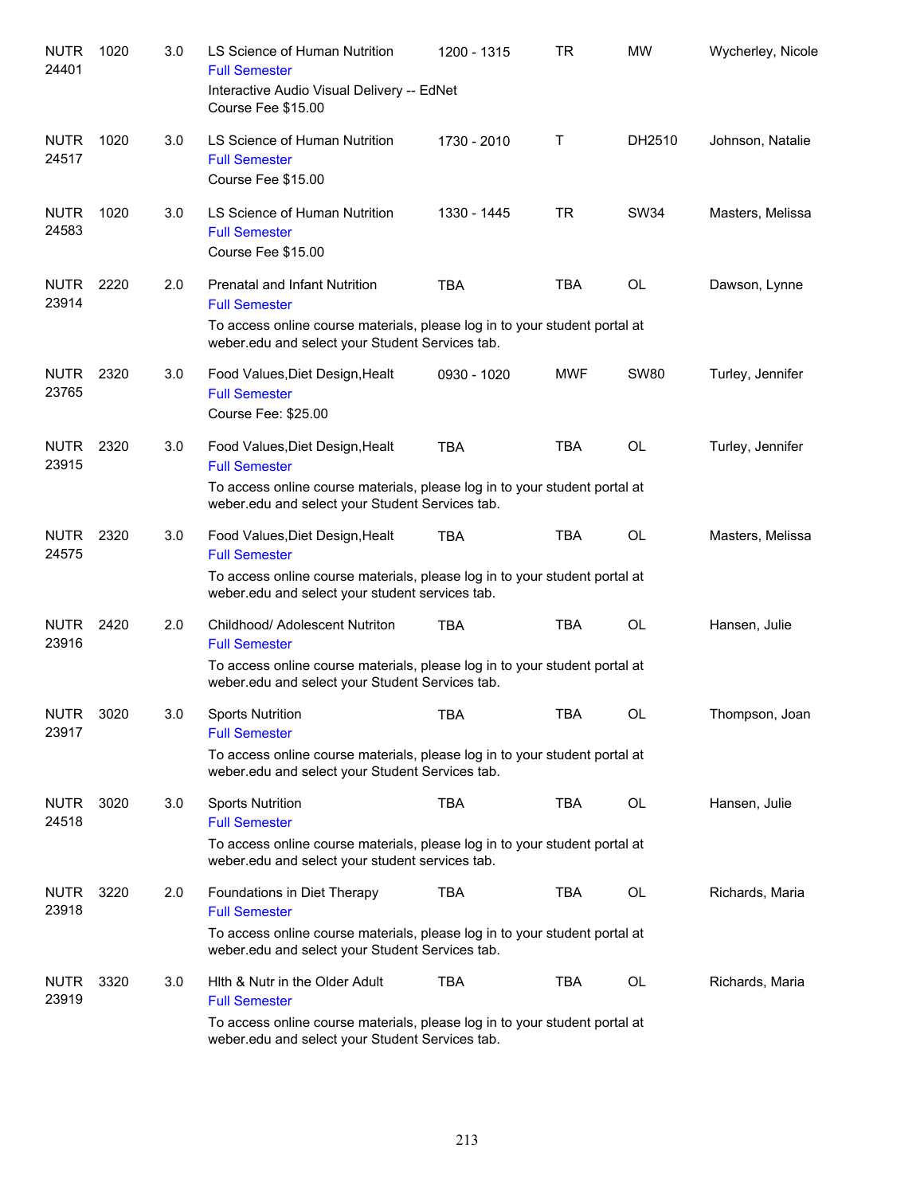| Course | Number | Credits | Title | Time | Days | Room | Instructor |
|---|---|---|---|---|---|---|---|
| NUTR 24401 | 1020 | 3.0 | LS Science of Human Nutrition<br>Full Semester<br>Interactive Audio Visual Delivery -- EdNet<br>Course Fee $15.00 | 1200 - 1315 | TR | MW | Wycherley, Nicole |
| NUTR 24517 | 1020 | 3.0 | LS Science of Human Nutrition<br>Full Semester<br>Course Fee $15.00 | 1730 - 2010 | T | DH2510 | Johnson, Natalie |
| NUTR 24583 | 1020 | 3.0 | LS Science of Human Nutrition<br>Full Semester<br>Course Fee $15.00 | 1330 - 1445 | TR | SW34 | Masters, Melissa |
| NUTR 23914 | 2220 | 2.0 | Prenatal and Infant Nutrition<br>Full Semester<br>To access online course materials, please log in to your student portal at weber.edu and select your Student Services tab. | TBA | TBA | OL | Dawson, Lynne |
| NUTR 23765 | 2320 | 3.0 | Food Values,Diet Design,Healt<br>Full Semester<br>Course Fee: $25.00 | 0930 - 1020 | MWF | SW80 | Turley, Jennifer |
| NUTR 23915 | 2320 | 3.0 | Food Values,Diet Design,Healt<br>Full Semester<br>To access online course materials, please log in to your student portal at weber.edu and select your Student Services tab. | TBA | TBA | OL | Turley, Jennifer |
| NUTR 24575 | 2320 | 3.0 | Food Values,Diet Design,Healt<br>Full Semester<br>To access online course materials, please log in to your student portal at weber.edu and select your student services tab. | TBA | TBA | OL | Masters, Melissa |
| NUTR 23916 | 2420 | 2.0 | Childhood/ Adolescent Nutriton<br>Full Semester<br>To access online course materials, please log in to your student portal at weber.edu and select your Student Services tab. | TBA | TBA | OL | Hansen, Julie |
| NUTR 23917 | 3020 | 3.0 | Sports Nutrition<br>Full Semester<br>To access online course materials, please log in to your student portal at weber.edu and select your Student Services tab. | TBA | TBA | OL | Thompson, Joan |
| NUTR 24518 | 3020 | 3.0 | Sports Nutrition<br>Full Semester<br>To access online course materials, please log in to your student portal at weber.edu and select your student services tab. | TBA | TBA | OL | Hansen, Julie |
| NUTR 23918 | 3220 | 2.0 | Foundations in Diet Therapy<br>Full Semester<br>To access online course materials, please log in to your student portal at weber.edu and select your Student Services tab. | TBA | TBA | OL | Richards, Maria |
| NUTR 23919 | 3320 | 3.0 | Hlth & Nutr in the Older Adult<br>Full Semester<br>To access online course materials, please log in to your student portal at weber.edu and select your Student Services tab. | TBA | TBA | OL | Richards, Maria |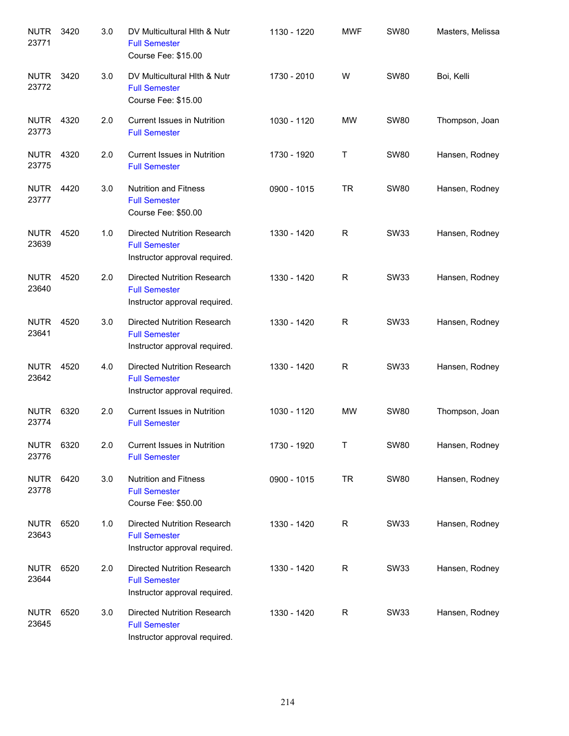| | | | | | | | |
|---|---|---|---|---|---|---|---|
| NUTR 23771 | 3420 | 3.0 | DV Multicultural Hlth & Nutr<br>Full Semester<br>Course Fee: $15.00 | 1130 - 1220 | MWF | SW80 | Masters, Melissa |
| NUTR 23772 | 3420 | 3.0 | DV Multicultural Hlth & Nutr<br>Full Semester<br>Course Fee: $15.00 | 1730 - 2010 | W | SW80 | Boi, Kelli |
| NUTR 23773 | 4320 | 2.0 | Current Issues in Nutrition<br>Full Semester | 1030 - 1120 | MW | SW80 | Thompson, Joan |
| NUTR 23775 | 4320 | 2.0 | Current Issues in Nutrition<br>Full Semester | 1730 - 1920 | T | SW80 | Hansen, Rodney |
| NUTR 23777 | 4420 | 3.0 | Nutrition and Fitness<br>Full Semester<br>Course Fee: $50.00 | 0900 - 1015 | TR | SW80 | Hansen, Rodney |
| NUTR 23639 | 4520 | 1.0 | Directed Nutrition Research<br>Full Semester<br>Instructor approval required. | 1330 - 1420 | R | SW33 | Hansen, Rodney |
| NUTR 23640 | 4520 | 2.0 | Directed Nutrition Research<br>Full Semester<br>Instructor approval required. | 1330 - 1420 | R | SW33 | Hansen, Rodney |
| NUTR 23641 | 4520 | 3.0 | Directed Nutrition Research<br>Full Semester<br>Instructor approval required. | 1330 - 1420 | R | SW33 | Hansen, Rodney |
| NUTR 23642 | 4520 | 4.0 | Directed Nutrition Research<br>Full Semester<br>Instructor approval required. | 1330 - 1420 | R | SW33 | Hansen, Rodney |
| NUTR 23774 | 6320 | 2.0 | Current Issues in Nutrition<br>Full Semester | 1030 - 1120 | MW | SW80 | Thompson, Joan |
| NUTR 23776 | 6320 | 2.0 | Current Issues in Nutrition<br>Full Semester | 1730 - 1920 | T | SW80 | Hansen, Rodney |
| NUTR 23778 | 6420 | 3.0 | Nutrition and Fitness<br>Full Semester<br>Course Fee: $50.00 | 0900 - 1015 | TR | SW80 | Hansen, Rodney |
| NUTR 23643 | 6520 | 1.0 | Directed Nutrition Research<br>Full Semester<br>Instructor approval required. | 1330 - 1420 | R | SW33 | Hansen, Rodney |
| NUTR 23644 | 6520 | 2.0 | Directed Nutrition Research<br>Full Semester<br>Instructor approval required. | 1330 - 1420 | R | SW33 | Hansen, Rodney |
| NUTR 23645 | 6520 | 3.0 | Directed Nutrition Research<br>Full Semester<br>Instructor approval required. | 1330 - 1420 | R | SW33 | Hansen, Rodney |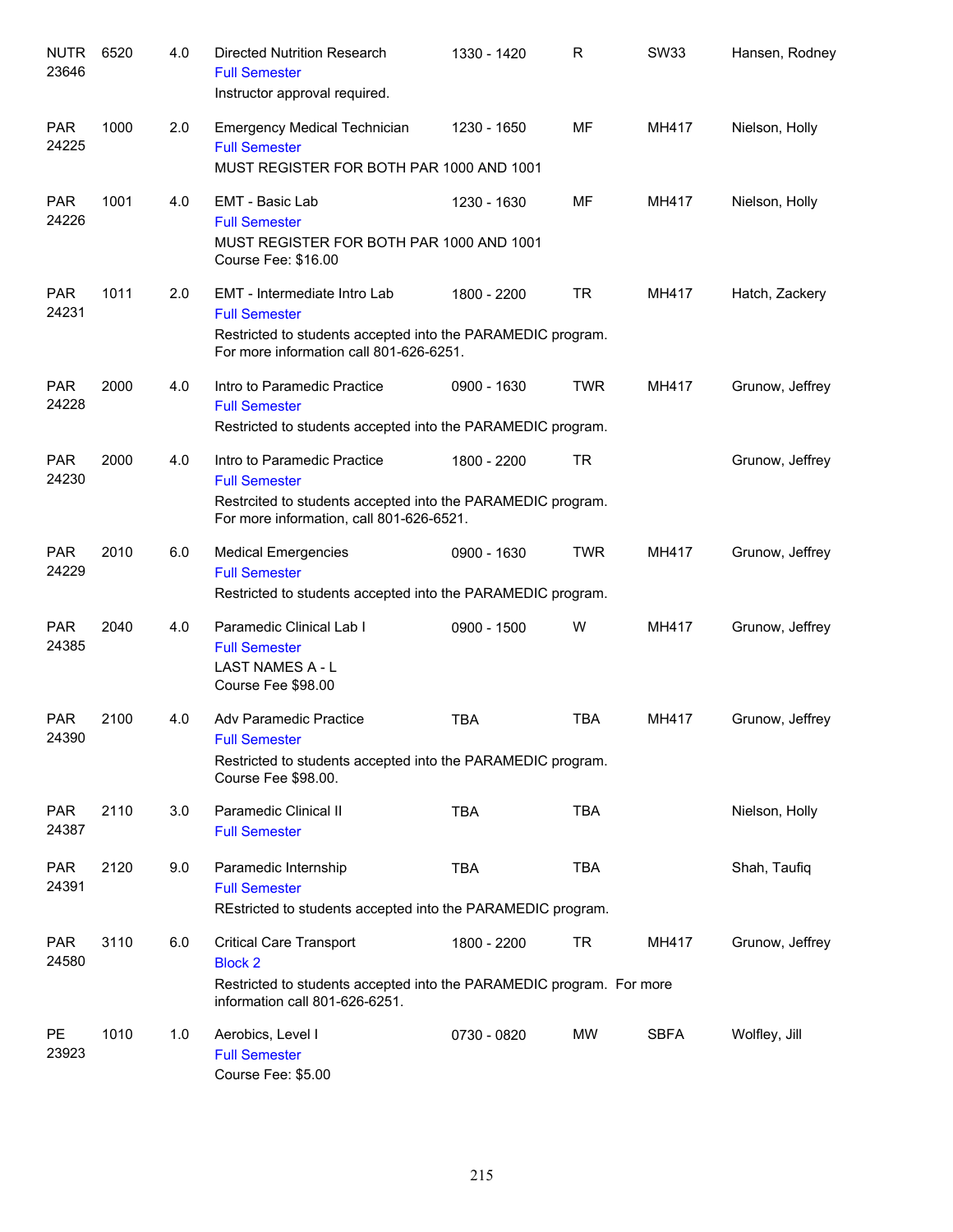| Subject/CRN | Course | Credits | Title | Time | Days | Room | Instructor |
|---|---|---|---|---|---|---|---|
| NUTR 23646 | 6520 | 4.0 | Directed Nutrition Research<br>Full Semester<br>Instructor approval required. | 1330 - 1420 | R | SW33 | Hansen, Rodney |
| PAR 24225 | 1000 | 2.0 | Emergency Medical Technician<br>Full Semester<br>MUST REGISTER FOR BOTH PAR 1000 AND 1001 | 1230 - 1650 | MF | MH417 | Nielson, Holly |
| PAR 24226 | 1001 | 4.0 | EMT - Basic Lab<br>Full Semester<br>MUST REGISTER FOR BOTH PAR 1000 AND 1001<br>Course Fee: $16.00 | 1230 - 1630 | MF | MH417 | Nielson, Holly |
| PAR 24231 | 1011 | 2.0 | EMT - Intermediate Intro Lab<br>Full Semester<br>Restricted to students accepted into the PARAMEDIC program. For more information call 801-626-6251. | 1800 - 2200 | TR | MH417 | Hatch, Zackery |
| PAR 24228 | 2000 | 4.0 | Intro to Paramedic Practice<br>Full Semester<br>Restricted to students accepted into the PARAMEDIC program. | 0900 - 1630 | TWR | MH417 | Grunow, Jeffrey |
| PAR 24230 | 2000 | 4.0 | Intro to Paramedic Practice<br>Full Semester<br>Restrcited to students accepted into the PARAMEDIC program. For more information, call 801-626-6521. | 1800 - 2200 | TR | | Grunow, Jeffrey |
| PAR 24229 | 2010 | 6.0 | Medical Emergencies<br>Full Semester<br>Restricted to students accepted into the PARAMEDIC program. | 0900 - 1630 | TWR | MH417 | Grunow, Jeffrey |
| PAR 24385 | 2040 | 4.0 | Paramedic Clinical Lab I<br>Full Semester<br>LAST NAMES A - L<br>Course Fee $98.00 | 0900 - 1500 | W | MH417 | Grunow, Jeffrey |
| PAR 24390 | 2100 | 4.0 | Adv Paramedic Practice<br>Full Semester<br>Restricted to students accepted into the PARAMEDIC program. Course Fee $98.00. | TBA | TBA | MH417 | Grunow, Jeffrey |
| PAR 24387 | 2110 | 3.0 | Paramedic Clinical II<br>Full Semester | TBA | TBA | | Nielson, Holly |
| PAR 24391 | 2120 | 9.0 | Paramedic Internship<br>Full Semester<br>REstricted to students accepted into the PARAMEDIC program. | TBA | TBA | | Shah, Taufiq |
| PAR 24580 | 3110 | 6.0 | Critical Care Transport<br>Block 2<br>Restricted to students accepted into the PARAMEDIC program. For more information call 801-626-6251. | 1800 - 2200 | TR | MH417 | Grunow, Jeffrey |
| PE 23923 | 1010 | 1.0 | Aerobics, Level I<br>Full Semester<br>Course Fee: $5.00 | 0730 - 0820 | MW | SBFA | Wolfley, Jill |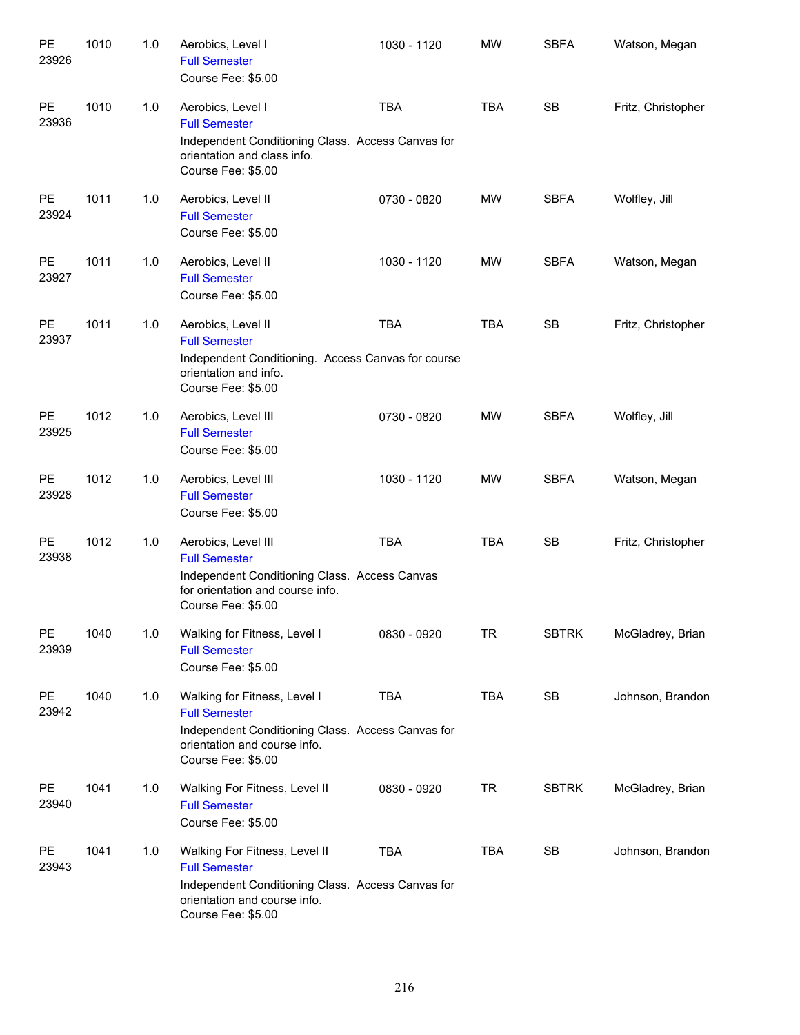| Subject / CRN | Course | Credits | Title | Time | Days | Location | Instructor |
|---|---|---|---|---|---|---|---|
| PE 23926 | 1010 | 1.0 | Aerobics, Level I<br>Full Semester<br>Course Fee: $5.00 | 1030 - 1120 | MW | SBFA | Watson, Megan |
| PE 23936 | 1010 | 1.0 | Aerobics, Level I<br>Full Semester<br>Independent Conditioning Class. Access Canvas for orientation and class info.<br>Course Fee: $5.00 | TBA | TBA | SB | Fritz, Christopher |
| PE 23924 | 1011 | 1.0 | Aerobics, Level II<br>Full Semester<br>Course Fee: $5.00 | 0730 - 0820 | MW | SBFA | Wolfley, Jill |
| PE 23927 | 1011 | 1.0 | Aerobics, Level II<br>Full Semester<br>Course Fee: $5.00 | 1030 - 1120 | MW | SBFA | Watson, Megan |
| PE 23937 | 1011 | 1.0 | Aerobics, Level II<br>Full Semester<br>Independent Conditioning. Access Canvas for course orientation and info.<br>Course Fee: $5.00 | TBA | TBA | SB | Fritz, Christopher |
| PE 23925 | 1012 | 1.0 | Aerobics, Level III<br>Full Semester<br>Course Fee: $5.00 | 0730 - 0820 | MW | SBFA | Wolfley, Jill |
| PE 23928 | 1012 | 1.0 | Aerobics, Level III<br>Full Semester<br>Course Fee: $5.00 | 1030 - 1120 | MW | SBFA | Watson, Megan |
| PE 23938 | 1012 | 1.0 | Aerobics, Level III<br>Full Semester<br>Independent Conditioning Class. Access Canvas for orientation and course info.<br>Course Fee: $5.00 | TBA | TBA | SB | Fritz, Christopher |
| PE 23939 | 1040 | 1.0 | Walking for Fitness, Level I<br>Full Semester<br>Course Fee: $5.00 | 0830 - 0920 | TR | SBTRK | McGladrey, Brian |
| PE 23942 | 1040 | 1.0 | Walking for Fitness, Level I<br>Full Semester<br>Independent Conditioning Class. Access Canvas for orientation and course info.<br>Course Fee: $5.00 | TBA | TBA | SB | Johnson, Brandon |
| PE 23940 | 1041 | 1.0 | Walking For Fitness, Level II<br>Full Semester<br>Course Fee: $5.00 | 0830 - 0920 | TR | SBTRK | McGladrey, Brian |
| PE 23943 | 1041 | 1.0 | Walking For Fitness, Level II<br>Full Semester<br>Independent Conditioning Class. Access Canvas for orientation and course info.<br>Course Fee: $5.00 | TBA | TBA | SB | Johnson, Brandon |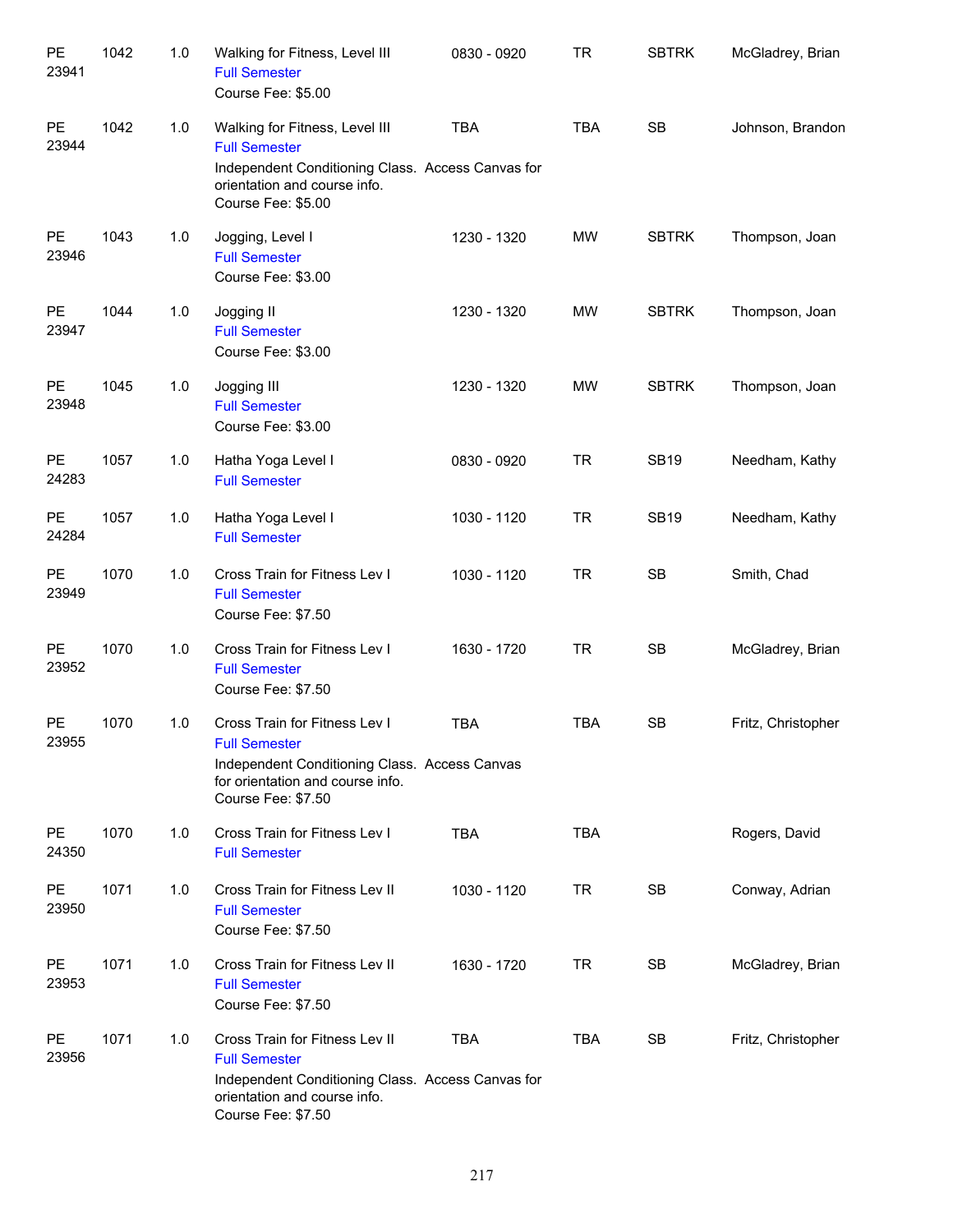| | | | | | | | |
|---|---|---|---|---|---|---|---|
| PE 23941 | 1042 | 1.0 | Walking for Fitness, Level III<br>Full Semester<br>Course Fee: $5.00 | 0830 - 0920 | TR | SBTRK | McGladrey, Brian |
| PE 23944 | 1042 | 1.0 | Walking for Fitness, Level III<br>Full Semester<br>Independent Conditioning Class. Access Canvas for orientation and course info.<br>Course Fee: $5.00 | TBA | TBA | SB | Johnson, Brandon |
| PE 23946 | 1043 | 1.0 | Jogging, Level I<br>Full Semester<br>Course Fee: $3.00 | 1230 - 1320 | MW | SBTRK | Thompson, Joan |
| PE 23947 | 1044 | 1.0 | Jogging II<br>Full Semester<br>Course Fee: $3.00 | 1230 - 1320 | MW | SBTRK | Thompson, Joan |
| PE 23948 | 1045 | 1.0 | Jogging III<br>Full Semester<br>Course Fee: $3.00 | 1230 - 1320 | MW | SBTRK | Thompson, Joan |
| PE 24283 | 1057 | 1.0 | Hatha Yoga Level I<br>Full Semester | 0830 - 0920 | TR | SB19 | Needham, Kathy |
| PE 24284 | 1057 | 1.0 | Hatha Yoga Level I<br>Full Semester | 1030 - 1120 | TR | SB19 | Needham, Kathy |
| PE 23949 | 1070 | 1.0 | Cross Train for Fitness Lev I<br>Full Semester<br>Course Fee: $7.50 | 1030 - 1120 | TR | SB | Smith, Chad |
| PE 23952 | 1070 | 1.0 | Cross Train for Fitness Lev I<br>Full Semester<br>Course Fee: $7.50 | 1630 - 1720 | TR | SB | McGladrey, Brian |
| PE 23955 | 1070 | 1.0 | Cross Train for Fitness Lev I<br>Full Semester<br>Independent Conditioning Class. Access Canvas for orientation and course info.<br>Course Fee: $7.50 | TBA | TBA | SB | Fritz, Christopher |
| PE 24350 | 1070 | 1.0 | Cross Train for Fitness Lev I<br>Full Semester | TBA | TBA | | Rogers, David |
| PE 23950 | 1071 | 1.0 | Cross Train for Fitness Lev II<br>Full Semester<br>Course Fee: $7.50 | 1030 - 1120 | TR | SB | Conway, Adrian |
| PE 23953 | 1071 | 1.0 | Cross Train for Fitness Lev II<br>Full Semester<br>Course Fee: $7.50 | 1630 - 1720 | TR | SB | McGladrey, Brian |
| PE 23956 | 1071 | 1.0 | Cross Train for Fitness Lev II<br>Full Semester<br>Independent Conditioning Class. Access Canvas for orientation and course info.<br>Course Fee: $7.50 | TBA | TBA | SB | Fritz, Christopher |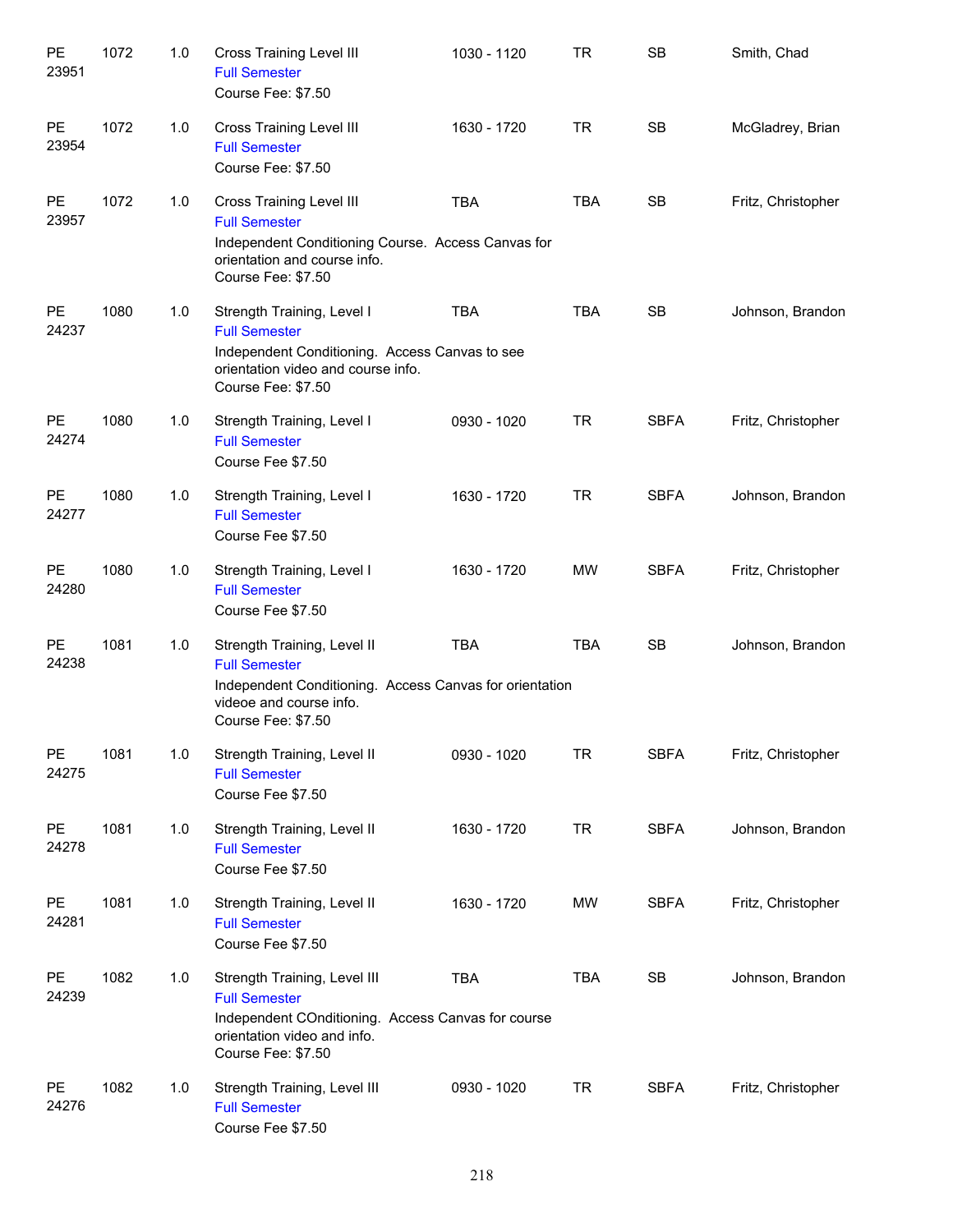| | | | | | | | |
|---|---|---|---|---|---|---|---|
| PE 23951 | 1072 | 1.0 | Cross Training Level III<br>Full Semester<br>Course Fee: $7.50 | 1030 - 1120 | TR | SB | Smith, Chad |
| PE 23954 | 1072 | 1.0 | Cross Training Level III<br>Full Semester<br>Course Fee: $7.50 | 1630 - 1720 | TR | SB | McGladrey, Brian |
| PE 23957 | 1072 | 1.0 | Cross Training Level III<br>Full Semester<br>Independent Conditioning Course. Access Canvas for orientation and course info.<br>Course Fee: $7.50 | TBA | TBA | SB | Fritz, Christopher |
| PE 24237 | 1080 | 1.0 | Strength Training, Level I<br>Full Semester<br>Independent Conditioning. Access Canvas to see orientation video and course info.<br>Course Fee: $7.50 | TBA | TBA | SB | Johnson, Brandon |
| PE 24274 | 1080 | 1.0 | Strength Training, Level I<br>Full Semester<br>Course Fee $7.50 | 0930 - 1020 | TR | SBFA | Fritz, Christopher |
| PE 24277 | 1080 | 1.0 | Strength Training, Level I<br>Full Semester<br>Course Fee $7.50 | 1630 - 1720 | TR | SBFA | Johnson, Brandon |
| PE 24280 | 1080 | 1.0 | Strength Training, Level I<br>Full Semester<br>Course Fee $7.50 | 1630 - 1720 | MW | SBFA | Fritz, Christopher |
| PE 24238 | 1081 | 1.0 | Strength Training, Level II<br>Full Semester<br>Independent Conditioning. Access Canvas for orientation videoe and course info.<br>Course Fee: $7.50 | TBA | TBA | SB | Johnson, Brandon |
| PE 24275 | 1081 | 1.0 | Strength Training, Level II<br>Full Semester<br>Course Fee $7.50 | 0930 - 1020 | TR | SBFA | Fritz, Christopher |
| PE 24278 | 1081 | 1.0 | Strength Training, Level II<br>Full Semester<br>Course Fee $7.50 | 1630 - 1720 | TR | SBFA | Johnson, Brandon |
| PE 24281 | 1081 | 1.0 | Strength Training, Level II<br>Full Semester<br>Course Fee $7.50 | 1630 - 1720 | MW | SBFA | Fritz, Christopher |
| PE 24239 | 1082 | 1.0 | Strength Training, Level III<br>Full Semester<br>Independent COnditioning. Access Canvas for course orientation video and info.<br>Course Fee: $7.50 | TBA | TBA | SB | Johnson, Brandon |
| PE 24276 | 1082 | 1.0 | Strength Training, Level III<br>Full Semester<br>Course Fee $7.50 | 0930 - 1020 | TR | SBFA | Fritz, Christopher |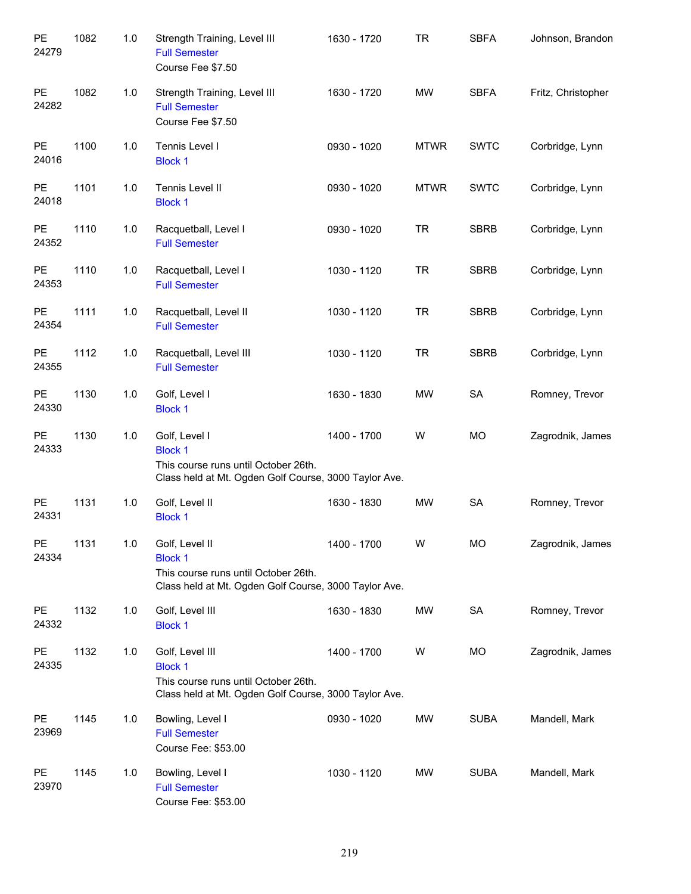| | | | | | | | |
|---|---|---|---|---|---|---|---|
| PE 24279 | 1082 | 1.0 | Strength Training, Level III<br>Full Semester<br>Course Fee $7.50 | 1630 - 1720 | TR | SBFA | Johnson, Brandon |
| PE 24282 | 1082 | 1.0 | Strength Training, Level III<br>Full Semester<br>Course Fee $7.50 | 1630 - 1720 | MW | SBFA | Fritz, Christopher |
| PE 24016 | 1100 | 1.0 | Tennis Level I<br>Block 1 | 0930 - 1020 | MTWR | SWTC | Corbridge, Lynn |
| PE 24018 | 1101 | 1.0 | Tennis Level II<br>Block 1 | 0930 - 1020 | MTWR | SWTC | Corbridge, Lynn |
| PE 24352 | 1110 | 1.0 | Racquetball, Level I<br>Full Semester | 0930 - 1020 | TR | SBRB | Corbridge, Lynn |
| PE 24353 | 1110 | 1.0 | Racquetball, Level I<br>Full Semester | 1030 - 1120 | TR | SBRB | Corbridge, Lynn |
| PE 24354 | 1111 | 1.0 | Racquetball, Level II<br>Full Semester | 1030 - 1120 | TR | SBRB | Corbridge, Lynn |
| PE 24355 | 1112 | 1.0 | Racquetball, Level III<br>Full Semester | 1030 - 1120 | TR | SBRB | Corbridge, Lynn |
| PE 24330 | 1130 | 1.0 | Golf, Level I<br>Block 1 | 1630 - 1830 | MW | SA | Romney, Trevor |
| PE 24333 | 1130 | 1.0 | Golf, Level I<br>Block 1<br>This course runs until October 26th.<br>Class held at Mt. Ogden Golf Course, 3000 Taylor Ave. | 1400 - 1700 | W | MO | Zagrodnik, James |
| PE 24331 | 1131 | 1.0 | Golf, Level II<br>Block 1 | 1630 - 1830 | MW | SA | Romney, Trevor |
| PE 24334 | 1131 | 1.0 | Golf, Level II<br>Block 1<br>This course runs until October 26th.<br>Class held at Mt. Ogden Golf Course, 3000 Taylor Ave. | 1400 - 1700 | W | MO | Zagrodnik, James |
| PE 24332 | 1132 | 1.0 | Golf, Level III<br>Block 1 | 1630 - 1830 | MW | SA | Romney, Trevor |
| PE 24335 | 1132 | 1.0 | Golf, Level III<br>Block 1<br>This course runs until October 26th.<br>Class held at Mt. Ogden Golf Course, 3000 Taylor Ave. | 1400 - 1700 | W | MO | Zagrodnik, James |
| PE 23969 | 1145 | 1.0 | Bowling, Level I<br>Full Semester<br>Course Fee: $53.00 | 0930 - 1020 | MW | SUBA | Mandell, Mark |
| PE 23970 | 1145 | 1.0 | Bowling, Level I<br>Full Semester<br>Course Fee: $53.00 | 1030 - 1120 | MW | SUBA | Mandell, Mark |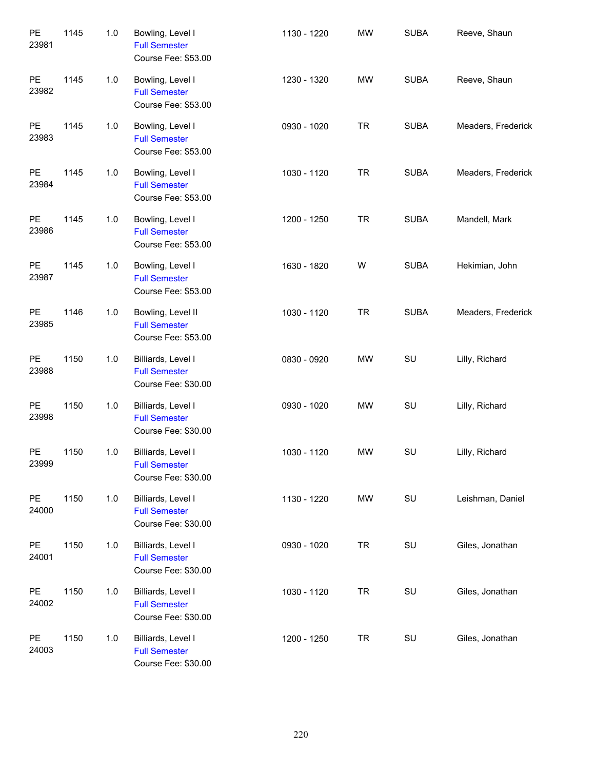| | | | | | | | |
|---|---|---|---|---|---|---|---|
| PE 23981 | 1145 | 1.0 | Bowling, Level I<br>Full Semester<br>Course Fee: $53.00 | 1130 - 1220 | MW | SUBA | Reeve, Shaun |
| PE 23982 | 1145 | 1.0 | Bowling, Level I<br>Full Semester<br>Course Fee: $53.00 | 1230 - 1320 | MW | SUBA | Reeve, Shaun |
| PE 23983 | 1145 | 1.0 | Bowling, Level I<br>Full Semester<br>Course Fee: $53.00 | 0930 - 1020 | TR | SUBA | Meaders, Frederick |
| PE 23984 | 1145 | 1.0 | Bowling, Level I<br>Full Semester<br>Course Fee: $53.00 | 1030 - 1120 | TR | SUBA | Meaders, Frederick |
| PE 23986 | 1145 | 1.0 | Bowling, Level I<br>Full Semester<br>Course Fee: $53.00 | 1200 - 1250 | TR | SUBA | Mandell, Mark |
| PE 23987 | 1145 | 1.0 | Bowling, Level I<br>Full Semester<br>Course Fee: $53.00 | 1630 - 1820 | W | SUBA | Hekimian, John |
| PE 23985 | 1146 | 1.0 | Bowling, Level II<br>Full Semester<br>Course Fee: $53.00 | 1030 - 1120 | TR | SUBA | Meaders, Frederick |
| PE 23988 | 1150 | 1.0 | Billiards, Level I<br>Full Semester<br>Course Fee: $30.00 | 0830 - 0920 | MW | SU | Lilly, Richard |
| PE 23998 | 1150 | 1.0 | Billiards, Level I<br>Full Semester<br>Course Fee: $30.00 | 0930 - 1020 | MW | SU | Lilly, Richard |
| PE 23999 | 1150 | 1.0 | Billiards, Level I<br>Full Semester<br>Course Fee: $30.00 | 1030 - 1120 | MW | SU | Lilly, Richard |
| PE 24000 | 1150 | 1.0 | Billiards, Level I<br>Full Semester<br>Course Fee: $30.00 | 1130 - 1220 | MW | SU | Leishman, Daniel |
| PE 24001 | 1150 | 1.0 | Billiards, Level I<br>Full Semester<br>Course Fee: $30.00 | 0930 - 1020 | TR | SU | Giles, Jonathan |
| PE 24002 | 1150 | 1.0 | Billiards, Level I<br>Full Semester<br>Course Fee: $30.00 | 1030 - 1120 | TR | SU | Giles, Jonathan |
| PE 24003 | 1150 | 1.0 | Billiards, Level I<br>Full Semester<br>Course Fee: $30.00 | 1200 - 1250 | TR | SU | Giles, Jonathan |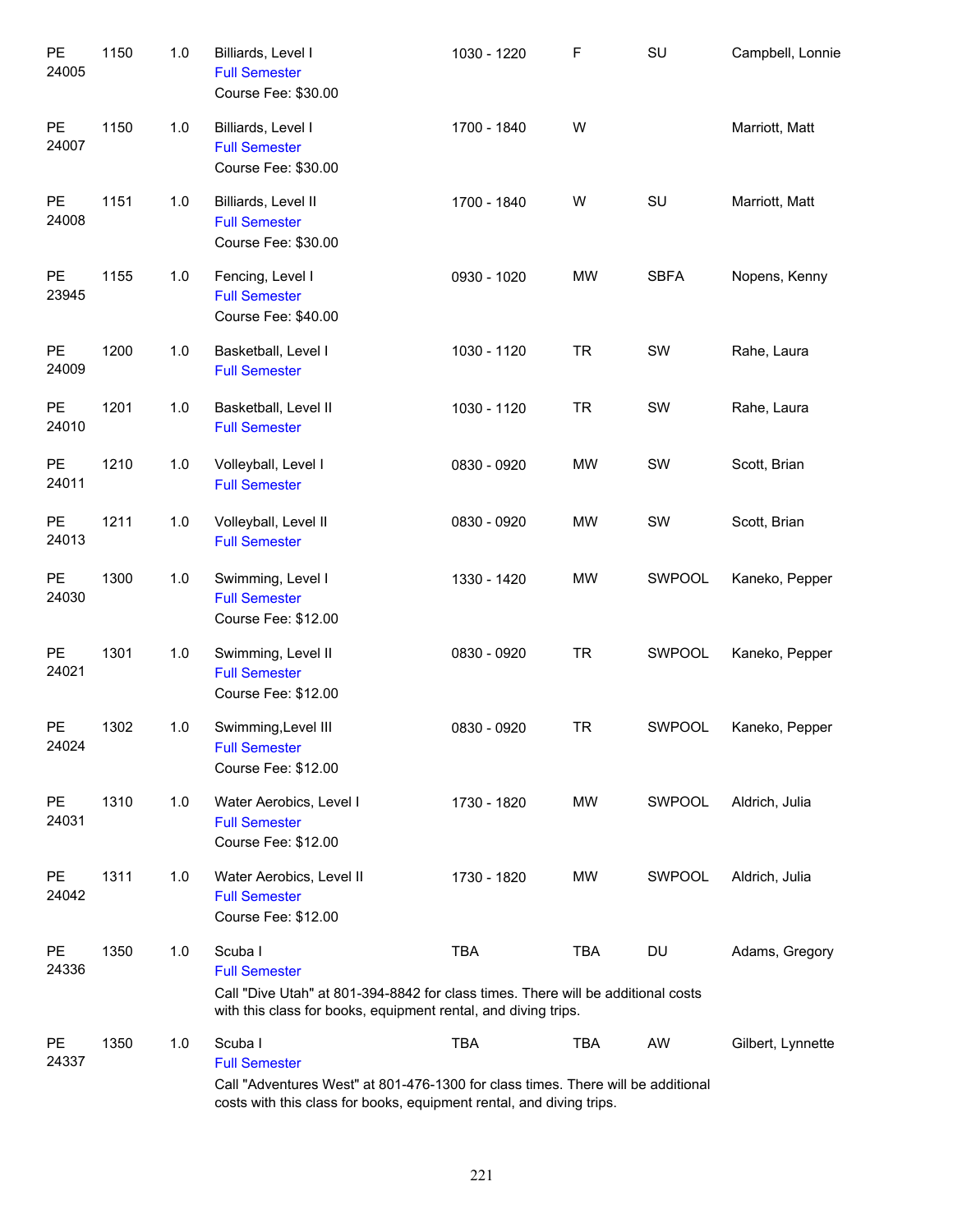| Subject / CRN | Course | Credits | Title | Time | Days | Location | Instructor |
|---|---|---|---|---|---|---|---|
| PE 24005 | 1150 | 1.0 | Billiards, Level I<br>Full Semester<br>Course Fee: $30.00 | 1030 - 1220 | F | SU | Campbell, Lonnie |
| PE 24007 | 1150 | 1.0 | Billiards, Level I<br>Full Semester<br>Course Fee: $30.00 | 1700 - 1840 | W | | Marriott, Matt |
| PE 24008 | 1151 | 1.0 | Billiards, Level II<br>Full Semester<br>Course Fee: $30.00 | 1700 - 1840 | W | SU | Marriott, Matt |
| PE 23945 | 1155 | 1.0 | Fencing, Level I<br>Full Semester<br>Course Fee: $40.00 | 0930 - 1020 | MW | SBFA | Nopens, Kenny |
| PE 24009 | 1200 | 1.0 | Basketball, Level I<br>Full Semester | 1030 - 1120 | TR | SW | Rahe, Laura |
| PE 24010 | 1201 | 1.0 | Basketball, Level II<br>Full Semester | 1030 - 1120 | TR | SW | Rahe, Laura |
| PE 24011 | 1210 | 1.0 | Volleyball, Level I<br>Full Semester | 0830 - 0920 | MW | SW | Scott, Brian |
| PE 24013 | 1211 | 1.0 | Volleyball, Level II<br>Full Semester | 0830 - 0920 | MW | SW | Scott, Brian |
| PE 24030 | 1300 | 1.0 | Swimming, Level I<br>Full Semester<br>Course Fee: $12.00 | 1330 - 1420 | MW | SWPOOL | Kaneko, Pepper |
| PE 24021 | 1301 | 1.0 | Swimming, Level II<br>Full Semester<br>Course Fee: $12.00 | 0830 - 0920 | TR | SWPOOL | Kaneko, Pepper |
| PE 24024 | 1302 | 1.0 | Swimming,Level III<br>Full Semester<br>Course Fee: $12.00 | 0830 - 0920 | TR | SWPOOL | Kaneko, Pepper |
| PE 24031 | 1310 | 1.0 | Water Aerobics, Level I<br>Full Semester<br>Course Fee: $12.00 | 1730 - 1820 | MW | SWPOOL | Aldrich, Julia |
| PE 24042 | 1311 | 1.0 | Water Aerobics, Level II<br>Full Semester<br>Course Fee: $12.00 | 1730 - 1820 | MW | SWPOOL | Aldrich, Julia |
| PE 24336 | 1350 | 1.0 | Scuba I<br>Full Semester<br>Call "Dive Utah" at 801-394-8842 for class times. There will be additional costs with this class for books, equipment rental, and diving trips. | TBA | TBA | DU | Adams, Gregory |
| PE 24337 | 1350 | 1.0 | Scuba I<br>Full Semester<br>Call "Adventures West" at 801-476-1300 for class times. There will be additional costs with this class for books, equipment rental, and diving trips. | TBA | TBA | AW | Gilbert, Lynnette |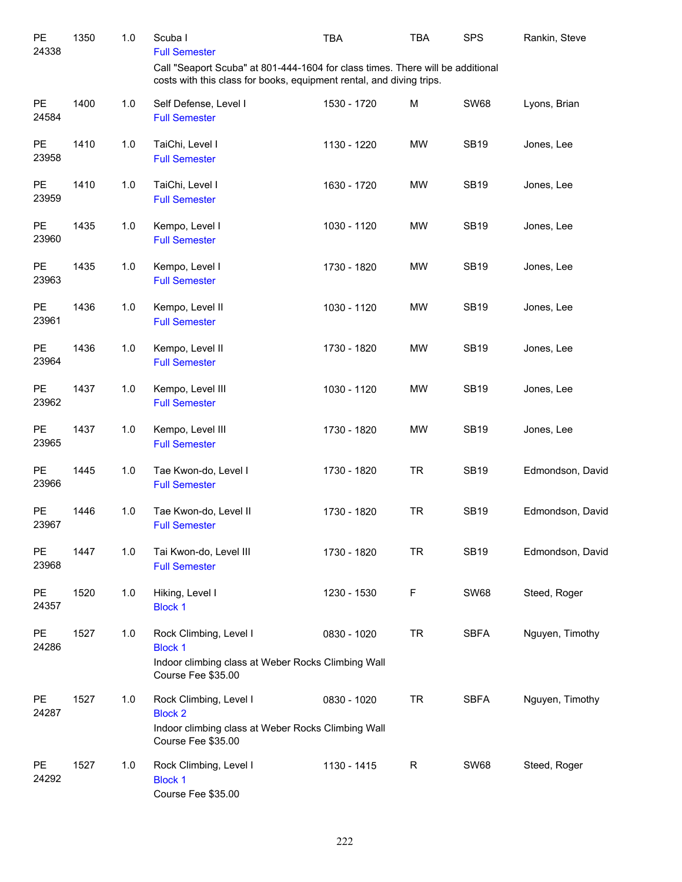| | | | | | | | |
|---|---|---|---|---|---|---|---|
| PE 24338 | 1350 | 1.0 | Scuba I<br>Full Semester<br>Call "Seaport Scuba" at 801-444-1604 for class times. There will be additional costs with this class for books, equipment rental, and diving trips. | TBA | TBA | SPS | Rankin, Steve |
| PE 24584 | 1400 | 1.0 | Self Defense, Level I<br>Full Semester | 1530 - 1720 | M | SW68 | Lyons, Brian |
| PE 23958 | 1410 | 1.0 | TaiChi, Level I<br>Full Semester | 1130 - 1220 | MW | SB19 | Jones, Lee |
| PE 23959 | 1410 | 1.0 | TaiChi, Level I<br>Full Semester | 1630 - 1720 | MW | SB19 | Jones, Lee |
| PE 23960 | 1435 | 1.0 | Kempo, Level I<br>Full Semester | 1030 - 1120 | MW | SB19 | Jones, Lee |
| PE 23963 | 1435 | 1.0 | Kempo, Level I<br>Full Semester | 1730 - 1820 | MW | SB19 | Jones, Lee |
| PE 23961 | 1436 | 1.0 | Kempo, Level II<br>Full Semester | 1030 - 1120 | MW | SB19 | Jones, Lee |
| PE 23964 | 1436 | 1.0 | Kempo, Level II<br>Full Semester | 1730 - 1820 | MW | SB19 | Jones, Lee |
| PE 23962 | 1437 | 1.0 | Kempo, Level III<br>Full Semester | 1030 - 1120 | MW | SB19 | Jones, Lee |
| PE 23965 | 1437 | 1.0 | Kempo, Level III<br>Full Semester | 1730 - 1820 | MW | SB19 | Jones, Lee |
| PE 23966 | 1445 | 1.0 | Tae Kwon-do, Level I<br>Full Semester | 1730 - 1820 | TR | SB19 | Edmondson, David |
| PE 23967 | 1446 | 1.0 | Tae Kwon-do, Level II<br>Full Semester | 1730 - 1820 | TR | SB19 | Edmondson, David |
| PE 23968 | 1447 | 1.0 | Tai Kwon-do, Level III<br>Full Semester | 1730 - 1820 | TR | SB19 | Edmondson, David |
| PE 24357 | 1520 | 1.0 | Hiking, Level I<br>Block 1 | 1230 - 1530 | F | SW68 | Steed, Roger |
| PE 24286 | 1527 | 1.0 | Rock Climbing, Level I<br>Block 1<br>Indoor climbing class at Weber Rocks Climbing Wall<br>Course Fee $35.00 | 0830 - 1020 | TR | SBFA | Nguyen, Timothy |
| PE 24287 | 1527 | 1.0 | Rock Climbing, Level I<br>Block 2<br>Indoor climbing class at Weber Rocks Climbing Wall<br>Course Fee $35.00 | 0830 - 1020 | TR | SBFA | Nguyen, Timothy |
| PE 24292 | 1527 | 1.0 | Rock Climbing, Level I<br>Block 1<br>Course Fee $35.00 | 1130 - 1415 | R | SW68 | Steed, Roger |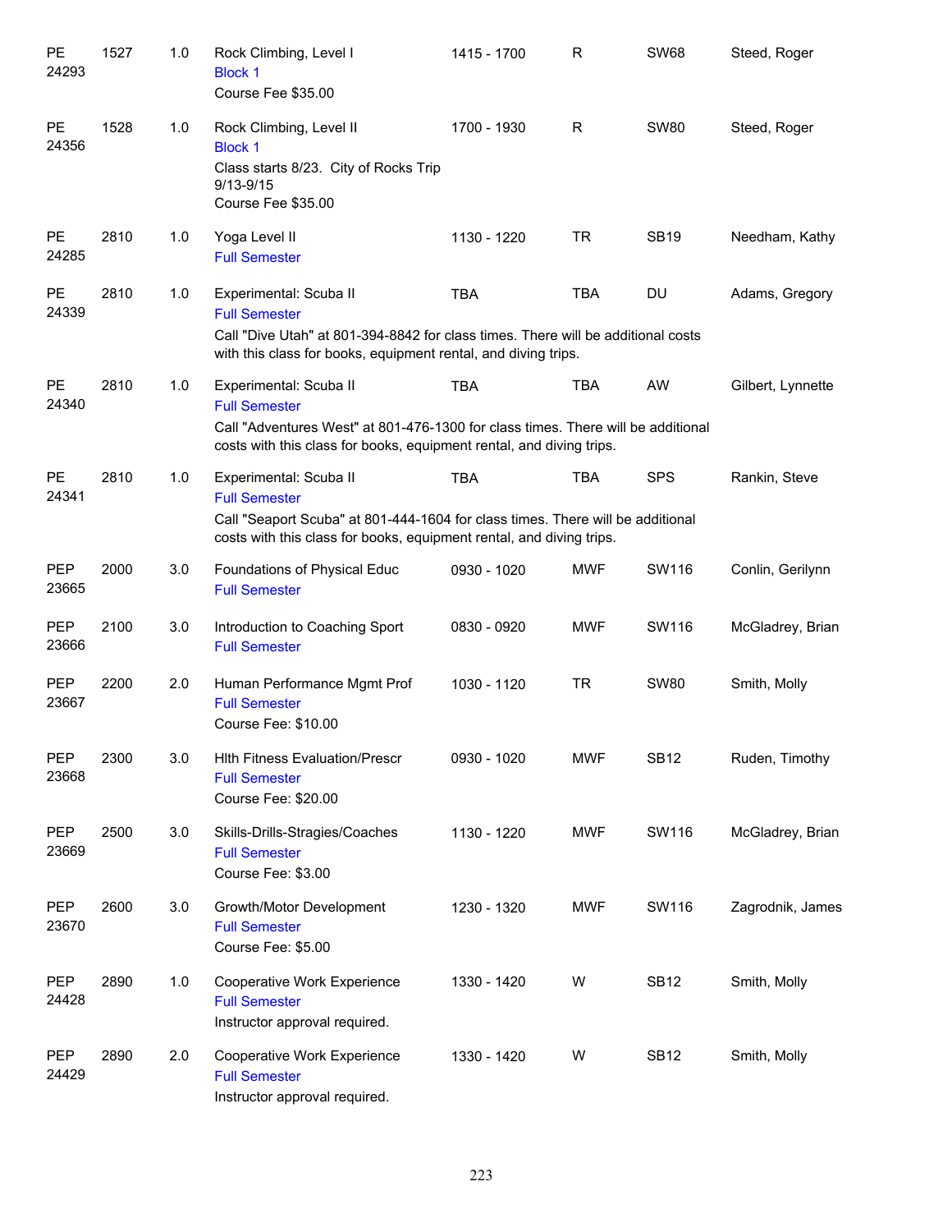| | | | | | | | |
|---|---|---|---|---|---|---|---|
| PE 24293 | 1527 | 1.0 | Rock Climbing, Level I<br>Block 1<br>Course Fee $35.00 | 1415 - 1700 | R | SW68 | Steed, Roger |
| PE 24356 | 1528 | 1.0 | Rock Climbing, Level II<br>Block 1<br>Class starts 8/23. City of Rocks Trip 9/13-9/15<br>Course Fee $35.00 | 1700 - 1930 | R | SW80 | Steed, Roger |
| PE 24285 | 2810 | 1.0 | Yoga Level II<br>Full Semester | 1130 - 1220 | TR | SB19 | Needham, Kathy |
| PE 24339 | 2810 | 1.0 | Experimental: Scuba II<br>Full Semester<br>Call "Dive Utah" at 801-394-8842 for class times. There will be additional costs with this class for books, equipment rental, and diving trips. | TBA | TBA | DU | Adams, Gregory |
| PE 24340 | 2810 | 1.0 | Experimental: Scuba II<br>Full Semester<br>Call "Adventures West" at 801-476-1300 for class times. There will be additional costs with this class for books, equipment rental, and diving trips. | TBA | TBA | AW | Gilbert, Lynnette |
| PE 24341 | 2810 | 1.0 | Experimental: Scuba II<br>Full Semester<br>Call "Seaport Scuba" at 801-444-1604 for class times. There will be additional costs with this class for books, equipment rental, and diving trips. | TBA | TBA | SPS | Rankin, Steve |
| PEP 23665 | 2000 | 3.0 | Foundations of Physical Educ<br>Full Semester | 0930 - 1020 | MWF | SW116 | Conlin, Gerilynn |
| PEP 23666 | 2100 | 3.0 | Introduction to Coaching Sport<br>Full Semester | 0830 - 0920 | MWF | SW116 | McGladrey, Brian |
| PEP 23667 | 2200 | 2.0 | Human Performance Mgmt Prof<br>Full Semester<br>Course Fee: $10.00 | 1030 - 1120 | TR | SW80 | Smith, Molly |
| PEP 23668 | 2300 | 3.0 | Hlth Fitness Evaluation/Prescr<br>Full Semester<br>Course Fee: $20.00 | 0930 - 1020 | MWF | SB12 | Ruden, Timothy |
| PEP 23669 | 2500 | 3.0 | Skills-Drills-Stragies/Coaches<br>Full Semester<br>Course Fee: $3.00 | 1130 - 1220 | MWF | SW116 | McGladrey, Brian |
| PEP 23670 | 2600 | 3.0 | Growth/Motor Development<br>Full Semester<br>Course Fee: $5.00 | 1230 - 1320 | MWF | SW116 | Zagrodnik, James |
| PEP 24428 | 2890 | 1.0 | Cooperative Work Experience<br>Full Semester<br>Instructor approval required. | 1330 - 1420 | W | SB12 | Smith, Molly |
| PEP 24429 | 2890 | 2.0 | Cooperative Work Experience<br>Full Semester<br>Instructor approval required. | 1330 - 1420 | W | SB12 | Smith, Molly |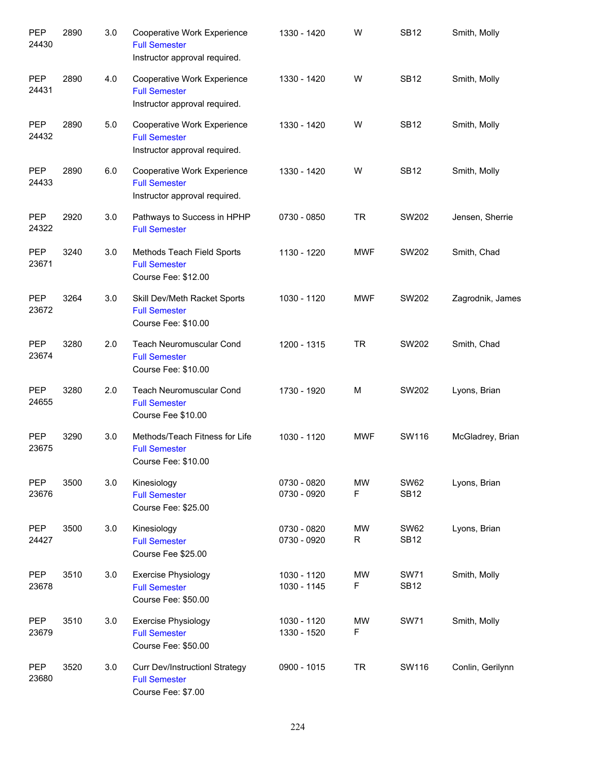| | | | | | | | |
|---|---|---|---|---|---|---|---|
| PEP 24430 | 2890 | 3.0 | Cooperative Work Experience<br>Full Semester<br>Instructor approval required. | 1330 - 1420 | W | SB12 | Smith, Molly |
| PEP 24431 | 2890 | 4.0 | Cooperative Work Experience<br>Full Semester<br>Instructor approval required. | 1330 - 1420 | W | SB12 | Smith, Molly |
| PEP 24432 | 2890 | 5.0 | Cooperative Work Experience<br>Full Semester<br>Instructor approval required. | 1330 - 1420 | W | SB12 | Smith, Molly |
| PEP 24433 | 2890 | 6.0 | Cooperative Work Experience<br>Full Semester<br>Instructor approval required. | 1330 - 1420 | W | SB12 | Smith, Molly |
| PEP 24322 | 2920 | 3.0 | Pathways to Success in HPHP<br>Full Semester | 0730 - 0850 | TR | SW202 | Jensen, Sherrie |
| PEP 23671 | 3240 | 3.0 | Methods Teach Field Sports<br>Full Semester<br>Course Fee: $12.00 | 1130 - 1220 | MWF | SW202 | Smith, Chad |
| PEP 23672 | 3264 | 3.0 | Skill Dev/Meth Racket Sports<br>Full Semester<br>Course Fee: $10.00 | 1030 - 1120 | MWF | SW202 | Zagrodnik, James |
| PEP 23674 | 3280 | 2.0 | Teach Neuromuscular Cond<br>Full Semester<br>Course Fee: $10.00 | 1200 - 1315 | TR | SW202 | Smith, Chad |
| PEP 24655 | 3280 | 2.0 | Teach Neuromuscular Cond<br>Full Semester<br>Course Fee $10.00 | 1730 - 1920 | M | SW202 | Lyons, Brian |
| PEP 23675 | 3290 | 3.0 | Methods/Teach Fitness for Life<br>Full Semester<br>Course Fee: $10.00 | 1030 - 1120 | MWF | SW116 | McGladrey, Brian |
| PEP 23676 | 3500 | 3.0 | Kinesiology<br>Full Semester<br>Course Fee: $25.00 | 0730 - 0820<br>0730 - 0920 | MW<br>F | SW62<br>SB12 | Lyons, Brian |
| PEP 24427 | 3500 | 3.0 | Kinesiology<br>Full Semester<br>Course Fee $25.00 | 0730 - 0820<br>0730 - 0920 | MW<br>R | SW62<br>SB12 | Lyons, Brian |
| PEP 23678 | 3510 | 3.0 | Exercise Physiology<br>Full Semester<br>Course Fee: $50.00 | 1030 - 1120<br>1030 - 1145 | MW<br>F | SW71<br>SB12 | Smith, Molly |
| PEP 23679 | 3510 | 3.0 | Exercise Physiology<br>Full Semester<br>Course Fee: $50.00 | 1030 - 1120<br>1330 - 1520 | MW<br>F | SW71 | Smith, Molly |
| PEP 23680 | 3520 | 3.0 | Curr Dev/Instructionl Strategy<br>Full Semester<br>Course Fee: $7.00 | 0900 - 1015 | TR | SW116 | Conlin, Gerilynn |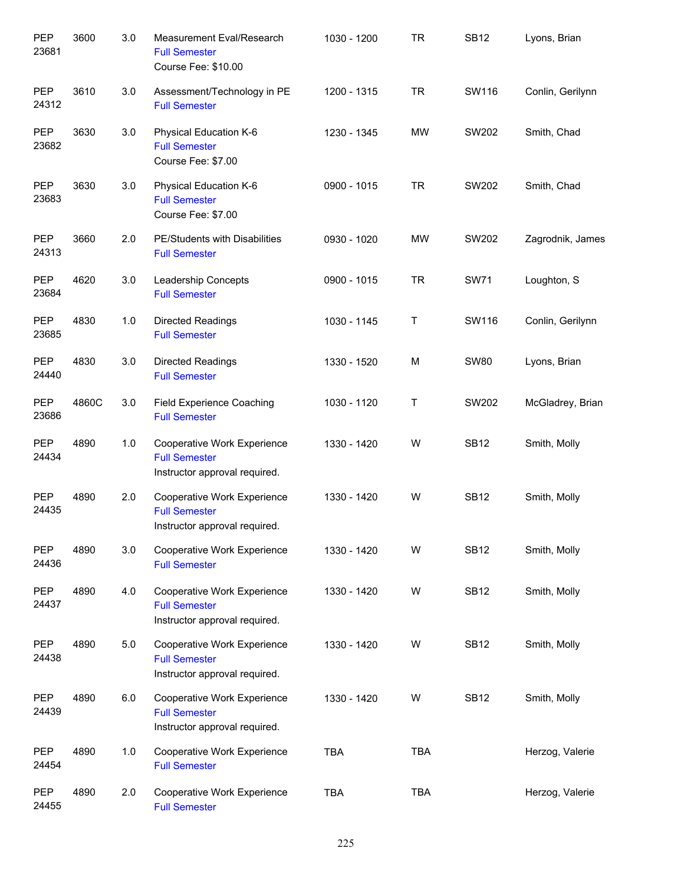| | | | | | | | |
|---|---|---|---|---|---|---|---|
| PEP 23681 | 3600 | 3.0 | Measurement Eval/Research<br>Full Semester<br>Course Fee: $10.00 | 1030 - 1200 | TR | SB12 | Lyons, Brian |
| PEP 24312 | 3610 | 3.0 | Assessment/Technology in PE<br>Full Semester | 1200 - 1315 | TR | SW116 | Conlin, Gerilynn |
| PEP 23682 | 3630 | 3.0 | Physical Education K-6<br>Full Semester<br>Course Fee: $7.00 | 1230 - 1345 | MW | SW202 | Smith, Chad |
| PEP 23683 | 3630 | 3.0 | Physical Education K-6<br>Full Semester<br>Course Fee: $7.00 | 0900 - 1015 | TR | SW202 | Smith, Chad |
| PEP 24313 | 3660 | 2.0 | PE/Students with Disabilities<br>Full Semester | 0930 - 1020 | MW | SW202 | Zagrodnik, James |
| PEP 23684 | 4620 | 3.0 | Leadership Concepts<br>Full Semester | 0900 - 1015 | TR | SW71 | Loughton, S |
| PEP 23685 | 4830 | 1.0 | Directed Readings<br>Full Semester | 1030 - 1145 | T | SW116 | Conlin, Gerilynn |
| PEP 24440 | 4830 | 3.0 | Directed Readings<br>Full Semester | 1330 - 1520 | M | SW80 | Lyons, Brian |
| PEP 23686 | 4860C | 3.0 | Field Experience Coaching<br>Full Semester | 1030 - 1120 | T | SW202 | McGladrey, Brian |
| PEP 24434 | 4890 | 1.0 | Cooperative Work Experience<br>Full Semester<br>Instructor approval required. | 1330 - 1420 | W | SB12 | Smith, Molly |
| PEP 24435 | 4890 | 2.0 | Cooperative Work Experience<br>Full Semester<br>Instructor approval required. | 1330 - 1420 | W | SB12 | Smith, Molly |
| PEP 24436 | 4890 | 3.0 | Cooperative Work Experience<br>Full Semester | 1330 - 1420 | W | SB12 | Smith, Molly |
| PEP 24437 | 4890 | 4.0 | Cooperative Work Experience<br>Full Semester<br>Instructor approval required. | 1330 - 1420 | W | SB12 | Smith, Molly |
| PEP 24438 | 4890 | 5.0 | Cooperative Work Experience<br>Full Semester<br>Instructor approval required. | 1330 - 1420 | W | SB12 | Smith, Molly |
| PEP 24439 | 4890 | 6.0 | Cooperative Work Experience<br>Full Semester<br>Instructor approval required. | 1330 - 1420 | W | SB12 | Smith, Molly |
| PEP 24454 | 4890 | 1.0 | Cooperative Work Experience<br>Full Semester | TBA | TBA | | Herzog, Valerie |
| PEP 24455 | 4890 | 2.0 | Cooperative Work Experience<br>Full Semester | TBA | TBA | | Herzog, Valerie |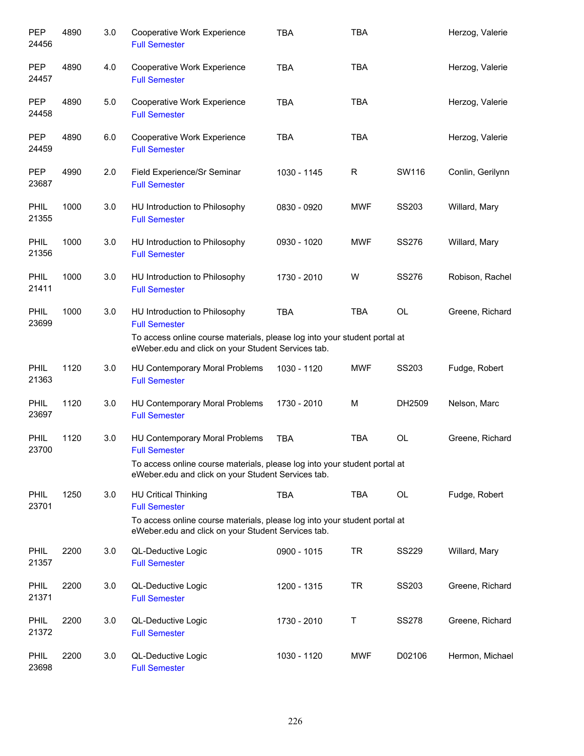| | | | | | | | |
|---|---|---|---|---|---|---|---|
| PEP 24456 | 4890 | 3.0 | Cooperative Work Experience<br>Full Semester | TBA | TBA | | Herzog, Valerie |
| PEP 24457 | 4890 | 4.0 | Cooperative Work Experience<br>Full Semester | TBA | TBA | | Herzog, Valerie |
| PEP 24458 | 4890 | 5.0 | Cooperative Work Experience<br>Full Semester | TBA | TBA | | Herzog, Valerie |
| PEP 24459 | 4890 | 6.0 | Cooperative Work Experience<br>Full Semester | TBA | TBA | | Herzog, Valerie |
| PEP 23687 | 4990 | 2.0 | Field Experience/Sr Seminar<br>Full Semester | 1030 - 1145 | R | SW116 | Conlin, Gerilynn |
| PHIL 21355 | 1000 | 3.0 | HU Introduction to Philosophy<br>Full Semester | 0830 - 0920 | MWF | SS203 | Willard, Mary |
| PHIL 21356 | 1000 | 3.0 | HU Introduction to Philosophy<br>Full Semester | 0930 - 1020 | MWF | SS276 | Willard, Mary |
| PHIL 21411 | 1000 | 3.0 | HU Introduction to Philosophy<br>Full Semester | 1730 - 2010 | W | SS276 | Robison, Rachel |
| PHIL 23699 | 1000 | 3.0 | HU Introduction to Philosophy<br>Full Semester<br>To access online course materials, please log into your student portal at eWeber.edu and click on your Student Services tab. | TBA | TBA | OL | Greene, Richard |
| PHIL 21363 | 1120 | 3.0 | HU Contemporary Moral Problems<br>Full Semester | 1030 - 1120 | MWF | SS203 | Fudge, Robert |
| PHIL 23697 | 1120 | 3.0 | HU Contemporary Moral Problems<br>Full Semester | 1730 - 2010 | M | DH2509 | Nelson, Marc |
| PHIL 23700 | 1120 | 3.0 | HU Contemporary Moral Problems<br>Full Semester<br>To access online course materials, please log into your student portal at eWeber.edu and click on your Student Services tab. | TBA | TBA | OL | Greene, Richard |
| PHIL 23701 | 1250 | 3.0 | HU Critical Thinking<br>Full Semester<br>To access online course materials, please log into your student portal at eWeber.edu and click on your Student Services tab. | TBA | TBA | OL | Fudge, Robert |
| PHIL 21357 | 2200 | 3.0 | QL-Deductive Logic<br>Full Semester | 0900 - 1015 | TR | SS229 | Willard, Mary |
| PHIL 21371 | 2200 | 3.0 | QL-Deductive Logic<br>Full Semester | 1200 - 1315 | TR | SS203 | Greene, Richard |
| PHIL 21372 | 2200 | 3.0 | QL-Deductive Logic<br>Full Semester | 1730 - 2010 | T | SS278 | Greene, Richard |
| PHIL 23698 | 2200 | 3.0 | QL-Deductive Logic<br>Full Semester | 1030 - 1120 | MWF | D02106 | Hermon, Michael |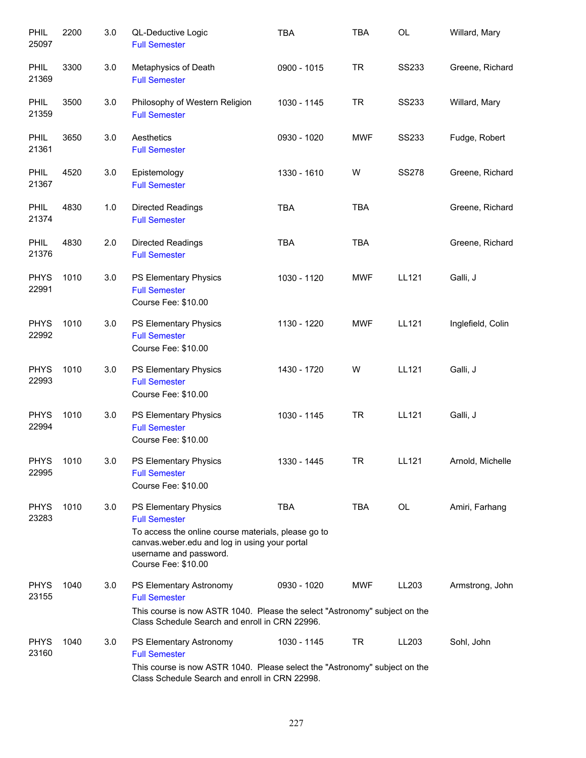| | | | | | | | |
|---|---|---|---|---|---|---|---|
| PHIL 25097 | 2200 | 3.0 | QL-Deductive Logic<br>Full Semester | TBA | TBA | OL | Willard, Mary |
| PHIL 21369 | 3300 | 3.0 | Metaphysics of Death<br>Full Semester | 0900 - 1015 | TR | SS233 | Greene, Richard |
| PHIL 21359 | 3500 | 3.0 | Philosophy of Western Religion<br>Full Semester | 1030 - 1145 | TR | SS233 | Willard, Mary |
| PHIL 21361 | 3650 | 3.0 | Aesthetics<br>Full Semester | 0930 - 1020 | MWF | SS233 | Fudge, Robert |
| PHIL 21367 | 4520 | 3.0 | Epistemology<br>Full Semester | 1330 - 1610 | W | SS278 | Greene, Richard |
| PHIL 21374 | 4830 | 1.0 | Directed Readings<br>Full Semester | TBA | TBA | | Greene, Richard |
| PHIL 21376 | 4830 | 2.0 | Directed Readings<br>Full Semester | TBA | TBA | | Greene, Richard |
| PHYS 22991 | 1010 | 3.0 | PS Elementary Physics<br>Full Semester<br>Course Fee: $10.00 | 1030 - 1120 | MWF | LL121 | Galli, J |
| PHYS 22992 | 1010 | 3.0 | PS Elementary Physics<br>Full Semester<br>Course Fee: $10.00 | 1130 - 1220 | MWF | LL121 | Inglefield, Colin |
| PHYS 22993 | 1010 | 3.0 | PS Elementary Physics<br>Full Semester<br>Course Fee: $10.00 | 1430 - 1720 | W | LL121 | Galli, J |
| PHYS 22994 | 1010 | 3.0 | PS Elementary Physics<br>Full Semester<br>Course Fee: $10.00 | 1030 - 1145 | TR | LL121 | Galli, J |
| PHYS 22995 | 1010 | 3.0 | PS Elementary Physics<br>Full Semester<br>Course Fee: $10.00 | 1330 - 1445 | TR | LL121 | Arnold, Michelle |
| PHYS 23283 | 1010 | 3.0 | PS Elementary Physics<br>Full Semester<br>To access the online course materials, please go to canvas.weber.edu and log in using your portal username and password.<br>Course Fee: $10.00 | TBA | TBA | OL | Amiri, Farhang |
| PHYS 23155 | 1040 | 3.0 | PS Elementary Astronomy<br>Full Semester<br>This course is now ASTR 1040. Please the select "Astronomy" subject on the Class Schedule Search and enroll in CRN 22996. | 0930 - 1020 | MWF | LL203 | Armstrong, John |
| PHYS 23160 | 1040 | 3.0 | PS Elementary Astronomy<br>Full Semester<br>This course is now ASTR 1040. Please select the "Astronomy" subject on the Class Schedule Search and enroll in CRN 22998. | 1030 - 1145 | TR | LL203 | Sohl, John |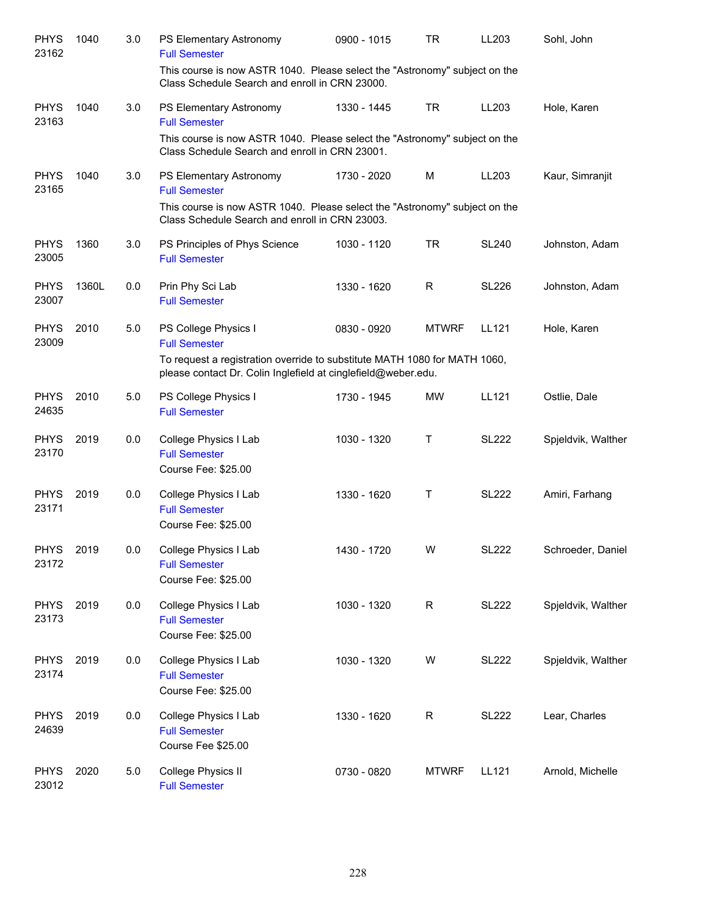| Subject/CRN | Course | Credits | Title | Time | Days | Room | Instructor |
|---|---|---|---|---|---|---|---|
| PHYS 23162 | 1040 | 3.0 | PS Elementary Astronomy<br>Full Semester<br>This course is now ASTR 1040. Please select the "Astronomy" subject on the Class Schedule Search and enroll in CRN 23000. | 0900 - 1015 | TR | LL203 | Sohl, John |
| PHYS 23163 | 1040 | 3.0 | PS Elementary Astronomy<br>Full Semester<br>This course is now ASTR 1040. Please select the "Astronomy" subject on the Class Schedule Search and enroll in CRN 23001. | 1330 - 1445 | TR | LL203 | Hole, Karen |
| PHYS 23165 | 1040 | 3.0 | PS Elementary Astronomy<br>Full Semester<br>This course is now ASTR 1040. Please select the "Astronomy" subject on the Class Schedule Search and enroll in CRN 23003. | 1730 - 2020 | M | LL203 | Kaur, Simranjit |
| PHYS 23005 | 1360 | 3.0 | PS Principles of Phys Science<br>Full Semester | 1030 - 1120 | TR | SL240 | Johnston, Adam |
| PHYS 23007 | 1360L | 0.0 | Prin Phy Sci Lab<br>Full Semester | 1330 - 1620 | R | SL226 | Johnston, Adam |
| PHYS 23009 | 2010 | 5.0 | PS College Physics I<br>Full Semester<br>To request a registration override to substitute MATH 1080 for MATH 1060, please contact Dr. Colin Inglefield at cinglefield@weber.edu. | 0830 - 0920 | MTWRF | LL121 | Hole, Karen |
| PHYS 24635 | 2010 | 5.0 | PS College Physics I<br>Full Semester | 1730 - 1945 | MW | LL121 | Ostlie, Dale |
| PHYS 23170 | 2019 | 0.0 | College Physics I Lab<br>Full Semester<br>Course Fee: $25.00 | 1030 - 1320 | T | SL222 | Spjeldvik, Walther |
| PHYS 23171 | 2019 | 0.0 | College Physics I Lab<br>Full Semester<br>Course Fee: $25.00 | 1330 - 1620 | T | SL222 | Amiri, Farhang |
| PHYS 23172 | 2019 | 0.0 | College Physics I Lab<br>Full Semester<br>Course Fee: $25.00 | 1430 - 1720 | W | SL222 | Schroeder, Daniel |
| PHYS 23173 | 2019 | 0.0 | College Physics I Lab<br>Full Semester<br>Course Fee: $25.00 | 1030 - 1320 | R | SL222 | Spjeldvik, Walther |
| PHYS 23174 | 2019 | 0.0 | College Physics I Lab<br>Full Semester<br>Course Fee: $25.00 | 1030 - 1320 | W | SL222 | Spjeldvik, Walther |
| PHYS 24639 | 2019 | 0.0 | College Physics I Lab<br>Full Semester<br>Course Fee $25.00 | 1330 - 1620 | R | SL222 | Lear, Charles |
| PHYS 23012 | 2020 | 5.0 | College Physics II<br>Full Semester | 0730 - 0820 | MTWRF | LL121 | Arnold, Michelle |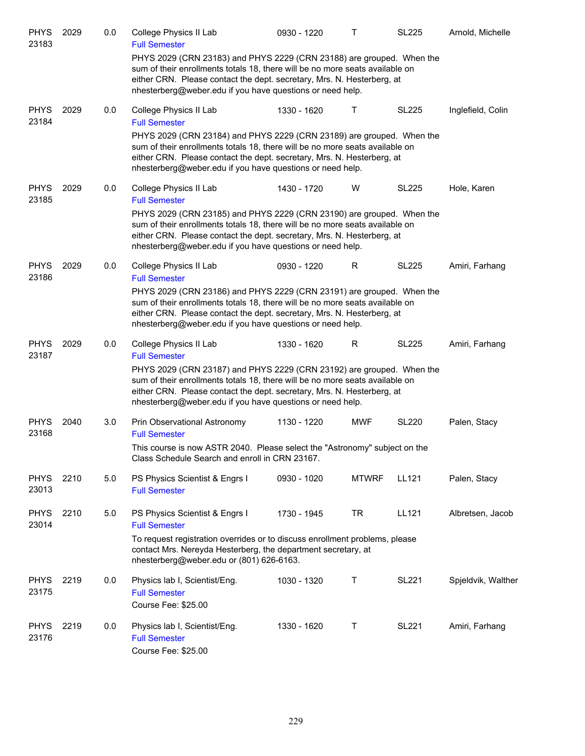| Subject / CRN | Course | Credits | Title | Time | Days | Room | Instructor |
|---|---|---|---|---|---|---|---|
| PHYS 23183 | 2029 | 0.0 | College Physics II Lab<br>Full Semester<br>PHYS 2029 (CRN 23183) and PHYS 2229 (CRN 23188) are grouped. When the sum of their enrollments totals 18, there will be no more seats available on either CRN. Please contact the dept. secretary, Mrs. N. Hesterberg, at nhesterberg@weber.edu if you have questions or need help. | 0930 - 1220 | T | SL225 | Arnold, Michelle |
| PHYS 23184 | 2029 | 0.0 | College Physics II Lab<br>Full Semester<br>PHYS 2029 (CRN 23184) and PHYS 2229 (CRN 23189) are grouped. When the sum of their enrollments totals 18, there will be no more seats available on either CRN. Please contact the dept. secretary, Mrs. N. Hesterberg, at nhesterberg@weber.edu if you have questions or need help. | 1330 - 1620 | T | SL225 | Inglefield, Colin |
| PHYS 23185 | 2029 | 0.0 | College Physics II Lab<br>Full Semester<br>PHYS 2029 (CRN 23185) and PHYS 2229 (CRN 23190) are grouped. When the sum of their enrollments totals 18, there will be no more seats available on either CRN. Please contact the dept. secretary, Mrs. N. Hesterberg, at nhesterberg@weber.edu if you have questions or need help. | 1430 - 1720 | W | SL225 | Hole, Karen |
| PHYS 23186 | 2029 | 0.0 | College Physics II Lab<br>Full Semester<br>PHYS 2029 (CRN 23186) and PHYS 2229 (CRN 23191) are grouped. When the sum of their enrollments totals 18, there will be no more seats available on either CRN. Please contact the dept. secretary, Mrs. N. Hesterberg, at nhesterberg@weber.edu if you have questions or need help. | 0930 - 1220 | R | SL225 | Amiri, Farhang |
| PHYS 23187 | 2029 | 0.0 | College Physics II Lab<br>Full Semester<br>PHYS 2029 (CRN 23187) and PHYS 2229 (CRN 23192) are grouped. When the sum of their enrollments totals 18, there will be no more seats available on either CRN. Please contact the dept. secretary, Mrs. N. Hesterberg, at nhesterberg@weber.edu if you have questions or need help. | 1330 - 1620 | R | SL225 | Amiri, Farhang |
| PHYS 23168 | 2040 | 3.0 | Prin Observational Astronomy<br>Full Semester<br>This course is now ASTR 2040. Please select the "Astronomy" subject on the Class Schedule Search and enroll in CRN 23167. | 1130 - 1220 | MWF | SL220 | Palen, Stacy |
| PHYS 23013 | 2210 | 5.0 | PS Physics Scientist & Engrs I<br>Full Semester | 0930 - 1020 | MTWRF | LL121 | Palen, Stacy |
| PHYS 23014 | 2210 | 5.0 | PS Physics Scientist & Engrs I<br>Full Semester<br>To request registration overrides or to discuss enrollment problems, please contact Mrs. Nereyda Hesterberg, the department secretary, at nhesterberg@weber.edu or (801) 626-6163. | 1730 - 1945 | TR | LL121 | Albretsen, Jacob |
| PHYS 23175 | 2219 | 0.0 | Physics lab I, Scientist/Eng.<br>Full Semester<br>Course Fee: $25.00 | 1030 - 1320 | T | SL221 | Spjeldvik, Walther |
| PHYS 23176 | 2219 | 0.0 | Physics lab I, Scientist/Eng.<br>Full Semester<br>Course Fee: $25.00 | 1330 - 1620 | T | SL221 | Amiri, Farhang |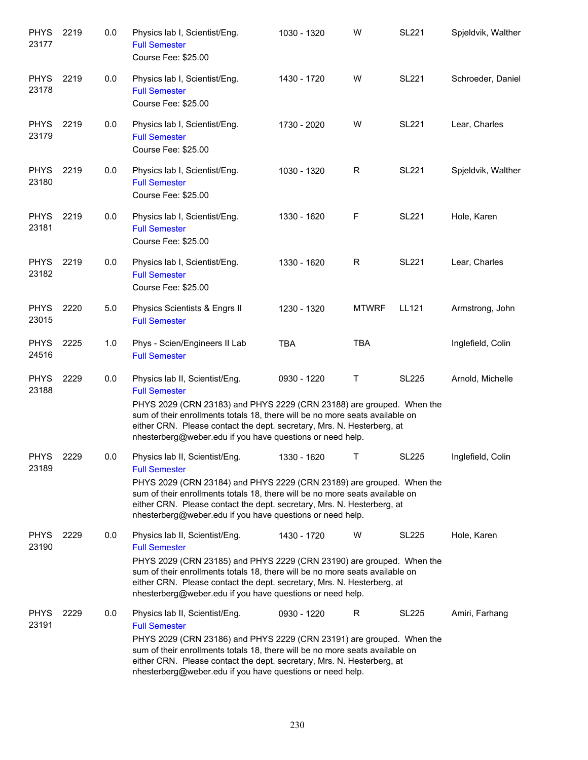| | | | | | | | |
|---|---|---|---|---|---|---|---|
| PHYS 23177 | 2219 | 0.0 | Physics lab I, Scientist/Eng.<br>Full Semester<br>Course Fee: $25.00 | 1030 - 1320 | W | SL221 | Spjeldvik, Walther |
| PHYS 23178 | 2219 | 0.0 | Physics lab I, Scientist/Eng.<br>Full Semester<br>Course Fee: $25.00 | 1430 - 1720 | W | SL221 | Schroeder, Daniel |
| PHYS 23179 | 2219 | 0.0 | Physics lab I, Scientist/Eng.<br>Full Semester<br>Course Fee: $25.00 | 1730 - 2020 | W | SL221 | Lear, Charles |
| PHYS 23180 | 2219 | 0.0 | Physics lab I, Scientist/Eng.<br>Full Semester<br>Course Fee: $25.00 | 1030 - 1320 | R | SL221 | Spjeldvik, Walther |
| PHYS 23181 | 2219 | 0.0 | Physics lab I, Scientist/Eng.<br>Full Semester<br>Course Fee: $25.00 | 1330 - 1620 | F | SL221 | Hole, Karen |
| PHYS 23182 | 2219 | 0.0 | Physics lab I, Scientist/Eng.<br>Full Semester<br>Course Fee: $25.00 | 1330 - 1620 | R | SL221 | Lear, Charles |
| PHYS 23015 | 2220 | 5.0 | Physics Scientists & Engrs II<br>Full Semester | 1230 - 1320 | MTWRF | LL121 | Armstrong, John |
| PHYS 24516 | 2225 | 1.0 | Phys - Scien/Engineers II Lab<br>Full Semester | TBA | TBA | | Inglefield, Colin |
| PHYS 23188 | 2229 | 0.0 | Physics lab II, Scientist/Eng.<br>Full Semester<br>PHYS 2029 (CRN 23183) and PHYS 2229 (CRN 23188) are grouped. When the sum of their enrollments totals 18, there will be no more seats available on either CRN. Please contact the dept. secretary, Mrs. N. Hesterberg, at nhesterberg@weber.edu if you have questions or need help. | 0930 - 1220 | T | SL225 | Arnold, Michelle |
| PHYS 23189 | 2229 | 0.0 | Physics lab II, Scientist/Eng.<br>Full Semester<br>PHYS 2029 (CRN 23184) and PHYS 2229 (CRN 23189) are grouped. When the sum of their enrollments totals 18, there will be no more seats available on either CRN. Please contact the dept. secretary, Mrs. N. Hesterberg, at nhesterberg@weber.edu if you have questions or need help. | 1330 - 1620 | T | SL225 | Inglefield, Colin |
| PHYS 23190 | 2229 | 0.0 | Physics lab II, Scientist/Eng.<br>Full Semester<br>PHYS 2029 (CRN 23185) and PHYS 2229 (CRN 23190) are grouped. When the sum of their enrollments totals 18, there will be no more seats available on either CRN. Please contact the dept. secretary, Mrs. N. Hesterberg, at nhesterberg@weber.edu if you have questions or need help. | 1430 - 1720 | W | SL225 | Hole, Karen |
| PHYS 23191 | 2229 | 0.0 | Physics lab II, Scientist/Eng.<br>Full Semester<br>PHYS 2029 (CRN 23186) and PHYS 2229 (CRN 23191) are grouped. When the sum of their enrollments totals 18, there will be no more seats available on either CRN. Please contact the dept. secretary, Mrs. N. Hesterberg, at nhesterberg@weber.edu if you have questions or need help. | 0930 - 1220 | R | SL225 | Amiri, Farhang |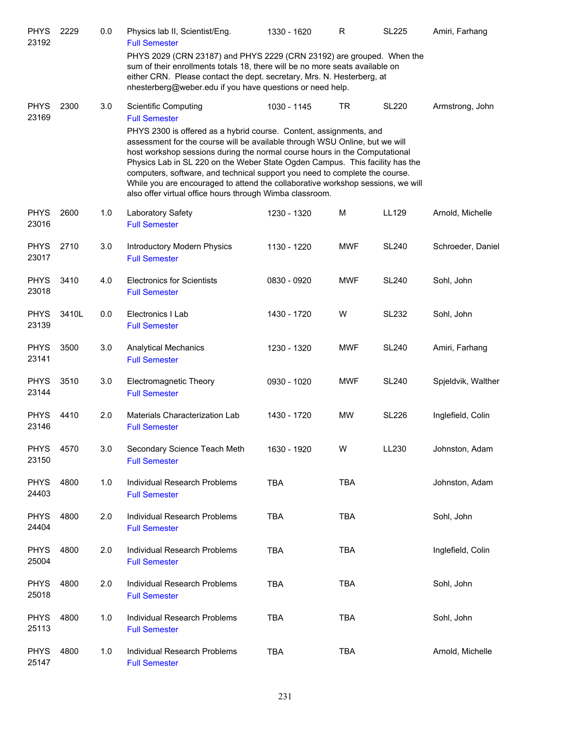| | | | | | | | |
|---|---|---|---|---|---|---|---|
| PHYS 23192 | 2229 | 0.0 | Physics lab II, Scientist/Eng. Full Semester | 1330 - 1620 | R | SL225 | Amiri, Farhang |
| | | | PHYS 2029 (CRN 23187) and PHYS 2229 (CRN 23192) are grouped. When the sum of their enrollments totals 18, there will be no more seats available on either CRN. Please contact the dept. secretary, Mrs. N. Hesterberg, at nhesterberg@weber.edu if you have questions or need help. | | | | |
| PHYS 23169 | 2300 | 3.0 | Scientific Computing Full Semester | 1030 - 1145 | TR | SL220 | Armstrong, John |
| | | | PHYS 2300 is offered as a hybrid course. Content, assignments, and assessment for the course will be available through WSU Online, but we will host workshop sessions during the normal course hours in the Computational Physics Lab in SL 220 on the Weber State Ogden Campus. This facility has the computers, software, and technical support you need to complete the course. While you are encouraged to attend the collaborative workshop sessions, we will also offer virtual office hours through Wimba classroom. | | | | |
| PHYS 23016 | 2600 | 1.0 | Laboratory Safety Full Semester | 1230 - 1320 | M | LL129 | Arnold, Michelle |
| PHYS 23017 | 2710 | 3.0 | Introductory Modern Physics Full Semester | 1130 - 1220 | MWF | SL240 | Schroeder, Daniel |
| PHYS 23018 | 3410 | 4.0 | Electronics for Scientists Full Semester | 0830 - 0920 | MWF | SL240 | Sohl, John |
| PHYS 23139 | 3410L | 0.0 | Electronics I Lab Full Semester | 1430 - 1720 | W | SL232 | Sohl, John |
| PHYS 23141 | 3500 | 3.0 | Analytical Mechanics Full Semester | 1230 - 1320 | MWF | SL240 | Amiri, Farhang |
| PHYS 23144 | 3510 | 3.0 | Electromagnetic Theory Full Semester | 0930 - 1020 | MWF | SL240 | Spjeldvik, Walther |
| PHYS 23146 | 4410 | 2.0 | Materials Characterization Lab Full Semester | 1430 - 1720 | MW | SL226 | Inglefield, Colin |
| PHYS 23150 | 4570 | 3.0 | Secondary Science Teach Meth Full Semester | 1630 - 1920 | W | LL230 | Johnston, Adam |
| PHYS 24403 | 4800 | 1.0 | Individual Research Problems Full Semester | TBA | TBA | | Johnston, Adam |
| PHYS 24404 | 4800 | 2.0 | Individual Research Problems Full Semester | TBA | TBA | | Sohl, John |
| PHYS 25004 | 4800 | 2.0 | Individual Research Problems Full Semester | TBA | TBA | | Inglefield, Colin |
| PHYS 25018 | 4800 | 2.0 | Individual Research Problems Full Semester | TBA | TBA | | Sohl, John |
| PHYS 25113 | 4800 | 1.0 | Individual Research Problems Full Semester | TBA | TBA | | Sohl, John |
| PHYS 25147 | 4800 | 1.0 | Individual Research Problems Full Semester | TBA | TBA | | Arnold, Michelle |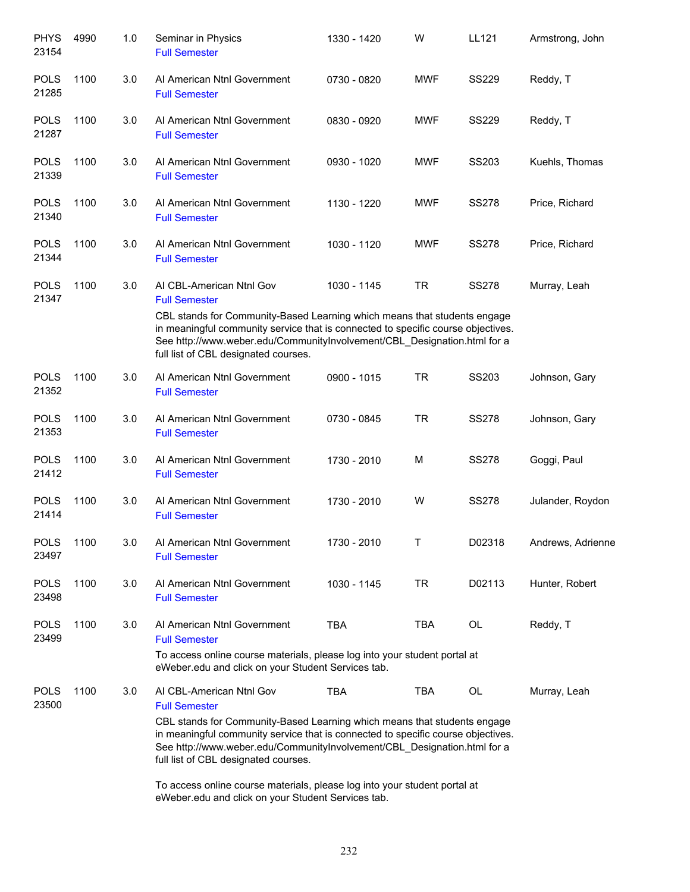| | | | | | | | |
|---|---|---|---|---|---|---|---|
| PHYS 23154 | 4990 | 1.0 | Seminar in Physics<br>Full Semester | 1330 - 1420 | W | LL121 | Armstrong, John |
| POLS 21285 | 1100 | 3.0 | AI American Ntnl Government<br>Full Semester | 0730 - 0820 | MWF | SS229 | Reddy, T |
| POLS 21287 | 1100 | 3.0 | AI American Ntnl Government<br>Full Semester | 0830 - 0920 | MWF | SS229 | Reddy, T |
| POLS 21339 | 1100 | 3.0 | AI American Ntnl Government<br>Full Semester | 0930 - 1020 | MWF | SS203 | Kuehls, Thomas |
| POLS 21340 | 1100 | 3.0 | AI American Ntnl Government<br>Full Semester | 1130 - 1220 | MWF | SS278 | Price, Richard |
| POLS 21344 | 1100 | 3.0 | AI American Ntnl Government<br>Full Semester | 1030 - 1120 | MWF | SS278 | Price, Richard |
| POLS 21347 | 1100 | 3.0 | AI CBL-American Ntnl Gov<br>Full Semester<br>CBL stands for Community-Based Learning which means that students engage in meaningful community service that is connected to specific course objectives. See http://www.weber.edu/CommunityInvolvement/CBL_Designation.html for a full list of CBL designated courses. | 1030 - 1145 | TR | SS278 | Murray, Leah |
| POLS 21352 | 1100 | 3.0 | AI American Ntnl Government<br>Full Semester | 0900 - 1015 | TR | SS203 | Johnson, Gary |
| POLS 21353 | 1100 | 3.0 | AI American Ntnl Government<br>Full Semester | 0730 - 0845 | TR | SS278 | Johnson, Gary |
| POLS 21412 | 1100 | 3.0 | AI American Ntnl Government<br>Full Semester | 1730 - 2010 | M | SS278 | Goggi, Paul |
| POLS 21414 | 1100 | 3.0 | AI American Ntnl Government<br>Full Semester | 1730 - 2010 | W | SS278 | Julander, Roydon |
| POLS 23497 | 1100 | 3.0 | AI American Ntnl Government<br>Full Semester | 1730 - 2010 | T | D02318 | Andrews, Adrienne |
| POLS 23498 | 1100 | 3.0 | AI American Ntnl Government<br>Full Semester | 1030 - 1145 | TR | D02113 | Hunter, Robert |
| POLS 23499 | 1100 | 3.0 | AI American Ntnl Government<br>Full Semester<br>To access online course materials, please log into your student portal at eWeber.edu and click on your Student Services tab. | TBA | TBA | OL | Reddy, T |
| POLS 23500 | 1100 | 3.0 | AI CBL-American Ntnl Gov<br>Full Semester<br>CBL stands for Community-Based Learning which means that students engage in meaningful community service that is connected to specific course objectives. See http://www.weber.edu/CommunityInvolvement/CBL_Designation.html for a full list of CBL designated courses.<br><br>To access online course materials, please log into your student portal at eWeber.edu and click on your Student Services tab. | TBA | TBA | OL | Murray, Leah |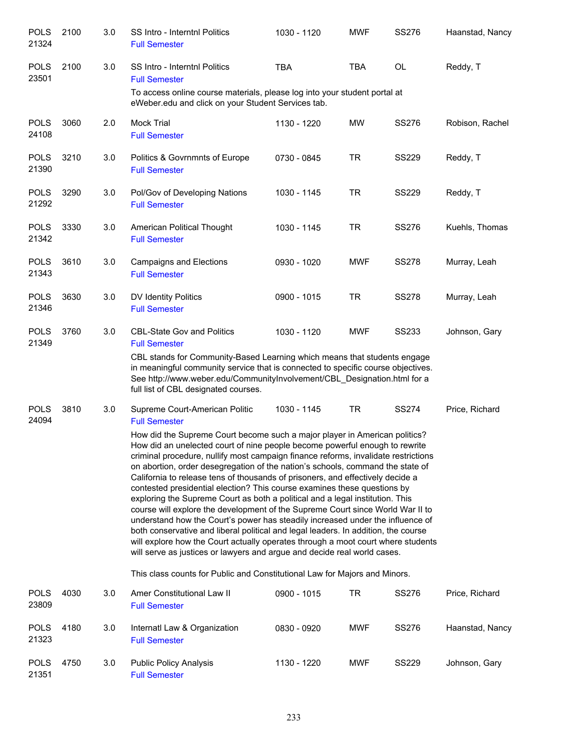| | | | | | | | |
|---|---|---|---|---|---|---|---|
| POLS 21324 | 2100 | 3.0 | SS Intro - Interntnl Politics<br>Full Semester | 1030 - 1120 | MWF | SS276 | Haanstad, Nancy |
| POLS 23501 | 2100 | 3.0 | SS Intro - Interntnl Politics<br>Full Semester<br>To access online course materials, please log into your student portal at eWeber.edu and click on your Student Services tab. | TBA | TBA | OL | Reddy, T |
| POLS 24108 | 3060 | 2.0 | Mock Trial<br>Full Semester | 1130 - 1220 | MW | SS276 | Robison, Rachel |
| POLS 21390 | 3210 | 3.0 | Politics & Govrnmnts of Europe<br>Full Semester | 0730 - 0845 | TR | SS229 | Reddy, T |
| POLS 21292 | 3290 | 3.0 | Pol/Gov of Developing Nations<br>Full Semester | 1030 - 1145 | TR | SS229 | Reddy, T |
| POLS 21342 | 3330 | 3.0 | American Political Thought<br>Full Semester | 1030 - 1145 | TR | SS276 | Kuehls, Thomas |
| POLS 21343 | 3610 | 3.0 | Campaigns and Elections<br>Full Semester | 0930 - 1020 | MWF | SS278 | Murray, Leah |
| POLS 21346 | 3630 | 3.0 | DV Identity Politics<br>Full Semester | 0900 - 1015 | TR | SS278 | Murray, Leah |
| POLS 21349 | 3760 | 3.0 | CBL-State Gov and Politics<br>Full Semester<br>CBL stands for Community-Based Learning which means that students engage in meaningful community service that is connected to specific course objectives. See http://www.weber.edu/CommunityInvolvement/CBL_Designation.html for a full list of CBL designated courses. | 1030 - 1120 | MWF | SS233 | Johnson, Gary |
| POLS 24094 | 3810 | 3.0 | Supreme Court-American Politic<br>Full Semester<br>How did the Supreme Court become such a major player in American politics? How did an unelected court of nine people become powerful enough to rewrite criminal procedure, nullify most campaign finance reforms, invalidate restrictions on abortion, order desegregation of the nation's schools, command the state of California to release tens of thousands of prisoners, and effectively decide a contested presidential election? This course examines these questions by exploring the Supreme Court as both a political and a legal institution. This course will explore the development of the Supreme Court since World War II to understand how the Court's power has steadily increased under the influence of both conservative and liberal political and legal leaders. In addition, the course will explore how the Court actually operates through a moot court where students will serve as justices or lawyers and argue and decide real world cases.<br><br>This class counts for Public and Constitutional Law for Majors and Minors. | 1030 - 1145 | TR | SS274 | Price, Richard |
| POLS 23809 | 4030 | 3.0 | Amer Constitutional Law II<br>Full Semester | 0900 - 1015 | TR | SS276 | Price, Richard |
| POLS 21323 | 4180 | 3.0 | Internatl Law & Organization<br>Full Semester | 0830 - 0920 | MWF | SS276 | Haanstad, Nancy |
| POLS 21351 | 4750 | 3.0 | Public Policy Analysis<br>Full Semester | 1130 - 1220 | MWF | SS229 | Johnson, Gary |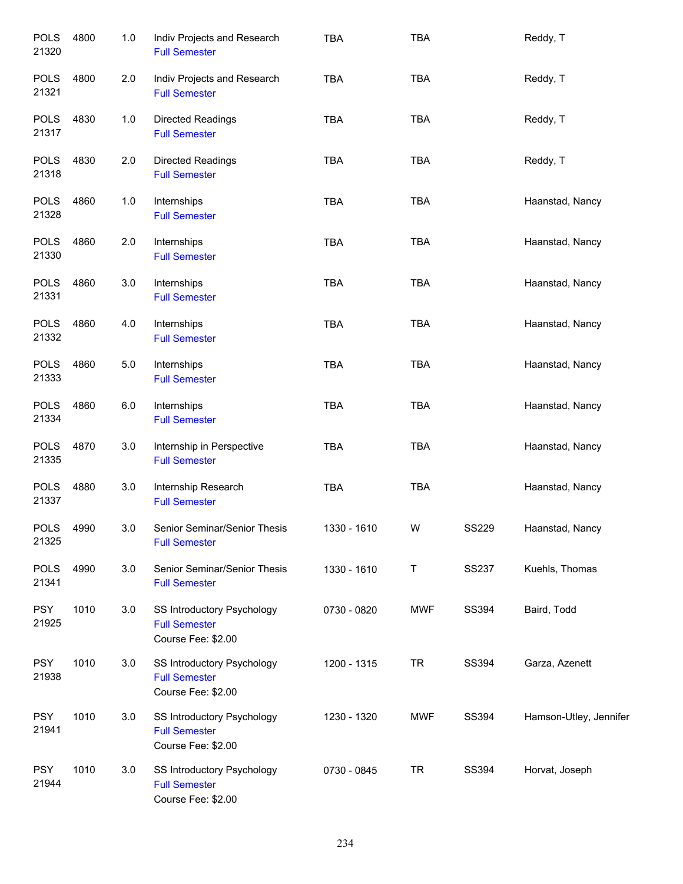| | | | | | | | |
|---|---|---|---|---|---|---|---|
| POLS 21320 | 4800 | 1.0 | Indiv Projects and Research<br>Full Semester | TBA | TBA | | Reddy, T |
| POLS 21321 | 4800 | 2.0 | Indiv Projects and Research<br>Full Semester | TBA | TBA | | Reddy, T |
| POLS 21317 | 4830 | 1.0 | Directed Readings<br>Full Semester | TBA | TBA | | Reddy, T |
| POLS 21318 | 4830 | 2.0 | Directed Readings<br>Full Semester | TBA | TBA | | Reddy, T |
| POLS 21328 | 4860 | 1.0 | Internships<br>Full Semester | TBA | TBA | | Haanstad, Nancy |
| POLS 21330 | 4860 | 2.0 | Internships<br>Full Semester | TBA | TBA | | Haanstad, Nancy |
| POLS 21331 | 4860 | 3.0 | Internships<br>Full Semester | TBA | TBA | | Haanstad, Nancy |
| POLS 21332 | 4860 | 4.0 | Internships<br>Full Semester | TBA | TBA | | Haanstad, Nancy |
| POLS 21333 | 4860 | 5.0 | Internships<br>Full Semester | TBA | TBA | | Haanstad, Nancy |
| POLS 21334 | 4860 | 6.0 | Internships<br>Full Semester | TBA | TBA | | Haanstad, Nancy |
| POLS 21335 | 4870 | 3.0 | Internship in Perspective<br>Full Semester | TBA | TBA | | Haanstad, Nancy |
| POLS 21337 | 4880 | 3.0 | Internship Research<br>Full Semester | TBA | TBA | | Haanstad, Nancy |
| POLS 21325 | 4990 | 3.0 | Senior Seminar/Senior Thesis<br>Full Semester | 1330 - 1610 | W | SS229 | Haanstad, Nancy |
| POLS 21341 | 4990 | 3.0 | Senior Seminar/Senior Thesis<br>Full Semester | 1330 - 1610 | T | SS237 | Kuehls, Thomas |
| PSY 21925 | 1010 | 3.0 | SS Introductory Psychology<br>Full Semester<br>Course Fee: $2.00 | 0730 - 0820 | MWF | SS394 | Baird, Todd |
| PSY 21938 | 1010 | 3.0 | SS Introductory Psychology<br>Full Semester<br>Course Fee: $2.00 | 1200 - 1315 | TR | SS394 | Garza, Azenett |
| PSY 21941 | 1010 | 3.0 | SS Introductory Psychology<br>Full Semester<br>Course Fee: $2.00 | 1230 - 1320 | MWF | SS394 | Hamson-Utley, Jennifer |
| PSY 21944 | 1010 | 3.0 | SS Introductory Psychology<br>Full Semester<br>Course Fee: $2.00 | 0730 - 0845 | TR | SS394 | Horvat, Joseph |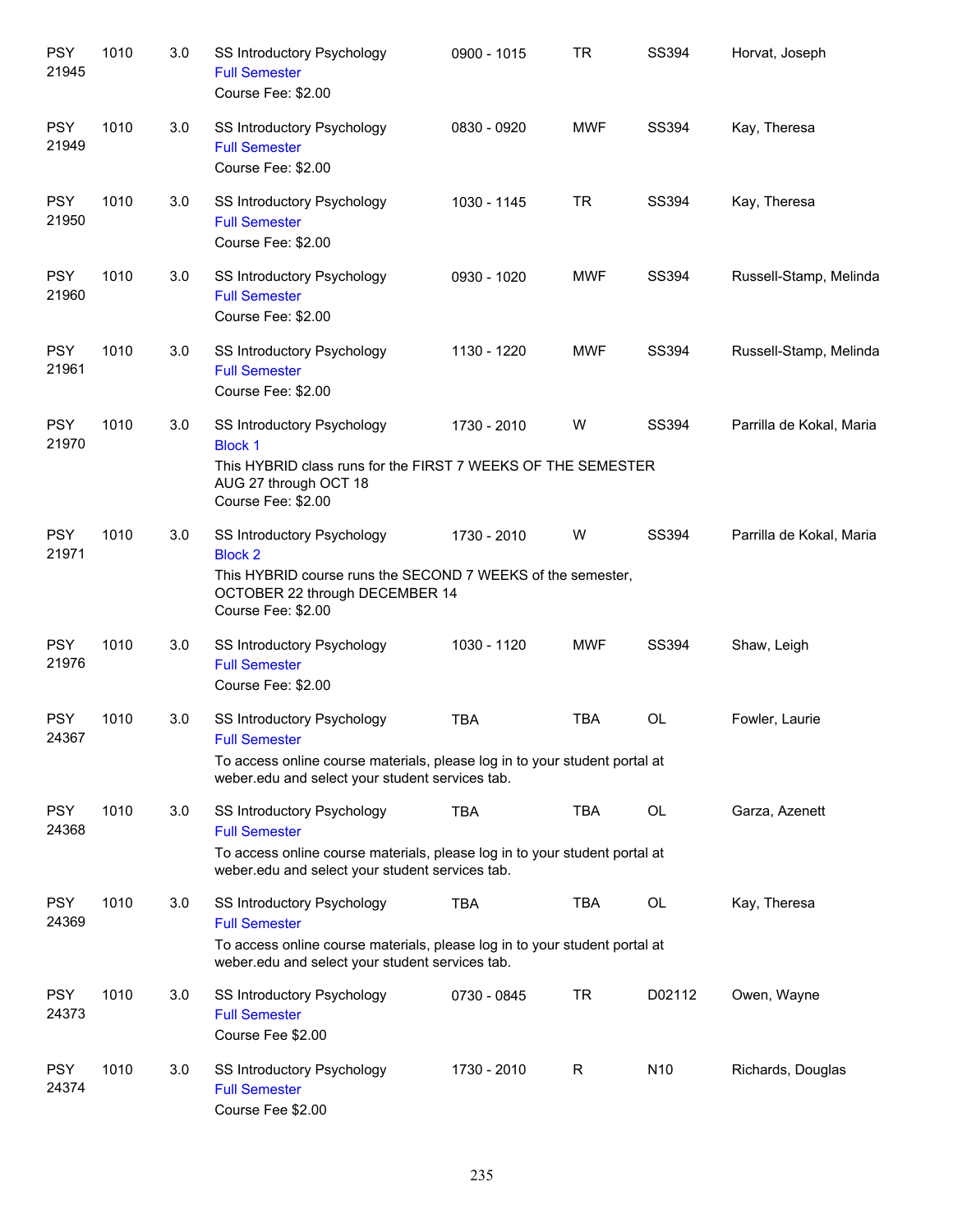| | | | | | | | |
|---|---|---|---|---|---|---|---|
| PSY 21945 | 1010 | 3.0 | SS Introductory Psychology<br>Full Semester<br>Course Fee: $2.00 | 0900 - 1015 | TR | SS394 | Horvat, Joseph |
| PSY 21949 | 1010 | 3.0 | SS Introductory Psychology<br>Full Semester<br>Course Fee: $2.00 | 0830 - 0920 | MWF | SS394 | Kay, Theresa |
| PSY 21950 | 1010 | 3.0 | SS Introductory Psychology<br>Full Semester<br>Course Fee: $2.00 | 1030 - 1145 | TR | SS394 | Kay, Theresa |
| PSY 21960 | 1010 | 3.0 | SS Introductory Psychology<br>Full Semester<br>Course Fee: $2.00 | 0930 - 1020 | MWF | SS394 | Russell-Stamp, Melinda |
| PSY 21961 | 1010 | 3.0 | SS Introductory Psychology<br>Full Semester<br>Course Fee: $2.00 | 1130 - 1220 | MWF | SS394 | Russell-Stamp, Melinda |
| PSY 21970 | 1010 | 3.0 | SS Introductory Psychology<br>Block 1<br>This HYBRID class runs for the FIRST 7 WEEKS OF THE SEMESTER AUG 27 through OCT 18<br>Course Fee: $2.00 | 1730 - 2010 | W | SS394 | Parrilla de Kokal, Maria |
| PSY 21971 | 1010 | 3.0 | SS Introductory Psychology<br>Block 2<br>This HYBRID course runs the SECOND 7 WEEKS of the semester, OCTOBER 22 through DECEMBER 14<br>Course Fee: $2.00 | 1730 - 2010 | W | SS394 | Parrilla de Kokal, Maria |
| PSY 21976 | 1010 | 3.0 | SS Introductory Psychology<br>Full Semester<br>Course Fee: $2.00 | 1030 - 1120 | MWF | SS394 | Shaw, Leigh |
| PSY 24367 | 1010 | 3.0 | SS Introductory Psychology<br>Full Semester<br>To access online course materials, please log in to your student portal at weber.edu and select your student services tab. | TBA | TBA | OL | Fowler, Laurie |
| PSY 24368 | 1010 | 3.0 | SS Introductory Psychology<br>Full Semester<br>To access online course materials, please log in to your student portal at weber.edu and select your student services tab. | TBA | TBA | OL | Garza, Azenett |
| PSY 24369 | 1010 | 3.0 | SS Introductory Psychology<br>Full Semester<br>To access online course materials, please log in to your student portal at weber.edu and select your student services tab. | TBA | TBA | OL | Kay, Theresa |
| PSY 24373 | 1010 | 3.0 | SS Introductory Psychology<br>Full Semester<br>Course Fee $2.00 | 0730 - 0845 | TR | D02112 | Owen, Wayne |
| PSY 24374 | 1010 | 3.0 | SS Introductory Psychology<br>Full Semester<br>Course Fee $2.00 | 1730 - 2010 | R | N10 | Richards, Douglas |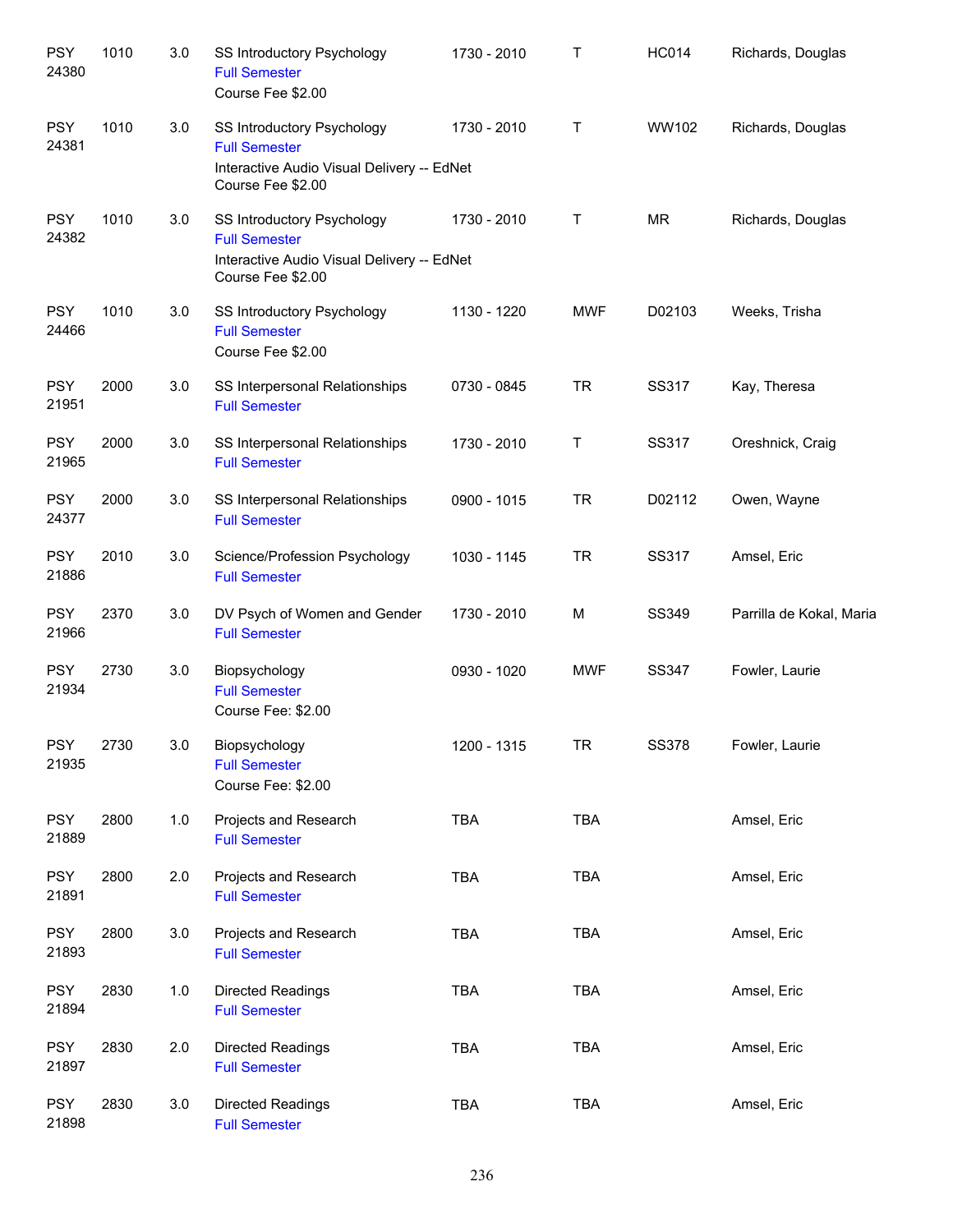| | | | | | | | |
|---|---|---|---|---|---|---|---|
| PSY 24380 | 1010 | 3.0 | SS Introductory Psychology<br>Full Semester<br>Course Fee $2.00 | 1730 - 2010 | T | HC014 | Richards, Douglas |
| PSY 24381 | 1010 | 3.0 | SS Introductory Psychology<br>Full Semester<br>Interactive Audio Visual Delivery -- EdNet<br>Course Fee $2.00 | 1730 - 2010 | T | WW102 | Richards, Douglas |
| PSY 24382 | 1010 | 3.0 | SS Introductory Psychology<br>Full Semester<br>Interactive Audio Visual Delivery -- EdNet<br>Course Fee $2.00 | 1730 - 2010 | T | MR | Richards, Douglas |
| PSY 24466 | 1010 | 3.0 | SS Introductory Psychology<br>Full Semester<br>Course Fee $2.00 | 1130 - 1220 | MWF | D02103 | Weeks, Trisha |
| PSY 21951 | 2000 | 3.0 | SS Interpersonal Relationships<br>Full Semester | 0730 - 0845 | TR | SS317 | Kay, Theresa |
| PSY 21965 | 2000 | 3.0 | SS Interpersonal Relationships<br>Full Semester | 1730 - 2010 | T | SS317 | Oreshnick, Craig |
| PSY 24377 | 2000 | 3.0 | SS Interpersonal Relationships<br>Full Semester | 0900 - 1015 | TR | D02112 | Owen, Wayne |
| PSY 21886 | 2010 | 3.0 | Science/Profession Psychology<br>Full Semester | 1030 - 1145 | TR | SS317 | Amsel, Eric |
| PSY 21966 | 2370 | 3.0 | DV Psych of Women and Gender<br>Full Semester | 1730 - 2010 | M | SS349 | Parrilla de Kokal, Maria |
| PSY 21934 | 2730 | 3.0 | Biopsychology<br>Full Semester<br>Course Fee: $2.00 | 0930 - 1020 | MWF | SS347 | Fowler, Laurie |
| PSY 21935 | 2730 | 3.0 | Biopsychology<br>Full Semester<br>Course Fee: $2.00 | 1200 - 1315 | TR | SS378 | Fowler, Laurie |
| PSY 21889 | 2800 | 1.0 | Projects and Research<br>Full Semester | TBA | TBA | | Amsel, Eric |
| PSY 21891 | 2800 | 2.0 | Projects and Research<br>Full Semester | TBA | TBA | | Amsel, Eric |
| PSY 21893 | 2800 | 3.0 | Projects and Research<br>Full Semester | TBA | TBA | | Amsel, Eric |
| PSY 21894 | 2830 | 1.0 | Directed Readings<br>Full Semester | TBA | TBA | | Amsel, Eric |
| PSY 21897 | 2830 | 2.0 | Directed Readings<br>Full Semester | TBA | TBA | | Amsel, Eric |
| PSY 21898 | 2830 | 3.0 | Directed Readings<br>Full Semester | TBA | TBA | | Amsel, Eric |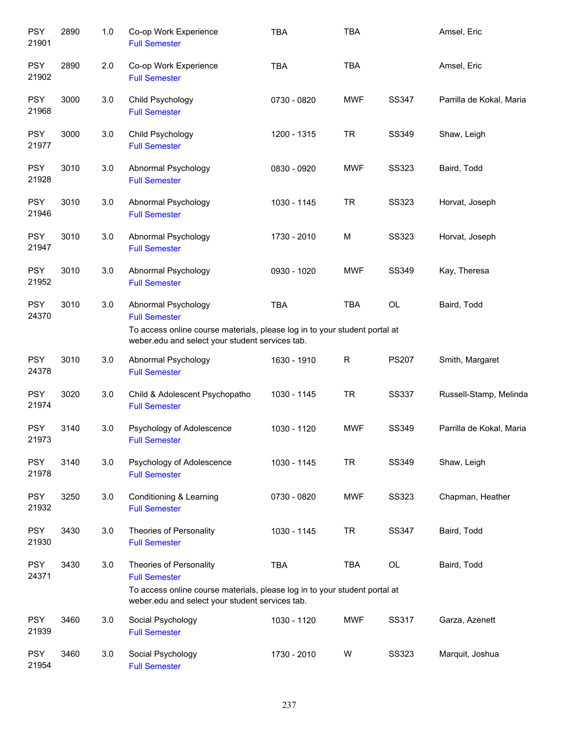| | | | | | | | |
|---|---|---|---|---|---|---|---|
| PSY 21901 | 2890 | 1.0 | Co-op Work Experience<br>Full Semester | TBA | TBA | | Amsel, Eric |
| PSY 21902 | 2890 | 2.0 | Co-op Work Experience<br>Full Semester | TBA | TBA | | Amsel, Eric |
| PSY 21968 | 3000 | 3.0 | Child Psychology<br>Full Semester | 0730 - 0820 | MWF | SS347 | Parrilla de Kokal, Maria |
| PSY 21977 | 3000 | 3.0 | Child Psychology<br>Full Semester | 1200 - 1315 | TR | SS349 | Shaw, Leigh |
| PSY 21928 | 3010 | 3.0 | Abnormal Psychology<br>Full Semester | 0830 - 0920 | MWF | SS323 | Baird, Todd |
| PSY 21946 | 3010 | 3.0 | Abnormal Psychology<br>Full Semester | 1030 - 1145 | TR | SS323 | Horvat, Joseph |
| PSY 21947 | 3010 | 3.0 | Abnormal Psychology<br>Full Semester | 1730 - 2010 | M | SS323 | Horvat, Joseph |
| PSY 21952 | 3010 | 3.0 | Abnormal Psychology<br>Full Semester | 0930 - 1020 | MWF | SS349 | Kay, Theresa |
| PSY 24370 | 3010 | 3.0 | Abnormal Psychology<br>Full Semester<br>To access online course materials, please log in to your student portal at weber.edu and select your student services tab. | TBA | TBA | OL | Baird, Todd |
| PSY 24378 | 3010 | 3.0 | Abnormal Psychology<br>Full Semester | 1630 - 1910 | R | PS207 | Smith, Margaret |
| PSY 21974 | 3020 | 3.0 | Child & Adolescent Psychopatho<br>Full Semester | 1030 - 1145 | TR | SS337 | Russell-Stamp, Melinda |
| PSY 21973 | 3140 | 3.0 | Psychology of Adolescence<br>Full Semester | 1030 - 1120 | MWF | SS349 | Parrilla de Kokal, Maria |
| PSY 21978 | 3140 | 3.0 | Psychology of Adolescence<br>Full Semester | 1030 - 1145 | TR | SS349 | Shaw, Leigh |
| PSY 21932 | 3250 | 3.0 | Conditioning & Learning<br>Full Semester | 0730 - 0820 | MWF | SS323 | Chapman, Heather |
| PSY 21930 | 3430 | 3.0 | Theories of Personality<br>Full Semester | 1030 - 1145 | TR | SS347 | Baird, Todd |
| PSY 24371 | 3430 | 3.0 | Theories of Personality<br>Full Semester<br>To access online course materials, please log in to your student portal at weber.edu and select your student services tab. | TBA | TBA | OL | Baird, Todd |
| PSY 21939 | 3460 | 3.0 | Social Psychology<br>Full Semester | 1030 - 1120 | MWF | SS317 | Garza, Azenett |
| PSY 21954 | 3460 | 3.0 | Social Psychology<br>Full Semester | 1730 - 2010 | W | SS323 | Marquit, Joshua |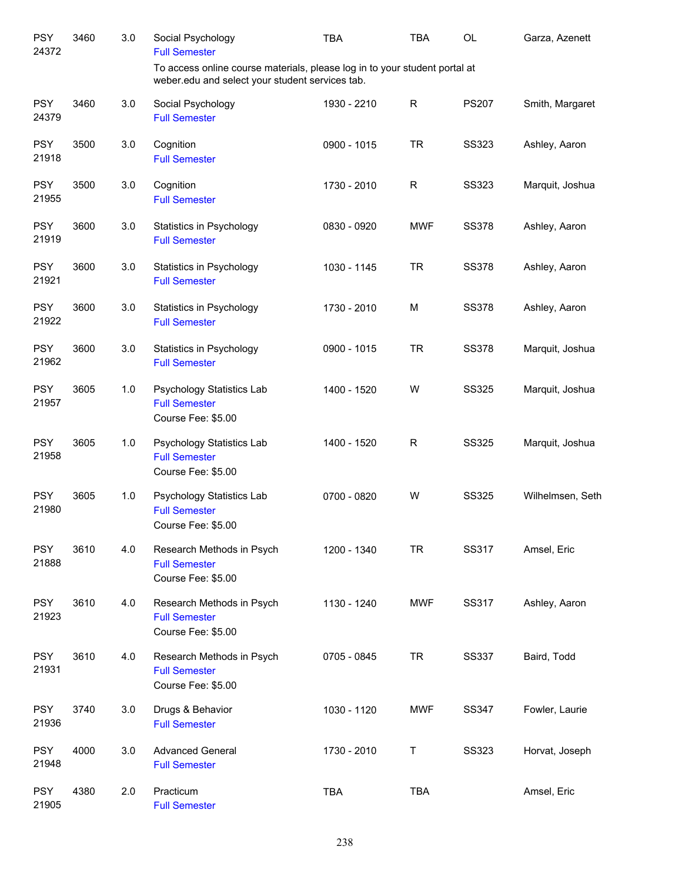| | | | | | | | |
|---|---|---|---|---|---|---|---|
| PSY 24372 | 3460 | 3.0 | Social Psychology<br>Full Semester<br>To access online course materials, please log in to your student portal at weber.edu and select your student services tab. | TBA | TBA | OL | Garza, Azenett |
| PSY 24379 | 3460 | 3.0 | Social Psychology<br>Full Semester | 1930 - 2210 | R | PS207 | Smith, Margaret |
| PSY 21918 | 3500 | 3.0 | Cognition<br>Full Semester | 0900 - 1015 | TR | SS323 | Ashley, Aaron |
| PSY 21955 | 3500 | 3.0 | Cognition<br>Full Semester | 1730 - 2010 | R | SS323 | Marquit, Joshua |
| PSY 21919 | 3600 | 3.0 | Statistics in Psychology<br>Full Semester | 0830 - 0920 | MWF | SS378 | Ashley, Aaron |
| PSY 21921 | 3600 | 3.0 | Statistics in Psychology<br>Full Semester | 1030 - 1145 | TR | SS378 | Ashley, Aaron |
| PSY 21922 | 3600 | 3.0 | Statistics in Psychology<br>Full Semester | 1730 - 2010 | M | SS378 | Ashley, Aaron |
| PSY 21962 | 3600 | 3.0 | Statistics in Psychology<br>Full Semester | 0900 - 1015 | TR | SS378 | Marquit, Joshua |
| PSY 21957 | 3605 | 1.0 | Psychology Statistics Lab<br>Full Semester<br>Course Fee: $5.00 | 1400 - 1520 | W | SS325 | Marquit, Joshua |
| PSY 21958 | 3605 | 1.0 | Psychology Statistics Lab<br>Full Semester<br>Course Fee: $5.00 | 1400 - 1520 | R | SS325 | Marquit, Joshua |
| PSY 21980 | 3605 | 1.0 | Psychology Statistics Lab<br>Full Semester<br>Course Fee: $5.00 | 0700 - 0820 | W | SS325 | Wilhelmsen, Seth |
| PSY 21888 | 3610 | 4.0 | Research Methods in Psych<br>Full Semester<br>Course Fee: $5.00 | 1200 - 1340 | TR | SS317 | Amsel, Eric |
| PSY 21923 | 3610 | 4.0 | Research Methods in Psych<br>Full Semester<br>Course Fee: $5.00 | 1130 - 1240 | MWF | SS317 | Ashley, Aaron |
| PSY 21931 | 3610 | 4.0 | Research Methods in Psych<br>Full Semester<br>Course Fee: $5.00 | 0705 - 0845 | TR | SS337 | Baird, Todd |
| PSY 21936 | 3740 | 3.0 | Drugs & Behavior<br>Full Semester | 1030 - 1120 | MWF | SS347 | Fowler, Laurie |
| PSY 21948 | 4000 | 3.0 | Advanced General<br>Full Semester | 1730 - 2010 | T | SS323 | Horvat, Joseph |
| PSY 21905 | 4380 | 2.0 | Practicum<br>Full Semester | TBA | TBA | | Amsel, Eric |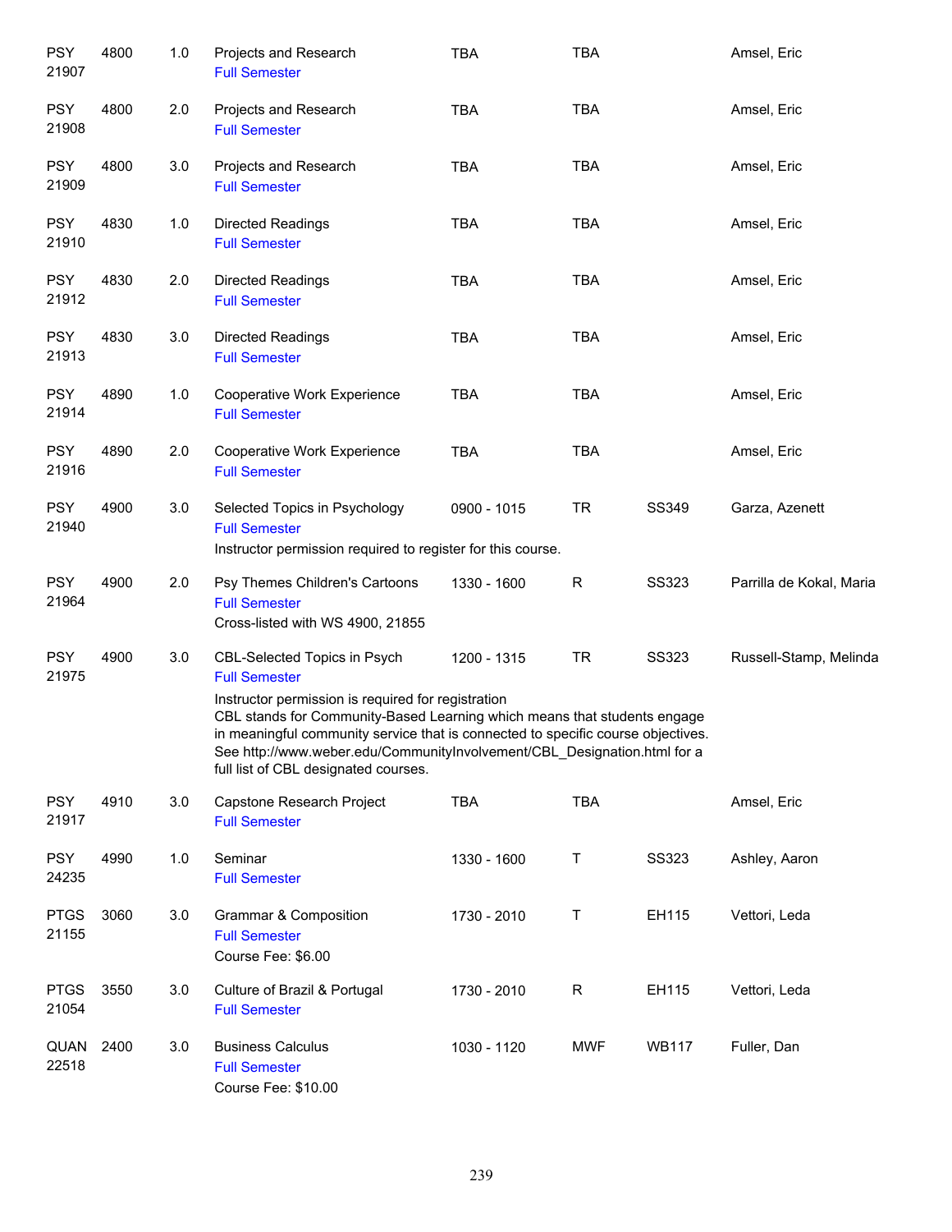| | | | | | | | |
|---|---|---|---|---|---|---|---|
| PSY 21907 | 4800 | 1.0 | Projects and Research<br>Full Semester | TBA | TBA | | Amsel, Eric |
| PSY 21908 | 4800 | 2.0 | Projects and Research<br>Full Semester | TBA | TBA | | Amsel, Eric |
| PSY 21909 | 4800 | 3.0 | Projects and Research<br>Full Semester | TBA | TBA | | Amsel, Eric |
| PSY 21910 | 4830 | 1.0 | Directed Readings<br>Full Semester | TBA | TBA | | Amsel, Eric |
| PSY 21912 | 4830 | 2.0 | Directed Readings<br>Full Semester | TBA | TBA | | Amsel, Eric |
| PSY 21913 | 4830 | 3.0 | Directed Readings<br>Full Semester | TBA | TBA | | Amsel, Eric |
| PSY 21914 | 4890 | 1.0 | Cooperative Work Experience<br>Full Semester | TBA | TBA | | Amsel, Eric |
| PSY 21916 | 4890 | 2.0 | Cooperative Work Experience<br>Full Semester | TBA | TBA | | Amsel, Eric |
| PSY 21940 | 4900 | 3.0 | Selected Topics in Psychology<br>Full Semester<br>Instructor permission required to register for this course. | 0900 - 1015 | TR | SS349 | Garza, Azenett |
| PSY 21964 | 4900 | 2.0 | Psy Themes Children's Cartoons<br>Full Semester<br>Cross-listed with WS 4900, 21855 | 1330 - 1600 | R | SS323 | Parrilla de Kokal, Maria |
| PSY 21975 | 4900 | 3.0 | CBL-Selected Topics in Psych<br>Full Semester<br>Instructor permission is required for registration<br>CBL stands for Community-Based Learning which means that students engage in meaningful community service that is connected to specific course objectives. See http://www.weber.edu/CommunityInvolvement/CBL_Designation.html for a full list of CBL designated courses. | 1200 - 1315 | TR | SS323 | Russell-Stamp, Melinda |
| PSY 21917 | 4910 | 3.0 | Capstone Research Project<br>Full Semester | TBA | TBA | | Amsel, Eric |
| PSY 24235 | 4990 | 1.0 | Seminar<br>Full Semester | 1330 - 1600 | T | SS323 | Ashley, Aaron |
| PTGS 21155 | 3060 | 3.0 | Grammar & Composition<br>Full Semester<br>Course Fee: $6.00 | 1730 - 2010 | T | EH115 | Vettori, Leda |
| PTGS 21054 | 3550 | 3.0 | Culture of Brazil & Portugal<br>Full Semester | 1730 - 2010 | R | EH115 | Vettori, Leda |
| QUAN 22518 | 2400 | 3.0 | Business Calculus<br>Full Semester<br>Course Fee: $10.00 | 1030 - 1120 | MWF | WB117 | Fuller, Dan |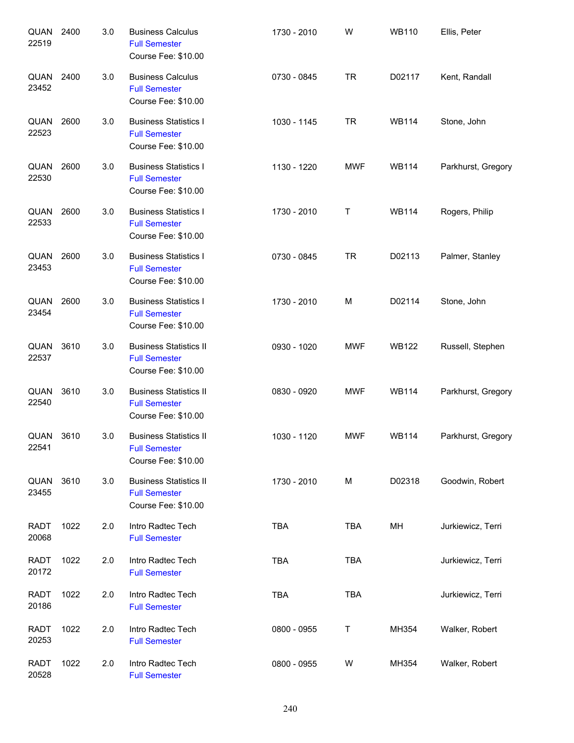| | | | | | | | |
|---|---|---|---|---|---|---|---|
| QUAN 22519 | 2400 | 3.0 | Business Calculus<br>Full Semester<br>Course Fee: $10.00 | 1730 - 2010 | W | WB110 | Ellis, Peter |
| QUAN 23452 | 2400 | 3.0 | Business Calculus<br>Full Semester<br>Course Fee: $10.00 | 0730 - 0845 | TR | D02117 | Kent, Randall |
| QUAN 22523 | 2600 | 3.0 | Business Statistics I<br>Full Semester<br>Course Fee: $10.00 | 1030 - 1145 | TR | WB114 | Stone, John |
| QUAN 22530 | 2600 | 3.0 | Business Statistics I<br>Full Semester<br>Course Fee: $10.00 | 1130 - 1220 | MWF | WB114 | Parkhurst, Gregory |
| QUAN 22533 | 2600 | 3.0 | Business Statistics I<br>Full Semester<br>Course Fee: $10.00 | 1730 - 2010 | T | WB114 | Rogers, Philip |
| QUAN 23453 | 2600 | 3.0 | Business Statistics I<br>Full Semester<br>Course Fee: $10.00 | 0730 - 0845 | TR | D02113 | Palmer, Stanley |
| QUAN 23454 | 2600 | 3.0 | Business Statistics I<br>Full Semester<br>Course Fee: $10.00 | 1730 - 2010 | M | D02114 | Stone, John |
| QUAN 22537 | 3610 | 3.0 | Business Statistics II<br>Full Semester<br>Course Fee: $10.00 | 0930 - 1020 | MWF | WB122 | Russell, Stephen |
| QUAN 22540 | 3610 | 3.0 | Business Statistics II<br>Full Semester<br>Course Fee: $10.00 | 0830 - 0920 | MWF | WB114 | Parkhurst, Gregory |
| QUAN 22541 | 3610 | 3.0 | Business Statistics II<br>Full Semester<br>Course Fee: $10.00 | 1030 - 1120 | MWF | WB114 | Parkhurst, Gregory |
| QUAN 23455 | 3610 | 3.0 | Business Statistics II<br>Full Semester<br>Course Fee: $10.00 | 1730 - 2010 | M | D02318 | Goodwin, Robert |
| RADT 20068 | 1022 | 2.0 | Intro Radtec Tech<br>Full Semester | TBA | TBA | MH | Jurkiewicz, Terri |
| RADT 20172 | 1022 | 2.0 | Intro Radtec Tech<br>Full Semester | TBA | TBA | | Jurkiewicz, Terri |
| RADT 20186 | 1022 | 2.0 | Intro Radtec Tech<br>Full Semester | TBA | TBA | | Jurkiewicz, Terri |
| RADT 20253 | 1022 | 2.0 | Intro Radtec Tech<br>Full Semester | 0800 - 0955 | T | MH354 | Walker, Robert |
| RADT 20528 | 1022 | 2.0 | Intro Radtec Tech<br>Full Semester | 0800 - 0955 | W | MH354 | Walker, Robert |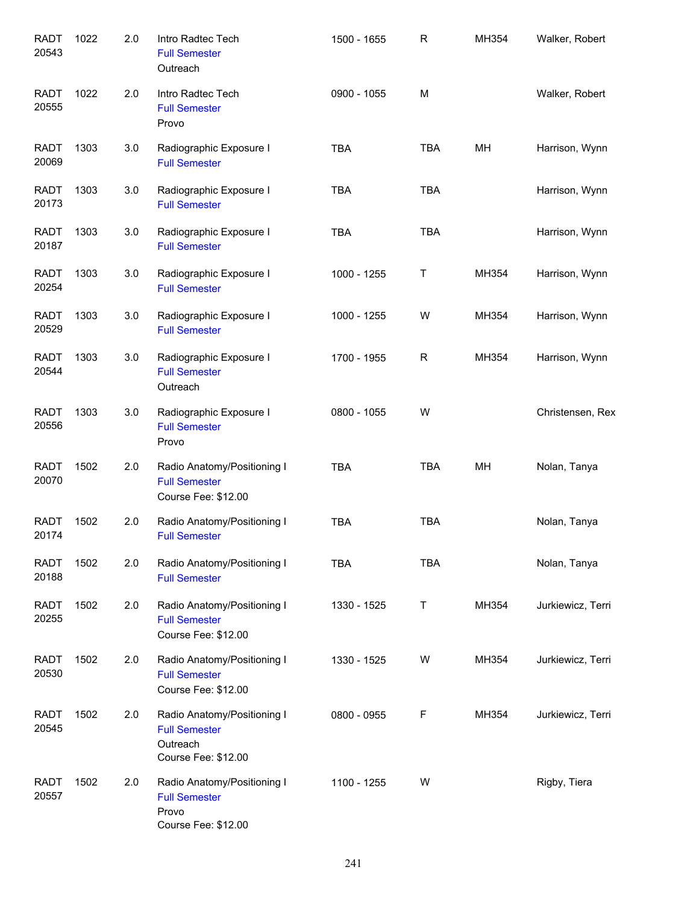| | | | | | | | |
|---|---|---|---|---|---|---|---|
| RADT 20543 | 1022 | 2.0 | Intro Radtec Tech<br>Full Semester<br>Outreach | 1500 - 1655 | R | MH354 | Walker, Robert |
| RADT 20555 | 1022 | 2.0 | Intro Radtec Tech<br>Full Semester<br>Provo | 0900 - 1055 | M | | Walker, Robert |
| RADT 20069 | 1303 | 3.0 | Radiographic Exposure I<br>Full Semester | TBA | TBA | MH | Harrison, Wynn |
| RADT 20173 | 1303 | 3.0 | Radiographic Exposure I<br>Full Semester | TBA | TBA | | Harrison, Wynn |
| RADT 20187 | 1303 | 3.0 | Radiographic Exposure I<br>Full Semester | TBA | TBA | | Harrison, Wynn |
| RADT 20254 | 1303 | 3.0 | Radiographic Exposure I<br>Full Semester | 1000 - 1255 | T | MH354 | Harrison, Wynn |
| RADT 20529 | 1303 | 3.0 | Radiographic Exposure I<br>Full Semester | 1000 - 1255 | W | MH354 | Harrison, Wynn |
| RADT 20544 | 1303 | 3.0 | Radiographic Exposure I<br>Full Semester<br>Outreach | 1700 - 1955 | R | MH354 | Harrison, Wynn |
| RADT 20556 | 1303 | 3.0 | Radiographic Exposure I<br>Full Semester<br>Provo | 0800 - 1055 | W | | Christensen, Rex |
| RADT 20070 | 1502 | 2.0 | Radio Anatomy/Positioning I<br>Full Semester<br>Course Fee: $12.00 | TBA | TBA | MH | Nolan, Tanya |
| RADT 20174 | 1502 | 2.0 | Radio Anatomy/Positioning I<br>Full Semester | TBA | TBA | | Nolan, Tanya |
| RADT 20188 | 1502 | 2.0 | Radio Anatomy/Positioning I<br>Full Semester | TBA | TBA | | Nolan, Tanya |
| RADT 20255 | 1502 | 2.0 | Radio Anatomy/Positioning I<br>Full Semester<br>Course Fee: $12.00 | 1330 - 1525 | T | MH354 | Jurkiewicz, Terri |
| RADT 20530 | 1502 | 2.0 | Radio Anatomy/Positioning I<br>Full Semester<br>Course Fee: $12.00 | 1330 - 1525 | W | MH354 | Jurkiewicz, Terri |
| RADT 20545 | 1502 | 2.0 | Radio Anatomy/Positioning I<br>Full Semester<br>Outreach<br>Course Fee: $12.00 | 0800 - 0955 | F | MH354 | Jurkiewicz, Terri |
| RADT 20557 | 1502 | 2.0 | Radio Anatomy/Positioning I<br>Full Semester<br>Provo<br>Course Fee: $12.00 | 1100 - 1255 | W | | Rigby, Tiera |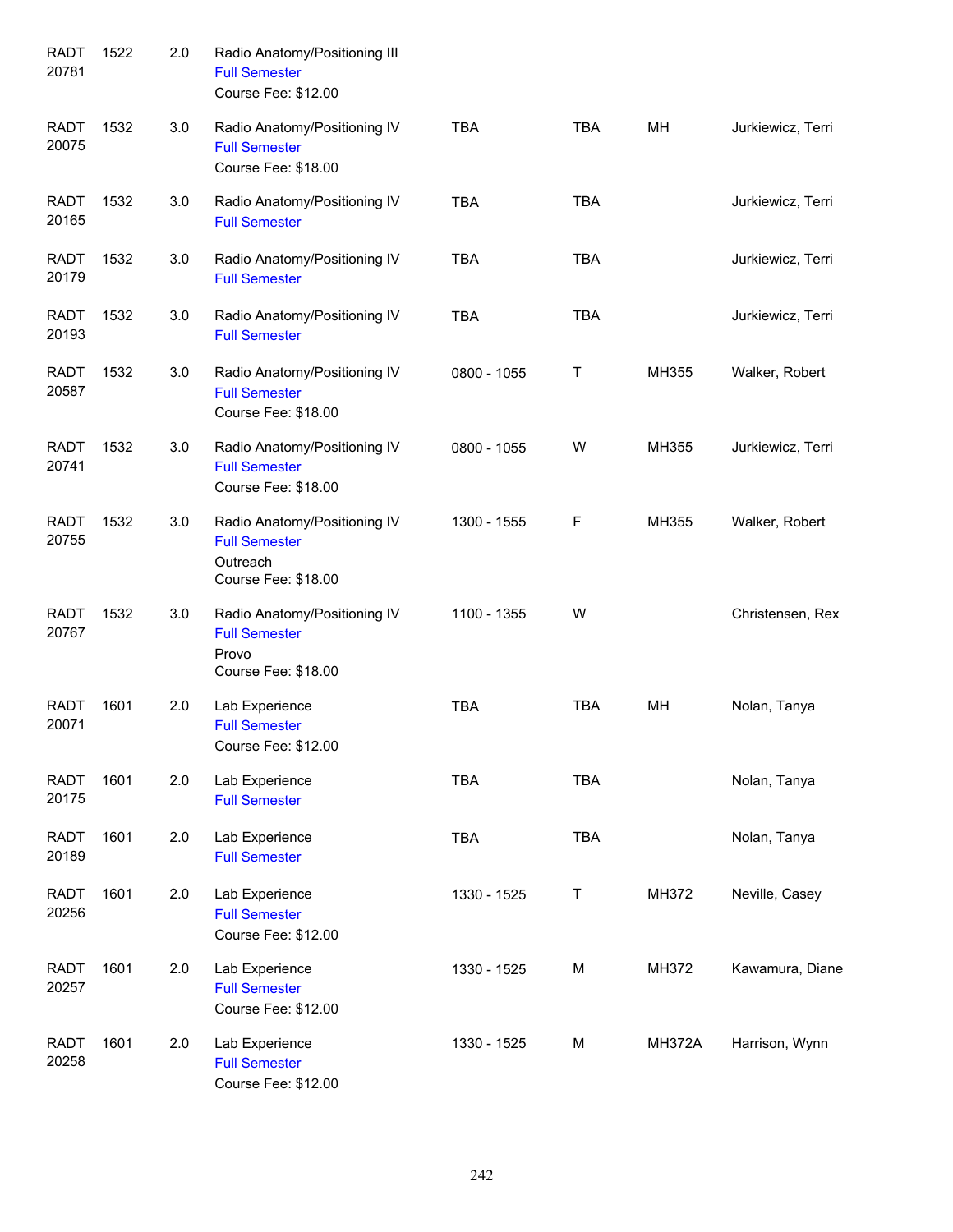| | | | | | | | |
|---|---|---|---|---|---|---|---|
| RADT 20781 | 1522 | 2.0 | Radio Anatomy/Positioning III<br>Full Semester<br>Course Fee: $12.00 | | | | |
| RADT 20075 | 1532 | 3.0 | Radio Anatomy/Positioning IV<br>Full Semester<br>Course Fee: $18.00 | TBA | TBA | MH | Jurkiewicz, Terri |
| RADT 20165 | 1532 | 3.0 | Radio Anatomy/Positioning IV<br>Full Semester | TBA | TBA | | Jurkiewicz, Terri |
| RADT 20179 | 1532 | 3.0 | Radio Anatomy/Positioning IV<br>Full Semester | TBA | TBA | | Jurkiewicz, Terri |
| RADT 20193 | 1532 | 3.0 | Radio Anatomy/Positioning IV<br>Full Semester | TBA | TBA | | Jurkiewicz, Terri |
| RADT 20587 | 1532 | 3.0 | Radio Anatomy/Positioning IV<br>Full Semester<br>Course Fee: $18.00 | 0800 - 1055 | T | MH355 | Walker, Robert |
| RADT 20741 | 1532 | 3.0 | Radio Anatomy/Positioning IV<br>Full Semester<br>Course Fee: $18.00 | 0800 - 1055 | W | MH355 | Jurkiewicz, Terri |
| RADT 20755 | 1532 | 3.0 | Radio Anatomy/Positioning IV<br>Full Semester<br>Outreach<br>Course Fee: $18.00 | 1300 - 1555 | F | MH355 | Walker, Robert |
| RADT 20767 | 1532 | 3.0 | Radio Anatomy/Positioning IV<br>Full Semester<br>Provo<br>Course Fee: $18.00 | 1100 - 1355 | W | | Christensen, Rex |
| RADT 20071 | 1601 | 2.0 | Lab Experience<br>Full Semester<br>Course Fee: $12.00 | TBA | TBA | MH | Nolan, Tanya |
| RADT 20175 | 1601 | 2.0 | Lab Experience<br>Full Semester | TBA | TBA | | Nolan, Tanya |
| RADT 20189 | 1601 | 2.0 | Lab Experience<br>Full Semester | TBA | TBA | | Nolan, Tanya |
| RADT 20256 | 1601 | 2.0 | Lab Experience<br>Full Semester<br>Course Fee: $12.00 | 1330 - 1525 | T | MH372 | Neville, Casey |
| RADT 20257 | 1601 | 2.0 | Lab Experience<br>Full Semester<br>Course Fee: $12.00 | 1330 - 1525 | M | MH372 | Kawamura, Diane |
| RADT 20258 | 1601 | 2.0 | Lab Experience<br>Full Semester<br>Course Fee: $12.00 | 1330 - 1525 | M | MH372A | Harrison, Wynn |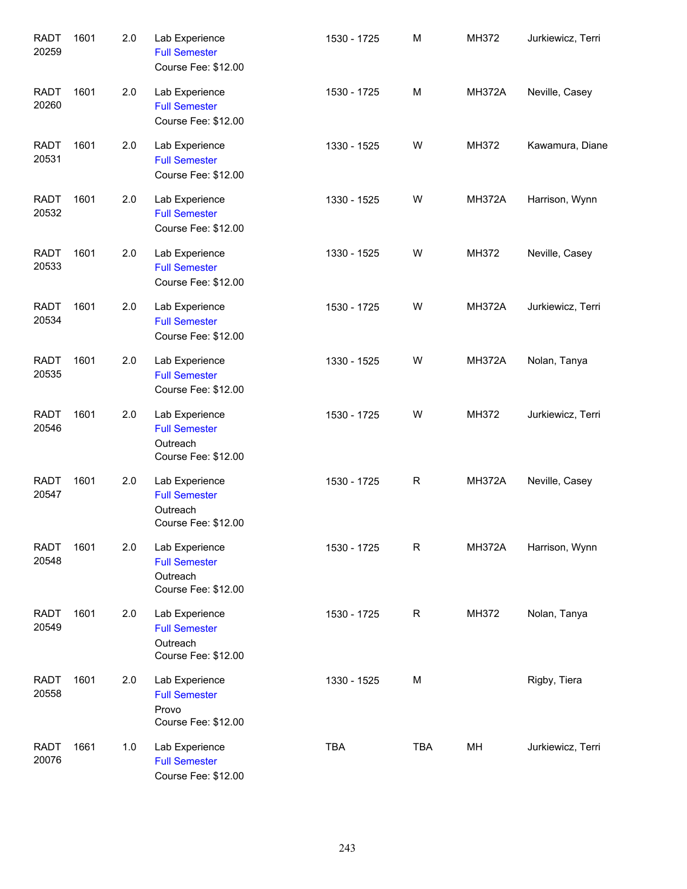| | | | | | | | |
|---|---|---|---|---|---|---|---|
| RADT 20259 | 1601 | 2.0 | Lab Experience<br>Full Semester<br>Course Fee: $12.00 | 1530 - 1725 | M | MH372 | Jurkiewicz, Terri |
| RADT 20260 | 1601 | 2.0 | Lab Experience<br>Full Semester<br>Course Fee: $12.00 | 1530 - 1725 | M | MH372A | Neville, Casey |
| RADT 20531 | 1601 | 2.0 | Lab Experience<br>Full Semester<br>Course Fee: $12.00 | 1330 - 1525 | W | MH372 | Kawamura, Diane |
| RADT 20532 | 1601 | 2.0 | Lab Experience<br>Full Semester<br>Course Fee: $12.00 | 1330 - 1525 | W | MH372A | Harrison, Wynn |
| RADT 20533 | 1601 | 2.0 | Lab Experience<br>Full Semester<br>Course Fee: $12.00 | 1330 - 1525 | W | MH372 | Neville, Casey |
| RADT 20534 | 1601 | 2.0 | Lab Experience<br>Full Semester<br>Course Fee: $12.00 | 1530 - 1725 | W | MH372A | Jurkiewicz, Terri |
| RADT 20535 | 1601 | 2.0 | Lab Experience<br>Full Semester<br>Course Fee: $12.00 | 1330 - 1525 | W | MH372A | Nolan, Tanya |
| RADT 20546 | 1601 | 2.0 | Lab Experience<br>Full Semester<br>Outreach<br>Course Fee: $12.00 | 1530 - 1725 | W | MH372 | Jurkiewicz, Terri |
| RADT 20547 | 1601 | 2.0 | Lab Experience<br>Full Semester<br>Outreach<br>Course Fee: $12.00 | 1530 - 1725 | R | MH372A | Neville, Casey |
| RADT 20548 | 1601 | 2.0 | Lab Experience<br>Full Semester<br>Outreach<br>Course Fee: $12.00 | 1530 - 1725 | R | MH372A | Harrison, Wynn |
| RADT 20549 | 1601 | 2.0 | Lab Experience<br>Full Semester<br>Outreach<br>Course Fee: $12.00 | 1530 - 1725 | R | MH372 | Nolan, Tanya |
| RADT 20558 | 1601 | 2.0 | Lab Experience<br>Full Semester<br>Provo<br>Course Fee: $12.00 | 1330 - 1525 | M | | Rigby, Tiera |
| RADT 20076 | 1661 | 1.0 | Lab Experience<br>Full Semester<br>Course Fee: $12.00 | TBA | TBA | MH | Jurkiewicz, Terri |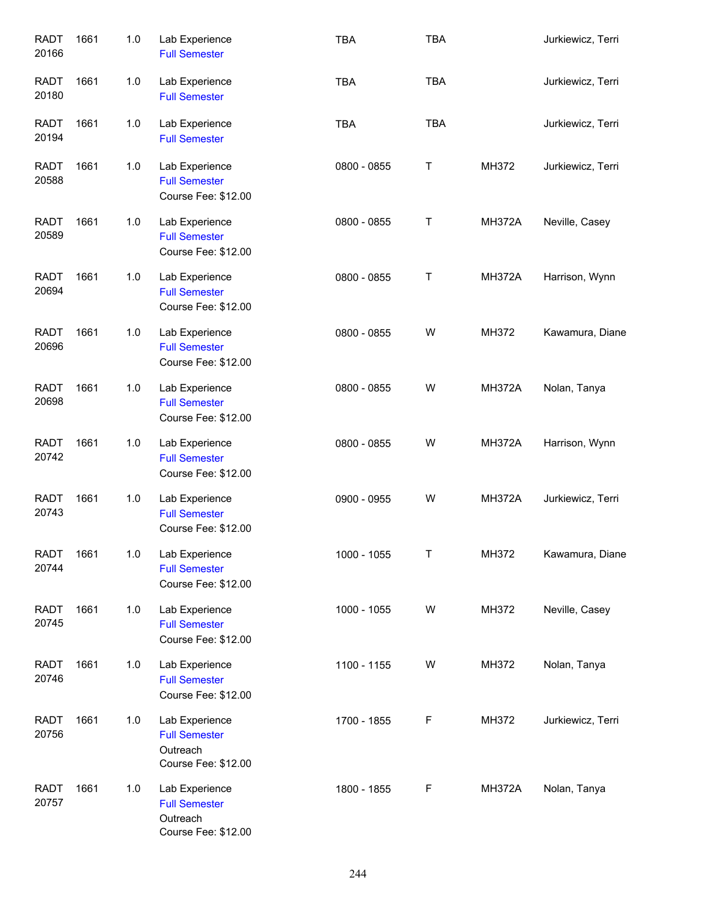| | | | | | | | |
|---|---|---|---|---|---|---|---|
| RADT 20166 | 1661 | 1.0 | Lab Experience<br>Full Semester | TBA | TBA | | Jurkiewicz, Terri |
| RADT 20180 | 1661 | 1.0 | Lab Experience<br>Full Semester | TBA | TBA | | Jurkiewicz, Terri |
| RADT 20194 | 1661 | 1.0 | Lab Experience<br>Full Semester | TBA | TBA | | Jurkiewicz, Terri |
| RADT 20588 | 1661 | 1.0 | Lab Experience<br>Full Semester<br>Course Fee: $12.00 | 0800 - 0855 | T | MH372 | Jurkiewicz, Terri |
| RADT 20589 | 1661 | 1.0 | Lab Experience<br>Full Semester<br>Course Fee: $12.00 | 0800 - 0855 | T | MH372A | Neville, Casey |
| RADT 20694 | 1661 | 1.0 | Lab Experience<br>Full Semester<br>Course Fee: $12.00 | 0800 - 0855 | T | MH372A | Harrison, Wynn |
| RADT 20696 | 1661 | 1.0 | Lab Experience<br>Full Semester<br>Course Fee: $12.00 | 0800 - 0855 | W | MH372 | Kawamura, Diane |
| RADT 20698 | 1661 | 1.0 | Lab Experience<br>Full Semester<br>Course Fee: $12.00 | 0800 - 0855 | W | MH372A | Nolan, Tanya |
| RADT 20742 | 1661 | 1.0 | Lab Experience<br>Full Semester<br>Course Fee: $12.00 | 0800 - 0855 | W | MH372A | Harrison, Wynn |
| RADT 20743 | 1661 | 1.0 | Lab Experience<br>Full Semester<br>Course Fee: $12.00 | 0900 - 0955 | W | MH372A | Jurkiewicz, Terri |
| RADT 20744 | 1661 | 1.0 | Lab Experience<br>Full Semester<br>Course Fee: $12.00 | 1000 - 1055 | T | MH372 | Kawamura, Diane |
| RADT 20745 | 1661 | 1.0 | Lab Experience<br>Full Semester<br>Course Fee: $12.00 | 1000 - 1055 | W | MH372 | Neville, Casey |
| RADT 20746 | 1661 | 1.0 | Lab Experience<br>Full Semester<br>Course Fee: $12.00 | 1100 - 1155 | W | MH372 | Nolan, Tanya |
| RADT 20756 | 1661 | 1.0 | Lab Experience<br>Full Semester<br>Outreach<br>Course Fee: $12.00 | 1700 - 1855 | F | MH372 | Jurkiewicz, Terri |
| RADT 20757 | 1661 | 1.0 | Lab Experience<br>Full Semester<br>Outreach<br>Course Fee: $12.00 | 1800 - 1855 | F | MH372A | Nolan, Tanya |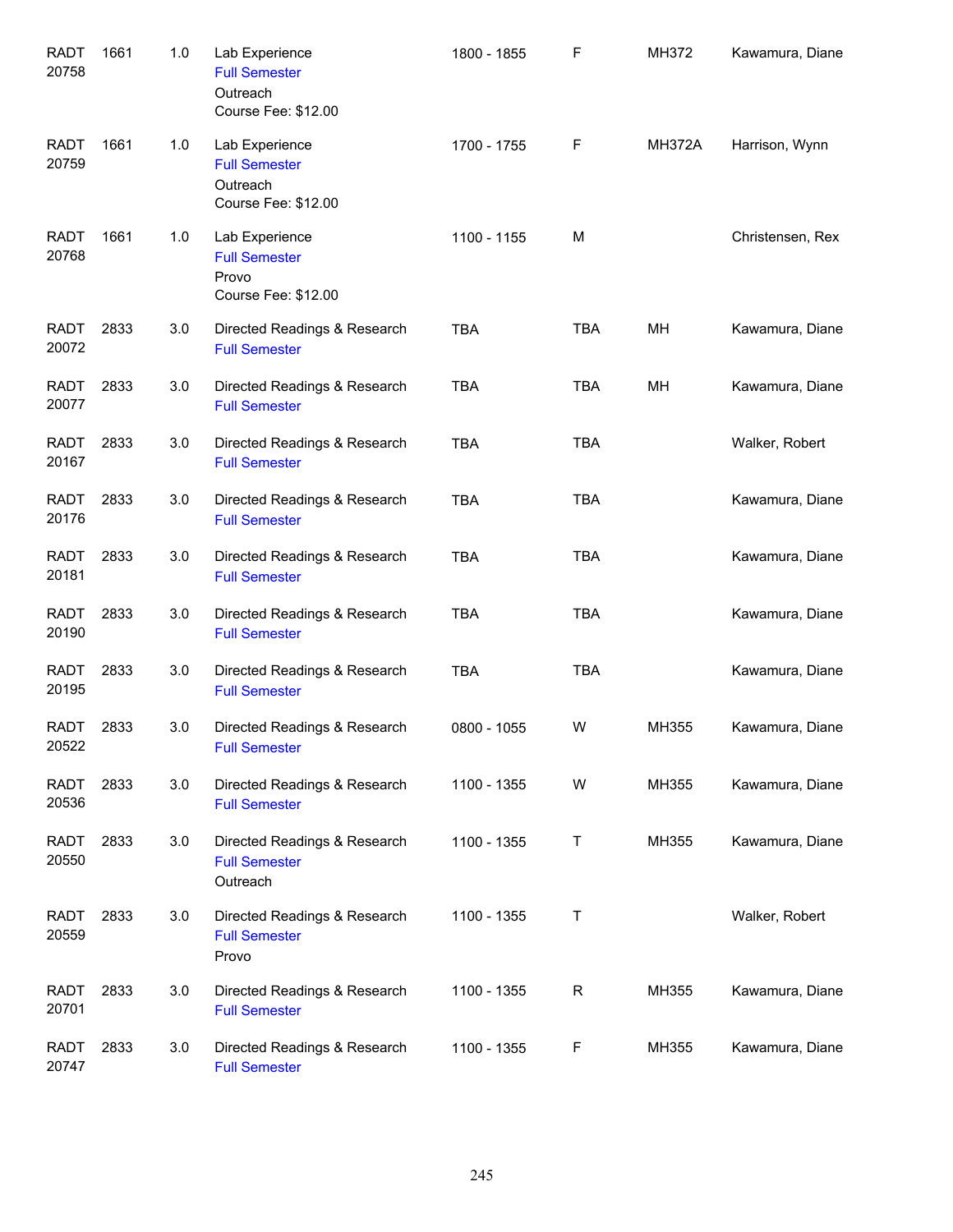| | | | | | | | |
|---|---|---|---|---|---|---|---|
| RADT 20758 | 1661 | 1.0 | Lab Experience<br>Full Semester<br>Outreach<br>Course Fee: $12.00 | 1800 - 1855 | F | MH372 | Kawamura, Diane |
| RADT 20759 | 1661 | 1.0 | Lab Experience<br>Full Semester<br>Outreach<br>Course Fee: $12.00 | 1700 - 1755 | F | MH372A | Harrison, Wynn |
| RADT 20768 | 1661 | 1.0 | Lab Experience<br>Full Semester<br>Provo<br>Course Fee: $12.00 | 1100 - 1155 | M | | Christensen, Rex |
| RADT 20072 | 2833 | 3.0 | Directed Readings & Research<br>Full Semester | TBA | TBA | MH | Kawamura, Diane |
| RADT 20077 | 2833 | 3.0 | Directed Readings & Research<br>Full Semester | TBA | TBA | MH | Kawamura, Diane |
| RADT 20167 | 2833 | 3.0 | Directed Readings & Research<br>Full Semester | TBA | TBA | | Walker, Robert |
| RADT 20176 | 2833 | 3.0 | Directed Readings & Research<br>Full Semester | TBA | TBA | | Kawamura, Diane |
| RADT 20181 | 2833 | 3.0 | Directed Readings & Research<br>Full Semester | TBA | TBA | | Kawamura, Diane |
| RADT 20190 | 2833 | 3.0 | Directed Readings & Research<br>Full Semester | TBA | TBA | | Kawamura, Diane |
| RADT 20195 | 2833 | 3.0 | Directed Readings & Research<br>Full Semester | TBA | TBA | | Kawamura, Diane |
| RADT 20522 | 2833 | 3.0 | Directed Readings & Research<br>Full Semester | 0800 - 1055 | W | MH355 | Kawamura, Diane |
| RADT 20536 | 2833 | 3.0 | Directed Readings & Research<br>Full Semester | 1100 - 1355 | W | MH355 | Kawamura, Diane |
| RADT 20550 | 2833 | 3.0 | Directed Readings & Research<br>Full Semester<br>Outreach | 1100 - 1355 | T | MH355 | Kawamura, Diane |
| RADT 20559 | 2833 | 3.0 | Directed Readings & Research<br>Full Semester<br>Provo | 1100 - 1355 | T | | Walker, Robert |
| RADT 20701 | 2833 | 3.0 | Directed Readings & Research<br>Full Semester | 1100 - 1355 | R | MH355 | Kawamura, Diane |
| RADT 20747 | 2833 | 3.0 | Directed Readings & Research<br>Full Semester | 1100 - 1355 | F | MH355 | Kawamura, Diane |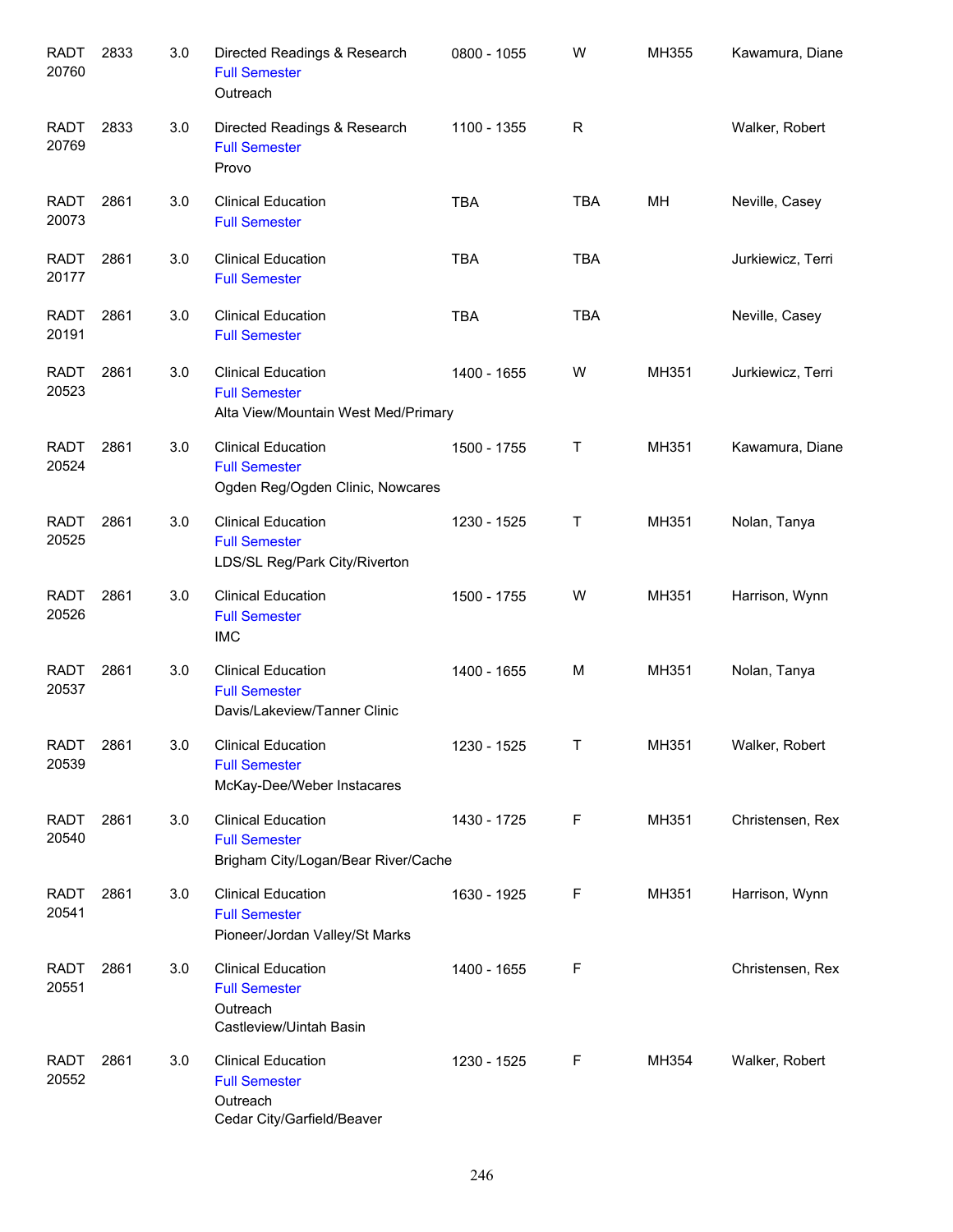| | | | | | | | |
|---|---|---|---|---|---|---|---|
| RADT 20760 | 2833 | 3.0 | Directed Readings & Research<br>Full Semester<br>Outreach | 0800 - 1055 | W | MH355 | Kawamura, Diane |
| RADT 20769 | 2833 | 3.0 | Directed Readings & Research<br>Full Semester<br>Provo | 1100 - 1355 | R | | Walker, Robert |
| RADT 20073 | 2861 | 3.0 | Clinical Education<br>Full Semester | TBA | TBA | MH | Neville, Casey |
| RADT 20177 | 2861 | 3.0 | Clinical Education<br>Full Semester | TBA | TBA | | Jurkiewicz, Terri |
| RADT 20191 | 2861 | 3.0 | Clinical Education<br>Full Semester | TBA | TBA | | Neville, Casey |
| RADT 20523 | 2861 | 3.0 | Clinical Education<br>Full Semester<br>Alta View/Mountain West Med/Primary | 1400 - 1655 | W | MH351 | Jurkiewicz, Terri |
| RADT 20524 | 2861 | 3.0 | Clinical Education<br>Full Semester<br>Ogden Reg/Ogden Clinic, Nowcares | 1500 - 1755 | T | MH351 | Kawamura, Diane |
| RADT 20525 | 2861 | 3.0 | Clinical Education<br>Full Semester<br>LDS/SL Reg/Park City/Riverton | 1230 - 1525 | T | MH351 | Nolan, Tanya |
| RADT 20526 | 2861 | 3.0 | Clinical Education<br>Full Semester<br>IMC | 1500 - 1755 | W | MH351 | Harrison, Wynn |
| RADT 20537 | 2861 | 3.0 | Clinical Education<br>Full Semester<br>Davis/Lakeview/Tanner Clinic | 1400 - 1655 | M | MH351 | Nolan, Tanya |
| RADT 20539 | 2861 | 3.0 | Clinical Education<br>Full Semester<br>McKay-Dee/Weber Instacares | 1230 - 1525 | T | MH351 | Walker, Robert |
| RADT 20540 | 2861 | 3.0 | Clinical Education<br>Full Semester<br>Brigham City/Logan/Bear River/Cache | 1430 - 1725 | F | MH351 | Christensen, Rex |
| RADT 20541 | 2861 | 3.0 | Clinical Education<br>Full Semester<br>Pioneer/Jordan Valley/St Marks | 1630 - 1925 | F | MH351 | Harrison, Wynn |
| RADT 20551 | 2861 | 3.0 | Clinical Education<br>Full Semester<br>Outreach<br>Castleview/Uintah Basin | 1400 - 1655 | F | | Christensen, Rex |
| RADT 20552 | 2861 | 3.0 | Clinical Education<br>Full Semester<br>Outreach<br>Cedar City/Garfield/Beaver | 1230 - 1525 | F | MH354 | Walker, Robert |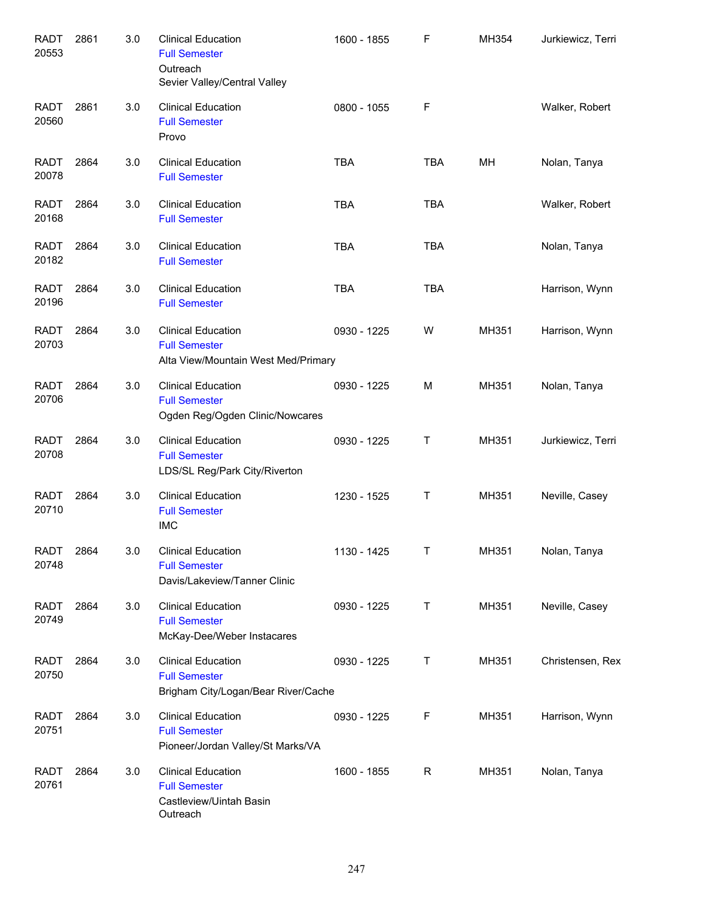| | | | | | | | |
|---|---|---|---|---|---|---|---|
| RADT 20553 | 2861 | 3.0 | Clinical Education<br>Full Semester<br>Outreach<br>Sevier Valley/Central Valley | 1600 - 1855 | F | MH354 | Jurkiewicz, Terri |
| RADT 20560 | 2861 | 3.0 | Clinical Education<br>Full Semester<br>Provo | 0800 - 1055 | F | | Walker, Robert |
| RADT 20078 | 2864 | 3.0 | Clinical Education<br>Full Semester | TBA | TBA | MH | Nolan, Tanya |
| RADT 20168 | 2864 | 3.0 | Clinical Education<br>Full Semester | TBA | TBA | | Walker, Robert |
| RADT 20182 | 2864 | 3.0 | Clinical Education<br>Full Semester | TBA | TBA | | Nolan, Tanya |
| RADT 20196 | 2864 | 3.0 | Clinical Education<br>Full Semester | TBA | TBA | | Harrison, Wynn |
| RADT 20703 | 2864 | 3.0 | Clinical Education<br>Full Semester<br>Alta View/Mountain West Med/Primary | 0930 - 1225 | W | MH351 | Harrison, Wynn |
| RADT 20706 | 2864 | 3.0 | Clinical Education<br>Full Semester<br>Ogden Reg/Ogden Clinic/Nowcares | 0930 - 1225 | M | MH351 | Nolan, Tanya |
| RADT 20708 | 2864 | 3.0 | Clinical Education<br>Full Semester<br>LDS/SL Reg/Park City/Riverton | 0930 - 1225 | T | MH351 | Jurkiewicz, Terri |
| RADT 20710 | 2864 | 3.0 | Clinical Education<br>Full Semester<br>IMC | 1230 - 1525 | T | MH351 | Neville, Casey |
| RADT 20748 | 2864 | 3.0 | Clinical Education<br>Full Semester<br>Davis/Lakeview/Tanner Clinic | 1130 - 1425 | T | MH351 | Nolan, Tanya |
| RADT 20749 | 2864 | 3.0 | Clinical Education<br>Full Semester<br>McKay-Dee/Weber Instacares | 0930 - 1225 | T | MH351 | Neville, Casey |
| RADT 20750 | 2864 | 3.0 | Clinical Education<br>Full Semester<br>Brigham City/Logan/Bear River/Cache | 0930 - 1225 | T | MH351 | Christensen, Rex |
| RADT 20751 | 2864 | 3.0 | Clinical Education<br>Full Semester<br>Pioneer/Jordan Valley/St Marks/VA | 0930 - 1225 | F | MH351 | Harrison, Wynn |
| RADT 20761 | 2864 | 3.0 | Clinical Education<br>Full Semester<br>Castleview/Uintah Basin<br>Outreach | 1600 - 1855 | R | MH351 | Nolan, Tanya |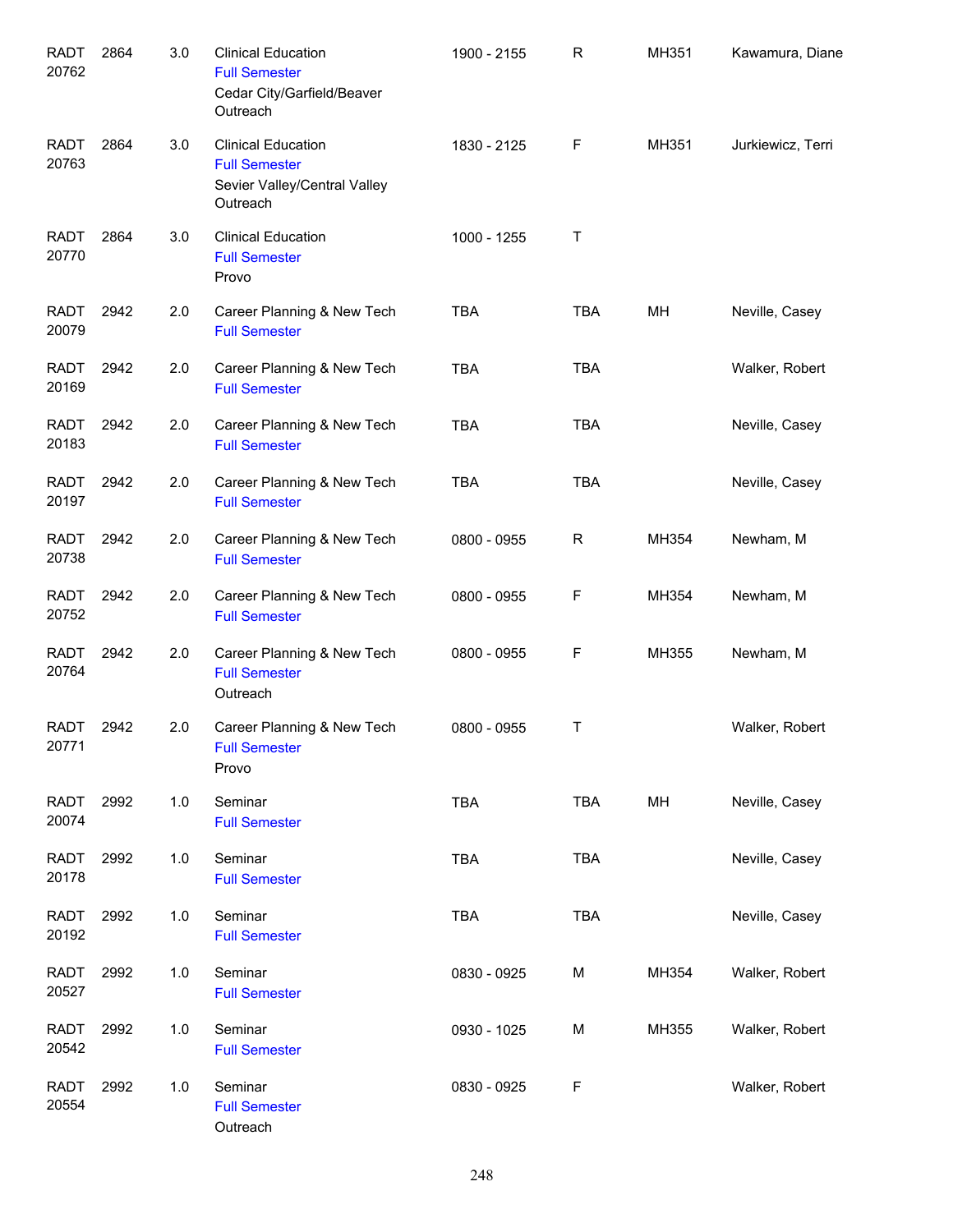| | | | | | | | |
|---|---|---|---|---|---|---|---|
| RADT 20762 | 2864 | 3.0 | Clinical Education<br>Full Semester<br>Cedar City/Garfield/Beaver Outreach | 1900 - 2155 | R | MH351 | Kawamura, Diane |
| RADT 20763 | 2864 | 3.0 | Clinical Education<br>Full Semester<br>Sevier Valley/Central Valley Outreach | 1830 - 2125 | F | MH351 | Jurkiewicz, Terri |
| RADT 20770 | 2864 | 3.0 | Clinical Education<br>Full Semester<br>Provo | 1000 - 1255 | T | | |
| RADT 20079 | 2942 | 2.0 | Career Planning & New Tech<br>Full Semester | TBA | TBA | MH | Neville, Casey |
| RADT 20169 | 2942 | 2.0 | Career Planning & New Tech<br>Full Semester | TBA | TBA | | Walker, Robert |
| RADT 20183 | 2942 | 2.0 | Career Planning & New Tech<br>Full Semester | TBA | TBA | | Neville, Casey |
| RADT 20197 | 2942 | 2.0 | Career Planning & New Tech<br>Full Semester | TBA | TBA | | Neville, Casey |
| RADT 20738 | 2942 | 2.0 | Career Planning & New Tech<br>Full Semester | 0800 - 0955 | R | MH354 | Newham, M |
| RADT 20752 | 2942 | 2.0 | Career Planning & New Tech<br>Full Semester | 0800 - 0955 | F | MH354 | Newham, M |
| RADT 20764 | 2942 | 2.0 | Career Planning & New Tech<br>Full Semester<br>Outreach | 0800 - 0955 | F | MH355 | Newham, M |
| RADT 20771 | 2942 | 2.0 | Career Planning & New Tech<br>Full Semester<br>Provo | 0800 - 0955 | T | | Walker, Robert |
| RADT 20074 | 2992 | 1.0 | Seminar<br>Full Semester | TBA | TBA | MH | Neville, Casey |
| RADT 20178 | 2992 | 1.0 | Seminar<br>Full Semester | TBA | TBA | | Neville, Casey |
| RADT 20192 | 2992 | 1.0 | Seminar<br>Full Semester | TBA | TBA | | Neville, Casey |
| RADT 20527 | 2992 | 1.0 | Seminar<br>Full Semester | 0830 - 0925 | M | MH354 | Walker, Robert |
| RADT 20542 | 2992 | 1.0 | Seminar<br>Full Semester | 0930 - 1025 | M | MH355 | Walker, Robert |
| RADT 20554 | 2992 | 1.0 | Seminar<br>Full Semester<br>Outreach | 0830 - 0925 | F | | Walker, Robert |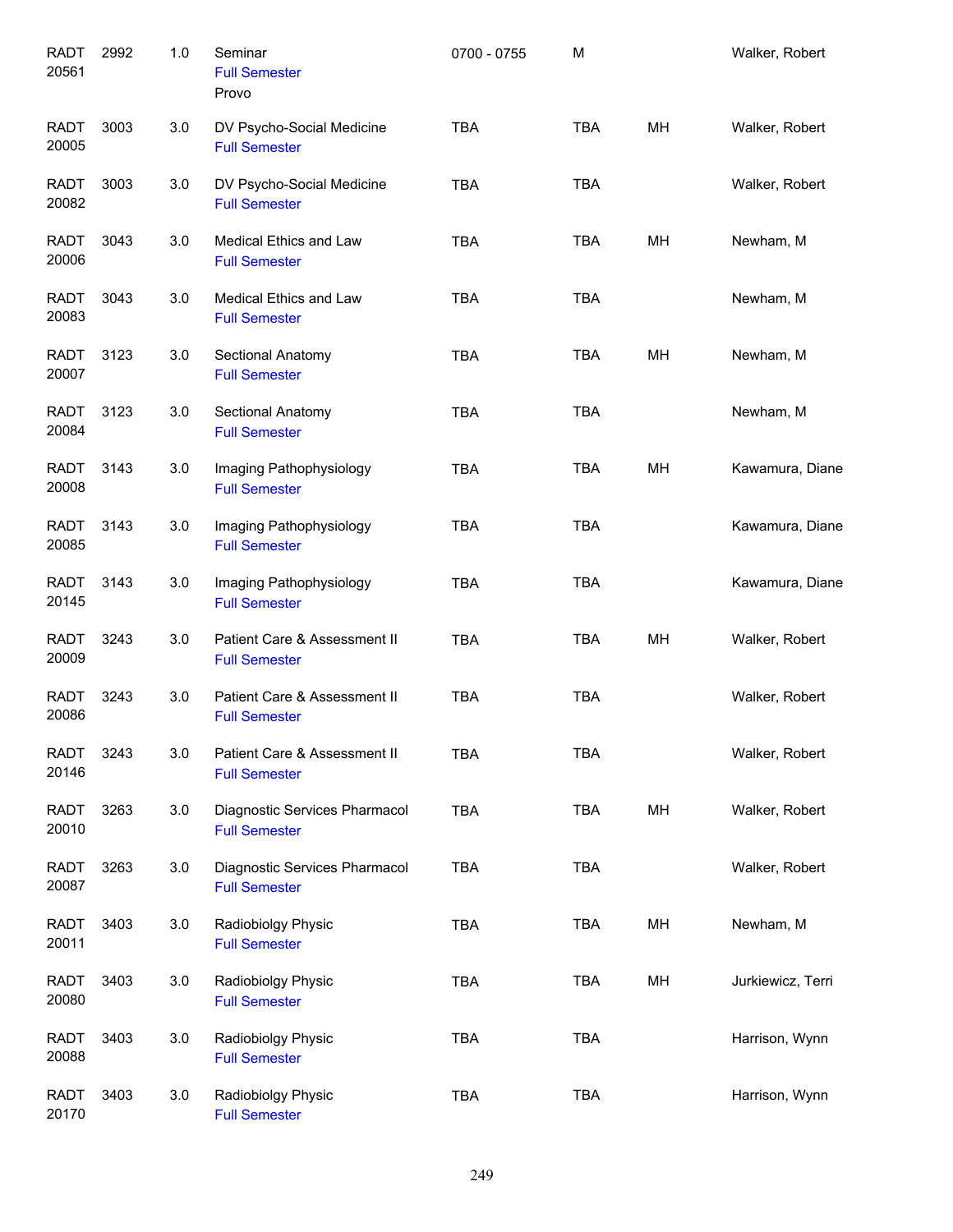| | | | | | | | |
|---|---|---|---|---|---|---|---|
| RADT 20561 | 2992 | 1.0 | Seminar<br>Full Semester<br>Provo | 0700 - 0755 | M | | Walker, Robert |
| RADT 20005 | 3003 | 3.0 | DV Psycho-Social Medicine<br>Full Semester | TBA | TBA | MH | Walker, Robert |
| RADT 20082 | 3003 | 3.0 | DV Psycho-Social Medicine<br>Full Semester | TBA | TBA | | Walker, Robert |
| RADT 20006 | 3043 | 3.0 | Medical Ethics and Law<br>Full Semester | TBA | TBA | MH | Newham, M |
| RADT 20083 | 3043 | 3.0 | Medical Ethics and Law<br>Full Semester | TBA | TBA | | Newham, M |
| RADT 20007 | 3123 | 3.0 | Sectional Anatomy<br>Full Semester | TBA | TBA | MH | Newham, M |
| RADT 20084 | 3123 | 3.0 | Sectional Anatomy<br>Full Semester | TBA | TBA | | Newham, M |
| RADT 20008 | 3143 | 3.0 | Imaging Pathophysiology<br>Full Semester | TBA | TBA | MH | Kawamura, Diane |
| RADT 20085 | 3143 | 3.0 | Imaging Pathophysiology<br>Full Semester | TBA | TBA | | Kawamura, Diane |
| RADT 20145 | 3143 | 3.0 | Imaging Pathophysiology<br>Full Semester | TBA | TBA | | Kawamura, Diane |
| RADT 20009 | 3243 | 3.0 | Patient Care & Assessment II<br>Full Semester | TBA | TBA | MH | Walker, Robert |
| RADT 20086 | 3243 | 3.0 | Patient Care & Assessment II<br>Full Semester | TBA | TBA | | Walker, Robert |
| RADT 20146 | 3243 | 3.0 | Patient Care & Assessment II<br>Full Semester | TBA | TBA | | Walker, Robert |
| RADT 20010 | 3263 | 3.0 | Diagnostic Services Pharmacol<br>Full Semester | TBA | TBA | MH | Walker, Robert |
| RADT 20087 | 3263 | 3.0 | Diagnostic Services Pharmacol<br>Full Semester | TBA | TBA | | Walker, Robert |
| RADT 20011 | 3403 | 3.0 | Radiobiolgy Physic<br>Full Semester | TBA | TBA | MH | Newham, M |
| RADT 20080 | 3403 | 3.0 | Radiobiolgy Physic<br>Full Semester | TBA | TBA | MH | Jurkiewicz, Terri |
| RADT 20088 | 3403 | 3.0 | Radiobiolgy Physic<br>Full Semester | TBA | TBA | | Harrison, Wynn |
| RADT 20170 | 3403 | 3.0 | Radiobiolgy Physic<br>Full Semester | TBA | TBA | | Harrison, Wynn |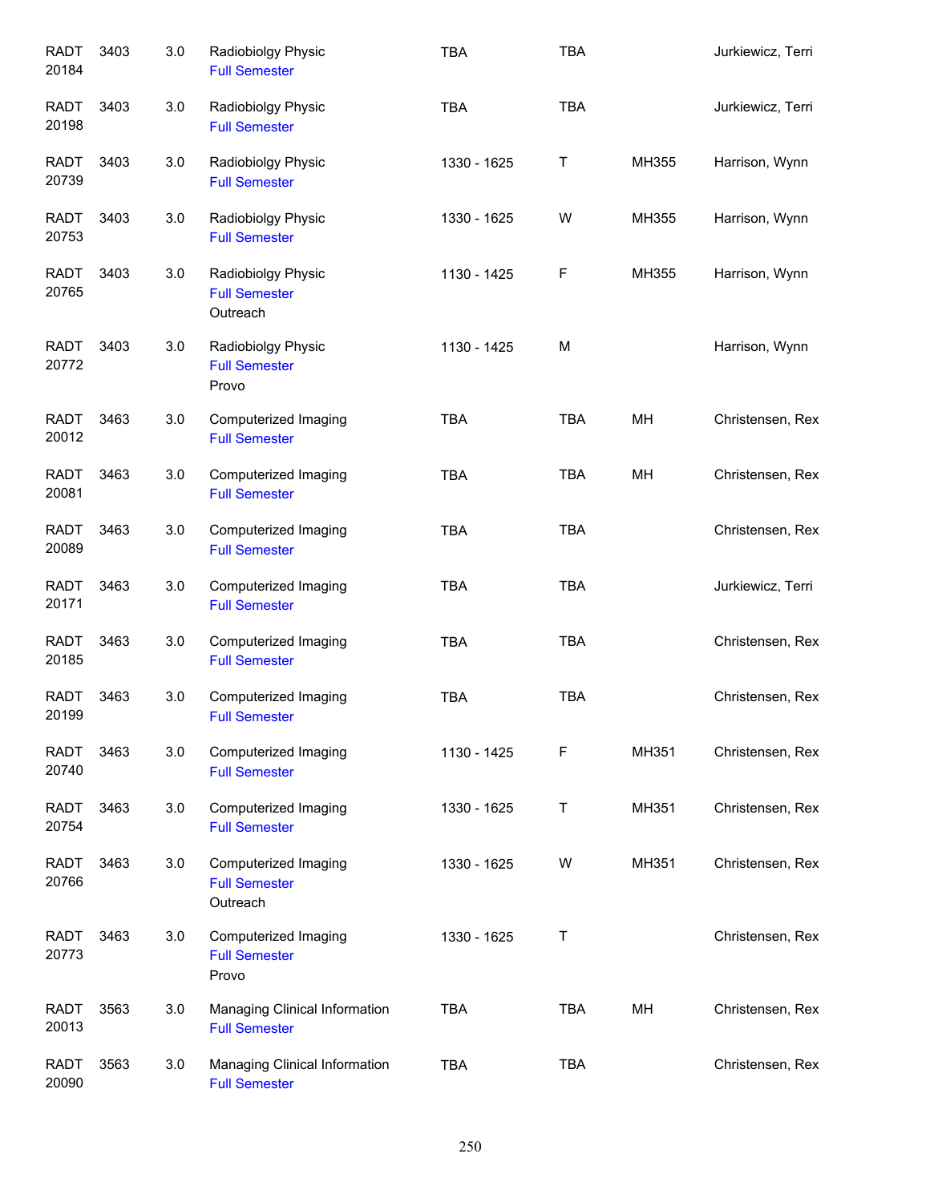| | | | | | | | |
|---|---|---|---|---|---|---|---|
| RADT 20184 | 3403 | 3.0 | Radiobiolgy Physic<br>Full Semester | TBA | TBA | | Jurkiewicz, Terri |
| RADT 20198 | 3403 | 3.0 | Radiobiolgy Physic<br>Full Semester | TBA | TBA | | Jurkiewicz, Terri |
| RADT 20739 | 3403 | 3.0 | Radiobiolgy Physic<br>Full Semester | 1330 - 1625 | T | MH355 | Harrison, Wynn |
| RADT 20753 | 3403 | 3.0 | Radiobiolgy Physic<br>Full Semester | 1330 - 1625 | W | MH355 | Harrison, Wynn |
| RADT 20765 | 3403 | 3.0 | Radiobiolgy Physic<br>Full Semester<br>Outreach | 1130 - 1425 | F | MH355 | Harrison, Wynn |
| RADT 20772 | 3403 | 3.0 | Radiobiolgy Physic<br>Full Semester<br>Provo | 1130 - 1425 | M | | Harrison, Wynn |
| RADT 20012 | 3463 | 3.0 | Computerized Imaging<br>Full Semester | TBA | TBA | MH | Christensen, Rex |
| RADT 20081 | 3463 | 3.0 | Computerized Imaging<br>Full Semester | TBA | TBA | MH | Christensen, Rex |
| RADT 20089 | 3463 | 3.0 | Computerized Imaging<br>Full Semester | TBA | TBA | | Christensen, Rex |
| RADT 20171 | 3463 | 3.0 | Computerized Imaging<br>Full Semester | TBA | TBA | | Jurkiewicz, Terri |
| RADT 20185 | 3463 | 3.0 | Computerized Imaging<br>Full Semester | TBA | TBA | | Christensen, Rex |
| RADT 20199 | 3463 | 3.0 | Computerized Imaging<br>Full Semester | TBA | TBA | | Christensen, Rex |
| RADT 20740 | 3463 | 3.0 | Computerized Imaging<br>Full Semester | 1130 - 1425 | F | MH351 | Christensen, Rex |
| RADT 20754 | 3463 | 3.0 | Computerized Imaging<br>Full Semester | 1330 - 1625 | T | MH351 | Christensen, Rex |
| RADT 20766 | 3463 | 3.0 | Computerized Imaging<br>Full Semester<br>Outreach | 1330 - 1625 | W | MH351 | Christensen, Rex |
| RADT 20773 | 3463 | 3.0 | Computerized Imaging<br>Full Semester<br>Provo | 1330 - 1625 | T | | Christensen, Rex |
| RADT 20013 | 3563 | 3.0 | Managing Clinical Information<br>Full Semester | TBA | TBA | MH | Christensen, Rex |
| RADT 20090 | 3563 | 3.0 | Managing Clinical Information<br>Full Semester | TBA | TBA | | Christensen, Rex |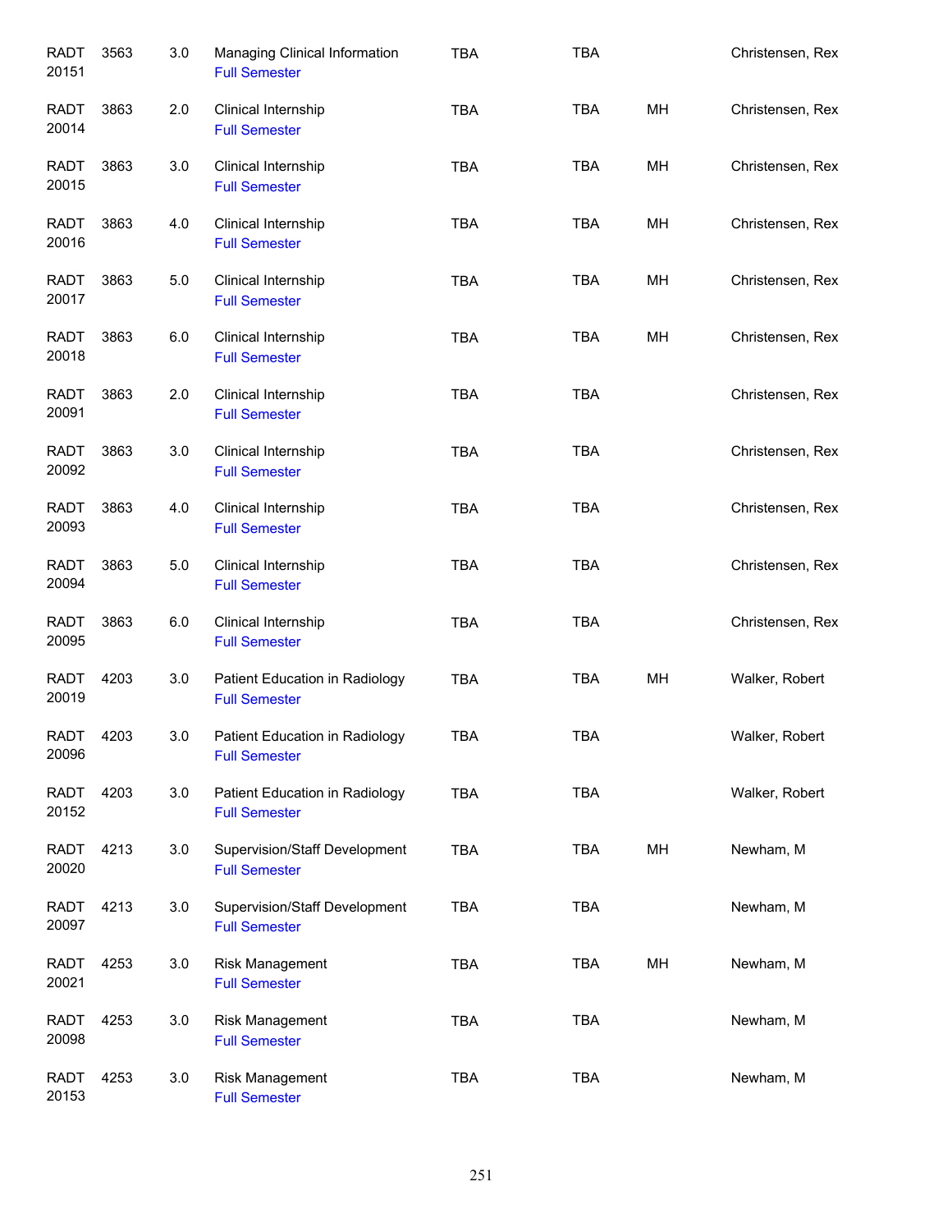| | | | | | | | |
|---|---|---|---|---|---|---|---|
| RADT 20151 | 3563 | 3.0 | Managing Clinical Information<br>Full Semester | TBA | TBA | | Christensen, Rex |
| RADT 20014 | 3863 | 2.0 | Clinical Internship<br>Full Semester | TBA | TBA | MH | Christensen, Rex |
| RADT 20015 | 3863 | 3.0 | Clinical Internship<br>Full Semester | TBA | TBA | MH | Christensen, Rex |
| RADT 20016 | 3863 | 4.0 | Clinical Internship<br>Full Semester | TBA | TBA | MH | Christensen, Rex |
| RADT 20017 | 3863 | 5.0 | Clinical Internship<br>Full Semester | TBA | TBA | MH | Christensen, Rex |
| RADT 20018 | 3863 | 6.0 | Clinical Internship<br>Full Semester | TBA | TBA | MH | Christensen, Rex |
| RADT 20091 | 3863 | 2.0 | Clinical Internship<br>Full Semester | TBA | TBA | | Christensen, Rex |
| RADT 20092 | 3863 | 3.0 | Clinical Internship<br>Full Semester | TBA | TBA | | Christensen, Rex |
| RADT 20093 | 3863 | 4.0 | Clinical Internship<br>Full Semester | TBA | TBA | | Christensen, Rex |
| RADT 20094 | 3863 | 5.0 | Clinical Internship<br>Full Semester | TBA | TBA | | Christensen, Rex |
| RADT 20095 | 3863 | 6.0 | Clinical Internship<br>Full Semester | TBA | TBA | | Christensen, Rex |
| RADT 20019 | 4203 | 3.0 | Patient Education in Radiology<br>Full Semester | TBA | TBA | MH | Walker, Robert |
| RADT 20096 | 4203 | 3.0 | Patient Education in Radiology<br>Full Semester | TBA | TBA | | Walker, Robert |
| RADT 20152 | 4203 | 3.0 | Patient Education in Radiology<br>Full Semester | TBA | TBA | | Walker, Robert |
| RADT 20020 | 4213 | 3.0 | Supervision/Staff Development<br>Full Semester | TBA | TBA | MH | Newham, M |
| RADT 20097 | 4213 | 3.0 | Supervision/Staff Development<br>Full Semester | TBA | TBA | | Newham, M |
| RADT 20021 | 4253 | 3.0 | Risk Management<br>Full Semester | TBA | TBA | MH | Newham, M |
| RADT 20098 | 4253 | 3.0 | Risk Management<br>Full Semester | TBA | TBA | | Newham, M |
| RADT 20153 | 4253 | 3.0 | Risk Management<br>Full Semester | TBA | TBA | | Newham, M |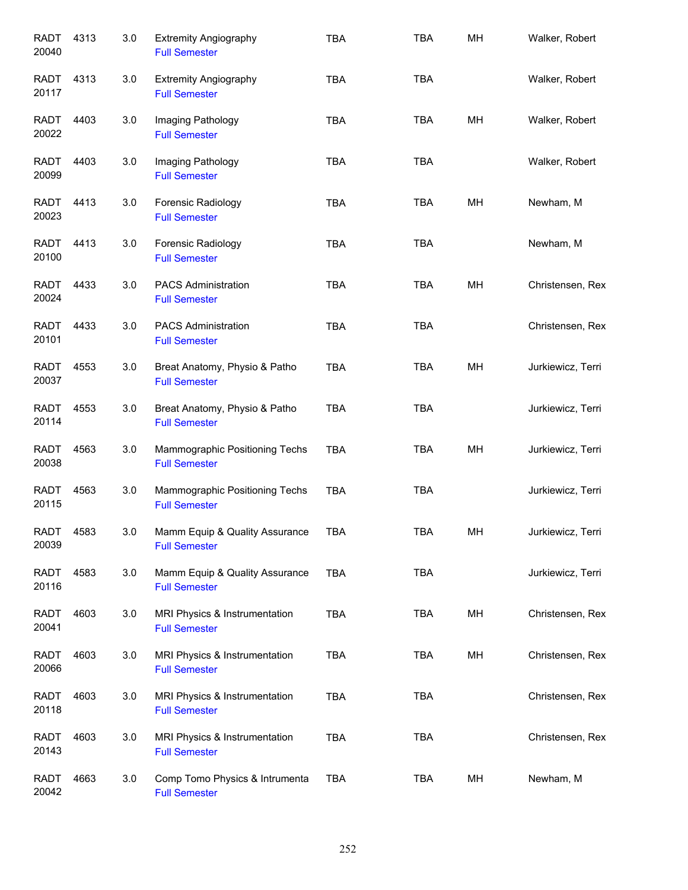| | | | | | | | |
|---|---|---|---|---|---|---|---|
| RADT 20040 | 4313 | 3.0 | Extremity Angiography<br>Full Semester | TBA | TBA | MH | Walker, Robert |
| RADT 20117 | 4313 | 3.0 | Extremity Angiography<br>Full Semester | TBA | TBA | | Walker, Robert |
| RADT 20022 | 4403 | 3.0 | Imaging Pathology<br>Full Semester | TBA | TBA | MH | Walker, Robert |
| RADT 20099 | 4403 | 3.0 | Imaging Pathology<br>Full Semester | TBA | TBA | | Walker, Robert |
| RADT 20023 | 4413 | 3.0 | Forensic Radiology<br>Full Semester | TBA | TBA | MH | Newham, M |
| RADT 20100 | 4413 | 3.0 | Forensic Radiology<br>Full Semester | TBA | TBA | | Newham, M |
| RADT 20024 | 4433 | 3.0 | PACS Administration<br>Full Semester | TBA | TBA | MH | Christensen, Rex |
| RADT 20101 | 4433 | 3.0 | PACS Administration<br>Full Semester | TBA | TBA | | Christensen, Rex |
| RADT 20037 | 4553 | 3.0 | Breat Anatomy, Physio & Patho<br>Full Semester | TBA | TBA | MH | Jurkiewicz, Terri |
| RADT 20114 | 4553 | 3.0 | Breat Anatomy, Physio & Patho<br>Full Semester | TBA | TBA | | Jurkiewicz, Terri |
| RADT 20038 | 4563 | 3.0 | Mammographic Positioning Techs<br>Full Semester | TBA | TBA | MH | Jurkiewicz, Terri |
| RADT 20115 | 4563 | 3.0 | Mammographic Positioning Techs<br>Full Semester | TBA | TBA | | Jurkiewicz, Terri |
| RADT 20039 | 4583 | 3.0 | Mamm Equip & Quality Assurance<br>Full Semester | TBA | TBA | MH | Jurkiewicz, Terri |
| RADT 20116 | 4583 | 3.0 | Mamm Equip & Quality Assurance<br>Full Semester | TBA | TBA | | Jurkiewicz, Terri |
| RADT 20041 | 4603 | 3.0 | MRI Physics & Instrumentation<br>Full Semester | TBA | TBA | MH | Christensen, Rex |
| RADT 20066 | 4603 | 3.0 | MRI Physics & Instrumentation<br>Full Semester | TBA | TBA | MH | Christensen, Rex |
| RADT 20118 | 4603 | 3.0 | MRI Physics & Instrumentation<br>Full Semester | TBA | TBA | | Christensen, Rex |
| RADT 20143 | 4603 | 3.0 | MRI Physics & Instrumentation<br>Full Semester | TBA | TBA | | Christensen, Rex |
| RADT 20042 | 4663 | 3.0 | Comp Tomo Physics & Intrumenta<br>Full Semester | TBA | TBA | MH | Newham, M |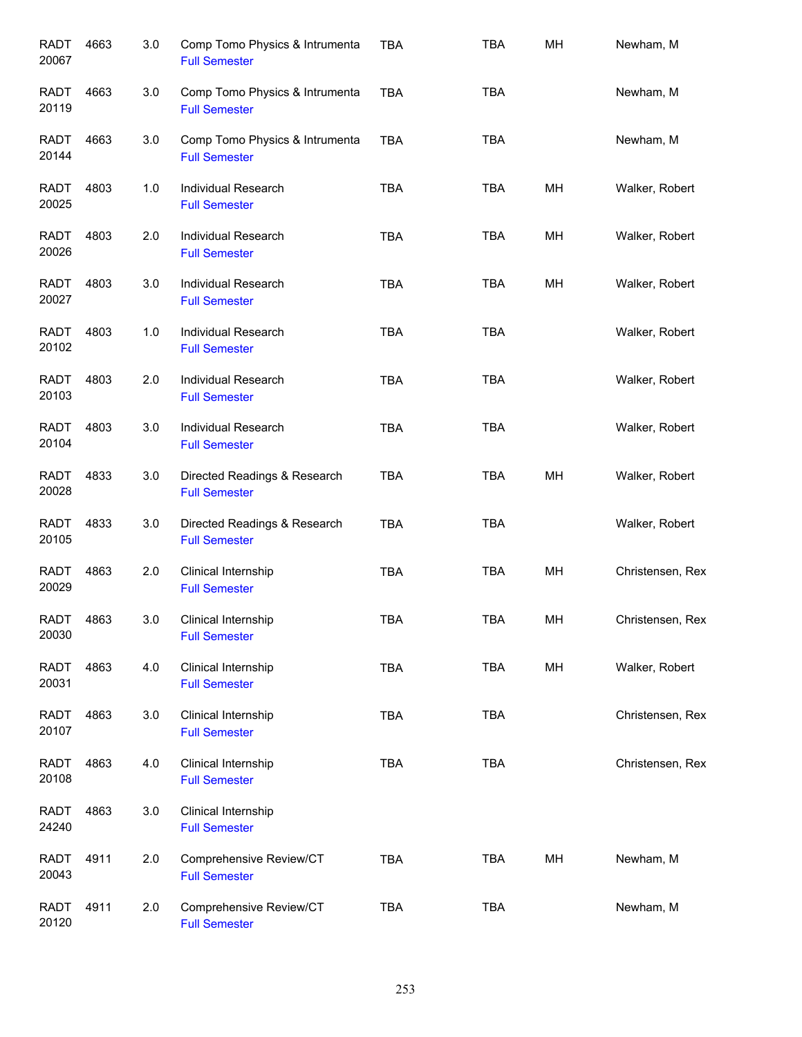| Subject | Course | Credits | Title | Days | Time | Location | Instructor |
|---|---|---|---|---|---|---|---|
| RADT 20067 | 4663 | 3.0 | Comp Tomo Physics & Intrumenta<br>Full Semester | TBA | TBA | MH | Newham, M |
| RADT 20119 | 4663 | 3.0 | Comp Tomo Physics & Intrumenta<br>Full Semester | TBA | TBA | | Newham, M |
| RADT 20144 | 4663 | 3.0 | Comp Tomo Physics & Intrumenta<br>Full Semester | TBA | TBA | | Newham, M |
| RADT 20025 | 4803 | 1.0 | Individual Research<br>Full Semester | TBA | TBA | MH | Walker, Robert |
| RADT 20026 | 4803 | 2.0 | Individual Research<br>Full Semester | TBA | TBA | MH | Walker, Robert |
| RADT 20027 | 4803 | 3.0 | Individual Research<br>Full Semester | TBA | TBA | MH | Walker, Robert |
| RADT 20102 | 4803 | 1.0 | Individual Research<br>Full Semester | TBA | TBA | | Walker, Robert |
| RADT 20103 | 4803 | 2.0 | Individual Research<br>Full Semester | TBA | TBA | | Walker, Robert |
| RADT 20104 | 4803 | 3.0 | Individual Research<br>Full Semester | TBA | TBA | | Walker, Robert |
| RADT 20028 | 4833 | 3.0 | Directed Readings & Research<br>Full Semester | TBA | TBA | MH | Walker, Robert |
| RADT 20105 | 4833 | 3.0 | Directed Readings & Research<br>Full Semester | TBA | TBA | | Walker, Robert |
| RADT 20029 | 4863 | 2.0 | Clinical Internship<br>Full Semester | TBA | TBA | MH | Christensen, Rex |
| RADT 20030 | 4863 | 3.0 | Clinical Internship<br>Full Semester | TBA | TBA | MH | Christensen, Rex |
| RADT 20031 | 4863 | 4.0 | Clinical Internship<br>Full Semester | TBA | TBA | MH | Walker, Robert |
| RADT 20107 | 4863 | 3.0 | Clinical Internship<br>Full Semester | TBA | TBA | | Christensen, Rex |
| RADT 20108 | 4863 | 4.0 | Clinical Internship<br>Full Semester | TBA | TBA | | Christensen, Rex |
| RADT 24240 | 4863 | 3.0 | Clinical Internship<br>Full Semester | | | | |
| RADT 20043 | 4911 | 2.0 | Comprehensive Review/CT<br>Full Semester | TBA | TBA | MH | Newham, M |
| RADT 20120 | 4911 | 2.0 | Comprehensive Review/CT<br>Full Semester | TBA | TBA | | Newham, M |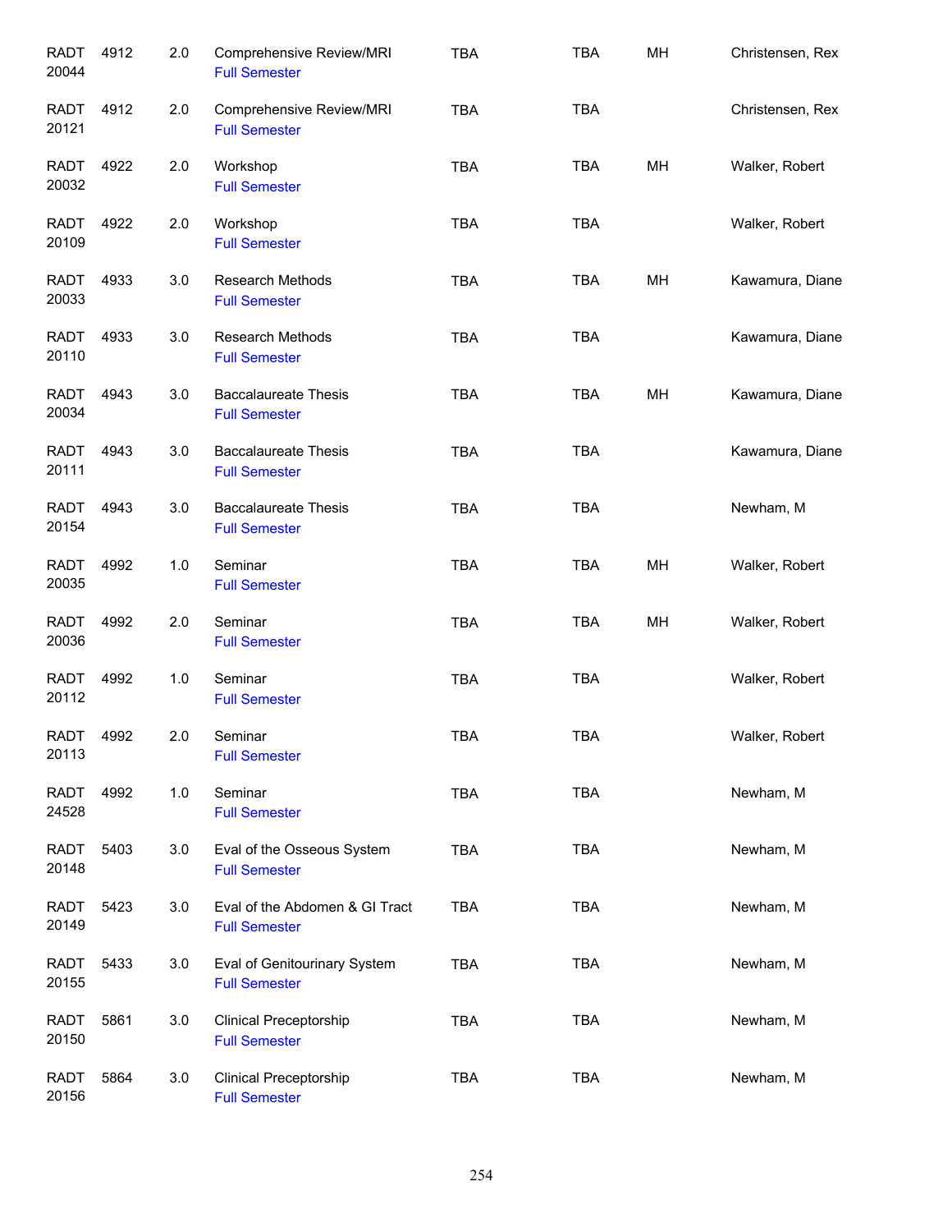| | | | | | | | |
|---|---|---|---|---|---|---|---|
| RADT 20044 | 4912 | 2.0 | Comprehensive Review/MRI<br>Full Semester | TBA | TBA | MH | Christensen, Rex |
| RADT 20121 | 4912 | 2.0 | Comprehensive Review/MRI<br>Full Semester | TBA | TBA | | Christensen, Rex |
| RADT 20032 | 4922 | 2.0 | Workshop<br>Full Semester | TBA | TBA | MH | Walker, Robert |
| RADT 20109 | 4922 | 2.0 | Workshop<br>Full Semester | TBA | TBA | | Walker, Robert |
| RADT 20033 | 4933 | 3.0 | Research Methods<br>Full Semester | TBA | TBA | MH | Kawamura, Diane |
| RADT 20110 | 4933 | 3.0 | Research Methods<br>Full Semester | TBA | TBA | | Kawamura, Diane |
| RADT 20034 | 4943 | 3.0 | Baccalaureate Thesis<br>Full Semester | TBA | TBA | MH | Kawamura, Diane |
| RADT 20111 | 4943 | 3.0 | Baccalaureate Thesis<br>Full Semester | TBA | TBA | | Kawamura, Diane |
| RADT 20154 | 4943 | 3.0 | Baccalaureate Thesis<br>Full Semester | TBA | TBA | | Newham, M |
| RADT 20035 | 4992 | 1.0 | Seminar<br>Full Semester | TBA | TBA | MH | Walker, Robert |
| RADT 20036 | 4992 | 2.0 | Seminar<br>Full Semester | TBA | TBA | MH | Walker, Robert |
| RADT 20112 | 4992 | 1.0 | Seminar<br>Full Semester | TBA | TBA | | Walker, Robert |
| RADT 20113 | 4992 | 2.0 | Seminar<br>Full Semester | TBA | TBA | | Walker, Robert |
| RADT 24528 | 4992 | 1.0 | Seminar<br>Full Semester | TBA | TBA | | Newham, M |
| RADT 20148 | 5403 | 3.0 | Eval of the Osseous System<br>Full Semester | TBA | TBA | | Newham, M |
| RADT 20149 | 5423 | 3.0 | Eval of the Abdomen & GI Tract<br>Full Semester | TBA | TBA | | Newham, M |
| RADT 20155 | 5433 | 3.0 | Eval of Genitourinary System<br>Full Semester | TBA | TBA | | Newham, M |
| RADT 20150 | 5861 | 3.0 | Clinical Preceptorship<br>Full Semester | TBA | TBA | | Newham, M |
| RADT 20156 | 5864 | 3.0 | Clinical Preceptorship<br>Full Semester | TBA | TBA | | Newham, M |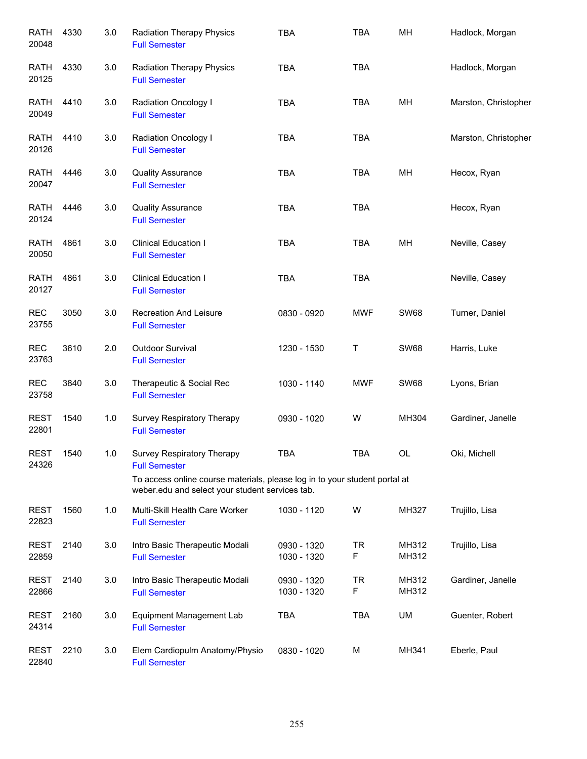| Subject / CRN | Course | Credits | Title | Time | Days | Room | Instructor |
|---|---|---|---|---|---|---|---|
| RATH 20048 | 4330 | 3.0 | Radiation Therapy Physics<br>Full Semester | TBA | TBA | MH | Hadlock, Morgan |
| RATH 20125 | 4330 | 3.0 | Radiation Therapy Physics<br>Full Semester | TBA | TBA | | Hadlock, Morgan |
| RATH 20049 | 4410 | 3.0 | Radiation Oncology I<br>Full Semester | TBA | TBA | MH | Marston, Christopher |
| RATH 20126 | 4410 | 3.0 | Radiation Oncology I<br>Full Semester | TBA | TBA | | Marston, Christopher |
| RATH 20047 | 4446 | 3.0 | Quality Assurance<br>Full Semester | TBA | TBA | MH | Hecox, Ryan |
| RATH 20124 | 4446 | 3.0 | Quality Assurance<br>Full Semester | TBA | TBA | | Hecox, Ryan |
| RATH 20050 | 4861 | 3.0 | Clinical Education I<br>Full Semester | TBA | TBA | MH | Neville, Casey |
| RATH 20127 | 4861 | 3.0 | Clinical Education I<br>Full Semester | TBA | TBA | | Neville, Casey |
| REC 23755 | 3050 | 3.0 | Recreation And Leisure<br>Full Semester | 0830 - 0920 | MWF | SW68 | Turner, Daniel |
| REC 23763 | 3610 | 2.0 | Outdoor Survival<br>Full Semester | 1230 - 1530 | T | SW68 | Harris, Luke |
| REC 23758 | 3840 | 3.0 | Therapeutic & Social Rec<br>Full Semester | 1030 - 1140 | MWF | SW68 | Lyons, Brian |
| REST 22801 | 1540 | 1.0 | Survey Respiratory Therapy<br>Full Semester | 0930 - 1020 | W | MH304 | Gardiner, Janelle |
| REST 24326 | 1540 | 1.0 | Survey Respiratory Therapy<br>Full Semester<br>To access online course materials, please log in to your student portal at weber.edu and select your student services tab. | TBA | TBA | OL | Oki, Michell |
| REST 22823 | 1560 | 1.0 | Multi-Skill Health Care Worker<br>Full Semester | 1030 - 1120 | W | MH327 | Trujillo, Lisa |
| REST 22859 | 2140 | 3.0 | Intro Basic Therapeutic Modali<br>Full Semester | 0930 - 1320<br>1030 - 1320 | TR<br>F | MH312<br>MH312 | Trujillo, Lisa |
| REST 22866 | 2140 | 3.0 | Intro Basic Therapeutic Modali<br>Full Semester | 0930 - 1320<br>1030 - 1320 | TR<br>F | MH312<br>MH312 | Gardiner, Janelle |
| REST 24314 | 2160 | 3.0 | Equipment Management Lab<br>Full Semester | TBA | TBA | UM | Guenter, Robert |
| REST 22840 | 2210 | 3.0 | Elem Cardiopulm Anatomy/Physio<br>Full Semester | 0830 - 1020 | M | MH341 | Eberle, Paul |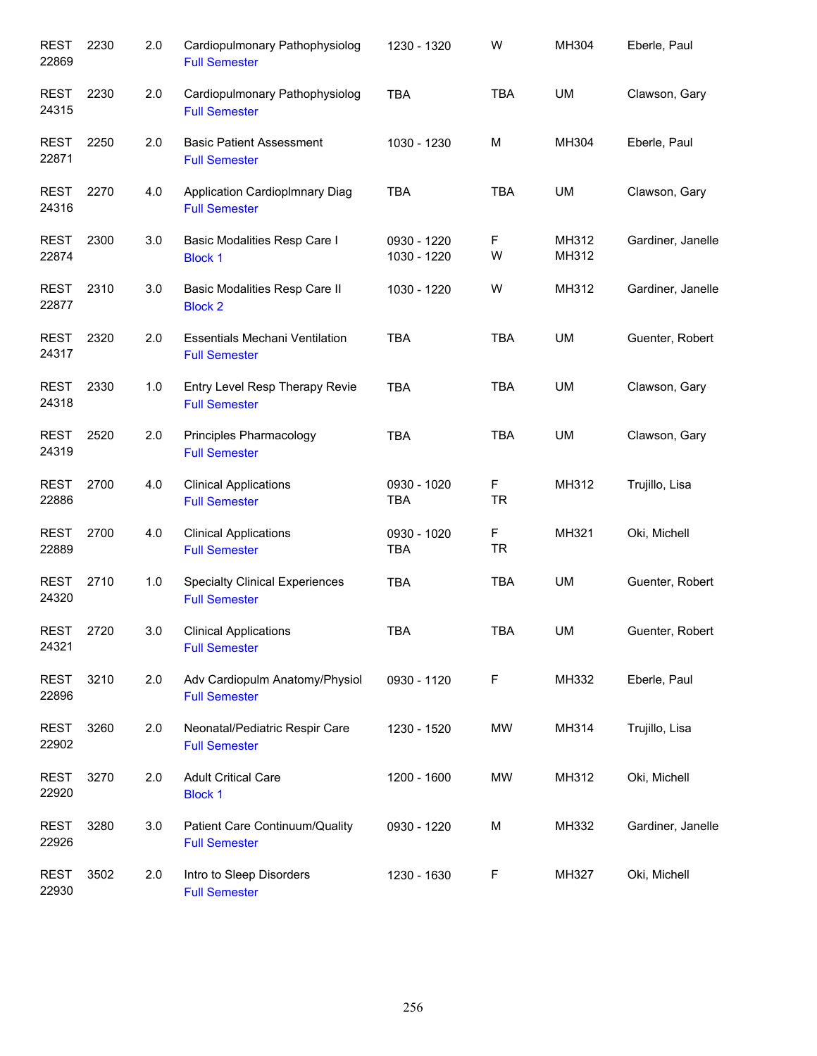| | | | | | | | |
|---|---|---|---|---|---|---|---|
| REST 22869 | 2230 | 2.0 | Cardiopulmonary Pathophysiolog Full Semester | 1230 - 1320 | W | MH304 | Eberle, Paul |
| REST 24315 | 2230 | 2.0 | Cardiopulmonary Pathophysiolog Full Semester | TBA | TBA | UM | Clawson, Gary |
| REST 22871 | 2250 | 2.0 | Basic Patient Assessment Full Semester | 1030 - 1230 | M | MH304 | Eberle, Paul |
| REST 24316 | 2270 | 4.0 | Application Cardioplmnary Diag Full Semester | TBA | TBA | UM | Clawson, Gary |
| REST 22874 | 2300 | 3.0 | Basic Modalities Resp Care I Block 1 | 0930 - 1220<br>1030 - 1220 | F<br>W | MH312<br>MH312 | Gardiner, Janelle |
| REST 22877 | 2310 | 3.0 | Basic Modalities Resp Care II Block 2 | 1030 - 1220 | W | MH312 | Gardiner, Janelle |
| REST 24317 | 2320 | 2.0 | Essentials Mechani Ventilation Full Semester | TBA | TBA | UM | Guenter, Robert |
| REST 24318 | 2330 | 1.0 | Entry Level Resp Therapy Revie Full Semester | TBA | TBA | UM | Clawson, Gary |
| REST 24319 | 2520 | 2.0 | Principles Pharmacology Full Semester | TBA | TBA | UM | Clawson, Gary |
| REST 22886 | 2700 | 4.0 | Clinical Applications Full Semester | 0930 - 1020<br>TBA | F<br>TR | MH312 | Trujillo, Lisa |
| REST 22889 | 2700 | 4.0 | Clinical Applications Full Semester | 0930 - 1020<br>TBA | F<br>TR | MH321 | Oki, Michell |
| REST 24320 | 2710 | 1.0 | Specialty Clinical Experiences Full Semester | TBA | TBA | UM | Guenter, Robert |
| REST 24321 | 2720 | 3.0 | Clinical Applications Full Semester | TBA | TBA | UM | Guenter, Robert |
| REST 22896 | 3210 | 2.0 | Adv Cardiopulm Anatomy/Physiol Full Semester | 0930 - 1120 | F | MH332 | Eberle, Paul |
| REST 22902 | 3260 | 2.0 | Neonatal/Pediatric Respir Care Full Semester | 1230 - 1520 | MW | MH314 | Trujillo, Lisa |
| REST 22920 | 3270 | 2.0 | Adult Critical Care Block 1 | 1200 - 1600 | MW | MH312 | Oki, Michell |
| REST 22926 | 3280 | 3.0 | Patient Care Continuum/Quality Full Semester | 0930 - 1220 | M | MH332 | Gardiner, Janelle |
| REST 22930 | 3502 | 2.0 | Intro to Sleep Disorders Full Semester | 1230 - 1630 | F | MH327 | Oki, Michell |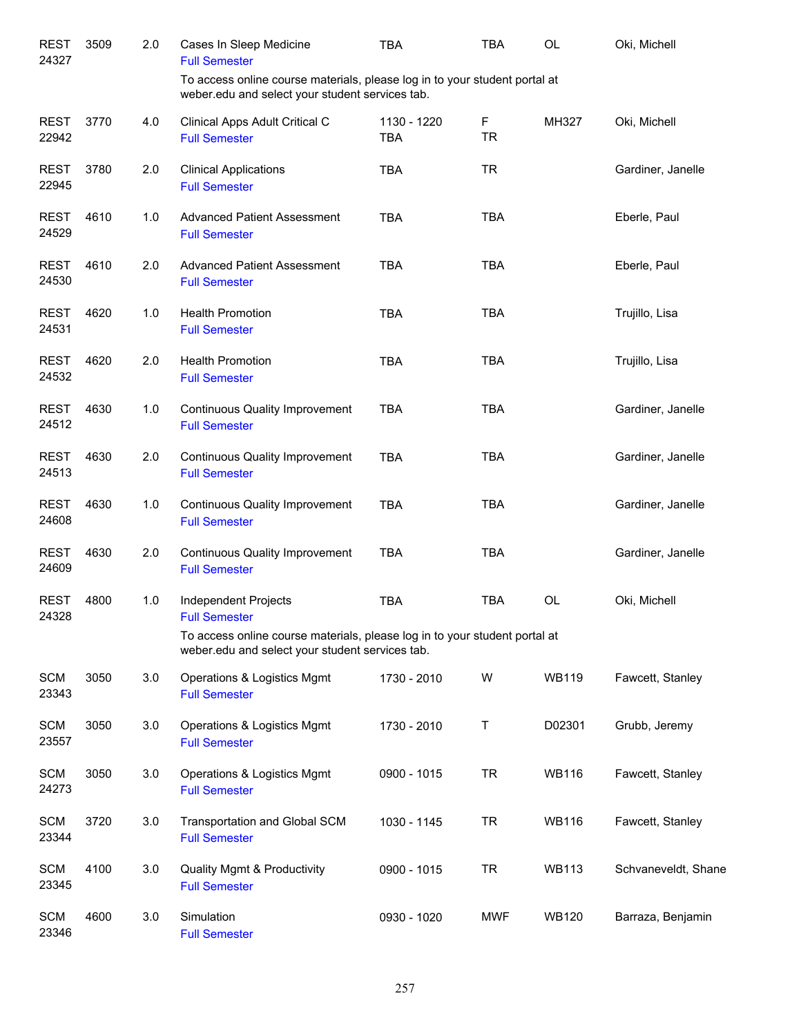| Course | Number | Credits | Title | Time | Days | Room | Instructor |
|---|---|---|---|---|---|---|---|
| REST 24327 | 3509 | 2.0 | Cases In Sleep Medicine<br>Full Semester<br>To access online course materials, please log in to your student portal at weber.edu and select your student services tab. | TBA | TBA | OL | Oki, Michell |
| REST 22942 | 3770 | 4.0 | Clinical Apps Adult Critical C<br>Full Semester | 1130 - 1220<br>TBA | F<br>TR | MH327 | Oki, Michell |
| REST 22945 | 3780 | 2.0 | Clinical Applications<br>Full Semester | TBA | TR | | Gardiner, Janelle |
| REST 24529 | 4610 | 1.0 | Advanced Patient Assessment<br>Full Semester | TBA | TBA | | Eberle, Paul |
| REST 24530 | 4610 | 2.0 | Advanced Patient Assessment<br>Full Semester | TBA | TBA | | Eberle, Paul |
| REST 24531 | 4620 | 1.0 | Health Promotion<br>Full Semester | TBA | TBA | | Trujillo, Lisa |
| REST 24532 | 4620 | 2.0 | Health Promotion<br>Full Semester | TBA | TBA | | Trujillo, Lisa |
| REST 24512 | 4630 | 1.0 | Continuous Quality Improvement<br>Full Semester | TBA | TBA | | Gardiner, Janelle |
| REST 24513 | 4630 | 2.0 | Continuous Quality Improvement<br>Full Semester | TBA | TBA | | Gardiner, Janelle |
| REST 24608 | 4630 | 1.0 | Continuous Quality Improvement<br>Full Semester | TBA | TBA | | Gardiner, Janelle |
| REST 24609 | 4630 | 2.0 | Continuous Quality Improvement<br>Full Semester | TBA | TBA | | Gardiner, Janelle |
| REST 24328 | 4800 | 1.0 | Independent Projects<br>Full Semester<br>To access online course materials, please log in to your student portal at weber.edu and select your student services tab. | TBA | TBA | OL | Oki, Michell |
| SCM 23343 | 3050 | 3.0 | Operations & Logistics Mgmt<br>Full Semester | 1730 - 2010 | W | WB119 | Fawcett, Stanley |
| SCM 23557 | 3050 | 3.0 | Operations & Logistics Mgmt<br>Full Semester | 1730 - 2010 | T | D02301 | Grubb, Jeremy |
| SCM 24273 | 3050 | 3.0 | Operations & Logistics Mgmt<br>Full Semester | 0900 - 1015 | TR | WB116 | Fawcett, Stanley |
| SCM 23344 | 3720 | 3.0 | Transportation and Global SCM<br>Full Semester | 1030 - 1145 | TR | WB116 | Fawcett, Stanley |
| SCM 23345 | 4100 | 3.0 | Quality Mgmt & Productivity<br>Full Semester | 0900 - 1015 | TR | WB113 | Schvaneveldt, Shane |
| SCM 23346 | 4600 | 3.0 | Simulation<br>Full Semester | 0930 - 1020 | MWF | WB120 | Barraza, Benjamin |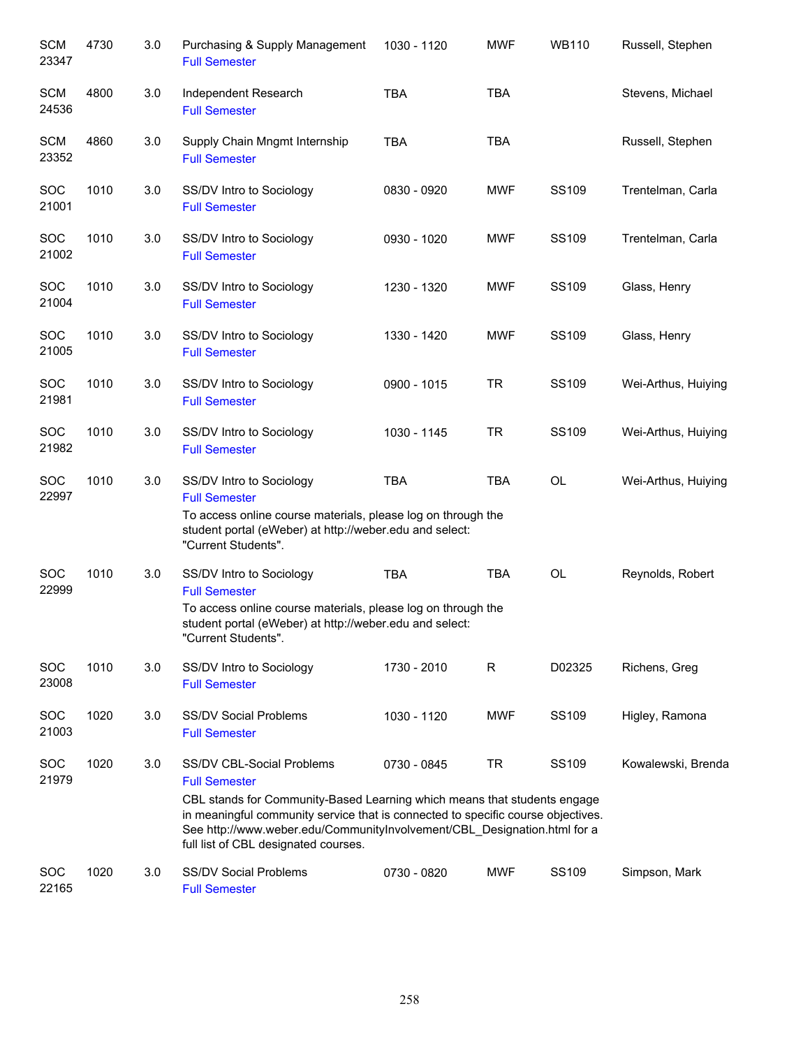| | | | | | | | |
|---|---|---|---|---|---|---|---|
| SCM 23347 | 4730 | 3.0 | Purchasing & Supply Management<br>Full Semester | 1030 - 1120 | MWF | WB110 | Russell, Stephen |
| SCM 24536 | 4800 | 3.0 | Independent Research<br>Full Semester | TBA | TBA | | Stevens, Michael |
| SCM 23352 | 4860 | 3.0 | Supply Chain Mngmt Internship<br>Full Semester | TBA | TBA | | Russell, Stephen |
| SOC 21001 | 1010 | 3.0 | SS/DV Intro to Sociology<br>Full Semester | 0830 - 0920 | MWF | SS109 | Trentelman, Carla |
| SOC 21002 | 1010 | 3.0 | SS/DV Intro to Sociology<br>Full Semester | 0930 - 1020 | MWF | SS109 | Trentelman, Carla |
| SOC 21004 | 1010 | 3.0 | SS/DV Intro to Sociology<br>Full Semester | 1230 - 1320 | MWF | SS109 | Glass, Henry |
| SOC 21005 | 1010 | 3.0 | SS/DV Intro to Sociology<br>Full Semester | 1330 - 1420 | MWF | SS109 | Glass, Henry |
| SOC 21981 | 1010 | 3.0 | SS/DV Intro to Sociology<br>Full Semester | 0900 - 1015 | TR | SS109 | Wei-Arthus, Huiying |
| SOC 21982 | 1010 | 3.0 | SS/DV Intro to Sociology<br>Full Semester | 1030 - 1145 | TR | SS109 | Wei-Arthus, Huiying |
| SOC 22997 | 1010 | 3.0 | SS/DV Intro to Sociology<br>Full Semester<br>To access online course materials, please log on through the student portal (eWeber) at http://weber.edu and select: "Current Students". | TBA | TBA | OL | Wei-Arthus, Huiying |
| SOC 22999 | 1010 | 3.0 | SS/DV Intro to Sociology<br>Full Semester<br>To access online course materials, please log on through the student portal (eWeber) at http://weber.edu and select: "Current Students". | TBA | TBA | OL | Reynolds, Robert |
| SOC 23008 | 1010 | 3.0 | SS/DV Intro to Sociology<br>Full Semester | 1730 - 2010 | R | D02325 | Richens, Greg |
| SOC 21003 | 1020 | 3.0 | SS/DV Social Problems<br>Full Semester | 1030 - 1120 | MWF | SS109 | Higley, Ramona |
| SOC 21979 | 1020 | 3.0 | SS/DV CBL-Social Problems<br>Full Semester<br>CBL stands for Community-Based Learning which means that students engage in meaningful community service that is connected to specific course objectives. See http://www.weber.edu/CommunityInvolvement/CBL_Designation.html for a full list of CBL designated courses. | 0730 - 0845 | TR | SS109 | Kowalewski, Brenda |
| SOC 22165 | 1020 | 3.0 | SS/DV Social Problems<br>Full Semester | 0730 - 0820 | MWF | SS109 | Simpson, Mark |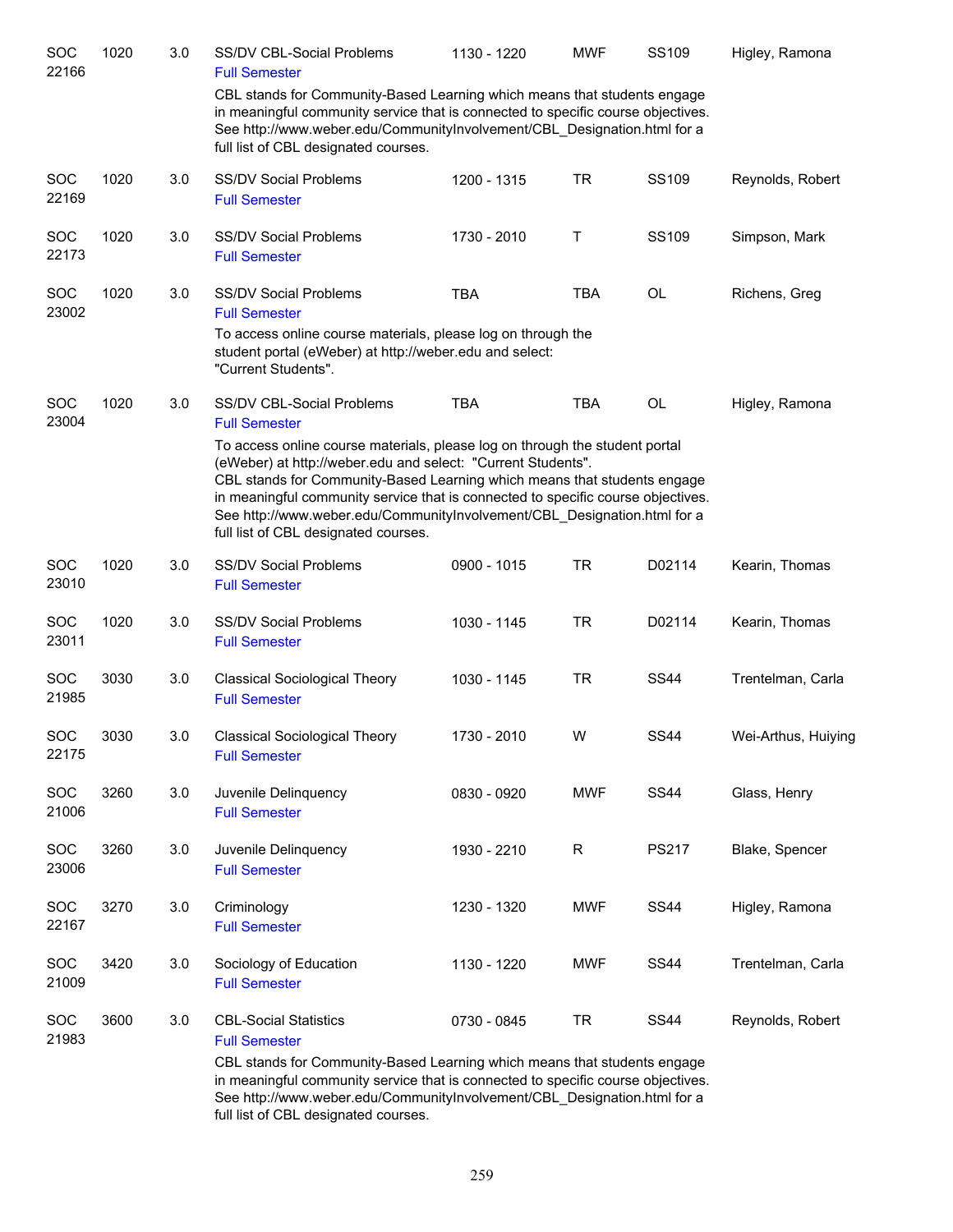| | | | | | | | |
|---|---|---|---|---|---|---|---|
| SOC 22166 | 1020 | 3.0 | SS/DV CBL-Social Problems<br>Full Semester<br>CBL stands for Community-Based Learning which means that students engage in meaningful community service that is connected to specific course objectives. See http://www.weber.edu/CommunityInvolvement/CBL_Designation.html for a full list of CBL designated courses. | 1130 - 1220 | MWF | SS109 | Higley, Ramona |
| SOC 22169 | 1020 | 3.0 | SS/DV Social Problems<br>Full Semester | 1200 - 1315 | TR | SS109 | Reynolds, Robert |
| SOC 22173 | 1020 | 3.0 | SS/DV Social Problems<br>Full Semester | 1730 - 2010 | T | SS109 | Simpson, Mark |
| SOC 23002 | 1020 | 3.0 | SS/DV Social Problems<br>Full Semester<br>To access online course materials, please log on through the student portal (eWeber) at http://weber.edu and select: "Current Students". | TBA | TBA | OL | Richens, Greg |
| SOC 23004 | 1020 | 3.0 | SS/DV CBL-Social Problems<br>Full Semester<br>To access online course materials, please log on through the student portal (eWeber) at http://weber.edu and select: "Current Students". CBL stands for Community-Based Learning which means that students engage in meaningful community service that is connected to specific course objectives. See http://www.weber.edu/CommunityInvolvement/CBL_Designation.html for a full list of CBL designated courses. | TBA | TBA | OL | Higley, Ramona |
| SOC 23010 | 1020 | 3.0 | SS/DV Social Problems<br>Full Semester | 0900 - 1015 | TR | D02114 | Kearin, Thomas |
| SOC 23011 | 1020 | 3.0 | SS/DV Social Problems<br>Full Semester | 1030 - 1145 | TR | D02114 | Kearin, Thomas |
| SOC 21985 | 3030 | 3.0 | Classical Sociological Theory<br>Full Semester | 1030 - 1145 | TR | SS44 | Trentelman, Carla |
| SOC 22175 | 3030 | 3.0 | Classical Sociological Theory<br>Full Semester | 1730 - 2010 | W | SS44 | Wei-Arthus, Huiying |
| SOC 21006 | 3260 | 3.0 | Juvenile Delinquency<br>Full Semester | 0830 - 0920 | MWF | SS44 | Glass, Henry |
| SOC 23006 | 3260 | 3.0 | Juvenile Delinquency<br>Full Semester | 1930 - 2210 | R | PS217 | Blake, Spencer |
| SOC 22167 | 3270 | 3.0 | Criminology<br>Full Semester | 1230 - 1320 | MWF | SS44 | Higley, Ramona |
| SOC 21009 | 3420 | 3.0 | Sociology of Education<br>Full Semester | 1130 - 1220 | MWF | SS44 | Trentelman, Carla |
| SOC 21983 | 3600 | 3.0 | CBL-Social Statistics<br>Full Semester<br>CBL stands for Community-Based Learning which means that students engage in meaningful community service that is connected to specific course objectives. See http://www.weber.edu/CommunityInvolvement/CBL_Designation.html for a full list of CBL designated courses. | 0730 - 0845 | TR | SS44 | Reynolds, Robert |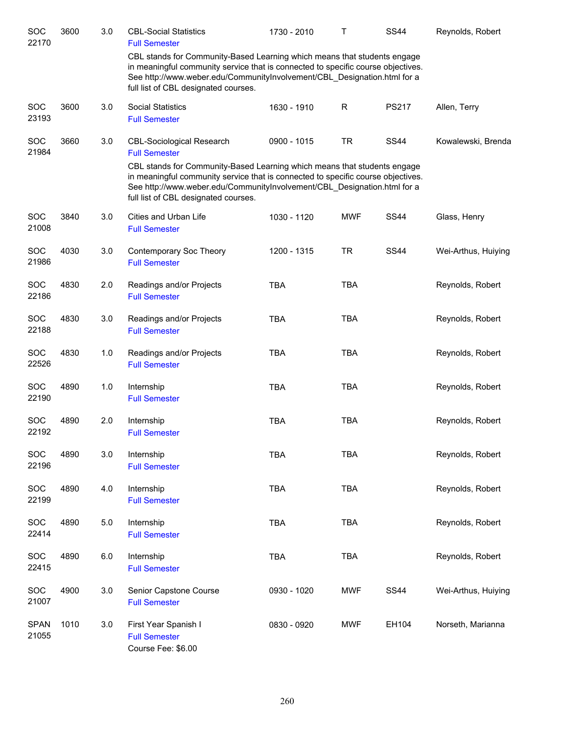| Course | | Credits | Title | Time | Days | Room | Instructor |
|---|---|---|---|---|---|---|---|
| SOC 22170 | 3600 | 3.0 | CBL-Social Statistics<br>Full Semester<br>CBL stands for Community-Based Learning which means that students engage in meaningful community service that is connected to specific course objectives. See http://www.weber.edu/CommunityInvolvement/CBL_Designation.html for a full list of CBL designated courses. | 1730 - 2010 | T | SS44 | Reynolds, Robert |
| SOC 23193 | 3600 | 3.0 | Social Statistics<br>Full Semester | 1630 - 1910 | R | PS217 | Allen, Terry |
| SOC 21984 | 3660 | 3.0 | CBL-Sociological Research<br>Full Semester<br>CBL stands for Community-Based Learning which means that students engage in meaningful community service that is connected to specific course objectives. See http://www.weber.edu/CommunityInvolvement/CBL_Designation.html for a full list of CBL designated courses. | 0900 - 1015 | TR | SS44 | Kowalewski, Brenda |
| SOC 21008 | 3840 | 3.0 | Cities and Urban Life<br>Full Semester | 1030 - 1120 | MWF | SS44 | Glass, Henry |
| SOC 21986 | 4030 | 3.0 | Contemporary Soc Theory<br>Full Semester | 1200 - 1315 | TR | SS44 | Wei-Arthus, Huiying |
| SOC 22186 | 4830 | 2.0 | Readings and/or Projects<br>Full Semester | TBA | TBA | | Reynolds, Robert |
| SOC 22188 | 4830 | 3.0 | Readings and/or Projects<br>Full Semester | TBA | TBA | | Reynolds, Robert |
| SOC 22526 | 4830 | 1.0 | Readings and/or Projects<br>Full Semester | TBA | TBA | | Reynolds, Robert |
| SOC 22190 | 4890 | 1.0 | Internship<br>Full Semester | TBA | TBA | | Reynolds, Robert |
| SOC 22192 | 4890 | 2.0 | Internship<br>Full Semester | TBA | TBA | | Reynolds, Robert |
| SOC 22196 | 4890 | 3.0 | Internship<br>Full Semester | TBA | TBA | | Reynolds, Robert |
| SOC 22199 | 4890 | 4.0 | Internship<br>Full Semester | TBA | TBA | | Reynolds, Robert |
| SOC 22414 | 4890 | 5.0 | Internship<br>Full Semester | TBA | TBA | | Reynolds, Robert |
| SOC 22415 | 4890 | 6.0 | Internship<br>Full Semester | TBA | TBA | | Reynolds, Robert |
| SOC 21007 | 4900 | 3.0 | Senior Capstone Course<br>Full Semester | 0930 - 1020 | MWF | SS44 | Wei-Arthus, Huiying |
| SPAN 21055 | 1010 | 3.0 | First Year Spanish I<br>Full Semester<br>Course Fee: $6.00 | 0830 - 0920 | MWF | EH104 | Norseth, Marianna |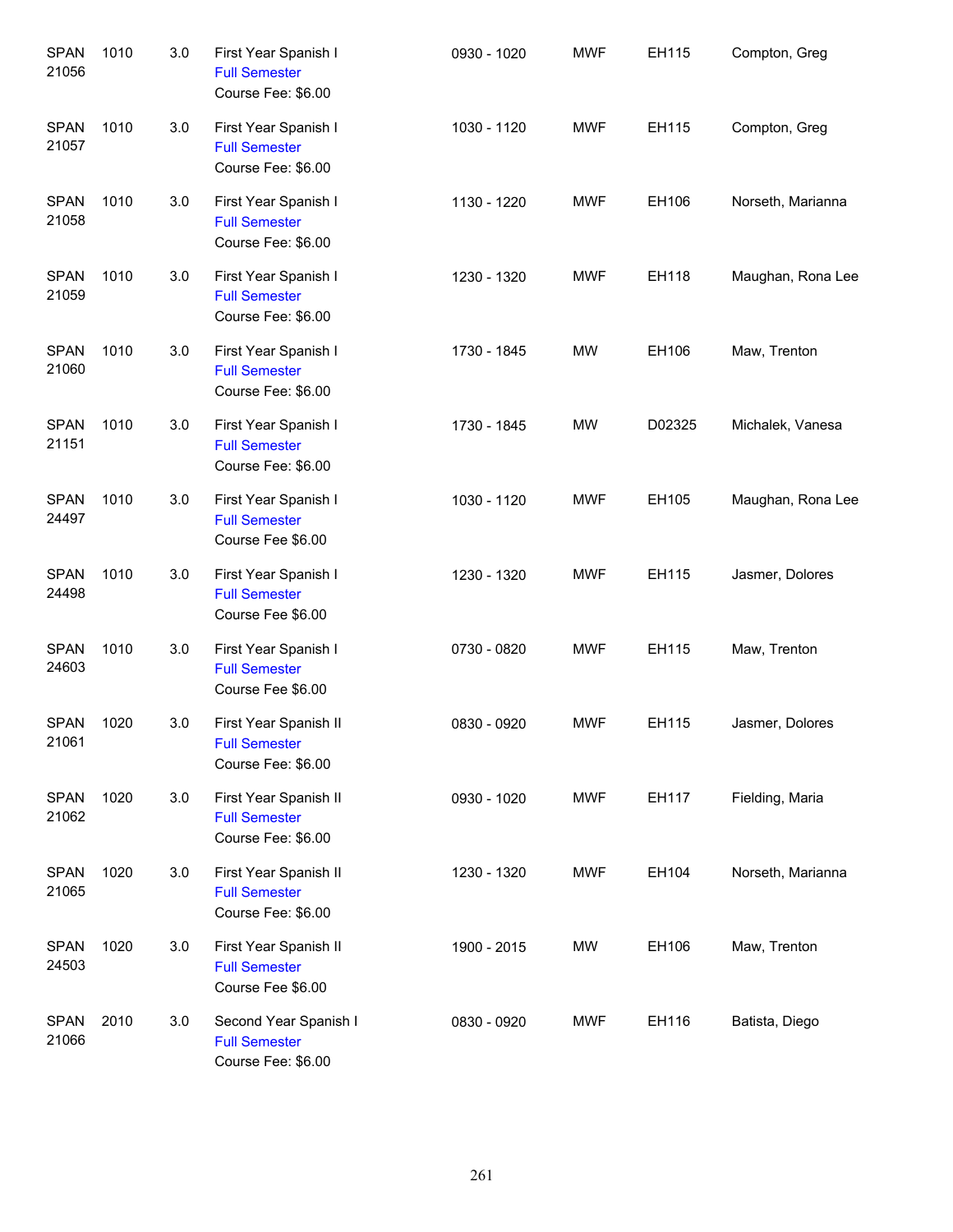| | | | | | | | |
|---|---|---|---|---|---|---|---|
| SPAN 21056 | 1010 | 3.0 | First Year Spanish I<br>Full Semester<br>Course Fee: $6.00 | 0930 - 1020 | MWF | EH115 | Compton, Greg |
| SPAN 21057 | 1010 | 3.0 | First Year Spanish I<br>Full Semester<br>Course Fee: $6.00 | 1030 - 1120 | MWF | EH115 | Compton, Greg |
| SPAN 21058 | 1010 | 3.0 | First Year Spanish I<br>Full Semester<br>Course Fee: $6.00 | 1130 - 1220 | MWF | EH106 | Norseth, Marianna |
| SPAN 21059 | 1010 | 3.0 | First Year Spanish I<br>Full Semester<br>Course Fee: $6.00 | 1230 - 1320 | MWF | EH118 | Maughan, Rona Lee |
| SPAN 21060 | 1010 | 3.0 | First Year Spanish I<br>Full Semester<br>Course Fee: $6.00 | 1730 - 1845 | MW | EH106 | Maw, Trenton |
| SPAN 21151 | 1010 | 3.0 | First Year Spanish I<br>Full Semester<br>Course Fee: $6.00 | 1730 - 1845 | MW | D02325 | Michalek, Vanesa |
| SPAN 24497 | 1010 | 3.0 | First Year Spanish I<br>Full Semester<br>Course Fee $6.00 | 1030 - 1120 | MWF | EH105 | Maughan, Rona Lee |
| SPAN 24498 | 1010 | 3.0 | First Year Spanish I<br>Full Semester<br>Course Fee $6.00 | 1230 - 1320 | MWF | EH115 | Jasmer, Dolores |
| SPAN 24603 | 1010 | 3.0 | First Year Spanish I<br>Full Semester<br>Course Fee $6.00 | 0730 - 0820 | MWF | EH115 | Maw, Trenton |
| SPAN 21061 | 1020 | 3.0 | First Year Spanish II<br>Full Semester<br>Course Fee: $6.00 | 0830 - 0920 | MWF | EH115 | Jasmer, Dolores |
| SPAN 21062 | 1020 | 3.0 | First Year Spanish II<br>Full Semester<br>Course Fee: $6.00 | 0930 - 1020 | MWF | EH117 | Fielding, Maria |
| SPAN 21065 | 1020 | 3.0 | First Year Spanish II<br>Full Semester<br>Course Fee: $6.00 | 1230 - 1320 | MWF | EH104 | Norseth, Marianna |
| SPAN 24503 | 1020 | 3.0 | First Year Spanish II<br>Full Semester<br>Course Fee $6.00 | 1900 - 2015 | MW | EH106 | Maw, Trenton |
| SPAN 21066 | 2010 | 3.0 | Second Year Spanish I<br>Full Semester<br>Course Fee: $6.00 | 0830 - 0920 | MWF | EH116 | Batista, Diego |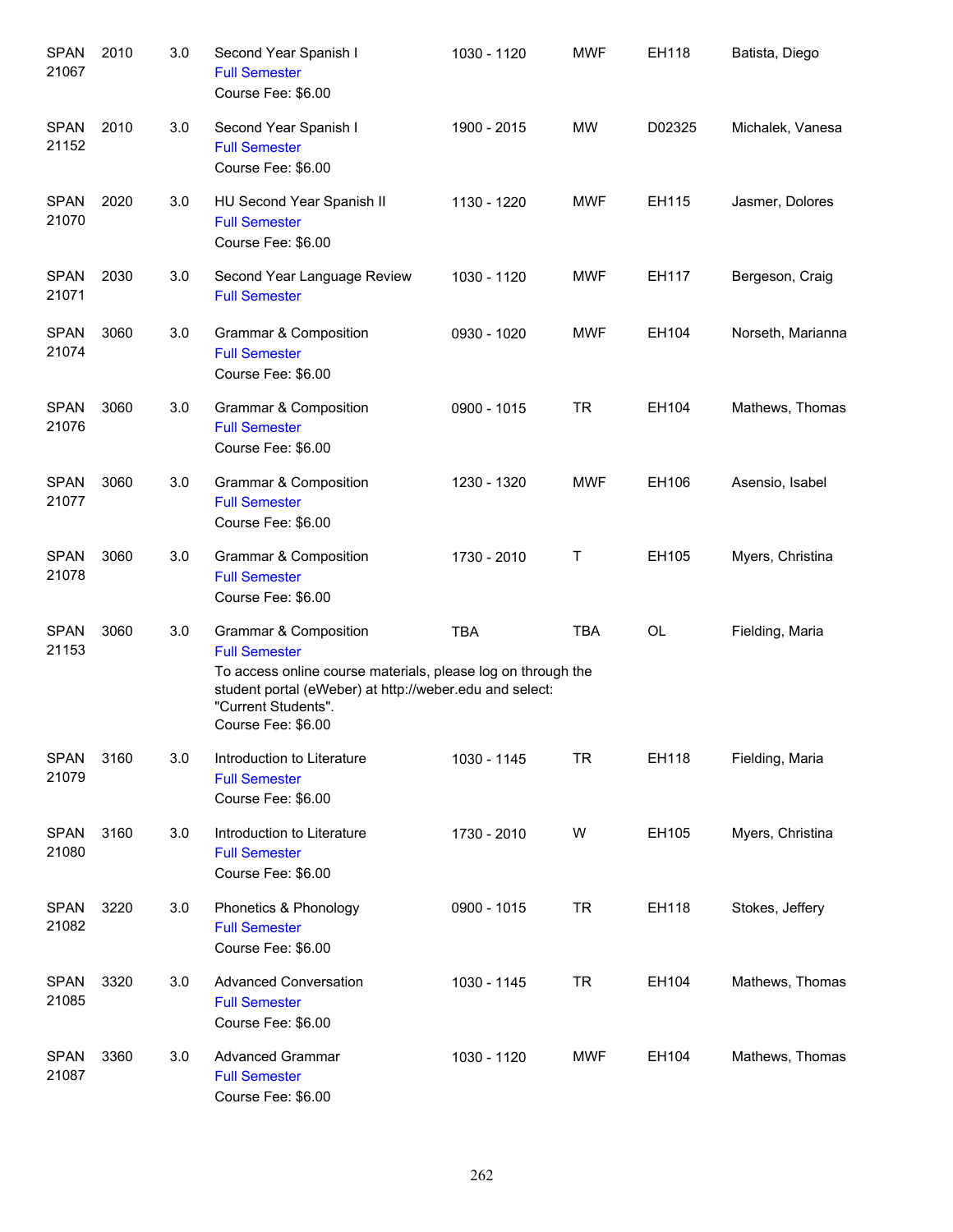| | | | | | | | |
|---|---|---|---|---|---|---|---|
| SPAN 21067 | 2010 | 3.0 | Second Year Spanish I<br>Full Semester<br>Course Fee: $6.00 | 1030 - 1120 | MWF | EH118 | Batista, Diego |
| SPAN 21152 | 2010 | 3.0 | Second Year Spanish I<br>Full Semester<br>Course Fee: $6.00 | 1900 - 2015 | MW | D02325 | Michalek, Vanesa |
| SPAN 21070 | 2020 | 3.0 | HU Second Year Spanish II<br>Full Semester<br>Course Fee: $6.00 | 1130 - 1220 | MWF | EH115 | Jasmer, Dolores |
| SPAN 21071 | 2030 | 3.0 | Second Year Language Review<br>Full Semester | 1030 - 1120 | MWF | EH117 | Bergeson, Craig |
| SPAN 21074 | 3060 | 3.0 | Grammar & Composition<br>Full Semester<br>Course Fee: $6.00 | 0930 - 1020 | MWF | EH104 | Norseth, Marianna |
| SPAN 21076 | 3060 | 3.0 | Grammar & Composition<br>Full Semester<br>Course Fee: $6.00 | 0900 - 1015 | TR | EH104 | Mathews, Thomas |
| SPAN 21077 | 3060 | 3.0 | Grammar & Composition<br>Full Semester<br>Course Fee: $6.00 | 1230 - 1320 | MWF | EH106 | Asensio, Isabel |
| SPAN 21078 | 3060 | 3.0 | Grammar & Composition<br>Full Semester<br>Course Fee: $6.00 | 1730 - 2010 | T | EH105 | Myers, Christina |
| SPAN 21153 | 3060 | 3.0 | Grammar & Composition<br>Full Semester<br>To access online course materials, please log on through the student portal (eWeber) at http://weber.edu and select: "Current Students".<br>Course Fee: $6.00 | TBA | TBA | OL | Fielding, Maria |
| SPAN 21079 | 3160 | 3.0 | Introduction to Literature<br>Full Semester<br>Course Fee: $6.00 | 1030 - 1145 | TR | EH118 | Fielding, Maria |
| SPAN 21080 | 3160 | 3.0 | Introduction to Literature<br>Full Semester<br>Course Fee: $6.00 | 1730 - 2010 | W | EH105 | Myers, Christina |
| SPAN 21082 | 3220 | 3.0 | Phonetics & Phonology<br>Full Semester<br>Course Fee: $6.00 | 0900 - 1015 | TR | EH118 | Stokes, Jeffery |
| SPAN 21085 | 3320 | 3.0 | Advanced Conversation<br>Full Semester<br>Course Fee: $6.00 | 1030 - 1145 | TR | EH104 | Mathews, Thomas |
| SPAN 21087 | 3360 | 3.0 | Advanced Grammar<br>Full Semester<br>Course Fee: $6.00 | 1030 - 1120 | MWF | EH104 | Mathews, Thomas |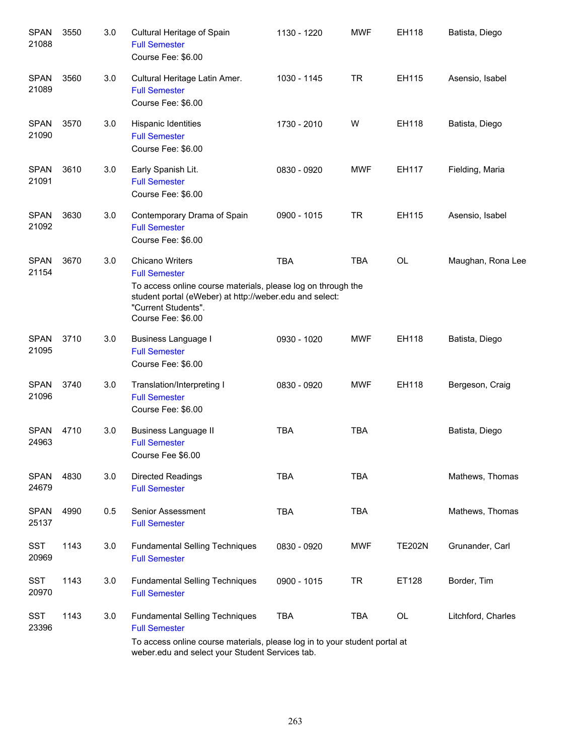| | | | | | | | |
|---|---|---|---|---|---|---|---|
| SPAN 21088 | 3550 | 3.0 | Cultural Heritage of Spain<br>Full Semester<br>Course Fee: $6.00 | 1130 - 1220 | MWF | EH118 | Batista, Diego |
| SPAN 21089 | 3560 | 3.0 | Cultural Heritage Latin Amer.<br>Full Semester<br>Course Fee: $6.00 | 1030 - 1145 | TR | EH115 | Asensio, Isabel |
| SPAN 21090 | 3570 | 3.0 | Hispanic Identities<br>Full Semester<br>Course Fee: $6.00 | 1730 - 2010 | W | EH118 | Batista, Diego |
| SPAN 21091 | 3610 | 3.0 | Early Spanish Lit.<br>Full Semester<br>Course Fee: $6.00 | 0830 - 0920 | MWF | EH117 | Fielding, Maria |
| SPAN 21092 | 3630 | 3.0 | Contemporary Drama of Spain<br>Full Semester<br>Course Fee: $6.00 | 0900 - 1015 | TR | EH115 | Asensio, Isabel |
| SPAN 21154 | 3670 | 3.0 | Chicano Writers<br>Full Semester<br>To access online course materials, please log on through the student portal (eWeber) at http://weber.edu and select: "Current Students".<br>Course Fee: $6.00 | TBA | TBA | OL | Maughan, Rona Lee |
| SPAN 21095 | 3710 | 3.0 | Business Language I<br>Full Semester<br>Course Fee: $6.00 | 0930 - 1020 | MWF | EH118 | Batista, Diego |
| SPAN 21096 | 3740 | 3.0 | Translation/Interpreting I<br>Full Semester<br>Course Fee: $6.00 | 0830 - 0920 | MWF | EH118 | Bergeson, Craig |
| SPAN 24963 | 4710 | 3.0 | Business Language II<br>Full Semester<br>Course Fee $6.00 | TBA | TBA | | Batista, Diego |
| SPAN 24679 | 4830 | 3.0 | Directed Readings<br>Full Semester | TBA | TBA | | Mathews, Thomas |
| SPAN 25137 | 4990 | 0.5 | Senior Assessment<br>Full Semester | TBA | TBA | | Mathews, Thomas |
| SST 20969 | 1143 | 3.0 | Fundamental Selling Techniques<br>Full Semester | 0830 - 0920 | MWF | TE202N | Grunander, Carl |
| SST 20970 | 1143 | 3.0 | Fundamental Selling Techniques<br>Full Semester | 0900 - 1015 | TR | ET128 | Border, Tim |
| SST 23396 | 1143 | 3.0 | Fundamental Selling Techniques<br>Full Semester<br>To access online course materials, please log in to your student portal at weber.edu and select your Student Services tab. | TBA | TBA | OL | Litchford, Charles |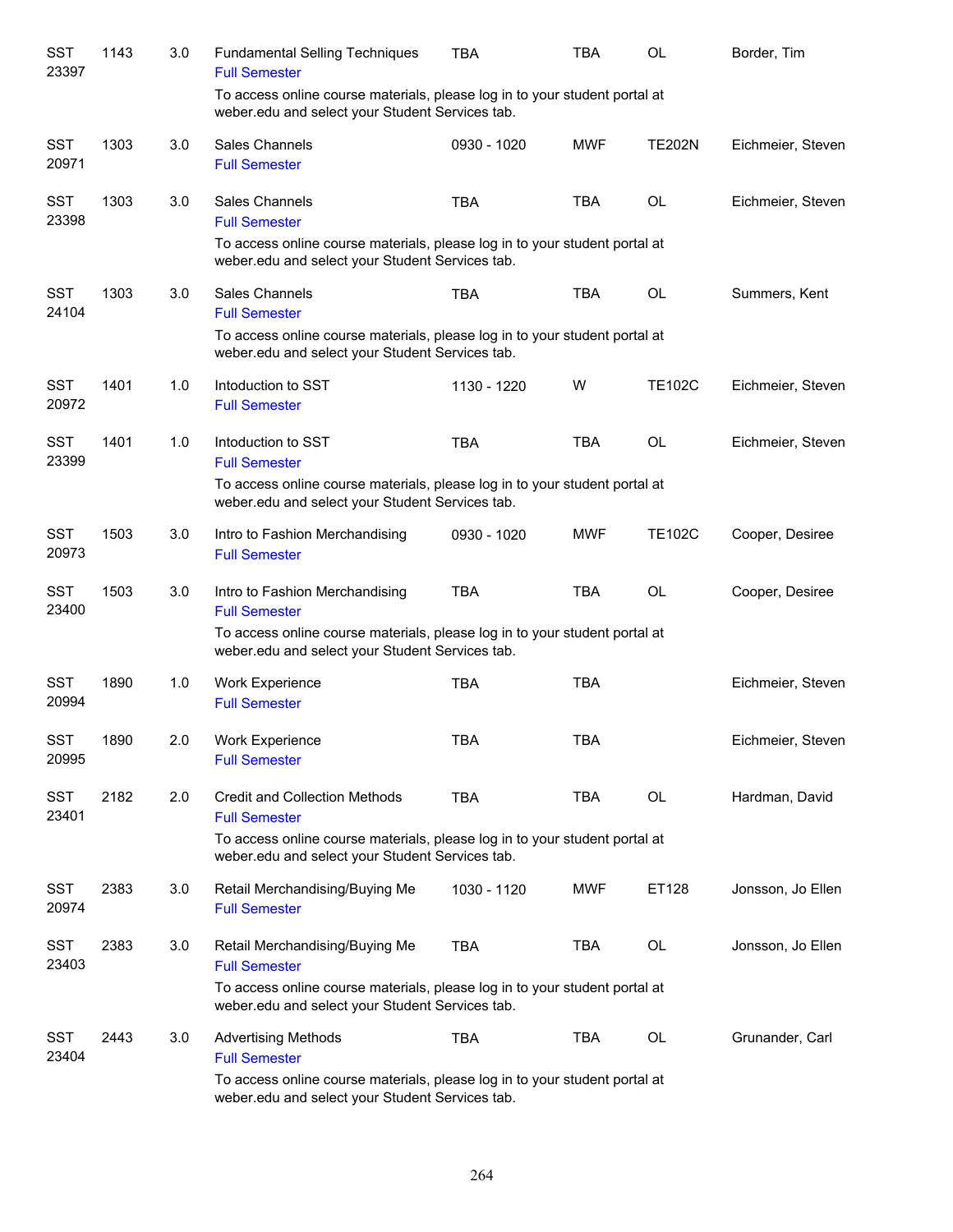| | | | | | | | |
|---|---|---|---|---|---|---|---|
| SST 23397 | 1143 | 3.0 | Fundamental Selling Techniques<br>Full Semester<br>To access online course materials, please log in to your student portal at weber.edu and select your Student Services tab. | TBA | TBA | OL | Border, Tim |
| SST 20971 | 1303 | 3.0 | Sales Channels<br>Full Semester | 0930 - 1020 | MWF | TE202N | Eichmeier, Steven |
| SST 23398 | 1303 | 3.0 | Sales Channels<br>Full Semester<br>To access online course materials, please log in to your student portal at weber.edu and select your Student Services tab. | TBA | TBA | OL | Eichmeier, Steven |
| SST 24104 | 1303 | 3.0 | Sales Channels<br>Full Semester<br>To access online course materials, please log in to your student portal at weber.edu and select your Student Services tab. | TBA | TBA | OL | Summers, Kent |
| SST 20972 | 1401 | 1.0 | Intoduction to SST<br>Full Semester | 1130 - 1220 | W | TE102C | Eichmeier, Steven |
| SST 23399 | 1401 | 1.0 | Intoduction to SST<br>Full Semester<br>To access online course materials, please log in to your student portal at weber.edu and select your Student Services tab. | TBA | TBA | OL | Eichmeier, Steven |
| SST 20973 | 1503 | 3.0 | Intro to Fashion Merchandising<br>Full Semester | 0930 - 1020 | MWF | TE102C | Cooper, Desiree |
| SST 23400 | 1503 | 3.0 | Intro to Fashion Merchandising<br>Full Semester<br>To access online course materials, please log in to your student portal at weber.edu and select your Student Services tab. | TBA | TBA | OL | Cooper, Desiree |
| SST 20994 | 1890 | 1.0 | Work Experience<br>Full Semester | TBA | TBA | | Eichmeier, Steven |
| SST 20995 | 1890 | 2.0 | Work Experience<br>Full Semester | TBA | TBA | | Eichmeier, Steven |
| SST 23401 | 2182 | 2.0 | Credit and Collection Methods<br>Full Semester<br>To access online course materials, please log in to your student portal at weber.edu and select your Student Services tab. | TBA | TBA | OL | Hardman, David |
| SST 20974 | 2383 | 3.0 | Retail Merchandising/Buying Me<br>Full Semester | 1030 - 1120 | MWF | ET128 | Jonsson, Jo Ellen |
| SST 23403 | 2383 | 3.0 | Retail Merchandising/Buying Me<br>Full Semester<br>To access online course materials, please log in to your student portal at weber.edu and select your Student Services tab. | TBA | TBA | OL | Jonsson, Jo Ellen |
| SST 23404 | 2443 | 3.0 | Advertising Methods<br>Full Semester<br>To access online course materials, please log in to your student portal at weber.edu and select your Student Services tab. | TBA | TBA | OL | Grunander, Carl |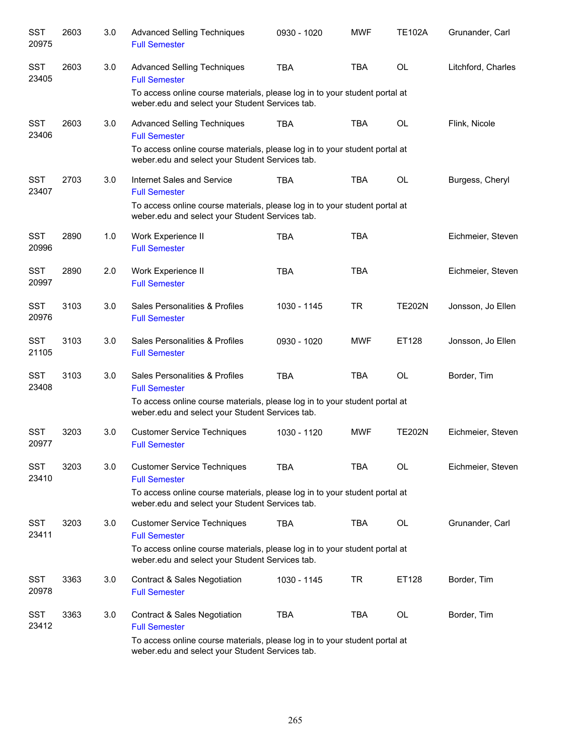| | | | | | | | |
|---|---|---|---|---|---|---|---|
| SST 20975 | 2603 | 3.0 | Advanced Selling Techniques<br>Full Semester | 0930 - 1020 | MWF | TE102A | Grunander, Carl |
| SST 23405 | 2603 | 3.0 | Advanced Selling Techniques<br>Full Semester<br>To access online course materials, please log in to your student portal at weber.edu and select your Student Services tab. | TBA | TBA | OL | Litchford, Charles |
| SST 23406 | 2603 | 3.0 | Advanced Selling Techniques<br>Full Semester<br>To access online course materials, please log in to your student portal at weber.edu and select your Student Services tab. | TBA | TBA | OL | Flink, Nicole |
| SST 23407 | 2703 | 3.0 | Internet Sales and Service<br>Full Semester<br>To access online course materials, please log in to your student portal at weber.edu and select your Student Services tab. | TBA | TBA | OL | Burgess, Cheryl |
| SST 20996 | 2890 | 1.0 | Work Experience II<br>Full Semester | TBA | TBA | | Eichmeier, Steven |
| SST 20997 | 2890 | 2.0 | Work Experience II<br>Full Semester | TBA | TBA | | Eichmeier, Steven |
| SST 20976 | 3103 | 3.0 | Sales Personalities & Profiles<br>Full Semester | 1030 - 1145 | TR | TE202N | Jonsson, Jo Ellen |
| SST 21105 | 3103 | 3.0 | Sales Personalities & Profiles<br>Full Semester | 0930 - 1020 | MWF | ET128 | Jonsson, Jo Ellen |
| SST 23408 | 3103 | 3.0 | Sales Personalities & Profiles<br>Full Semester<br>To access online course materials, please log in to your student portal at weber.edu and select your Student Services tab. | TBA | TBA | OL | Border, Tim |
| SST 20977 | 3203 | 3.0 | Customer Service Techniques<br>Full Semester | 1030 - 1120 | MWF | TE202N | Eichmeier, Steven |
| SST 23410 | 3203 | 3.0 | Customer Service Techniques<br>Full Semester<br>To access online course materials, please log in to your student portal at weber.edu and select your Student Services tab. | TBA | TBA | OL | Eichmeier, Steven |
| SST 23411 | 3203 | 3.0 | Customer Service Techniques<br>Full Semester<br>To access online course materials, please log in to your student portal at weber.edu and select your Student Services tab. | TBA | TBA | OL | Grunander, Carl |
| SST 20978 | 3363 | 3.0 | Contract & Sales Negotiation<br>Full Semester | 1030 - 1145 | TR | ET128 | Border, Tim |
| SST 23412 | 3363 | 3.0 | Contract & Sales Negotiation<br>Full Semester<br>To access online course materials, please log in to your student portal at weber.edu and select your Student Services tab. | TBA | TBA | OL | Border, Tim |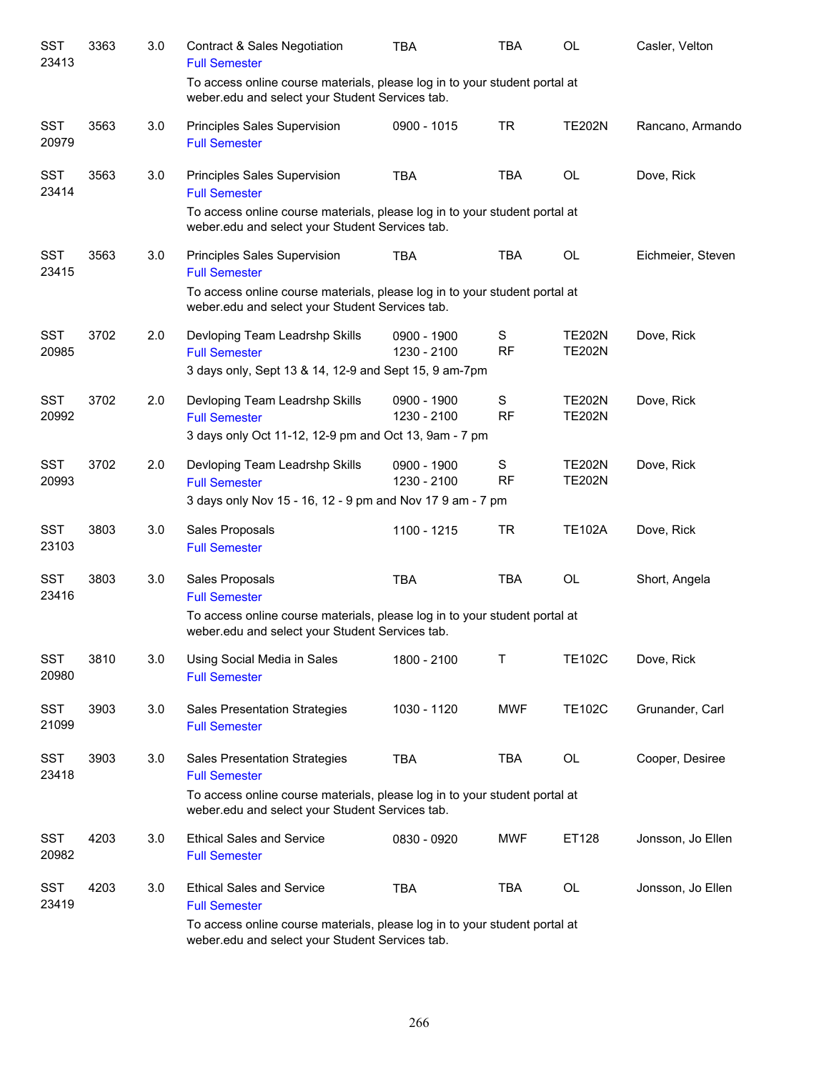| | | | | | | | |
|---|---|---|---|---|---|---|---|
| SST 23413 | 3363 | 3.0 | Contract & Sales Negotiation<br>Full Semester<br>To access online course materials, please log in to your student portal at weber.edu and select your Student Services tab. | TBA | TBA | OL | Casler, Velton |
| SST 20979 | 3563 | 3.0 | Principles Sales Supervision<br>Full Semester | 0900 - 1015 | TR | TE202N | Rancano, Armando |
| SST 23414 | 3563 | 3.0 | Principles Sales Supervision<br>Full Semester<br>To access online course materials, please log in to your student portal at weber.edu and select your Student Services tab. | TBA | TBA | OL | Dove, Rick |
| SST 23415 | 3563 | 3.0 | Principles Sales Supervision<br>Full Semester<br>To access online course materials, please log in to your student portal at weber.edu and select your Student Services tab. | TBA | TBA | OL | Eichmeier, Steven |
| SST 20985 | 3702 | 2.0 | Devloping Team Leadrshp Skills<br>Full Semester<br>3 days only, Sept 13 & 14, 12-9 and Sept 15, 9 am-7pm | 0900 - 1900<br>1230 - 2100 | S<br>RF | TE202N<br>TE202N | Dove, Rick |
| SST 20992 | 3702 | 2.0 | Devloping Team Leadrshp Skills<br>Full Semester<br>3 days only Oct 11-12, 12-9 pm and Oct 13, 9am - 7 pm | 0900 - 1900<br>1230 - 2100 | S<br>RF | TE202N<br>TE202N | Dove, Rick |
| SST 20993 | 3702 | 2.0 | Devloping Team Leadrshp Skills<br>Full Semester<br>3 days only Nov 15 - 16, 12 - 9 pm and Nov 17 9 am - 7 pm | 0900 - 1900<br>1230 - 2100 | S<br>RF | TE202N<br>TE202N | Dove, Rick |
| SST 23103 | 3803 | 3.0 | Sales Proposals<br>Full Semester | 1100 - 1215 | TR | TE102A | Dove, Rick |
| SST 23416 | 3803 | 3.0 | Sales Proposals<br>Full Semester<br>To access online course materials, please log in to your student portal at weber.edu and select your Student Services tab. | TBA | TBA | OL | Short, Angela |
| SST 20980 | 3810 | 3.0 | Using Social Media in Sales<br>Full Semester | 1800 - 2100 | T | TE102C | Dove, Rick |
| SST 21099 | 3903 | 3.0 | Sales Presentation Strategies<br>Full Semester | 1030 - 1120 | MWF | TE102C | Grunander, Carl |
| SST 23418 | 3903 | 3.0 | Sales Presentation Strategies<br>Full Semester<br>To access online course materials, please log in to your student portal at weber.edu and select your Student Services tab. | TBA | TBA | OL | Cooper, Desiree |
| SST 20982 | 4203 | 3.0 | Ethical Sales and Service<br>Full Semester | 0830 - 0920 | MWF | ET128 | Jonsson, Jo Ellen |
| SST 23419 | 4203 | 3.0 | Ethical Sales and Service<br>Full Semester<br>To access online course materials, please log in to your student portal at weber.edu and select your Student Services tab. | TBA | TBA | OL | Jonsson, Jo Ellen |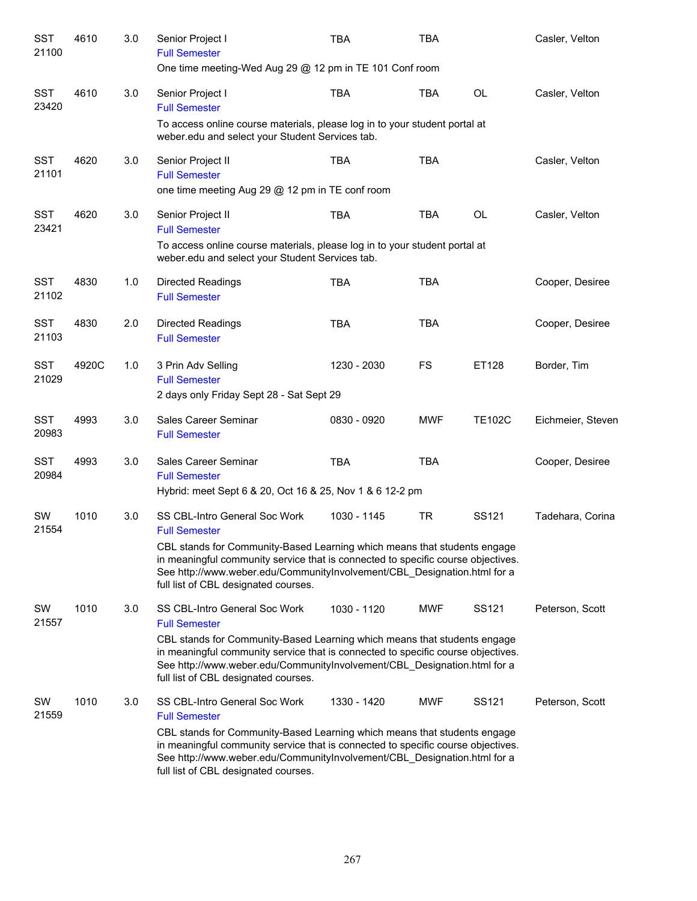| | | | | | | | |
|---|---|---|---|---|---|---|---|
| SST 21100 | 4610 | 3.0 | Senior Project I<br>Full Semester<br>One time meeting-Wed Aug 29 @ 12 pm in TE 101 Conf room | TBA | TBA | | Casler, Velton |
| SST 23420 | 4610 | 3.0 | Senior Project I<br>Full Semester<br>To access online course materials, please log in to your student portal at weber.edu and select your Student Services tab. | TBA | TBA | OL | Casler, Velton |
| SST 21101 | 4620 | 3.0 | Senior Project II<br>Full Semester<br>one time meeting Aug 29 @ 12 pm in TE conf room | TBA | TBA | | Casler, Velton |
| SST 23421 | 4620 | 3.0 | Senior Project II<br>Full Semester<br>To access online course materials, please log in to your student portal at weber.edu and select your Student Services tab. | TBA | TBA | OL | Casler, Velton |
| SST 21102 | 4830 | 1.0 | Directed Readings<br>Full Semester | TBA | TBA | | Cooper, Desiree |
| SST 21103 | 4830 | 2.0 | Directed Readings<br>Full Semester | TBA | TBA | | Cooper, Desiree |
| SST 21029 | 4920C | 1.0 | 3 Prin Adv Selling<br>Full Semester<br>2 days only Friday Sept 28 - Sat Sept 29 | 1230 - 2030 | FS | ET128 | Border, Tim |
| SST 20983 | 4993 | 3.0 | Sales Career Seminar<br>Full Semester | 0830 - 0920 | MWF | TE102C | Eichmeier, Steven |
| SST 20984 | 4993 | 3.0 | Sales Career Seminar<br>Full Semester<br>Hybrid: meet Sept 6 & 20, Oct 16 & 25, Nov 1 & 6 12-2 pm | TBA | TBA | | Cooper, Desiree |
| SW 21554 | 1010 | 3.0 | SS CBL-Intro General Soc Work<br>Full Semester<br>CBL stands for Community-Based Learning which means that students engage in meaningful community service that is connected to specific course objectives. See http://www.weber.edu/CommunityInvolvement/CBL_Designation.html for a full list of CBL designated courses. | 1030 - 1145 | TR | SS121 | Tadehara, Corina |
| SW 21557 | 1010 | 3.0 | SS CBL-Intro General Soc Work<br>Full Semester<br>CBL stands for Community-Based Learning which means that students engage in meaningful community service that is connected to specific course objectives. See http://www.weber.edu/CommunityInvolvement/CBL_Designation.html for a full list of CBL designated courses. | 1030 - 1120 | MWF | SS121 | Peterson, Scott |
| SW 21559 | 1010 | 3.0 | SS CBL-Intro General Soc Work<br>Full Semester<br>CBL stands for Community-Based Learning which means that students engage in meaningful community service that is connected to specific course objectives. See http://www.weber.edu/CommunityInvolvement/CBL_Designation.html for a full list of CBL designated courses. | 1330 - 1420 | MWF | SS121 | Peterson, Scott |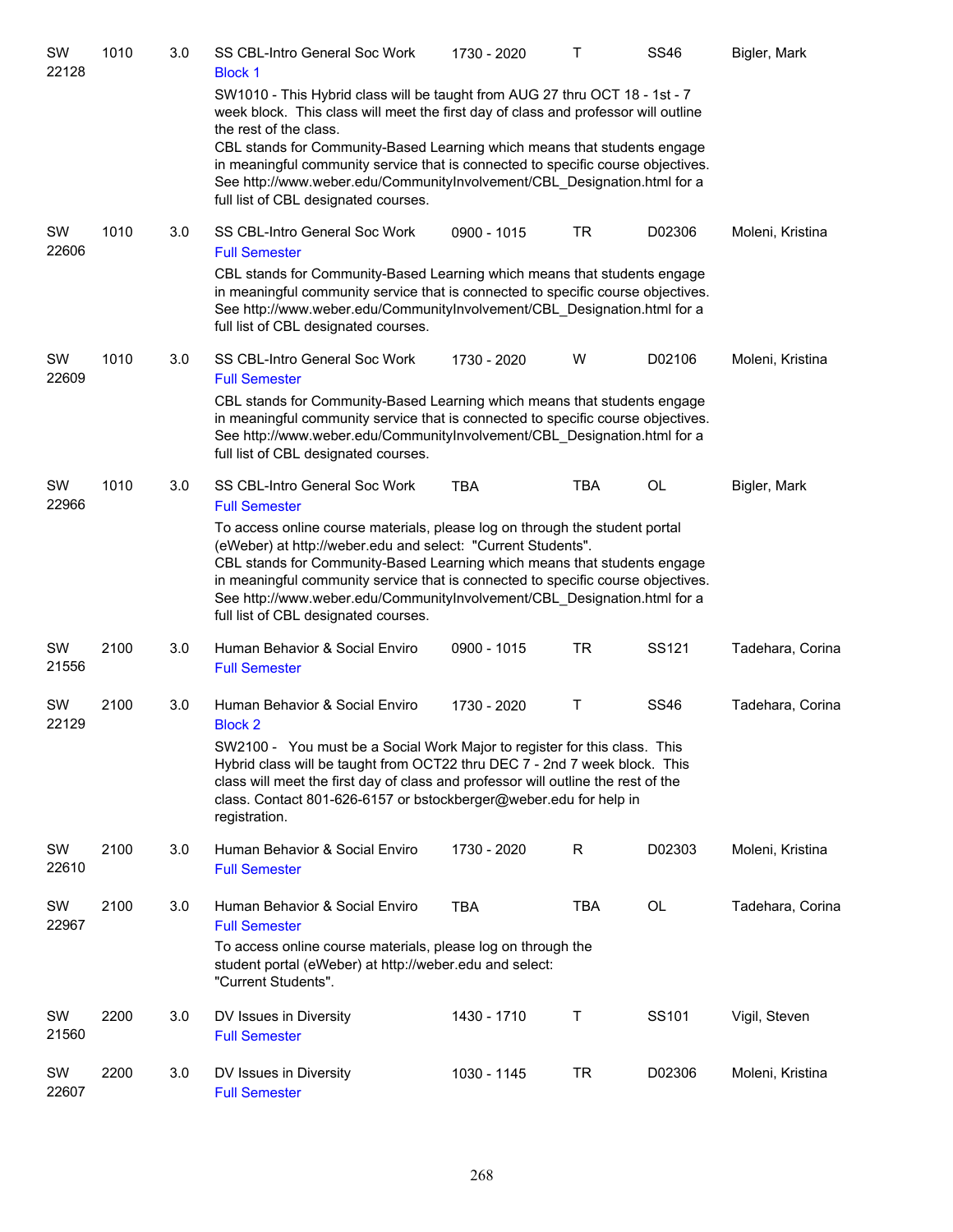| | | | | | | | |
|---|---|---|---|---|---|---|---|
| SW 22128 | 1010 | 3.0 | SS CBL-Intro General Soc Work<br>Block 1 | 1730 - 2020 | T | SS46 | Bigler, Mark |
| | | | SW1010 - This Hybrid class will be taught from AUG 27 thru OCT 18 - 1st - 7 week block. This class will meet the first day of class and professor will outline the rest of the class.<br>CBL stands for Community-Based Learning which means that students engage in meaningful community service that is connected to specific course objectives. See http://www.weber.edu/CommunityInvolvement/CBL_Designation.html for a full list of CBL designated courses. | | | | |
| SW 22606 | 1010 | 3.0 | SS CBL-Intro General Soc Work<br>Full Semester | 0900 - 1015 | TR | D02306 | Moleni, Kristina |
| | | | CBL stands for Community-Based Learning which means that students engage in meaningful community service that is connected to specific course objectives. See http://www.weber.edu/CommunityInvolvement/CBL_Designation.html for a full list of CBL designated courses. | | | | |
| SW 22609 | 1010 | 3.0 | SS CBL-Intro General Soc Work<br>Full Semester | 1730 - 2020 | W | D02106 | Moleni, Kristina |
| | | | CBL stands for Community-Based Learning which means that students engage in meaningful community service that is connected to specific course objectives. See http://www.weber.edu/CommunityInvolvement/CBL_Designation.html for a full list of CBL designated courses. | | | | |
| SW 22966 | 1010 | 3.0 | SS CBL-Intro General Soc Work<br>Full Semester | TBA | TBA | OL | Bigler, Mark |
| | | | To access online course materials, please log on through the student portal (eWeber) at http://weber.edu and select: "Current Students".<br>CBL stands for Community-Based Learning which means that students engage in meaningful community service that is connected to specific course objectives. See http://www.weber.edu/CommunityInvolvement/CBL_Designation.html for a full list of CBL designated courses. | | | | |
| SW 21556 | 2100 | 3.0 | Human Behavior & Social Enviro<br>Full Semester | 0900 - 1015 | TR | SS121 | Tadehara, Corina |
| SW 22129 | 2100 | 3.0 | Human Behavior & Social Enviro<br>Block 2 | 1730 - 2020 | T | SS46 | Tadehara, Corina |
| | | | SW2100 - You must be a Social Work Major to register for this class. This Hybrid class will be taught from OCT22 thru DEC 7 - 2nd 7 week block. This class will meet the first day of class and professor will outline the rest of the class. Contact 801-626-6157 or bstockberger@weber.edu for help in registration. | | | | |
| SW 22610 | 2100 | 3.0 | Human Behavior & Social Enviro<br>Full Semester | 1730 - 2020 | R | D02303 | Moleni, Kristina |
| SW 22967 | 2100 | 3.0 | Human Behavior & Social Enviro<br>Full Semester | TBA | TBA | OL | Tadehara, Corina |
| | | | To access online course materials, please log on through the student portal (eWeber) at http://weber.edu and select: "Current Students". | | | | |
| SW 21560 | 2200 | 3.0 | DV Issues in Diversity<br>Full Semester | 1430 - 1710 | T | SS101 | Vigil, Steven |
| SW 22607 | 2200 | 3.0 | DV Issues in Diversity<br>Full Semester | 1030 - 1145 | TR | D02306 | Moleni, Kristina |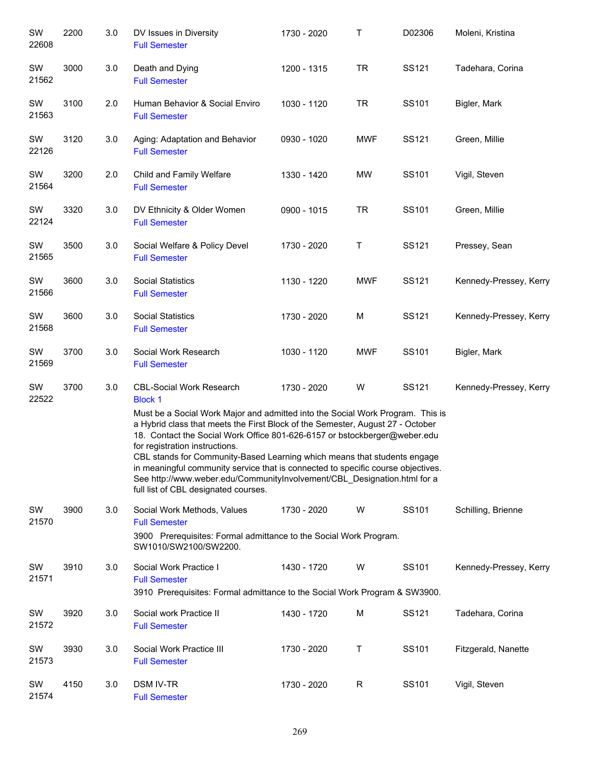| | | | | | | | |
|---|---|---|---|---|---|---|---|
| SW 22608 | 2200 | 3.0 | DV Issues in Diversity<br>Full Semester | 1730 - 2020 | T | D02306 | Moleni, Kristina |
| SW 21562 | 3000 | 3.0 | Death and Dying<br>Full Semester | 1200 - 1315 | TR | SS121 | Tadehara, Corina |
| SW 21563 | 3100 | 2.0 | Human Behavior & Social Enviro<br>Full Semester | 1030 - 1120 | TR | SS101 | Bigler, Mark |
| SW 22126 | 3120 | 3.0 | Aging: Adaptation and Behavior<br>Full Semester | 0930 - 1020 | MWF | SS121 | Green, Millie |
| SW 21564 | 3200 | 2.0 | Child and Family Welfare<br>Full Semester | 1330 - 1420 | MW | SS101 | Vigil, Steven |
| SW 22124 | 3320 | 3.0 | DV Ethnicity & Older Women<br>Full Semester | 0900 - 1015 | TR | SS101 | Green, Millie |
| SW 21565 | 3500 | 3.0 | Social Welfare & Policy Devel<br>Full Semester | 1730 - 2020 | T | SS121 | Pressey, Sean |
| SW 21566 | 3600 | 3.0 | Social Statistics<br>Full Semester | 1130 - 1220 | MWF | SS121 | Kennedy-Pressey, Kerry |
| SW 21568 | 3600 | 3.0 | Social Statistics<br>Full Semester | 1730 - 2020 | M | SS121 | Kennedy-Pressey, Kerry |
| SW 21569 | 3700 | 3.0 | Social Work Research<br>Full Semester | 1030 - 1120 | MWF | SS101 | Bigler, Mark |
| SW 22522 | 3700 | 3.0 | CBL-Social Work Research<br>Block 1<br>Must be a Social Work Major and admitted into the Social Work Program. This is a Hybrid class that meets the First Block of the Semester, August 27 - October 18. Contact the Social Work Office 801-626-6157 or bstockberger@weber.edu for registration instructions.<br>CBL stands for Community-Based Learning which means that students engage in meaningful community service that is connected to specific course objectives. See http://www.weber.edu/CommunityInvolvement/CBL_Designation.html for a full list of CBL designated courses. | 1730 - 2020 | W | SS121 | Kennedy-Pressey, Kerry |
| SW 21570 | 3900 | 3.0 | Social Work Methods, Values<br>Full Semester<br>3900 Prerequisites: Formal admittance to the Social Work Program. SW1010/SW2100/SW2200. | 1730 - 2020 | W | SS101 | Schilling, Brienne |
| SW 21571 | 3910 | 3.0 | Social Work Practice I<br>Full Semester<br>3910 Prerequisites: Formal admittance to the Social Work Program & SW3900. | 1430 - 1720 | W | SS101 | Kennedy-Pressey, Kerry |
| SW 21572 | 3920 | 3.0 | Social work Practice II<br>Full Semester | 1430 - 1720 | M | SS121 | Tadehara, Corina |
| SW 21573 | 3930 | 3.0 | Social Work Practice III<br>Full Semester | 1730 - 2020 | T | SS101 | Fitzgerald, Nanette |
| SW 21574 | 4150 | 3.0 | DSM IV-TR<br>Full Semester | 1730 - 2020 | R | SS101 | Vigil, Steven |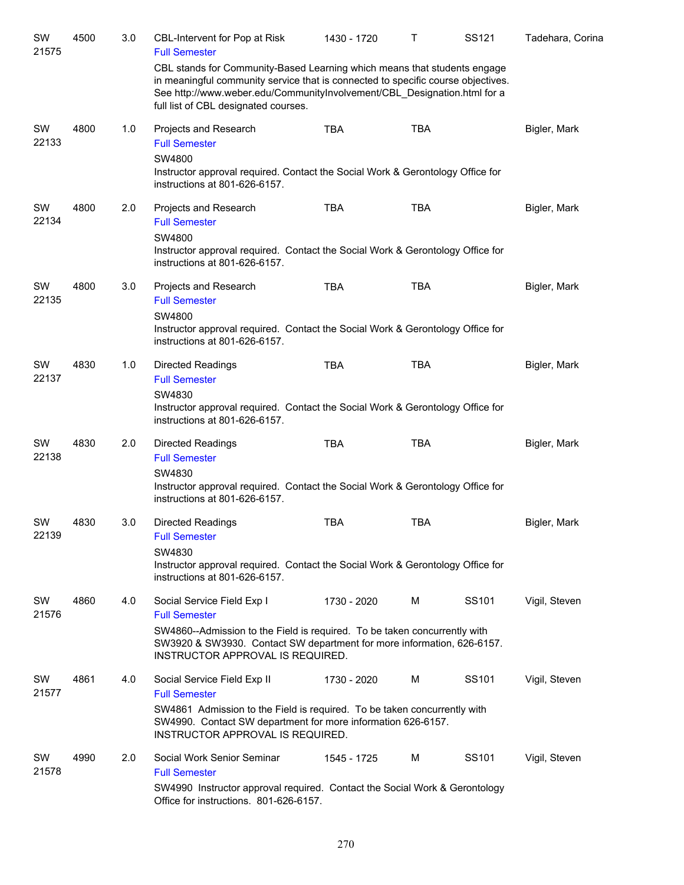| | | | | | | | |
|---|---|---|---|---|---|---|---|
| SW 21575 | 4500 | 3.0 | CBL-Intervent for Pop at Risk<br>Full Semester<br>CBL stands for Community-Based Learning which means that students engage in meaningful community service that is connected to specific course objectives. See http://www.weber.edu/CommunityInvolvement/CBL_Designation.html for a full list of CBL designated courses. | 1430 - 1720 | T | SS121 | Tadehara, Corina |
| SW 22133 | 4800 | 1.0 | Projects and Research<br>Full Semester<br>SW4800<br>Instructor approval required. Contact the Social Work & Gerontology Office for instructions at 801-626-6157. | TBA | TBA | | Bigler, Mark |
| SW 22134 | 4800 | 2.0 | Projects and Research<br>Full Semester<br>SW4800<br>Instructor approval required. Contact the Social Work & Gerontology Office for instructions at 801-626-6157. | TBA | TBA | | Bigler, Mark |
| SW 22135 | 4800 | 3.0 | Projects and Research<br>Full Semester<br>SW4800<br>Instructor approval required. Contact the Social Work & Gerontology Office for instructions at 801-626-6157. | TBA | TBA | | Bigler, Mark |
| SW 22137 | 4830 | 1.0 | Directed Readings<br>Full Semester<br>SW4830<br>Instructor approval required. Contact the Social Work & Gerontology Office for instructions at 801-626-6157. | TBA | TBA | | Bigler, Mark |
| SW 22138 | 4830 | 2.0 | Directed Readings<br>Full Semester<br>SW4830<br>Instructor approval required. Contact the Social Work & Gerontology Office for instructions at 801-626-6157. | TBA | TBA | | Bigler, Mark |
| SW 22139 | 4830 | 3.0 | Directed Readings<br>Full Semester<br>SW4830<br>Instructor approval required. Contact the Social Work & Gerontology Office for instructions at 801-626-6157. | TBA | TBA | | Bigler, Mark |
| SW 21576 | 4860 | 4.0 | Social Service Field Exp I<br>Full Semester<br>SW4860--Admission to the Field is required. To be taken concurrently with SW3920 & SW3930. Contact SW department for more information, 626-6157. INSTRUCTOR APPROVAL IS REQUIRED. | 1730 - 2020 | M | SS101 | Vigil, Steven |
| SW 21577 | 4861 | 4.0 | Social Service Field Exp II<br>Full Semester<br>SW4861 Admission to the Field is required. To be taken concurrently with SW4990. Contact SW department for more information 626-6157. INSTRUCTOR APPROVAL IS REQUIRED. | 1730 - 2020 | M | SS101 | Vigil, Steven |
| SW 21578 | 4990 | 2.0 | Social Work Senior Seminar<br>Full Semester<br>SW4990 Instructor approval required. Contact the Social Work & Gerontology Office for instructions. 801-626-6157. | 1545 - 1725 | M | SS101 | Vigil, Steven |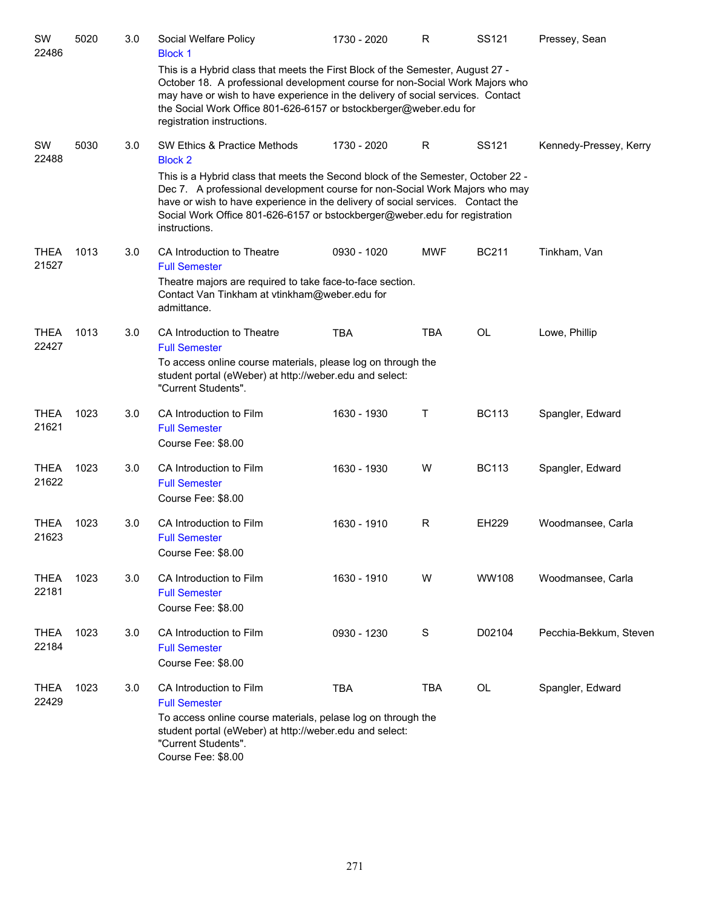| | | | | | | | |
|---|---|---|---|---|---|---|---|
| SW 22486 | 5020 | 3.0 | Social Welfare Policy<br>Block 1<br>This is a Hybrid class that meets the First Block of the Semester, August 27 - October 18. A professional development course for non-Social Work Majors who may have or wish to have experience in the delivery of social services. Contact the Social Work Office 801-626-6157 or bstockberger@weber.edu for registration instructions. | 1730 - 2020 | R | SS121 | Pressey, Sean |
| SW 22488 | 5030 | 3.0 | SW Ethics & Practice Methods<br>Block 2<br>This is a Hybrid class that meets the Second block of the Semester, October 22 - Dec 7. A professional development course for non-Social Work Majors who may have or wish to have experience in the delivery of social services. Contact the Social Work Office 801-626-6157 or bstockberger@weber.edu for registration instructions. | 1730 - 2020 | R | SS121 | Kennedy-Pressey, Kerry |
| THEA 21527 | 1013 | 3.0 | CA Introduction to Theatre<br>Full Semester<br>Theatre majors are required to take face-to-face section. Contact Van Tinkham at vtinkham@weber.edu for admittance. | 0930 - 1020 | MWF | BC211 | Tinkham, Van |
| THEA 22427 | 1013 | 3.0 | CA Introduction to Theatre<br>Full Semester<br>To access online course materials, please log on through the student portal (eWeber) at http://weber.edu and select: "Current Students". | TBA | TBA | OL | Lowe, Phillip |
| THEA 21621 | 1023 | 3.0 | CA Introduction to Film<br>Full Semester<br>Course Fee: $8.00 | 1630 - 1930 | T | BC113 | Spangler, Edward |
| THEA 21622 | 1023 | 3.0 | CA Introduction to Film<br>Full Semester<br>Course Fee: $8.00 | 1630 - 1930 | W | BC113 | Spangler, Edward |
| THEA 21623 | 1023 | 3.0 | CA Introduction to Film<br>Full Semester<br>Course Fee: $8.00 | 1630 - 1910 | R | EH229 | Woodmansee, Carla |
| THEA 22181 | 1023 | 3.0 | CA Introduction to Film<br>Full Semester<br>Course Fee: $8.00 | 1630 - 1910 | W | WW108 | Woodmansee, Carla |
| THEA 22184 | 1023 | 3.0 | CA Introduction to Film<br>Full Semester<br>Course Fee: $8.00 | 0930 - 1230 | S | D02104 | Pecchia-Bekkum, Steven |
| THEA 22429 | 1023 | 3.0 | CA Introduction to Film<br>Full Semester<br>To access online course materials, pelase log on through the student portal (eWeber) at http://weber.edu and select: "Current Students".<br>Course Fee: $8.00 | TBA | TBA | OL | Spangler, Edward |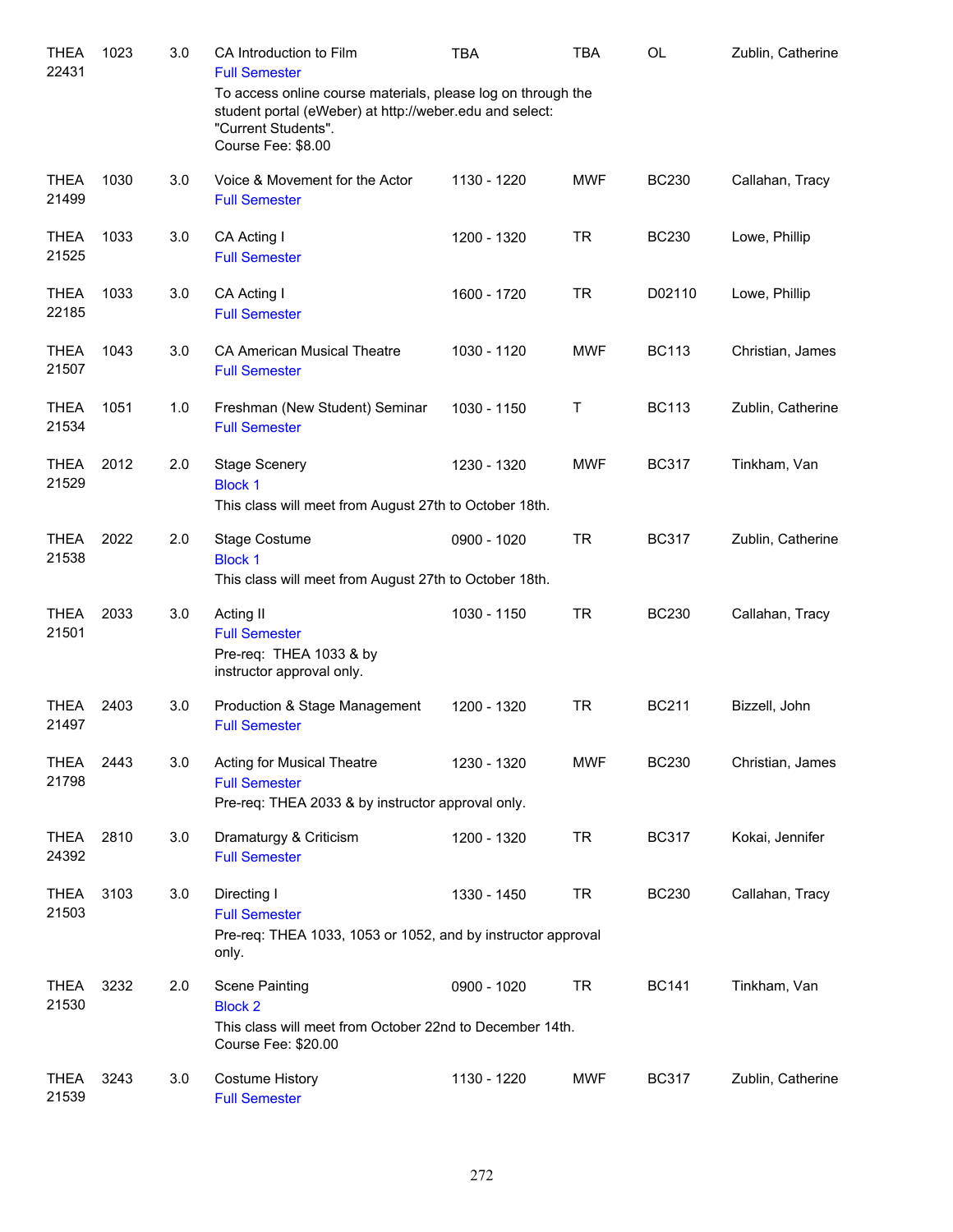| | | | | | | | |
|---|---|---|---|---|---|---|---|
| THEA 22431 | 1023 | 3.0 | CA Introduction to Film<br>Full Semester<br>To access online course materials, please log on through the student portal (eWeber) at http://weber.edu and select: "Current Students".<br>Course Fee: $8.00 | TBA | TBA | OL | Zublin, Catherine |
| THEA 21499 | 1030 | 3.0 | Voice & Movement for the Actor<br>Full Semester | 1130 - 1220 | MWF | BC230 | Callahan, Tracy |
| THEA 21525 | 1033 | 3.0 | CA Acting I<br>Full Semester | 1200 - 1320 | TR | BC230 | Lowe, Phillip |
| THEA 22185 | 1033 | 3.0 | CA Acting I<br>Full Semester | 1600 - 1720 | TR | D02110 | Lowe, Phillip |
| THEA 21507 | 1043 | 3.0 | CA American Musical Theatre<br>Full Semester | 1030 - 1120 | MWF | BC113 | Christian, James |
| THEA 21534 | 1051 | 1.0 | Freshman (New Student) Seminar<br>Full Semester | 1030 - 1150 | T | BC113 | Zublin, Catherine |
| THEA 21529 | 2012 | 2.0 | Stage Scenery<br>Block 1<br>This class will meet from August 27th to October 18th. | 1230 - 1320 | MWF | BC317 | Tinkham, Van |
| THEA 21538 | 2022 | 2.0 | Stage Costume<br>Block 1<br>This class will meet from August 27th to October 18th. | 0900 - 1020 | TR | BC317 | Zublin, Catherine |
| THEA 21501 | 2033 | 3.0 | Acting II<br>Full Semester<br>Pre-req: THEA 1033 & by instructor approval only. | 1030 - 1150 | TR | BC230 | Callahan, Tracy |
| THEA 21497 | 2403 | 3.0 | Production & Stage Management<br>Full Semester | 1200 - 1320 | TR | BC211 | Bizzell, John |
| THEA 21798 | 2443 | 3.0 | Acting for Musical Theatre<br>Full Semester<br>Pre-req: THEA 2033 & by instructor approval only. | 1230 - 1320 | MWF | BC230 | Christian, James |
| THEA 24392 | 2810 | 3.0 | Dramaturgy & Criticism<br>Full Semester | 1200 - 1320 | TR | BC317 | Kokai, Jennifer |
| THEA 21503 | 3103 | 3.0 | Directing I<br>Full Semester<br>Pre-req: THEA 1033, 1053 or 1052, and by instructor approval only. | 1330 - 1450 | TR | BC230 | Callahan, Tracy |
| THEA 21530 | 3232 | 2.0 | Scene Painting<br>Block 2<br>This class will meet from October 22nd to December 14th.<br>Course Fee: $20.00 | 0900 - 1020 | TR | BC141 | Tinkham, Van |
| THEA 21539 | 3243 | 3.0 | Costume History<br>Full Semester | 1130 - 1220 | MWF | BC317 | Zublin, Catherine |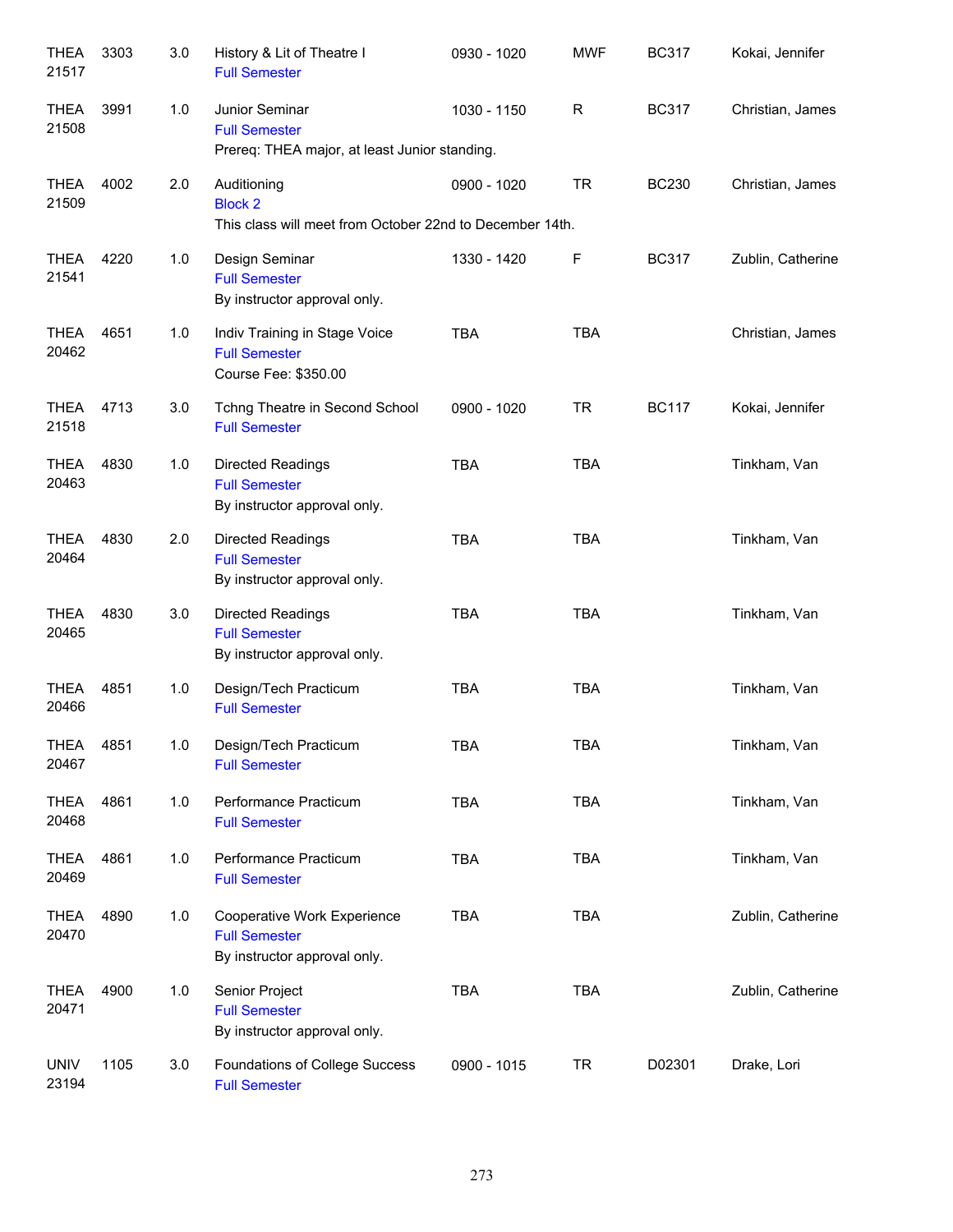| | | | | | | | |
|---|---|---|---|---|---|---|---|
| THEA 21517 | 3303 | 3.0 | History & Lit of Theatre I<br>Full Semester | 0930 - 1020 | MWF | BC317 | Kokai, Jennifer |
| THEA 21508 | 3991 | 1.0 | Junior Seminar<br>Full Semester<br>Prereq: THEA major, at least Junior standing. | 1030 - 1150 | R | BC317 | Christian, James |
| THEA 21509 | 4002 | 2.0 | Auditioning<br>Block 2<br>This class will meet from October 22nd to December 14th. | 0900 - 1020 | TR | BC230 | Christian, James |
| THEA 21541 | 4220 | 1.0 | Design Seminar<br>Full Semester<br>By instructor approval only. | 1330 - 1420 | F | BC317 | Zublin, Catherine |
| THEA 20462 | 4651 | 1.0 | Indiv Training in Stage Voice<br>Full Semester<br>Course Fee: $350.00 | TBA | TBA | | Christian, James |
| THEA 21518 | 4713 | 3.0 | Tchng Theatre in Second School<br>Full Semester | 0900 - 1020 | TR | BC117 | Kokai, Jennifer |
| THEA 20463 | 4830 | 1.0 | Directed Readings<br>Full Semester<br>By instructor approval only. | TBA | TBA | | Tinkham, Van |
| THEA 20464 | 4830 | 2.0 | Directed Readings<br>Full Semester<br>By instructor approval only. | TBA | TBA | | Tinkham, Van |
| THEA 20465 | 4830 | 3.0 | Directed Readings<br>Full Semester<br>By instructor approval only. | TBA | TBA | | Tinkham, Van |
| THEA 20466 | 4851 | 1.0 | Design/Tech Practicum<br>Full Semester | TBA | TBA | | Tinkham, Van |
| THEA 20467 | 4851 | 1.0 | Design/Tech Practicum<br>Full Semester | TBA | TBA | | Tinkham, Van |
| THEA 20468 | 4861 | 1.0 | Performance Practicum<br>Full Semester | TBA | TBA | | Tinkham, Van |
| THEA 20469 | 4861 | 1.0 | Performance Practicum<br>Full Semester | TBA | TBA | | Tinkham, Van |
| THEA 20470 | 4890 | 1.0 | Cooperative Work Experience<br>Full Semester<br>By instructor approval only. | TBA | TBA | | Zublin, Catherine |
| THEA 20471 | 4900 | 1.0 | Senior Project<br>Full Semester<br>By instructor approval only. | TBA | TBA | | Zublin, Catherine |
| UNIV 23194 | 1105 | 3.0 | Foundations of College Success<br>Full Semester | 0900 - 1015 | TR | D02301 | Drake, Lori |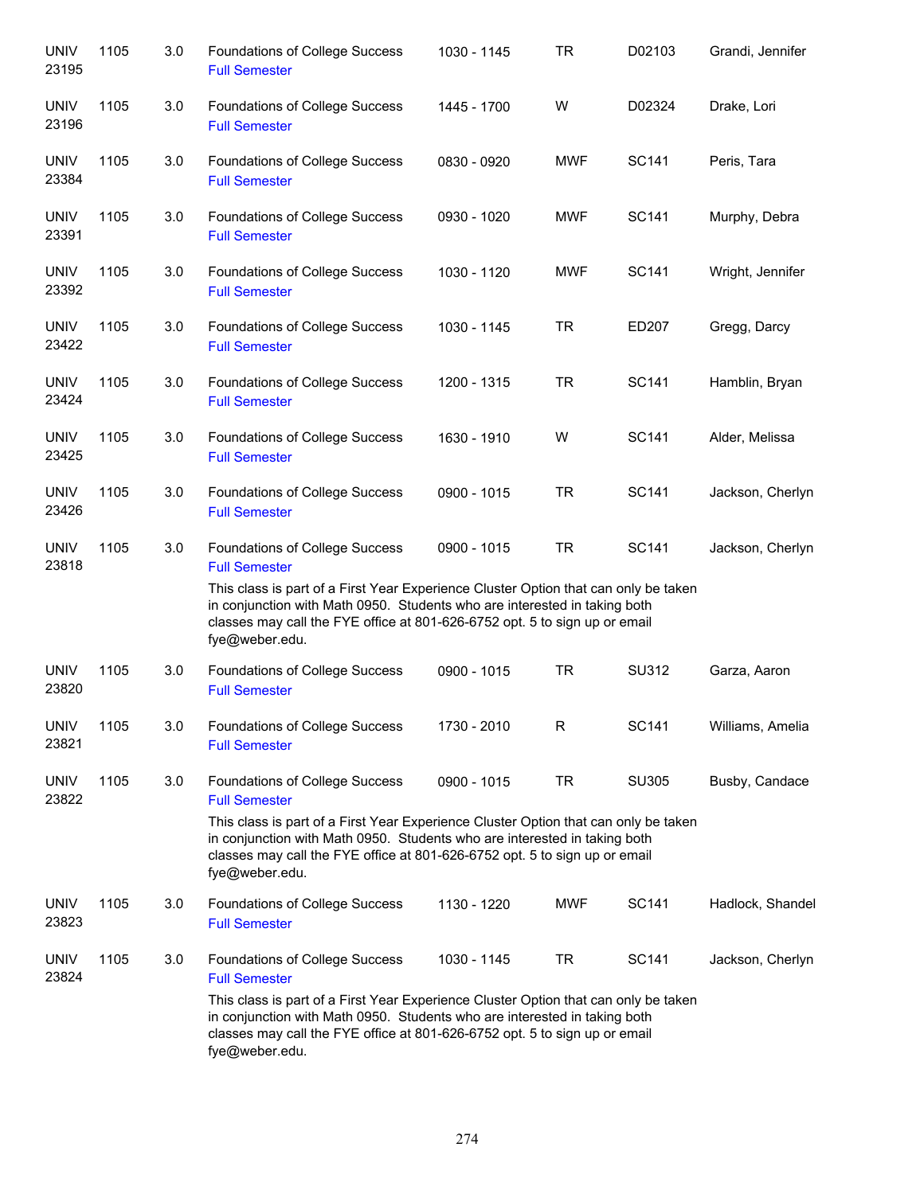| | | | | | | | |
|---|---|---|---|---|---|---|---|
| UNIV 23195 | 1105 | 3.0 | Foundations of College Success<br>Full Semester | 1030 - 1145 | TR | D02103 | Grandi, Jennifer |
| UNIV 23196 | 1105 | 3.0 | Foundations of College Success<br>Full Semester | 1445 - 1700 | W | D02324 | Drake, Lori |
| UNIV 23384 | 1105 | 3.0 | Foundations of College Success<br>Full Semester | 0830 - 0920 | MWF | SC141 | Peris, Tara |
| UNIV 23391 | 1105 | 3.0 | Foundations of College Success<br>Full Semester | 0930 - 1020 | MWF | SC141 | Murphy, Debra |
| UNIV 23392 | 1105 | 3.0 | Foundations of College Success<br>Full Semester | 1030 - 1120 | MWF | SC141 | Wright, Jennifer |
| UNIV 23422 | 1105 | 3.0 | Foundations of College Success<br>Full Semester | 1030 - 1145 | TR | ED207 | Gregg, Darcy |
| UNIV 23424 | 1105 | 3.0 | Foundations of College Success<br>Full Semester | 1200 - 1315 | TR | SC141 | Hamblin, Bryan |
| UNIV 23425 | 1105 | 3.0 | Foundations of College Success<br>Full Semester | 1630 - 1910 | W | SC141 | Alder, Melissa |
| UNIV 23426 | 1105 | 3.0 | Foundations of College Success<br>Full Semester | 0900 - 1015 | TR | SC141 | Jackson, Cherlyn |
| UNIV 23818 | 1105 | 3.0 | Foundations of College Success<br>Full Semester<br>This class is part of a First Year Experience Cluster Option that can only be taken in conjunction with Math 0950. Students who are interested in taking both classes may call the FYE office at 801-626-6752 opt. 5 to sign up or email fye@weber.edu. | 0900 - 1015 | TR | SC141 | Jackson, Cherlyn |
| UNIV 23820 | 1105 | 3.0 | Foundations of College Success<br>Full Semester | 0900 - 1015 | TR | SU312 | Garza, Aaron |
| UNIV 23821 | 1105 | 3.0 | Foundations of College Success<br>Full Semester | 1730 - 2010 | R | SC141 | Williams, Amelia |
| UNIV 23822 | 1105 | 3.0 | Foundations of College Success<br>Full Semester<br>This class is part of a First Year Experience Cluster Option that can only be taken in conjunction with Math 0950. Students who are interested in taking both classes may call the FYE office at 801-626-6752 opt. 5 to sign up or email fye@weber.edu. | 0900 - 1015 | TR | SU305 | Busby, Candace |
| UNIV 23823 | 1105 | 3.0 | Foundations of College Success<br>Full Semester | 1130 - 1220 | MWF | SC141 | Hadlock, Shandel |
| UNIV 23824 | 1105 | 3.0 | Foundations of College Success<br>Full Semester<br>This class is part of a First Year Experience Cluster Option that can only be taken in conjunction with Math 0950. Students who are interested in taking both classes may call the FYE office at 801-626-6752 opt. 5 to sign up or email fye@weber.edu. | 1030 - 1145 | TR | SC141 | Jackson, Cherlyn |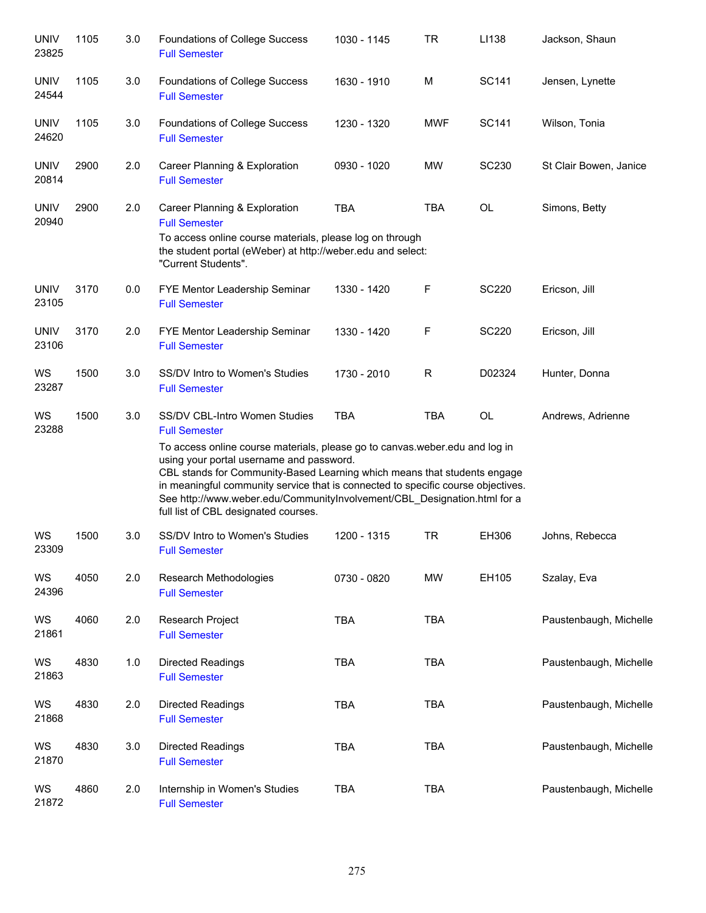| | | | | | | | |
|---|---|---|---|---|---|---|---|
| UNIV 23825 | 1105 | 3.0 | Foundations of College Success<br>Full Semester | 1030 - 1145 | TR | LI138 | Jackson, Shaun |
| UNIV 24544 | 1105 | 3.0 | Foundations of College Success<br>Full Semester | 1630 - 1910 | M | SC141 | Jensen, Lynette |
| UNIV 24620 | 1105 | 3.0 | Foundations of College Success<br>Full Semester | 1230 - 1320 | MWF | SC141 | Wilson, Tonia |
| UNIV 20814 | 2900 | 2.0 | Career Planning & Exploration<br>Full Semester | 0930 - 1020 | MW | SC230 | St Clair Bowen, Janice |
| UNIV 20940 | 2900 | 2.0 | Career Planning & Exploration<br>Full Semester<br>To access online course materials, please log on through the student portal (eWeber) at http://weber.edu and select: "Current Students". | TBA | TBA | OL | Simons, Betty |
| UNIV 23105 | 3170 | 0.0 | FYE Mentor Leadership Seminar<br>Full Semester | 1330 - 1420 | F | SC220 | Ericson, Jill |
| UNIV 23106 | 3170 | 2.0 | FYE Mentor Leadership Seminar<br>Full Semester | 1330 - 1420 | F | SC220 | Ericson, Jill |
| WS 23287 | 1500 | 3.0 | SS/DV Intro to Women's Studies<br>Full Semester | 1730 - 2010 | R | D02324 | Hunter, Donna |
| WS 23288 | 1500 | 3.0 | SS/DV CBL-Intro Women Studies<br>Full Semester<br>To access online course materials, please go to canvas.weber.edu and log in using your portal username and password.<br>CBL stands for Community-Based Learning which means that students engage in meaningful community service that is connected to specific course objectives. See http://www.weber.edu/CommunityInvolvement/CBL_Designation.html for a full list of CBL designated courses. | TBA | TBA | OL | Andrews, Adrienne |
| WS 23309 | 1500 | 3.0 | SS/DV Intro to Women's Studies<br>Full Semester | 1200 - 1315 | TR | EH306 | Johns, Rebecca |
| WS 24396 | 4050 | 2.0 | Research Methodologies<br>Full Semester | 0730 - 0820 | MW | EH105 | Szalay, Eva |
| WS 21861 | 4060 | 2.0 | Research Project<br>Full Semester | TBA | TBA | | Paustenbaugh, Michelle |
| WS 21863 | 4830 | 1.0 | Directed Readings<br>Full Semester | TBA | TBA | | Paustenbaugh, Michelle |
| WS 21868 | 4830 | 2.0 | Directed Readings<br>Full Semester | TBA | TBA | | Paustenbaugh, Michelle |
| WS 21870 | 4830 | 3.0 | Directed Readings<br>Full Semester | TBA | TBA | | Paustenbaugh, Michelle |
| WS 21872 | 4860 | 2.0 | Internship in Women's Studies<br>Full Semester | TBA | TBA | | Paustenbaugh, Michelle |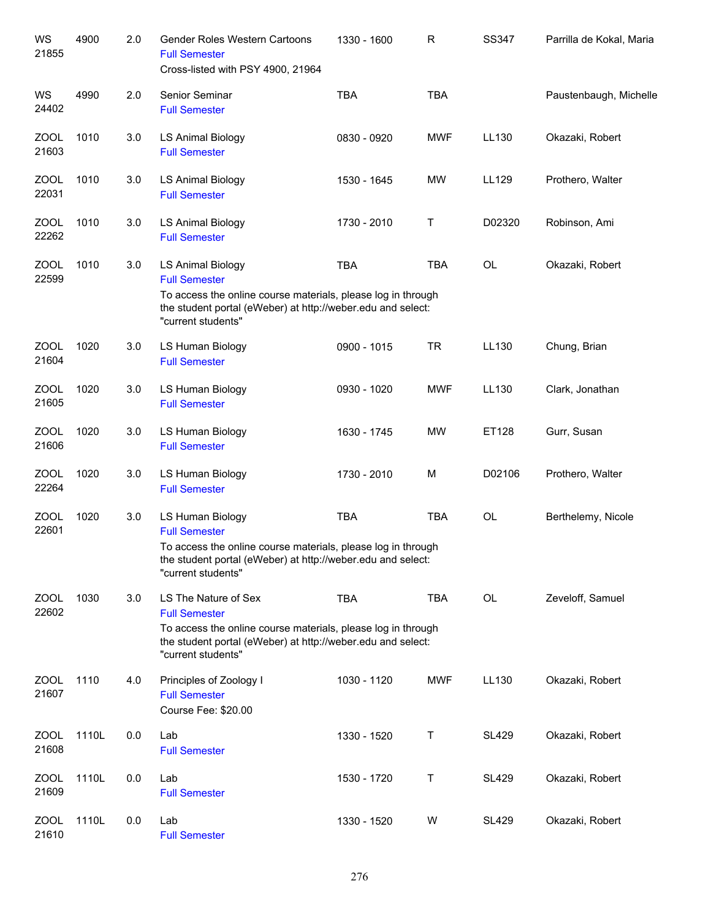| | | | | | | | |
|---|---|---|---|---|---|---|---|
| WS 21855 | 4900 | 2.0 | Gender Roles Western Cartoons<br>Full Semester<br>Cross-listed with PSY 4900, 21964 | 1330 - 1600 | R | SS347 | Parrilla de Kokal, Maria |
| WS 24402 | 4990 | 2.0 | Senior Seminar<br>Full Semester | TBA | TBA | | Paustenbaugh, Michelle |
| ZOOL 21603 | 1010 | 3.0 | LS Animal Biology<br>Full Semester | 0830 - 0920 | MWF | LL130 | Okazaki, Robert |
| ZOOL 22031 | 1010 | 3.0 | LS Animal Biology<br>Full Semester | 1530 - 1645 | MW | LL129 | Prothero, Walter |
| ZOOL 22262 | 1010 | 3.0 | LS Animal Biology<br>Full Semester | 1730 - 2010 | T | D02320 | Robinson, Ami |
| ZOOL 22599 | 1010 | 3.0 | LS Animal Biology<br>Full Semester<br>To access the online course materials, please log in through the student portal (eWeber) at http://weber.edu and select: "current students" | TBA | TBA | OL | Okazaki, Robert |
| ZOOL 21604 | 1020 | 3.0 | LS Human Biology<br>Full Semester | 0900 - 1015 | TR | LL130 | Chung, Brian |
| ZOOL 21605 | 1020 | 3.0 | LS Human Biology<br>Full Semester | 0930 - 1020 | MWF | LL130 | Clark, Jonathan |
| ZOOL 21606 | 1020 | 3.0 | LS Human Biology<br>Full Semester | 1630 - 1745 | MW | ET128 | Gurr, Susan |
| ZOOL 22264 | 1020 | 3.0 | LS Human Biology<br>Full Semester | 1730 - 2010 | M | D02106 | Prothero, Walter |
| ZOOL 22601 | 1020 | 3.0 | LS Human Biology<br>Full Semester<br>To access the online course materials, please log in through the student portal (eWeber) at http://weber.edu and select: "current students" | TBA | TBA | OL | Berthelemy, Nicole |
| ZOOL 22602 | 1030 | 3.0 | LS The Nature of Sex<br>Full Semester<br>To access the online course materials, please log in through the student portal (eWeber) at http://weber.edu and select: "current students" | TBA | TBA | OL | Zeveloff, Samuel |
| ZOOL 21607 | 1110 | 4.0 | Principles of Zoology I<br>Full Semester<br>Course Fee: $20.00 | 1030 - 1120 | MWF | LL130 | Okazaki, Robert |
| ZOOL 21608 | 1110L | 0.0 | Lab<br>Full Semester | 1330 - 1520 | T | SL429 | Okazaki, Robert |
| ZOOL 21609 | 1110L | 0.0 | Lab<br>Full Semester | 1530 - 1720 | T | SL429 | Okazaki, Robert |
| ZOOL 21610 | 1110L | 0.0 | Lab<br>Full Semester | 1330 - 1520 | W | SL429 | Okazaki, Robert |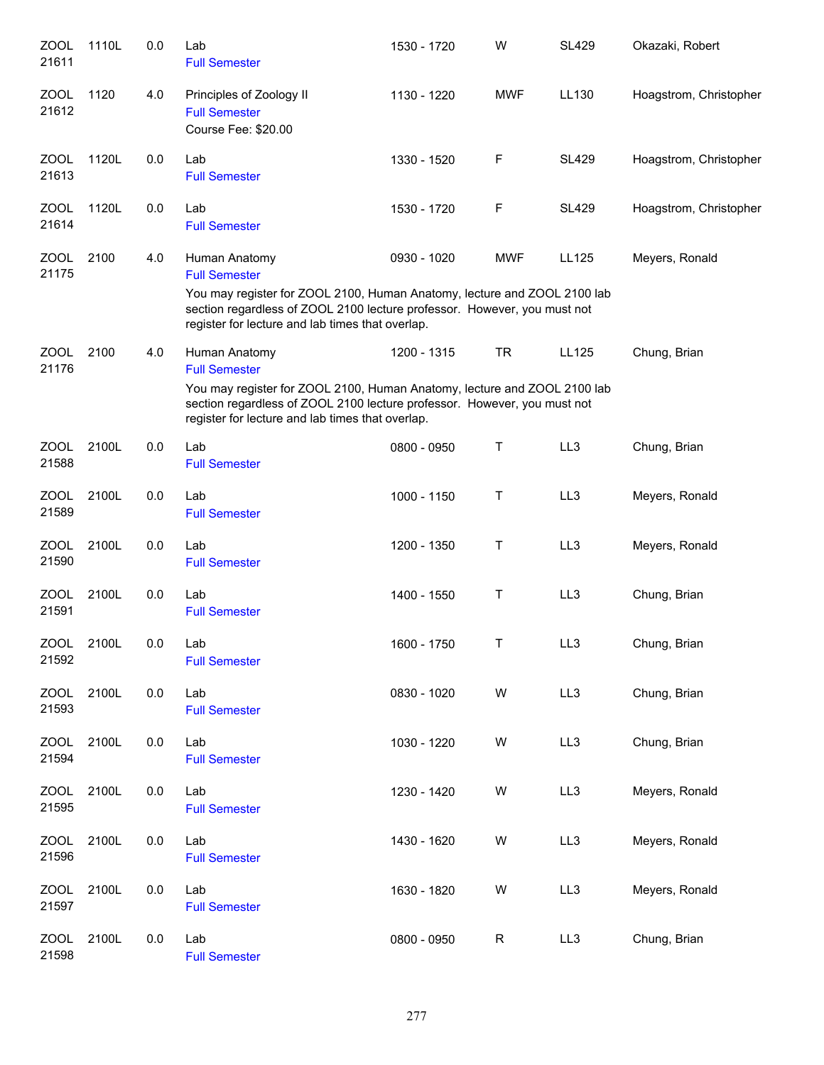| Subject / CRN | Course | Credits | Title / Details | Time | Days | Room | Instructor |
|---|---|---|---|---|---|---|---|
| ZOOL 21611 | 1110L | 0.0 | Lab<br>Full Semester | 1530 - 1720 | W | SL429 | Okazaki, Robert |
| ZOOL 21612 | 1120 | 4.0 | Principles of Zoology II<br>Full Semester<br>Course Fee: $20.00 | 1130 - 1220 | MWF | LL130 | Hoagstrom, Christopher |
| ZOOL 21613 | 1120L | 0.0 | Lab<br>Full Semester | 1330 - 1520 | F | SL429 | Hoagstrom, Christopher |
| ZOOL 21614 | 1120L | 0.0 | Lab<br>Full Semester | 1530 - 1720 | F | SL429 | Hoagstrom, Christopher |
| ZOOL 21175 | 2100 | 4.0 | Human Anatomy<br>Full Semester<br>You may register for ZOOL 2100, Human Anatomy, lecture and ZOOL 2100 lab section regardless of ZOOL 2100 lecture professor. However, you must not register for lecture and lab times that overlap. | 0930 - 1020 | MWF | LL125 | Meyers, Ronald |
| ZOOL 21176 | 2100 | 4.0 | Human Anatomy<br>Full Semester<br>You may register for ZOOL 2100, Human Anatomy, lecture and ZOOL 2100 lab section regardless of ZOOL 2100 lecture professor. However, you must not register for lecture and lab times that overlap. | 1200 - 1315 | TR | LL125 | Chung, Brian |
| ZOOL 21588 | 2100L | 0.0 | Lab<br>Full Semester | 0800 - 0950 | T | LL3 | Chung, Brian |
| ZOOL 21589 | 2100L | 0.0 | Lab<br>Full Semester | 1000 - 1150 | T | LL3 | Meyers, Ronald |
| ZOOL 21590 | 2100L | 0.0 | Lab<br>Full Semester | 1200 - 1350 | T | LL3 | Meyers, Ronald |
| ZOOL 21591 | 2100L | 0.0 | Lab<br>Full Semester | 1400 - 1550 | T | LL3 | Chung, Brian |
| ZOOL 21592 | 2100L | 0.0 | Lab<br>Full Semester | 1600 - 1750 | T | LL3 | Chung, Brian |
| ZOOL 21593 | 2100L | 0.0 | Lab<br>Full Semester | 0830 - 1020 | W | LL3 | Chung, Brian |
| ZOOL 21594 | 2100L | 0.0 | Lab<br>Full Semester | 1030 - 1220 | W | LL3 | Chung, Brian |
| ZOOL 21595 | 2100L | 0.0 | Lab<br>Full Semester | 1230 - 1420 | W | LL3 | Meyers, Ronald |
| ZOOL 21596 | 2100L | 0.0 | Lab<br>Full Semester | 1430 - 1620 | W | LL3 | Meyers, Ronald |
| ZOOL 21597 | 2100L | 0.0 | Lab<br>Full Semester | 1630 - 1820 | W | LL3 | Meyers, Ronald |
| ZOOL 21598 | 2100L | 0.0 | Lab<br>Full Semester | 0800 - 0950 | R | LL3 | Chung, Brian |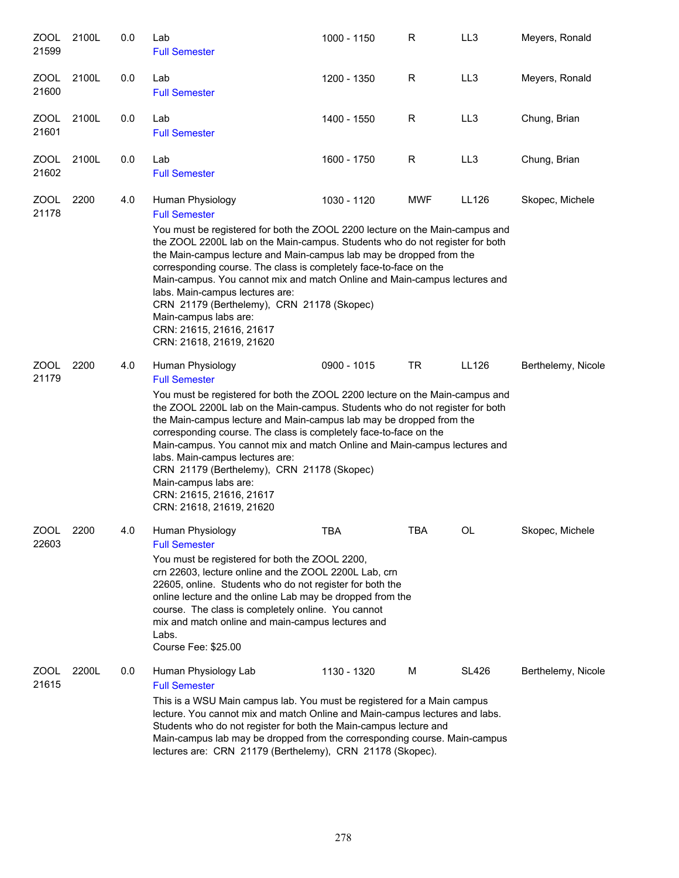| Subject/CRN | Course | Credits | Title | Time | Days | Room | Instructor |
|---|---|---|---|---|---|---|---|
| ZOOL 21599 | 2100L | 0.0 | Lab<br>Full Semester | 1000 - 1150 | R | LL3 | Meyers, Ronald |
| ZOOL 21600 | 2100L | 0.0 | Lab<br>Full Semester | 1200 - 1350 | R | LL3 | Meyers, Ronald |
| ZOOL 21601 | 2100L | 0.0 | Lab<br>Full Semester | 1400 - 1550 | R | LL3 | Chung, Brian |
| ZOOL 21602 | 2100L | 0.0 | Lab<br>Full Semester | 1600 - 1750 | R | LL3 | Chung, Brian |
| ZOOL 21178 | 2200 | 4.0 | Human Physiology<br>Full Semester<br>You must be registered for both the ZOOL 2200 lecture on the Main-campus and the ZOOL 2200L lab on the Main-campus. Students who do not register for both the Main-campus lecture and Main-campus lab may be dropped from the corresponding course. The class is completely face-to-face on the Main-campus. You cannot mix and match Online and Main-campus lectures and labs. Main-campus lectures are:<br>CRN 21179 (Berthelemy), CRN 21178 (Skopec)<br>Main-campus labs are:<br>CRN: 21615, 21616, 21617<br>CRN: 21618, 21619, 21620 | 1030 - 1120 | MWF | LL126 | Skopec, Michele |
| ZOOL 21179 | 2200 | 4.0 | Human Physiology<br>Full Semester<br>You must be registered for both the ZOOL 2200 lecture on the Main-campus and the ZOOL 2200L lab on the Main-campus. Students who do not register for both the Main-campus lecture and Main-campus lab may be dropped from the corresponding course. The class is completely face-to-face on the Main-campus. You cannot mix and match Online and Main-campus lectures and labs. Main-campus lectures are:<br>CRN 21179 (Berthelemy), CRN 21178 (Skopec)<br>Main-campus labs are:<br>CRN: 21615, 21616, 21617<br>CRN: 21618, 21619, 21620 | 0900 - 1015 | TR | LL126 | Berthelemy, Nicole |
| ZOOL 22603 | 2200 | 4.0 | Human Physiology<br>Full Semester<br>You must be registered for both the ZOOL 2200, crn 22603, lecture online and the ZOOL 2200L Lab, crn 22605, online. Students who do not register for both the online lecture and the online Lab may be dropped from the course. The class is completely online. You cannot mix and match online and main-campus lectures and Labs.<br>Course Fee: $25.00 | TBA | TBA | OL | Skopec, Michele |
| ZOOL 21615 | 2200L | 0.0 | Human Physiology Lab<br>Full Semester<br>This is a WSU Main campus lab. You must be registered for a Main campus lecture. You cannot mix and match Online and Main-campus lectures and labs. Students who do not register for both the Main-campus lecture and Main-campus lab may be dropped from the corresponding course. Main-campus lectures are: CRN 21179 (Berthelemy), CRN 21178 (Skopec). | 1130 - 1320 | M | SL426 | Berthelemy, Nicole |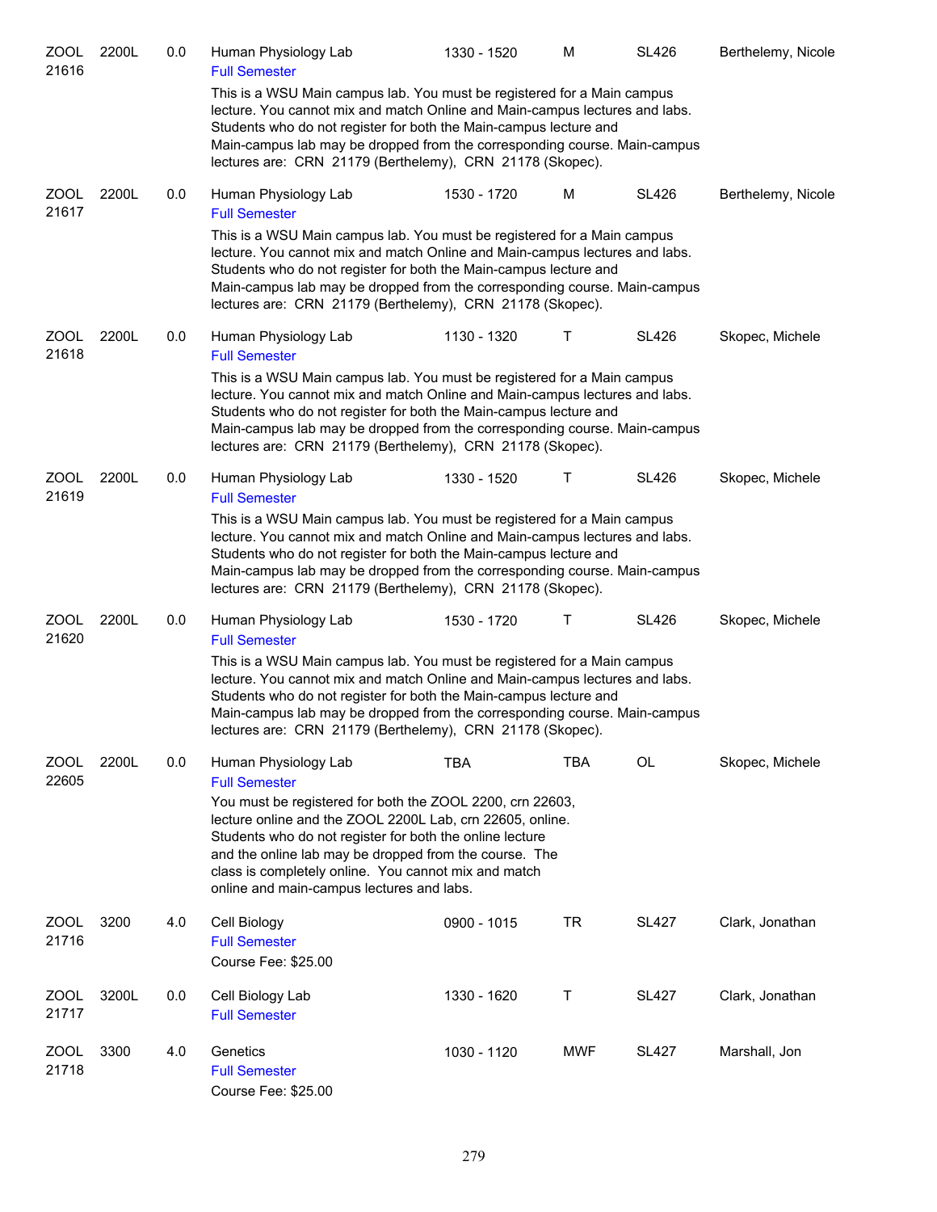| Subject/CRN | Course | Credits | Title | Time | Days | Room | Instructor |
|---|---|---|---|---|---|---|---|
| ZOOL 21616 | 2200L | 0.0 | Human Physiology Lab<br>Full Semester<br>This is a WSU Main campus lab. You must be registered for a Main campus lecture. You cannot mix and match Online and Main-campus lectures and labs. Students who do not register for both the Main-campus lecture and Main-campus lab may be dropped from the corresponding course. Main-campus lectures are: CRN 21179 (Berthelemy), CRN 21178 (Skopec). | 1330 - 1520 | M | SL426 | Berthelemy, Nicole |
| ZOOL 21617 | 2200L | 0.0 | Human Physiology Lab<br>Full Semester<br>This is a WSU Main campus lab. You must be registered for a Main campus lecture. You cannot mix and match Online and Main-campus lectures and labs. Students who do not register for both the Main-campus lecture and Main-campus lab may be dropped from the corresponding course. Main-campus lectures are: CRN 21179 (Berthelemy), CRN 21178 (Skopec). | 1530 - 1720 | M | SL426 | Berthelemy, Nicole |
| ZOOL 21618 | 2200L | 0.0 | Human Physiology Lab<br>Full Semester<br>This is a WSU Main campus lab. You must be registered for a Main campus lecture. You cannot mix and match Online and Main-campus lectures and labs. Students who do not register for both the Main-campus lecture and Main-campus lab may be dropped from the corresponding course. Main-campus lectures are: CRN 21179 (Berthelemy), CRN 21178 (Skopec). | 1130 - 1320 | T | SL426 | Skopec, Michele |
| ZOOL 21619 | 2200L | 0.0 | Human Physiology Lab<br>Full Semester<br>This is a WSU Main campus lab. You must be registered for a Main campus lecture. You cannot mix and match Online and Main-campus lectures and labs. Students who do not register for both the Main-campus lecture and Main-campus lab may be dropped from the corresponding course. Main-campus lectures are: CRN 21179 (Berthelemy), CRN 21178 (Skopec). | 1330 - 1520 | T | SL426 | Skopec, Michele |
| ZOOL 21620 | 2200L | 0.0 | Human Physiology Lab<br>Full Semester<br>This is a WSU Main campus lab. You must be registered for a Main campus lecture. You cannot mix and match Online and Main-campus lectures and labs. Students who do not register for both the Main-campus lecture and Main-campus lab may be dropped from the corresponding course. Main-campus lectures are: CRN 21179 (Berthelemy), CRN 21178 (Skopec). | 1530 - 1720 | T | SL426 | Skopec, Michele |
| ZOOL 22605 | 2200L | 0.0 | Human Physiology Lab<br>Full Semester<br>You must be registered for both the ZOOL 2200, crn 22603, lecture online and the ZOOL 2200L Lab, crn 22605, online. Students who do not register for both the online lecture and the online lab may be dropped from the course. The class is completely online. You cannot mix and match online and main-campus lectures and labs. | TBA | TBA | OL | Skopec, Michele |
| ZOOL 21716 | 3200 | 4.0 | Cell Biology<br>Full Semester<br>Course Fee: $25.00 | 0900 - 1015 | TR | SL427 | Clark, Jonathan |
| ZOOL 21717 | 3200L | 0.0 | Cell Biology Lab<br>Full Semester | 1330 - 1620 | T | SL427 | Clark, Jonathan |
| ZOOL 21718 | 3300 | 4.0 | Genetics<br>Full Semester<br>Course Fee: $25.00 | 1030 - 1120 | MWF | SL427 | Marshall, Jon |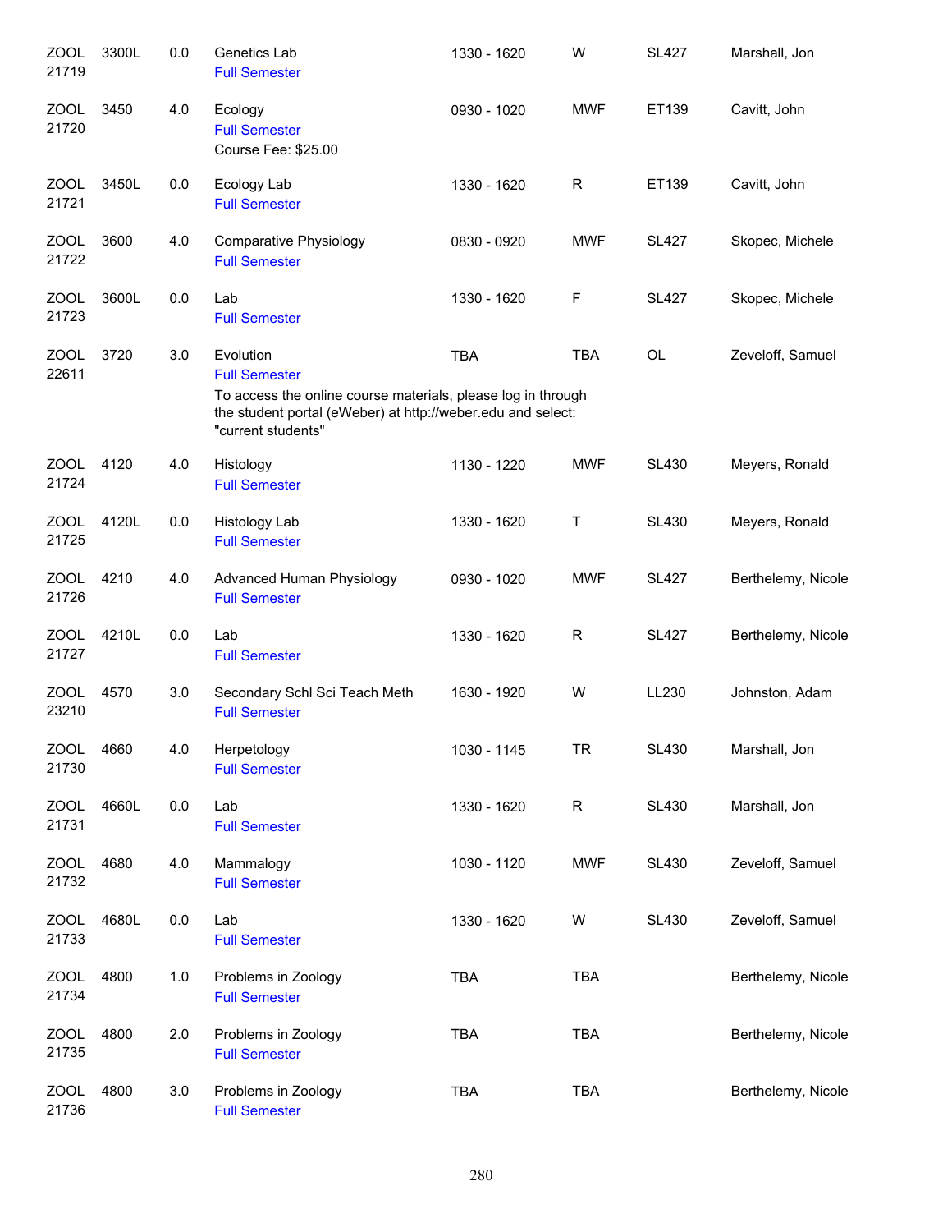| | | | | | | | |
|---|---|---|---|---|---|---|---|
| ZOOL 21719 | 3300L | 0.0 | Genetics Lab<br>Full Semester | 1330 - 1620 | W | SL427 | Marshall, Jon |
| ZOOL 21720 | 3450 | 4.0 | Ecology<br>Full Semester<br>Course Fee: $25.00 | 0930 - 1020 | MWF | ET139 | Cavitt, John |
| ZOOL 21721 | 3450L | 0.0 | Ecology Lab<br>Full Semester | 1330 - 1620 | R | ET139 | Cavitt, John |
| ZOOL 21722 | 3600 | 4.0 | Comparative Physiology<br>Full Semester | 0830 - 0920 | MWF | SL427 | Skopec, Michele |
| ZOOL 21723 | 3600L | 0.0 | Lab<br>Full Semester | 1330 - 1620 | F | SL427 | Skopec, Michele |
| ZOOL 22611 | 3720 | 3.0 | Evolution<br>Full Semester<br>To access the online course materials, please log in through the student portal (eWeber) at http://weber.edu and select: "current students" | TBA | TBA | OL | Zeveloff, Samuel |
| ZOOL 21724 | 4120 | 4.0 | Histology<br>Full Semester | 1130 - 1220 | MWF | SL430 | Meyers, Ronald |
| ZOOL 21725 | 4120L | 0.0 | Histology Lab<br>Full Semester | 1330 - 1620 | T | SL430 | Meyers, Ronald |
| ZOOL 21726 | 4210 | 4.0 | Advanced Human Physiology<br>Full Semester | 0930 - 1020 | MWF | SL427 | Berthelemy, Nicole |
| ZOOL 21727 | 4210L | 0.0 | Lab<br>Full Semester | 1330 - 1620 | R | SL427 | Berthelemy, Nicole |
| ZOOL 23210 | 4570 | 3.0 | Secondary Schl Sci Teach Meth<br>Full Semester | 1630 - 1920 | W | LL230 | Johnston, Adam |
| ZOOL 21730 | 4660 | 4.0 | Herpetology<br>Full Semester | 1030 - 1145 | TR | SL430 | Marshall, Jon |
| ZOOL 21731 | 4660L | 0.0 | Lab<br>Full Semester | 1330 - 1620 | R | SL430 | Marshall, Jon |
| ZOOL 21732 | 4680 | 4.0 | Mammalogy<br>Full Semester | 1030 - 1120 | MWF | SL430 | Zeveloff, Samuel |
| ZOOL 21733 | 4680L | 0.0 | Lab<br>Full Semester | 1330 - 1620 | W | SL430 | Zeveloff, Samuel |
| ZOOL 21734 | 4800 | 1.0 | Problems in Zoology<br>Full Semester | TBA | TBA | | Berthelemy, Nicole |
| ZOOL 21735 | 4800 | 2.0 | Problems in Zoology<br>Full Semester | TBA | TBA | | Berthelemy, Nicole |
| ZOOL 21736 | 4800 | 3.0 | Problems in Zoology<br>Full Semester | TBA | TBA | | Berthelemy, Nicole |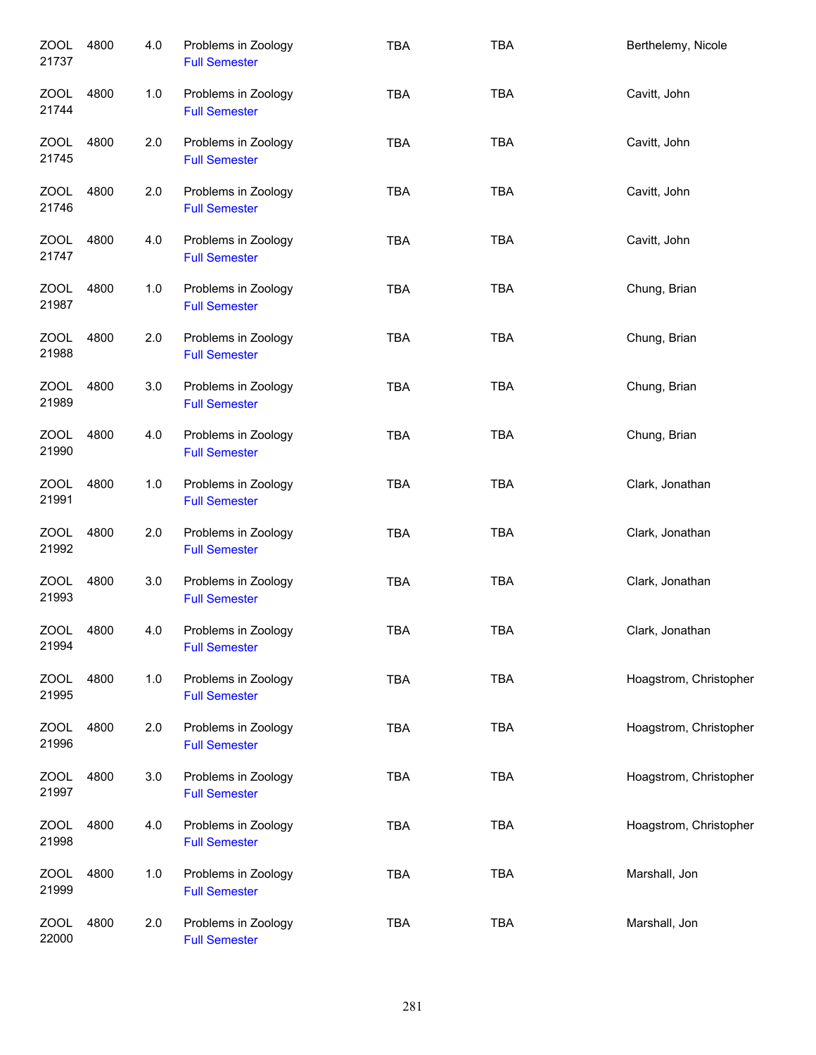| | | | | | | |
|---|---|---|---|---|---|---|
| ZOOL 21737 | 4800 | 4.0 | Problems in Zoology<br>Full Semester | TBA | TBA | Berthelemy, Nicole |
| ZOOL 21744 | 4800 | 1.0 | Problems in Zoology<br>Full Semester | TBA | TBA | Cavitt, John |
| ZOOL 21745 | 4800 | 2.0 | Problems in Zoology<br>Full Semester | TBA | TBA | Cavitt, John |
| ZOOL 21746 | 4800 | 2.0 | Problems in Zoology<br>Full Semester | TBA | TBA | Cavitt, John |
| ZOOL 21747 | 4800 | 4.0 | Problems in Zoology<br>Full Semester | TBA | TBA | Cavitt, John |
| ZOOL 21987 | 4800 | 1.0 | Problems in Zoology<br>Full Semester | TBA | TBA | Chung, Brian |
| ZOOL 21988 | 4800 | 2.0 | Problems in Zoology<br>Full Semester | TBA | TBA | Chung, Brian |
| ZOOL 21989 | 4800 | 3.0 | Problems in Zoology<br>Full Semester | TBA | TBA | Chung, Brian |
| ZOOL 21990 | 4800 | 4.0 | Problems in Zoology<br>Full Semester | TBA | TBA | Chung, Brian |
| ZOOL 21991 | 4800 | 1.0 | Problems in Zoology<br>Full Semester | TBA | TBA | Clark, Jonathan |
| ZOOL 21992 | 4800 | 2.0 | Problems in Zoology<br>Full Semester | TBA | TBA | Clark, Jonathan |
| ZOOL 21993 | 4800 | 3.0 | Problems in Zoology<br>Full Semester | TBA | TBA | Clark, Jonathan |
| ZOOL 21994 | 4800 | 4.0 | Problems in Zoology<br>Full Semester | TBA | TBA | Clark, Jonathan |
| ZOOL 21995 | 4800 | 1.0 | Problems in Zoology<br>Full Semester | TBA | TBA | Hoagstrom, Christopher |
| ZOOL 21996 | 4800 | 2.0 | Problems in Zoology<br>Full Semester | TBA | TBA | Hoagstrom, Christopher |
| ZOOL 21997 | 4800 | 3.0 | Problems in Zoology<br>Full Semester | TBA | TBA | Hoagstrom, Christopher |
| ZOOL 21998 | 4800 | 4.0 | Problems in Zoology<br>Full Semester | TBA | TBA | Hoagstrom, Christopher |
| ZOOL 21999 | 4800 | 1.0 | Problems in Zoology<br>Full Semester | TBA | TBA | Marshall, Jon |
| ZOOL 22000 | 4800 | 2.0 | Problems in Zoology<br>Full Semester | TBA | TBA | Marshall, Jon |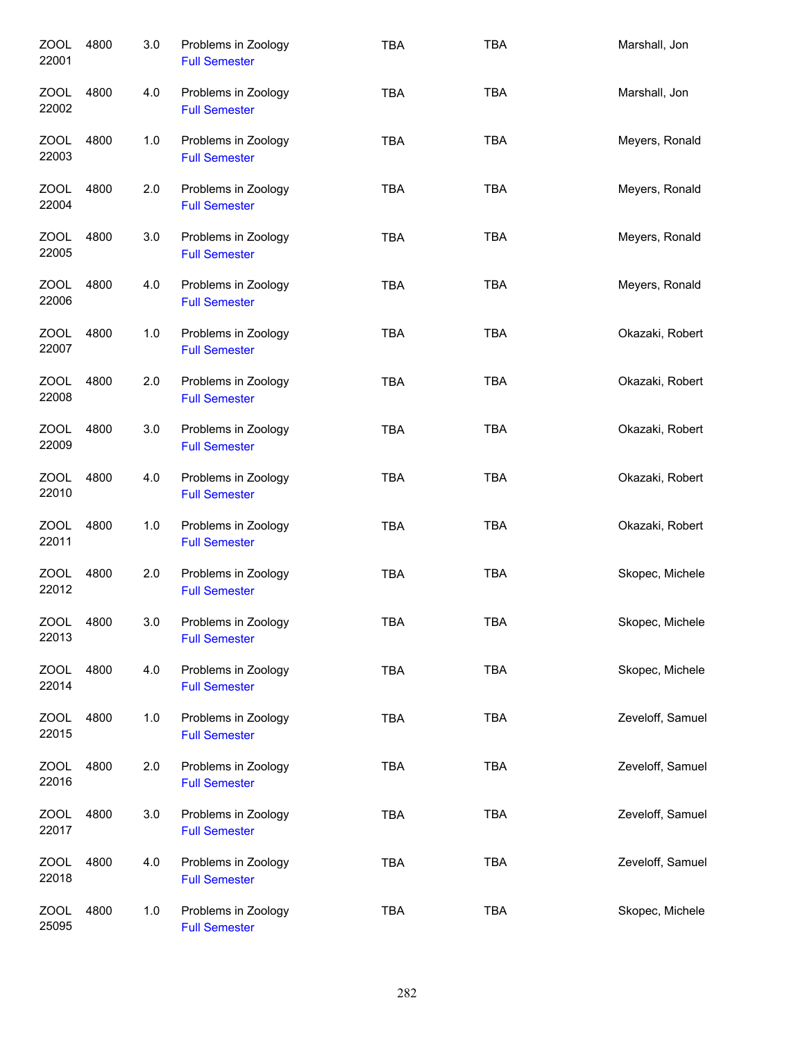| | | | | | | |
|---|---|---|---|---|---|---|
| ZOOL 22001 | 4800 | 3.0 | Problems in Zoology<br>Full Semester | TBA | TBA | Marshall, Jon |
| ZOOL 22002 | 4800 | 4.0 | Problems in Zoology<br>Full Semester | TBA | TBA | Marshall, Jon |
| ZOOL 22003 | 4800 | 1.0 | Problems in Zoology<br>Full Semester | TBA | TBA | Meyers, Ronald |
| ZOOL 22004 | 4800 | 2.0 | Problems in Zoology<br>Full Semester | TBA | TBA | Meyers, Ronald |
| ZOOL 22005 | 4800 | 3.0 | Problems in Zoology<br>Full Semester | TBA | TBA | Meyers, Ronald |
| ZOOL 22006 | 4800 | 4.0 | Problems in Zoology<br>Full Semester | TBA | TBA | Meyers, Ronald |
| ZOOL 22007 | 4800 | 1.0 | Problems in Zoology<br>Full Semester | TBA | TBA | Okazaki, Robert |
| ZOOL 22008 | 4800 | 2.0 | Problems in Zoology<br>Full Semester | TBA | TBA | Okazaki, Robert |
| ZOOL 22009 | 4800 | 3.0 | Problems in Zoology<br>Full Semester | TBA | TBA | Okazaki, Robert |
| ZOOL 22010 | 4800 | 4.0 | Problems in Zoology<br>Full Semester | TBA | TBA | Okazaki, Robert |
| ZOOL 22011 | 4800 | 1.0 | Problems in Zoology<br>Full Semester | TBA | TBA | Okazaki, Robert |
| ZOOL 22012 | 4800 | 2.0 | Problems in Zoology<br>Full Semester | TBA | TBA | Skopec, Michele |
| ZOOL 22013 | 4800 | 3.0 | Problems in Zoology<br>Full Semester | TBA | TBA | Skopec, Michele |
| ZOOL 22014 | 4800 | 4.0 | Problems in Zoology<br>Full Semester | TBA | TBA | Skopec, Michele |
| ZOOL 22015 | 4800 | 1.0 | Problems in Zoology<br>Full Semester | TBA | TBA | Zeveloff, Samuel |
| ZOOL 22016 | 4800 | 2.0 | Problems in Zoology<br>Full Semester | TBA | TBA | Zeveloff, Samuel |
| ZOOL 22017 | 4800 | 3.0 | Problems in Zoology<br>Full Semester | TBA | TBA | Zeveloff, Samuel |
| ZOOL 22018 | 4800 | 4.0 | Problems in Zoology<br>Full Semester | TBA | TBA | Zeveloff, Samuel |
| ZOOL 25095 | 4800 | 1.0 | Problems in Zoology<br>Full Semester | TBA | TBA | Skopec, Michele |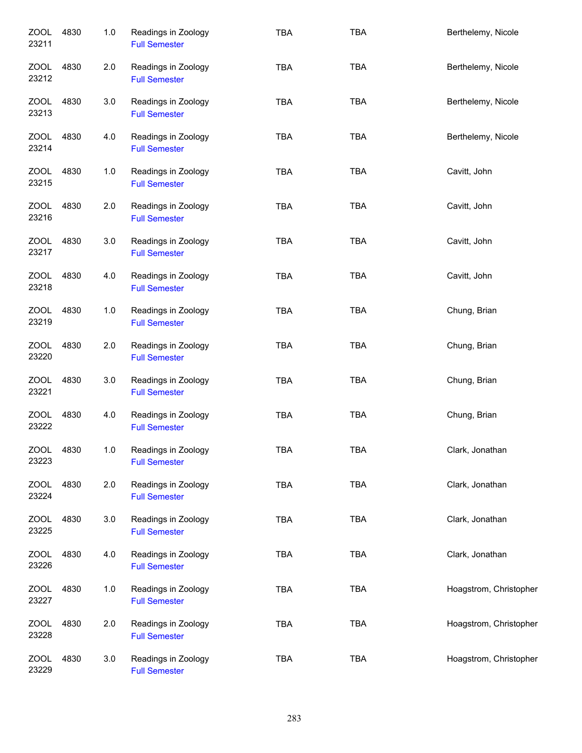| | | | | | | |
|---|---|---|---|---|---|---|
| ZOOL 23211 | 4830 | 1.0 | Readings in Zoology<br>Full Semester | TBA | TBA | Berthelemy, Nicole |
| ZOOL 23212 | 4830 | 2.0 | Readings in Zoology<br>Full Semester | TBA | TBA | Berthelemy, Nicole |
| ZOOL 23213 | 4830 | 3.0 | Readings in Zoology<br>Full Semester | TBA | TBA | Berthelemy, Nicole |
| ZOOL 23214 | 4830 | 4.0 | Readings in Zoology<br>Full Semester | TBA | TBA | Berthelemy, Nicole |
| ZOOL 23215 | 4830 | 1.0 | Readings in Zoology<br>Full Semester | TBA | TBA | Cavitt, John |
| ZOOL 23216 | 4830 | 2.0 | Readings in Zoology<br>Full Semester | TBA | TBA | Cavitt, John |
| ZOOL 23217 | 4830 | 3.0 | Readings in Zoology<br>Full Semester | TBA | TBA | Cavitt, John |
| ZOOL 23218 | 4830 | 4.0 | Readings in Zoology<br>Full Semester | TBA | TBA | Cavitt, John |
| ZOOL 23219 | 4830 | 1.0 | Readings in Zoology<br>Full Semester | TBA | TBA | Chung, Brian |
| ZOOL 23220 | 4830 | 2.0 | Readings in Zoology<br>Full Semester | TBA | TBA | Chung, Brian |
| ZOOL 23221 | 4830 | 3.0 | Readings in Zoology<br>Full Semester | TBA | TBA | Chung, Brian |
| ZOOL 23222 | 4830 | 4.0 | Readings in Zoology<br>Full Semester | TBA | TBA | Chung, Brian |
| ZOOL 23223 | 4830 | 1.0 | Readings in Zoology<br>Full Semester | TBA | TBA | Clark, Jonathan |
| ZOOL 23224 | 4830 | 2.0 | Readings in Zoology<br>Full Semester | TBA | TBA | Clark, Jonathan |
| ZOOL 23225 | 4830 | 3.0 | Readings in Zoology<br>Full Semester | TBA | TBA | Clark, Jonathan |
| ZOOL 23226 | 4830 | 4.0 | Readings in Zoology<br>Full Semester | TBA | TBA | Clark, Jonathan |
| ZOOL 23227 | 4830 | 1.0 | Readings in Zoology<br>Full Semester | TBA | TBA | Hoagstrom, Christopher |
| ZOOL 23228 | 4830 | 2.0 | Readings in Zoology<br>Full Semester | TBA | TBA | Hoagstrom, Christopher |
| ZOOL 23229 | 4830 | 3.0 | Readings in Zoology<br>Full Semester | TBA | TBA | Hoagstrom, Christopher |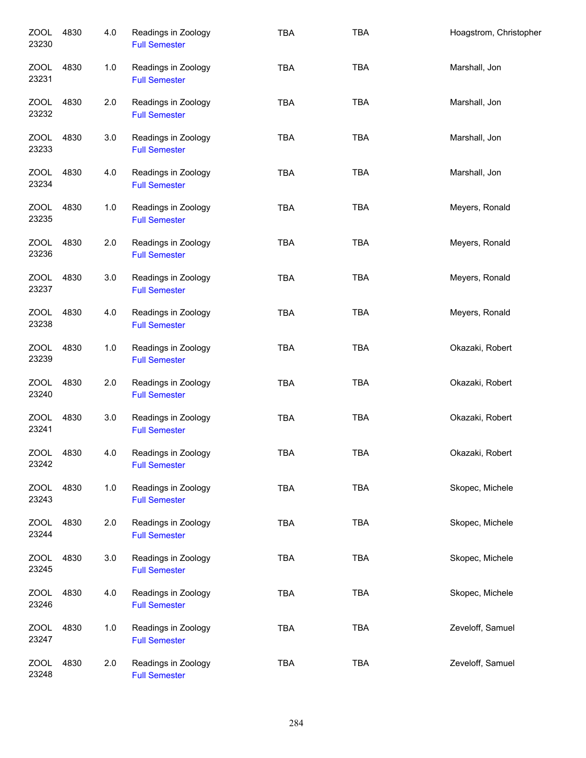| | | | | | | |
|---|---|---|---|---|---|---|
| ZOOL 23230 | 4830 | 4.0 | Readings in Zoology<br>Full Semester | TBA | TBA | Hoagstrom, Christopher |
| ZOOL 23231 | 4830 | 1.0 | Readings in Zoology<br>Full Semester | TBA | TBA | Marshall, Jon |
| ZOOL 23232 | 4830 | 2.0 | Readings in Zoology<br>Full Semester | TBA | TBA | Marshall, Jon |
| ZOOL 23233 | 4830 | 3.0 | Readings in Zoology<br>Full Semester | TBA | TBA | Marshall, Jon |
| ZOOL 23234 | 4830 | 4.0 | Readings in Zoology<br>Full Semester | TBA | TBA | Marshall, Jon |
| ZOOL 23235 | 4830 | 1.0 | Readings in Zoology<br>Full Semester | TBA | TBA | Meyers, Ronald |
| ZOOL 23236 | 4830 | 2.0 | Readings in Zoology<br>Full Semester | TBA | TBA | Meyers, Ronald |
| ZOOL 23237 | 4830 | 3.0 | Readings in Zoology<br>Full Semester | TBA | TBA | Meyers, Ronald |
| ZOOL 23238 | 4830 | 4.0 | Readings in Zoology<br>Full Semester | TBA | TBA | Meyers, Ronald |
| ZOOL 23239 | 4830 | 1.0 | Readings in Zoology<br>Full Semester | TBA | TBA | Okazaki, Robert |
| ZOOL 23240 | 4830 | 2.0 | Readings in Zoology<br>Full Semester | TBA | TBA | Okazaki, Robert |
| ZOOL 23241 | 4830 | 3.0 | Readings in Zoology<br>Full Semester | TBA | TBA | Okazaki, Robert |
| ZOOL 23242 | 4830 | 4.0 | Readings in Zoology<br>Full Semester | TBA | TBA | Okazaki, Robert |
| ZOOL 23243 | 4830 | 1.0 | Readings in Zoology<br>Full Semester | TBA | TBA | Skopec, Michele |
| ZOOL 23244 | 4830 | 2.0 | Readings in Zoology<br>Full Semester | TBA | TBA | Skopec, Michele |
| ZOOL 23245 | 4830 | 3.0 | Readings in Zoology<br>Full Semester | TBA | TBA | Skopec, Michele |
| ZOOL 23246 | 4830 | 4.0 | Readings in Zoology<br>Full Semester | TBA | TBA | Skopec, Michele |
| ZOOL 23247 | 4830 | 1.0 | Readings in Zoology<br>Full Semester | TBA | TBA | Zeveloff, Samuel |
| ZOOL 23248 | 4830 | 2.0 | Readings in Zoology<br>Full Semester | TBA | TBA | Zeveloff, Samuel |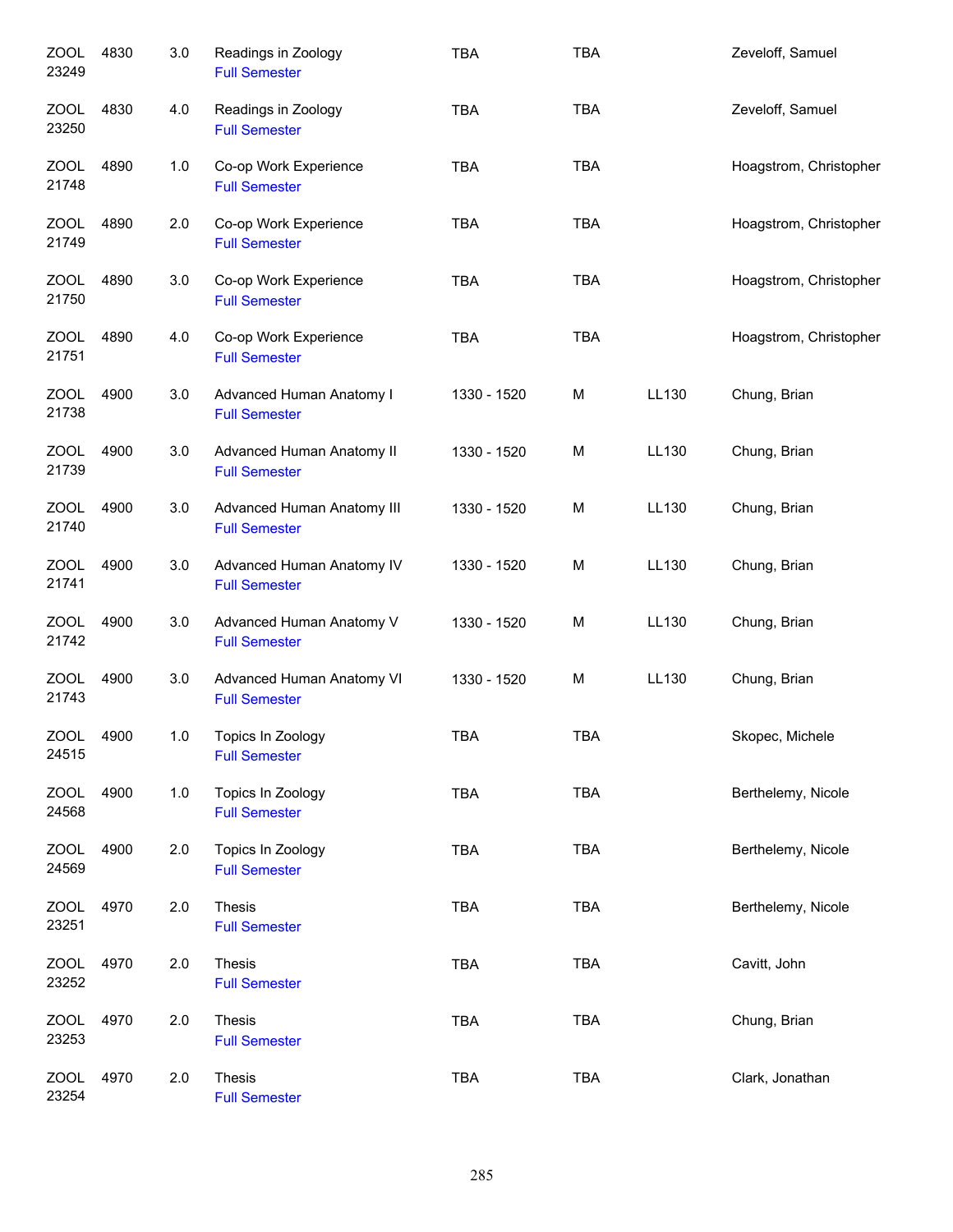| | | | | | | | |
|---|---|---|---|---|---|---|---|
| ZOOL 23249 | 4830 | 3.0 | Readings in Zoology<br>Full Semester | TBA | TBA | | Zeveloff, Samuel |
| ZOOL 23250 | 4830 | 4.0 | Readings in Zoology<br>Full Semester | TBA | TBA | | Zeveloff, Samuel |
| ZOOL 21748 | 4890 | 1.0 | Co-op Work Experience<br>Full Semester | TBA | TBA | | Hoagstrom, Christopher |
| ZOOL 21749 | 4890 | 2.0 | Co-op Work Experience<br>Full Semester | TBA | TBA | | Hoagstrom, Christopher |
| ZOOL 21750 | 4890 | 3.0 | Co-op Work Experience<br>Full Semester | TBA | TBA | | Hoagstrom, Christopher |
| ZOOL 21751 | 4890 | 4.0 | Co-op Work Experience<br>Full Semester | TBA | TBA | | Hoagstrom, Christopher |
| ZOOL 21738 | 4900 | 3.0 | Advanced Human Anatomy I<br>Full Semester | 1330 - 1520 | M | LL130 | Chung, Brian |
| ZOOL 21739 | 4900 | 3.0 | Advanced Human Anatomy II<br>Full Semester | 1330 - 1520 | M | LL130 | Chung, Brian |
| ZOOL 21740 | 4900 | 3.0 | Advanced Human Anatomy III<br>Full Semester | 1330 - 1520 | M | LL130 | Chung, Brian |
| ZOOL 21741 | 4900 | 3.0 | Advanced Human Anatomy IV<br>Full Semester | 1330 - 1520 | M | LL130 | Chung, Brian |
| ZOOL 21742 | 4900 | 3.0 | Advanced Human Anatomy V<br>Full Semester | 1330 - 1520 | M | LL130 | Chung, Brian |
| ZOOL 21743 | 4900 | 3.0 | Advanced Human Anatomy VI<br>Full Semester | 1330 - 1520 | M | LL130 | Chung, Brian |
| ZOOL 24515 | 4900 | 1.0 | Topics In Zoology<br>Full Semester | TBA | TBA | | Skopec, Michele |
| ZOOL 24568 | 4900 | 1.0 | Topics In Zoology<br>Full Semester | TBA | TBA | | Berthelemy, Nicole |
| ZOOL 24569 | 4900 | 2.0 | Topics In Zoology<br>Full Semester | TBA | TBA | | Berthelemy, Nicole |
| ZOOL 23251 | 4970 | 2.0 | Thesis<br>Full Semester | TBA | TBA | | Berthelemy, Nicole |
| ZOOL 23252 | 4970 | 2.0 | Thesis<br>Full Semester | TBA | TBA | | Cavitt, John |
| ZOOL 23253 | 4970 | 2.0 | Thesis<br>Full Semester | TBA | TBA | | Chung, Brian |
| ZOOL 23254 | 4970 | 2.0 | Thesis<br>Full Semester | TBA | TBA | | Clark, Jonathan |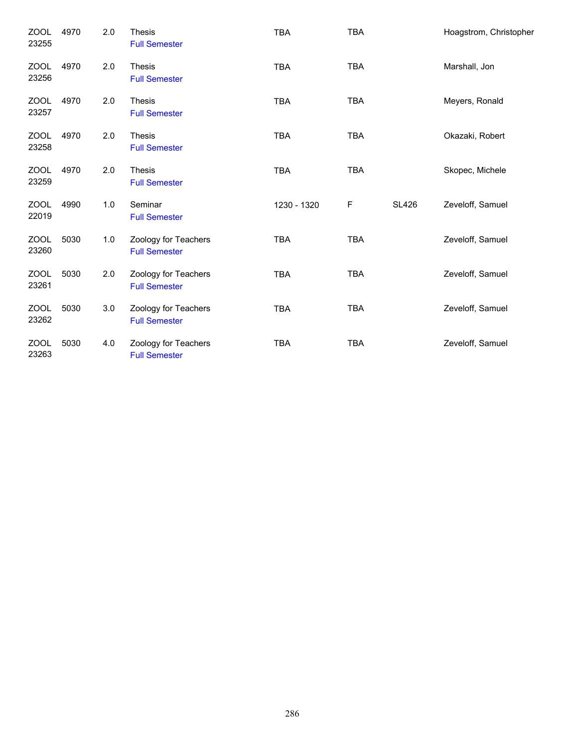| | | | | | | | |
|---|---|---|---|---|---|---|---|
| ZOOL 23255 | 4970 | 2.0 | Thesis<br>Full Semester | TBA | TBA | | Hoagstrom, Christopher |
| ZOOL 23256 | 4970 | 2.0 | Thesis<br>Full Semester | TBA | TBA | | Marshall, Jon |
| ZOOL 23257 | 4970 | 2.0 | Thesis<br>Full Semester | TBA | TBA | | Meyers, Ronald |
| ZOOL 23258 | 4970 | 2.0 | Thesis<br>Full Semester | TBA | TBA | | Okazaki, Robert |
| ZOOL 23259 | 4970 | 2.0 | Thesis<br>Full Semester | TBA | TBA | | Skopec, Michele |
| ZOOL 22019 | 4990 | 1.0 | Seminar<br>Full Semester | 1230 - 1320 | F | SL426 | Zeveloff, Samuel |
| ZOOL 23260 | 5030 | 1.0 | Zoology for Teachers<br>Full Semester | TBA | TBA | | Zeveloff, Samuel |
| ZOOL 23261 | 5030 | 2.0 | Zoology for Teachers<br>Full Semester | TBA | TBA | | Zeveloff, Samuel |
| ZOOL 23262 | 5030 | 3.0 | Zoology for Teachers<br>Full Semester | TBA | TBA | | Zeveloff, Samuel |
| ZOOL 23263 | 5030 | 4.0 | Zoology for Teachers<br>Full Semester | TBA | TBA | | Zeveloff, Samuel |